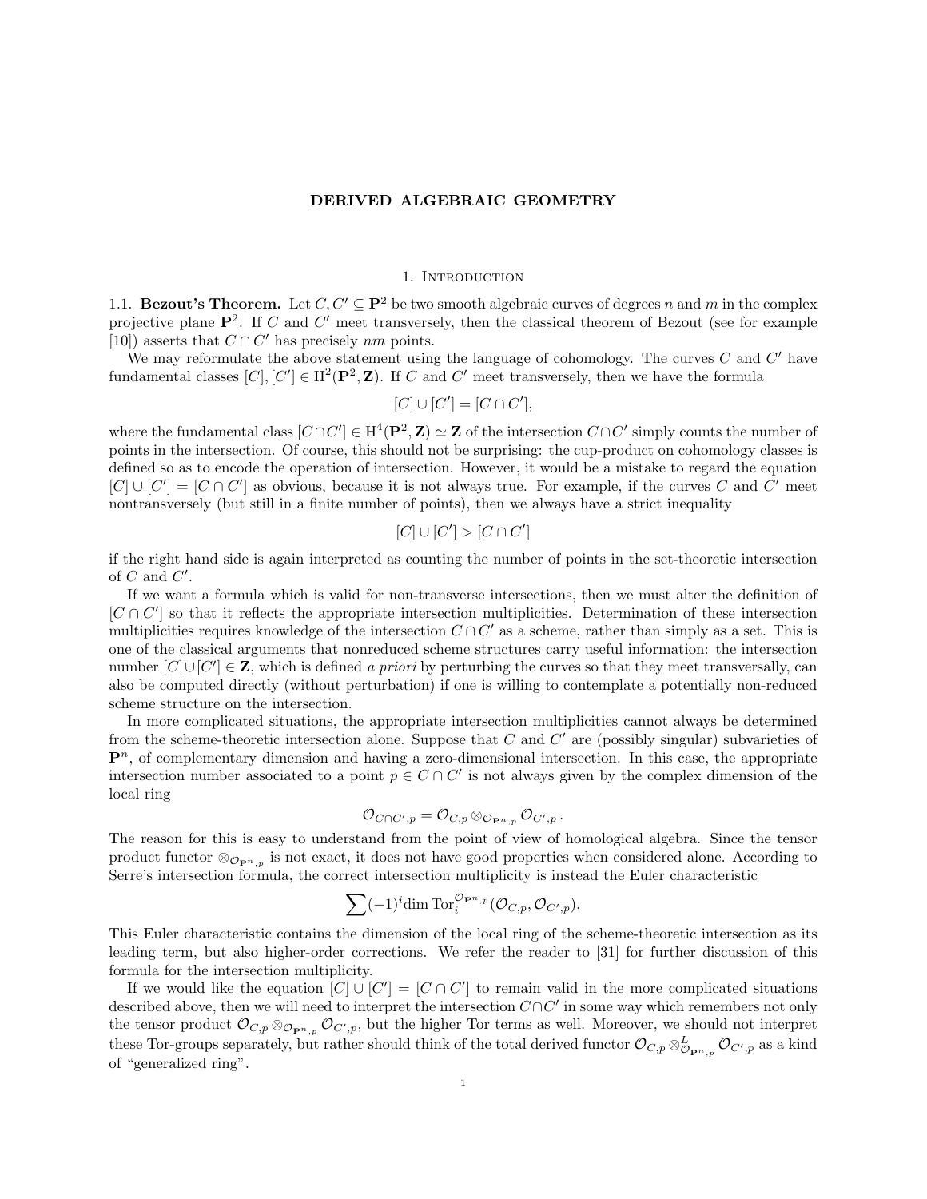# DERIVED ALGEBRAIC GEOMETRY

## 1. Introduction

### 1.1. Bezout's Theorem.

Let $C, C' \subseteq \mathbf{P}^2$ be two smooth algebraic curves of degrees $n$ and $m$ in the complex projective plane $\mathbf{P}^2$. If $C$ and $C'$ meet transversely, then the classical theorem of Bezout (see for example [10]) asserts that $C \cap C'$ has precisely $nm$ points.

We may reformulate the above statement using the language of cohomology. The curves $C$ and $C'$ have fundamental classes $[C], [C'] \in \mathrm{H}^2(\mathbf{P}^2, \mathbf{Z})$. If $C$ and $C'$ meet transversely, then we have the formula

$$[C] \cup [C'] = [C \cap C'],$$

where the fundamental class $[C \cap C'] \in \mathrm{H}^4(\mathbf{P}^2, \mathbf{Z}) \simeq \mathbf{Z}$ of the intersection $C \cap C'$ simply counts the number of points in the intersection. Of course, this should not be surprising: the cup-product on cohomology classes is defined so as to encode the operation of intersection. However, it would be a mistake to regard the equation $[C] \cup [C'] = [C \cap C']$ as obvious, because it is not always true. For example, if the curves $C$ and $C'$ meet nontransversely (but still in a finite number of points), then we always have a strict inequality

$$[C] \cup [C'] > [C \cap C']$$

if the right hand side is again interpreted as counting the number of points in the set-theoretic intersection of $C$ and $C'$.

If we want a formula which is valid for non-transverse intersections, then we must alter the definition of $[C \cap C']$ so that it reflects the appropriate intersection multiplicities. Determination of these intersection multiplicities requires knowledge of the intersection $C \cap C'$ as a scheme, rather than simply as a set. This is one of the classical arguments that nonreduced scheme structures carry useful information: the intersection number $[C] \cup [C'] \in \mathbf{Z}$, which is defined *a priori* by perturbing the curves so that they meet transversally, can also be computed directly (without perturbation) if one is willing to contemplate a potentially non-reduced scheme structure on the intersection.

In more complicated situations, the appropriate intersection multiplicities cannot always be determined from the scheme-theoretic intersection alone. Suppose that $C$ and $C'$ are (possibly singular) subvarieties of $\mathbf{P}^n$, of complementary dimension and having a zero-dimensional intersection. In this case, the appropriate intersection number associated to a point $p \in C \cap C'$ is not always given by the complex dimension of the local ring

$$\mathcal{O}_{C \cap C', p} = \mathcal{O}_{C,p} \otimes_{\mathcal{O}_{\mathbf{P}^n,p}} \mathcal{O}_{C',p}.$$

The reason for this is easy to understand from the point of view of homological algebra. Since the tensor product functor $\otimes_{\mathcal{O}_{\mathbf{P}^n,p}}$ is not exact, it does not have good properties when considered alone. According to Serre's intersection formula, the correct intersection multiplicity is instead the Euler characteristic

$$\sum (-1)^i \dim \mathrm{Tor}_i^{\mathcal{O}_{\mathbf{P}^n,p}}(\mathcal{O}_{C,p}, \mathcal{O}_{C',p}).$$

This Euler characteristic contains the dimension of the local ring of the scheme-theoretic intersection as its leading term, but also higher-order corrections. We refer the reader to [31] for further discussion of this formula for the intersection multiplicity.

If we would like the equation $[C] \cup [C'] = [C \cap C']$ to remain valid in the more complicated situations described above, then we will need to interpret the intersection $C \cap C'$ in some way which remembers not only the tensor product $\mathcal{O}_{C,p} \otimes_{\mathcal{O}_{\mathbf{P}^n,p}} \mathcal{O}_{C',p}$, but the higher Tor terms as well. Moreover, we should not interpret these Tor-groups separately, but rather should think of the total derived functor $\mathcal{O}_{C,p} \otimes^L_{\mathcal{O}_{\mathbf{P}^n,p}} \mathcal{O}_{C',p}$ as a kind of "generalized ring".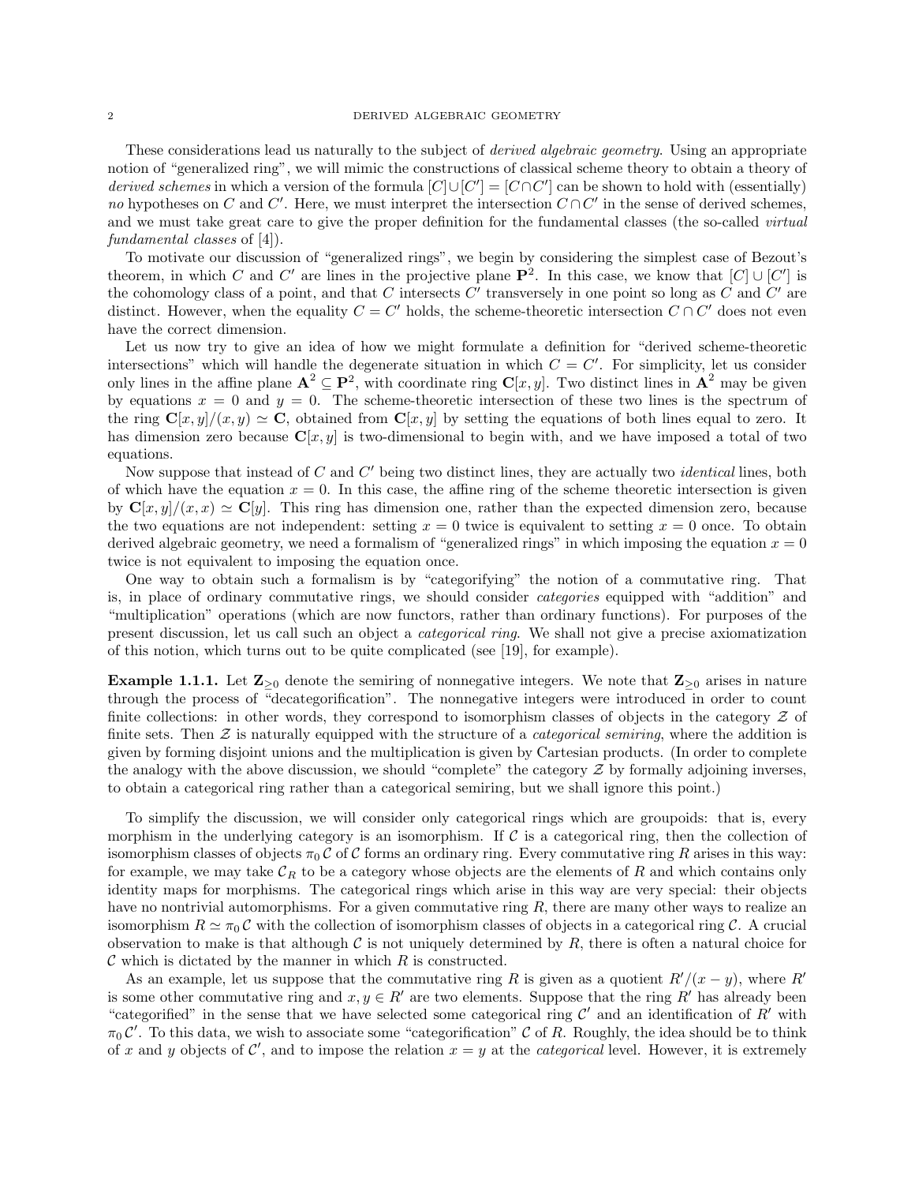These considerations lead us naturally to the subject of *derived algebraic geometry*. Using an appropriate notion of "generalized ring", we will mimic the constructions of classical scheme theory to obtain a theory of *derived schemes* in which a version of the formula $[C] \cup [C'] = [C \cap C']$ can be shown to hold with (essentially) *no* hypotheses on $C$ and $C'$. Here, we must interpret the intersection $C \cap C'$ in the sense of derived schemes, and we must take great care to give the proper definition for the fundamental classes (the so-called *virtual fundamental classes* of [4]).

To motivate our discussion of "generalized rings", we begin by considering the simplest case of Bezout's theorem, in which $C$ and $C'$ are lines in the projective plane $\mathbf{P}^2$. In this case, we know that $[C] \cup [C']$ is the cohomology class of a point, and that $C$ intersects $C'$ transversely in one point so long as $C$ and $C'$ are distinct. However, when the equality $C = C'$ holds, the scheme-theoretic intersection $C \cap C'$ does not even have the correct dimension.

Let us now try to give an idea of how we might formulate a definition for "derived scheme-theoretic intersections" which will handle the degenerate situation in which $C = C'$. For simplicity, let us consider only lines in the affine plane $\mathbf{A}^2 \subseteq \mathbf{P}^2$, with coordinate ring $\mathbf{C}[x, y]$. Two distinct lines in $\mathbf{A}^2$ may be given by equations $x = 0$ and $y = 0$. The scheme-theoretic intersection of these two lines is the spectrum of the ring $\mathbf{C}[x, y]/(x, y) \simeq \mathbf{C}$, obtained from $\mathbf{C}[x, y]$ by setting the equations of both lines equal to zero. It has dimension zero because $\mathbf{C}[x, y]$ is two-dimensional to begin with, and we have imposed a total of two equations.

Now suppose that instead of $C$ and $C'$ being two distinct lines, they are actually two *identical* lines, both of which have the equation $x = 0$. In this case, the affine ring of the scheme theoretic intersection is given by $\mathbf{C}[x, y]/(x, x) \simeq \mathbf{C}[y]$. This ring has dimension one, rather than the expected dimension zero, because the two equations are not independent: setting $x = 0$ twice is equivalent to setting $x = 0$ once. To obtain derived algebraic geometry, we need a formalism of "generalized rings" in which imposing the equation $x = 0$ twice is not equivalent to imposing the equation once.

One way to obtain such a formalism is by "categorifying" the notion of a commutative ring. That is, in place of ordinary commutative rings, we should consider *categories* equipped with "addition" and "multiplication" operations (which are now functors, rather than ordinary functions). For purposes of the present discussion, let us call such an object a *categorical ring*. We shall not give a precise axiomatization of this notion, which turns out to be quite complicated (see [19], for example).

**Example 1.1.1.** Let $\mathbf{Z}_{\geq 0}$ denote the semiring of nonnegative integers. We note that $\mathbf{Z}_{\geq 0}$ arises in nature through the process of "decategorification". The nonnegative integers were introduced in order to count finite collections: in other words, they correspond to isomorphism classes of objects in the category $\mathcal{Z}$ of finite sets. Then $\mathcal{Z}$ is naturally equipped with the structure of a *categorical semiring*, where the addition is given by forming disjoint unions and the multiplication is given by Cartesian products. (In order to complete the analogy with the above discussion, we should "complete" the category $\mathcal{Z}$ by formally adjoining inverses, to obtain a categorical ring rather than a categorical semiring, but we shall ignore this point.)

To simplify the discussion, we will consider only categorical rings which are groupoids: that is, every morphism in the underlying category is an isomorphism. If $\mathcal{C}$ is a categorical ring, then the collection of isomorphism classes of objects $\pi_0 \mathcal{C}$ of $\mathcal{C}$ forms an ordinary ring. Every commutative ring $R$ arises in this way: for example, we may take $\mathcal{C}_R$ to be a category whose objects are the elements of $R$ and which contains only identity maps for morphisms. The categorical rings which arise in this way are very special: their objects have no nontrivial automorphisms. For a given commutative ring $R$, there are many other ways to realize an isomorphism $R \simeq \pi_0 \mathcal{C}$ with the collection of isomorphism classes of objects in a categorical ring $\mathcal{C}$. A crucial observation to make is that although $\mathcal{C}$ is not uniquely determined by $R$, there is often a natural choice for $\mathcal{C}$ which is dictated by the manner in which $R$ is constructed.

As an example, let us suppose that the commutative ring $R$ is given as a quotient $R'/(x - y)$, where $R'$ is some other commutative ring and $x, y \in R'$ are two elements. Suppose that the ring $R'$ has already been "categorified" in the sense that we have selected some categorical ring $\mathcal{C}'$ and an identification of $R'$ with $\pi_0 \mathcal{C}'$. To this data, we wish to associate some "categorification" $\mathcal{C}$ of $R$. Roughly, the idea should be to think of $x$ and $y$ objects of $\mathcal{C}'$, and to impose the relation $x = y$ at the *categorical* level. However, it is extremely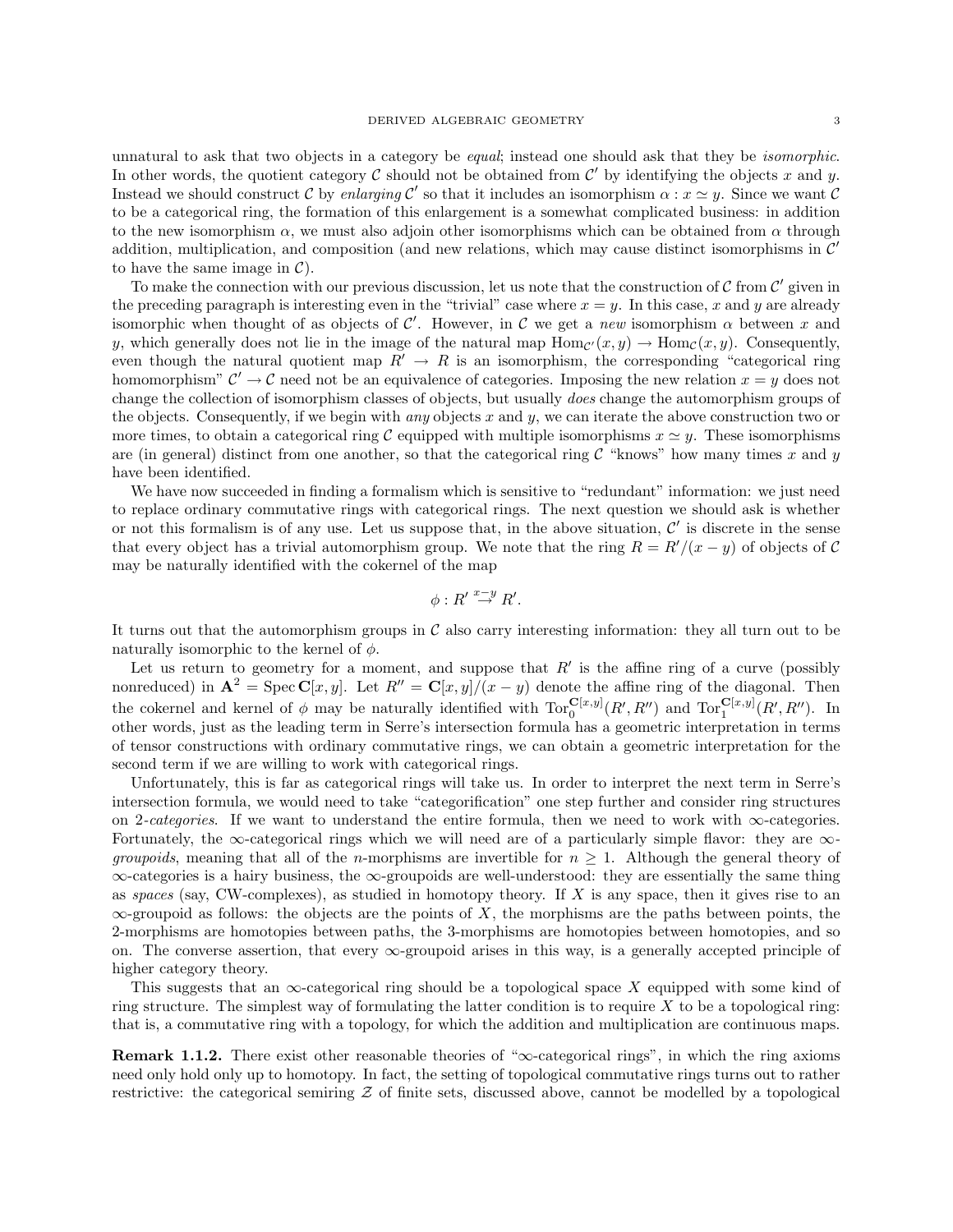unnatural to ask that two objects in a category be *equal*; instead one should ask that they be *isomorphic*. In other words, the quotient category $\mathcal{C}$ should not be obtained from $\mathcal{C}'$ by identifying the objects $x$ and $y$. Instead we should construct $\mathcal{C}$ by *enlarging* $\mathcal{C}'$ so that it includes an isomorphism $\alpha : x \simeq y$. Since we want $\mathcal{C}$ to be a categorical ring, the formation of this enlargement is a somewhat complicated business: in addition to the new isomorphism $\alpha$, we must also adjoin other isomorphisms which can be obtained from $\alpha$ through addition, multiplication, and composition (and new relations, which may cause distinct isomorphisms in $\mathcal{C}'$ to have the same image in $\mathcal{C}$).

To make the connection with our previous discussion, let us note that the construction of $\mathcal{C}$ from $\mathcal{C}'$ given in the preceding paragraph is interesting even in the "trivial" case where $x = y$. In this case, $x$ and $y$ are already isomorphic when thought of as objects of $\mathcal{C}'$. However, in $\mathcal{C}$ we get a *new* isomorphism $\alpha$ between $x$ and $y$, which generally does not lie in the image of the natural map $\mathrm{Hom}_{\mathcal{C}'}(x, y) \to \mathrm{Hom}_{\mathcal{C}}(x, y)$. Consequently, even though the natural quotient map $R' \to R$ is an isomorphism, the corresponding "categorical ring homomorphism" $\mathcal{C}' \to \mathcal{C}$ need not be an equivalence of categories. Imposing the new relation $x = y$ does not change the collection of isomorphism classes of objects, but usually *does* change the automorphism groups of the objects. Consequently, if we begin with *any* objects $x$ and $y$, we can iterate the above construction two or more times, to obtain a categorical ring $\mathcal{C}$ equipped with multiple isomorphisms $x \simeq y$. These isomorphisms are (in general) distinct from one another, so that the categorical ring $\mathcal{C}$ "knows" how many times $x$ and $y$ have been identified.

We have now succeeded in finding a formalism which is sensitive to "redundant" information: we just need to replace ordinary commutative rings with categorical rings. The next question we should ask is whether or not this formalism is of any use. Let us suppose that, in the above situation, $\mathcal{C}'$ is discrete in the sense that every object has a trivial automorphism group. We note that the ring $R = R'/(x - y)$ of objects of $\mathcal{C}$ may be naturally identified with the cokernel of the map

$$\phi : R' \stackrel{x-y}{\to} R'.$$

It turns out that the automorphism groups in $\mathcal{C}$ also carry interesting information: they all turn out to be naturally isomorphic to the kernel of $\phi$.

Let us return to geometry for a moment, and suppose that $R'$ is the affine ring of a curve (possibly nonreduced) in $\mathbf{A}^2 = \mathrm{Spec}\, \mathbf{C}[x, y]$. Let $R'' = \mathbf{C}[x, y]/(x - y)$ denote the affine ring of the diagonal. Then the cokernel and kernel of $\phi$ may be naturally identified with $\mathrm{Tor}_0^{\mathbf{C}[x,y]}(R', R'')$ and $\mathrm{Tor}_1^{\mathbf{C}[x,y]}(R', R'')$. In other words, just as the leading term in Serre's intersection formula has a geometric interpretation in terms of tensor constructions with ordinary commutative rings, we can obtain a geometric interpretation for the second term if we are willing to work with categorical rings.

Unfortunately, this is far as categorical rings will take us. In order to interpret the next term in Serre's intersection formula, we would need to take "categorification" one step further and consider ring structures on 2-*categories*. If we want to understand the entire formula, then we need to work with $\infty$-categories. Fortunately, the $\infty$-categorical rings which we will need are of a particularly simple flavor: they are $\infty$-*groupoids*, meaning that all of the $n$-morphisms are invertible for $n \geq 1$. Although the general theory of $\infty$-categories is a hairy business, the $\infty$-groupoids are well-understood: they are essentially the same thing as *spaces* (say, CW-complexes), as studied in homotopy theory. If $X$ is any space, then it gives rise to an $\infty$-groupoid as follows: the objects are the points of $X$, the morphisms are the paths between points, the 2-morphisms are homotopies between paths, the 3-morphisms are homotopies between homotopies, and so on. The converse assertion, that every $\infty$-groupoid arises in this way, is a generally accepted principle of higher category theory.

This suggests that an $\infty$-categorical ring should be a topological space $X$ equipped with some kind of ring structure. The simplest way of formulating the latter condition is to require $X$ to be a topological ring: that is, a commutative ring with a topology, for which the addition and multiplication are continuous maps.

**Remark 1.1.2.** There exist other reasonable theories of "$\infty$-categorical rings", in which the ring axioms need only hold only up to homotopy. In fact, the setting of topological commutative rings turns out to rather restrictive: the categorical semiring $\mathcal{Z}$ of finite sets, discussed above, cannot be modelled by a topological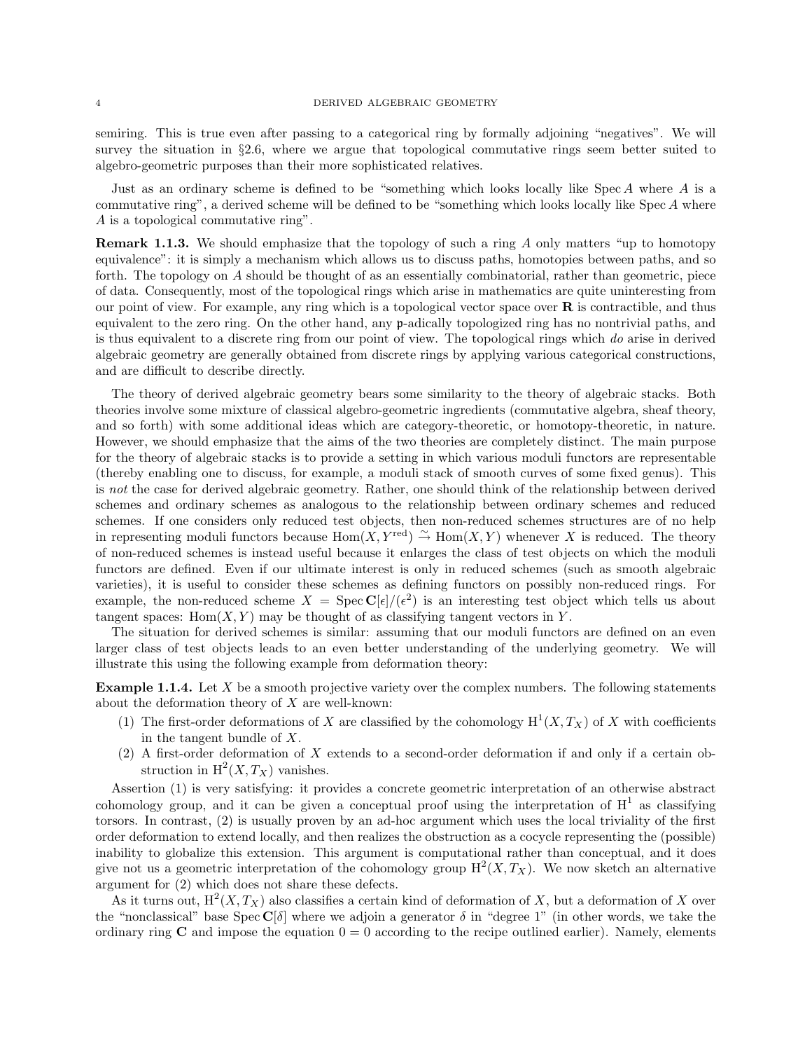semiring. This is true even after passing to a categorical ring by formally adjoining "negatives". We will survey the situation in §2.6, where we argue that topological commutative rings seem better suited to algebro-geometric purposes than their more sophisticated relatives.

Just as an ordinary scheme is defined to be "something which looks locally like $\operatorname{Spec} A$ where $A$ is a commutative ring", a derived scheme will be defined to be "something which looks locally like $\operatorname{Spec} A$ where $A$ is a topological commutative ring".

**Remark 1.1.3.** We should emphasize that the topology of such a ring $A$ only matters "up to homotopy equivalence": it is simply a mechanism which allows us to discuss paths, homotopies between paths, and so forth. The topology on $A$ should be thought of as an essentially combinatorial, rather than geometric, piece of data. Consequently, most of the topological rings which arise in mathematics are quite uninteresting from our point of view. For example, any ring which is a topological vector space over $\mathbf{R}$ is contractible, and thus equivalent to the zero ring. On the other hand, any $\mathfrak{p}$-adically topologized ring has no nontrivial paths, and is thus equivalent to a discrete ring from our point of view. The topological rings which *do* arise in derived algebraic geometry are generally obtained from discrete rings by applying various categorical constructions, and are difficult to describe directly.

The theory of derived algebraic geometry bears some similarity to the theory of algebraic stacks. Both theories involve some mixture of classical algebro-geometric ingredients (commutative algebra, sheaf theory, and so forth) with some additional ideas which are category-theoretic, or homotopy-theoretic, in nature. However, we should emphasize that the aims of the two theories are completely distinct. The main purpose for the theory of algebraic stacks is to provide a setting in which various moduli functors are representable (thereby enabling one to discuss, for example, a moduli stack of smooth curves of some fixed genus). This is *not* the case for derived algebraic geometry. Rather, one should think of the relationship between derived schemes and ordinary schemes as analogous to the relationship between ordinary schemes and reduced schemes. If one considers only reduced test objects, then non-reduced schemes structures are of no help in representing moduli functors because $\operatorname{Hom}(X, Y^{\mathrm{red}}) \xrightarrow{\sim} \operatorname{Hom}(X, Y)$ whenever $X$ is reduced. The theory of non-reduced schemes is instead useful because it enlarges the class of test objects on which the moduli functors are defined. Even if our ultimate interest is only in reduced schemes (such as smooth algebraic varieties), it is useful to consider these schemes as defining functors on possibly non-reduced rings. For example, the non-reduced scheme $X = \operatorname{Spec} \mathbf{C}[\epsilon]/(\epsilon^2)$ is an interesting test object which tells us about tangent spaces: $\operatorname{Hom}(X, Y)$ may be thought of as classifying tangent vectors in $Y$.

The situation for derived schemes is similar: assuming that our moduli functors are defined on an even larger class of test objects leads to an even better understanding of the underlying geometry. We will illustrate this using the following example from deformation theory:

**Example 1.1.4.** Let $X$ be a smooth projective variety over the complex numbers. The following statements about the deformation theory of $X$ are well-known:

(1) The first-order deformations of $X$ are classified by the cohomology $\mathrm{H}^1(X, T_X)$ of $X$ with coefficients in the tangent bundle of $X$.

(2) A first-order deformation of $X$ extends to a second-order deformation if and only if a certain obstruction in $\mathrm{H}^2(X, T_X)$ vanishes.

Assertion (1) is very satisfying: it provides a concrete geometric interpretation of an otherwise abstract cohomology group, and it can be given a conceptual proof using the interpretation of $\mathrm{H}^1$ as classifying torsors. In contrast, (2) is usually proven by an ad-hoc argument which uses the local triviality of the first order deformation to extend locally, and then realizes the obstruction as a cocycle representing the (possible) inability to globalize this extension. This argument is computational rather than conceptual, and it does give not us a geometric interpretation of the cohomology group $\mathrm{H}^2(X, T_X)$. We now sketch an alternative argument for (2) which does not share these defects.

As it turns out, $\mathrm{H}^2(X, T_X)$ also classifies a certain kind of deformation of $X$, but a deformation of $X$ over the "nonclassical" base $\operatorname{Spec} \mathbf{C}[\delta]$ where we adjoin a generator $\delta$ in "degree 1" (in other words, we take the ordinary ring $\mathbf{C}$ and impose the equation $0 = 0$ according to the recipe outlined earlier). Namely, elements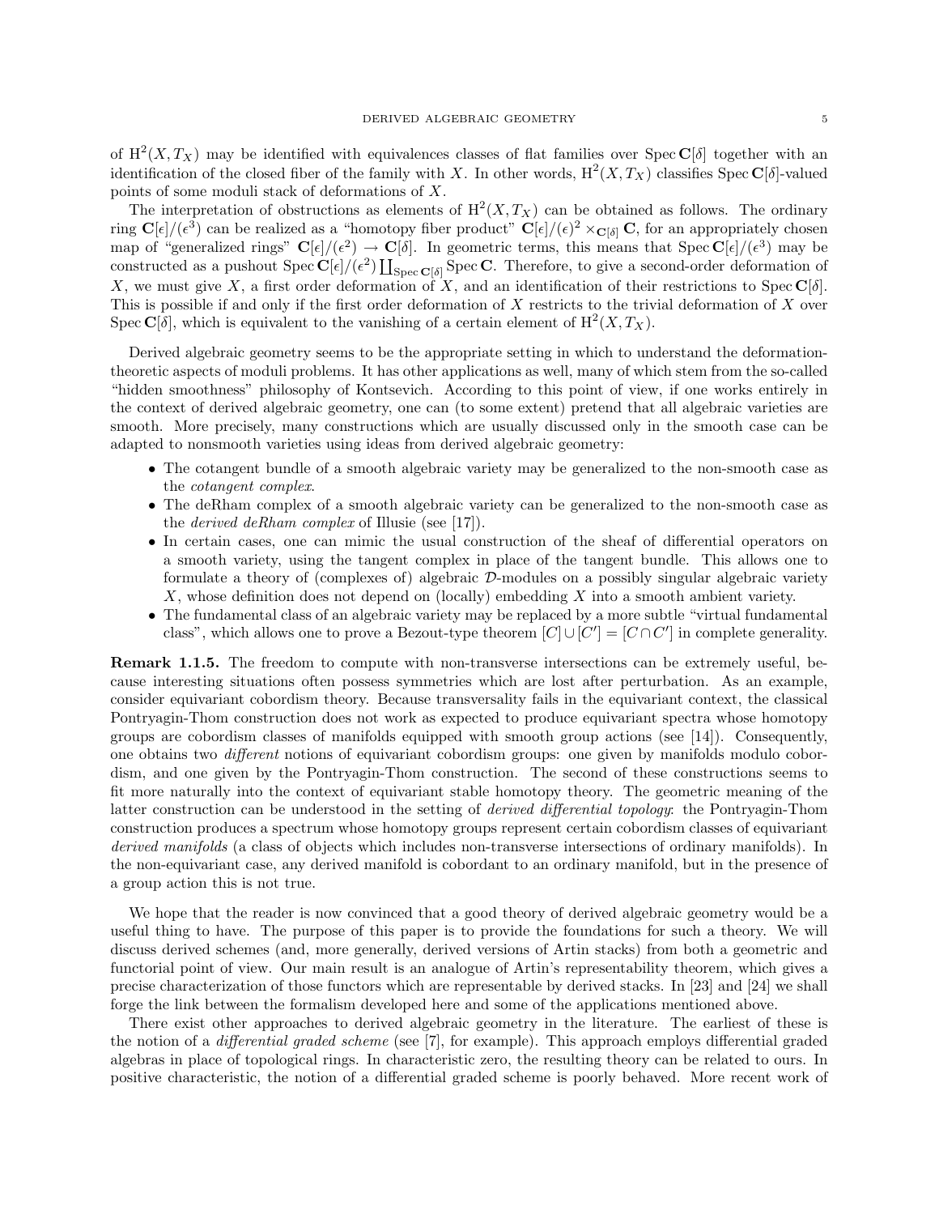of $\mathrm{H}^2(X, T_X)$ may be identified with equivalences classes of flat families over $\mathrm{Spec}\,\mathbf{C}[\delta]$ together with an identification of the closed fiber of the family with $X$. In other words, $\mathrm{H}^2(X, T_X)$ classifies $\mathrm{Spec}\,\mathbf{C}[\delta]$-valued points of some moduli stack of deformations of $X$.

The interpretation of obstructions as elements of $\mathrm{H}^2(X, T_X)$ can be obtained as follows. The ordinary ring $\mathbf{C}[\epsilon]/(\epsilon^3)$ can be realized as a "homotopy fiber product" $\mathbf{C}[\epsilon]/(\epsilon)^2 \times_{\mathbf{C}[\delta]} \mathbf{C}$, for an appropriately chosen map of "generalized rings" $\mathbf{C}[\epsilon]/(\epsilon^2) \to \mathbf{C}[\delta]$. In geometric terms, this means that $\mathrm{Spec}\,\mathbf{C}[\epsilon]/(\epsilon^3)$ may be constructed as a pushout $\mathrm{Spec}\,\mathbf{C}[\epsilon]/(\epsilon^2) \coprod_{\mathrm{Spec}\,\mathbf{C}[\delta]} \mathrm{Spec}\,\mathbf{C}$. Therefore, to give a second-order deformation of $X$, we must give $X$, a first order deformation of $X$, and an identification of their restrictions to $\mathrm{Spec}\,\mathbf{C}[\delta]$. This is possible if and only if the first order deformation of $X$ restricts to the trivial deformation of $X$ over $\mathrm{Spec}\,\mathbf{C}[\delta]$, which is equivalent to the vanishing of a certain element of $\mathrm{H}^2(X, T_X)$.

Derived algebraic geometry seems to be the appropriate setting in which to understand the deformation-theoretic aspects of moduli problems. It has other applications as well, many of which stem from the so-called "hidden smoothness" philosophy of Kontsevich. According to this point of view, if one works entirely in the context of derived algebraic geometry, one can (to some extent) pretend that all algebraic varieties are smooth. More precisely, many constructions which are usually discussed only in the smooth case can be adapted to nonsmooth varieties using ideas from derived algebraic geometry:

- The cotangent bundle of a smooth algebraic variety may be generalized to the non-smooth case as the *cotangent complex*.
- The deRham complex of a smooth algebraic variety can be generalized to the non-smooth case as the *derived deRham complex* of Illusie (see [17]).
- In certain cases, one can mimic the usual construction of the sheaf of differential operators on a smooth variety, using the tangent complex in place of the tangent bundle. This allows one to formulate a theory of (complexes of) algebraic $\mathcal{D}$-modules on a possibly singular algebraic variety $X$, whose definition does not depend on (locally) embedding $X$ into a smooth ambient variety.
- The fundamental class of an algebraic variety may be replaced by a more subtle "virtual fundamental class", which allows one to prove a Bezout-type theorem $[C] \cup [C'] = [C \cap C']$ in complete generality.

**Remark 1.1.5.** The freedom to compute with non-transverse intersections can be extremely useful, because interesting situations often possess symmetries which are lost after perturbation. As an example, consider equivariant cobordism theory. Because transversality fails in the equivariant context, the classical Pontryagin-Thom construction does not work as expected to produce equivariant spectra whose homotopy groups are cobordism classes of manifolds equipped with smooth group actions (see [14]). Consequently, one obtains two *different* notions of equivariant cobordism groups: one given by manifolds modulo cobordism, and one given by the Pontryagin-Thom construction. The second of these constructions seems to fit more naturally into the context of equivariant stable homotopy theory. The geometric meaning of the latter construction can be understood in the setting of *derived differential topology*: the Pontryagin-Thom construction produces a spectrum whose homotopy groups represent certain cobordism classes of equivariant *derived manifolds* (a class of objects which includes non-transverse intersections of ordinary manifolds). In the non-equivariant case, any derived manifold is cobordant to an ordinary manifold, but in the presence of a group action this is not true.

We hope that the reader is now convinced that a good theory of derived algebraic geometry would be a useful thing to have. The purpose of this paper is to provide the foundations for such a theory. We will discuss derived schemes (and, more generally, derived versions of Artin stacks) from both a geometric and functorial point of view. Our main result is an analogue of Artin's representability theorem, which gives a precise characterization of those functors which are representable by derived stacks. In [23] and [24] we shall forge the link between the formalism developed here and some of the applications mentioned above.

There exist other approaches to derived algebraic geometry in the literature. The earliest of these is the notion of a *differential graded scheme* (see [7], for example). This approach employs differential graded algebras in place of topological rings. In characteristic zero, the resulting theory can be related to ours. In positive characteristic, the notion of a differential graded scheme is poorly behaved. More recent work of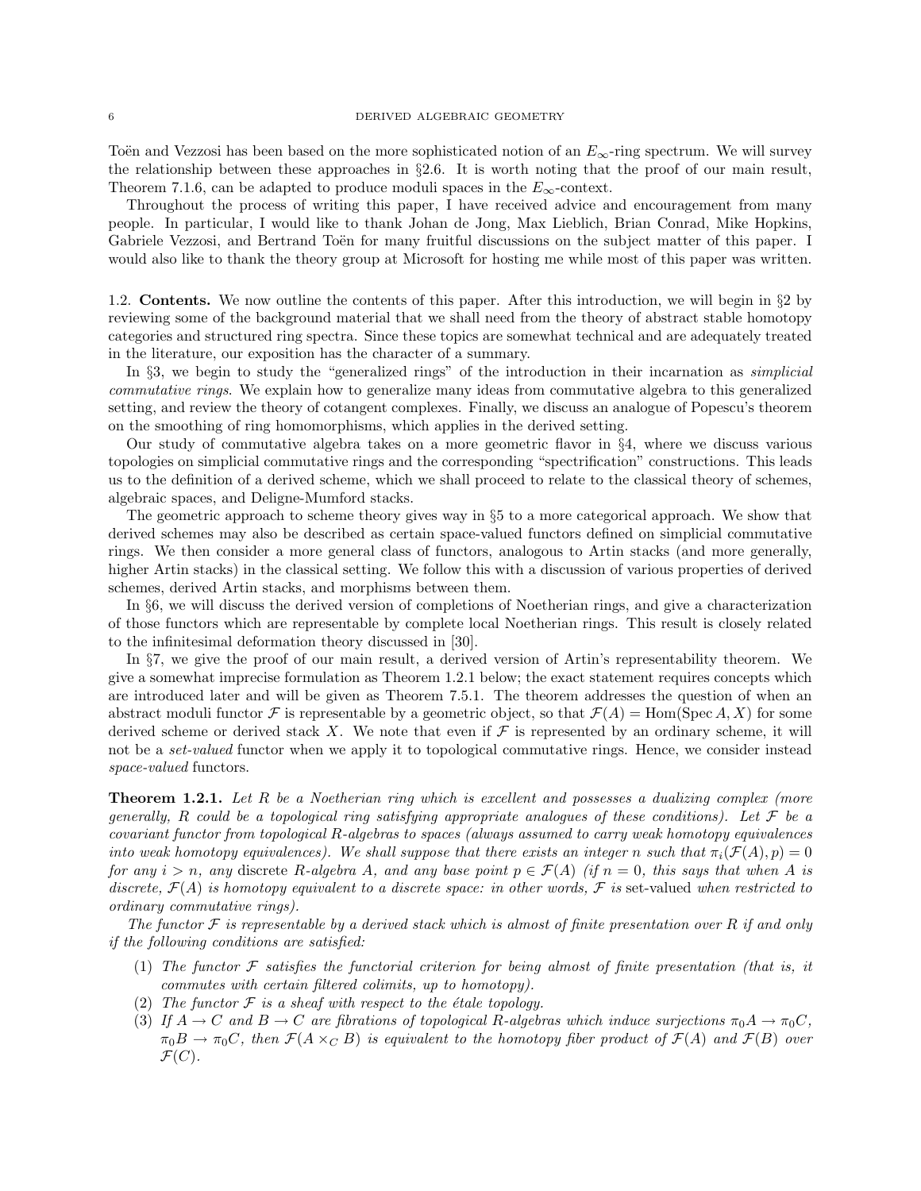Toën and Vezzosi has been based on the more sophisticated notion of an $E_\infty$-ring spectrum. We will survey the relationship between these approaches in §2.6. It is worth noting that the proof of our main result, Theorem 7.1.6, can be adapted to produce moduli spaces in the $E_\infty$-context.

Throughout the process of writing this paper, I have received advice and encouragement from many people. In particular, I would like to thank Johan de Jong, Max Lieblich, Brian Conrad, Mike Hopkins, Gabriele Vezzosi, and Bertrand Toën for many fruitful discussions on the subject matter of this paper. I would also like to thank the theory group at Microsoft for hosting me while most of this paper was written.

## 1.2. Contents.

We now outline the contents of this paper. After this introduction, we will begin in §2 by reviewing some of the background material that we shall need from the theory of abstract stable homotopy categories and structured ring spectra. Since these topics are somewhat technical and are adequately treated in the literature, our exposition has the character of a summary.

In §3, we begin to study the "generalized rings" of the introduction in their incarnation as *simplicial commutative rings*. We explain how to generalize many ideas from commutative algebra to this generalized setting, and review the theory of cotangent complexes. Finally, we discuss an analogue of Popescu's theorem on the smoothing of ring homomorphisms, which applies in the derived setting.

Our study of commutative algebra takes on a more geometric flavor in §4, where we discuss various topologies on simplicial commutative rings and the corresponding "spectrification" constructions. This leads us to the definition of a derived scheme, which we shall proceed to relate to the classical theory of schemes, algebraic spaces, and Deligne-Mumford stacks.

The geometric approach to scheme theory gives way in §5 to a more categorical approach. We show that derived schemes may also be described as certain space-valued functors defined on simplicial commutative rings. We then consider a more general class of functors, analogous to Artin stacks (and more generally, higher Artin stacks) in the classical setting. We follow this with a discussion of various properties of derived schemes, derived Artin stacks, and morphisms between them.

In §6, we will discuss the derived version of completions of Noetherian rings, and give a characterization of those functors which are representable by complete local Noetherian rings. This result is closely related to the infinitesimal deformation theory discussed in [30].

In §7, we give the proof of our main result, a derived version of Artin's representability theorem. We give a somewhat imprecise formulation as Theorem 1.2.1 below; the exact statement requires concepts which are introduced later and will be given as Theorem 7.5.1. The theorem addresses the question of when an abstract moduli functor $\mathcal{F}$ is representable by a geometric object, so that $\mathcal{F}(A) = \operatorname{Hom}(\operatorname{Spec} A, X)$ for some derived scheme or derived stack $X$. We note that even if $\mathcal{F}$ is represented by an ordinary scheme, it will not be a *set-valued* functor when we apply it to topological commutative rings. Hence, we consider instead *space-valued* functors.

**Theorem 1.2.1.** *Let $R$ be a Noetherian ring which is excellent and possesses a dualizing complex (more generally, $R$ could be a topological ring satisfying appropriate analogues of these conditions). Let $\mathcal{F}$ be a covariant functor from topological $R$-algebras to spaces (always assumed to carry weak homotopy equivalences into weak homotopy equivalences). We shall suppose that there exists an integer $n$ such that $\pi_i(\mathcal{F}(A), p) = 0$ for any $i > n$, any* discrete *$R$-algebra $A$, and any base point $p \in \mathcal{F}(A)$ (if $n = 0$, this says that when $A$ is discrete, $\mathcal{F}(A)$ is homotopy equivalent to a discrete space: in other words, $\mathcal{F}$ is* set-valued *when restricted to ordinary commutative rings).*

*The functor $\mathcal{F}$ is representable by a derived stack which is almost of finite presentation over $R$ if and only if the following conditions are satisfied:*

1. *The functor $\mathcal{F}$ satisfies the functorial criterion for being almost of finite presentation (that is, it commutes with certain filtered colimits, up to homotopy).*
2. *The functor $\mathcal{F}$ is a sheaf with respect to the étale topology.*
3. *If $A \to C$ and $B \to C$ are fibrations of topological $R$-algebras which induce surjections $\pi_0 A \to \pi_0 C$, $\pi_0 B \to \pi_0 C$, then $\mathcal{F}(A \times_C B)$ is equivalent to the homotopy fiber product of $\mathcal{F}(A)$ and $\mathcal{F}(B)$ over $\mathcal{F}(C)$.*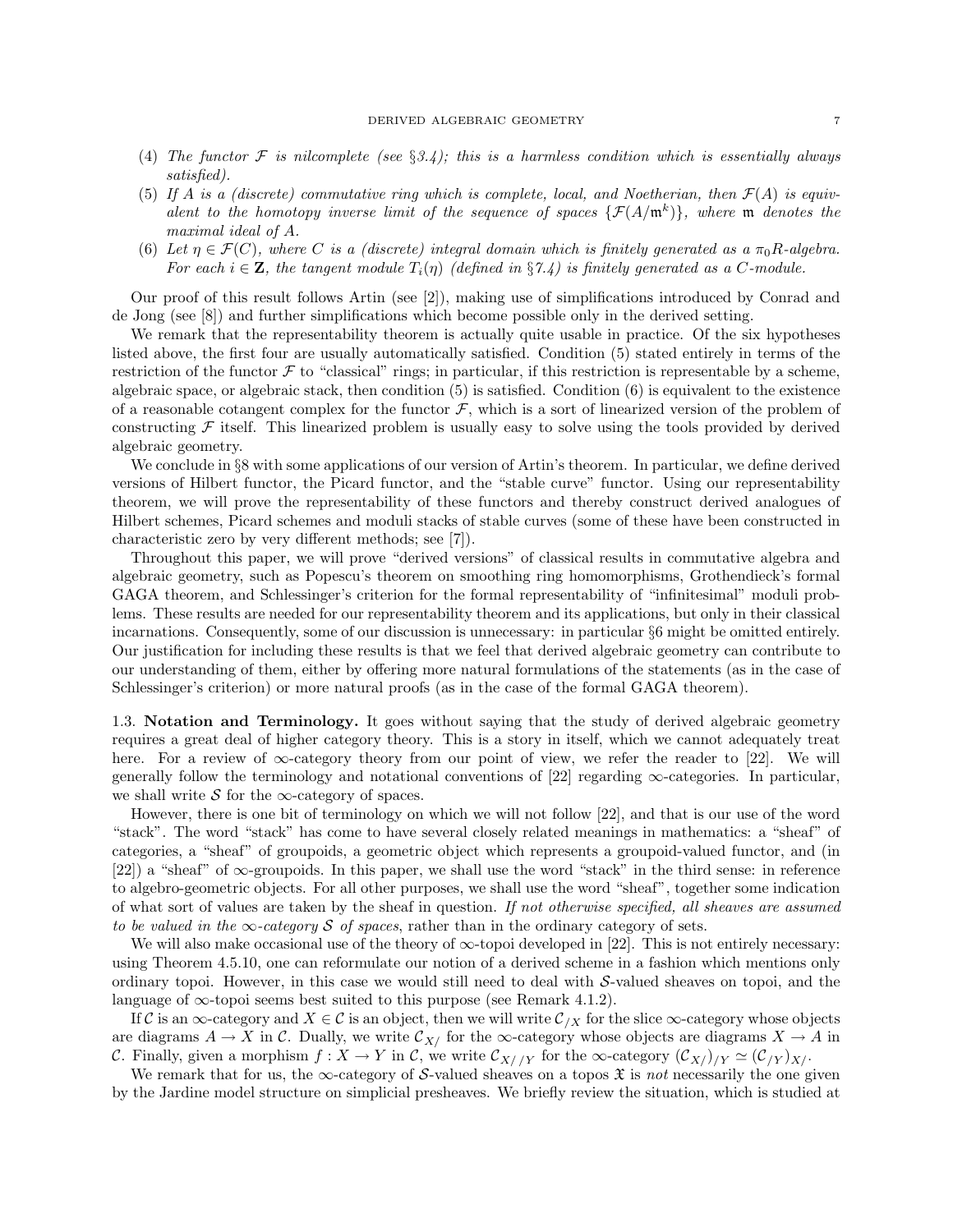(4) *The functor $\mathcal{F}$ is nilcomplete (see §3.4); this is a harmless condition which is essentially always satisfied).*

(5) *If $A$ is a (discrete) commutative ring which is complete, local, and Noetherian, then $\mathcal{F}(A)$ is equivalent to the homotopy inverse limit of the sequence of spaces $\{\mathcal{F}(A/\mathfrak{m}^k)\}$, where $\mathfrak{m}$ denotes the maximal ideal of $A$.*

(6) *Let $\eta \in \mathcal{F}(C)$, where $C$ is a (discrete) integral domain which is finitely generated as a $\pi_0 R$-algebra. For each $i \in \mathbf{Z}$, the tangent module $T_i(\eta)$ (defined in §7.4) is finitely generated as a $C$-module.*

Our proof of this result follows Artin (see [2]), making use of simplifications introduced by Conrad and de Jong (see [8]) and further simplifications which become possible only in the derived setting.

We remark that the representability theorem is actually quite usable in practice. Of the six hypotheses listed above, the first four are usually automatically satisfied. Condition (5) stated entirely in terms of the restriction of the functor $\mathcal{F}$ to "classical" rings; in particular, if this restriction is representable by a scheme, algebraic space, or algebraic stack, then condition (5) is satisfied. Condition (6) is equivalent to the existence of a reasonable cotangent complex for the functor $\mathcal{F}$, which is a sort of linearized version of the problem of constructing $\mathcal{F}$ itself. This linearized problem is usually easy to solve using the tools provided by derived algebraic geometry.

We conclude in §8 with some applications of our version of Artin's theorem. In particular, we define derived versions of Hilbert functor, the Picard functor, and the "stable curve" functor. Using our representability theorem, we will prove the representability of these functors and thereby construct derived analogues of Hilbert schemes, Picard schemes and moduli stacks of stable curves (some of these have been constructed in characteristic zero by very different methods; see [7]).

Throughout this paper, we will prove "derived versions" of classical results in commutative algebra and algebraic geometry, such as Popescu's theorem on smoothing ring homomorphisms, Grothendieck's formal GAGA theorem, and Schlessinger's criterion for the formal representability of "infinitesimal" moduli problems. These results are needed for our representability theorem and its applications, but only in their classical incarnations. Consequently, some of our discussion is unnecessary: in particular §6 might be omitted entirely. Our justification for including these results is that we feel that derived algebraic geometry can contribute to our understanding of them, either by offering more natural formulations of the statements (as in the case of Schlessinger's criterion) or more natural proofs (as in the case of the formal GAGA theorem).

## 1.3. Notation and Terminology.

It goes without saying that the study of derived algebraic geometry requires a great deal of higher category theory. This is a story in itself, which we cannot adequately treat here. For a review of $\infty$-category theory from our point of view, we refer the reader to [22]. We will generally follow the terminology and notational conventions of [22] regarding $\infty$-categories. In particular, we shall write $\mathcal{S}$ for the $\infty$-category of spaces.

However, there is one bit of terminology on which we will not follow [22], and that is our use of the word "stack". The word "stack" has come to have several closely related meanings in mathematics: a "sheaf" of categories, a "sheaf" of groupoids, a geometric object which represents a groupoid-valued functor, and (in [22]) a "sheaf" of $\infty$-groupoids. In this paper, we shall use the word "stack" in the third sense: in reference to algebro-geometric objects. For all other purposes, we shall use the word "sheaf", together some indication of what sort of values are taken by the sheaf in question. *If not otherwise specified, all sheaves are assumed to be valued in the $\infty$-category $\mathcal{S}$ of spaces*, rather than in the ordinary category of sets.

We will also make occasional use of the theory of $\infty$-topoi developed in [22]. This is not entirely necessary: using Theorem 4.5.10, one can reformulate our notion of a derived scheme in a fashion which mentions only ordinary topoi. However, in this case we would still need to deal with $\mathcal{S}$-valued sheaves on topoi, and the language of $\infty$-topoi seems best suited to this purpose (see Remark 4.1.2).

If $\mathcal{C}$ is an $\infty$-category and $X \in \mathcal{C}$ is an object, then we will write $\mathcal{C}_{/X}$ for the slice $\infty$-category whose objects are diagrams $A \to X$ in $\mathcal{C}$. Dually, we write $\mathcal{C}_{X/}$ for the $\infty$-category whose objects are diagrams $X \to A$ in $\mathcal{C}$. Finally, given a morphism $f : X \to Y$ in $\mathcal{C}$, we write $\mathcal{C}_{X//Y}$ for the $\infty$-category $(\mathcal{C}_{X/})_{/Y} \simeq (\mathcal{C}_{/Y})_{X/}$.

We remark that for us, the $\infty$-category of $\mathcal{S}$-valued sheaves on a topos $\mathfrak{X}$ is *not* necessarily the one given by the Jardine model structure on simplicial presheaves. We briefly review the situation, which is studied at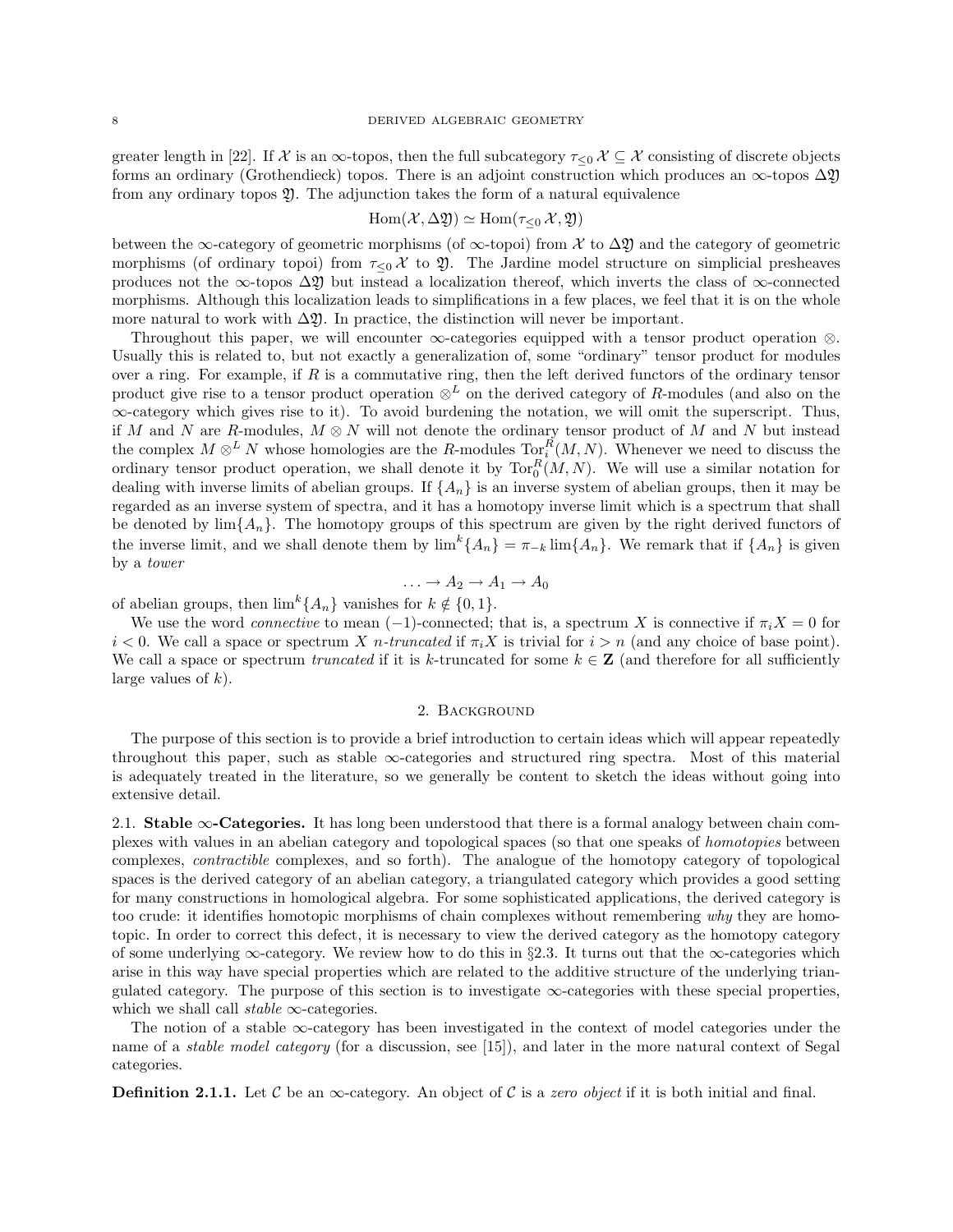greater length in [22]. If $\mathcal{X}$ is an $\infty$-topos, then the full subcategory $\tau_{\leq 0}\,\mathcal{X} \subseteq \mathcal{X}$ consisting of discrete objects forms an ordinary (Grothendieck) topos. There is an adjoint construction which produces an $\infty$-topos $\Delta\mathfrak{Y}$ from any ordinary topos $\mathfrak{Y}$. The adjunction takes the form of a natural equivalence

$$\mathrm{Hom}(\mathcal{X}, \Delta\mathfrak{Y}) \simeq \mathrm{Hom}(\tau_{\leq 0}\,\mathcal{X}, \mathfrak{Y})$$

between the $\infty$-category of geometric morphisms (of $\infty$-topoi) from $\mathcal{X}$ to $\Delta\mathfrak{Y}$ and the category of geometric morphisms (of ordinary topoi) from $\tau_{\leq 0}\,\mathcal{X}$ to $\mathfrak{Y}$. The Jardine model structure on simplicial presheaves produces not the $\infty$-topos $\Delta\mathfrak{Y}$ but instead a localization thereof, which inverts the class of $\infty$-connected morphisms. Although this localization leads to simplifications in a few places, we feel that it is on the whole more natural to work with $\Delta\mathfrak{Y}$. In practice, the distinction will never be important.

Throughout this paper, we will encounter $\infty$-categories equipped with a tensor product operation $\otimes$. Usually this is related to, but not exactly a generalization of, some "ordinary" tensor product for modules over a ring. For example, if $R$ is a commutative ring, then the left derived functors of the ordinary tensor product give rise to a tensor product operation $\otimes^L$ on the derived category of $R$-modules (and also on the $\infty$-category which gives rise to it). To avoid burdening the notation, we will omit the superscript. Thus, if $M$ and $N$ are $R$-modules, $M \otimes N$ will not denote the ordinary tensor product of $M$ and $N$ but instead the complex $M \otimes^L N$ whose homologies are the $R$-modules $\mathrm{Tor}_i^R(M, N)$. Whenever we need to discuss the ordinary tensor product operation, we shall denote it by $\mathrm{Tor}_0^R(M, N)$. We will use a similar notation for dealing with inverse limits of abelian groups. If $\{A_n\}$ is an inverse system of abelian groups, then it may be regarded as an inverse system of spectra, and it has a homotopy inverse limit which is a spectrum that shall be denoted by $\lim\{A_n\}$. The homotopy groups of this spectrum are given by the right derived functors of the inverse limit, and we shall denote them by $\lim^k\{A_n\} = \pi_{-k} \lim\{A_n\}$. We remark that if $\{A_n\}$ is given by a *tower*

$$\ldots \to A_2 \to A_1 \to A_0$$

of abelian groups, then $\lim^k\{A_n\}$ vanishes for $k \notin \{0, 1\}$.

We use the word *connective* to mean $(-1)$-connected; that is, a spectrum $X$ is connective if $\pi_i X = 0$ for $i < 0$. We call a space or spectrum $X$ *$n$-truncated* if $\pi_i X$ is trivial for $i > n$ (and any choice of base point). We call a space or spectrum *truncated* if it is $k$-truncated for some $k \in \mathbf{Z}$ (and therefore for all sufficiently large values of $k$).

## 2. Background

The purpose of this section is to provide a brief introduction to certain ideas which will appear repeatedly throughout this paper, such as stable $\infty$-categories and structured ring spectra. Most of this material is adequately treated in the literature, so we generally be content to sketch the ideas without going into extensive detail.

### 2.1. Stable $\infty$-Categories.

It has long been understood that there is a formal analogy between chain complexes with values in an abelian category and topological spaces (so that one speaks of *homotopies* between complexes, *contractible* complexes, and so forth). The analogue of the homotopy category of topological spaces is the derived category of an abelian category, a triangulated category which provides a good setting for many constructions in homological algebra. For some sophisticated applications, the derived category is too crude: it identifies homotopic morphisms of chain complexes without remembering *why* they are homotopic. In order to correct this defect, it is necessary to view the derived category as the homotopy category of some underlying $\infty$-category. We review how to do this in §2.3. It turns out that the $\infty$-categories which arise in this way have special properties which are related to the additive structure of the underlying triangulated category. The purpose of this section is to investigate $\infty$-categories with these special properties, which we shall call *stable* $\infty$-categories.

The notion of a stable $\infty$-category has been investigated in the context of model categories under the name of a *stable model category* (for a discussion, see [15]), and later in the more natural context of Segal categories.

**Definition 2.1.1.** Let $\mathcal{C}$ be an $\infty$-category. An object of $\mathcal{C}$ is a *zero object* if it is both initial and final.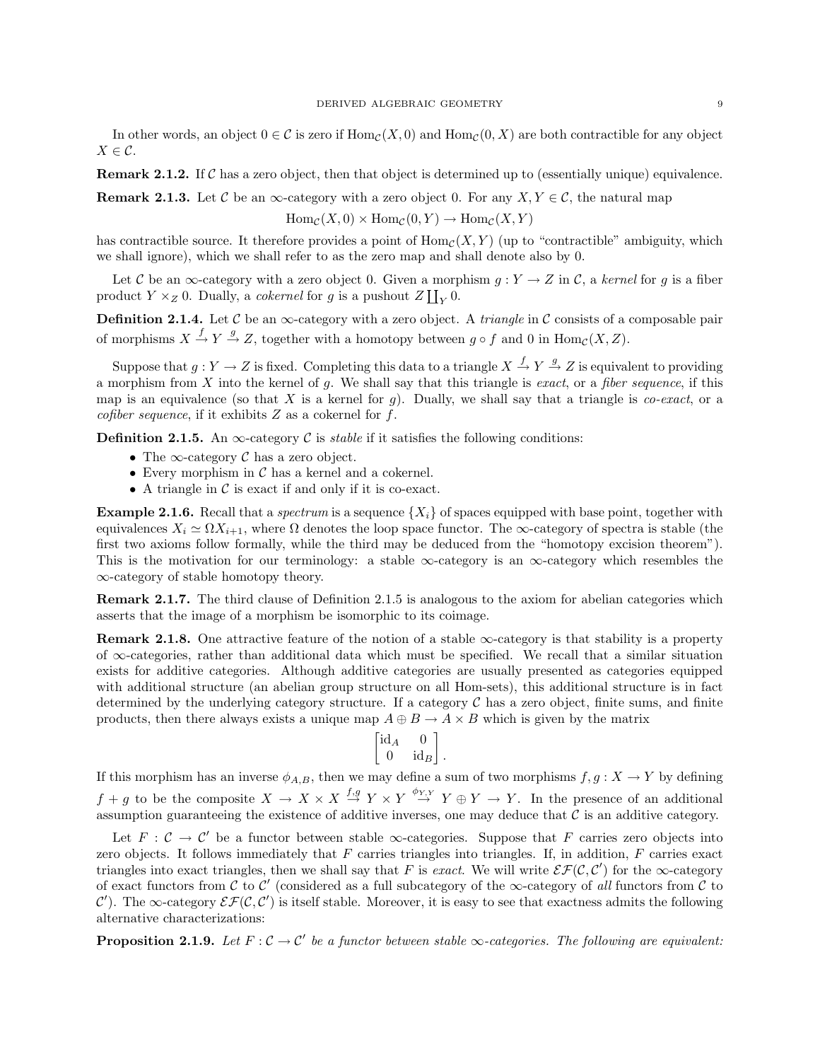In other words, an object $0 \in \mathcal{C}$ is zero if $\mathrm{Hom}_{\mathcal{C}}(X, 0)$ and $\mathrm{Hom}_{\mathcal{C}}(0, X)$ are both contractible for any object $X \in \mathcal{C}$.

**Remark 2.1.2.** If $\mathcal{C}$ has a zero object, then that object is determined up to (essentially unique) equivalence.

**Remark 2.1.3.** Let $\mathcal{C}$ be an $\infty$-category with a zero object 0. For any $X, Y \in \mathcal{C}$, the natural map

$$\mathrm{Hom}_{\mathcal{C}}(X, 0) \times \mathrm{Hom}_{\mathcal{C}}(0, Y) \to \mathrm{Hom}_{\mathcal{C}}(X, Y)$$

has contractible source. It therefore provides a point of $\mathrm{Hom}_{\mathcal{C}}(X, Y)$ (up to "contractible" ambiguity, which we shall ignore), which we shall refer to as the zero map and shall denote also by 0.

Let $\mathcal{C}$ be an $\infty$-category with a zero object 0. Given a morphism $g : Y \to Z$ in $\mathcal{C}$, a *kernel* for $g$ is a fiber product $Y \times_Z 0$. Dually, a *cokernel* for $g$ is a pushout $Z \coprod_Y 0$.

**Definition 2.1.4.** Let $\mathcal{C}$ be an $\infty$-category with a zero object. A *triangle* in $\mathcal{C}$ consists of a composable pair of morphisms $X \xrightarrow{f} Y \xrightarrow{g} Z$, together with a homotopy between $g \circ f$ and 0 in $\mathrm{Hom}_{\mathcal{C}}(X, Z)$.

Suppose that $g : Y \to Z$ is fixed. Completing this data to a triangle $X \xrightarrow{f} Y \xrightarrow{g} Z$ is equivalent to providing a morphism from $X$ into the kernel of $g$. We shall say that this triangle is *exact*, or a *fiber sequence*, if this map is an equivalence (so that $X$ is a kernel for $g$). Dually, we shall say that a triangle is *co-exact*, or a *cofiber sequence*, if it exhibits $Z$ as a cokernel for $f$.

**Definition 2.1.5.** An $\infty$-category $\mathcal{C}$ is *stable* if it satisfies the following conditions:

- The $\infty$-category $\mathcal{C}$ has a zero object.
- Every morphism in $\mathcal{C}$ has a kernel and a cokernel.
- A triangle in $\mathcal{C}$ is exact if and only if it is co-exact.

**Example 2.1.6.** Recall that a *spectrum* is a sequence $\{X_i\}$ of spaces equipped with base point, together with equivalences $X_i \simeq \Omega X_{i+1}$, where $\Omega$ denotes the loop space functor. The $\infty$-category of spectra is stable (the first two axioms follow formally, while the third may be deduced from the "homotopy excision theorem"). This is the motivation for our terminology: a stable $\infty$-category is an $\infty$-category which resembles the $\infty$-category of stable homotopy theory.

**Remark 2.1.7.** The third clause of Definition 2.1.5 is analogous to the axiom for abelian categories which asserts that the image of a morphism be isomorphic to its coimage.

**Remark 2.1.8.** One attractive feature of the notion of a stable $\infty$-category is that stability is a property of $\infty$-categories, rather than additional data which must be specified. We recall that a similar situation exists for additive categories. Although additive categories are usually presented as categories equipped with additional structure (an abelian group structure on all Hom-sets), this additional structure is in fact determined by the underlying category structure. If a category $\mathcal{C}$ has a zero object, finite sums, and finite products, then there always exists a unique map $A \oplus B \to A \times B$ which is given by the matrix

$$\begin{bmatrix} \mathrm{id}_A & 0 \\ 0 & \mathrm{id}_B \end{bmatrix}.$$

If this morphism has an inverse $\phi_{A,B}$, then we may define a sum of two morphisms $f, g : X \to Y$ by defining $f + g$ to be the composite $X \to X \times X \overset{f,g}{\to} Y \times Y \overset{\phi_{Y,Y}}{\to} Y \oplus Y \to Y$. In the presence of an additional assumption guaranteeing the existence of additive inverses, one may deduce that $\mathcal{C}$ is an additive category.

Let $F : \mathcal{C} \to \mathcal{C}'$ be a functor between stable $\infty$-categories. Suppose that $F$ carries zero objects into zero objects. It follows immediately that $F$ carries triangles into triangles. If, in addition, $F$ carries exact triangles into exact triangles, then we shall say that $F$ is *exact*. We will write $\mathcal{EF}(\mathcal{C}, \mathcal{C}')$ for the $\infty$-category of exact functors from $\mathcal{C}$ to $\mathcal{C}'$ (considered as a full subcategory of the $\infty$-category of *all* functors from $\mathcal{C}$ to $\mathcal{C}'$). The $\infty$-category $\mathcal{EF}(\mathcal{C}, \mathcal{C}')$ is itself stable. Moreover, it is easy to see that exactness admits the following alternative characterizations:

**Proposition 2.1.9.** *Let $F : \mathcal{C} \to \mathcal{C}'$ be a functor between stable $\infty$-categories. The following are equivalent:*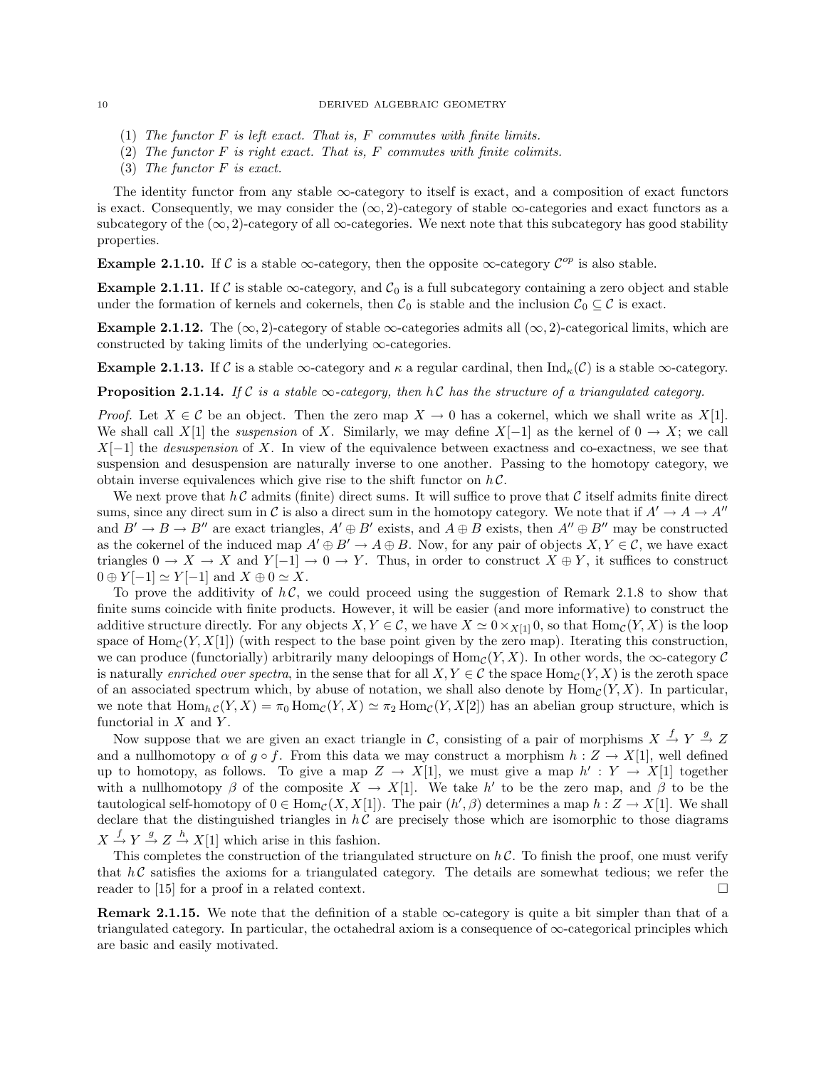(1) *The functor $F$ is left exact. That is, $F$ commutes with finite limits.*
(2) *The functor $F$ is right exact. That is, $F$ commutes with finite colimits.*
(3) *The functor $F$ is exact.*

The identity functor from any stable $\infty$-category to itself is exact, and a composition of exact functors is exact. Consequently, we may consider the $(\infty, 2)$-category of stable $\infty$-categories and exact functors as a subcategory of the $(\infty, 2)$-category of all $\infty$-categories. We next note that this subcategory has good stability properties.

**Example 2.1.10.** If $\mathcal{C}$ is a stable $\infty$-category, then the opposite $\infty$-category $\mathcal{C}^{op}$ is also stable.

**Example 2.1.11.** If $\mathcal{C}$ is stable $\infty$-category, and $\mathcal{C}_0$ is a full subcategory containing a zero object and stable under the formation of kernels and cokernels, then $\mathcal{C}_0$ is stable and the inclusion $\mathcal{C}_0 \subseteq \mathcal{C}$ is exact.

**Example 2.1.12.** The $(\infty, 2)$-category of stable $\infty$-categories admits all $(\infty, 2)$-categorical limits, which are constructed by taking limits of the underlying $\infty$-categories.

**Example 2.1.13.** If $\mathcal{C}$ is a stable $\infty$-category and $\kappa$ a regular cardinal, then $\mathrm{Ind}_\kappa(\mathcal{C})$ is a stable $\infty$-category.

**Proposition 2.1.14.** *If $\mathcal{C}$ is a stable $\infty$-category, then $h\mathcal{C}$ has the structure of a triangulated category.*

*Proof.* Let $X \in \mathcal{C}$ be an object. Then the zero map $X \to 0$ has a cokernel, which we shall write as $X[1]$. We shall call $X[1]$ the *suspension* of $X$. Similarly, we may define $X[-1]$ as the kernel of $0 \to X$; we call $X[-1]$ the *desuspension* of $X$. In view of the equivalence between exactness and co-exactness, we see that suspension and desuspension are naturally inverse to one another. Passing to the homotopy category, we obtain inverse equivalences which give rise to the shift functor on $h\mathcal{C}$.

We next prove that $h\mathcal{C}$ admits (finite) direct sums. It will suffice to prove that $\mathcal{C}$ itself admits finite direct sums, since any direct sum in $\mathcal{C}$ is also a direct sum in the homotopy category. We note that if $A' \to A \to A''$ and $B' \to B \to B''$ are exact triangles, $A' \oplus B'$ exists, and $A \oplus B$ exists, then $A'' \oplus B''$ may be constructed as the cokernel of the induced map $A' \oplus B' \to A \oplus B$. Now, for any pair of objects $X, Y \in \mathcal{C}$, we have exact triangles $0 \to X \to X$ and $Y[-1] \to 0 \to Y$. Thus, in order to construct $X \oplus Y$, it suffices to construct $0 \oplus Y[-1] \simeq Y[-1]$ and $X \oplus 0 \simeq X$.

To prove the additivity of $h\mathcal{C}$, we could proceed using the suggestion of Remark 2.1.8 to show that finite sums coincide with finite products. However, it will be easier (and more informative) to construct the additive structure directly. For any objects $X, Y \in \mathcal{C}$, we have $X \simeq 0 \times_{X[1]} 0$, so that $\mathrm{Hom}_{\mathcal{C}}(Y, X)$ is the loop space of $\mathrm{Hom}_{\mathcal{C}}(Y, X[1])$ (with respect to the base point given by the zero map). Iterating this construction, we can produce (functorially) arbitrarily many deloopings of $\mathrm{Hom}_{\mathcal{C}}(Y, X)$. In other words, the $\infty$-category $\mathcal{C}$ is naturally *enriched over spectra*, in the sense that for all $X, Y \in \mathcal{C}$ the space $\mathrm{Hom}_{\mathcal{C}}(Y, X)$ is the zeroth space of an associated spectrum which, by abuse of notation, we shall also denote by $\mathrm{Hom}_{\mathcal{C}}(Y, X)$. In particular, we note that $\mathrm{Hom}_{h\mathcal{C}}(Y, X) = \pi_0 \mathrm{Hom}_{\mathcal{C}}(Y, X) \simeq \pi_2 \mathrm{Hom}_{\mathcal{C}}(Y, X[2])$ has an abelian group structure, which is functorial in $X$ and $Y$.

Now suppose that we are given an exact triangle in $\mathcal{C}$, consisting of a pair of morphisms $X \xrightarrow{f} Y \xrightarrow{g} Z$ and a nullhomotopy $\alpha$ of $g \circ f$. From this data we may construct a morphism $h : Z \to X[1]$, well defined up to homotopy, as follows. To give a map $Z \to X[1]$, we must give a map $h' : Y \to X[1]$ together with a nullhomotopy $\beta$ of the composite $X \to X[1]$. We take $h'$ to be the zero map, and $\beta$ to be the tautological self-homotopy of $0 \in \mathrm{Hom}_{\mathcal{C}}(X, X[1])$. The pair $(h', \beta)$ determines a map $h : Z \to X[1]$. We shall declare that the distinguished triangles in $h\mathcal{C}$ are precisely those which are isomorphic to those diagrams $X \xrightarrow{f} Y \xrightarrow{g} Z \xrightarrow{h} X[1]$ which arise in this fashion.

This completes the construction of the triangulated structure on $h\mathcal{C}$. To finish the proof, one must verify that $h\mathcal{C}$ satisfies the axioms for a triangulated category. The details are somewhat tedious; we refer the reader to [15] for a proof in a related context. $\square$

**Remark 2.1.15.** We note that the definition of a stable $\infty$-category is quite a bit simpler than that of a triangulated category. In particular, the octahedral axiom is a consequence of $\infty$-categorical principles which are basic and easily motivated.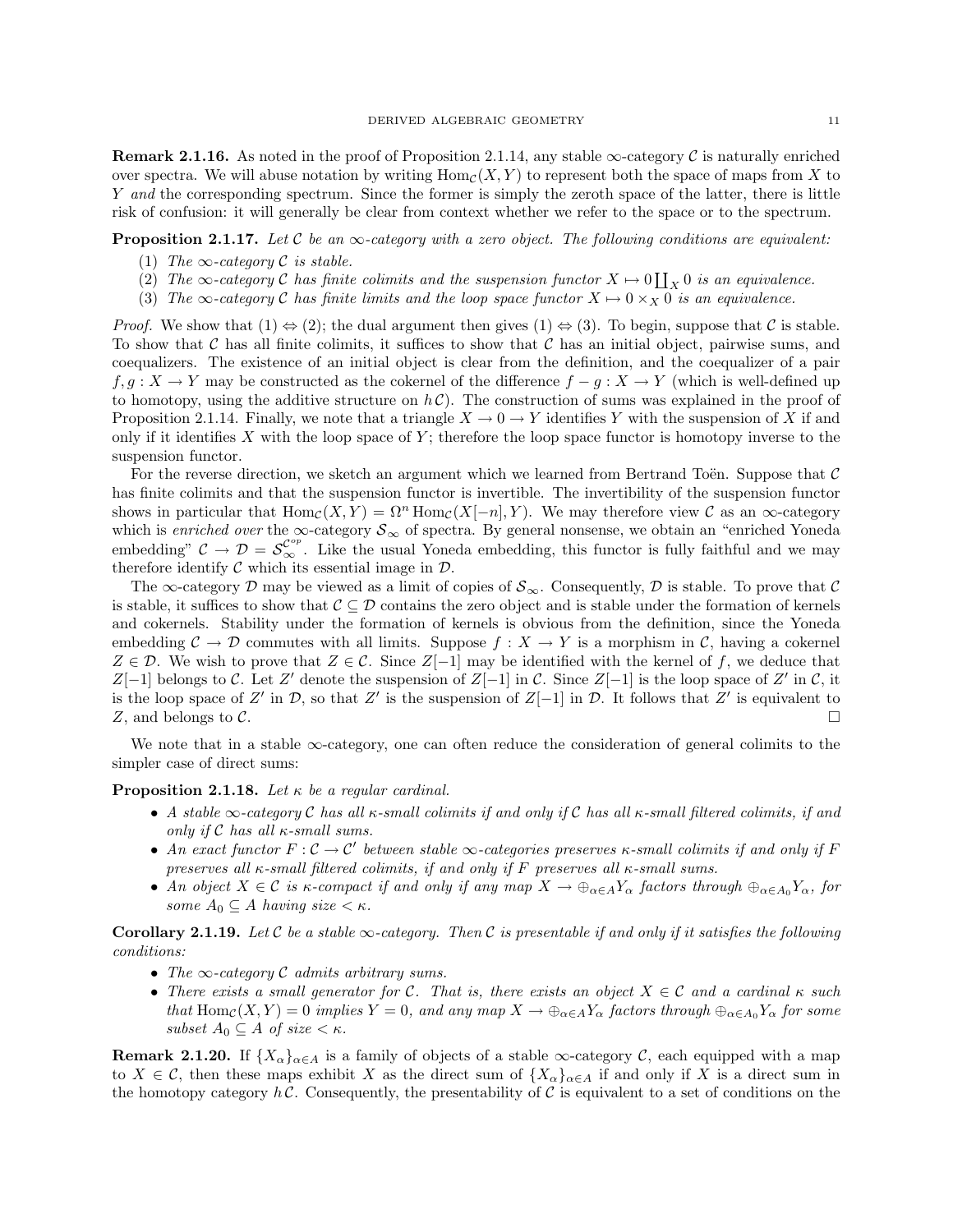**Remark 2.1.16.** As noted in the proof of Proposition 2.1.14, any stable $\infty$-category $\mathcal{C}$ is naturally enriched over spectra. We will abuse notation by writing $\mathrm{Hom}_{\mathcal{C}}(X,Y)$ to represent both the space of maps from $X$ to $Y$ *and* the corresponding spectrum. Since the former is simply the zeroth space of the latter, there is little risk of confusion: it will generally be clear from context whether we refer to the space or to the spectrum.

**Proposition 2.1.17.** *Let $\mathcal{C}$ be an $\infty$-category with a zero object. The following conditions are equivalent:*

1. *The $\infty$-category $\mathcal{C}$ is stable.*
2. *The $\infty$-category $\mathcal{C}$ has finite colimits and the suspension functor $X \mapsto 0 \coprod_X 0$ is an equivalence.*
3. *The $\infty$-category $\mathcal{C}$ has finite limits and the loop space functor $X \mapsto 0 \times_X 0$ is an equivalence.*

*Proof.* We show that (1) $\Leftrightarrow$ (2); the dual argument then gives (1) $\Leftrightarrow$ (3). To begin, suppose that $\mathcal{C}$ is stable. To show that $\mathcal{C}$ has all finite colimits, it suffices to show that $\mathcal{C}$ has an initial object, pairwise sums, and coequalizers. The existence of an initial object is clear from the definition, and the coequalizer of a pair $f, g : X \to Y$ may be constructed as the cokernel of the difference $f - g : X \to Y$ (which is well-defined up to homotopy, using the additive structure on $h\mathcal{C}$). The construction of sums was explained in the proof of Proposition 2.1.14. Finally, we note that a triangle $X \to 0 \to Y$ identifies $Y$ with the suspension of $X$ if and only if it identifies $X$ with the loop space of $Y$; therefore the loop space functor is homotopy inverse to the suspension functor.

For the reverse direction, we sketch an argument which we learned from Bertrand Toën. Suppose that $\mathcal{C}$ has finite colimits and that the suspension functor is invertible. The invertibility of the suspension functor shows in particular that $\mathrm{Hom}_{\mathcal{C}}(X,Y) = \Omega^n \mathrm{Hom}_{\mathcal{C}}(X[-n], Y)$. We may therefore view $\mathcal{C}$ as an $\infty$-category which is *enriched over* the $\infty$-category $\mathcal{S}_\infty$ of spectra. By general nonsense, we obtain an "enriched Yoneda embedding" $\mathcal{C} \to \mathcal{D} = \mathcal{S}_\infty^{\mathcal{C}^{op}}$. Like the usual Yoneda embedding, this functor is fully faithful and we may therefore identify $\mathcal{C}$ which its essential image in $\mathcal{D}$.

The $\infty$-category $\mathcal{D}$ may be viewed as a limit of copies of $\mathcal{S}_\infty$. Consequently, $\mathcal{D}$ is stable. To prove that $\mathcal{C}$ is stable, it suffices to show that $\mathcal{C} \subseteq \mathcal{D}$ contains the zero object and is stable under the formation of kernels and cokernels. Stability under the formation of kernels is obvious from the definition, since the Yoneda embedding $\mathcal{C} \to \mathcal{D}$ commutes with all limits. Suppose $f : X \to Y$ is a morphism in $\mathcal{C}$, having a cokernel $Z \in \mathcal{D}$. We wish to prove that $Z \in \mathcal{C}$. Since $Z[-1]$ may be identified with the kernel of $f$, we deduce that $Z[-1]$ belongs to $\mathcal{C}$. Let $Z'$ denote the suspension of $Z[-1]$ in $\mathcal{C}$. Since $Z[-1]$ is the loop space of $Z'$ in $\mathcal{C}$, it is the loop space of $Z'$ in $\mathcal{D}$, so that $Z'$ is the suspension of $Z[-1]$ in $\mathcal{D}$. It follows that $Z'$ is equivalent to $Z$, and belongs to $\mathcal{C}$. $\square$

We note that in a stable $\infty$-category, one can often reduce the consideration of general colimits to the simpler case of direct sums:

**Proposition 2.1.18.** *Let $\kappa$ be a regular cardinal.*

- *A stable $\infty$-category $\mathcal{C}$ has all $\kappa$-small colimits if and only if $\mathcal{C}$ has all $\kappa$-small filtered colimits, if and only if $\mathcal{C}$ has all $\kappa$-small sums.*
- *An exact functor $F : \mathcal{C} \to \mathcal{C}'$ between stable $\infty$-categories preserves $\kappa$-small colimits if and only if $F$ preserves all $\kappa$-small filtered colimits, if and only if $F$ preserves all $\kappa$-small sums.*
- *An object $X \in \mathcal{C}$ is $\kappa$-compact if and only if any map $X \to \oplus_{\alpha \in A} Y_\alpha$ factors through $\oplus_{\alpha \in A_0} Y_\alpha$, for some $A_0 \subseteq A$ having size $< \kappa$.*

**Corollary 2.1.19.** *Let $\mathcal{C}$ be a stable $\infty$-category. Then $\mathcal{C}$ is presentable if and only if it satisfies the following conditions:*

- *The $\infty$-category $\mathcal{C}$ admits arbitrary sums.*
- *There exists a small generator for $\mathcal{C}$. That is, there exists an object $X \in \mathcal{C}$ and a cardinal $\kappa$ such that $\mathrm{Hom}_{\mathcal{C}}(X,Y) = 0$ implies $Y = 0$, and any map $X \to \oplus_{\alpha \in A} Y_\alpha$ factors through $\oplus_{\alpha \in A_0} Y_\alpha$ for some subset $A_0 \subseteq A$ of size $< \kappa$.*

**Remark 2.1.20.** If $\{X_\alpha\}_{\alpha \in A}$ is a family of objects of a stable $\infty$-category $\mathcal{C}$, each equipped with a map to $X \in \mathcal{C}$, then these maps exhibit $X$ as the direct sum of $\{X_\alpha\}_{\alpha \in A}$ if and only if $X$ is a direct sum in the homotopy category $h\mathcal{C}$. Consequently, the presentability of $\mathcal{C}$ is equivalent to a set of conditions on the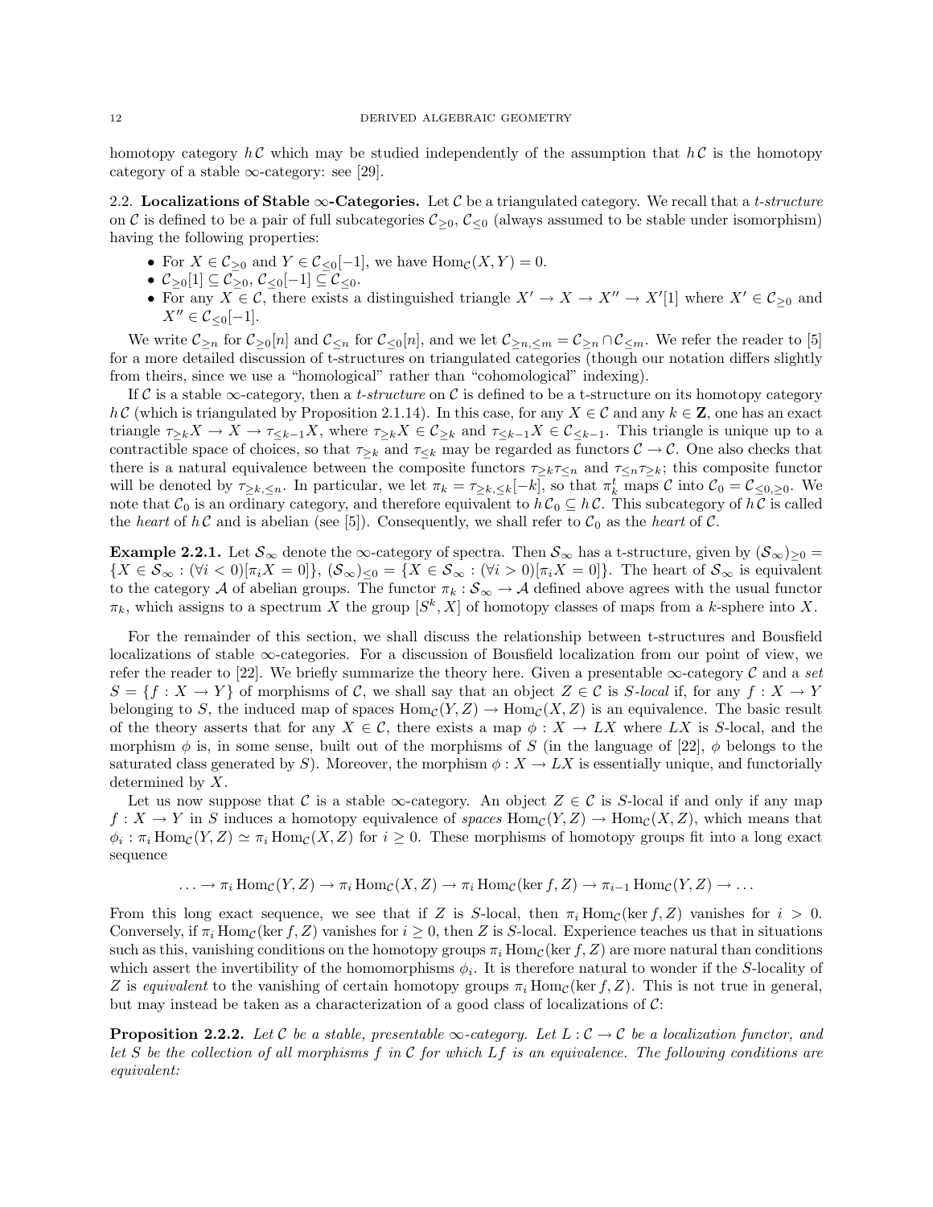homotopy category $h\mathcal{C}$ which may be studied independently of the assumption that $h\mathcal{C}$ is the homotopy category of a stable $\infty$-category: see [29].

## 2.2. Localizations of Stable $\infty$-Categories.

Let $\mathcal{C}$ be a triangulated category. We recall that a *t-structure* on $\mathcal{C}$ is defined to be a pair of full subcategories $\mathcal{C}_{\geq 0}$, $\mathcal{C}_{\leq 0}$ (always assumed to be stable under isomorphism) having the following properties:

- For $X \in \mathcal{C}_{\geq 0}$ and $Y \in \mathcal{C}_{\leq 0}[-1]$, we have $\mathrm{Hom}_{\mathcal{C}}(X, Y) = 0$.
- $\mathcal{C}_{\geq 0}[1] \subseteq \mathcal{C}_{\geq 0}$, $\mathcal{C}_{\leq 0}[-1] \subseteq \mathcal{C}_{\leq 0}$.
- For any $X \in \mathcal{C}$, there exists a distinguished triangle $X' \to X \to X'' \to X'[1]$ where $X' \in \mathcal{C}_{\geq 0}$ and $X'' \in \mathcal{C}_{\leq 0}[-1]$.

We write $\mathcal{C}_{\geq n}$ for $\mathcal{C}_{\geq 0}[n]$ and $\mathcal{C}_{\leq n}$ for $\mathcal{C}_{\leq 0}[n]$, and we let $\mathcal{C}_{\geq n, \leq m} = \mathcal{C}_{\geq n} \cap \mathcal{C}_{\leq m}$. We refer the reader to [5] for a more detailed discussion of t-structures on triangulated categories (though our notation differs slightly from theirs, since we use a "homological" rather than "cohomological" indexing).

If $\mathcal{C}$ is a stable $\infty$-category, then a *t-structure* on $\mathcal{C}$ is defined to be a t-structure on its homotopy category $h\mathcal{C}$ (which is triangulated by Proposition 2.1.14). In this case, for any $X \in \mathcal{C}$ and any $k \in \mathbf{Z}$, one has an exact triangle $\tau_{\geq k} X \to X \to \tau_{\leq k-1} X$, where $\tau_{\geq k} X \in \mathcal{C}_{\geq k}$ and $\tau_{\leq k-1} X \in \mathcal{C}_{\leq k-1}$. This triangle is unique up to a contractible space of choices, so that $\tau_{\geq k}$ and $\tau_{\leq k}$ may be regarded as functors $\mathcal{C} \to \mathcal{C}$. One also checks that there is a natural equivalence between the composite functors $\tau_{\geq k}\tau_{\leq n}$ and $\tau_{\leq n}\tau_{\geq k}$; this composite functor will be denoted by $\tau_{\geq k, \leq n}$. In particular, we let $\pi_k = \tau_{\geq k, \leq k}[-k]$, so that $\pi_k^t$ maps $\mathcal{C}$ into $\mathcal{C}_0 = \mathcal{C}_{\leq 0, \geq 0}$. We note that $\mathcal{C}_0$ is an ordinary category, and therefore equivalent to $h\mathcal{C}_0 \subseteq h\mathcal{C}$. This subcategory of $h\mathcal{C}$ is called the *heart* of $h\mathcal{C}$ and is abelian (see [5]). Consequently, we shall refer to $\mathcal{C}_0$ as the *heart* of $\mathcal{C}$.

**Example 2.2.1.** Let $\mathcal{S}_\infty$ denote the $\infty$-category of spectra. Then $\mathcal{S}_\infty$ has a t-structure, given by $(\mathcal{S}_\infty)_{\geq 0} = \{X \in \mathcal{S}_\infty : (\forall i < 0)[\pi_i X = 0]\}$, $(\mathcal{S}_\infty)_{\leq 0} = \{X \in \mathcal{S}_\infty : (\forall i > 0)[\pi_i X = 0]\}$. The heart of $\mathcal{S}_\infty$ is equivalent to the category $\mathcal{A}$ of abelian groups. The functor $\pi_k : \mathcal{S}_\infty \to \mathcal{A}$ defined above agrees with the usual functor $\pi_k$, which assigns to a spectrum $X$ the group $[S^k, X]$ of homotopy classes of maps from a $k$-sphere into $X$.

For the remainder of this section, we shall discuss the relationship between t-structures and Bousfield localizations of stable $\infty$-categories. For a discussion of Bousfield localization from our point of view, we refer the reader to [22]. We briefly summarize the theory here. Given a presentable $\infty$-category $\mathcal{C}$ and a *set* $S = \{f : X \to Y\}$ of morphisms of $\mathcal{C}$, we shall say that an object $Z \in \mathcal{C}$ is *$S$-local* if, for any $f : X \to Y$ belonging to $S$, the induced map of spaces $\mathrm{Hom}_{\mathcal{C}}(Y, Z) \to \mathrm{Hom}_{\mathcal{C}}(X, Z)$ is an equivalence. The basic result of the theory asserts that for any $X \in \mathcal{C}$, there exists a map $\phi : X \to LX$ where $LX$ is $S$-local, and the morphism $\phi$ is, in some sense, built out of the morphisms of $S$ (in the language of [22], $\phi$ belongs to the saturated class generated by $S$). Moreover, the morphism $\phi : X \to LX$ is essentially unique, and functorially determined by $X$.

Let us now suppose that $\mathcal{C}$ is a stable $\infty$-category. An object $Z \in \mathcal{C}$ is $S$-local if and only if any map $f : X \to Y$ in $S$ induces a homotopy equivalence of *spaces* $\mathrm{Hom}_{\mathcal{C}}(Y, Z) \to \mathrm{Hom}_{\mathcal{C}}(X, Z)$, which means that $\phi_i : \pi_i \mathrm{Hom}_{\mathcal{C}}(Y, Z) \simeq \pi_i \mathrm{Hom}_{\mathcal{C}}(X, Z)$ for $i \geq 0$. These morphisms of homotopy groups fit into a long exact sequence

$$\ldots \to \pi_i \mathrm{Hom}_{\mathcal{C}}(Y, Z) \to \pi_i \mathrm{Hom}_{\mathcal{C}}(X, Z) \to \pi_i \mathrm{Hom}_{\mathcal{C}}(\ker f, Z) \to \pi_{i-1} \mathrm{Hom}_{\mathcal{C}}(Y, Z) \to \ldots$$

From this long exact sequence, we see that if $Z$ is $S$-local, then $\pi_i \mathrm{Hom}_{\mathcal{C}}(\ker f, Z)$ vanishes for $i > 0$. Conversely, if $\pi_i \mathrm{Hom}_{\mathcal{C}}(\ker f, Z)$ vanishes for $i \geq 0$, then $Z$ is $S$-local. Experience teaches us that in situations such as this, vanishing conditions on the homotopy groups $\pi_i \mathrm{Hom}_{\mathcal{C}}(\ker f, Z)$ are more natural than conditions which assert the invertibility of the homomorphisms $\phi_i$. It is therefore natural to wonder if the $S$-locality of $Z$ is *equivalent* to the vanishing of certain homotopy groups $\pi_i \mathrm{Hom}_{\mathcal{C}}(\ker f, Z)$. This is not true in general, but may instead be taken as a characterization of a good class of localizations of $\mathcal{C}$:

**Proposition 2.2.2.** *Let $\mathcal{C}$ be a stable, presentable $\infty$-category. Let $L : \mathcal{C} \to \mathcal{C}$ be a localization functor, and let $S$ be the collection of all morphisms $f$ in $\mathcal{C}$ for which $Lf$ is an equivalence. The following conditions are equivalent:*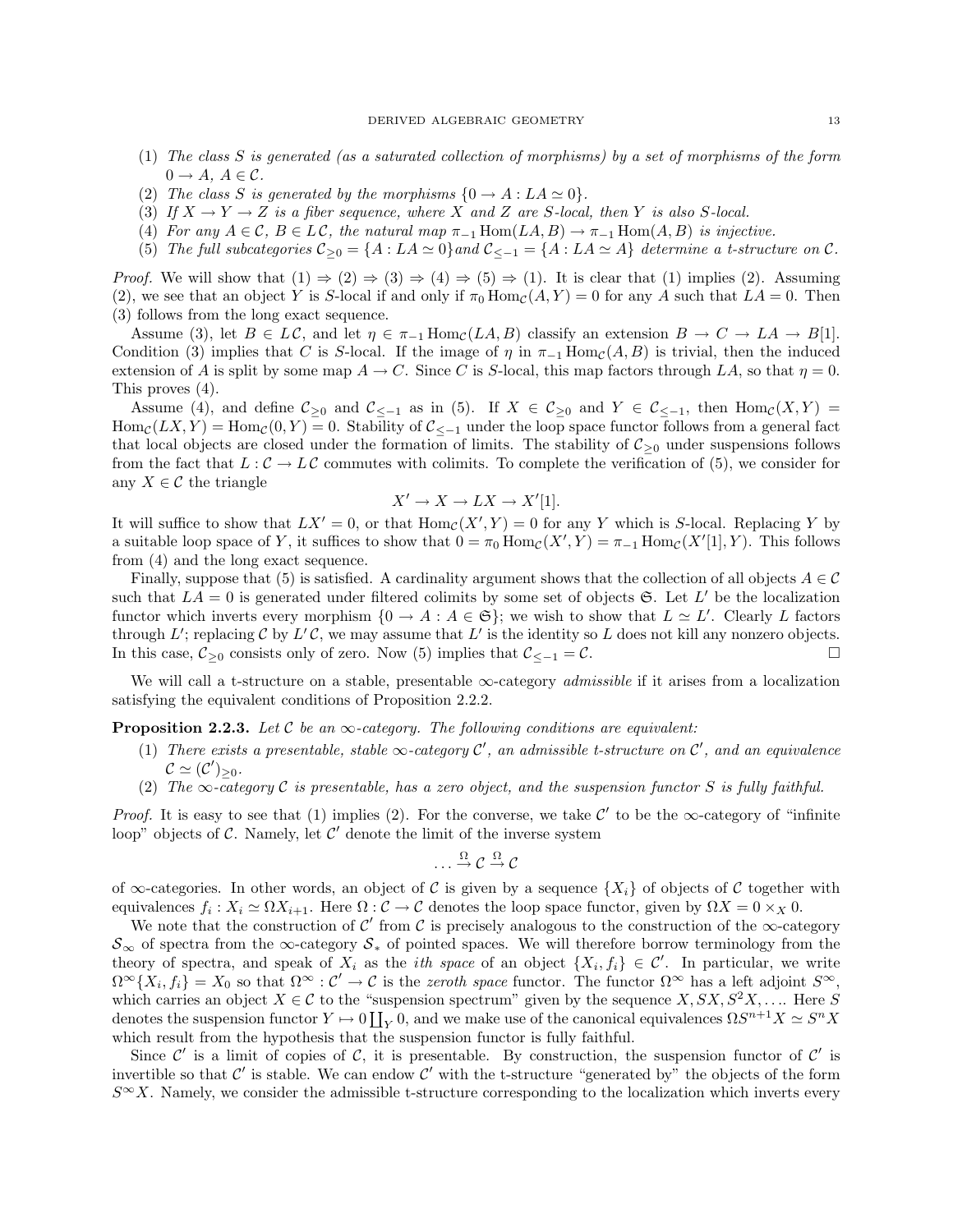(1) *The class $S$ is generated (as a saturated collection of morphisms) by a set of morphisms of the form $0 \to A$, $A \in \mathcal{C}$.*
(2) *The class $S$ is generated by the morphisms $\{0 \to A : LA \simeq 0\}$.*
(3) *If $X \to Y \to Z$ is a fiber sequence, where $X$ and $Z$ are $S$-local, then $Y$ is also $S$-local.*
(4) *For any $A \in \mathcal{C}$, $B \in L\mathcal{C}$, the natural map $\pi_{-1} \operatorname{Hom}(LA, B) \to \pi_{-1} \operatorname{Hom}(A, B)$ is injective.*
(5) *The full subcategories $\mathcal{C}_{\geq 0} = \{A : LA \simeq 0\}$and $\mathcal{C}_{\leq -1} = \{A : LA \simeq A\}$ determine a t-structure on $\mathcal{C}$.*

*Proof.* We will show that (1) $\Rightarrow$ (2) $\Rightarrow$ (3) $\Rightarrow$ (4) $\Rightarrow$ (5) $\Rightarrow$ (1). It is clear that (1) implies (2). Assuming (2), we see that an object $Y$ is $S$-local if and only if $\pi_0 \operatorname{Hom}_{\mathcal{C}}(A, Y) = 0$ for any $A$ such that $LA = 0$. Then (3) follows from the long exact sequence.

Assume (3), let $B \in L\mathcal{C}$, and let $\eta \in \pi_{-1} \operatorname{Hom}_{\mathcal{C}}(LA, B)$ classify an extension $B \to C \to LA \to B[1]$. Condition (3) implies that $C$ is $S$-local. If the image of $\eta$ in $\pi_{-1} \operatorname{Hom}_{\mathcal{C}}(A, B)$ is trivial, then the induced extension of $A$ is split by some map $A \to C$. Since $C$ is $S$-local, this map factors through $LA$, so that $\eta = 0$. This proves (4).

Assume (4), and define $\mathcal{C}_{\geq 0}$ and $\mathcal{C}_{\leq -1}$ as in (5). If $X \in \mathcal{C}_{\geq 0}$ and $Y \in \mathcal{C}_{\leq -1}$, then $\operatorname{Hom}_{\mathcal{C}}(X, Y) = \operatorname{Hom}_{\mathcal{C}}(LX, Y) = \operatorname{Hom}_{\mathcal{C}}(0, Y) = 0$. Stability of $\mathcal{C}_{\leq -1}$ under the loop space functor follows from a general fact that local objects are closed under the formation of limits. The stability of $\mathcal{C}_{\geq 0}$ under suspensions follows from the fact that $L : \mathcal{C} \to L\mathcal{C}$ commutes with colimits. To complete the verification of (5), we consider for any $X \in \mathcal{C}$ the triangle

$$X' \to X \to LX \to X'[1].$$

It will suffice to show that $LX' = 0$, or that $\operatorname{Hom}_{\mathcal{C}}(X', Y) = 0$ for any $Y$ which is $S$-local. Replacing $Y$ by a suitable loop space of $Y$, it suffices to show that $0 = \pi_0 \operatorname{Hom}_{\mathcal{C}}(X', Y) = \pi_{-1} \operatorname{Hom}_{\mathcal{C}}(X'[1], Y)$. This follows from (4) and the long exact sequence.

Finally, suppose that (5) is satisfied. A cardinality argument shows that the collection of all objects $A \in \mathcal{C}$ such that $LA = 0$ is generated under filtered colimits by some set of objects $\mathfrak{S}$. Let $L'$ be the localization functor which inverts every morphism $\{0 \to A : A \in \mathfrak{S}\}$; we wish to show that $L \simeq L'$. Clearly $L$ factors through $L'$; replacing $\mathcal{C}$ by $L'\mathcal{C}$, we may assume that $L'$ is the identity so $L$ does not kill any nonzero objects. In this case, $\mathcal{C}_{\geq 0}$ consists only of zero. Now (5) implies that $\mathcal{C}_{\leq -1} = \mathcal{C}$. $\square$

We will call a t-structure on a stable, presentable $\infty$-category *admissible* if it arises from a localization satisfying the equivalent conditions of Proposition 2.2.2.

**Proposition 2.2.3.** *Let $\mathcal{C}$ be an $\infty$-category. The following conditions are equivalent:*

(1) *There exists a presentable, stable $\infty$-category $\mathcal{C}'$, an admissible t-structure on $\mathcal{C}'$, and an equivalence $\mathcal{C} \simeq (\mathcal{C}')_{\geq 0}$.*
(2) *The $\infty$-category $\mathcal{C}$ is presentable, has a zero object, and the suspension functor $S$ is fully faithful.*

*Proof.* It is easy to see that (1) implies (2). For the converse, we take $\mathcal{C}'$ to be the $\infty$-category of "infinite loop" objects of $\mathcal{C}$. Namely, let $\mathcal{C}'$ denote the limit of the inverse system

$$\ldots \xrightarrow{\Omega} \mathcal{C} \xrightarrow{\Omega} \mathcal{C}$$

of $\infty$-categories. In other words, an object of $\mathcal{C}$ is given by a sequence $\{X_i\}$ of objects of $\mathcal{C}$ together with equivalences $f_i : X_i \simeq \Omega X_{i+1}$. Here $\Omega : \mathcal{C} \to \mathcal{C}$ denotes the loop space functor, given by $\Omega X = 0 \times_X 0$.

We note that the construction of $\mathcal{C}'$ from $\mathcal{C}$ is precisely analogous to the construction of the $\infty$-category $\mathcal{S}_\infty$ of spectra from the $\infty$-category $\mathcal{S}_*$ of pointed spaces. We will therefore borrow terminology from the theory of spectra, and speak of $X_i$ as the *ith space* of an object $\{X_i, f_i\} \in \mathcal{C}'$. In particular, we write $\Omega^\infty\{X_i, f_i\} = X_0$ so that $\Omega^\infty : \mathcal{C}' \to \mathcal{C}$ is the *zeroth space* functor. The functor $\Omega^\infty$ has a left adjoint $S^\infty$, which carries an object $X \in \mathcal{C}$ to the "suspension spectrum" given by the sequence $X, SX, S^2X, \ldots$. Here $S$ denotes the suspension functor $Y \mapsto 0 \coprod_Y 0$, and we make use of the canonical equivalences $\Omega S^{n+1} X \simeq S^n X$ which result from the hypothesis that the suspension functor is fully faithful.

Since $\mathcal{C}'$ is a limit of copies of $\mathcal{C}$, it is presentable. By construction, the suspension functor of $\mathcal{C}'$ is invertible so that $\mathcal{C}'$ is stable. We can endow $\mathcal{C}'$ with the t-structure "generated by" the objects of the form $S^\infty X$. Namely, we consider the admissible t-structure corresponding to the localization which inverts every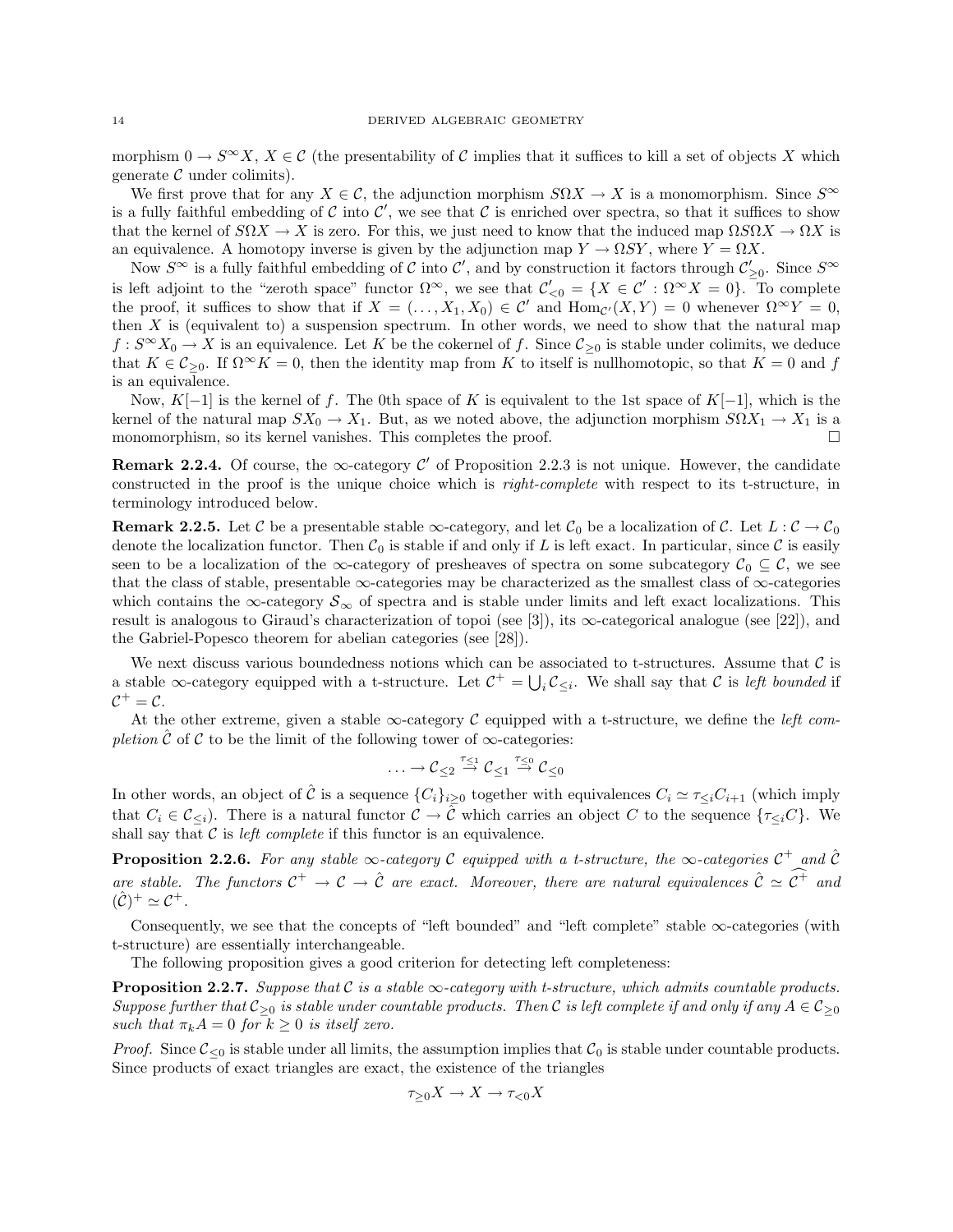morphism $0 \to S^\infty X$, $X \in \mathcal{C}$ (the presentability of $\mathcal{C}$ implies that it suffices to kill a set of objects $X$ which generate $\mathcal{C}$ under colimits).

We first prove that for any $X \in \mathcal{C}$, the adjunction morphism $S\Omega X \to X$ is a monomorphism. Since $S^\infty$ is a fully faithful embedding of $\mathcal{C}$ into $\mathcal{C}'$, we see that $\mathcal{C}$ is enriched over spectra, so that it suffices to show that the kernel of $S\Omega X \to X$ is zero. For this, we just need to know that the induced map $\Omega S\Omega X \to \Omega X$ is an equivalence. A homotopy inverse is given by the adjunction map $Y \to \Omega S Y$, where $Y = \Omega X$.

Now $S^\infty$ is a fully faithful embedding of $\mathcal{C}$ into $\mathcal{C}'$, and by construction it factors through $\mathcal{C}'_{\geq 0}$. Since $S^\infty$ is left adjoint to the "zeroth space" functor $\Omega^\infty$, we see that $\mathcal{C}'_{<0} = \{X \in \mathcal{C}' : \Omega^\infty X = 0\}$. To complete the proof, it suffices to show that if $X = (\ldots, X_1, X_0) \in \mathcal{C}'$ and $\mathrm{Hom}_{\mathcal{C}'}(X, Y) = 0$ whenever $\Omega^\infty Y = 0$, then $X$ is (equivalent to) a suspension spectrum. In other words, we need to show that the natural map $f : S^\infty X_0 \to X$ is an equivalence. Let $K$ be the cokernel of $f$. Since $\mathcal{C}_{\geq 0}$ is stable under colimits, we deduce that $K \in \mathcal{C}_{\geq 0}$. If $\Omega^\infty K = 0$, then the identity map from $K$ to itself is nullhomotopic, so that $K = 0$ and $f$ is an equivalence.

Now, $K[-1]$ is the kernel of $f$. The 0th space of $K$ is equivalent to the 1st space of $K[-1]$, which is the kernel of the natural map $SX_0 \to X_1$. But, as we noted above, the adjunction morphism $S\Omega X_1 \to X_1$ is a monomorphism, so its kernel vanishes. This completes the proof. $\square$

**Remark 2.2.4.** Of course, the $\infty$-category $\mathcal{C}'$ of Proposition 2.2.3 is not unique. However, the candidate constructed in the proof is the unique choice which is *right-complete* with respect to its t-structure, in terminology introduced below.

**Remark 2.2.5.** Let $\mathcal{C}$ be a presentable stable $\infty$-category, and let $\mathcal{C}_0$ be a localization of $\mathcal{C}$. Let $L : \mathcal{C} \to \mathcal{C}_0$ denote the localization functor. Then $\mathcal{C}_0$ is stable if and only if $L$ is left exact. In particular, since $\mathcal{C}$ is easily seen to be a localization of the $\infty$-category of presheaves of spectra on some subcategory $\mathcal{C}_0 \subseteq \mathcal{C}$, we see that the class of stable, presentable $\infty$-categories may be characterized as the smallest class of $\infty$-categories which contains the $\infty$-category $\mathcal{S}_\infty$ of spectra and is stable under limits and left exact localizations. This result is analogous to Giraud's characterization of topoi (see [3]), its $\infty$-categorical analogue (see [22]), and the Gabriel-Popesco theorem for abelian categories (see [28]).

We next discuss various boundedness notions which can be associated to t-structures. Assume that $\mathcal{C}$ is a stable $\infty$-category equipped with a t-structure. Let $\mathcal{C}^+ = \bigcup_i \mathcal{C}_{\leq i}$. We shall say that $\mathcal{C}$ is *left bounded* if $\mathcal{C}^+ = \mathcal{C}$.

At the other extreme, given a stable $\infty$-category $\mathcal{C}$ equipped with a t-structure, we define the *left completion* $\hat{\mathcal{C}}$ of $\mathcal{C}$ to be the limit of the following tower of $\infty$-categories:

$$\ldots \to \mathcal{C}_{\leq 2} \stackrel{\tau_{\leq 1}}{\to} \mathcal{C}_{\leq 1} \stackrel{\tau_{\leq 0}}{\to} \mathcal{C}_{\leq 0}$$

In other words, an object of $\hat{\mathcal{C}}$ is a sequence $\{C_i\}_{i \geq 0}$ together with equivalences $C_i \simeq \tau_{\leq i} C_{i+1}$ (which imply that $C_i \in \mathcal{C}_{\leq i}$). There is a natural functor $\mathcal{C} \to \hat{\mathcal{C}}$ which carries an object $C$ to the sequence $\{\tau_{\leq i} C\}$. We shall say that $\mathcal{C}$ is *left complete* if this functor is an equivalence.

**Proposition 2.2.6.** *For any stable $\infty$-category $\mathcal{C}$ equipped with a t-structure, the $\infty$-categories $\mathcal{C}^+$ and $\hat{\mathcal{C}}$ are stable. The functors $\mathcal{C}^+ \to \mathcal{C} \to \hat{\mathcal{C}}$ are exact. Moreover, there are natural equivalences $\hat{\mathcal{C}} \simeq \widehat{\mathcal{C}^+}$ and $(\hat{\mathcal{C}})^+ \simeq \mathcal{C}^+$.*

Consequently, we see that the concepts of "left bounded" and "left complete" stable $\infty$-categories (with t-structure) are essentially interchangeable.

The following proposition gives a good criterion for detecting left completeness:

**Proposition 2.2.7.** *Suppose that $\mathcal{C}$ is a stable $\infty$-category with t-structure, which admits countable products. Suppose further that $\mathcal{C}_{\geq 0}$ is stable under countable products. Then $\mathcal{C}$ is left complete if and only if any $A \in \mathcal{C}_{\geq 0}$ such that $\pi_k A = 0$ for $k \geq 0$ is itself zero.*

*Proof.* Since $\mathcal{C}_{\leq 0}$ is stable under all limits, the assumption implies that $\mathcal{C}_0$ is stable under countable products. Since products of exact triangles are exact, the existence of the triangles

$$\tau_{\geq 0} X \to X \to \tau_{<0} X$$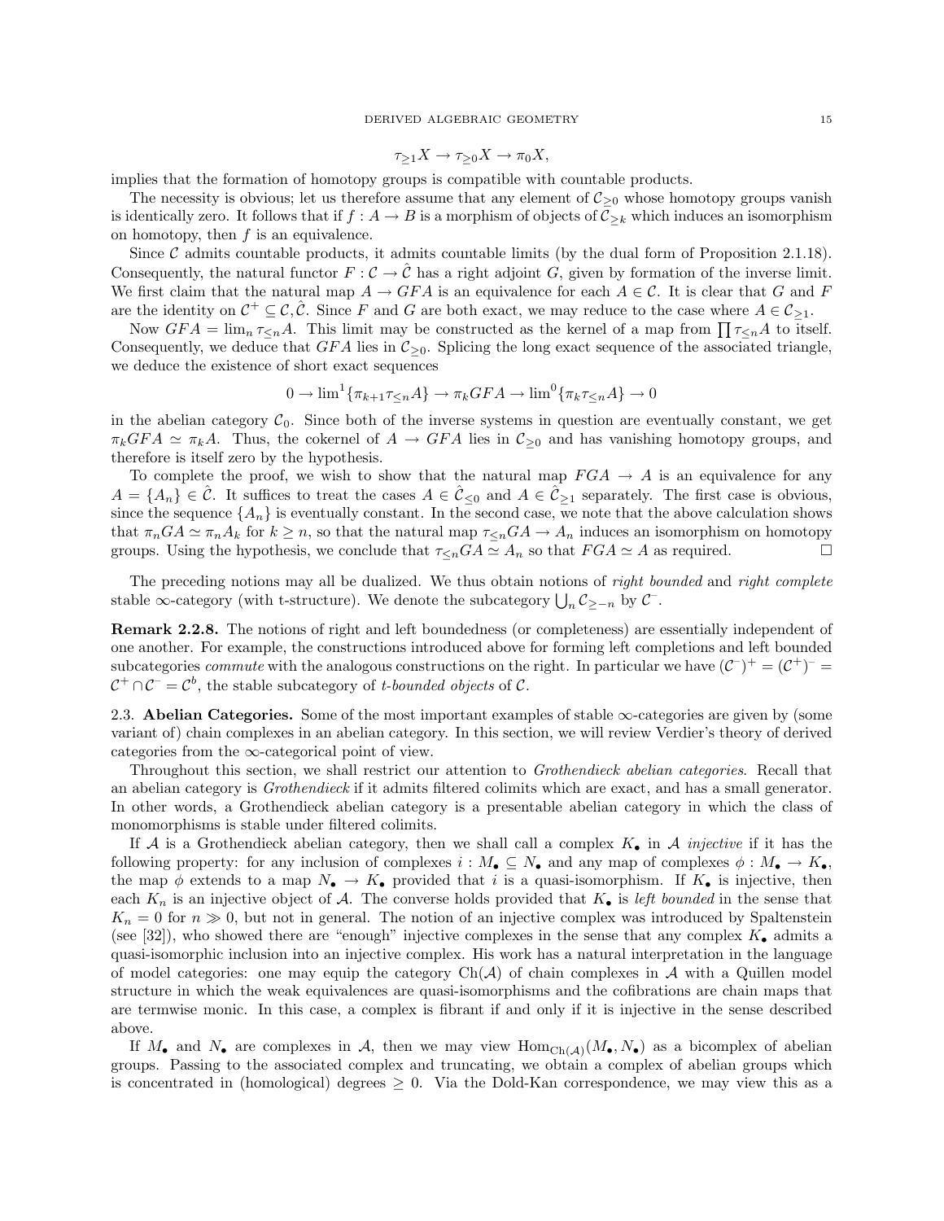$$\tau_{\geq 1} X \to \tau_{\geq 0} X \to \pi_0 X,$$

implies that the formation of homotopy groups is compatible with countable products.

The necessity is obvious; let us therefore assume that any element of $\mathcal{C}_{\geq 0}$ whose homotopy groups vanish is identically zero. It follows that if $f : A \to B$ is a morphism of objects of $\mathcal{C}_{\geq k}$ which induces an isomorphism on homotopy, then $f$ is an equivalence.

Since $\mathcal{C}$ admits countable products, it admits countable limits (by the dual form of Proposition 2.1.18). Consequently, the natural functor $F : \mathcal{C} \to \hat{\mathcal{C}}$ has a right adjoint $G$, given by formation of the inverse limit. We first claim that the natural map $A \to GFA$ is an equivalence for each $A \in \mathcal{C}$. It is clear that $G$ and $F$ are the identity on $\mathcal{C}^+ \subseteq \mathcal{C}, \hat{\mathcal{C}}$. Since $F$ and $G$ are both exact, we may reduce to the case where $A \in \mathcal{C}_{\geq 1}$.

Now $GFA = \lim_n \tau_{\leq n} A$. This limit may be constructed as the kernel of a map from $\prod \tau_{\leq n} A$ to itself. Consequently, we deduce that $GFA$ lies in $\mathcal{C}_{\geq 0}$. Splicing the long exact sequence of the associated triangle, we deduce the existence of short exact sequences

$$0 \to \lim{}^1 \{\pi_{k+1} \tau_{\leq n} A\} \to \pi_k GFA \to \lim{}^0 \{\pi_k \tau_{\leq n} A\} \to 0$$

in the abelian category $\mathcal{C}_0$. Since both of the inverse systems in question are eventually constant, we get $\pi_k GFA \simeq \pi_k A$. Thus, the cokernel of $A \to GFA$ lies in $\mathcal{C}_{\geq 0}$ and has vanishing homotopy groups, and therefore is itself zero by the hypothesis.

To complete the proof, we wish to show that the natural map $FGA \to A$ is an equivalence for any $A = \{A_n\} \in \hat{\mathcal{C}}$. It suffices to treat the cases $A \in \hat{\mathcal{C}}_{\leq 0}$ and $A \in \hat{\mathcal{C}}_{\geq 1}$ separately. The first case is obvious, since the sequence $\{A_n\}$ is eventually constant. In the second case, we note that the above calculation shows that $\pi_n GA \simeq \pi_n A_k$ for $k \geq n$, so that the natural map $\tau_{\leq n} GA \to A_n$ induces an isomorphism on homotopy groups. Using the hypothesis, we conclude that $\tau_{\leq n} GA \simeq A_n$ so that $FGA \simeq A$ as required. □

The preceding notions may all be dualized. We thus obtain notions of *right bounded* and *right complete* stable $\infty$-category (with t-structure). We denote the subcategory $\bigcup_n \mathcal{C}_{\geq -n}$ by $\mathcal{C}^-$.

**Remark 2.2.8.** The notions of right and left boundedness (or completeness) are essentially independent of one another. For example, the constructions introduced above for forming left completions and left bounded subcategories *commute* with the analogous constructions on the right. In particular we have $(\mathcal{C}^-)^+ = (\mathcal{C}^+)^- = \mathcal{C}^+ \cap \mathcal{C}^- = \mathcal{C}^b$, the stable subcategory of *t-bounded objects* of $\mathcal{C}$.

## 2.3. Abelian Categories.

Some of the most important examples of stable $\infty$-categories are given by (some variant of) chain complexes in an abelian category. In this section, we will review Verdier's theory of derived categories from the $\infty$-categorical point of view.

Throughout this section, we shall restrict our attention to *Grothendieck abelian categories*. Recall that an abelian category is *Grothendieck* if it admits filtered colimits which are exact, and has a small generator. In other words, a Grothendieck abelian category is a presentable abelian category in which the class of monomorphisms is stable under filtered colimits.

If $\mathcal{A}$ is a Grothendieck abelian category, then we shall call a complex $K_\bullet$ in $\mathcal{A}$ *injective* if it has the following property: for any inclusion of complexes $i : M_\bullet \subseteq N_\bullet$ and any map of complexes $\phi : M_\bullet \to K_\bullet$, the map $\phi$ extends to a map $N_\bullet \to K_\bullet$ provided that $i$ is a quasi-isomorphism. If $K_\bullet$ is injective, then each $K_n$ is an injective object of $\mathcal{A}$. The converse holds provided that $K_\bullet$ is *left bounded* in the sense that $K_n = 0$ for $n \gg 0$, but not in general. The notion of an injective complex was introduced by Spaltenstein (see [32]), who showed there are "enough" injective complexes in the sense that any complex $K_\bullet$ admits a quasi-isomorphic inclusion into an injective complex. His work has a natural interpretation in the language of model categories: one may equip the category $\mathrm{Ch}(\mathcal{A})$ of chain complexes in $\mathcal{A}$ with a Quillen model structure in which the weak equivalences are quasi-isomorphisms and the cofibrations are chain maps that are termwise monic. In this case, a complex is fibrant if and only if it is injective in the sense described above.

If $M_\bullet$ and $N_\bullet$ are complexes in $\mathcal{A}$, then we may view $\mathrm{Hom}_{\mathrm{Ch}(\mathcal{A})}(M_\bullet, N_\bullet)$ as a bicomplex of abelian groups. Passing to the associated complex and truncating, we obtain a complex of abelian groups which is concentrated in (homological) degrees $\geq 0$. Via the Dold-Kan correspondence, we may view this as a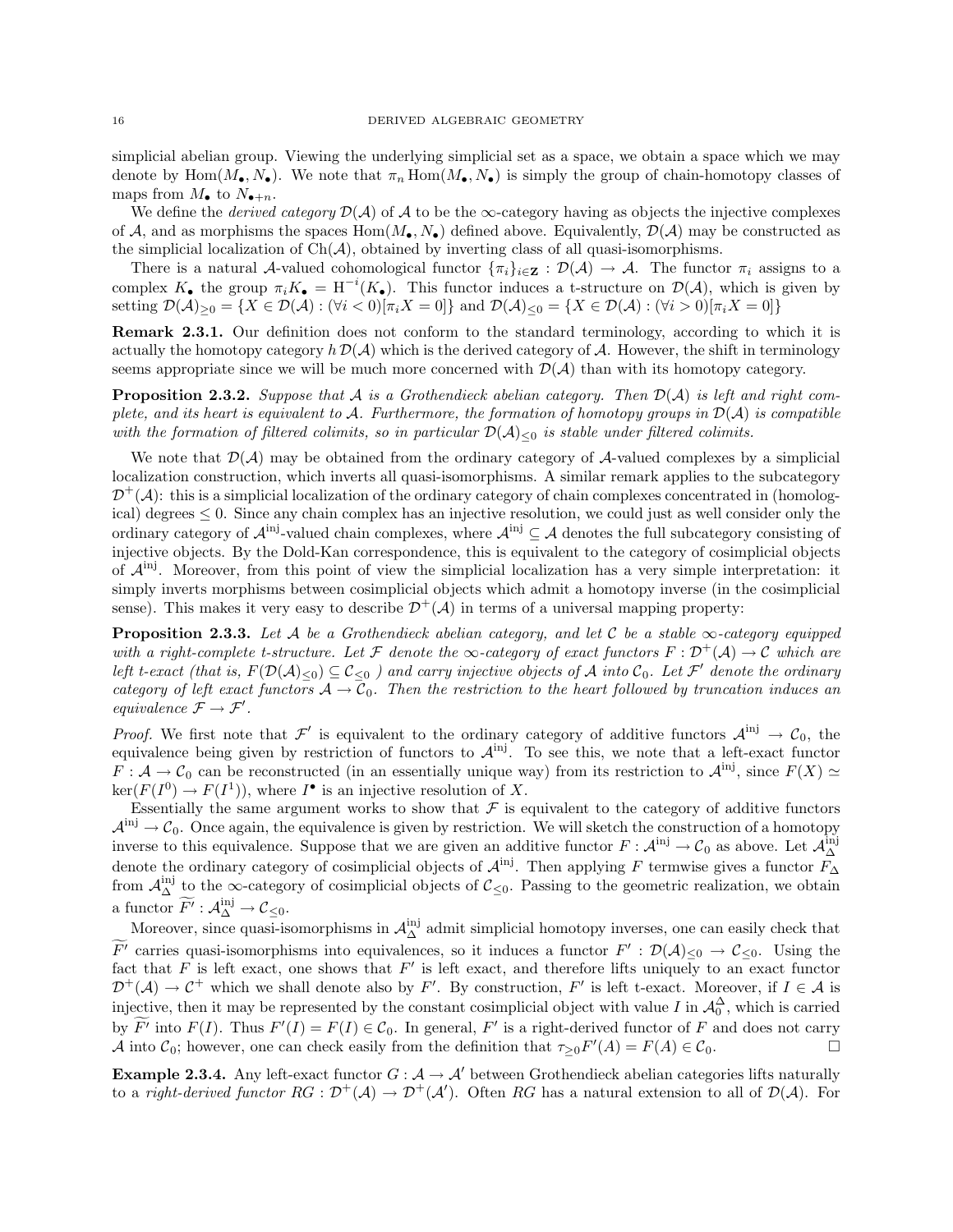simplicial abelian group. Viewing the underlying simplicial set as a space, we obtain a space which we may denote by $\mathrm{Hom}(M_\bullet, N_\bullet)$. We note that $\pi_n \mathrm{Hom}(M_\bullet, N_\bullet)$ is simply the group of chain-homotopy classes of maps from $M_\bullet$ to $N_{\bullet+n}$.

We define the *derived category* $\mathcal{D}(\mathcal{A})$ of $\mathcal{A}$ to be the $\infty$-category having as objects the injective complexes of $\mathcal{A}$, and as morphisms the spaces $\mathrm{Hom}(M_\bullet, N_\bullet)$ defined above. Equivalently, $\mathcal{D}(\mathcal{A})$ may be constructed as the simplicial localization of $\mathrm{Ch}(\mathcal{A})$, obtained by inverting class of all quasi-isomorphisms.

There is a natural $\mathcal{A}$-valued cohomological functor $\{\pi_i\}_{i\in\mathbf{Z}} : \mathcal{D}(\mathcal{A}) \to \mathcal{A}$. The functor $\pi_i$ assigns to a complex $K_\bullet$ the group $\pi_i K_\bullet = \mathrm{H}^{-i}(K_\bullet)$. This functor induces a t-structure on $\mathcal{D}(\mathcal{A})$, which is given by setting $\mathcal{D}(\mathcal{A})_{\geq 0} = \{X \in \mathcal{D}(\mathcal{A}) : (\forall i < 0)[\pi_i X = 0]\}$ and $\mathcal{D}(\mathcal{A})_{\leq 0} = \{X \in \mathcal{D}(\mathcal{A}) : (\forall i > 0)[\pi_i X = 0]\}$

**Remark 2.3.1.** Our definition does not conform to the standard terminology, according to which it is actually the homotopy category $h\,\mathcal{D}(\mathcal{A})$ which is the derived category of $\mathcal{A}$. However, the shift in terminology seems appropriate since we will be much more concerned with $\mathcal{D}(\mathcal{A})$ than with its homotopy category.

**Proposition 2.3.2.** *Suppose that $\mathcal{A}$ is a Grothendieck abelian category. Then $\mathcal{D}(\mathcal{A})$ is left and right complete, and its heart is equivalent to $\mathcal{A}$. Furthermore, the formation of homotopy groups in $\mathcal{D}(\mathcal{A})$ is compatible with the formation of filtered colimits, so in particular $\mathcal{D}(\mathcal{A})_{\leq 0}$ is stable under filtered colimits.*

We note that $\mathcal{D}(\mathcal{A})$ may be obtained from the ordinary category of $\mathcal{A}$-valued complexes by a simplicial localization construction, which inverts all quasi-isomorphisms. A similar remark applies to the subcategory $\mathcal{D}^+(\mathcal{A})$: this is a simplicial localization of the ordinary category of chain complexes concentrated in (homological) degrees $\leq 0$. Since any chain complex has an injective resolution, we could just as well consider only the ordinary category of $\mathcal{A}^{\mathrm{inj}}$-valued chain complexes, where $\mathcal{A}^{\mathrm{inj}} \subseteq \mathcal{A}$ denotes the full subcategory consisting of injective objects. By the Dold-Kan correspondence, this is equivalent to the category of cosimplicial objects of $\mathcal{A}^{\mathrm{inj}}$. Moreover, from this point of view the simplicial localization has a very simple interpretation: it simply inverts morphisms between cosimplicial objects which admit a homotopy inverse (in the cosimplicial sense). This makes it very easy to describe $\mathcal{D}^+(\mathcal{A})$ in terms of a universal mapping property:

**Proposition 2.3.3.** *Let $\mathcal{A}$ be a Grothendieck abelian category, and let $\mathcal{C}$ be a stable $\infty$-category equipped with a right-complete t-structure. Let $\mathcal{F}$ denote the $\infty$-category of exact functors $F : \mathcal{D}^+(\mathcal{A}) \to \mathcal{C}$ which are left t-exact (that is, $F(\mathcal{D}(\mathcal{A})_{\leq 0}) \subseteq \mathcal{C}_{\leq 0}$ ) and carry injective objects of $\mathcal{A}$ into $\mathcal{C}_0$. Let $\mathcal{F}'$ denote the ordinary category of left exact functors $\mathcal{A} \to \mathcal{C}_0$. Then the restriction to the heart followed by truncation induces an equivalence $\mathcal{F} \to \mathcal{F}'$.*

*Proof.* We first note that $\mathcal{F}'$ is equivalent to the ordinary category of additive functors $\mathcal{A}^{\mathrm{inj}} \to \mathcal{C}_0$, the equivalence being given by restriction of functors to $\mathcal{A}^{\mathrm{inj}}$. To see this, we note that a left-exact functor $F : \mathcal{A} \to \mathcal{C}_0$ can be reconstructed (in an essentially unique way) from its restriction to $\mathcal{A}^{\mathrm{inj}}$, since $F(X) \simeq \ker(F(I^0) \to F(I^1))$, where $I^\bullet$ is an injective resolution of $X$.

Essentially the same argument works to show that $\mathcal{F}$ is equivalent to the category of additive functors $\mathcal{A}^{\mathrm{inj}} \to \mathcal{C}_0$. Once again, the equivalence is given by restriction. We will sketch the construction of a homotopy inverse to this equivalence. Suppose that we are given an additive functor $F : \mathcal{A}^{\mathrm{inj}} \to \mathcal{C}_0$ as above. Let $\mathcal{A}^{\mathrm{inj}}_\Delta$ denote the ordinary category of cosimplicial objects of $\mathcal{A}^{\mathrm{inj}}$. Then applying $F$ termwise gives a functor $F_\Delta$ from $\mathcal{A}^{\mathrm{inj}}_\Delta$ to the $\infty$-category of cosimplicial objects of $\mathcal{C}_{\leq 0}$. Passing to the geometric realization, we obtain a functor $\widetilde{F'} : \mathcal{A}^{\mathrm{inj}}_\Delta \to \mathcal{C}_{\leq 0}$.

Moreover, since quasi-isomorphisms in $\mathcal{A}^{\mathrm{inj}}_\Delta$ admit simplicial homotopy inverses, one can easily check that $\widetilde{F'}$ carries quasi-isomorphisms into equivalences, so it induces a functor $F' : \mathcal{D}(\mathcal{A})_{\leq 0} \to \mathcal{C}_{\leq 0}$. Using the fact that $F$ is left exact, one shows that $F'$ is left exact, and therefore lifts uniquely to an exact functor $\mathcal{D}^+(\mathcal{A}) \to \mathcal{C}^+$ which we shall denote also by $F'$. By construction, $F'$ is left t-exact. Moreover, if $I \in \mathcal{A}$ is injective, then it may be represented by the constant cosimplicial object with value $I$ in $\mathcal{A}^\Delta_0$, which is carried by $\widetilde{F'}$ into $F(I)$. Thus $F'(I) = F(I) \in \mathcal{C}_0$. In general, $F'$ is a right-derived functor of $F$ and does not carry $\mathcal{A}$ into $\mathcal{C}_0$; however, one can check easily from the definition that $\tau_{\geq 0} F'(A) = F(A) \in \mathcal{C}_0$. $\square$

**Example 2.3.4.** Any left-exact functor $G : \mathcal{A} \to \mathcal{A}'$ between Grothendieck abelian categories lifts naturally to a *right-derived functor* $RG : \mathcal{D}^+(\mathcal{A}) \to \mathcal{D}^+(\mathcal{A}')$. Often $RG$ has a natural extension to all of $\mathcal{D}(\mathcal{A})$. For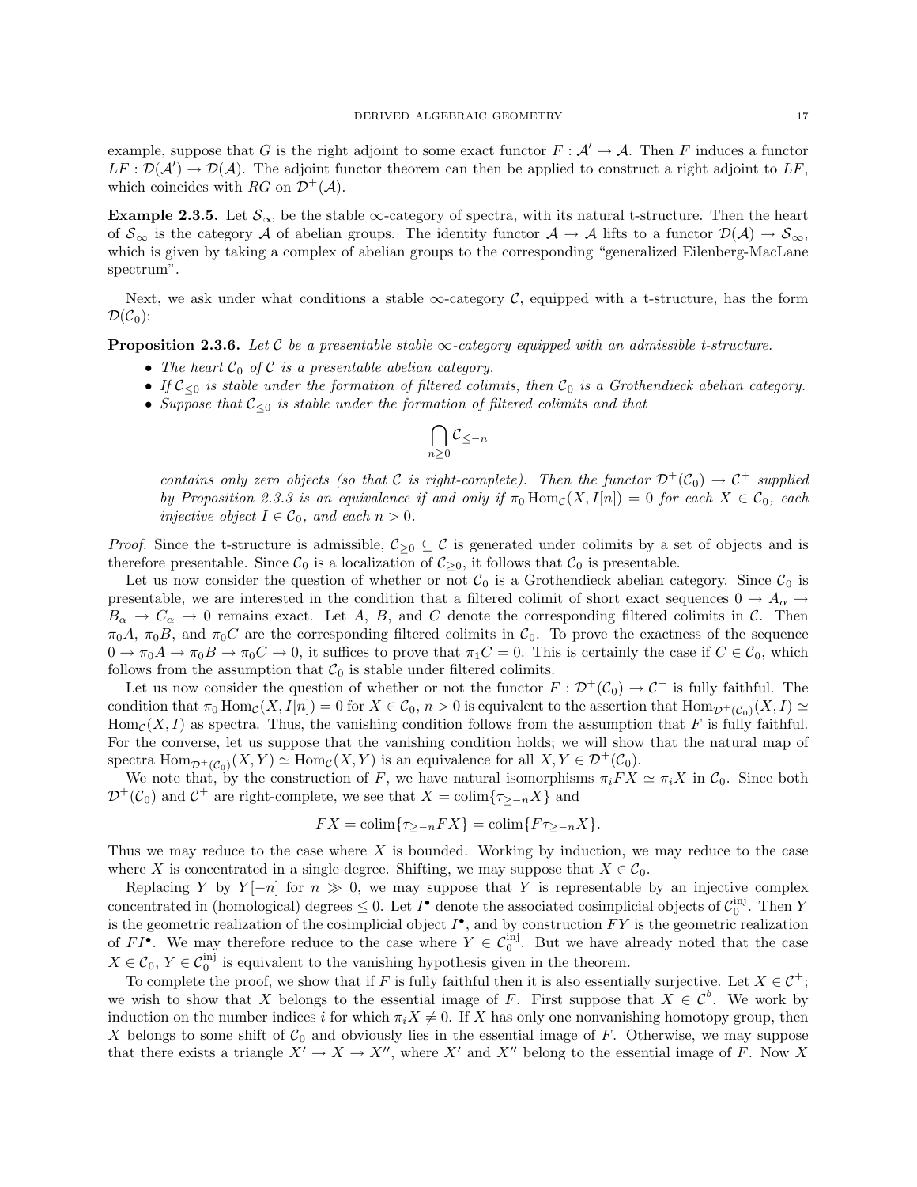example, suppose that $G$ is the right adjoint to some exact functor $F : \mathcal{A}' \to \mathcal{A}$. Then $F$ induces a functor $LF : \mathcal{D}(\mathcal{A}') \to \mathcal{D}(\mathcal{A})$. The adjoint functor theorem can then be applied to construct a right adjoint to $LF$, which coincides with $RG$ on $\mathcal{D}^+(\mathcal{A})$.

**Example 2.3.5.** Let $\mathcal{S}_\infty$ be the stable $\infty$-category of spectra, with its natural t-structure. Then the heart of $\mathcal{S}_\infty$ is the category $\mathcal{A}$ of abelian groups. The identity functor $\mathcal{A} \to \mathcal{A}$ lifts to a functor $\mathcal{D}(\mathcal{A}) \to \mathcal{S}_\infty$, which is given by taking a complex of abelian groups to the corresponding "generalized Eilenberg-MacLane spectrum".

Next, we ask under what conditions a stable $\infty$-category $\mathcal{C}$, equipped with a t-structure, has the form $\mathcal{D}(\mathcal{C}_0)$:

**Proposition 2.3.6.** *Let $\mathcal{C}$ be a presentable stable $\infty$-category equipped with an admissible t-structure.*

- *The heart $\mathcal{C}_0$ of $\mathcal{C}$ is a presentable abelian category.*
- *If $\mathcal{C}_{\leq 0}$ is stable under the formation of filtered colimits, then $\mathcal{C}_0$ is a Grothendieck abelian category.*
- *Suppose that $\mathcal{C}_{\leq 0}$ is stable under the formation of filtered colimits and that*

$$\bigcap_{n \geq 0} \mathcal{C}_{\leq -n}$$

*contains only zero objects (so that $\mathcal{C}$ is right-complete). Then the functor $\mathcal{D}^+(\mathcal{C}_0) \to \mathcal{C}^+$ supplied by Proposition 2.3.3 is an equivalence if and only if $\pi_0 \operatorname{Hom}_{\mathcal{C}}(X, I[n]) = 0$ for each $X \in \mathcal{C}_0$, each injective object $I \in \mathcal{C}_0$, and each $n > 0$.*

*Proof.* Since the t-structure is admissible, $\mathcal{C}_{\geq 0} \subseteq \mathcal{C}$ is generated under colimits by a set of objects and is therefore presentable. Since $\mathcal{C}_0$ is a localization of $\mathcal{C}_{\geq 0}$, it follows that $\mathcal{C}_0$ is presentable.

Let us now consider the question of whether or not $\mathcal{C}_0$ is a Grothendieck abelian category. Since $\mathcal{C}_0$ is presentable, we are interested in the condition that a filtered colimit of short exact sequences $0 \to A_\alpha \to B_\alpha \to C_\alpha \to 0$ remains exact. Let $A$, $B$, and $C$ denote the corresponding filtered colimits in $\mathcal{C}$. Then $\pi_0 A$, $\pi_0 B$, and $\pi_0 C$ are the corresponding filtered colimits in $\mathcal{C}_0$. To prove the exactness of the sequence $0 \to \pi_0 A \to \pi_0 B \to \pi_0 C \to 0$, it suffices to prove that $\pi_1 C = 0$. This is certainly the case if $C \in \mathcal{C}_0$, which follows from the assumption that $\mathcal{C}_0$ is stable under filtered colimits.

Let us now consider the question of whether or not the functor $F : \mathcal{D}^+(\mathcal{C}_0) \to \mathcal{C}^+$ is fully faithful. The condition that $\pi_0 \operatorname{Hom}_{\mathcal{C}}(X, I[n]) = 0$ for $X \in \mathcal{C}_0$, $n > 0$ is equivalent to the assertion that $\operatorname{Hom}_{\mathcal{D}^+(\mathcal{C}_0)}(X, I) \simeq \operatorname{Hom}_{\mathcal{C}}(X, I)$ as spectra. Thus, the vanishing condition follows from the assumption that $F$ is fully faithful. For the converse, let us suppose that the vanishing condition holds; we will show that the natural map of spectra $\operatorname{Hom}_{\mathcal{D}^+(\mathcal{C}_0)}(X, Y) \simeq \operatorname{Hom}_{\mathcal{C}}(X, Y)$ is an equivalence for all $X, Y \in \mathcal{D}^+(\mathcal{C}_0)$.

We note that, by the construction of $F$, we have natural isomorphisms $\pi_i FX \simeq \pi_i X$ in $\mathcal{C}_0$. Since both $\mathcal{D}^+(\mathcal{C}_0)$ and $\mathcal{C}^+$ are right-complete, we see that $X = \operatorname{colim}\{\tau_{\geq -n} X\}$ and

$$FX = \operatorname{colim}\{\tau_{\geq -n} FX\} = \operatorname{colim}\{F \tau_{\geq -n} X\}.$$

Thus we may reduce to the case where $X$ is bounded. Working by induction, we may reduce to the case where $X$ is concentrated in a single degree. Shifting, we may suppose that $X \in \mathcal{C}_0$.

Replacing $Y$ by $Y[-n]$ for $n \gg 0$, we may suppose that $Y$ is representable by an injective complex concentrated in (homological) degrees $\leq 0$. Let $I^\bullet$ denote the associated cosimplicial objects of $\mathcal{C}_0^{\text{inj}}$. Then $Y$ is the geometric realization of the cosimplicial object $I^\bullet$, and by construction $FY$ is the geometric realization of $FI^\bullet$. We may therefore reduce to the case where $Y \in \mathcal{C}_0^{\text{inj}}$. But we have already noted that the case $X \in \mathcal{C}_0$, $Y \in \mathcal{C}_0^{\text{inj}}$ is equivalent to the vanishing hypothesis given in the theorem.

To complete the proof, we show that if $F$ is fully faithful then it is also essentially surjective. Let $X \in \mathcal{C}^+$; we wish to show that $X$ belongs to the essential image of $F$. First suppose that $X \in \mathcal{C}^b$. We work by induction on the number indices $i$ for which $\pi_i X \neq 0$. If $X$ has only one nonvanishing homotopy group, then $X$ belongs to some shift of $\mathcal{C}_0$ and obviously lies in the essential image of $F$. Otherwise, we may suppose that there exists a triangle $X' \to X \to X''$, where $X'$ and $X''$ belong to the essential image of $F$. Now $X$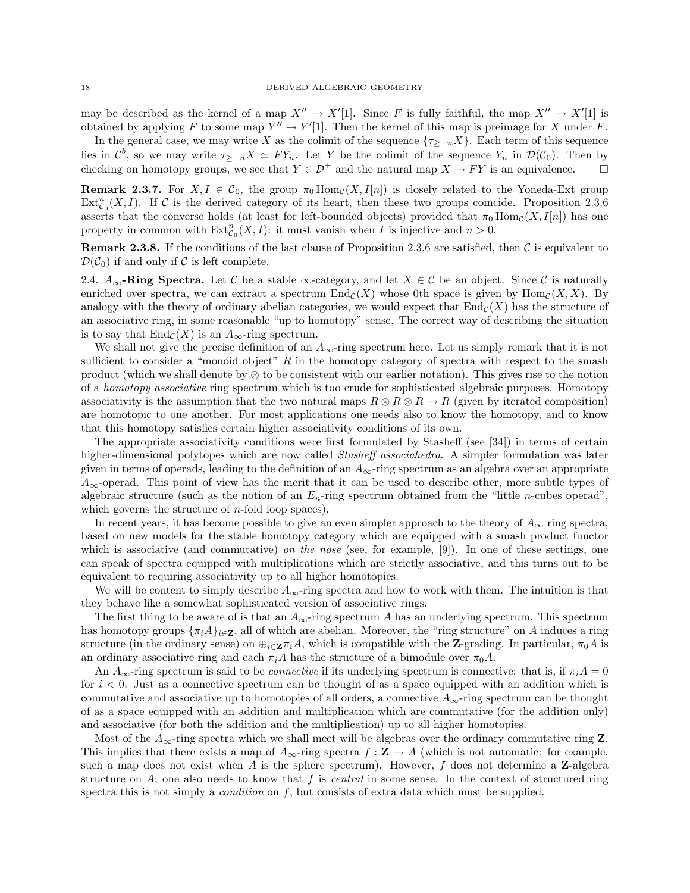may be described as the kernel of a map $X'' \to X'[1]$. Since $F$ is fully faithful, the map $X'' \to X'[1]$ is obtained by applying $F$ to some map $Y'' \to Y'[1]$. Then the kernel of this map is preimage for $X$ under $F$.

In the general case, we may write $X$ as the colimit of the sequence $\{\tau_{\geq -n} X\}$. Each term of this sequence lies in $\mathcal{C}^b$, so we may write $\tau_{\geq -n} X \simeq F Y_n$. Let $Y$ be the colimit of the sequence $Y_n$ in $\mathcal{D}(\mathcal{C}_0)$. Then by checking on homotopy groups, we see that $Y \in \mathcal{D}^+$ and the natural map $X \to FY$ is an equivalence. □

**Remark 2.3.7.** For $X, I \in \mathcal{C}_0$, the group $\pi_0 \operatorname{Hom}_{\mathcal{C}}(X, I[n])$ is closely related to the Yoneda-Ext group $\operatorname{Ext}^n_{\mathcal{C}_0}(X, I)$. If $\mathcal{C}$ is the derived category of its heart, then these two groups coincide. Proposition 2.3.6 asserts that the converse holds (at least for left-bounded objects) provided that $\pi_0 \operatorname{Hom}_{\mathcal{C}}(X, I[n])$ has one property in common with $\operatorname{Ext}^n_{\mathcal{C}_0}(X, I)$: it must vanish when $I$ is injective and $n > 0$.

**Remark 2.3.8.** If the conditions of the last clause of Proposition 2.3.6 are satisfied, then $\mathcal{C}$ is equivalent to $\mathcal{D}(\mathcal{C}_0)$ if and only if $\mathcal{C}$ is left complete.

2.4. **$A_\infty$-Ring Spectra.** Let $\mathcal{C}$ be a stable $\infty$-category, and let $X \in \mathcal{C}$ be an object. Since $\mathcal{C}$ is naturally enriched over spectra, we can extract a spectrum $\operatorname{End}_{\mathcal{C}}(X)$ whose 0th space is given by $\operatorname{Hom}_{\mathcal{C}}(X, X)$. By analogy with the theory of ordinary abelian categories, we would expect that $\operatorname{End}_{\mathcal{C}}(X)$ has the structure of an associative ring, in some reasonable "up to homotopy" sense. The correct way of describing the situation is to say that $\operatorname{End}_{\mathcal{C}}(X)$ is an $A_\infty$-ring spectrum.

We shall not give the precise definition of an $A_\infty$-ring spectrum here. Let us simply remark that it is not sufficient to consider a "monoid object" $R$ in the homotopy category of spectra with respect to the smash product (which we shall denote by $\otimes$ to be consistent with our earlier notation). This gives rise to the notion of a *homotopy associative* ring spectrum which is too crude for sophisticated algebraic purposes. Homotopy associativity is the assumption that the two natural maps $R \otimes R \otimes R \to R$ (given by iterated composition) are homotopic to one another. For most applications one needs also to know the homotopy, and to know that this homotopy satisfies certain higher associativity conditions of its own.

The appropriate associativity conditions were first formulated by Stasheff (see [34]) in terms of certain higher-dimensional polytopes which are now called *Stasheff associahedra*. A simpler formulation was later given in terms of operads, leading to the definition of an $A_\infty$-ring spectrum as an algebra over an appropriate $A_\infty$-operad. This point of view has the merit that it can be used to describe other, more subtle types of algebraic structure (such as the notion of an $E_n$-ring spectrum obtained from the "little $n$-cubes operad", which governs the structure of $n$-fold loop spaces).

In recent years, it has become possible to give an even simpler approach to the theory of $A_\infty$ ring spectra, based on new models for the stable homotopy category which are equipped with a smash product functor which is associative (and commutative) *on the nose* (see, for example, [9]). In one of these settings, one can speak of spectra equipped with multiplications which are strictly associative, and this turns out to be equivalent to requiring associativity up to all higher homotopies.

We will be content to simply describe $A_\infty$-ring spectra and how to work with them. The intuition is that they behave like a somewhat sophisticated version of associative rings.

The first thing to be aware of is that an $A_\infty$-ring spectrum $A$ has an underlying spectrum. This spectrum has homotopy groups $\{\pi_i A\}_{i \in \mathbf{Z}}$, all of which are abelian. Moreover, the "ring structure" on $A$ induces a ring structure (in the ordinary sense) on $\oplus_{i \in \mathbf{Z}} \pi_i A$, which is compatible with the $\mathbf{Z}$-grading. In particular, $\pi_0 A$ is an ordinary associative ring and each $\pi_i A$ has the structure of a bimodule over $\pi_0 A$.

An $A_\infty$-ring spectrum is said to be *connective* if its underlying spectrum is connective: that is, if $\pi_i A = 0$ for $i < 0$. Just as a connective spectrum can be thought of as a space equipped with an addition which is commutative and associative up to homotopies of all orders, a connective $A_\infty$-ring spectrum can be thought of as a space equipped with an addition and multiplication which are commutative (for the addition only) and associative (for both the addition and the multiplication) up to all higher homotopies.

Most of the $A_\infty$-ring spectra which we shall meet will be algebras over the ordinary commutative ring $\mathbf{Z}$. This implies that there exists a map of $A_\infty$-ring spectra $f : \mathbf{Z} \to A$ (which is not automatic: for example, such a map does not exist when $A$ is the sphere spectrum). However, $f$ does not determine a $\mathbf{Z}$-algebra structure on $A$; one also needs to know that $f$ is *central* in some sense. In the context of structured ring spectra this is not simply a *condition* on $f$, but consists of extra data which must be supplied.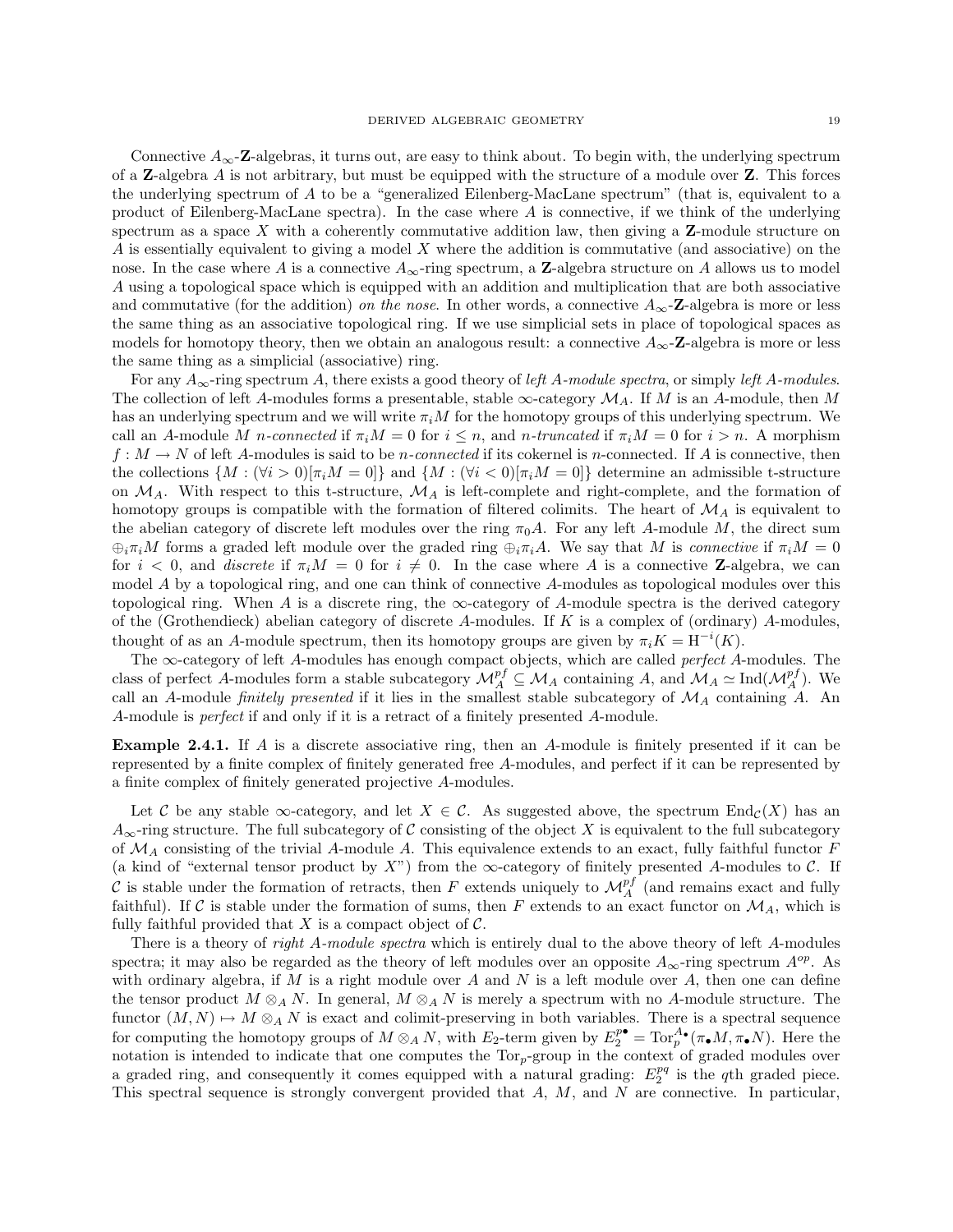Connective $A_\infty$-$\mathbf{Z}$-algebras, it turns out, are easy to think about. To begin with, the underlying spectrum of a $\mathbf{Z}$-algebra $A$ is not arbitrary, but must be equipped with the structure of a module over $\mathbf{Z}$. This forces the underlying spectrum of $A$ to be a "generalized Eilenberg-MacLane spectrum" (that is, equivalent to a product of Eilenberg-MacLane spectra). In the case where $A$ is connective, if we think of the underlying spectrum as a space $X$ with a coherently commutative addition law, then giving a $\mathbf{Z}$-module structure on $A$ is essentially equivalent to giving a model $X$ where the addition is commutative (and associative) on the nose. In the case where $A$ is a connective $A_\infty$-ring spectrum, a $\mathbf{Z}$-algebra structure on $A$ allows us to model $A$ using a topological space which is equipped with an addition and multiplication that are both associative and commutative (for the addition) *on the nose*. In other words, a connective $A_\infty$-$\mathbf{Z}$-algebra is more or less the same thing as an associative topological ring. If we use simplicial sets in place of topological spaces as models for homotopy theory, then we obtain an analogous result: a connective $A_\infty$-$\mathbf{Z}$-algebra is more or less the same thing as a simplicial (associative) ring.

For any $A_\infty$-ring spectrum $A$, there exists a good theory of *left $A$-module spectra*, or simply *left $A$-modules*. The collection of left $A$-modules forms a presentable, stable $\infty$-category $\mathcal{M}_A$. If $M$ is an $A$-module, then $M$ has an underlying spectrum and we will write $\pi_i M$ for the homotopy groups of this underlying spectrum. We call an $A$-module $M$ *$n$-connected* if $\pi_i M = 0$ for $i \leq n$, and *$n$-truncated* if $\pi_i M = 0$ for $i > n$. A morphism $f : M \to N$ of left $A$-modules is said to be *$n$-connected* if its cokernel is $n$-connected. If $A$ is connective, then the collections $\{M : (\forall i > 0)[\pi_i M = 0]\}$ and $\{M : (\forall i < 0)[\pi_i M = 0]\}$ determine an admissible t-structure on $\mathcal{M}_A$. With respect to this t-structure, $\mathcal{M}_A$ is left-complete and right-complete, and the formation of homotopy groups is compatible with the formation of filtered colimits. The heart of $\mathcal{M}_A$ is equivalent to the abelian category of discrete left modules over the ring $\pi_0 A$. For any left $A$-module $M$, the direct sum $\oplus_i \pi_i M$ forms a graded left module over the graded ring $\oplus_i \pi_i A$. We say that $M$ is *connective* if $\pi_i M = 0$ for $i < 0$, and *discrete* if $\pi_i M = 0$ for $i \neq 0$. In the case where $A$ is a connective $\mathbf{Z}$-algebra, we can model $A$ by a topological ring, and one can think of connective $A$-modules as topological modules over this topological ring. When $A$ is a discrete ring, the $\infty$-category of $A$-module spectra is the derived category of the (Grothendieck) abelian category of discrete $A$-modules. If $K$ is a complex of (ordinary) $A$-modules, thought of as an $A$-module spectrum, then its homotopy groups are given by $\pi_i K = \mathrm{H}^{-i}(K)$.

The $\infty$-category of left $A$-modules has enough compact objects, which are called *perfect* $A$-modules. The class of perfect $A$-modules form a stable subcategory $\mathcal{M}_A^{pf} \subseteq \mathcal{M}_A$ containing $A$, and $\mathcal{M}_A \simeq \mathrm{Ind}(\mathcal{M}_A^{pf})$. We call an $A$-module *finitely presented* if it lies in the smallest stable subcategory of $\mathcal{M}_A$ containing $A$. An $A$-module is *perfect* if and only if it is a retract of a finitely presented $A$-module.

**Example 2.4.1.** If $A$ is a discrete associative ring, then an $A$-module is finitely presented if it can be represented by a finite complex of finitely generated free $A$-modules, and perfect if it can be represented by a finite complex of finitely generated projective $A$-modules.

Let $\mathcal{C}$ be any stable $\infty$-category, and let $X \in \mathcal{C}$. As suggested above, the spectrum $\mathrm{End}_{\mathcal{C}}(X)$ has an $A_\infty$-ring structure. The full subcategory of $\mathcal{C}$ consisting of the object $X$ is equivalent to the full subcategory of $\mathcal{M}_A$ consisting of the trivial $A$-module $A$. This equivalence extends to an exact, fully faithful functor $F$ (a kind of "external tensor product by $X$") from the $\infty$-category of finitely presented $A$-modules to $\mathcal{C}$. If $\mathcal{C}$ is stable under the formation of retracts, then $F$ extends uniquely to $\mathcal{M}_A^{pf}$ (and remains exact and fully faithful). If $\mathcal{C}$ is stable under the formation of sums, then $F$ extends to an exact functor on $\mathcal{M}_A$, which is fully faithful provided that $X$ is a compact object of $\mathcal{C}$.

There is a theory of *right $A$-module spectra* which is entirely dual to the above theory of left $A$-modules spectra; it may also be regarded as the theory of left modules over an opposite $A_\infty$-ring spectrum $A^{op}$. As with ordinary algebra, if $M$ is a right module over $A$ and $N$ is a left module over $A$, then one can define the tensor product $M \otimes_A N$. In general, $M \otimes_A N$ is merely a spectrum with no $A$-module structure. The functor $(M, N) \mapsto M \otimes_A N$ is exact and colimit-preserving in both variables. There is a spectral sequence for computing the homotopy groups of $M \otimes_A N$, with $E_2$-term given by $E_2^{p\bullet} = \mathrm{Tor}_p^{A_\bullet}(\pi_\bullet M, \pi_\bullet N)$. Here the notation is intended to indicate that one computes the $\mathrm{Tor}_p$-group in the context of graded modules over a graded ring, and consequently it comes equipped with a natural grading: $E_2^{pq}$ is the $q$th graded piece. This spectral sequence is strongly convergent provided that $A$, $M$, and $N$ are connective. In particular,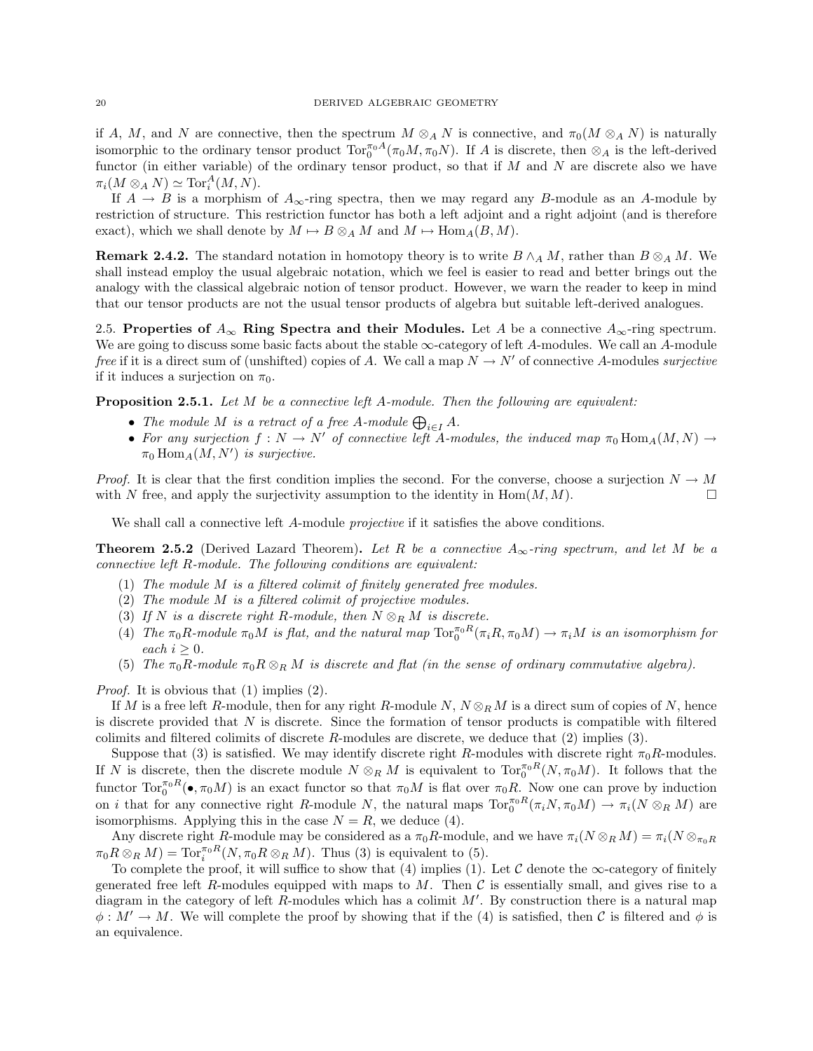if $A$, $M$, and $N$ are connective, then the spectrum $M \otimes_A N$ is connective, and $\pi_0(M \otimes_A N)$ is naturally isomorphic to the ordinary tensor product $\mathrm{Tor}_0^{\pi_0 A}(\pi_0 M, \pi_0 N)$. If $A$ is discrete, then $\otimes_A$ is the left-derived functor (in either variable) of the ordinary tensor product, so that if $M$ and $N$ are discrete also we have $\pi_i(M \otimes_A N) \simeq \mathrm{Tor}_i^A(M, N)$.

If $A \to B$ is a morphism of $A_\infty$-ring spectra, then we may regard any $B$-module as an $A$-module by restriction of structure. This restriction functor has both a left adjoint and a right adjoint (and is therefore exact), which we shall denote by $M \mapsto B \otimes_A M$ and $M \mapsto \mathrm{Hom}_A(B, M)$.

**Remark 2.4.2.** The standard notation in homotopy theory is to write $B \wedge_A M$, rather than $B \otimes_A M$. We shall instead employ the usual algebraic notation, which we feel is easier to read and better brings out the analogy with the classical algebraic notion of tensor product. However, we warn the reader to keep in mind that our tensor products are not the usual tensor products of algebra but suitable left-derived analogues.

## 2.5. Properties of $A_\infty$ Ring Spectra and their Modules.

Let $A$ be a connective $A_\infty$-ring spectrum. We are going to discuss some basic facts about the stable $\infty$-category of left $A$-modules. We call an $A$-module *free* if it is a direct sum of (unshifted) copies of $A$. We call a map $N \to N'$ of connective $A$-modules *surjective* if it induces a surjection on $\pi_0$.

**Proposition 2.5.1.** *Let $M$ be a connective left $A$-module. Then the following are equivalent:*

- *The module $M$ is a retract of a free $A$-module $\bigoplus_{i \in I} A$.*
- *For any surjection $f : N \to N'$ of connective left $A$-modules, the induced map $\pi_0 \mathrm{Hom}_A(M, N) \to \pi_0 \mathrm{Hom}_A(M, N')$ is surjective.*

*Proof.* It is clear that the first condition implies the second. For the converse, choose a surjection $N \to M$ with $N$ free, and apply the surjectivity assumption to the identity in $\mathrm{Hom}(M, M)$. □

We shall call a connective left $A$-module *projective* if it satisfies the above conditions.

**Theorem 2.5.2** (Derived Lazard Theorem)**.** *Let $R$ be a connective $A_\infty$-ring spectrum, and let $M$ be a connective left $R$-module. The following conditions are equivalent:*

1. *The module $M$ is a filtered colimit of finitely generated free modules.*
2. *The module $M$ is a filtered colimit of projective modules.*
3. *If $N$ is a discrete right $R$-module, then $N \otimes_R M$ is discrete.*
4. *The $\pi_0 R$-module $\pi_0 M$ is flat, and the natural map $\mathrm{Tor}_0^{\pi_0 R}(\pi_i R, \pi_0 M) \to \pi_i M$ is an isomorphism for each $i \geq 0$.*
5. *The $\pi_0 R$-module $\pi_0 R \otimes_R M$ is discrete and flat (in the sense of ordinary commutative algebra).*

*Proof.* It is obvious that (1) implies (2).

If $M$ is a free left $R$-module, then for any right $R$-module $N$, $N \otimes_R M$ is a direct sum of copies of $N$, hence is discrete provided that $N$ is discrete. Since the formation of tensor products is compatible with filtered colimits and filtered colimits of discrete $R$-modules are discrete, we deduce that (2) implies (3).

Suppose that (3) is satisfied. We may identify discrete right $R$-modules with discrete right $\pi_0 R$-modules. If $N$ is discrete, then the discrete module $N \otimes_R M$ is equivalent to $\mathrm{Tor}_0^{\pi_0 R}(N, \pi_0 M)$. It follows that the functor $\mathrm{Tor}_0^{\pi_0 R}(\bullet, \pi_0 M)$ is an exact functor so that $\pi_0 M$ is flat over $\pi_0 R$. Now one can prove by induction on $i$ that for any connective right $R$-module $N$, the natural maps $\mathrm{Tor}_0^{\pi_0 R}(\pi_i N, \pi_0 M) \to \pi_i(N \otimes_R M)$ are isomorphisms. Applying this in the case $N = R$, we deduce (4).

Any discrete right $R$-module may be considered as a $\pi_0 R$-module, and we have $\pi_i(N \otimes_R M) = \pi_i(N \otimes_{\pi_0 R} \pi_0 R \otimes_R M) = \mathrm{Tor}_i^{\pi_0 R}(N, \pi_0 R \otimes_R M)$. Thus (3) is equivalent to (5).

To complete the proof, it will suffice to show that (4) implies (1). Let $\mathcal{C}$ denote the $\infty$-category of finitely generated free left $R$-modules equipped with maps to $M$. Then $\mathcal{C}$ is essentially small, and gives rise to a diagram in the category of left $R$-modules which has a colimit $M'$. By construction there is a natural map $\phi : M' \to M$. We will complete the proof by showing that if the (4) is satisfied, then $\mathcal{C}$ is filtered and $\phi$ is an equivalence.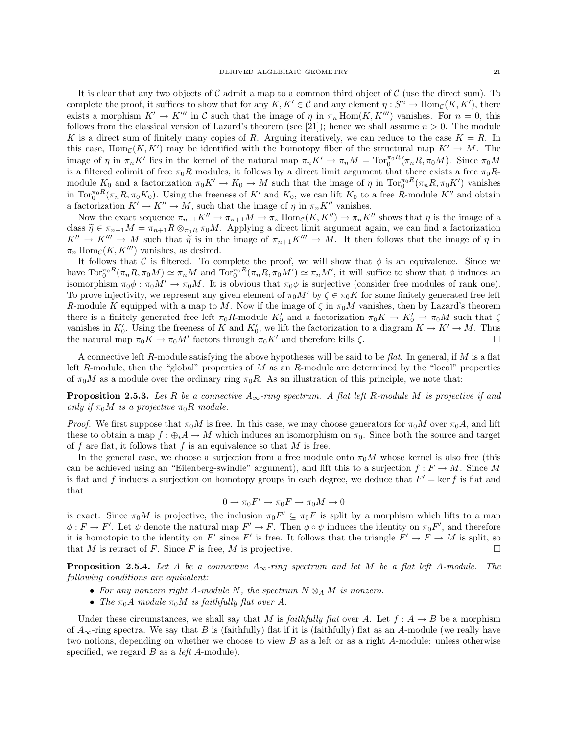It is clear that any two objects of $\mathcal{C}$ admit a map to a common third object of $\mathcal{C}$ (use the direct sum). To complete the proof, it suffices to show that for any $K, K' \in \mathcal{C}$ and any element $\eta : S^n \to \mathrm{Hom}_{\mathcal{C}}(K, K')$, there exists a morphism $K' \to K'''$ in $\mathcal{C}$ such that the image of $\eta$ in $\pi_n \mathrm{Hom}(K, K''')$ vanishes. For $n = 0$, this follows from the classical version of Lazard's theorem (see [21]); hence we shall assume $n > 0$. The module $K$ is a direct sum of finitely many copies of $R$. Arguing iteratively, we can reduce to the case $K = R$. In this case, $\mathrm{Hom}_{\mathcal{C}}(K, K')$ may be identified with the homotopy fiber of the structural map $K' \to M$. The image of $\eta$ in $\pi_n K'$ lies in the kernel of the natural map $\pi_n K' \to \pi_n M = \mathrm{Tor}_0^{\pi_0 R}(\pi_n R, \pi_0 M)$. Since $\pi_0 M$ is a filtered colimit of free $\pi_0 R$ modules, it follows by a direct limit argument that there exists a free $\pi_0 R$-module $K_0$ and a factorization $\pi_0 K' \to K_0 \to M$ such that the image of $\eta$ in $\mathrm{Tor}_0^{\pi_0 R}(\pi_n R, \pi_0 K')$ vanishes in $\mathrm{Tor}_0^{\pi_0 R}(\pi_n R, \pi_0 K_0)$. Using the freeness of $K'$ and $K_0$, we can lift $K_0$ to a free $R$-module $K''$ and obtain a factorization $K' \to K'' \to M$, such that the image of $\eta$ in $\pi_n K''$ vanishes.

Now the exact sequence $\pi_{n+1} K'' \to \pi_{n+1} M \to \pi_n \mathrm{Hom}_{\mathcal{C}}(K, K'') \to \pi_n K''$ shows that $\eta$ is the image of a class $\widetilde{\eta} \in \pi_{n+1} M = \pi_{n+1} R \otimes_{\pi_0 R} \pi_0 M$. Applying a direct limit argument again, we can find a factorization $K'' \to K''' \to M$ such that $\widetilde{\eta}$ is in the image of $\pi_{n+1} K''' \to M$. It then follows that the image of $\eta$ in $\pi_n \mathrm{Hom}_{\mathcal{C}}(K, K''')$ vanishes, as desired.

It follows that $\mathcal{C}$ is filtered. To complete the proof, we will show that $\phi$ is an equivalence. Since we have $\mathrm{Tor}_0^{\pi_0 R}(\pi_n R, \pi_0 M) \simeq \pi_n M$ and $\mathrm{Tor}_0^{\pi_0 R}(\pi_n R, \pi_0 M') \simeq \pi_n M'$, it will suffice to show that $\phi$ induces an isomorphism $\pi_0 \phi : \pi_0 M' \to \pi_0 M$. It is obvious that $\pi_0 \phi$ is surjective (consider free modules of rank one). To prove injectivity, we represent any given element of $\pi_0 M'$ by $\zeta \in \pi_0 K$ for some finitely generated free left $R$-module $K$ equipped with a map to $M$. Now if the image of $\zeta$ in $\pi_0 M$ vanishes, then by Lazard's theorem there is a finitely generated free left $\pi_0 R$-module $K_0'$ and a factorization $\pi_0 K \to K_0' \to \pi_0 M$ such that $\zeta$ vanishes in $K_0'$. Using the freeness of $K$ and $K_0'$, we lift the factorization to a diagram $K \to K' \to M$. Thus the natural map $\pi_0 K \to \pi_0 M'$ factors through $\pi_0 K'$ and therefore kills $\zeta$. ☐

A connective left $R$-module satisfying the above hypotheses will be said to be *flat*. In general, if $M$ is a flat left $R$-module, then the "global" properties of $M$ as an $R$-module are determined by the "local" properties of $\pi_0 M$ as a module over the ordinary ring $\pi_0 R$. As an illustration of this principle, we note that:

**Proposition 2.5.3.** *Let $R$ be a connective $A_\infty$-ring spectrum. A flat left $R$-module $M$ is projective if and only if $\pi_0 M$ is a projective $\pi_0 R$ module.*

*Proof.* We first suppose that $\pi_0 M$ is free. In this case, we may choose generators for $\pi_0 M$ over $\pi_0 A$, and lift these to obtain a map $f : \oplus_i A \to M$ which induces an isomorphism on $\pi_0$. Since both the source and target of $f$ are flat, it follows that $f$ is an equivalence so that $M$ is free.

In the general case, we choose a surjection from a free module onto $\pi_0 M$ whose kernel is also free (this can be achieved using an "Eilenberg-swindle" argument), and lift this to a surjection $f : F \to M$. Since $M$ is flat and $f$ induces a surjection on homotopy groups in each degree, we deduce that $F' = \ker f$ is flat and that

$$0 \to \pi_0 F' \to \pi_0 F \to \pi_0 M \to 0$$

is exact. Since $\pi_0 M$ is projective, the inclusion $\pi_0 F' \subseteq \pi_0 F$ is split by a morphism which lifts to a map $\phi : F \to F'$. Let $\psi$ denote the natural map $F' \to F$. Then $\phi \circ \psi$ induces the identity on $\pi_0 F'$, and therefore it is homotopic to the identity on $F'$ since $F'$ is free. It follows that the triangle $F' \to F \to M$ is split, so that $M$ is retract of $F$. Since $F$ is free, $M$ is projective. ☐

**Proposition 2.5.4.** *Let $A$ be a connective $A_\infty$-ring spectrum and let $M$ be a flat left $A$-module. The following conditions are equivalent:*

- *For any nonzero right $A$-module $N$, the spectrum $N \otimes_A M$ is nonzero.*
- *The $\pi_0 A$ module $\pi_0 M$ is faithfully flat over $A$.*

Under these circumstances, we shall say that $M$ is *faithfully flat* over $A$. Let $f : A \to B$ be a morphism of $A_\infty$-ring spectra. We say that $B$ is (faithfully) flat if it is (faithfully) flat as an $A$-module (we really have two notions, depending on whether we choose to view $B$ as a left or as a right $A$-module: unless otherwise specified, we regard $B$ as a *left* $A$-module).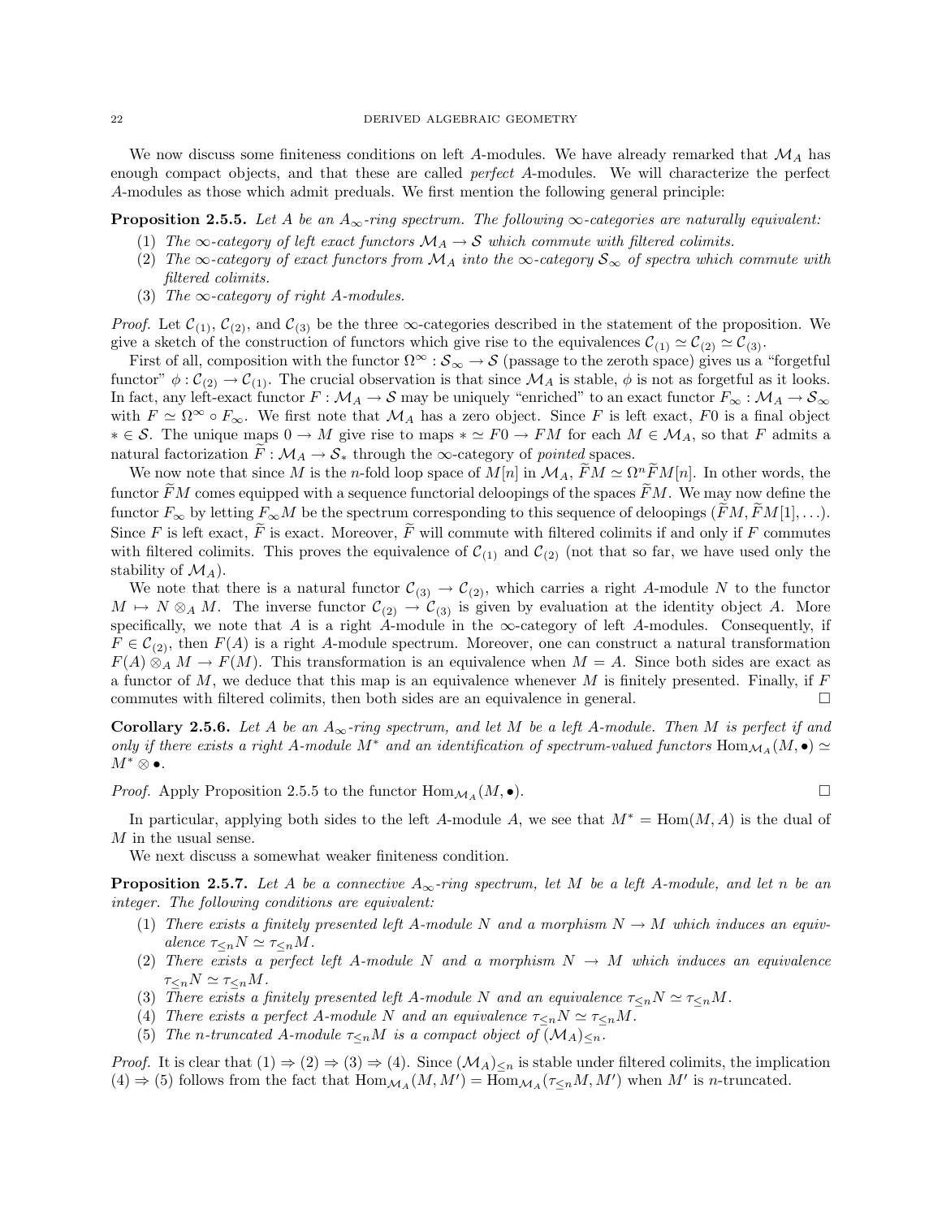We now discuss some finiteness conditions on left $A$-modules. We have already remarked that $\mathcal{M}_A$ has enough compact objects, and that these are called *perfect* $A$-modules. We will characterize the perfect $A$-modules as those which admit preduals. We first mention the following general principle:

**Proposition 2.5.5.** *Let $A$ be an $A_\infty$-ring spectrum. The following $\infty$-categories are naturally equivalent:*

1. *The $\infty$-category of left exact functors $\mathcal{M}_A \to \mathcal{S}$ which commute with filtered colimits.*
2. *The $\infty$-category of exact functors from $\mathcal{M}_A$ into the $\infty$-category $\mathcal{S}_\infty$ of spectra which commute with filtered colimits.*
3. *The $\infty$-category of right $A$-modules.*

*Proof.* Let $\mathcal{C}_{(1)}$, $\mathcal{C}_{(2)}$, and $\mathcal{C}_{(3)}$ be the three $\infty$-categories described in the statement of the proposition. We give a sketch of the construction of functors which give rise to the equivalences $\mathcal{C}_{(1)} \simeq \mathcal{C}_{(2)} \simeq \mathcal{C}_{(3)}$.

First of all, composition with the functor $\Omega^\infty : \mathcal{S}_\infty \to \mathcal{S}$ (passage to the zeroth space) gives us a "forgetful functor" $\phi : \mathcal{C}_{(2)} \to \mathcal{C}_{(1)}$. The crucial observation is that since $\mathcal{M}_A$ is stable, $\phi$ is not as forgetful as it looks. In fact, any left-exact functor $F : \mathcal{M}_A \to \mathcal{S}$ may be uniquely "enriched" to an exact functor $F_\infty : \mathcal{M}_A \to \mathcal{S}_\infty$ with $F \simeq \Omega^\infty \circ F_\infty$. We first note that $\mathcal{M}_A$ has a zero object. Since $F$ is left exact, $F0$ is a final object $* \in \mathcal{S}$. The unique maps $0 \to M$ give rise to maps $* \simeq F0 \to FM$ for each $M \in \mathcal{M}_A$, so that $F$ admits a natural factorization $\widetilde{F} : \mathcal{M}_A \to \mathcal{S}_*$ through the $\infty$-category of *pointed* spaces.

We now note that since $M$ is the $n$-fold loop space of $M[n]$ in $\mathcal{M}_A$, $\widetilde{F}M \simeq \Omega^n \widetilde{F}M[n]$. In other words, the functor $\widetilde{F}M$ comes equipped with a sequence functorial deloopings of the spaces $\widetilde{F}M$. We may now define the functor $F_\infty$ by letting $F_\infty M$ be the spectrum corresponding to this sequence of deloopings $(\widetilde{F}M, \widetilde{F}M[1], \ldots)$. Since $F$ is left exact, $\widetilde{F}$ is exact. Moreover, $\widetilde{F}$ will commute with filtered colimits if and only if $F$ commutes with filtered colimits. This proves the equivalence of $\mathcal{C}_{(1)}$ and $\mathcal{C}_{(2)}$ (not that so far, we have used only the stability of $\mathcal{M}_A$).

We note that there is a natural functor $\mathcal{C}_{(3)} \to \mathcal{C}_{(2)}$, which carries a right $A$-module $N$ to the functor $M \mapsto N \otimes_A M$. The inverse functor $\mathcal{C}_{(2)} \to \mathcal{C}_{(3)}$ is given by evaluation at the identity object $A$. More specifically, we note that $A$ is a right $A$-module in the $\infty$-category of left $A$-modules. Consequently, if $F \in \mathcal{C}_{(2)}$, then $F(A)$ is a right $A$-module spectrum. Moreover, one can construct a natural transformation $F(A) \otimes_A M \to F(M)$. This transformation is an equivalence when $M = A$. Since both sides are exact as a functor of $M$, we deduce that this map is an equivalence whenever $M$ is finitely presented. Finally, if $F$ commutes with filtered colimits, then both sides are an equivalence in general. $\square$

**Corollary 2.5.6.** *Let $A$ be an $A_\infty$-ring spectrum, and let $M$ be a left $A$-module. Then $M$ is perfect if and only if there exists a right $A$-module $M^*$ and an identification of spectrum-valued functors $\mathrm{Hom}_{\mathcal{M}_A}(M, \bullet) \simeq M^* \otimes \bullet$.*

*Proof.* Apply Proposition 2.5.5 to the functor $\mathrm{Hom}_{\mathcal{M}_A}(M, \bullet)$. $\square$

In particular, applying both sides to the left $A$-module $A$, we see that $M^* = \mathrm{Hom}(M, A)$ is the dual of $M$ in the usual sense.

We next discuss a somewhat weaker finiteness condition.

**Proposition 2.5.7.** *Let $A$ be a connective $A_\infty$-ring spectrum, let $M$ be a left $A$-module, and let $n$ be an integer. The following conditions are equivalent:*

1. *There exists a finitely presented left $A$-module $N$ and a morphism $N \to M$ which induces an equivalence $\tau_{\leq n} N \simeq \tau_{\leq n} M$.*
2. *There exists a perfect left $A$-module $N$ and a morphism $N \to M$ which induces an equivalence $\tau_{\leq n} N \simeq \tau_{\leq n} M$.*
3. *There exists a finitely presented left $A$-module $N$ and an equivalence $\tau_{\leq n} N \simeq \tau_{\leq n} M$.*
4. *There exists a perfect $A$-module $N$ and an equivalence $\tau_{\leq n} N \simeq \tau_{\leq n} M$.*
5. *The $n$-truncated $A$-module $\tau_{\leq n} M$ is a compact object of $(\mathcal{M}_A)_{\leq n}$.*

*Proof.* It is clear that (1) $\Rightarrow$ (2) $\Rightarrow$ (3) $\Rightarrow$ (4). Since $(\mathcal{M}_A)_{\leq n}$ is stable under filtered colimits, the implication (4) $\Rightarrow$ (5) follows from the fact that $\mathrm{Hom}_{\mathcal{M}_A}(M, M') = \mathrm{Hom}_{\mathcal{M}_A}(\tau_{\leq n} M, M')$ when $M'$ is $n$-truncated.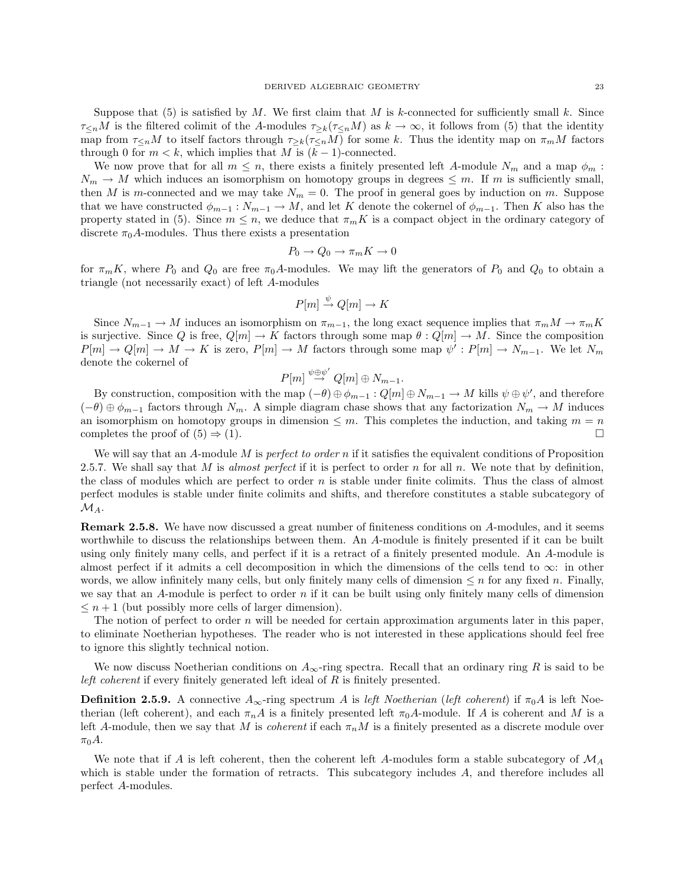Suppose that (5) is satisfied by $M$. We first claim that $M$ is $k$-connected for sufficiently small $k$. Since $\tau_{\leq n} M$ is the filtered colimit of the $A$-modules $\tau_{\geq k}(\tau_{\leq n} M)$ as $k \to \infty$, it follows from (5) that the identity map from $\tau_{\leq n} M$ to itself factors through $\tau_{\geq k}(\tau_{\leq n} M)$ for some $k$. Thus the identity map on $\pi_m M$ factors through 0 for $m < k$, which implies that $M$ is $(k-1)$-connected.

We now prove that for all $m \leq n$, there exists a finitely presented left $A$-module $N_m$ and a map $\phi_m : N_m \to M$ which induces an isomorphism on homotopy groups in degrees $\leq m$. If $m$ is sufficiently small, then $M$ is $m$-connected and we may take $N_m = 0$. The proof in general goes by induction on $m$. Suppose that we have constructed $\phi_{m-1} : N_{m-1} \to M$, and let $K$ denote the cokernel of $\phi_{m-1}$. Then $K$ also has the property stated in (5). Since $m \leq n$, we deduce that $\pi_m K$ is a compact object in the ordinary category of discrete $\pi_0 A$-modules. Thus there exists a presentation

$$P_0 \to Q_0 \to \pi_m K \to 0$$

for $\pi_m K$, where $P_0$ and $Q_0$ are free $\pi_0 A$-modules. We may lift the generators of $P_0$ and $Q_0$ to obtain a triangle (not necessarily exact) of left $A$-modules

$$P[m] \stackrel{\psi}{\to} Q[m] \to K$$

Since $N_{m-1} \to M$ induces an isomorphism on $\pi_{m-1}$, the long exact sequence implies that $\pi_m M \to \pi_m K$ is surjective. Since $Q$ is free, $Q[m] \to K$ factors through some map $\theta : Q[m] \to M$. Since the composition $P[m] \to Q[m] \to M \to K$ is zero, $P[m] \to M$ factors through some map $\psi' : P[m] \to N_{m-1}$. We let $N_m$ denote the cokernel of

$$P[m] \stackrel{\psi \oplus \psi'}{\to} Q[m] \oplus N_{m-1}.$$

By construction, composition with the map $(-\theta) \oplus \phi_{m-1} : Q[m] \oplus N_{m-1} \to M$ kills $\psi \oplus \psi'$, and therefore $(-\theta) \oplus \phi_{m-1}$ factors through $N_m$. A simple diagram chase shows that any factorization $N_m \to M$ induces an isomorphism on homotopy groups in dimension $\leq m$. This completes the induction, and taking $m = n$ completes the proof of (5) $\Rightarrow$ (1). $\square$

We will say that an $A$-module $M$ is *perfect to order* $n$ if it satisfies the equivalent conditions of Proposition 2.5.7. We shall say that $M$ is *almost perfect* if it is perfect to order $n$ for all $n$. We note that by definition, the class of modules which are perfect to order $n$ is stable under finite colimits. Thus the class of almost perfect modules is stable under finite colimits and shifts, and therefore constitutes a stable subcategory of $\mathcal{M}_A$.

**Remark 2.5.8.** We have now discussed a great number of finiteness conditions on $A$-modules, and it seems worthwhile to discuss the relationships between them. An $A$-module is finitely presented if it can be built using only finitely many cells, and perfect if it is a retract of a finitely presented module. An $A$-module is almost perfect if it admits a cell decomposition in which the dimensions of the cells tend to $\infty$: in other words, we allow infinitely many cells, but only finitely many cells of dimension $\leq n$ for any fixed $n$. Finally, we say that an $A$-module is perfect to order $n$ if it can be built using only finitely many cells of dimension $\leq n+1$ (but possibly more cells of larger dimension).

The notion of perfect to order $n$ will be needed for certain approximation arguments later in this paper, to eliminate Noetherian hypotheses. The reader who is not interested in these applications should feel free to ignore this slightly technical notion.

We now discuss Noetherian conditions on $A_\infty$-ring spectra. Recall that an ordinary ring $R$ is said to be *left coherent* if every finitely generated left ideal of $R$ is finitely presented.

**Definition 2.5.9.** A connective $A_\infty$-ring spectrum $A$ is *left Noetherian* (*left coherent*) if $\pi_0 A$ is left Noetherian (left coherent), and each $\pi_n A$ is a finitely presented left $\pi_0 A$-module. If $A$ is coherent and $M$ is a left $A$-module, then we say that $M$ is *coherent* if each $\pi_n M$ is a finitely presented as a discrete module over $\pi_0 A$.

We note that if $A$ is left coherent, then the coherent left $A$-modules form a stable subcategory of $\mathcal{M}_A$ which is stable under the formation of retracts. This subcategory includes $A$, and therefore includes all perfect $A$-modules.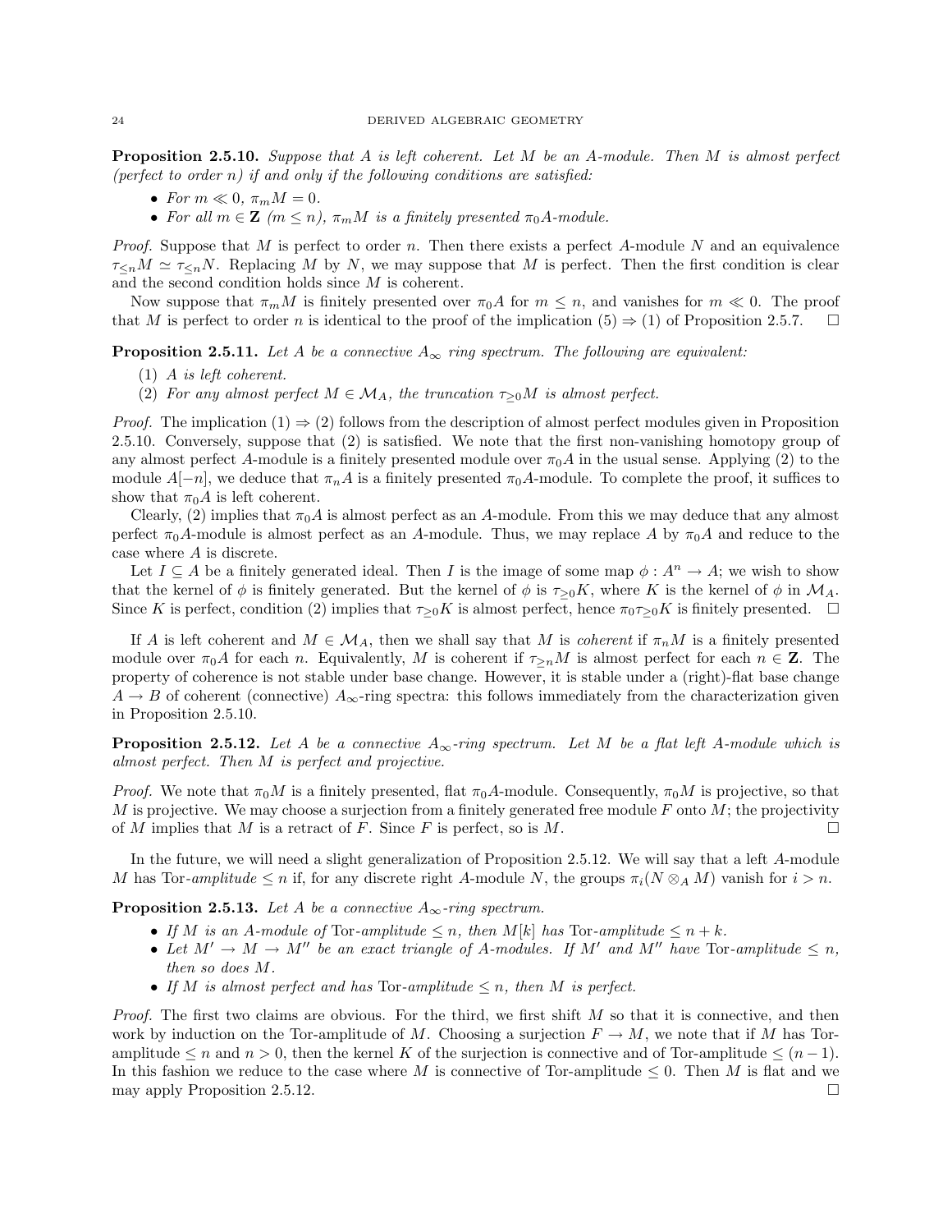**Proposition 2.5.10.** *Suppose that $A$ is left coherent. Let $M$ be an $A$-module. Then $M$ is almost perfect (perfect to order $n$) if and only if the following conditions are satisfied:*

- *For $m \ll 0$, $\pi_m M = 0$.*
- *For all $m \in \mathbf{Z}$ ($m \leq n$), $\pi_m M$ is a finitely presented $\pi_0 A$-module.*

*Proof.* Suppose that $M$ is perfect to order $n$. Then there exists a perfect $A$-module $N$ and an equivalence $\tau_{\leq n} M \simeq \tau_{\leq n} N$. Replacing $M$ by $N$, we may suppose that $M$ is perfect. Then the first condition is clear and the second condition holds since $M$ is coherent.

Now suppose that $\pi_m M$ is finitely presented over $\pi_0 A$ for $m \leq n$, and vanishes for $m \ll 0$. The proof that $M$ is perfect to order $n$ is identical to the proof of the implication (5) $\Rightarrow$ (1) of Proposition 2.5.7. $\square$

**Proposition 2.5.11.** *Let $A$ be a connective $A_\infty$ ring spectrum. The following are equivalent:*

1. *$A$ is left coherent.*
2. *For any almost perfect $M \in \mathcal{M}_A$, the truncation $\tau_{\geq 0} M$ is almost perfect.*

*Proof.* The implication (1) $\Rightarrow$ (2) follows from the description of almost perfect modules given in Proposition 2.5.10. Conversely, suppose that (2) is satisfied. We note that the first non-vanishing homotopy group of any almost perfect $A$-module is a finitely presented module over $\pi_0 A$ in the usual sense. Applying (2) to the module $A[-n]$, we deduce that $\pi_n A$ is a finitely presented $\pi_0 A$-module. To complete the proof, it suffices to show that $\pi_0 A$ is left coherent.

Clearly, (2) implies that $\pi_0 A$ is almost perfect as an $A$-module. From this we may deduce that any almost perfect $\pi_0 A$-module is almost perfect as an $A$-module. Thus, we may replace $A$ by $\pi_0 A$ and reduce to the case where $A$ is discrete.

Let $I \subseteq A$ be a finitely generated ideal. Then $I$ is the image of some map $\phi : A^n \to A$; we wish to show that the kernel of $\phi$ is finitely generated. But the kernel of $\phi$ is $\tau_{\geq 0} K$, where $K$ is the kernel of $\phi$ in $\mathcal{M}_A$. Since $K$ is perfect, condition (2) implies that $\tau_{\geq 0} K$ is almost perfect, hence $\pi_0 \tau_{\geq 0} K$ is finitely presented. $\square$

If $A$ is left coherent and $M \in \mathcal{M}_A$, then we shall say that $M$ is *coherent* if $\pi_n M$ is a finitely presented module over $\pi_0 A$ for each $n$. Equivalently, $M$ is coherent if $\tau_{\geq n} M$ is almost perfect for each $n \in \mathbf{Z}$. The property of coherence is not stable under base change. However, it is stable under a (right)-flat base change $A \to B$ of coherent (connective) $A_\infty$-ring spectra: this follows immediately from the characterization given in Proposition 2.5.10.

**Proposition 2.5.12.** *Let $A$ be a connective $A_\infty$-ring spectrum. Let $M$ be a flat left $A$-module which is almost perfect. Then $M$ is perfect and projective.*

*Proof.* We note that $\pi_0 M$ is a finitely presented, flat $\pi_0 A$-module. Consequently, $\pi_0 M$ is projective, so that $M$ is projective. We may choose a surjection from a finitely generated free module $F$ onto $M$; the projectivity of $M$ implies that $M$ is a retract of $F$. Since $F$ is perfect, so is $M$. $\square$

In the future, we will need a slight generalization of Proposition 2.5.12. We will say that a left $A$-module $M$ has Tor-*amplitude* $\leq n$ if, for any discrete right $A$-module $N$, the groups $\pi_i(N \otimes_A M)$ vanish for $i > n$.

**Proposition 2.5.13.** *Let $A$ be a connective $A_\infty$-ring spectrum.*

- *If $M$ is an $A$-module of* Tor*-amplitude $\leq n$, then $M[k]$ has* Tor*-amplitude $\leq n + k$.*
- *Let $M' \to M \to M''$ be an exact triangle of $A$-modules. If $M'$ and $M''$ have* Tor*-amplitude $\leq n$, then so does $M$.*
- *If $M$ is almost perfect and has* Tor*-amplitude $\leq n$, then $M$ is perfect.*

*Proof.* The first two claims are obvious. For the third, we first shift $M$ so that it is connective, and then work by induction on the Tor-amplitude of $M$. Choosing a surjection $F \to M$, we note that if $M$ has Tor-amplitude $\leq n$ and $n > 0$, then the kernel $K$ of the surjection is connective and of Tor-amplitude $\leq (n-1)$. In this fashion we reduce to the case where $M$ is connective of Tor-amplitude $\leq 0$. Then $M$ is flat and we may apply Proposition 2.5.12. $\square$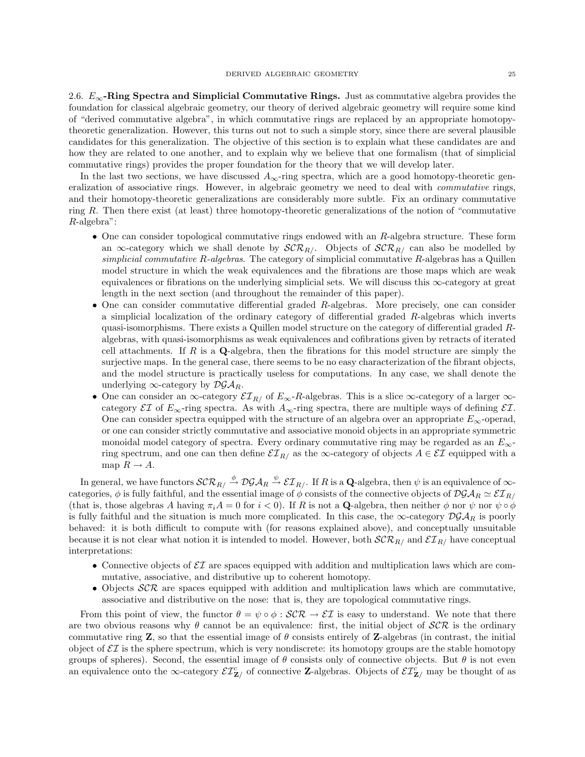2.6. **$E_\infty$-Ring Spectra and Simplicial Commutative Rings.** Just as commutative algebra provides the foundation for classical algebraic geometry, our theory of derived algebraic geometry will require some kind of "derived commutative algebra", in which commutative rings are replaced by an appropriate homotopy-theoretic generalization. However, this turns out not to such a simple story, since there are several plausible candidates for this generalization. The objective of this section is to explain what these candidates are and how they are related to one another, and to explain why we believe that one formalism (that of simplicial commutative rings) provides the proper foundation for the theory that we will develop later.

In the last two sections, we have discussed $A_\infty$-ring spectra, which are a good homotopy-theoretic generalization of associative rings. However, in algebraic geometry we need to deal with *commutative* rings, and their homotopy-theoretic generalizations are considerably more subtle. Fix an ordinary commutative ring $R$. Then there exist (at least) three homotopy-theoretic generalizations of the notion of "commutative $R$-algebra":

- One can consider topological commutative rings endowed with an $R$-algebra structure. These form an $\infty$-category which we shall denote by $\mathcal{SCR}_{R/}$. Objects of $\mathcal{SCR}_{R/}$ can also be modelled by *simplicial commutative $R$-algebras*. The category of simplicial commutative $R$-algebras has a Quillen model structure in which the weak equivalences and the fibrations are those maps which are weak equivalences or fibrations on the underlying simplicial sets. We will discuss this $\infty$-category at great length in the next section (and throughout the remainder of this paper).
- One can consider commutative differential graded $R$-algebras. More precisely, one can consider a simplicial localization of the ordinary category of differential graded $R$-algebras which inverts quasi-isomorphisms. There exists a Quillen model structure on the category of differential graded $R$-algebras, with quasi-isomorphisms as weak equivalences and cofibrations given by retracts of iterated cell attachments. If $R$ is a $\mathbf{Q}$-algebra, then the fibrations for this model structure are simply the surjective maps. In the general case, there seems to be no easy characterization of the fibrant objects, and the model structure is practically useless for computations. In any case, we shall denote the underlying $\infty$-category by $\mathcal{DGA}_R$.
- One can consider an $\infty$-category $\mathcal{EI}_{R/}$ of $E_\infty$-$R$-algebras. This is a slice $\infty$-category of a larger $\infty$-category $\mathcal{EI}$ of $E_\infty$-ring spectra. As with $A_\infty$-ring spectra, there are multiple ways of defining $\mathcal{EI}$. One can consider spectra equipped with the structure of an algebra over an appropriate $E_\infty$-operad, or one can consider strictly commutative and associative monoid objects in an appropriate symmetric monoidal model category of spectra. Every ordinary commutative ring may be regarded as an $E_\infty$-ring spectrum, and one can then define $\mathcal{EI}_{R/}$ as the $\infty$-category of objects $A \in \mathcal{EI}$ equipped with a map $R \to A$.

In general, we have functors $\mathcal{SCR}_{R/} \xrightarrow{\phi} \mathcal{DGA}_R \xrightarrow{\psi} \mathcal{EI}_{R/}$. If $R$ is a $\mathbf{Q}$-algebra, then $\psi$ is an equivalence of $\infty$-categories, $\phi$ is fully faithful, and the essential image of $\phi$ consists of the connective objects of $\mathcal{DGA}_R \simeq \mathcal{EI}_{R/}$ (that is, those algebras $A$ having $\pi_i A = 0$ for $i < 0$). If $R$ is not a $\mathbf{Q}$-algebra, then neither $\phi$ nor $\psi$ nor $\psi \circ \phi$ is fully faithful and the situation is much more complicated. In this case, the $\infty$-category $\mathcal{DGA}_R$ is poorly behaved: it is both difficult to compute with (for reasons explained above), and conceptually unsuitable because it is not clear what notion it is intended to model. However, both $\mathcal{SCR}_{R/}$ and $\mathcal{EI}_{R/}$ have conceptual interpretations:

- Connective objects of $\mathcal{EI}$ are spaces equipped with addition and multiplication laws which are commutative, associative, and distributive up to coherent homotopy.
- Objects $\mathcal{SCR}$ are spaces equipped with addition and multiplication laws which are commutative, associative and distributive on the nose: that is, they are topological commutative rings.

From this point of view, the functor $\theta = \psi \circ \phi : \mathcal{SCR} \to \mathcal{EI}$ is easy to understand. We note that there are two obvious reasons why $\theta$ cannot be an equivalence: first, the initial object of $\mathcal{SCR}$ is the ordinary commutative ring $\mathbf{Z}$, so that the essential image of $\theta$ consists entirely of $\mathbf{Z}$-algebras (in contrast, the initial object of $\mathcal{EI}$ is the sphere spectrum, which is very nondiscrete: its homotopy groups are the stable homotopy groups of spheres). Second, the essential image of $\theta$ consists only of connective objects. But $\theta$ is not even an equivalence onto the $\infty$-category $\mathcal{EI}^c_{\mathbf{Z}/}$ of connective $\mathbf{Z}$-algebras. Objects of $\mathcal{EI}^c_{\mathbf{Z}/}$ may be thought of as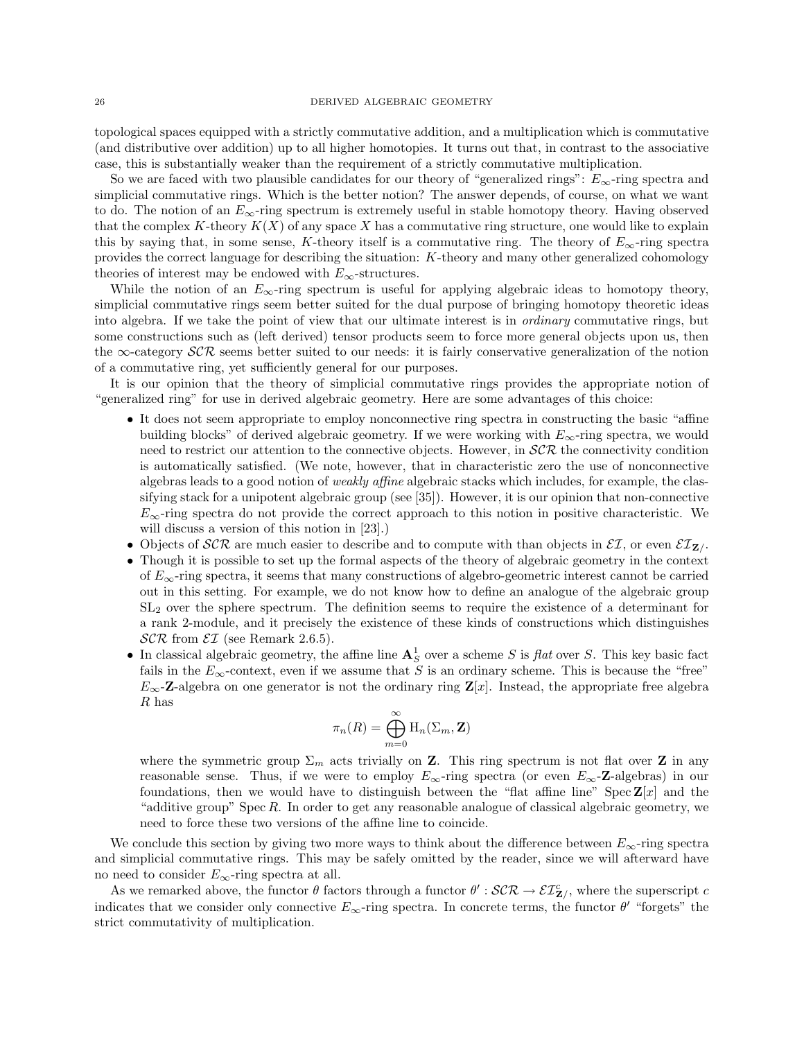topological spaces equipped with a strictly commutative addition, and a multiplication which is commutative (and distributive over addition) up to all higher homotopies. It turns out that, in contrast to the associative case, this is substantially weaker than the requirement of a strictly commutative multiplication.

So we are faced with two plausible candidates for our theory of "generalized rings": $E_\infty$-ring spectra and simplicial commutative rings. Which is the better notion? The answer depends, of course, on what we want to do. The notion of an $E_\infty$-ring spectrum is extremely useful in stable homotopy theory. Having observed that the complex $K$-theory $K(X)$ of any space $X$ has a commutative ring structure, one would like to explain this by saying that, in some sense, $K$-theory itself is a commutative ring. The theory of $E_\infty$-ring spectra provides the correct language for describing the situation: $K$-theory and many other generalized cohomology theories of interest may be endowed with $E_\infty$-structures.

While the notion of an $E_\infty$-ring spectrum is useful for applying algebraic ideas to homotopy theory, simplicial commutative rings seem better suited for the dual purpose of bringing homotopy theoretic ideas into algebra. If we take the point of view that our ultimate interest is in *ordinary* commutative rings, but some constructions such as (left derived) tensor products seem to force more general objects upon us, then the $\infty$-category $\mathcal{SCR}$ seems better suited to our needs: it is fairly conservative generalization of the notion of a commutative ring, yet sufficiently general for our purposes.

It is our opinion that the theory of simplicial commutative rings provides the appropriate notion of "generalized ring" for use in derived algebraic geometry. Here are some advantages of this choice:

- It does not seem appropriate to employ nonconnective ring spectra in constructing the basic "affine building blocks" of derived algebraic geometry. If we were working with $E_\infty$-ring spectra, we would need to restrict our attention to the connective objects. However, in $\mathcal{SCR}$ the connectivity condition is automatically satisfied. (We note, however, that in characteristic zero the use of nonconnective algebras leads to a good notion of *weakly affine* algebraic stacks which includes, for example, the classifying stack for a unipotent algebraic group (see [35]). However, it is our opinion that non-connective $E_\infty$-ring spectra do not provide the correct approach to this notion in positive characteristic. We will discuss a version of this notion in [23].)
- Objects of $\mathcal{SCR}$ are much easier to describe and to compute with than objects in $\mathcal{EI}$, or even $\mathcal{EI}_{\mathbf{Z}/}$.
- Though it is possible to set up the formal aspects of the theory of algebraic geometry in the context of $E_\infty$-ring spectra, it seems that many constructions of algebro-geometric interest cannot be carried out in this setting. For example, we do not know how to define an analogue of the algebraic group $\mathrm{SL}_2$ over the sphere spectrum. The definition seems to require the existence of a determinant for a rank 2-module, and it precisely the existence of these kinds of constructions which distinguishes $\mathcal{SCR}$ from $\mathcal{EI}$ (see Remark 2.6.5).
- In classical algebraic geometry, the affine line $\mathbf{A}^1_S$ over a scheme $S$ is *flat* over $S$. This key basic fact fails in the $E_\infty$-context, even if we assume that $S$ is an ordinary scheme. This is because the "free" $E_\infty$-$\mathbf{Z}$-algebra on one generator is not the ordinary ring $\mathbf{Z}[x]$. Instead, the appropriate free algebra $R$ has

$$\pi_n(R) = \bigoplus_{m=0}^{\infty} \mathrm{H}_n(\Sigma_m, \mathbf{Z})$$

  where the symmetric group $\Sigma_m$ acts trivially on $\mathbf{Z}$. This ring spectrum is not flat over $\mathbf{Z}$ in any reasonable sense. Thus, if we were to employ $E_\infty$-ring spectra (or even $E_\infty$-$\mathbf{Z}$-algebras) in our foundations, then we would have to distinguish between the "flat affine line" $\operatorname{Spec} \mathbf{Z}[x]$ and the "additive group" $\operatorname{Spec} R$. In order to get any reasonable analogue of classical algebraic geometry, we need to force these two versions of the affine line to coincide.

We conclude this section by giving two more ways to think about the difference between $E_\infty$-ring spectra and simplicial commutative rings. This may be safely omitted by the reader, since we will afterward have no need to consider $E_\infty$-ring spectra at all.

As we remarked above, the functor $\theta$ factors through a functor $\theta' : \mathcal{SCR} \to \mathcal{EI}^c_{\mathbf{Z}/}$, where the superscript $c$ indicates that we consider only connective $E_\infty$-ring spectra. In concrete terms, the functor $\theta'$ "forgets" the strict commutativity of multiplication.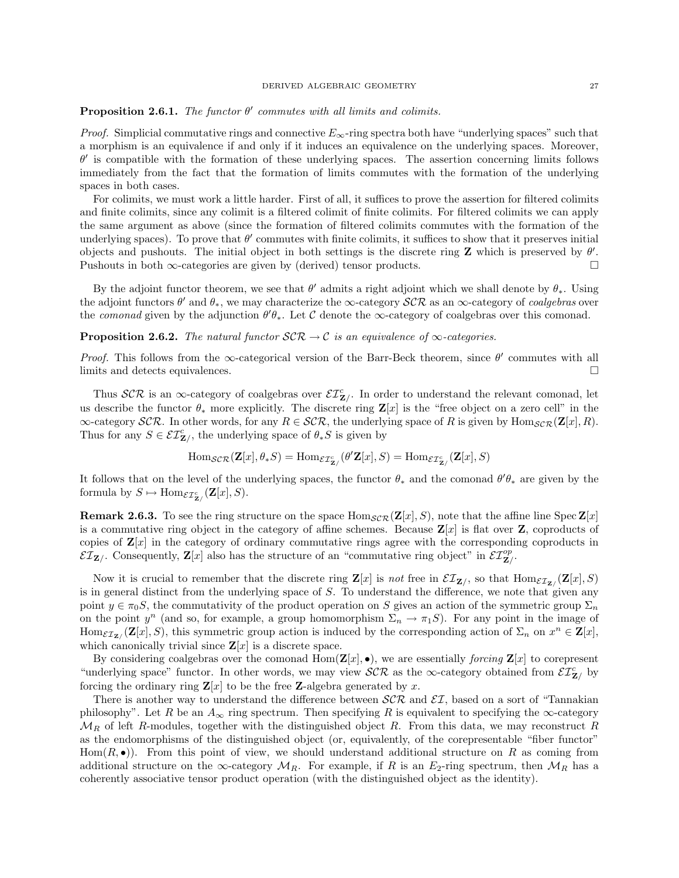**Proposition 2.6.1.** *The functor $\theta'$ commutes with all limits and colimits.*

*Proof.* Simplicial commutative rings and connective $E_\infty$-ring spectra both have "underlying spaces" such that a morphism is an equivalence if and only if it induces an equivalence on the underlying spaces. Moreover, $\theta'$ is compatible with the formation of these underlying spaces. The assertion concerning limits follows immediately from the fact that the formation of limits commutes with the formation of the underlying spaces in both cases.

For colimits, we must work a little harder. First of all, it suffices to prove the assertion for filtered colimits and finite colimits, since any colimit is a filtered colimit of finite colimits. For filtered colimits we can apply the same argument as above (since the formation of filtered colimits commutes with the formation of the underlying spaces). To prove that $\theta'$ commutes with finite colimits, it suffices to show that it preserves initial objects and pushouts. The initial object in both settings is the discrete ring $\mathbf{Z}$ which is preserved by $\theta'$. Pushouts in both $\infty$-categories are given by (derived) tensor products. $\square$

By the adjoint functor theorem, we see that $\theta'$ admits a right adjoint which we shall denote by $\theta_*$. Using the adjoint functors $\theta'$ and $\theta_*$, we may characterize the $\infty$-category $\mathcal{SCR}$ as an $\infty$-category of *coalgebras* over the *comonad* given by the adjunction $\theta'\theta_*$. Let $\mathcal{C}$ denote the $\infty$-category of coalgebras over this comonad.

**Proposition 2.6.2.** *The natural functor $\mathcal{SCR} \to \mathcal{C}$ is an equivalence of $\infty$-categories.*

*Proof.* This follows from the $\infty$-categorical version of the Barr-Beck theorem, since $\theta'$ commutes with all limits and detects equivalences. $\square$

Thus $\mathcal{SCR}$ is an $\infty$-category of coalgebras over $\mathcal{EI}^c_{\mathbf{Z}/}$. In order to understand the relevant comonad, let us describe the functor $\theta_*$ more explicitly. The discrete ring $\mathbf{Z}[x]$ is the "free object on a zero cell" in the $\infty$-category $\mathcal{SCR}$. In other words, for any $R \in \mathcal{SCR}$, the underlying space of $R$ is given by $\mathrm{Hom}_{\mathcal{SCR}}(\mathbf{Z}[x], R)$. Thus for any $S \in \mathcal{EI}^c_{\mathbf{Z}/}$, the underlying space of $\theta_* S$ is given by

$$\mathrm{Hom}_{\mathcal{SCR}}(\mathbf{Z}[x], \theta_* S) = \mathrm{Hom}_{\mathcal{EI}^c_{\mathbf{Z}/}}(\theta'\mathbf{Z}[x], S) = \mathrm{Hom}_{\mathcal{EI}^c_{\mathbf{Z}/}}(\mathbf{Z}[x], S)$$

It follows that on the level of the underlying spaces, the functor $\theta_*$ and the comonad $\theta'\theta_*$ are given by the formula by $S \mapsto \mathrm{Hom}_{\mathcal{EI}^c_{\mathbf{Z}/}}(\mathbf{Z}[x], S)$.

**Remark 2.6.3.** To see the ring structure on the space $\mathrm{Hom}_{\mathcal{SCR}}(\mathbf{Z}[x], S)$, note that the affine line $\operatorname{Spec} \mathbf{Z}[x]$ is a commutative ring object in the category of affine schemes. Because $\mathbf{Z}[x]$ is flat over $\mathbf{Z}$, coproducts of copies of $\mathbf{Z}[x]$ in the category of ordinary commutative rings agree with the corresponding coproducts in $\mathcal{EI}_{\mathbf{Z}/}$. Consequently, $\mathbf{Z}[x]$ also has the structure of an "commutative ring object" in $\mathcal{EI}^{op}_{\mathbf{Z}/}$.

Now it is crucial to remember that the discrete ring $\mathbf{Z}[x]$ is *not* free in $\mathcal{EI}_{\mathbf{Z}/}$, so that $\mathrm{Hom}_{\mathcal{EI}_{\mathbf{Z}/}}(\mathbf{Z}[x], S)$ is in general distinct from the underlying space of $S$. To understand the difference, we note that given any point $y \in \pi_0 S$, the commutativity of the product operation on $S$ gives an action of the symmetric group $\Sigma_n$ on the point $y^n$ (and so, for example, a group homomorphism $\Sigma_n \to \pi_1 S$). For any point in the image of $\mathrm{Hom}_{\mathcal{EI}_{\mathbf{Z}/}}(\mathbf{Z}[x], S)$, this symmetric group action is induced by the corresponding action of $\Sigma_n$ on $x^n \in \mathbf{Z}[x]$, which canonically trivial since $\mathbf{Z}[x]$ is a discrete space.

By considering coalgebras over the comonad $\mathrm{Hom}(\mathbf{Z}[x], \bullet)$, we are essentially *forcing* $\mathbf{Z}[x]$ to corepresent "underlying space" functor. In other words, we may view $\mathcal{SCR}$ as the $\infty$-category obtained from $\mathcal{EI}^c_{\mathbf{Z}/}$ by forcing the ordinary ring $\mathbf{Z}[x]$ to be the free $\mathbf{Z}$-algebra generated by $x$.

There is another way to understand the difference between $\mathcal{SCR}$ and $\mathcal{EI}$, based on a sort of "Tannakian philosophy". Let $R$ be an $A_\infty$ ring spectrum. Then specifying $R$ is equivalent to specifying the $\infty$-category $\mathcal{M}_R$ of left $R$-modules, together with the distinguished object $R$. From this data, we may reconstruct $R$ as the endomorphisms of the distinguished object (or, equivalently, of the corepresentable "fiber functor" $\mathrm{Hom}(R, \bullet)$). From this point of view, we should understand additional structure on $R$ as coming from additional structure on the $\infty$-category $\mathcal{M}_R$. For example, if $R$ is an $E_2$-ring spectrum, then $\mathcal{M}_R$ has a coherently associative tensor product operation (with the distinguished object as the identity).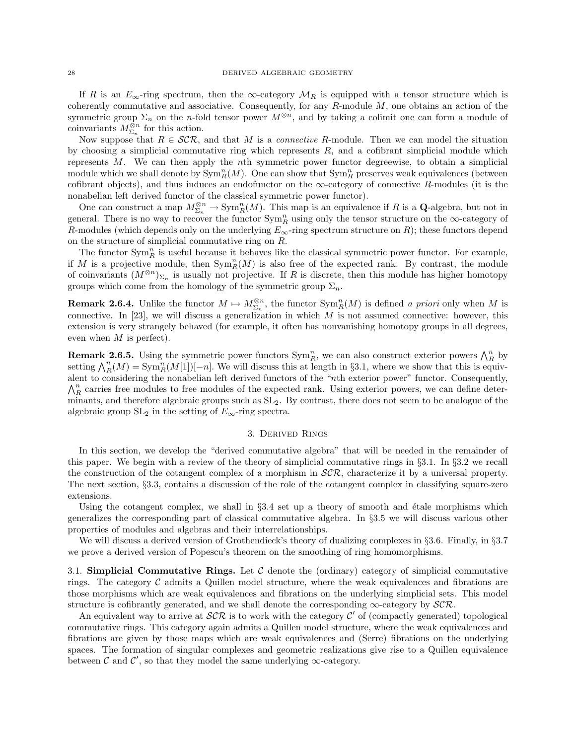If $R$ is an $E_\infty$-ring spectrum, then the $\infty$-category $\mathcal{M}_R$ is equipped with a tensor structure which is coherently commutative and associative. Consequently, for any $R$-module $M$, one obtains an action of the symmetric group $\Sigma_n$ on the $n$-fold tensor power $M^{\otimes n}$, and by taking a colimit one can form a module of coinvariants $M^{\otimes n}_{\Sigma_n}$ for this action.

Now suppose that $R \in \mathcal{SCR}$, and that $M$ is a *connective* $R$-module. Then we can model the situation by choosing a simplicial commutative ring which represents $R$, and a cofibrant simplicial module which represents $M$. We can then apply the $n$th symmetric power functor degreewise, to obtain a simplicial module which we shall denote by $\mathrm{Sym}^n_R(M)$. One can show that $\mathrm{Sym}^n_R$ preserves weak equivalences (between cofibrant objects), and thus induces an endofunctor on the $\infty$-category of connective $R$-modules (it is the nonabelian left derived functor of the classical symmetric power functor).

One can construct a map $M^{\otimes n}_{\Sigma_n} \to \mathrm{Sym}^n_R(M)$. This map is an equivalence if $R$ is a $\mathbf{Q}$-algebra, but not in general. There is no way to recover the functor $\mathrm{Sym}^n_R$ using only the tensor structure on the $\infty$-category of $R$-modules (which depends only on the underlying $E_\infty$-ring spectrum structure on $R$); these functors depend on the structure of simplicial commutative ring on $R$.

The functor $\mathrm{Sym}^n_R$ is useful because it behaves like the classical symmetric power functor. For example, if $M$ is a projective module, then $\mathrm{Sym}^n_R(M)$ is also free of the expected rank. By contrast, the module of coinvariants $(M^{\otimes n})_{\Sigma_n}$ is usually not projective. If $R$ is discrete, then this module has higher homotopy groups which come from the homology of the symmetric group $\Sigma_n$.

**Remark 2.6.4.** Unlike the functor $M \mapsto M^{\otimes n}_{\Sigma_n}$, the functor $\mathrm{Sym}^n_R(M)$ is defined *a priori* only when $M$ is connective. In [23], we will discuss a generalization in which $M$ is not assumed connective: however, this extension is very strangely behaved (for example, it often has nonvanishing homotopy groups in all degrees, even when $M$ is perfect).

**Remark 2.6.5.** Using the symmetric power functors $\mathrm{Sym}^n_R$, we can also construct exterior powers $\bigwedge^n_R$ by setting $\bigwedge^n_R(M) = \mathrm{Sym}^n_R(M[1])[-n]$. We will discuss this at length in §3.1, where we show that this is equivalent to considering the nonabelian left derived functors of the "$n$th exterior power" functor. Consequently, $\bigwedge^n_R$ carries free modules to free modules of the expected rank. Using exterior powers, we can define determinants, and therefore algebraic groups such as $\mathrm{SL}_2$. By contrast, there does not seem to be analogue of the algebraic group $\mathrm{SL}_2$ in the setting of $E_\infty$-ring spectra.

## 3. Derived Rings

In this section, we develop the "derived commutative algebra" that will be needed in the remainder of this paper. We begin with a review of the theory of simplicial commutative rings in §3.1. In §3.2 we recall the construction of the cotangent complex of a morphism in $\mathcal{SCR}$, characterize it by a universal property. The next section, §3.3, contains a discussion of the role of the cotangent complex in classifying square-zero extensions.

Using the cotangent complex, we shall in §3.4 set up a theory of smooth and étale morphisms which generalizes the corresponding part of classical commutative algebra. In §3.5 we will discuss various other properties of modules and algebras and their interrelationships.

We will discuss a derived version of Grothendieck's theory of dualizing complexes in §3.6. Finally, in §3.7 we prove a derived version of Popescu's theorem on the smoothing of ring homomorphisms.

### 3.1. Simplicial Commutative Rings.

Let $\mathcal{C}$ denote the (ordinary) category of simplicial commutative rings. The category $\mathcal{C}$ admits a Quillen model structure, where the weak equivalences and fibrations are those morphisms which are weak equivalences and fibrations on the underlying simplicial sets. This model structure is cofibrantly generated, and we shall denote the corresponding $\infty$-category by $\mathcal{SCR}$.

An equivalent way to arrive at $\mathcal{SCR}$ is to work with the category $\mathcal{C}'$ of (compactly generated) topological commutative rings. This category again admits a Quillen model structure, where the weak equivalences and fibrations are given by those maps which are weak equivalences and (Serre) fibrations on the underlying spaces. The formation of singular complexes and geometric realizations give rise to a Quillen equivalence between $\mathcal{C}$ and $\mathcal{C}'$, so that they model the same underlying $\infty$-category.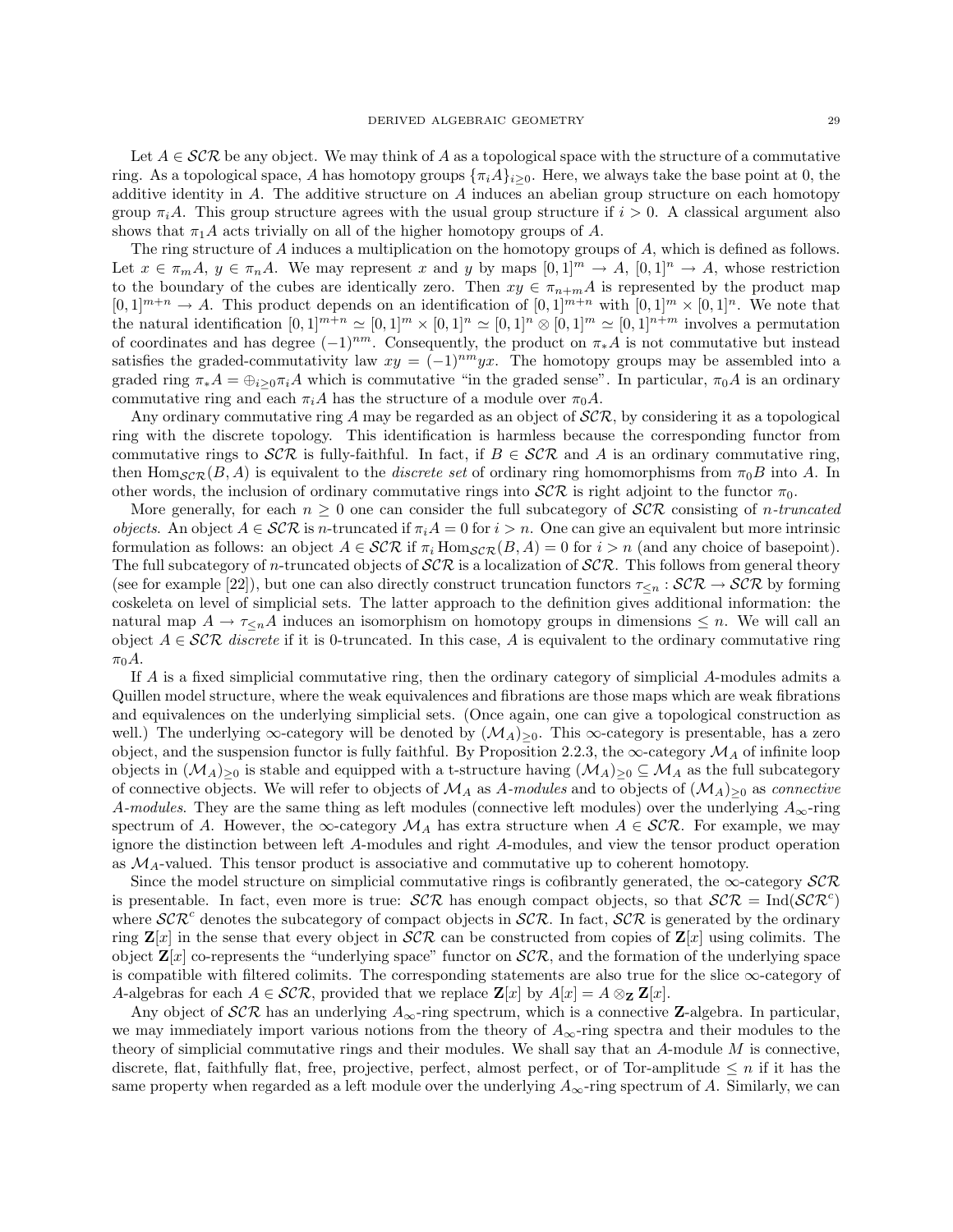Let $A \in \mathcal{SCR}$ be any object. We may think of $A$ as a topological space with the structure of a commutative ring. As a topological space, $A$ has homotopy groups $\{\pi_i A\}_{i \geq 0}$. Here, we always take the base point at 0, the additive identity in $A$. The additive structure on $A$ induces an abelian group structure on each homotopy group $\pi_i A$. This group structure agrees with the usual group structure if $i > 0$. A classical argument also shows that $\pi_1 A$ acts trivially on all of the higher homotopy groups of $A$.

The ring structure of $A$ induces a multiplication on the homotopy groups of $A$, which is defined as follows. Let $x \in \pi_m A$, $y \in \pi_n A$. We may represent $x$ and $y$ by maps $[0,1]^m \to A$, $[0,1]^n \to A$, whose restriction to the boundary of the cubes are identically zero. Then $xy \in \pi_{n+m} A$ is represented by the product map $[0,1]^{m+n} \to A$. This product depends on an identification of $[0,1]^{m+n}$ with $[0,1]^m \times [0,1]^n$. We note that the natural identification $[0,1]^{m+n} \simeq [0,1]^m \times [0,1]^n \simeq [0,1]^n \otimes [0,1]^m \simeq [0,1]^{n+m}$ involves a permutation of coordinates and has degree $(-1)^{nm}$. Consequently, the product on $\pi_* A$ is not commutative but instead satisfies the graded-commutativity law $xy = (-1)^{nm} yx$. The homotopy groups may be assembled into a graded ring $\pi_* A = \oplus_{i \geq 0} \pi_i A$ which is commutative "in the graded sense". In particular, $\pi_0 A$ is an ordinary commutative ring and each $\pi_i A$ has the structure of a module over $\pi_0 A$.

Any ordinary commutative ring $A$ may be regarded as an object of $\mathcal{SCR}$, by considering it as a topological ring with the discrete topology. This identification is harmless because the corresponding functor from commutative rings to $\mathcal{SCR}$ is fully-faithful. In fact, if $B \in \mathcal{SCR}$ and $A$ is an ordinary commutative ring, then $\mathrm{Hom}_{\mathcal{SCR}}(B, A)$ is equivalent to the *discrete set* of ordinary ring homomorphisms from $\pi_0 B$ into $A$. In other words, the inclusion of ordinary commutative rings into $\mathcal{SCR}$ is right adjoint to the functor $\pi_0$.

More generally, for each $n \geq 0$ one can consider the full subcategory of $\mathcal{SCR}$ consisting of *$n$-truncated objects*. An object $A \in \mathcal{SCR}$ is $n$-truncated if $\pi_i A = 0$ for $i > n$. One can give an equivalent but more intrinsic formulation as follows: an object $A \in \mathcal{SCR}$ if $\pi_i \mathrm{Hom}_{\mathcal{SCR}}(B, A) = 0$ for $i > n$ (and any choice of basepoint). The full subcategory of $n$-truncated objects of $\mathcal{SCR}$ is a localization of $\mathcal{SCR}$. This follows from general theory (see for example [22]), but one can also directly construct truncation functors $\tau_{\leq n} : \mathcal{SCR} \to \mathcal{SCR}$ by forming coskeleta on level of simplicial sets. The latter approach to the definition gives additional information: the natural map $A \to \tau_{\leq n} A$ induces an isomorphism on homotopy groups in dimensions $\leq n$. We will call an object $A \in \mathcal{SCR}$ *discrete* if it is 0-truncated. In this case, $A$ is equivalent to the ordinary commutative ring $\pi_0 A$.

If $A$ is a fixed simplicial commutative ring, then the ordinary category of simplicial $A$-modules admits a Quillen model structure, where the weak equivalences and fibrations are those maps which are weak fibrations and equivalences on the underlying simplicial sets. (Once again, one can give a topological construction as well.) The underlying $\infty$-category will be denoted by $(\mathcal{M}_A)_{\geq 0}$. This $\infty$-category is presentable, has a zero object, and the suspension functor is fully faithful. By Proposition 2.2.3, the $\infty$-category $\mathcal{M}_A$ of infinite loop objects in $(\mathcal{M}_A)_{\geq 0}$ is stable and equipped with a t-structure having $(\mathcal{M}_A)_{\geq 0} \subseteq \mathcal{M}_A$ as the full subcategory of connective objects. We will refer to objects of $\mathcal{M}_A$ as *$A$-modules* and to objects of $(\mathcal{M}_A)_{\geq 0}$ as *connective $A$-modules*. They are the same thing as left modules (connective left modules) over the underlying $A_\infty$-ring spectrum of $A$. However, the $\infty$-category $\mathcal{M}_A$ has extra structure when $A \in \mathcal{SCR}$. For example, we may ignore the distinction between left $A$-modules and right $A$-modules, and view the tensor product operation as $\mathcal{M}_A$-valued. This tensor product is associative and commutative up to coherent homotopy.

Since the model structure on simplicial commutative rings is cofibrantly generated, the $\infty$-category $\mathcal{SCR}$ is presentable. In fact, even more is true: $\mathcal{SCR}$ has enough compact objects, so that $\mathcal{SCR} = \mathrm{Ind}(\mathcal{SCR}^c)$ where $\mathcal{SCR}^c$ denotes the subcategory of compact objects in $\mathcal{SCR}$. In fact, $\mathcal{SCR}$ is generated by the ordinary ring $\mathbf{Z}[x]$ in the sense that every object in $\mathcal{SCR}$ can be constructed from copies of $\mathbf{Z}[x]$ using colimits. The object $\mathbf{Z}[x]$ co-represents the "underlying space" functor on $\mathcal{SCR}$, and the formation of the underlying space is compatible with filtered colimits. The corresponding statements are also true for the slice $\infty$-category of $A$-algebras for each $A \in \mathcal{SCR}$, provided that we replace $\mathbf{Z}[x]$ by $A[x] = A \otimes_{\mathbf{Z}} \mathbf{Z}[x]$.

Any object of $\mathcal{SCR}$ has an underlying $A_\infty$-ring spectrum, which is a connective $\mathbf{Z}$-algebra. In particular, we may immediately import various notions from the theory of $A_\infty$-ring spectra and their modules to the theory of simplicial commutative rings and their modules. We shall say that an $A$-module $M$ is connective, discrete, flat, faithfully flat, free, projective, perfect, almost perfect, or of Tor-amplitude $\leq n$ if it has the same property when regarded as a left module over the underlying $A_\infty$-ring spectrum of $A$. Similarly, we can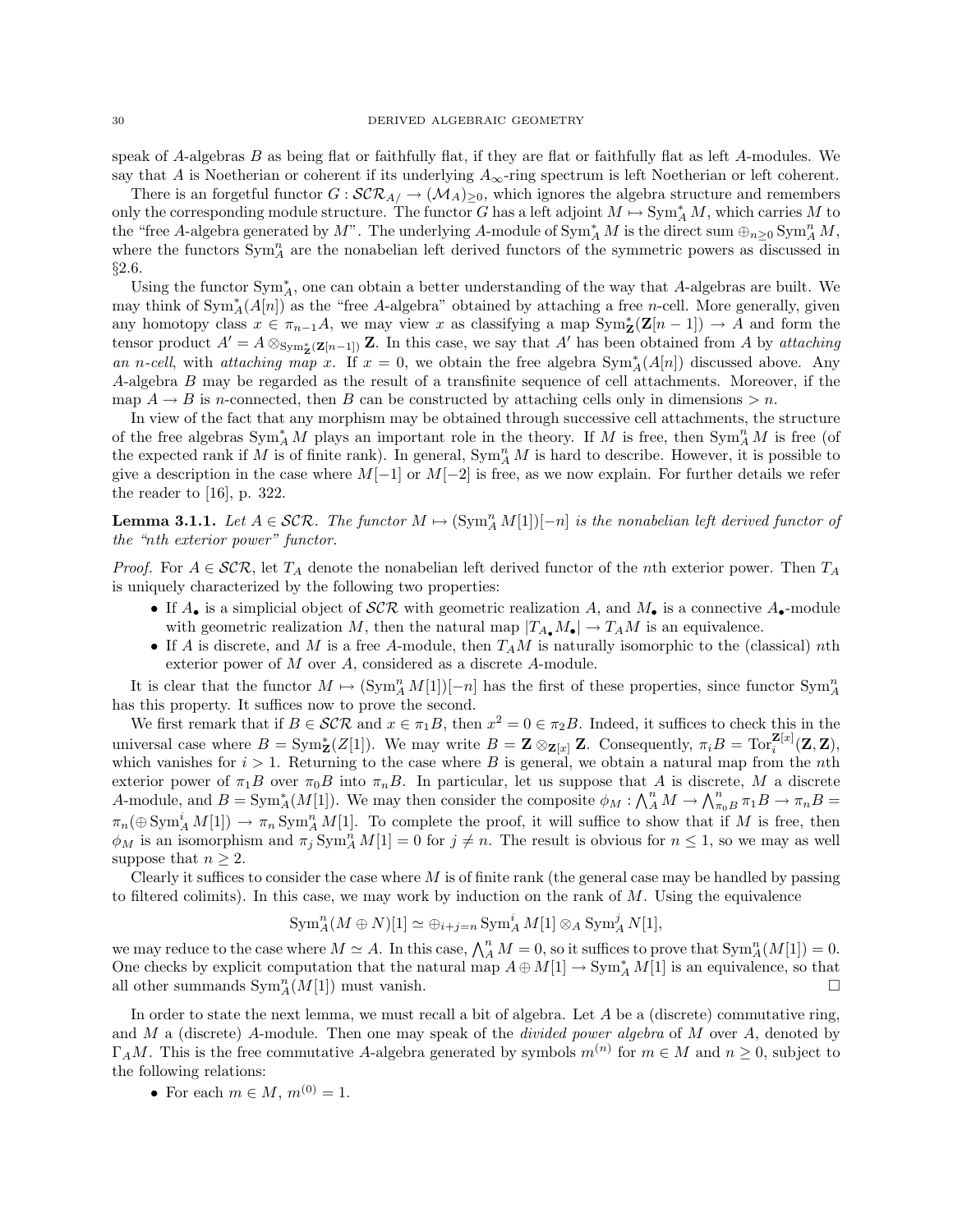speak of $A$-algebras $B$ as being flat or faithfully flat, if they are flat or faithfully flat as left $A$-modules. We say that $A$ is Noetherian or coherent if its underlying $A_\infty$-ring spectrum is left Noetherian or left coherent.

There is an forgetful functor $G : \mathcal{SCR}_{A/} \to (\mathcal{M}_A)_{\geq 0}$, which ignores the algebra structure and remembers only the corresponding module structure. The functor $G$ has a left adjoint $M \mapsto \mathrm{Sym}^*_A M$, which carries $M$ to the "free $A$-algebra generated by $M$". The underlying $A$-module of $\mathrm{Sym}^*_A M$ is the direct sum $\oplus_{n \geq 0} \mathrm{Sym}^n_A M$, where the functors $\mathrm{Sym}^n_A$ are the nonabelian left derived functors of the symmetric powers as discussed in §2.6.

Using the functor $\mathrm{Sym}^*_A$, one can obtain a better understanding of the way that $A$-algebras are built. We may think of $\mathrm{Sym}^*_A(A[n])$ as the "free $A$-algebra" obtained by attaching a free $n$-cell. More generally, given any homotopy class $x \in \pi_{n-1} A$, we may view $x$ as classifying a map $\mathrm{Sym}^*_{\mathbf{Z}}(\mathbf{Z}[n-1]) \to A$ and form the tensor product $A' = A \otimes_{\mathrm{Sym}^*_{\mathbf{Z}}(\mathbf{Z}[n-1])} \mathbf{Z}$. In this case, we say that $A'$ has been obtained from $A$ by *attaching an $n$-cell*, with *attaching map* $x$. If $x = 0$, we obtain the free algebra $\mathrm{Sym}^*_A(A[n])$ discussed above. Any $A$-algebra $B$ may be regarded as the result of a transfinite sequence of cell attachments. Moreover, if the map $A \to B$ is $n$-connected, then $B$ can be constructed by attaching cells only in dimensions $> n$.

In view of the fact that any morphism may be obtained through successive cell attachments, the structure of the free algebras $\mathrm{Sym}^*_A M$ plays an important role in the theory. If $M$ is free, then $\mathrm{Sym}^n_A M$ is free (of the expected rank if $M$ is of finite rank). In general, $\mathrm{Sym}^n_A M$ is hard to describe. However, it is possible to give a description in the case where $M[-1]$ or $M[-2]$ is free, as we now explain. For further details we refer the reader to [16], p. 322.

**Lemma 3.1.1.** *Let $A \in \mathcal{SCR}$. The functor $M \mapsto (\mathrm{Sym}^n_A M[1])[-n]$ is the nonabelian left derived functor of the "nth exterior power" functor.*

*Proof.* For $A \in \mathcal{SCR}$, let $T_A$ denote the nonabelian left derived functor of the $n$th exterior power. Then $T_A$ is uniquely characterized by the following two properties:

- If $A_\bullet$ is a simplicial object of $\mathcal{SCR}$ with geometric realization $A$, and $M_\bullet$ is a connective $A_\bullet$-module with geometric realization $M$, then the natural map $|T_{A_\bullet} M_\bullet| \to T_A M$ is an equivalence.
- If $A$ is discrete, and $M$ is a free $A$-module, then $T_A M$ is naturally isomorphic to the (classical) $n$th exterior power of $M$ over $A$, considered as a discrete $A$-module.

It is clear that the functor $M \mapsto (\mathrm{Sym}^n_A M[1])[-n]$ has the first of these properties, since functor $\mathrm{Sym}^n_A$ has this property. It suffices now to prove the second.

We first remark that if $B \in \mathcal{SCR}$ and $x \in \pi_1 B$, then $x^2 = 0 \in \pi_2 B$. Indeed, it suffices to check this in the universal case where $B = \mathrm{Sym}^*_{\mathbf{Z}}(Z[1])$. We may write $B = \mathbf{Z} \otimes_{\mathbf{Z}[x]} \mathbf{Z}$. Consequently, $\pi_i B = \mathrm{Tor}^{\mathbf{Z}[x]}_i(\mathbf{Z}, \mathbf{Z})$, which vanishes for $i > 1$. Returning to the case where $B$ is general, we obtain a natural map from the $n$th exterior power of $\pi_1 B$ over $\pi_0 B$ into $\pi_n B$. In particular, let us suppose that $A$ is discrete, $M$ a discrete $A$-module, and $B = \mathrm{Sym}^*_A(M[1])$. We may then consider the composite $\phi_M : \bigwedge^n_A M \to \bigwedge^n_{\pi_0 B} \pi_1 B \to \pi_n B = \pi_n(\oplus \mathrm{Sym}^i_A M[1]) \to \pi_n \mathrm{Sym}^n_A M[1]$. To complete the proof, it will suffice to show that if $M$ is free, then $\phi_M$ is an isomorphism and $\pi_j \mathrm{Sym}^n_A M[1] = 0$ for $j \neq n$. The result is obvious for $n \leq 1$, so we may as well suppose that $n \geq 2$.

Clearly it suffices to consider the case where $M$ is of finite rank (the general case may be handled by passing to filtered colimits). In this case, we may work by induction on the rank of $M$. Using the equivalence

$$\mathrm{Sym}^n_A(M \oplus N)[1] \simeq \oplus_{i+j=n} \mathrm{Sym}^i_A M[1] \otimes_A \mathrm{Sym}^j_A N[1],$$

we may reduce to the case where $M \simeq A$. In this case, $\bigwedge^n_A M = 0$, so it suffices to prove that $\mathrm{Sym}^n_A(M[1]) = 0$. One checks by explicit computation that the natural map $A \oplus M[1] \to \mathrm{Sym}^*_A M[1]$ is an equivalence, so that all other summands $\mathrm{Sym}^n_A(M[1])$ must vanish. □

In order to state the next lemma, we must recall a bit of algebra. Let $A$ be a (discrete) commutative ring, and $M$ a (discrete) $A$-module. Then one may speak of the *divided power algebra* of $M$ over $A$, denoted by $\Gamma_A M$. This is the free commutative $A$-algebra generated by symbols $m^{(n)}$ for $m \in M$ and $n \geq 0$, subject to the following relations:

- For each $m \in M$, $m^{(0)} = 1$.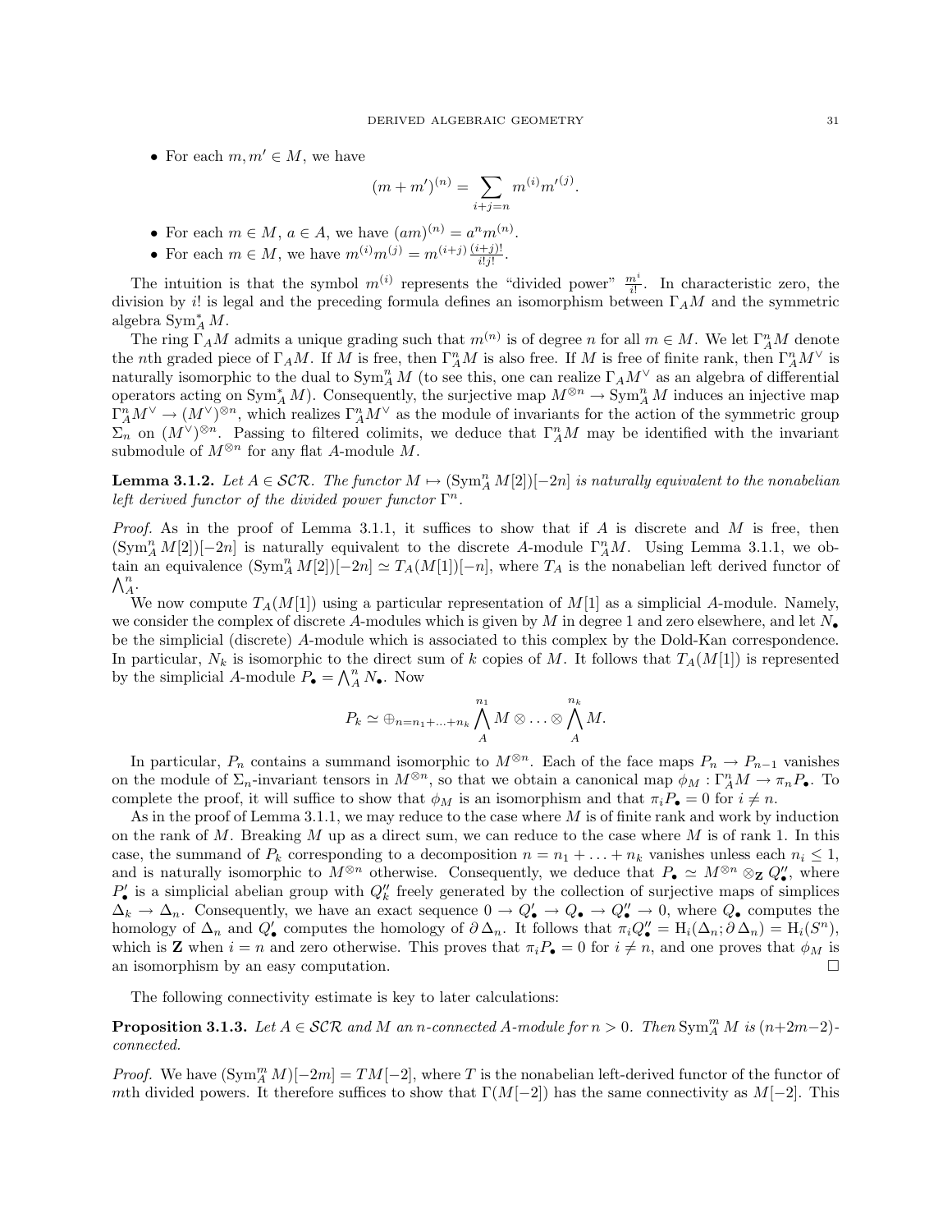- For each $m, m' \in M$, we have

$$(m + m')^{(n)} = \sum_{i+j=n} m^{(i)} m'^{(j)}.$$

- For each $m \in M$, $a \in A$, we have $(am)^{(n)} = a^n m^{(n)}$.
- For each $m \in M$, we have $m^{(i)} m^{(j)} = m^{(i+j)} \frac{(i+j)!}{i!j!}$.

The intuition is that the symbol $m^{(i)}$ represents the "divided power" $\frac{m^i}{i!}$. In characteristic zero, the division by $i!$ is legal and the preceding formula defines an isomorphism between $\Gamma_A M$ and the symmetric algebra $\mathrm{Sym}^*_A M$.

The ring $\Gamma_A M$ admits a unique grading such that $m^{(n)}$ is of degree $n$ for all $m \in M$. We let $\Gamma^n_A M$ denote the $n$th graded piece of $\Gamma_A M$. If $M$ is free, then $\Gamma^n_A M$ is also free. If $M$ is free of finite rank, then $\Gamma^n_A M^\vee$ is naturally isomorphic to the dual to $\mathrm{Sym}^n_A M$ (to see this, one can realize $\Gamma_A M^\vee$ as an algebra of differential operators acting on $\mathrm{Sym}^*_A M$). Consequently, the surjective map $M^{\otimes n} \to \mathrm{Sym}^n_A M$ induces an injective map $\Gamma^n_A M^\vee \to (M^\vee)^{\otimes n}$, which realizes $\Gamma^n_A M^\vee$ as the module of invariants for the action of the symmetric group $\Sigma_n$ on $(M^\vee)^{\otimes n}$. Passing to filtered colimits, we deduce that $\Gamma^n_A M$ may be identified with the invariant submodule of $M^{\otimes n}$ for any flat $A$-module $M$.

**Lemma 3.1.2.** *Let $A \in \mathcal{SCR}$. The functor $M \mapsto (\mathrm{Sym}^n_A M[2])[-2n]$ is naturally equivalent to the nonabelian left derived functor of the divided power functor $\Gamma^n$.*

*Proof.* As in the proof of Lemma 3.1.1, it suffices to show that if $A$ is discrete and $M$ is free, then $(\mathrm{Sym}^n_A M[2])[-2n]$ is naturally equivalent to the discrete $A$-module $\Gamma^n_A M$. Using Lemma 3.1.1, we obtain an equivalence $(\mathrm{Sym}^n_A M[2])[-2n] \simeq T_A(M[1])[-n]$, where $T_A$ is the nonabelian left derived functor of $\bigwedge^n_A$.

We now compute $T_A(M[1])$ using a particular representation of $M[1]$ as a simplicial $A$-module. Namely, we consider the complex of discrete $A$-modules which is given by $M$ in degree 1 and zero elsewhere, and let $N_\bullet$ be the simplicial (discrete) $A$-module which is associated to this complex by the Dold-Kan correspondence. In particular, $N_k$ is isomorphic to the direct sum of $k$ copies of $M$. It follows that $T_A(M[1])$ is represented by the simplicial $A$-module $P_\bullet = \bigwedge^n_A N_\bullet$. Now

$$P_k \simeq \oplus_{n=n_1+\ldots+n_k} \bigwedge^{n_1}_A M \otimes \ldots \otimes \bigwedge^{n_k}_A M.$$

In particular, $P_n$ contains a summand isomorphic to $M^{\otimes n}$. Each of the face maps $P_n \to P_{n-1}$ vanishes on the module of $\Sigma_n$-invariant tensors in $M^{\otimes n}$, so that we obtain a canonical map $\phi_M : \Gamma^n_A M \to \pi_n P_\bullet$. To complete the proof, it will suffice to show that $\phi_M$ is an isomorphism and that $\pi_i P_\bullet = 0$ for $i \neq n$.

As in the proof of Lemma 3.1.1, we may reduce to the case where $M$ is of finite rank and work by induction on the rank of $M$. Breaking $M$ up as a direct sum, we can reduce to the case where $M$ is of rank 1. In this case, the summand of $P_k$ corresponding to a decomposition $n = n_1 + \ldots + n_k$ vanishes unless each $n_i \leq 1$, and is naturally isomorphic to $M^{\otimes n}$ otherwise. Consequently, we deduce that $P_\bullet \simeq M^{\otimes n} \otimes_{\mathbf{Z}} Q''_\bullet$, where $P'_\bullet$ is a simplicial abelian group with $Q''_k$ freely generated by the collection of surjective maps of simplices $\Delta_k \to \Delta_n$. Consequently, we have an exact sequence $0 \to Q'_\bullet \to Q_\bullet \to Q''_\bullet \to 0$, where $Q_\bullet$ computes the homology of $\Delta_n$ and $Q'_\bullet$ computes the homology of $\partial \Delta_n$. It follows that $\pi_i Q''_\bullet = \mathrm{H}_i(\Delta_n; \partial \Delta_n) = \mathrm{H}_i(S^n)$, which is $\mathbf{Z}$ when $i = n$ and zero otherwise. This proves that $\pi_i P_\bullet = 0$ for $i \neq n$, and one proves that $\phi_M$ is an isomorphism by an easy computation. □

The following connectivity estimate is key to later calculations:

**Proposition 3.1.3.** *Let $A \in \mathcal{SCR}$ and $M$ an $n$-connected $A$-module for $n > 0$. Then $\mathrm{Sym}^m_A M$ is $(n+2m-2)$-connected.*

*Proof.* We have $(\mathrm{Sym}^m_A M)[-2m] = TM[-2]$, where $T$ is the nonabelian left-derived functor of the functor of $m$th divided powers. It therefore suffices to show that $\Gamma(M[-2])$ has the same connectivity as $M[-2]$. This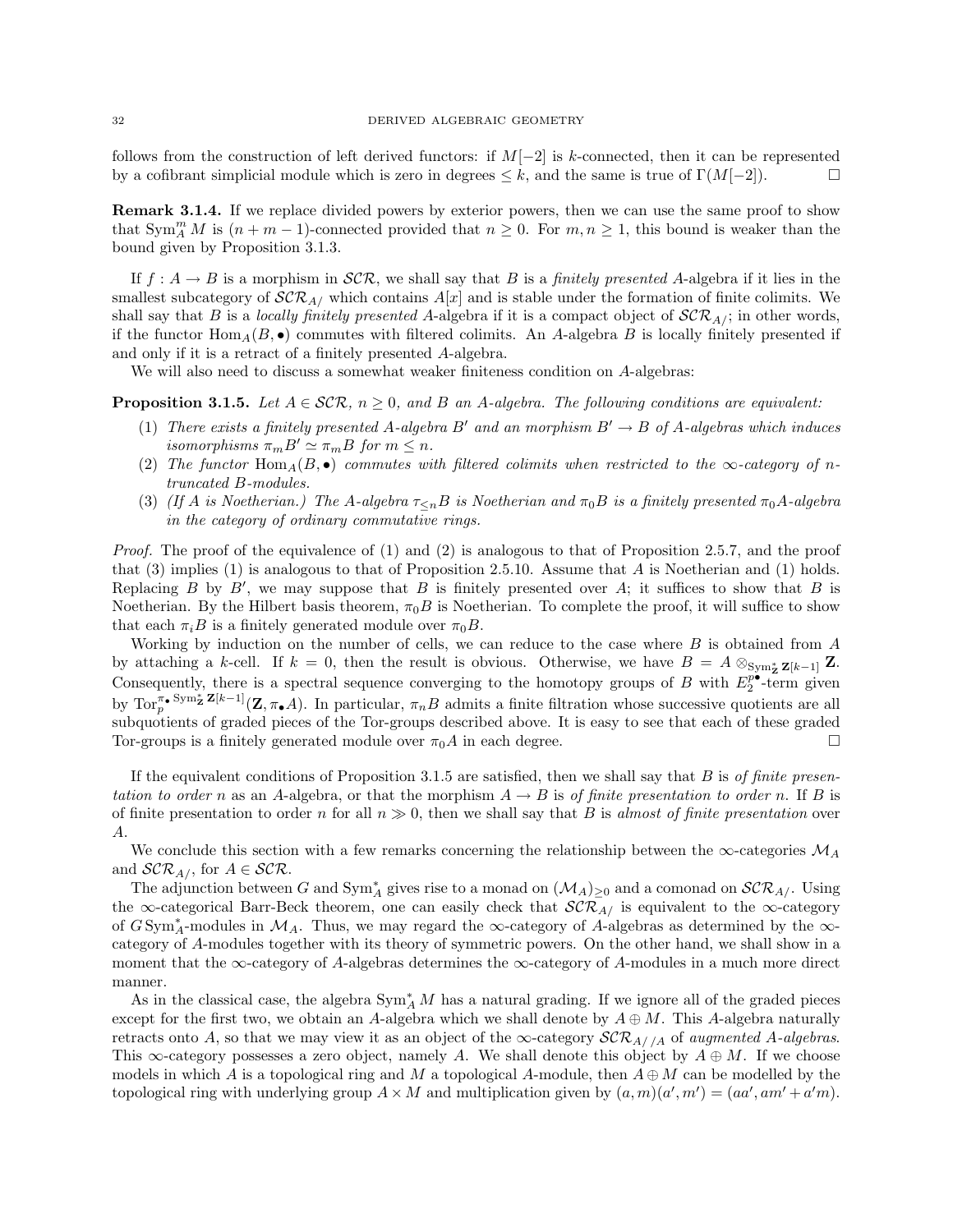follows from the construction of left derived functors: if $M[-2]$ is $k$-connected, then it can be represented by a cofibrant simplicial module which is zero in degrees $\leq k$, and the same is true of $\Gamma(M[-2])$. $\square$

**Remark 3.1.4.** If we replace divided powers by exterior powers, then we can use the same proof to show that $\mathrm{Sym}^m_A M$ is $(n+m-1)$-connected provided that $n \geq 0$. For $m, n \geq 1$, this bound is weaker than the bound given by Proposition 3.1.3.

If $f : A \to B$ is a morphism in $\mathcal{SCR}$, we shall say that $B$ is a *finitely presented* $A$-algebra if it lies in the smallest subcategory of $\mathcal{SCR}_{A/}$ which contains $A[x]$ and is stable under the formation of finite colimits. We shall say that $B$ is a *locally finitely presented* $A$-algebra if it is a compact object of $\mathcal{SCR}_{A/}$; in other words, if the functor $\mathrm{Hom}_A(B, \bullet)$ commutes with filtered colimits. An $A$-algebra $B$ is locally finitely presented if and only if it is a retract of a finitely presented $A$-algebra.

We will also need to discuss a somewhat weaker finiteness condition on $A$-algebras:

**Proposition 3.1.5.** *Let $A \in \mathcal{SCR}$, $n \geq 0$, and $B$ an $A$-algebra. The following conditions are equivalent:*

1. *There exists a finitely presented $A$-algebra $B'$ and an morphism $B' \to B$ of $A$-algebras which induces isomorphisms $\pi_m B' \simeq \pi_m B$ for $m \leq n$.*
2. *The functor $\mathrm{Hom}_A(B, \bullet)$ commutes with filtered colimits when restricted to the $\infty$-category of $n$-truncated $B$-modules.*
3. *(If $A$ is Noetherian.) The $A$-algebra $\tau_{\leq n} B$ is Noetherian and $\pi_0 B$ is a finitely presented $\pi_0 A$-algebra in the category of ordinary commutative rings.*

*Proof.* The proof of the equivalence of (1) and (2) is analogous to that of Proposition 2.5.7, and the proof that (3) implies (1) is analogous to that of Proposition 2.5.10. Assume that $A$ is Noetherian and (1) holds. Replacing $B$ by $B'$, we may suppose that $B$ is finitely presented over $A$; it suffices to show that $B$ is Noetherian. By the Hilbert basis theorem, $\pi_0 B$ is Noetherian. To complete the proof, it will suffice to show that each $\pi_i B$ is a finitely generated module over $\pi_0 B$.

Working by induction on the number of cells, we can reduce to the case where $B$ is obtained from $A$ by attaching a $k$-cell. If $k = 0$, then the result is obvious. Otherwise, we have $B = A \otimes_{\mathrm{Sym}^*_{\mathbf{Z}} \mathbf{Z}[k-1]} \mathbf{Z}$. Consequently, there is a spectral sequence converging to the homotopy groups of $B$ with $E_2^{p,\bullet}$-term given by $\mathrm{Tor}_p^{\pi_\bullet \mathrm{Sym}^*_{\mathbf{Z}} \mathbf{Z}[k-1]}(\mathbf{Z}, \pi_\bullet A)$. In particular, $\pi_n B$ admits a finite filtration whose successive quotients are all subquotients of graded pieces of the Tor-groups described above. It is easy to see that each of these graded Tor-groups is a finitely generated module over $\pi_0 A$ in each degree. $\square$

If the equivalent conditions of Proposition 3.1.5 are satisfied, then we shall say that $B$ is *of finite presentation to order $n$* as an $A$-algebra, or that the morphism $A \to B$ is *of finite presentation to order $n$*. If $B$ is of finite presentation to order $n$ for all $n \gg 0$, then we shall say that $B$ is *almost of finite presentation* over $A$.

We conclude this section with a few remarks concerning the relationship between the $\infty$-categories $\mathcal{M}_A$ and $\mathcal{SCR}_{A/}$, for $A \in \mathcal{SCR}$.

The adjunction between $G$ and $\mathrm{Sym}^*_A$ gives rise to a monad on $(\mathcal{M}_A)_{\geq 0}$ and a comonad on $\mathcal{SCR}_{A/}$. Using the $\infty$-categorical Barr-Beck theorem, one can easily check that $\mathcal{SCR}_{A/}$ is equivalent to the $\infty$-category of $G \,\mathrm{Sym}^*_A$-modules in $\mathcal{M}_A$. Thus, we may regard the $\infty$-category of $A$-algebras as determined by the $\infty$-category of $A$-modules together with its theory of symmetric powers. On the other hand, we shall show in a moment that the $\infty$-category of $A$-algebras determines the $\infty$-category of $A$-modules in a much more direct manner.

As in the classical case, the algebra $\mathrm{Sym}^*_A M$ has a natural grading. If we ignore all of the graded pieces except for the first two, we obtain an $A$-algebra which we shall denote by $A \oplus M$. This $A$-algebra naturally retracts onto $A$, so that we may view it as an object of the $\infty$-category $\mathcal{SCR}_{A//A}$ of *augmented $A$-algebras*. This $\infty$-category possesses a zero object, namely $A$. We shall denote this object by $A \oplus M$. If we choose models in which $A$ is a topological ring and $M$ a topological $A$-module, then $A \oplus M$ can be modelled by the topological ring with underlying group $A \times M$ and multiplication given by $(a, m)(a', m') = (aa', am' + a'm)$.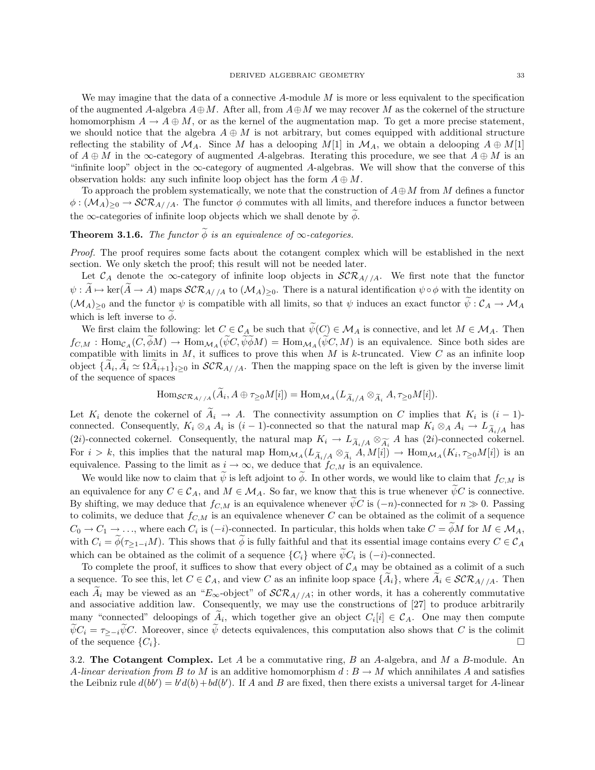We may imagine that the data of a connective $A$-module $M$ is more or less equivalent to the specification of the augmented $A$-algebra $A \oplus M$. After all, from $A \oplus M$ we may recover $M$ as the cokernel of the structure homomorphism $A \to A \oplus M$, or as the kernel of the augmentation map. To get a more precise statement, we should notice that the algebra $A \oplus M$ is not arbitrary, but comes equipped with additional structure reflecting the stability of $\mathcal{M}_A$. Since $M$ has a delooping $M[1]$ in $\mathcal{M}_A$, we obtain a delooping $A \oplus M[1]$ of $A \oplus M$ in the $\infty$-category of augmented $A$-algebras. Iterating this procedure, we see that $A \oplus M$ is an "infinite loop" object in the $\infty$-category of augmented $A$-algebras. We will show that the converse of this observation holds: any such infinite loop object has the form $A \oplus M$.

To approach the problem systematically, we note that the construction of $A \oplus M$ from $M$ defines a functor $\phi : (\mathcal{M}_A)_{\geq 0} \to \mathcal{SCR}_{A//A}$. The functor $\phi$ commutes with all limits, and therefore induces a functor between the $\infty$-categories of infinite loop objects which we shall denote by $\widetilde{\phi}$.

**Theorem 3.1.6.** *The functor $\widetilde{\phi}$ is an equivalence of $\infty$-categories.*

*Proof.* The proof requires some facts about the cotangent complex which will be established in the next section. We only sketch the proof; this result will not be needed later.

Let $\mathcal{C}_A$ denote the $\infty$-category of infinite loop objects in $\mathcal{SCR}_{A//A}$. We first note that the functor $\psi : \widetilde{A} \mapsto \ker(\widetilde{A} \to A)$ maps $\mathcal{SCR}_{A//A}$ to $(\mathcal{M}_A)_{\geq 0}$. There is a natural identification $\psi \circ \phi$ with the identity on $(\mathcal{M}_A)_{\geq 0}$ and the functor $\psi$ is compatible with all limits, so that $\psi$ induces an exact functor $\widetilde{\psi} : \mathcal{C}_A \to \mathcal{M}_A$ which is left inverse to $\widetilde{\phi}$.

We first claim the following: let $C \in \mathcal{C}_A$ be such that $\widetilde{\psi}(C) \in \mathcal{M}_A$ is connective, and let $M \in \mathcal{M}_A$. Then $f_{C,M} : \operatorname{Hom}_{\mathcal{C}_A}(C, \widetilde{\phi}M) \to \operatorname{Hom}_{\mathcal{M}_A}(\widetilde{\psi}C, \widetilde{\psi}\widetilde{\phi}M) = \operatorname{Hom}_{\mathcal{M}_A}(\widetilde{\psi}C, M)$ is an equivalence. Since both sides are compatible with limits in $M$, it suffices to prove this when $M$ is $k$-truncated. View $C$ as an infinite loop object $\{\widetilde{A}_i, \widetilde{A}_i \simeq \Omega\widetilde{A}_{i+1}\}_{i \geq 0}$ in $\mathcal{SCR}_{A//A}$. Then the mapping space on the left is given by the inverse limit of the sequence of spaces

$$\operatorname{Hom}_{\mathcal{SCR}_{A//A}}(\widetilde{A}_i, A \oplus \tau_{\geq 0}M[i]) = \operatorname{Hom}_{\mathcal{M}_A}(L_{\widetilde{A}_i/A} \otimes_{\widetilde{A}_i} A, \tau_{\geq 0}M[i]).$$

Let $K_i$ denote the cokernel of $\widetilde{A}_i \to A$. The connectivity assumption on $C$ implies that $K_i$ is $(i-1)$-connected. Consequently, $K_i \otimes_A A_i$ is $(i-1)$-connected so that the natural map $K_i \otimes_A A_i \to L_{\widetilde{A}_i/A}$ has $(2i)$-connected cokernel. Consequently, the natural map $K_i \to L_{\widetilde{A}_i/A} \otimes_{\widetilde{A}_i} A$ has $(2i)$-connected cokernel. For $i > k$, this implies that the natural map $\operatorname{Hom}_{\mathcal{M}_A}(L_{\widetilde{A}_i/A} \otimes_{\widetilde{A}_i} A, M[i]) \to \operatorname{Hom}_{\mathcal{M}_A}(K_i, \tau_{\geq 0}M[i])$ is an equivalence. Passing to the limit as $i \to \infty$, we deduce that $f_{C,M}$ is an equivalence.

We would like now to claim that $\widetilde{\psi}$ is left adjoint to $\widetilde{\phi}$. In other words, we would like to claim that $f_{C,M}$ is an equivalence for any $C \in \mathcal{C}_A$, and $M \in \mathcal{M}_A$. So far, we know that this is true whenever $\widetilde{\psi}C$ is connective. By shifting, we may deduce that $f_{C,M}$ is an equivalence whenever $\widetilde{\psi}C$ is $(-n)$-connected for $n \gg 0$. Passing to colimits, we deduce that $f_{C,M}$ is an equivalence whenever $C$ can be obtained as the colimit of a sequence $C_0 \to C_1 \to \ldots$, where each $C_i$ is $(-i)$-connected. In particular, this holds when take $C = \widetilde{\phi}M$ for $M \in \mathcal{M}_A$, with $C_i = \widetilde{\phi}(\tau_{\geq 1-i}M)$. This shows that $\widetilde{\phi}$ is fully faithful and that its essential image contains every $C \in \mathcal{C}_A$ which can be obtained as the colimit of a sequence $\{C_i\}$ where $\widetilde{\psi}C_i$ is $(-i)$-connected.

To complete the proof, it suffices to show that every object of $\mathcal{C}_A$ may be obtained as a colimit of a such a sequence. To see this, let $C \in \mathcal{C}_A$, and view $C$ as an infinite loop space $\{\widetilde{A}_i\}$, where $\widetilde{A}_i \in \mathcal{SCR}_{A//A}$. Then each $\widetilde{A}_i$ may be viewed as an "$E_\infty$-object" of $\mathcal{SCR}_{A//A}$; in other words, it has a coherently commutative and associative addition law. Consequently, we may use the constructions of [27] to produce arbitrarily many "connected" deloopings of $\widetilde{A}_i$, which together give an object $C_i[i] \in \mathcal{C}_A$. One may then compute $\widetilde{\psi}C_i = \tau_{\geq -i}\widetilde{\psi}C$. Moreover, since $\widetilde{\psi}$ detects equivalences, this computation also shows that $C$ is the colimit of the sequence $\{C_i\}$. $\square$

3.2. **The Cotangent Complex.** Let $A$ be a commutative ring, $B$ an $A$-algebra, and $M$ a $B$-module. An *$A$-linear derivation from $B$ to $M$* is an additive homomorphism $d : B \to M$ which annihilates $A$ and satisfies the Leibniz rule $d(bb') = b'd(b) + bd(b')$. If $A$ and $B$ are fixed, then there exists a universal target for $A$-linear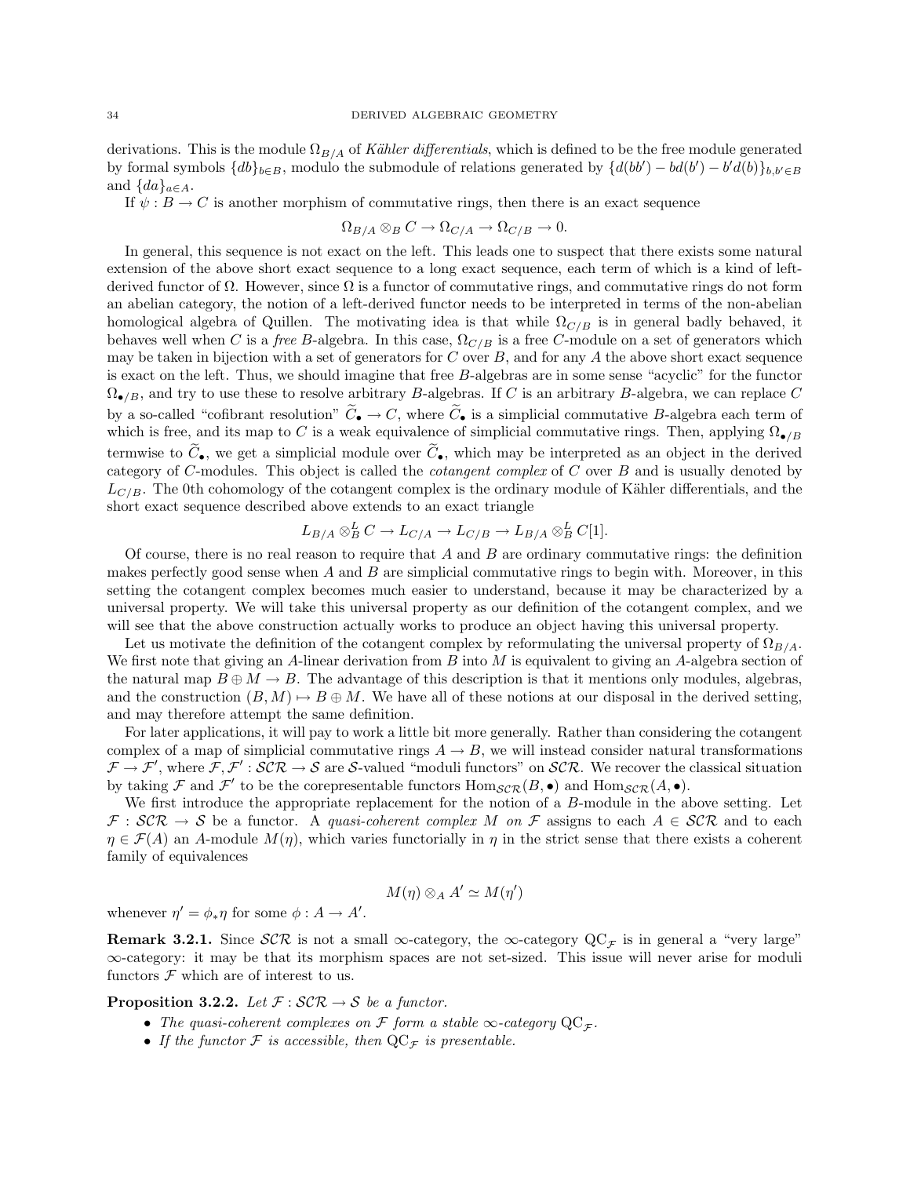derivations. This is the module $\Omega_{B/A}$ of *Kähler differentials*, which is defined to be the free module generated by formal symbols $\{db\}_{b\in B}$, modulo the submodule of relations generated by $\{d(bb') - bd(b') - b'd(b)\}_{b,b'\in B}$ and $\{da\}_{a\in A}$.

If $\psi : B \to C$ is another morphism of commutative rings, then there is an exact sequence

$$\Omega_{B/A} \otimes_B C \to \Omega_{C/A} \to \Omega_{C/B} \to 0.$$

In general, this sequence is not exact on the left. This leads one to suspect that there exists some natural extension of the above short exact sequence to a long exact sequence, each term of which is a kind of left-derived functor of $\Omega$. However, since $\Omega$ is a functor of commutative rings, and commutative rings do not form an abelian category, the notion of a left-derived functor needs to be interpreted in terms of the non-abelian homological algebra of Quillen. The motivating idea is that while $\Omega_{C/B}$ is in general badly behaved, it behaves well when $C$ is a *free* $B$-algebra. In this case, $\Omega_{C/B}$ is a free $C$-module on a set of generators which may be taken in bijection with a set of generators for $C$ over $B$, and for any $A$ the above short exact sequence is exact on the left. Thus, we should imagine that free $B$-algebras are in some sense "acyclic" for the functor $\Omega_{\bullet/B}$, and try to use these to resolve arbitrary $B$-algebras. If $C$ is an arbitrary $B$-algebra, we can replace $C$ by a so-called "cofibrant resolution" $\widetilde{C}_\bullet \to C$, where $\widetilde{C}_\bullet$ is a simplicial commutative $B$-algebra each term of which is free, and its map to $C$ is a weak equivalence of simplicial commutative rings. Then, applying $\Omega_{\bullet/B}$ termwise to $\widetilde{C}_\bullet$, we get a simplicial module over $\widetilde{C}_\bullet$, which may be interpreted as an object in the derived category of $C$-modules. This object is called the *cotangent complex* of $C$ over $B$ and is usually denoted by $L_{C/B}$. The 0th cohomology of the cotangent complex is the ordinary module of Kähler differentials, and the short exact sequence described above extends to an exact triangle

$$L_{B/A} \otimes^L_B C \to L_{C/A} \to L_{C/B} \to L_{B/A} \otimes^L_B C[1].$$

Of course, there is no real reason to require that $A$ and $B$ are ordinary commutative rings: the definition makes perfectly good sense when $A$ and $B$ are simplicial commutative rings to begin with. Moreover, in this setting the cotangent complex becomes much easier to understand, because it may be characterized by a universal property. We will take this universal property as our definition of the cotangent complex, and we will see that the above construction actually works to produce an object having this universal property.

Let us motivate the definition of the cotangent complex by reformulating the universal property of $\Omega_{B/A}$. We first note that giving an $A$-linear derivation from $B$ into $M$ is equivalent to giving an $A$-algebra section of the natural map $B \oplus M \to B$. The advantage of this description is that it mentions only modules, algebras, and the construction $(B, M) \mapsto B \oplus M$. We have all of these notions at our disposal in the derived setting, and may therefore attempt the same definition.

For later applications, it will pay to work a little bit more generally. Rather than considering the cotangent complex of a map of simplicial commutative rings $A \to B$, we will instead consider natural transformations $\mathcal{F} \to \mathcal{F}'$, where $\mathcal{F}, \mathcal{F}' : \mathcal{SCR} \to \mathcal{S}$ are $\mathcal{S}$-valued "moduli functors" on $\mathcal{SCR}$. We recover the classical situation by taking $\mathcal{F}$ and $\mathcal{F}'$ to be the corepresentable functors $\mathrm{Hom}_{\mathcal{SCR}}(B, \bullet)$ and $\mathrm{Hom}_{\mathcal{SCR}}(A, \bullet)$.

We first introduce the appropriate replacement for the notion of a $B$-module in the above setting. Let $\mathcal{F} : \mathcal{SCR} \to \mathcal{S}$ be a functor. A *quasi-coherent complex $M$ on $\mathcal{F}$* assigns to each $A \in \mathcal{SCR}$ and to each $\eta \in \mathcal{F}(A)$ an $A$-module $M(\eta)$, which varies functorially in $\eta$ in the strict sense that there exists a coherent family of equivalences

$$M(\eta) \otimes_A A' \simeq M(\eta')$$

whenever $\eta' = \phi_* \eta$ for some $\phi : A \to A'$.

**Remark 3.2.1.** Since $\mathcal{SCR}$ is not a small $\infty$-category, the $\infty$-category $\mathrm{QC}_{\mathcal{F}}$ is in general a "very large" $\infty$-category: it may be that its morphism spaces are not set-sized. This issue will never arise for moduli functors $\mathcal{F}$ which are of interest to us.

**Proposition 3.2.2.** *Let $\mathcal{F} : \mathcal{SCR} \to \mathcal{S}$ be a functor.*

- *The quasi-coherent complexes on $\mathcal{F}$ form a stable $\infty$-category $\mathrm{QC}_{\mathcal{F}}$.*
- *If the functor $\mathcal{F}$ is accessible, then $\mathrm{QC}_{\mathcal{F}}$ is presentable.*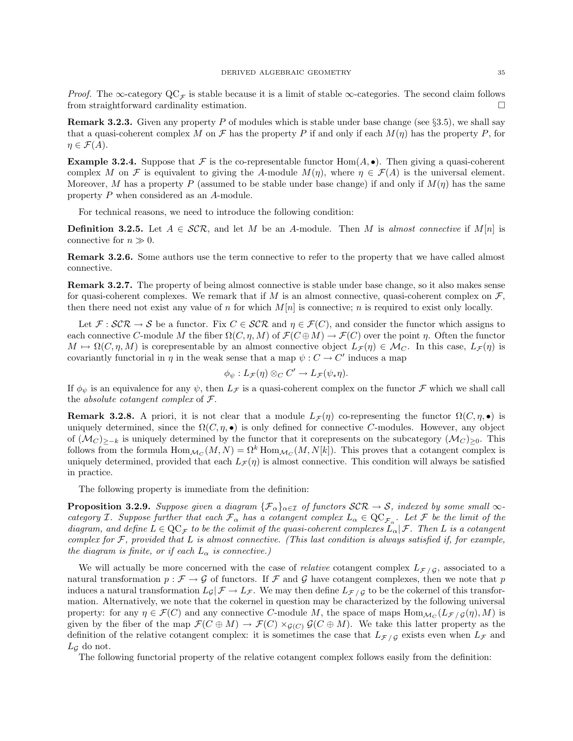*Proof.* The $\infty$-category $\mathrm{QC}_{\mathcal{F}}$ is stable because it is a limit of stable $\infty$-categories. The second claim follows from straightforward cardinality estimation. □

**Remark 3.2.3.** Given any property $P$ of modules which is stable under base change (see §3.5), we shall say that a quasi-coherent complex $M$ on $\mathcal{F}$ has the property $P$ if and only if each $M(\eta)$ has the property $P$, for $\eta \in \mathcal{F}(A)$.

**Example 3.2.4.** Suppose that $\mathcal{F}$ is the co-representable functor $\mathrm{Hom}(A, \bullet)$. Then giving a quasi-coherent complex $M$ on $\mathcal{F}$ is equivalent to giving the $A$-module $M(\eta)$, where $\eta \in \mathcal{F}(A)$ is the universal element. Moreover, $M$ has a property $P$ (assumed to be stable under base change) if and only if $M(\eta)$ has the same property $P$ when considered as an $A$-module.

For technical reasons, we need to introduce the following condition:

**Definition 3.2.5.** Let $A \in \mathcal{SCR}$, and let $M$ be an $A$-module. Then $M$ is *almost connective* if $M[n]$ is connective for $n \gg 0$.

**Remark 3.2.6.** Some authors use the term connective to refer to the property that we have called almost connective.

**Remark 3.2.7.** The property of being almost connective is stable under base change, so it also makes sense for quasi-coherent complexes. We remark that if $M$ is an almost connective, quasi-coherent complex on $\mathcal{F}$, then there need not exist any value of $n$ for which $M[n]$ is connective; $n$ is required to exist only locally.

Let $\mathcal{F} : \mathcal{SCR} \to \mathcal{S}$ be a functor. Fix $C \in \mathcal{SCR}$ and $\eta \in \mathcal{F}(C)$, and consider the functor which assigns to each connective $C$-module $M$ the fiber $\Omega(C, \eta, M)$ of $\mathcal{F}(C \oplus M) \to \mathcal{F}(C)$ over the point $\eta$. Often the functor $M \mapsto \Omega(C, \eta, M)$ is corepresentable by an almost connective object $L_{\mathcal{F}}(\eta) \in \mathcal{M}_C$. In this case, $L_{\mathcal{F}}(\eta)$ is covariantly functorial in $\eta$ in the weak sense that a map $\psi : C \to C'$ induces a map

$$\phi_\psi : L_{\mathcal{F}}(\eta) \otimes_C C' \to L_{\mathcal{F}}(\psi_* \eta).$$

If $\phi_\psi$ is an equivalence for any $\psi$, then $L_{\mathcal{F}}$ is a quasi-coherent complex on the functor $\mathcal{F}$ which we shall call the *absolute cotangent complex* of $\mathcal{F}$.

**Remark 3.2.8.** A priori, it is not clear that a module $L_{\mathcal{F}}(\eta)$ co-representing the functor $\Omega(C, \eta, \bullet)$ is uniquely determined, since the $\Omega(C, \eta, \bullet)$ is only defined for connective $C$-modules. However, any object of $(\mathcal{M}_C)_{\geq -k}$ is uniquely determined by the functor that it corepresents on the subcategory $(\mathcal{M}_C)_{\geq 0}$. This follows from the formula $\mathrm{Hom}_{\mathcal{M}_C}(M, N) = \Omega^k \mathrm{Hom}_{\mathcal{M}_C}(M, N[k])$. This proves that a cotangent complex is uniquely determined, provided that each $L_{\mathcal{F}}(\eta)$ is almost connective. This condition will always be satisfied in practice.

The following property is immediate from the definition:

**Proposition 3.2.9.** *Suppose given a diagram $\{\mathcal{F}_\alpha\}_{\alpha \in \mathcal{I}}$ of functors $\mathcal{SCR} \to \mathcal{S}$, indexed by some small $\infty$-category $\mathcal{I}$. Suppose further that each $\mathcal{F}_\alpha$ has a cotangent complex $L_\alpha \in \mathrm{QC}_{\mathcal{F}_\alpha}$. Let $\mathcal{F}$ be the limit of the diagram, and define $L \in \mathrm{QC}_{\mathcal{F}}$ to be the colimit of the quasi-coherent complexes $L_\alpha | \mathcal{F}$. Then $L$ is a cotangent complex for $\mathcal{F}$, provided that $L$ is almost connective. (This last condition is always satisfied if, for example, the diagram is finite, or if each $L_\alpha$ is connective.)*

We will actually be more concerned with the case of *relative* cotangent complex $L_{\mathcal{F}\,/\,\mathcal{G}}$, associated to a natural transformation $p : \mathcal{F} \to \mathcal{G}$ of functors. If $\mathcal{F}$ and $\mathcal{G}$ have cotangent complexes, then we note that $p$ induces a natural transformation $L_{\mathcal{G}} | \mathcal{F} \to L_{\mathcal{F}}$. We may then define $L_{\mathcal{F}\,/\,\mathcal{G}}$ to be the cokernel of this transformation. Alternatively, we note that the cokernel in question may be characterized by the following universal property: for any $\eta \in \mathcal{F}(C)$ and any connective $C$-module $M$, the space of maps $\mathrm{Hom}_{\mathcal{M}_C}(L_{\mathcal{F}\,/\,\mathcal{G}}(\eta), M)$ is given by the fiber of the map $\mathcal{F}(C \oplus M) \to \mathcal{F}(C) \times_{\mathcal{G}(C)} \mathcal{G}(C \oplus M)$. We take this latter property as the definition of the relative cotangent complex: it is sometimes the case that $L_{\mathcal{F}\,/\,\mathcal{G}}$ exists even when $L_{\mathcal{F}}$ and $L_{\mathcal{G}}$ do not.

The following functorial property of the relative cotangent complex follows easily from the definition: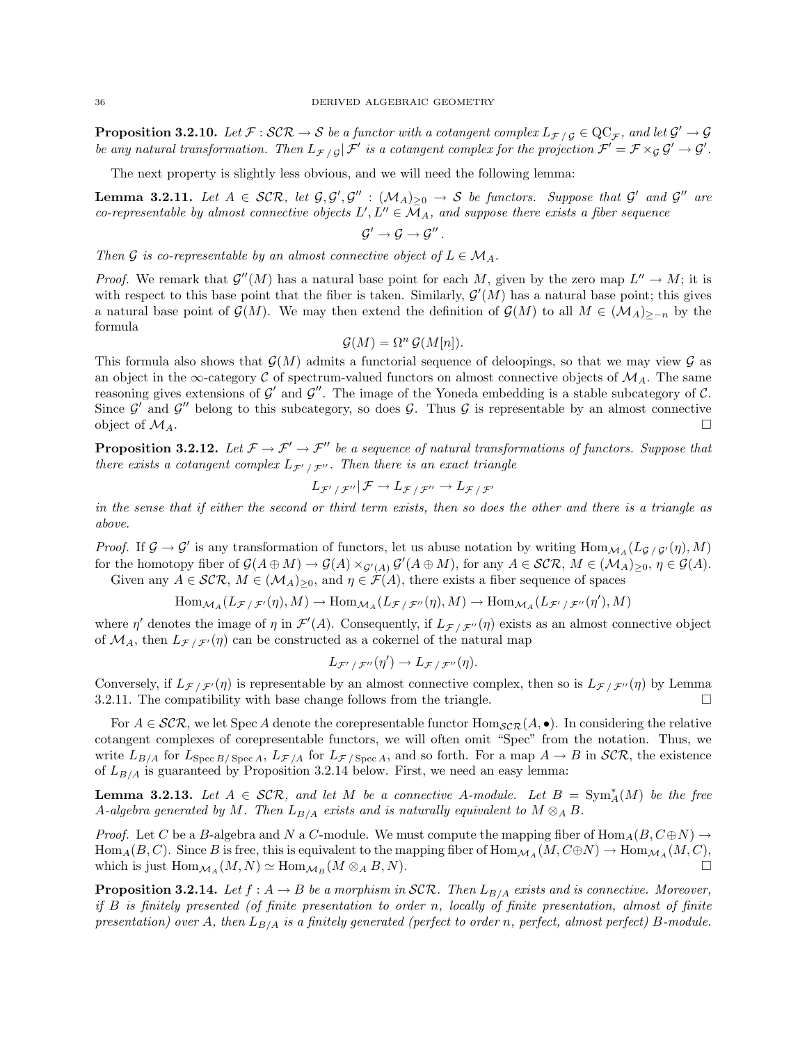**Proposition 3.2.10.** *Let $\mathcal{F} : \mathcal{SCR} \to \mathcal{S}$ be a functor with a cotangent complex $L_{\mathcal{F}\,/\,\mathcal{G}} \in \mathrm{QC}_{\mathcal{F}}$, and let $\mathcal{G}' \to \mathcal{G}$ be any natural transformation. Then $L_{\mathcal{F}\,/\,\mathcal{G}}|\,\mathcal{F}'$ is a cotangent complex for the projection $\mathcal{F}' = \mathcal{F} \times_{\mathcal{G}} \mathcal{G}' \to \mathcal{G}'$.*

The next property is slightly less obvious, and we will need the following lemma:

**Lemma 3.2.11.** *Let $A \in \mathcal{SCR}$, let $\mathcal{G}, \mathcal{G}', \mathcal{G}'' : (\mathcal{M}_A)_{\geq 0} \to \mathcal{S}$ be functors. Suppose that $\mathcal{G}'$ and $\mathcal{G}''$ are co-representable by almost connective objects $L', L'' \in \mathcal{M}_A$, and suppose there exists a fiber sequence*

$$\mathcal{G}' \to \mathcal{G} \to \mathcal{G}''\,.$$

*Then $\mathcal{G}$ is co-representable by an almost connective object of $L \in \mathcal{M}_A$.*

*Proof.* We remark that $\mathcal{G}''(M)$ has a natural base point for each $M$, given by the zero map $L'' \to M$; it is with respect to this base point that the fiber is taken. Similarly, $\mathcal{G}'(M)$ has a natural base point; this gives a natural base point of $\mathcal{G}(M)$. We may then extend the definition of $\mathcal{G}(M)$ to all $M \in (\mathcal{M}_A)_{\geq -n}$ by the formula

$$\mathcal{G}(M) = \Omega^n\,\mathcal{G}(M[n]).$$

This formula also shows that $\mathcal{G}(M)$ admits a functorial sequence of deloopings, so that we may view $\mathcal{G}$ as an object in the $\infty$-category $\mathcal{C}$ of spectrum-valued functors on almost connective objects of $\mathcal{M}_A$. The same reasoning gives extensions of $\mathcal{G}'$ and $\mathcal{G}''$. The image of the Yoneda embedding is a stable subcategory of $\mathcal{C}$. Since $\mathcal{G}'$ and $\mathcal{G}''$ belong to this subcategory, so does $\mathcal{G}$. Thus $\mathcal{G}$ is representable by an almost connective object of $\mathcal{M}_A$. □

**Proposition 3.2.12.** *Let $\mathcal{F} \to \mathcal{F}' \to \mathcal{F}''$ be a sequence of natural transformations of functors. Suppose that there exists a cotangent complex $L_{\mathcal{F}'\,/\,\mathcal{F}''}$. Then there is an exact triangle*

$$L_{\mathcal{F}'\,/\,\mathcal{F}''}|\,\mathcal{F} \to L_{\mathcal{F}\,/\,\mathcal{F}''} \to L_{\mathcal{F}\,/\,\mathcal{F}'}$$

*in the sense that if either the second or third term exists, then so does the other and there is a triangle as above.*

*Proof.* If $\mathcal{G} \to \mathcal{G}'$ is any transformation of functors, let us abuse notation by writing $\mathrm{Hom}_{\mathcal{M}_A}(L_{\mathcal{G}\,/\,\mathcal{G}'}(\eta), M)$ for the homotopy fiber of $\mathcal{G}(A \oplus M) \to \mathcal{G}(A) \times_{\mathcal{G}'(A)} \mathcal{G}'(A \oplus M)$, for any $A \in \mathcal{SCR}$, $M \in (\mathcal{M}_A)_{\geq 0}$, $\eta \in \mathcal{G}(A)$.

Given any $A \in \mathcal{SCR}$, $M \in (\mathcal{M}_A)_{\geq 0}$, and $\eta \in \mathcal{F}(A)$, there exists a fiber sequence of spaces

$$\mathrm{Hom}_{\mathcal{M}_A}(L_{\mathcal{F}\,/\,\mathcal{F}'}(\eta), M) \to \mathrm{Hom}_{\mathcal{M}_A}(L_{\mathcal{F}\,/\,\mathcal{F}''}(\eta), M) \to \mathrm{Hom}_{\mathcal{M}_A}(L_{\mathcal{F}'\,/\,\mathcal{F}''}(\eta'), M)$$

where $\eta'$ denotes the image of $\eta$ in $\mathcal{F}'(A)$. Consequently, if $L_{\mathcal{F}\,/\,\mathcal{F}''}(\eta)$ exists as an almost connective object of $\mathcal{M}_A$, then $L_{\mathcal{F}\,/\,\mathcal{F}'}(\eta)$ can be constructed as a cokernel of the natural map

$$L_{\mathcal{F}'\,/\,\mathcal{F}''}(\eta') \to L_{\mathcal{F}\,/\,\mathcal{F}''}(\eta).$$

Conversely, if $L_{\mathcal{F}\,/\,\mathcal{F}'}(\eta)$ is representable by an almost connective complex, then so is $L_{\mathcal{F}\,/\,\mathcal{F}''}(\eta)$ by Lemma 3.2.11. The compatibility with base change follows from the triangle. □

For $A \in \mathcal{SCR}$, we let $\mathrm{Spec}\,A$ denote the corepresentable functor $\mathrm{Hom}_{\mathcal{SCR}}(A, \bullet)$. In considering the relative cotangent complexes of corepresentable functors, we will often omit "Spec" from the notation. Thus, we write $L_{B/A}$ for $L_{\mathrm{Spec}\,B/\,\mathrm{Spec}\,A}$, $L_{\mathcal{F}\,/A}$ for $L_{\mathcal{F}\,/\,\mathrm{Spec}\,A}$, and so forth. For a map $A \to B$ in $\mathcal{SCR}$, the existence of $L_{B/A}$ is guaranteed by Proposition 3.2.14 below. First, we need an easy lemma:

**Lemma 3.2.13.** *Let $A \in \mathcal{SCR}$, and let $M$ be a connective $A$-module. Let $B = \mathrm{Sym}^*_A(M)$ be the free $A$-algebra generated by $M$. Then $L_{B/A}$ exists and is naturally equivalent to $M \otimes_A B$.*

*Proof.* Let $C$ be a $B$-algebra and $N$ a $C$-module. We must compute the mapping fiber of $\mathrm{Hom}_A(B, C \oplus N) \to \mathrm{Hom}_A(B, C)$. Since $B$ is free, this is equivalent to the mapping fiber of $\mathrm{Hom}_{\mathcal{M}_A}(M, C \oplus N) \to \mathrm{Hom}_{\mathcal{M}_A}(M, C)$, which is just $\mathrm{Hom}_{\mathcal{M}_A}(M, N) \simeq \mathrm{Hom}_{\mathcal{M}_B}(M \otimes_A B, N)$. □

**Proposition 3.2.14.** *Let $f : A \to B$ be a morphism in $\mathcal{SCR}$. Then $L_{B/A}$ exists and is connective. Moreover, if $B$ is finitely presented (of finite presentation to order $n$, locally of finite presentation, almost of finite presentation) over $A$, then $L_{B/A}$ is a finitely generated (perfect to order $n$, perfect, almost perfect) $B$-module.*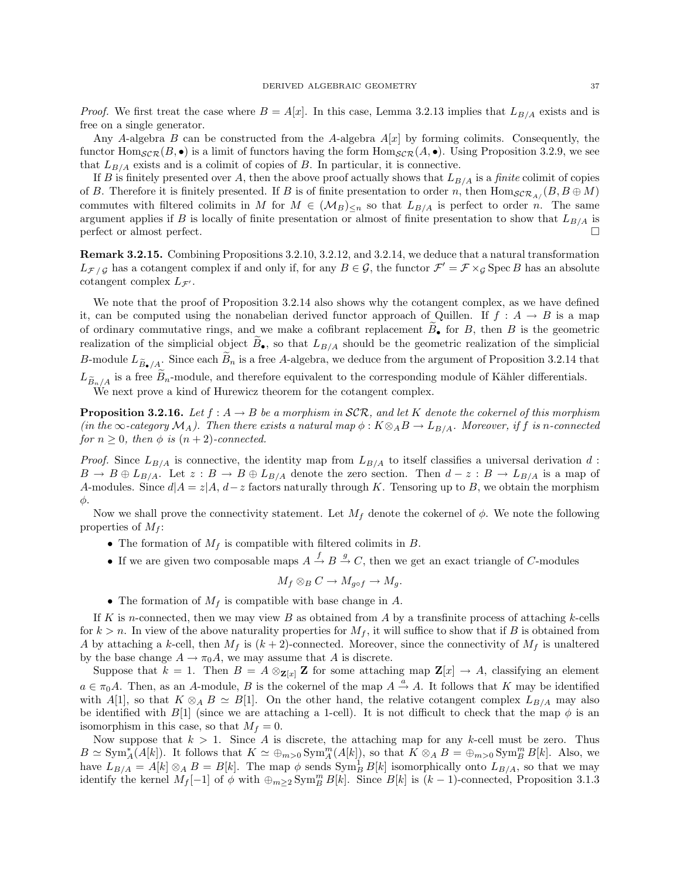*Proof.* We first treat the case where $B = A[x]$. In this case, Lemma 3.2.13 implies that $L_{B/A}$ exists and is free on a single generator.

Any $A$-algebra $B$ can be constructed from the $A$-algebra $A[x]$ by forming colimits. Consequently, the functor $\mathrm{Hom}_{\mathcal{SCR}}(B, \bullet)$ is a limit of functors having the form $\mathrm{Hom}_{\mathcal{SCR}}(A, \bullet)$. Using Proposition 3.2.9, we see that $L_{B/A}$ exists and is a colimit of copies of $B$. In particular, it is connective.

If $B$ is finitely presented over $A$, then the above proof actually shows that $L_{B/A}$ is a *finite* colimit of copies of $B$. Therefore it is finitely presented. If $B$ is of finite presentation to order $n$, then $\mathrm{Hom}_{\mathcal{SCR}_{A/}}(B, B \oplus M)$ commutes with filtered colimits in $M$ for $M \in (\mathcal{M}_B)_{\leq n}$ so that $L_{B/A}$ is perfect to order $n$. The same argument applies if $B$ is locally of finite presentation or almost of finite presentation to show that $L_{B/A}$ is perfect or almost perfect. $\square$

**Remark 3.2.15.** Combining Propositions 3.2.10, 3.2.12, and 3.2.14, we deduce that a natural transformation $L_{\mathcal{F}/\mathcal{G}}$ has a cotangent complex if and only if, for any $B \in \mathcal{G}$, the functor $\mathcal{F}' = \mathcal{F} \times_{\mathcal{G}} \mathrm{Spec}\, B$ has an absolute cotangent complex $L_{\mathcal{F}'}$.

We note that the proof of Proposition 3.2.14 also shows why the cotangent complex, as we have defined it, can be computed using the nonabelian derived functor approach of Quillen. If $f : A \to B$ is a map of ordinary commutative rings, and we make a cofibrant replacement $\widetilde{B}_\bullet$ for $B$, then $B$ is the geometric realization of the simplicial object $\widetilde{B}_\bullet$, so that $L_{B/A}$ should be the geometric realization of the simplicial $B$-module $L_{\widetilde{B}_\bullet/A}$. Since each $\widetilde{B}_n$ is a free $A$-algebra, we deduce from the argument of Proposition 3.2.14 that $L_{\widetilde{B}_n/A}$ is a free $\widetilde{B}_n$-module, and therefore equivalent to the corresponding module of Kähler differentials.

We next prove a kind of Hurewicz theorem for the cotangent complex.

**Proposition 3.2.16.** *Let $f : A \to B$ be a morphism in $\mathcal{SCR}$, and let $K$ denote the cokernel of this morphism (in the $\infty$-category $\mathcal{M}_A$). Then there exists a natural map $\phi : K \otimes_A B \to L_{B/A}$. Moreover, if $f$ is $n$-connected for $n \geq 0$, then $\phi$ is $(n+2)$-connected.*

*Proof.* Since $L_{B/A}$ is connective, the identity map from $L_{B/A}$ to itself classifies a universal derivation $d : B \to B \oplus L_{B/A}$. Let $z : B \to B \oplus L_{B/A}$ denote the zero section. Then $d - z : B \to L_{B/A}$ is a map of $A$-modules. Since $d|A = z|A$, $d - z$ factors naturally through $K$. Tensoring up to $B$, we obtain the morphism $\phi$.

Now we shall prove the connectivity statement. Let $M_f$ denote the cokernel of $\phi$. We note the following properties of $M_f$:

- The formation of $M_f$ is compatible with filtered colimits in $B$.
- If we are given two composable maps $A \xrightarrow{f} B \xrightarrow{g} C$, then we get an exact triangle of $C$-modules
$$M_f \otimes_B C \to M_{g \circ f} \to M_g.$$
- The formation of $M_f$ is compatible with base change in $A$.

If $K$ is $n$-connected, then we may view $B$ as obtained from $A$ by a transfinite process of attaching $k$-cells for $k > n$. In view of the above naturality properties for $M_f$, it will suffice to show that if $B$ is obtained from $A$ by attaching a $k$-cell, then $M_f$ is $(k+2)$-connected. Moreover, since the connectivity of $M_f$ is unaltered by the base change $A \to \pi_0 A$, we may assume that $A$ is discrete.

Suppose that $k = 1$. Then $B = A \otimes_{\mathbf{Z}[x]} \mathbf{Z}$ for some attaching map $\mathbf{Z}[x] \to A$, classifying an element $a \in \pi_0 A$. Then, as an $A$-module, $B$ is the cokernel of the map $A \xrightarrow{a} A$. It follows that $K$ may be identified with $A[1]$, so that $K \otimes_A B \simeq B[1]$. On the other hand, the relative cotangent complex $L_{B/A}$ may also be identified with $B[1]$ (since we are attaching a 1-cell). It is not difficult to check that the map $\phi$ is an isomorphism in this case, so that $M_f = 0$.

Now suppose that $k > 1$. Since $A$ is discrete, the attaching map for any $k$-cell must be zero. Thus $B \simeq \mathrm{Sym}^*_A(A[k])$. It follows that $K \simeq \oplus_{m>0} \mathrm{Sym}^m_A(A[k])$, so that $K \otimes_A B = \oplus_{m>0} \mathrm{Sym}^m_B B[k]$. Also, we have $L_{B/A} = A[k] \otimes_A B = B[k]$. The map $\phi$ sends $\mathrm{Sym}^1_B B[k]$ isomorphically onto $L_{B/A}$, so that we may identify the kernel $M_f[-1]$ of $\phi$ with $\oplus_{m \geq 2} \mathrm{Sym}^m_B B[k]$. Since $B[k]$ is $(k-1)$-connected, Proposition 3.1.3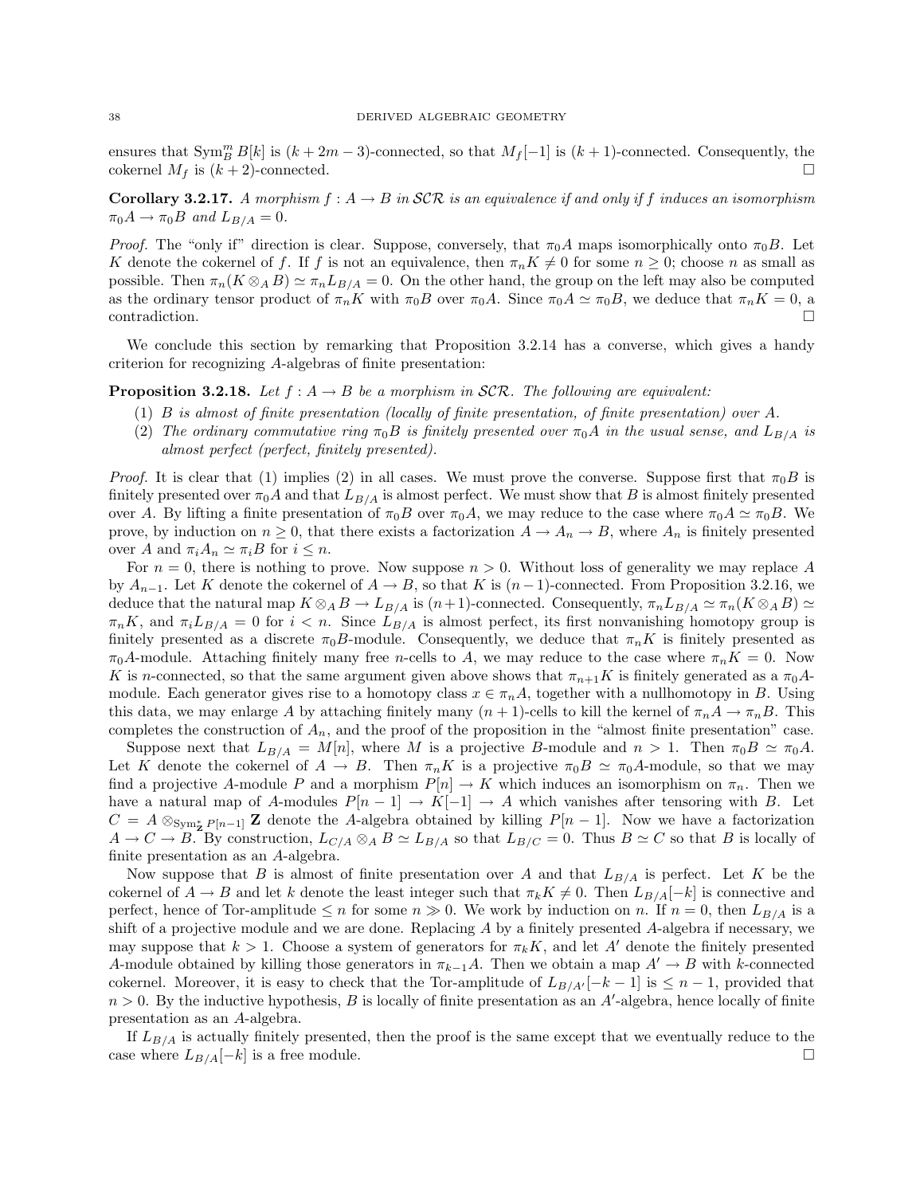ensures that $\mathrm{Sym}^m_B B[k]$ is $(k+2m-3)$-connected, so that $M_f[-1]$ is $(k+1)$-connected. Consequently, the cokernel $M_f$ is $(k+2)$-connected. □

**Corollary 3.2.17.** *A morphism $f : A \to B$ in $\mathcal{SCR}$ is an equivalence if and only if $f$ induces an isomorphism $\pi_0 A \to \pi_0 B$ and $L_{B/A} = 0$.*

*Proof.* The "only if" direction is clear. Suppose, conversely, that $\pi_0 A$ maps isomorphically onto $\pi_0 B$. Let $K$ denote the cokernel of $f$. If $f$ is not an equivalence, then $\pi_n K \neq 0$ for some $n \geq 0$; choose $n$ as small as possible. Then $\pi_n(K \otimes_A B) \simeq \pi_n L_{B/A} = 0$. On the other hand, the group on the left may also be computed as the ordinary tensor product of $\pi_n K$ with $\pi_0 B$ over $\pi_0 A$. Since $\pi_0 A \simeq \pi_0 B$, we deduce that $\pi_n K = 0$, a contradiction. □

We conclude this section by remarking that Proposition 3.2.14 has a converse, which gives a handy criterion for recognizing $A$-algebras of finite presentation:

**Proposition 3.2.18.** *Let $f : A \to B$ be a morphism in $\mathcal{SCR}$. The following are equivalent:*

1. *$B$ is almost of finite presentation (locally of finite presentation, of finite presentation) over $A$.*
2. *The ordinary commutative ring $\pi_0 B$ is finitely presented over $\pi_0 A$ in the usual sense, and $L_{B/A}$ is almost perfect (perfect, finitely presented).*

*Proof.* It is clear that (1) implies (2) in all cases. We must prove the converse. Suppose first that $\pi_0 B$ is finitely presented over $\pi_0 A$ and that $L_{B/A}$ is almost perfect. We must show that $B$ is almost finitely presented over $A$. By lifting a finite presentation of $\pi_0 B$ over $\pi_0 A$, we may reduce to the case where $\pi_0 A \simeq \pi_0 B$. We prove, by induction on $n \geq 0$, that there exists a factorization $A \to A_n \to B$, where $A_n$ is finitely presented over $A$ and $\pi_i A_n \simeq \pi_i B$ for $i \leq n$.

For $n = 0$, there is nothing to prove. Now suppose $n > 0$. Without loss of generality we may replace $A$ by $A_{n-1}$. Let $K$ denote the cokernel of $A \to B$, so that $K$ is $(n-1)$-connected. From Proposition 3.2.16, we deduce that the natural map $K \otimes_A B \to L_{B/A}$ is $(n+1)$-connected. Consequently, $\pi_n L_{B/A} \simeq \pi_n(K \otimes_A B) \simeq \pi_n K$, and $\pi_i L_{B/A} = 0$ for $i < n$. Since $L_{B/A}$ is almost perfect, its first nonvanishing homotopy group is finitely presented as a discrete $\pi_0 B$-module. Consequently, we deduce that $\pi_n K$ is finitely presented as $\pi_0 A$-module. Attaching finitely many free $n$-cells to $A$, we may reduce to the case where $\pi_n K = 0$. Now $K$ is $n$-connected, so that the same argument given above shows that $\pi_{n+1} K$ is finitely generated as a $\pi_0 A$-module. Each generator gives rise to a homotopy class $x \in \pi_n A$, together with a nullhomotopy in $B$. Using this data, we may enlarge $A$ by attaching finitely many $(n+1)$-cells to kill the kernel of $\pi_n A \to \pi_n B$. This completes the construction of $A_n$, and the proof of the proposition in the "almost finite presentation" case.

Suppose next that $L_{B/A} = M[n]$, where $M$ is a projective $B$-module and $n > 1$. Then $\pi_0 B \simeq \pi_0 A$. Let $K$ denote the cokernel of $A \to B$. Then $\pi_n K$ is a projective $\pi_0 B \simeq \pi_0 A$-module, so that we may find a projective $A$-module $P$ and a morphism $P[n] \to K$ which induces an isomorphism on $\pi_n$. Then we have a natural map of $A$-modules $P[n-1] \to K[-1] \to A$ which vanishes after tensoring with $B$. Let $C = A \otimes_{\mathrm{Sym}^*_{\mathbf{Z}} P[n-1]} \mathbf{Z}$ denote the $A$-algebra obtained by killing $P[n-1]$. Now we have a factorization $A \to C \to B$. By construction, $L_{C/A} \otimes_A B \simeq L_{B/A}$ so that $L_{B/C} = 0$. Thus $B \simeq C$ so that $B$ is locally of finite presentation as an $A$-algebra.

Now suppose that $B$ is almost of finite presentation over $A$ and that $L_{B/A}$ is perfect. Let $K$ be the cokernel of $A \to B$ and let $k$ denote the least integer such that $\pi_k K \neq 0$. Then $L_{B/A}[-k]$ is connective and perfect, hence of Tor-amplitude $\leq n$ for some $n \gg 0$. We work by induction on $n$. If $n = 0$, then $L_{B/A}$ is a shift of a projective module and we are done. Replacing $A$ by a finitely presented $A$-algebra if necessary, we may suppose that $k > 1$. Choose a system of generators for $\pi_k K$, and let $A'$ denote the finitely presented $A$-module obtained by killing those generators in $\pi_{k-1} A$. Then we obtain a map $A' \to B$ with $k$-connected cokernel. Moreover, it is easy to check that the Tor-amplitude of $L_{B/A'}[-k-1]$ is $\leq n-1$, provided that $n > 0$. By the inductive hypothesis, $B$ is locally of finite presentation as an $A'$-algebra, hence locally of finite presentation as an $A$-algebra.

If $L_{B/A}$ is actually finitely presented, then the proof is the same except that we eventually reduce to the case where $L_{B/A}[-k]$ is a free module. □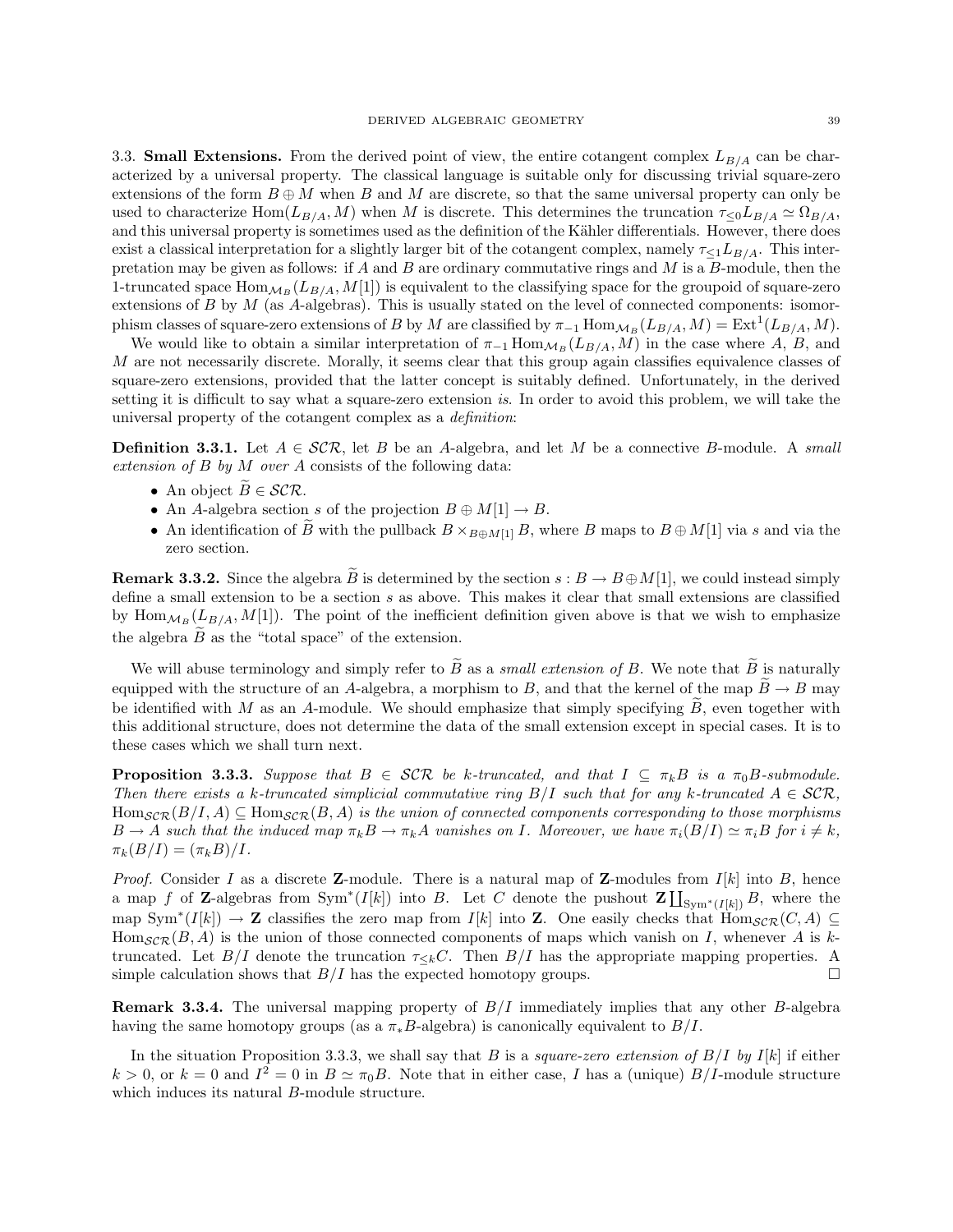### 3.3. Small Extensions.

From the derived point of view, the entire cotangent complex $L_{B/A}$ can be characterized by a universal property. The classical language is suitable only for discussing trivial square-zero extensions of the form $B \oplus M$ when $B$ and $M$ are discrete, so that the same universal property can only be used to characterize $\mathrm{Hom}(L_{B/A}, M)$ when $M$ is discrete. This determines the truncation $\tau_{\leq 0} L_{B/A} \simeq \Omega_{B/A}$, and this universal property is sometimes used as the definition of the Kähler differentials. However, there does exist a classical interpretation for a slightly larger bit of the cotangent complex, namely $\tau_{\leq 1} L_{B/A}$. This interpretation may be given as follows: if $A$ and $B$ are ordinary commutative rings and $M$ is a $B$-module, then the 1-truncated space $\mathrm{Hom}_{\mathcal{M}_B}(L_{B/A}, M[1])$ is equivalent to the classifying space for the groupoid of square-zero extensions of $B$ by $M$ (as $A$-algebras). This is usually stated on the level of connected components: isomorphism classes of square-zero extensions of $B$ by $M$ are classified by $\pi_{-1} \mathrm{Hom}_{\mathcal{M}_B}(L_{B/A}, M) = \mathrm{Ext}^1(L_{B/A}, M)$.

We would like to obtain a similar interpretation of $\pi_{-1} \mathrm{Hom}_{\mathcal{M}_B}(L_{B/A}, M)$ in the case where $A$, $B$, and $M$ are not necessarily discrete. Morally, it seems clear that this group again classifies equivalence classes of square-zero extensions, provided that the latter concept is suitably defined. Unfortunately, in the derived setting it is difficult to say what a square-zero extension *is*. In order to avoid this problem, we will take the universal property of the cotangent complex as a *definition*:

**Definition 3.3.1.** Let $A \in \mathcal{SCR}$, let $B$ be an $A$-algebra, and let $M$ be a connective $B$-module. A *small extension of $B$ by $M$ over $A$* consists of the following data:

- An object $\widetilde{B} \in \mathcal{SCR}$.
- An $A$-algebra section $s$ of the projection $B \oplus M[1] \to B$.
- An identification of $\widetilde{B}$ with the pullback $B \times_{B \oplus M[1]} B$, where $B$ maps to $B \oplus M[1]$ via $s$ and via the zero section.

**Remark 3.3.2.** Since the algebra $\widetilde{B}$ is determined by the section $s : B \to B \oplus M[1]$, we could instead simply define a small extension to be a section $s$ as above. This makes it clear that small extensions are classified by $\mathrm{Hom}_{\mathcal{M}_B}(L_{B/A}, M[1])$. The point of the inefficient definition given above is that we wish to emphasize the algebra $\widetilde{B}$ as the "total space" of the extension.

We will abuse terminology and simply refer to $\widetilde{B}$ as a *small extension of $B$*. We note that $\widetilde{B}$ is naturally equipped with the structure of an $A$-algebra, a morphism to $B$, and that the kernel of the map $\widetilde{B} \to B$ may be identified with $M$ as an $A$-module. We should emphasize that simply specifying $\widetilde{B}$, even together with this additional structure, does not determine the data of the small extension except in special cases. It is to these cases which we shall turn next.

**Proposition 3.3.3.** *Suppose that $B \in \mathcal{SCR}$ be $k$-truncated, and that $I \subseteq \pi_k B$ is a $\pi_0 B$-submodule. Then there exists a $k$-truncated simplicial commutative ring $B/I$ such that for any $k$-truncated $A \in \mathcal{SCR}$, $\mathrm{Hom}_{\mathcal{SCR}}(B/I, A) \subseteq \mathrm{Hom}_{\mathcal{SCR}}(B, A)$ is the union of connected components corresponding to those morphisms $B \to A$ such that the induced map $\pi_k B \to \pi_k A$ vanishes on $I$. Moreover, we have $\pi_i(B/I) \simeq \pi_i B$ for $i \neq k$, $\pi_k(B/I) = (\pi_k B)/I$.*

*Proof.* Consider $I$ as a discrete $\mathbf{Z}$-module. There is a natural map of $\mathbf{Z}$-modules from $I[k]$ into $B$, hence a map $f$ of $\mathbf{Z}$-algebras from $\mathrm{Sym}^*(I[k])$ into $B$. Let $C$ denote the pushout $\mathbf{Z} \coprod_{\mathrm{Sym}^*(I[k])} B$, where the map $\mathrm{Sym}^*(I[k]) \to \mathbf{Z}$ classifies the zero map from $I[k]$ into $\mathbf{Z}$. One easily checks that $\mathrm{Hom}_{\mathcal{SCR}}(C, A) \subseteq \mathrm{Hom}_{\mathcal{SCR}}(B, A)$ is the union of those connected components of maps which vanish on $I$, whenever $A$ is $k$-truncated. Let $B/I$ denote the truncation $\tau_{\leq k} C$. Then $B/I$ has the appropriate mapping properties. A simple calculation shows that $B/I$ has the expected homotopy groups. $\square$

**Remark 3.3.4.** The universal mapping property of $B/I$ immediately implies that any other $B$-algebra having the same homotopy groups (as a $\pi_* B$-algebra) is canonically equivalent to $B/I$.

In the situation Proposition 3.3.3, we shall say that $B$ is a *square-zero extension of $B/I$ by $I[k]$* if either $k > 0$, or $k = 0$ and $I^2 = 0$ in $B \simeq \pi_0 B$. Note that in either case, $I$ has a (unique) $B/I$-module structure which induces its natural $B$-module structure.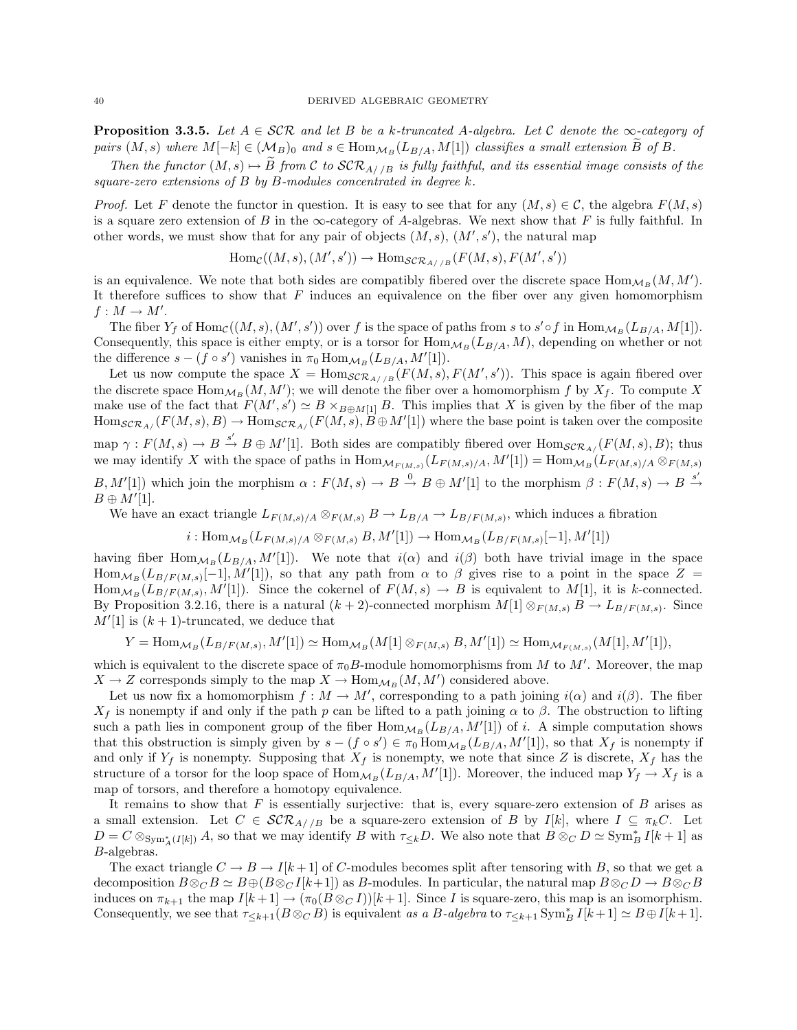**Proposition 3.3.5.** *Let $A \in \mathcal{SCR}$ and let $B$ be a $k$-truncated $A$-algebra. Let $\mathcal{C}$ denote the $\infty$-category of pairs $(M, s)$ where $M[-k] \in (\mathcal{M}_B)_0$ and $s \in \operatorname{Hom}_{\mathcal{M}_B}(L_{B/A}, M[1])$ classifies a small extension $\widetilde{B}$ of $B$.*

*Then the functor $(M, s) \mapsto \widetilde{B}$ from $\mathcal{C}$ to $\mathcal{SCR}_{A//B}$ is fully faithful, and its essential image consists of the square-zero extensions of $B$ by $B$-modules concentrated in degree $k$.*

*Proof.* Let $F$ denote the functor in question. It is easy to see that for any $(M, s) \in \mathcal{C}$, the algebra $F(M, s)$ is a square zero extension of $B$ in the $\infty$-category of $A$-algebras. We next show that $F$ is fully faithful. In other words, we must show that for any pair of objects $(M, s)$, $(M', s')$, the natural map

$$\operatorname{Hom}_{\mathcal{C}}((M, s), (M', s')) \to \operatorname{Hom}_{\mathcal{SCR}_{A//B}}(F(M, s), F(M', s'))$$

is an equivalence. We note that both sides are compatibly fibered over the discrete space $\operatorname{Hom}_{\mathcal{M}_B}(M, M')$. It therefore suffices to show that $F$ induces an equivalence on the fiber over any given homomorphism $f : M \to M'$.

The fiber $Y_f$ of $\operatorname{Hom}_{\mathcal{C}}((M, s), (M', s'))$ over $f$ is the space of paths from $s$ to $s' \circ f$ in $\operatorname{Hom}_{\mathcal{M}_B}(L_{B/A}, M[1])$. Consequently, this space is either empty, or is a torsor for $\operatorname{Hom}_{\mathcal{M}_B}(L_{B/A}, M)$, depending on whether or not the difference $s - (f \circ s')$ vanishes in $\pi_0 \operatorname{Hom}_{\mathcal{M}_B}(L_{B/A}, M'[1])$.

Let us now compute the space $X = \operatorname{Hom}_{\mathcal{SCR}_{A//B}}(F(M, s), F(M', s'))$. This space is again fibered over the discrete space $\operatorname{Hom}_{\mathcal{M}_B}(M, M')$; we will denote the fiber over a homomorphism $f$ by $X_f$. To compute $X$ make use of the fact that $F(M', s') \simeq B \times_{B \oplus M[1]} B$. This implies that $X$ is given by the fiber of the map $\operatorname{Hom}_{\mathcal{SCR}_{A/}}(F(M, s), B) \to \operatorname{Hom}_{\mathcal{SCR}_{A/}}(F(M, s), B \oplus M'[1])$ where the base point is taken over the composite map $\gamma : F(M, s) \to B \xrightarrow{s'} B \oplus M'[1]$. Both sides are compatibly fibered over $\operatorname{Hom}_{\mathcal{SCR}_{A/}}(F(M, s), B)$; thus we may identify $X$ with the space of paths in $\operatorname{Hom}_{\mathcal{M}_{F(M,s)}}(L_{F(M,s)/A}, M'[1]) = \operatorname{Hom}_{\mathcal{M}_B}(L_{F(M,s)/A} \otimes_{F(M,s)} B, M'[1])$ which join the morphism $\alpha : F(M, s) \to B \xrightarrow{0} B \oplus M'[1]$ to the morphism $\beta : F(M, s) \to B \xrightarrow{s'} B \oplus M'[1]$.

We have an exact triangle $L_{F(M,s)/A} \otimes_{F(M,s)} B \to L_{B/A} \to L_{B/F(M,s)}$, which induces a fibration

$$i : \operatorname{Hom}_{\mathcal{M}_B}(L_{F(M,s)/A} \otimes_{F(M,s)} B, M'[1]) \to \operatorname{Hom}_{\mathcal{M}_B}(L_{B/F(M,s)}[-1], M'[1])$$

having fiber $\operatorname{Hom}_{\mathcal{M}_B}(L_{B/A}, M'[1])$. We note that $i(\alpha)$ and $i(\beta)$ both have trivial image in the space $\operatorname{Hom}_{\mathcal{M}_B}(L_{B/F(M,s)}[-1], M'[1])$, so that any path from $\alpha$ to $\beta$ gives rise to a point in the space $Z = \operatorname{Hom}_{\mathcal{M}_B}(L_{B/F(M,s)}, M'[1])$. Since the cokernel of $F(M, s) \to B$ is equivalent to $M[1]$, it is $k$-connected. By Proposition 3.2.16, there is a natural $(k+2)$-connected morphism $M[1] \otimes_{F(M,s)} B \to L_{B/F(M,s)}$. Since $M'[1]$ is $(k+1)$-truncated, we deduce that

$$Y = \operatorname{Hom}_{\mathcal{M}_B}(L_{B/F(M,s)}, M'[1]) \simeq \operatorname{Hom}_{\mathcal{M}_B}(M[1] \otimes_{F(M,s)} B, M'[1]) \simeq \operatorname{Hom}_{\mathcal{M}_{F(M,s)}}(M[1], M'[1]),$$

which is equivalent to the discrete space of $\pi_0 B$-module homomorphisms from $M$ to $M'$. Moreover, the map $X \to Z$ corresponds simply to the map $X \to \operatorname{Hom}_{\mathcal{M}_B}(M, M')$ considered above.

Let us now fix a homomorphism $f : M \to M'$, corresponding to a path joining $i(\alpha)$ and $i(\beta)$. The fiber $X_f$ is nonempty if and only if the path $p$ can be lifted to a path joining $\alpha$ to $\beta$. The obstruction to lifting such a path lies in component group of the fiber $\operatorname{Hom}_{\mathcal{M}_B}(L_{B/A}, M'[1])$ of $i$. A simple computation shows that this obstruction is simply given by $s - (f \circ s') \in \pi_0 \operatorname{Hom}_{\mathcal{M}_B}(L_{B/A}, M'[1])$, so that $X_f$ is nonempty if and only if $Y_f$ is nonempty. Supposing that $X_f$ is nonempty, we note that since $Z$ is discrete, $X_f$ has the structure of a torsor for the loop space of $\operatorname{Hom}_{\mathcal{M}_B}(L_{B/A}, M'[1])$. Moreover, the induced map $Y_f \to X_f$ is a map of torsors, and therefore a homotopy equivalence.

It remains to show that $F$ is essentially surjective: that is, every square-zero extension of $B$ arises as a small extension. Let $C \in \mathcal{SCR}_{A//B}$ be a square-zero extension of $B$ by $I[k]$, where $I \subseteq \pi_k C$. Let $D = C \otimes_{\operatorname{Sym}^*_A(I[k])} A$, so that we may identify $B$ with $\tau_{\leq k} D$. We also note that $B \otimes_C D \simeq \operatorname{Sym}^*_B I[k+1]$ as $B$-algebras.

The exact triangle $C \to B \to I[k+1]$ of $C$-modules becomes split after tensoring with $B$, so that we get a decomposition $B \otimes_C B \simeq B \oplus (B \otimes_C I[k+1])$ as $B$-modules. In particular, the natural map $B \otimes_C D \to B \otimes_C B$ induces on $\pi_{k+1}$ the map $I[k+1] \to (\pi_0(B \otimes_C I))[k+1]$. Since $I$ is square-zero, this map is an isomorphism. Consequently, we see that $\tau_{\leq k+1}(B \otimes_C B)$ is equivalent *as a $B$-algebra* to $\tau_{\leq k+1} \operatorname{Sym}^*_B I[k+1] \simeq B \oplus I[k+1]$.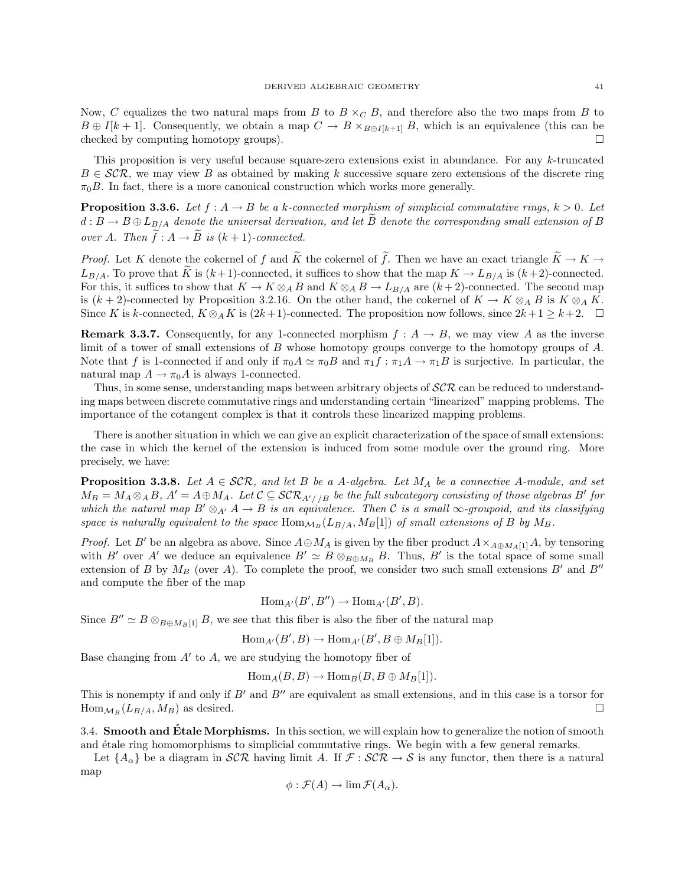Now, $C$ equalizes the two natural maps from $B$ to $B \times_C B$, and therefore also the two maps from $B$ to $B \oplus I[k+1]$. Consequently, we obtain a map $C \to B \times_{B \oplus I[k+1]} B$, which is an equivalence (this can be checked by computing homotopy groups). □

This proposition is very useful because square-zero extensions exist in abundance. For any $k$-truncated $B \in \mathcal{SCR}$, we may view $B$ as obtained by making $k$ successive square zero extensions of the discrete ring $\pi_0 B$. In fact, there is a more canonical construction which works more generally.

**Proposition 3.3.6.** *Let $f : A \to B$ be a $k$-connected morphism of simplicial commutative rings, $k > 0$. Let $d : B \to B \oplus L_{B/A}$ denote the universal derivation, and let $\widetilde{B}$ denote the corresponding small extension of $B$ over $A$. Then $\widetilde{f} : A \to \widetilde{B}$ is $(k+1)$-connected.*

*Proof.* Let $K$ denote the cokernel of $f$ and $\widetilde{K}$ the cokernel of $\widetilde{f}$. Then we have an exact triangle $\widetilde{K} \to K \to L_{B/A}$. To prove that $\widetilde{K}$ is $(k+1)$-connected, it suffices to show that the map $K \to L_{B/A}$ is $(k+2)$-connected. For this, it suffices to show that $K \to K \otimes_A B$ and $K \otimes_A B \to L_{B/A}$ are $(k+2)$-connected. The second map is $(k+2)$-connected by Proposition 3.2.16. On the other hand, the cokernel of $K \to K \otimes_A B$ is $K \otimes_A K$. Since $K$ is $k$-connected, $K \otimes_A K$ is $(2k+1)$-connected. The proposition now follows, since $2k+1 \geq k+2$. □

**Remark 3.3.7.** Consequently, for any 1-connected morphism $f : A \to B$, we may view $A$ as the inverse limit of a tower of small extensions of $B$ whose homotopy groups converge to the homotopy groups of $A$. Note that $f$ is 1-connected if and only if $\pi_0 A \simeq \pi_0 B$ and $\pi_1 f : \pi_1 A \to \pi_1 B$ is surjective. In particular, the natural map $A \to \pi_0 A$ is always 1-connected.

Thus, in some sense, understanding maps between arbitrary objects of $\mathcal{SCR}$ can be reduced to understanding maps between discrete commutative rings and understanding certain "linearized" mapping problems. The importance of the cotangent complex is that it controls these linearized mapping problems.

There is another situation in which we can give an explicit characterization of the space of small extensions: the case in which the kernel of the extension is induced from some module over the ground ring. More precisely, we have:

**Proposition 3.3.8.** *Let $A \in \mathcal{SCR}$, and let $B$ be a $A$-algebra. Let $M_A$ be a connective $A$-module, and set $M_B = M_A \otimes_A B$, $A' = A \oplus M_A$. Let $\mathcal{C} \subseteq \mathcal{SCR}_{A'//B}$ be the full subcategory consisting of those algebras $B'$ for which the natural map $B' \otimes_{A'} A \to B$ is an equivalence. Then $\mathcal{C}$ is a small $\infty$-groupoid, and its classifying space is naturally equivalent to the space $\mathrm{Hom}_{\mathcal{M}_B}(L_{B/A}, M_B[1])$ of small extensions of $B$ by $M_B$.*

*Proof.* Let $B'$ be an algebra as above. Since $A \oplus M_A$ is given by the fiber product $A \times_{A \oplus M_A[1]} A$, by tensoring with $B'$ over $A'$ we deduce an equivalence $B' \simeq B \otimes_{B \oplus M_B} B$. Thus, $B'$ is the total space of some small extension of $B$ by $M_B$ (over $A$). To complete the proof, we consider two such small extensions $B'$ and $B''$ and compute the fiber of the map

$$\mathrm{Hom}_{A'}(B', B'') \to \mathrm{Hom}_{A'}(B', B).$$

Since $B'' \simeq B \otimes_{B \oplus M_B[1]} B$, we see that this fiber is also the fiber of the natural map

$$\mathrm{Hom}_{A'}(B', B) \to \mathrm{Hom}_{A'}(B', B \oplus M_B[1]).$$

Base changing from $A'$ to $A$, we are studying the homotopy fiber of

$$\mathrm{Hom}_A(B, B) \to \mathrm{Hom}_B(B, B \oplus M_B[1]).$$

This is nonempty if and only if $B'$ and $B''$ are equivalent as small extensions, and in this case is a torsor for $\mathrm{Hom}_{\mathcal{M}_B}(L_{B/A}, M_B)$ as desired. □

### 3.4. Smooth and Étale Morphisms.

In this section, we will explain how to generalize the notion of smooth and étale ring homomorphisms to simplicial commutative rings. We begin with a few general remarks.

Let $\{A_\alpha\}$ be a diagram in $\mathcal{SCR}$ having limit $A$. If $\mathcal{F} : \mathcal{SCR} \to \mathcal{S}$ is any functor, then there is a natural map

$$\phi : \mathcal{F}(A) \to \lim \mathcal{F}(A_\alpha).$$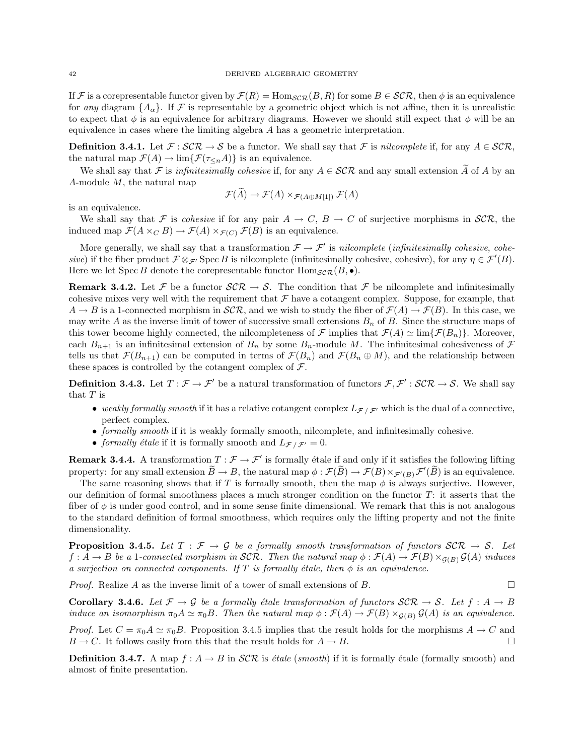If $\mathcal{F}$ is a corepresentable functor given by $\mathcal{F}(R) = \operatorname{Hom}_{\mathcal{SCR}}(B, R)$ for some $B \in \mathcal{SCR}$, then $\phi$ is an equivalence for *any* diagram $\{A_\alpha\}$. If $\mathcal{F}$ is representable by a geometric object which is not affine, then it is unrealistic to expect that $\phi$ is an equivalence for arbitrary diagrams. However we should still expect that $\phi$ will be an equivalence in cases where the limiting algebra $A$ has a geometric interpretation.

**Definition 3.4.1.** Let $\mathcal{F} : \mathcal{SCR} \to \mathcal{S}$ be a functor. We shall say that $\mathcal{F}$ is *nilcomplete* if, for any $A \in \mathcal{SCR}$, the natural map $\mathcal{F}(A) \to \lim\{\mathcal{F}(\tau_{\leq n} A)\}$ is an equivalence.

We shall say that $\mathcal{F}$ is *infinitesimally cohesive* if, for any $A \in \mathcal{SCR}$ and any small extension $\widetilde{A}$ of $A$ by an $A$-module $M$, the natural map

$$\mathcal{F}(\widetilde{A}) \to \mathcal{F}(A) \times_{\mathcal{F}(A \oplus M[1])} \mathcal{F}(A)$$

is an equivalence.

We shall say that $\mathcal{F}$ is *cohesive* if for any pair $A \to C$, $B \to C$ of surjective morphisms in $\mathcal{SCR}$, the induced map $\mathcal{F}(A \times_C B) \to \mathcal{F}(A) \times_{\mathcal{F}(C)} \mathcal{F}(B)$ is an equivalence.

More generally, we shall say that a transformation $\mathcal{F} \to \mathcal{F}'$ is *nilcomplete* (*infinitesimally cohesive*, *cohesive*) if the fiber product $\mathcal{F} \otimes_{\mathcal{F}'} \operatorname{Spec} B$ is nilcomplete (infinitesimally cohesive, cohesive), for any $\eta \in \mathcal{F}'(B)$. Here we let $\operatorname{Spec} B$ denote the corepresentable functor $\operatorname{Hom}_{\mathcal{SCR}}(B, \bullet)$.

**Remark 3.4.2.** Let $\mathcal{F}$ be a functor $\mathcal{SCR} \to \mathcal{S}$. The condition that $\mathcal{F}$ be nilcomplete and infinitesimally cohesive mixes very well with the requirement that $\mathcal{F}$ have a cotangent complex. Suppose, for example, that $A \to B$ is a 1-connected morphism in $\mathcal{SCR}$, and we wish to study the fiber of $\mathcal{F}(A) \to \mathcal{F}(B)$. In this case, we may write $A$ as the inverse limit of tower of successive small extensions $B_n$ of $B$. Since the structure maps of this tower become highly connected, the nilcompleteness of $\mathcal{F}$ implies that $\mathcal{F}(A) \simeq \lim\{\mathcal{F}(B_n)\}$. Moreover, each $B_{n+1}$ is an infinitesimal extension of $B_n$ by some $B_n$-module $M$. The infinitesimal cohesiveness of $\mathcal{F}$ tells us that $\mathcal{F}(B_{n+1})$ can be computed in terms of $\mathcal{F}(B_n)$ and $\mathcal{F}(B_n \oplus M)$, and the relationship between these spaces is controlled by the cotangent complex of $\mathcal{F}$.

**Definition 3.4.3.** Let $T : \mathcal{F} \to \mathcal{F}'$ be a natural transformation of functors $\mathcal{F}, \mathcal{F}' : \mathcal{SCR} \to \mathcal{S}$. We shall say that $T$ is

- *weakly formally smooth* if it has a relative cotangent complex $L_{\mathcal{F}\,/\,\mathcal{F}'}$ which is the dual of a connective, perfect complex.
- *formally smooth* if it is weakly formally smooth, nilcomplete, and infinitesimally cohesive.
- *formally étale* if it is formally smooth and $L_{\mathcal{F}\,/\,\mathcal{F}'} = 0$.

**Remark 3.4.4.** A transformation $T : \mathcal{F} \to \mathcal{F}'$ is formally étale if and only if it satisfies the following lifting property: for any small extension $\widetilde{B} \to B$, the natural map $\phi : \mathcal{F}(\widetilde{B}) \to \mathcal{F}(B) \times_{\mathcal{F}'(B)} \mathcal{F}'(\widetilde{B})$ is an equivalence.

The same reasoning shows that if $T$ is formally smooth, then the map $\phi$ is always surjective. However, our definition of formal smoothness places a much stronger condition on the functor $T$: it asserts that the fiber of $\phi$ is under good control, and in some sense finite dimensional. We remark that this is not analogous to the standard definition of formal smoothness, which requires only the lifting property and not the finite dimensionality.

**Proposition 3.4.5.** *Let $T : \mathcal{F} \to \mathcal{G}$ be a formally smooth transformation of functors $\mathcal{SCR} \to \mathcal{S}$. Let $f : A \to B$ be a 1-connected morphism in $\mathcal{SCR}$. Then the natural map $\phi : \mathcal{F}(A) \to \mathcal{F}(B) \times_{\mathcal{G}(B)} \mathcal{G}(A)$ induces a surjection on connected components. If $T$ is formally étale, then $\phi$ is an equivalence.*

*Proof.* Realize $A$ as the inverse limit of a tower of small extensions of $B$. □

**Corollary 3.4.6.** *Let $\mathcal{F} \to \mathcal{G}$ be a formally étale transformation of functors $\mathcal{SCR} \to \mathcal{S}$. Let $f : A \to B$ induce an isomorphism $\pi_0 A \simeq \pi_0 B$. Then the natural map $\phi : \mathcal{F}(A) \to \mathcal{F}(B) \times_{\mathcal{G}(B)} \mathcal{G}(A)$ is an equivalence.*

*Proof.* Let $C = \pi_0 A \simeq \pi_0 B$. Proposition 3.4.5 implies that the result holds for the morphisms $A \to C$ and $B \to C$. It follows easily from this that the result holds for $A \to B$. □

**Definition 3.4.7.** A map $f : A \to B$ in $\mathcal{SCR}$ is *étale* (*smooth*) if it is formally étale (formally smooth) and almost of finite presentation.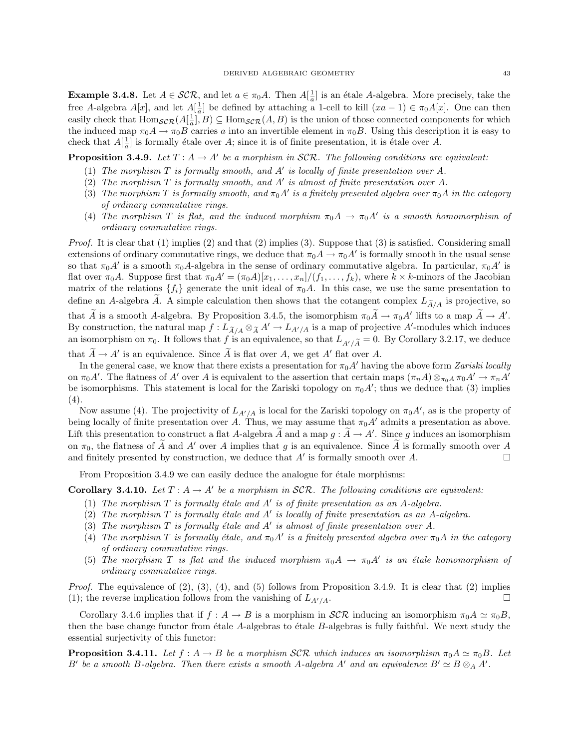**Example 3.4.8.** Let $A \in \mathcal{SCR}$, and let $a \in \pi_0 A$. Then $A[\frac{1}{a}]$ is an étale $A$-algebra. More precisely, take the free $A$-algebra $A[x]$, and let $A[\frac{1}{a}]$ be defined by attaching a 1-cell to kill $(xa-1) \in \pi_0 A[x]$. One can then easily check that $\mathrm{Hom}_{\mathcal{SCR}}(A[\frac{1}{a}], B) \subseteq \mathrm{Hom}_{\mathcal{SCR}}(A, B)$ is the union of those connected components for which the induced map $\pi_0 A \to \pi_0 B$ carries $a$ into an invertible element in $\pi_0 B$. Using this description it is easy to check that $A[\frac{1}{a}]$ is formally étale over $A$; since it is of finite presentation, it is étale over $A$.

**Proposition 3.4.9.** *Let $T : A \to A'$ be a morphism in $\mathcal{SCR}$. The following conditions are equivalent:*

1. *The morphism $T$ is formally smooth, and $A'$ is locally of finite presentation over $A$.*
2. *The morphism $T$ is formally smooth, and $A'$ is almost of finite presentation over $A$.*
3. *The morphism $T$ is formally smooth, and $\pi_0 A'$ is a finitely presented algebra over $\pi_0 A$ in the category of ordinary commutative rings.*
4. *The morphism $T$ is flat, and the induced morphism $\pi_0 A \to \pi_0 A'$ is a smooth homomorphism of ordinary commutative rings.*

*Proof.* It is clear that (1) implies (2) and that (2) implies (3). Suppose that (3) is satisfied. Considering small extensions of ordinary commutative rings, we deduce that $\pi_0 A \to \pi_0 A'$ is formally smooth in the usual sense so that $\pi_0 A'$ is a smooth $\pi_0 A$-algebra in the sense of ordinary commutative algebra. In particular, $\pi_0 A'$ is flat over $\pi_0 A$. Suppose first that $\pi_0 A' = (\pi_0 A)[x_1, \ldots, x_n]/(f_1, \ldots, f_k)$, where $k \times k$-minors of the Jacobian matrix of the relations $\{f_i\}$ generate the unit ideal of $\pi_0 A$. In this case, we use the same presentation to define an $A$-algebra $\widetilde{A}$. A simple calculation then shows that the cotangent complex $L_{\widetilde{A}/A}$ is projective, so that $\widetilde{A}$ is a smooth $A$-algebra. By Proposition 3.4.5, the isomorphism $\pi_0 \widetilde{A} \to \pi_0 A'$ lifts to a map $\widetilde{A} \to A'$. By construction, the natural map $f : L_{\widetilde{A}/A} \otimes_{\widetilde{A}} A' \to L_{A'/A}$ is a map of projective $A'$-modules which induces an isomorphism on $\pi_0$. It follows that $f$ is an equivalence, so that $L_{A'/\widetilde{A}} = 0$. By Corollary 3.2.17, we deduce that $\widetilde{A} \to A'$ is an equivalence. Since $\widetilde{A}$ is flat over $A$, we get $A'$ flat over $A$.

In the general case, we know that there exists a presentation for $\pi_0 A'$ having the above form *Zariski locally* on $\pi_0 A'$. The flatness of $A'$ over $A$ is equivalent to the assertion that certain maps $(\pi_n A) \otimes_{\pi_0 A} \pi_0 A' \to \pi_n A'$ be isomorphisms. This statement is local for the Zariski topology on $\pi_0 A'$; thus we deduce that (3) implies (4).

Now assume (4). The projectivity of $L_{A'/A}$ is local for the Zariski topology on $\pi_0 A'$, as is the property of being locally of finite presentation over $A$. Thus, we may assume that $\pi_0 A'$ admits a presentation as above. Lift this presentation to construct a flat $A$-algebra $\widetilde{A}$ and a map $g : \widetilde{A} \to A'$. Since $g$ induces an isomorphism on $\pi_0$, the flatness of $\widetilde{A}$ and $A'$ over $A$ implies that $g$ is an equivalence. Since $\widetilde{A}$ is formally smooth over $A$ and finitely presented by construction, we deduce that $A'$ is formally smooth over $A$. □

From Proposition 3.4.9 we can easily deduce the analogue for étale morphisms:

**Corollary 3.4.10.** *Let $T : A \to A'$ be a morphism in $\mathcal{SCR}$. The following conditions are equivalent:*

1. *The morphism $T$ is formally étale and $A'$ is of finite presentation as an $A$-algebra.*
2. *The morphism $T$ is formally étale and $A'$ is locally of finite presentation as an $A$-algebra.*
3. *The morphism $T$ is formally étale and $A'$ is almost of finite presentation over $A$.*
4. *The morphism $T$ is formally étale, and $\pi_0 A'$ is a finitely presented algebra over $\pi_0 A$ in the category of ordinary commutative rings.*
5. *The morphism $T$ is flat and the induced morphism $\pi_0 A \to \pi_0 A'$ is an étale homomorphism of ordinary commutative rings.*

*Proof.* The equivalence of (2), (3), (4), and (5) follows from Proposition 3.4.9. It is clear that (2) implies (1); the reverse implication follows from the vanishing of $L_{A'/A}$. □

Corollary 3.4.6 implies that if $f : A \to B$ is a morphism in $\mathcal{SCR}$ inducing an isomorphism $\pi_0 A \simeq \pi_0 B$, then the base change functor from étale $A$-algebras to étale $B$-algebras is fully faithful. We next study the essential surjectivity of this functor:

**Proposition 3.4.11.** *Let $f : A \to B$ be a morphism $\mathcal{SCR}$ which induces an isomorphism $\pi_0 A \simeq \pi_0 B$. Let $B'$ be a smooth $B$-algebra. Then there exists a smooth $A$-algebra $A'$ and an equivalence $B' \simeq B \otimes_A A'$.*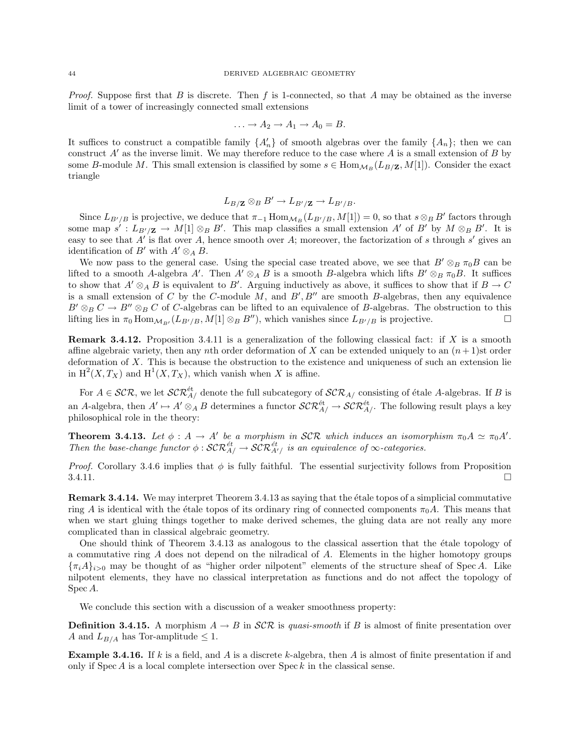*Proof.* Suppose first that $B$ is discrete. Then $f$ is 1-connected, so that $A$ may be obtained as the inverse limit of a tower of increasingly connected small extensions

$$\ldots \to A_2 \to A_1 \to A_0 = B.$$

It suffices to construct a compatible family $\{A'_n\}$ of smooth algebras over the family $\{A_n\}$; then we can construct $A'$ as the inverse limit. We may therefore reduce to the case where $A$ is a small extension of $B$ by some $B$-module $M$. This small extension is classified by some $s \in \operatorname{Hom}_{\mathcal{M}_B}(L_{B/\mathbf{Z}}, M[1])$. Consider the exact triangle

$$L_{B/\mathbf{Z}} \otimes_B B' \to L_{B'/\mathbf{Z}} \to L_{B'/B}.$$

Since $L_{B'/B}$ is projective, we deduce that $\pi_{-1} \operatorname{Hom}_{\mathcal{M}_B}(L_{B'/B}, M[1]) = 0$, so that $s \otimes_B B'$ factors through some map $s' : L_{B'/\mathbf{Z}} \to M[1] \otimes_B B'$. This map classifies a small extension $A'$ of $B'$ by $M \otimes_B B'$. It is easy to see that $A'$ is flat over $A$, hence smooth over $A$; moreover, the factorization of $s$ through $s'$ gives an identification of $B'$ with $A' \otimes_A B$.

We now pass to the general case. Using the special case treated above, we see that $B' \otimes_B \pi_0 B$ can be lifted to a smooth $A$-algebra $A'$. Then $A' \otimes_A B$ is a smooth $B$-algebra which lifts $B' \otimes_B \pi_0 B$. It suffices to show that $A' \otimes_A B$ is equivalent to $B'$. Arguing inductively as above, it suffices to show that if $B \to C$ is a small extension of $C$ by the $C$-module $M$, and $B', B''$ are smooth $B$-algebras, then any equivalence $B' \otimes_B C \to B'' \otimes_B C$ of $C$-algebras can be lifted to an equivalence of $B$-algebras. The obstruction to this lifting lies in $\pi_0 \operatorname{Hom}_{\mathcal{M}_{B'}}(L_{B'/B}, M[1] \otimes_B B'')$, which vanishes since $L_{B'/B}$ is projective. □

**Remark 3.4.12.** Proposition 3.4.11 is a generalization of the following classical fact: if $X$ is a smooth affine algebraic variety, then any $n$th order deformation of $X$ can be extended uniquely to an $(n+1)$st order deformation of $X$. This is because the obstruction to the existence and uniqueness of such an extension lie in $\mathrm{H}^2(X, T_X)$ and $\mathrm{H}^1(X, T_X)$, which vanish when $X$ is affine.

For $A \in \mathcal{SCR}$, we let $\mathcal{SCR}^{\text{ét}}_{A/}$ denote the full subcategory of $\mathcal{SCR}_{A/}$ consisting of étale $A$-algebras. If $B$ is an $A$-algebra, then $A' \mapsto A' \otimes_A B$ determines a functor $\mathcal{SCR}^{\text{ét}}_{A/} \to \mathcal{SCR}^{\text{ét}}_{A/}$. The following result plays a key philosophical role in the theory:

**Theorem 3.4.13.** *Let $\phi : A \to A'$ be a morphism in $\mathcal{SCR}$ which induces an isomorphism $\pi_0 A \simeq \pi_0 A'$. Then the base-change functor $\phi : \mathcal{SCR}^{\text{ét}}_{A/} \to \mathcal{SCR}^{\text{ét}}_{A'/}$ is an equivalence of $\infty$-categories.*

*Proof.* Corollary 3.4.6 implies that $\phi$ is fully faithful. The essential surjectivity follows from Proposition 3.4.11. □

**Remark 3.4.14.** We may interpret Theorem 3.4.13 as saying that the étale topos of a simplicial commutative ring $A$ is identical with the étale topos of its ordinary ring of connected components $\pi_0 A$. This means that when we start gluing things together to make derived schemes, the gluing data are not really any more complicated than in classical algebraic geometry.

One should think of Theorem 3.4.13 as analogous to the classical assertion that the étale topology of a commutative ring $A$ does not depend on the nilradical of $A$. Elements in the higher homotopy groups $\{\pi_i A\}_{i>0}$ may be thought of as "higher order nilpotent" elements of the structure sheaf of $\operatorname{Spec} A$. Like nilpotent elements, they have no classical interpretation as functions and do not affect the topology of $\operatorname{Spec} A$.

We conclude this section with a discussion of a weaker smoothness property:

**Definition 3.4.15.** A morphism $A \to B$ in $\mathcal{SCR}$ is *quasi-smooth* if $B$ is almost of finite presentation over $A$ and $L_{B/A}$ has Tor-amplitude $\leq 1$.

**Example 3.4.16.** If $k$ is a field, and $A$ is a discrete $k$-algebra, then $A$ is almost of finite presentation if and only if $\operatorname{Spec} A$ is a local complete intersection over $\operatorname{Spec} k$ in the classical sense.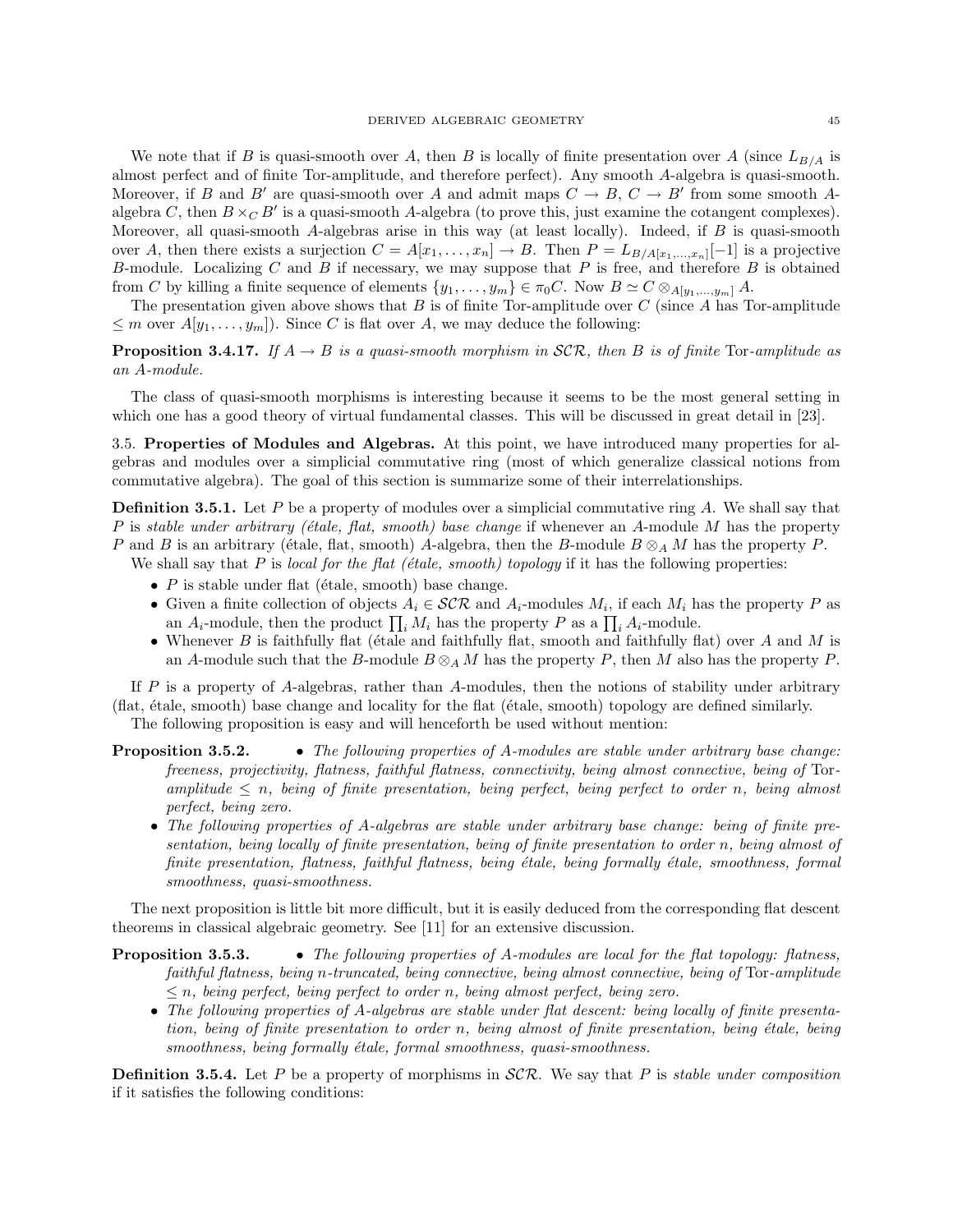We note that if $B$ is quasi-smooth over $A$, then $B$ is locally of finite presentation over $A$ (since $L_{B/A}$ is almost perfect and of finite Tor-amplitude, and therefore perfect). Any smooth $A$-algebra is quasi-smooth. Moreover, if $B$ and $B'$ are quasi-smooth over $A$ and admit maps $C \to B$, $C \to B'$ from some smooth $A$-algebra $C$, then $B \times_C B'$ is a quasi-smooth $A$-algebra (to prove this, just examine the cotangent complexes). Moreover, all quasi-smooth $A$-algebras arise in this way (at least locally). Indeed, if $B$ is quasi-smooth over $A$, then there exists a surjection $C = A[x_1, \ldots, x_n] \to B$. Then $P = L_{B/A[x_1,\ldots,x_n]}[-1]$ is a projective $B$-module. Localizing $C$ and $B$ if necessary, we may suppose that $P$ is free, and therefore $B$ is obtained from $C$ by killing a finite sequence of elements $\{y_1, \ldots, y_m\} \in \pi_0 C$. Now $B \simeq C \otimes_{A[y_1,\ldots,y_m]} A$.

The presentation given above shows that $B$ is of finite Tor-amplitude over $C$ (since $A$ has Tor-amplitude $\leq m$ over $A[y_1, \ldots, y_m]$). Since $C$ is flat over $A$, we may deduce the following:

**Proposition 3.4.17.** *If $A \to B$ is a quasi-smooth morphism in $\mathcal{SCR}$, then $B$ is of finite* Tor*-amplitude as an $A$-module.*

The class of quasi-smooth morphisms is interesting because it seems to be the most general setting in which one has a good theory of virtual fundamental classes. This will be discussed in great detail in [23].

## 3.5. Properties of Modules and Algebras.

At this point, we have introduced many properties for algebras and modules over a simplicial commutative ring (most of which generalize classical notions from commutative algebra). The goal of this section is summarize some of their interrelationships.

**Definition 3.5.1.** Let $P$ be a property of modules over a simplicial commutative ring $A$. We shall say that $P$ is *stable under arbitrary (étale, flat, smooth) base change* if whenever an $A$-module $M$ has the property $P$ and $B$ is an arbitrary (étale, flat, smooth) $A$-algebra, then the $B$-module $B \otimes_A M$ has the property $P$.

We shall say that $P$ is *local for the flat (étale, smooth) topology* if it has the following properties:

- $P$ is stable under flat (étale, smooth) base change.
- Given a finite collection of objects $A_i \in \mathcal{SCR}$ and $A_i$-modules $M_i$, if each $M_i$ has the property $P$ as an $A_i$-module, then the product $\prod_i M_i$ has the property $P$ as a $\prod_i A_i$-module.
- Whenever $B$ is faithfully flat (étale and faithfully flat, smooth and faithfully flat) over $A$ and $M$ is an $A$-module such that the $B$-module $B \otimes_A M$ has the property $P$, then $M$ also has the property $P$.

If $P$ is a property of $A$-algebras, rather than $A$-modules, then the notions of stability under arbitrary (flat, étale, smooth) base change and locality for the flat (étale, smooth) topology are defined similarly.

The following proposition is easy and will henceforth be used without mention:

**Proposition 3.5.2.**

- *The following properties of $A$-modules are stable under arbitrary base change: freeness, projectivity, flatness, faithful flatness, connectivity, being almost connective, being of* Tor*-amplitude $\leq n$, being of finite presentation, being perfect, being perfect to order $n$, being almost perfect, being zero.*
- *The following properties of $A$-algebras are stable under arbitrary base change: being of finite presentation, being locally of finite presentation, being of finite presentation to order $n$, being almost of finite presentation, flatness, faithful flatness, being étale, being formally étale, smoothness, formal smoothness, quasi-smoothness.*

The next proposition is little bit more difficult, but it is easily deduced from the corresponding flat descent theorems in classical algebraic geometry. See [11] for an extensive discussion.

**Proposition 3.5.3.**

- *The following properties of $A$-modules are local for the flat topology: flatness, faithful flatness, being $n$-truncated, being connective, being almost connective, being of* Tor*-amplitude $\leq n$, being perfect, being perfect to order $n$, being almost perfect, being zero.*
- *The following properties of $A$-algebras are stable under flat descent: being locally of finite presentation, being of finite presentation to order $n$, being almost of finite presentation, being étale, being smoothness, being formally étale, formal smoothness, quasi-smoothness.*

**Definition 3.5.4.** Let $P$ be a property of morphisms in $\mathcal{SCR}$. We say that $P$ is *stable under composition* if it satisfies the following conditions: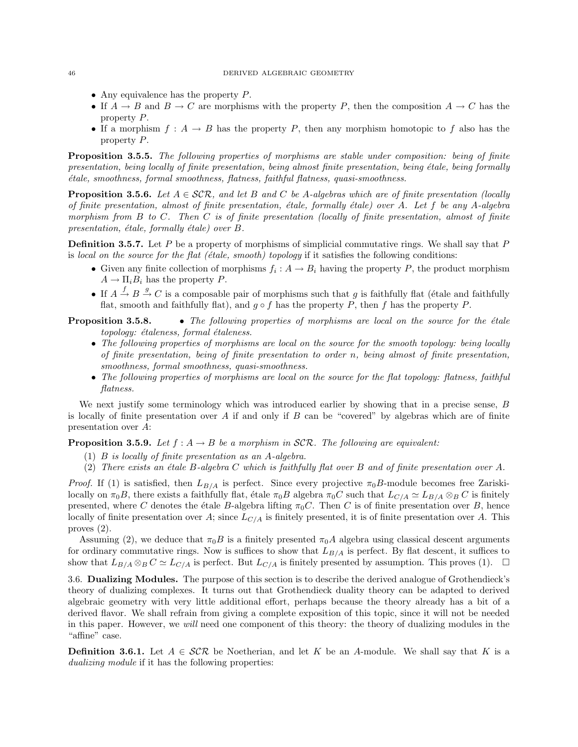- Any equivalence has the property $P$.
- If $A \to B$ and $B \to C$ are morphisms with the property $P$, then the composition $A \to C$ has the property $P$.
- If a morphism $f : A \to B$ has the property $P$, then any morphism homotopic to $f$ also has the property $P$.

**Proposition 3.5.5.** *The following properties of morphisms are stable under composition: being of finite presentation, being locally of finite presentation, being almost finite presentation, being étale, being formally étale, smoothness, formal smoothness, flatness, faithful flatness, quasi-smoothness.*

**Proposition 3.5.6.** *Let $A \in \mathcal{SCR}$, and let $B$ and $C$ be $A$-algebras which are of finite presentation (locally of finite presentation, almost of finite presentation, étale, formally étale) over $A$. Let $f$ be any $A$-algebra morphism from $B$ to $C$. Then $C$ is of finite presentation (locally of finite presentation, almost of finite presentation, étale, formally étale) over $B$.*

**Definition 3.5.7.** Let $P$ be a property of morphisms of simplicial commutative rings. We shall say that $P$ is *local on the source for the flat (étale, smooth) topology* if it satisfies the following conditions:

- Given any finite collection of morphisms $f_i : A \to B_i$ having the property $P$, the product morphism $A \to \Pi_i B_i$ has the property $P$.
- If $A \stackrel{f}{\to} B \stackrel{g}{\to} C$ is a composable pair of morphisms such that $g$ is faithfully flat (étale and faithfully flat, smooth and faithfully flat), and $g \circ f$ has the property $P$, then $f$ has the property $P$.

**Proposition 3.5.8.**
- *The following properties of morphisms are local on the source for the étale topology: étaleness, formal étaleness.*
- *The following properties of morphisms are local on the source for the smooth topology: being locally of finite presentation, being of finite presentation to order $n$, being almost of finite presentation, smoothness, formal smoothness, quasi-smoothness.*
- *The following properties of morphisms are local on the source for the flat topology: flatness, faithful flatness.*

We next justify some terminology which was introduced earlier by showing that in a precise sense, $B$ is locally of finite presentation over $A$ if and only if $B$ can be "covered" by algebras which are of finite presentation over $A$:

**Proposition 3.5.9.** *Let $f : A \to B$ be a morphism in $\mathcal{SCR}$. The following are equivalent:*

1. *$B$ is locally of finite presentation as an $A$-algebra.*
2. *There exists an étale $B$-algebra $C$ which is faithfully flat over $B$ and of finite presentation over $A$.*

*Proof.* If (1) is satisfied, then $L_{B/A}$ is perfect. Since every projective $\pi_0 B$-module becomes free Zariski-locally on $\pi_0 B$, there exists a faithfully flat, étale $\pi_0 B$ algebra $\pi_0 C$ such that $L_{C/A} \simeq L_{B/A} \otimes_B C$ is finitely presented, where $C$ denotes the étale $B$-algebra lifting $\pi_0 C$. Then $C$ is of finite presentation over $B$, hence locally of finite presentation over $A$; since $L_{C/A}$ is finitely presented, it is of finite presentation over $A$. This proves (2).

Assuming (2), we deduce that $\pi_0 B$ is a finitely presented $\pi_0 A$ algebra using classical descent arguments for ordinary commutative rings. Now is suffices to show that $L_{B/A}$ is perfect. By flat descent, it suffices to show that $L_{B/A} \otimes_B C \simeq L_{C/A}$ is perfect. But $L_{C/A}$ is finitely presented by assumption. This proves (1). $\square$

3.6. **Dualizing Modules.** The purpose of this section is to describe the derived analogue of Grothendieck's theory of dualizing complexes. It turns out that Grothendieck duality theory can be adapted to derived algebraic geometry with very little additional effort, perhaps because the theory already has a bit of a derived flavor. We shall refrain from giving a complete exposition of this topic, since it will not be needed in this paper. However, we *will* need one component of this theory: the theory of dualizing modules in the "affine" case.

**Definition 3.6.1.** Let $A \in \mathcal{SCR}$ be Noetherian, and let $K$ be an $A$-module. We shall say that $K$ is a *dualizing module* if it has the following properties: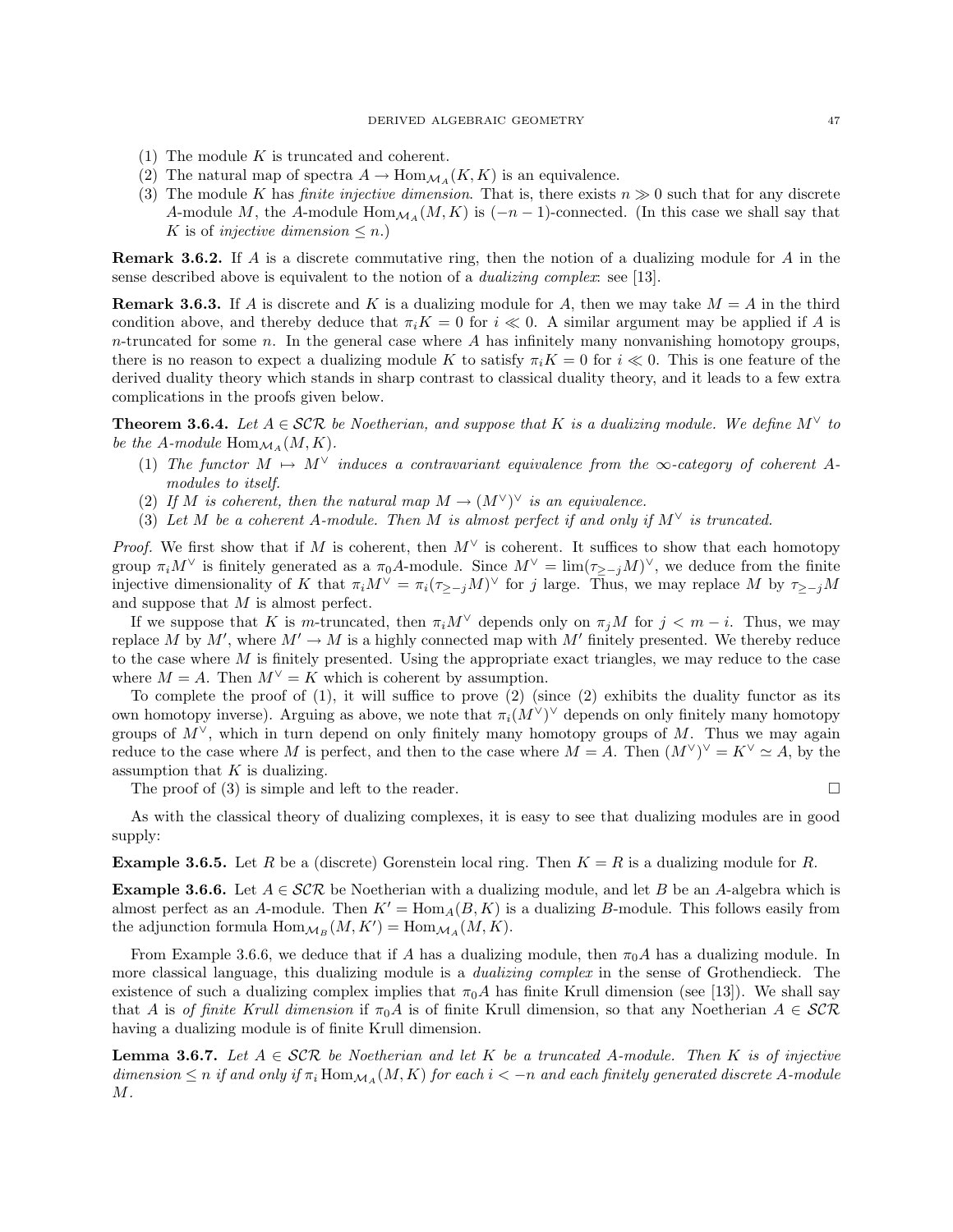(1) The module $K$ is truncated and coherent.
(2) The natural map of spectra $A \to \operatorname{Hom}_{\mathcal{M}_A}(K, K)$ is an equivalence.
(3) The module $K$ has *finite injective dimension*. That is, there exists $n \gg 0$ such that for any discrete $A$-module $M$, the $A$-module $\operatorname{Hom}_{\mathcal{M}_A}(M, K)$ is $(-n-1)$-connected. (In this case we shall say that $K$ is of *injective dimension* $\leq n$.)

**Remark 3.6.2.** If $A$ is a discrete commutative ring, then the notion of a dualizing module for $A$ in the sense described above is equivalent to the notion of a *dualizing complex*: see [13].

**Remark 3.6.3.** If $A$ is discrete and $K$ is a dualizing module for $A$, then we may take $M = A$ in the third condition above, and thereby deduce that $\pi_i K = 0$ for $i \ll 0$. A similar argument may be applied if $A$ is $n$-truncated for some $n$. In the general case where $A$ has infinitely many nonvanishing homotopy groups, there is no reason to expect a dualizing module $K$ to satisfy $\pi_i K = 0$ for $i \ll 0$. This is one feature of the derived duality theory which stands in sharp contrast to classical duality theory, and it leads to a few extra complications in the proofs given below.

**Theorem 3.6.4.** *Let $A \in \mathcal{SCR}$ be Noetherian, and suppose that $K$ is a dualizing module. We define $M^\vee$ to be the $A$-module $\operatorname{Hom}_{\mathcal{M}_A}(M, K)$.*

1. *The functor $M \mapsto M^\vee$ induces a contravariant equivalence from the $\infty$-category of coherent $A$-modules to itself.*
2. *If $M$ is coherent, then the natural map $M \to (M^\vee)^\vee$ is an equivalence.*
3. *Let $M$ be a coherent $A$-module. Then $M$ is almost perfect if and only if $M^\vee$ is truncated.*

*Proof.* We first show that if $M$ is coherent, then $M^\vee$ is coherent. It suffices to show that each homotopy group $\pi_i M^\vee$ is finitely generated as a $\pi_0 A$-module. Since $M^\vee = \lim (\tau_{\geq -j} M)^\vee$, we deduce from the finite injective dimensionality of $K$ that $\pi_i M^\vee = \pi_i (\tau_{\geq -j} M)^\vee$ for $j$ large. Thus, we may replace $M$ by $\tau_{\geq -j} M$ and suppose that $M$ is almost perfect.

If we suppose that $K$ is $m$-truncated, then $\pi_i M^\vee$ depends only on $\pi_j M$ for $j < m - i$. Thus, we may replace $M$ by $M'$, where $M' \to M$ is a highly connected map with $M'$ finitely presented. We thereby reduce to the case where $M$ is finitely presented. Using the appropriate exact triangles, we may reduce to the case where $M = A$. Then $M^\vee = K$ which is coherent by assumption.

To complete the proof of (1), it will suffice to prove (2) (since (2) exhibits the duality functor as its own homotopy inverse). Arguing as above, we note that $\pi_i (M^\vee)^\vee$ depends on only finitely many homotopy groups of $M^\vee$, which in turn depend on only finitely many homotopy groups of $M$. Thus we may again reduce to the case where $M$ is perfect, and then to the case where $M = A$. Then $(M^\vee)^\vee = K^\vee \simeq A$, by the assumption that $K$ is dualizing.

The proof of (3) is simple and left to the reader. $\square$

As with the classical theory of dualizing complexes, it is easy to see that dualizing modules are in good supply:

**Example 3.6.5.** Let $R$ be a (discrete) Gorenstein local ring. Then $K = R$ is a dualizing module for $R$.

**Example 3.6.6.** Let $A \in \mathcal{SCR}$ be Noetherian with a dualizing module, and let $B$ be an $A$-algebra which is almost perfect as an $A$-module. Then $K' = \operatorname{Hom}_A(B, K)$ is a dualizing $B$-module. This follows easily from the adjunction formula $\operatorname{Hom}_{\mathcal{M}_B}(M, K') = \operatorname{Hom}_{\mathcal{M}_A}(M, K)$.

From Example 3.6.6, we deduce that if $A$ has a dualizing module, then $\pi_0 A$ has a dualizing module. In more classical language, this dualizing module is a *dualizing complex* in the sense of Grothendieck. The existence of such a dualizing complex implies that $\pi_0 A$ has finite Krull dimension (see [13]). We shall say that $A$ is *of finite Krull dimension* if $\pi_0 A$ is of finite Krull dimension, so that any Noetherian $A \in \mathcal{SCR}$ having a dualizing module is of finite Krull dimension.

**Lemma 3.6.7.** *Let $A \in \mathcal{SCR}$ be Noetherian and let $K$ be a truncated $A$-module. Then $K$ is of injective dimension $\leq n$ if and only if $\pi_i \operatorname{Hom}_{\mathcal{M}_A}(M, K)$ for each $i < -n$ and each finitely generated discrete $A$-module $M$.*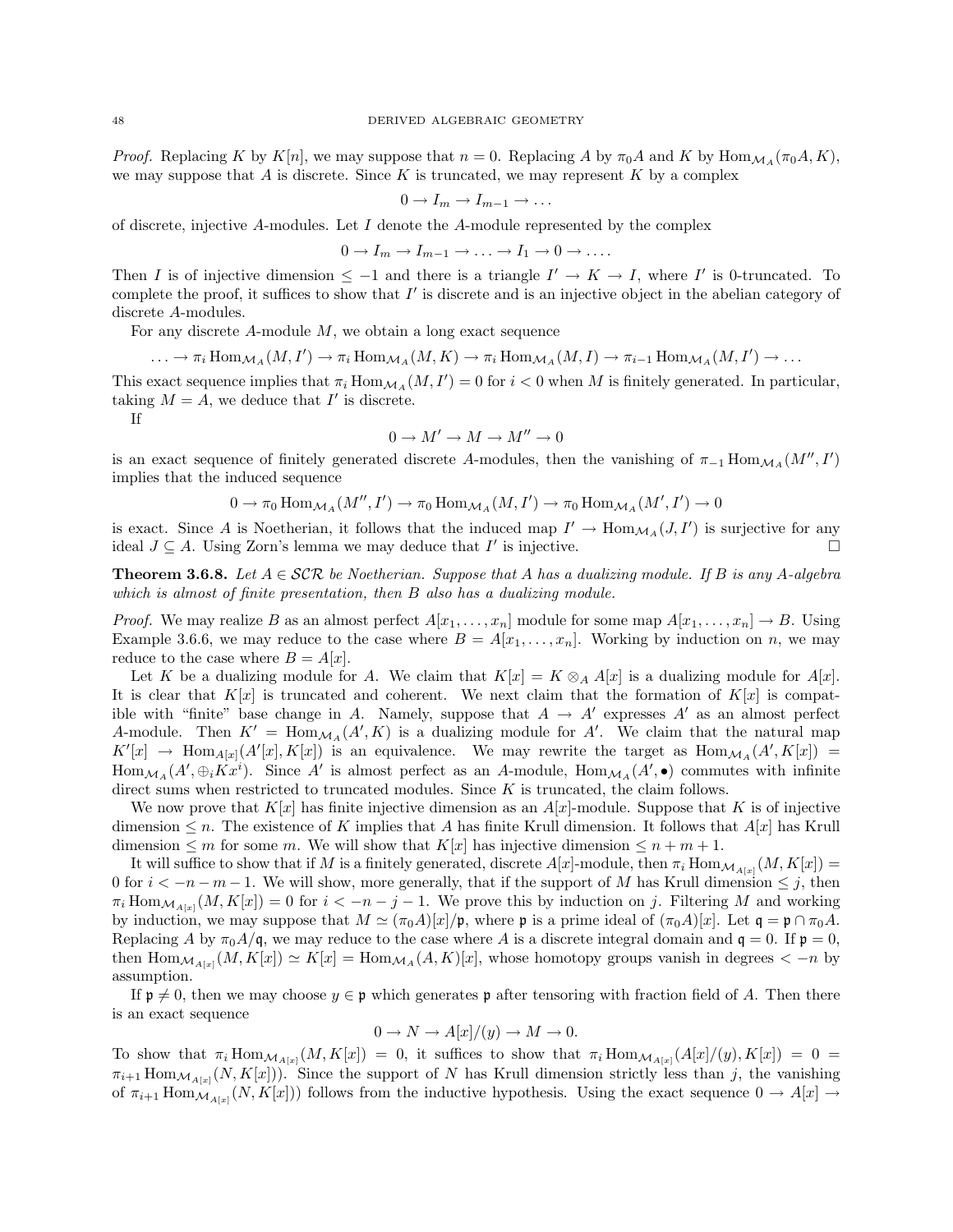*Proof.* Replacing $K$ by $K[n]$, we may suppose that $n = 0$. Replacing $A$ by $\pi_0 A$ and $K$ by $\mathrm{Hom}_{\mathcal{M}_A}(\pi_0 A, K)$, we may suppose that $A$ is discrete. Since $K$ is truncated, we may represent $K$ by a complex

$$0 \to I_m \to I_{m-1} \to \ldots$$

of discrete, injective $A$-modules. Let $I$ denote the $A$-module represented by the complex

$$0 \to I_m \to I_{m-1} \to \ldots \to I_1 \to 0 \to \ldots.$$

Then $I$ is of injective dimension $\leq -1$ and there is a triangle $I' \to K \to I$, where $I'$ is 0-truncated. To complete the proof, it suffices to show that $I'$ is discrete and is an injective object in the abelian category of discrete $A$-modules.

For any discrete $A$-module $M$, we obtain a long exact sequence

$$\ldots \to \pi_i \mathrm{Hom}_{\mathcal{M}_A}(M, I') \to \pi_i \mathrm{Hom}_{\mathcal{M}_A}(M, K) \to \pi_i \mathrm{Hom}_{\mathcal{M}_A}(M, I) \to \pi_{i-1} \mathrm{Hom}_{\mathcal{M}_A}(M, I') \to \ldots$$

This exact sequence implies that $\pi_i \mathrm{Hom}_{\mathcal{M}_A}(M, I') = 0$ for $i < 0$ when $M$ is finitely generated. In particular, taking $M = A$, we deduce that $I'$ is discrete.

If

$$0 \to M' \to M \to M'' \to 0$$

is an exact sequence of finitely generated discrete $A$-modules, then the vanishing of $\pi_{-1} \mathrm{Hom}_{\mathcal{M}_A}(M'', I')$ implies that the induced sequence

$$0 \to \pi_0 \mathrm{Hom}_{\mathcal{M}_A}(M'', I') \to \pi_0 \mathrm{Hom}_{\mathcal{M}_A}(M, I') \to \pi_0 \mathrm{Hom}_{\mathcal{M}_A}(M', I') \to 0$$

is exact. Since $A$ is Noetherian, it follows that the induced map $I' \to \mathrm{Hom}_{\mathcal{M}_A}(J, I')$ is surjective for any ideal $J \subseteq A$. Using Zorn's lemma we may deduce that $I'$ is injective. $\square$

**Theorem 3.6.8.** *Let $A \in \mathcal{SCR}$ be Noetherian. Suppose that $A$ has a dualizing module. If $B$ is any $A$-algebra which is almost of finite presentation, then $B$ also has a dualizing module.*

*Proof.* We may realize $B$ as an almost perfect $A[x_1, \ldots, x_n]$ module for some map $A[x_1, \ldots, x_n] \to B$. Using Example 3.6.6, we may reduce to the case where $B = A[x_1, \ldots, x_n]$. Working by induction on $n$, we may reduce to the case where $B = A[x]$.

Let $K$ be a dualizing module for $A$. We claim that $K[x] = K \otimes_A A[x]$ is a dualizing module for $A[x]$. It is clear that $K[x]$ is truncated and coherent. We next claim that the formation of $K[x]$ is compatible with "finite" base change in $A$. Namely, suppose that $A \to A'$ expresses $A'$ as an almost perfect $A$-module. Then $K' = \mathrm{Hom}_{\mathcal{M}_A}(A', K)$ is a dualizing module for $A'$. We claim that the natural map $K'[x] \to \mathrm{Hom}_{A[x]}(A'[x], K[x])$ is an equivalence. We may rewrite the target as $\mathrm{Hom}_{\mathcal{M}_A}(A', K[x]) = \mathrm{Hom}_{\mathcal{M}_A}(A', \oplus_i K x^i)$. Since $A'$ is almost perfect as an $A$-module, $\mathrm{Hom}_{\mathcal{M}_A}(A', \bullet)$ commutes with infinite direct sums when restricted to truncated modules. Since $K$ is truncated, the claim follows.

We now prove that $K[x]$ has finite injective dimension as an $A[x]$-module. Suppose that $K$ is of injective dimension $\leq n$. The existence of $K$ implies that $A$ has finite Krull dimension. It follows that $A[x]$ has Krull dimension $\leq m$ for some $m$. We will show that $K[x]$ has injective dimension $\leq n + m + 1$.

It will suffice to show that if $M$ is a finitely generated, discrete $A[x]$-module, then $\pi_i \mathrm{Hom}_{\mathcal{M}_{A[x]}}(M, K[x]) = 0$ for $i < -n - m - 1$. We will show, more generally, that if the support of $M$ has Krull dimension $\leq j$, then $\pi_i \mathrm{Hom}_{\mathcal{M}_{A[x]}}(M, K[x]) = 0$ for $i < -n - j - 1$. We prove this by induction on $j$. Filtering $M$ and working by induction, we may suppose that $M \simeq (\pi_0 A)[x]/\mathfrak{p}$, where $\mathfrak{p}$ is a prime ideal of $(\pi_0 A)[x]$. Let $\mathfrak{q} = \mathfrak{p} \cap \pi_0 A$. Replacing $A$ by $\pi_0 A/\mathfrak{q}$, we may reduce to the case where $A$ is a discrete integral domain and $\mathfrak{q} = 0$. If $\mathfrak{p} = 0$, then $\mathrm{Hom}_{\mathcal{M}_{A[x]}}(M, K[x]) \simeq K[x] = \mathrm{Hom}_{\mathcal{M}_A}(A, K)[x]$, whose homotopy groups vanish in degrees $< -n$ by assumption.

If $\mathfrak{p} \neq 0$, then we may choose $y \in \mathfrak{p}$ which generates $\mathfrak{p}$ after tensoring with fraction field of $A$. Then there is an exact sequence

$$0 \to N \to A[x]/(y) \to M \to 0.$$

To show that $\pi_i \mathrm{Hom}_{\mathcal{M}_{A[x]}}(M, K[x]) = 0$, it suffices to show that $\pi_i \mathrm{Hom}_{\mathcal{M}_{A[x]}}(A[x]/(y), K[x]) = 0 = \pi_{i+1} \mathrm{Hom}_{\mathcal{M}_{A[x]}}(N, K[x]))$. Since the support of $N$ has Krull dimension strictly less than $j$, the vanishing of $\pi_{i+1} \mathrm{Hom}_{\mathcal{M}_{A[x]}}(N, K[x]))$ follows from the inductive hypothesis. Using the exact sequence $0 \to A[x] \to$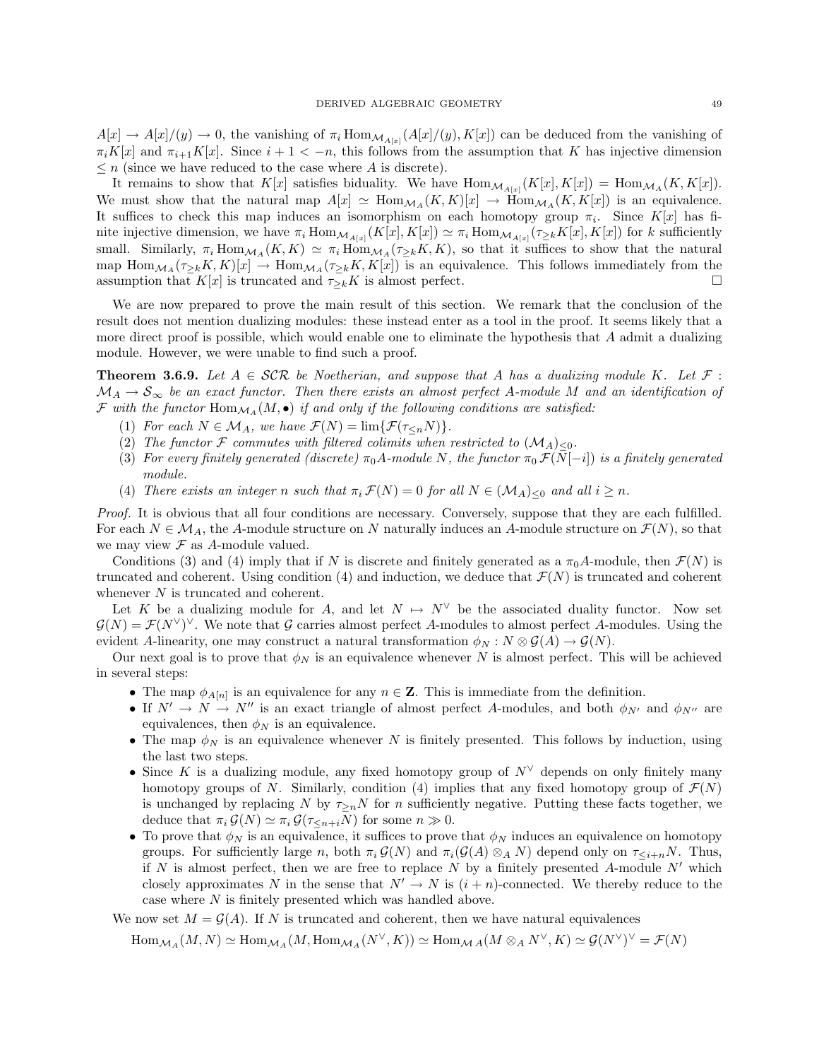$A[x] \to A[x]/(y) \to 0$, the vanishing of $\pi_i \operatorname{Hom}_{\mathcal{M}_{A[x]}}(A[x]/(y), K[x])$ can be deduced from the vanishing of $\pi_i K[x]$ and $\pi_{i+1} K[x]$. Since $i + 1 < -n$, this follows from the assumption that $K$ has injective dimension $\leq n$ (since we have reduced to the case where $A$ is discrete).

It remains to show that $K[x]$ satisfies biduality. We have $\operatorname{Hom}_{\mathcal{M}_{A[x]}}(K[x], K[x]) = \operatorname{Hom}_{\mathcal{M}_A}(K, K[x])$. We must show that the natural map $A[x] \simeq \operatorname{Hom}_{\mathcal{M}_A}(K, K)[x] \to \operatorname{Hom}_{\mathcal{M}_A}(K, K[x])$ is an equivalence. It suffices to check this map induces an isomorphism on each homotopy group $\pi_i$. Since $K[x]$ has finite injective dimension, we have $\pi_i \operatorname{Hom}_{\mathcal{M}_{A[x]}}(K[x], K[x]) \simeq \pi_i \operatorname{Hom}_{\mathcal{M}_{A[x]}}(\tau_{\geq k} K[x], K[x])$ for $k$ sufficiently small. Similarly, $\pi_i \operatorname{Hom}_{\mathcal{M}_A}(K, K) \simeq \pi_i \operatorname{Hom}_{\mathcal{M}_A}(\tau_{\geq k} K, K)$, so that it suffices to show that the natural map $\operatorname{Hom}_{\mathcal{M}_A}(\tau_{\geq k} K, K)[x] \to \operatorname{Hom}_{\mathcal{M}_A}(\tau_{\geq k} K, K[x])$ is an equivalence. This follows immediately from the assumption that $K[x]$ is truncated and $\tau_{\geq k} K$ is almost perfect. $\square$

We are now prepared to prove the main result of this section. We remark that the conclusion of the result does not mention dualizing modules: these instead enter as a tool in the proof. It seems likely that a more direct proof is possible, which would enable one to eliminate the hypothesis that $A$ admit a dualizing module. However, we were unable to find such a proof.

**Theorem 3.6.9.** *Let $A \in \mathcal{SCR}$ be Noetherian, and suppose that $A$ has a dualizing module $K$. Let $\mathcal{F} : \mathcal{M}_A \to \mathcal{S}_\infty$ be an exact functor. Then there exists an almost perfect $A$-module $M$ and an identification of $\mathcal{F}$ with the functor $\operatorname{Hom}_{\mathcal{M}_A}(M, \bullet)$ if and only if the following conditions are satisfied:*

1. *For each $N \in \mathcal{M}_A$, we have $\mathcal{F}(N) = \lim\{\mathcal{F}(\tau_{\leq n} N)\}$.*
2. *The functor $\mathcal{F}$ commutes with filtered colimits when restricted to $(\mathcal{M}_A)_{\leq 0}$.*
3. *For every finitely generated (discrete) $\pi_0 A$-module $N$, the functor $\pi_0 \mathcal{F}(N[-i])$ is a finitely generated module.*
4. *There exists an integer $n$ such that $\pi_i \mathcal{F}(N) = 0$ for all $N \in (\mathcal{M}_A)_{\leq 0}$ and all $i \geq n$.*

*Proof.* It is obvious that all four conditions are necessary. Conversely, suppose that they are each fulfilled. For each $N \in \mathcal{M}_A$, the $A$-module structure on $N$ naturally induces an $A$-module structure on $\mathcal{F}(N)$, so that we may view $\mathcal{F}$ as $A$-module valued.

Conditions (3) and (4) imply that if $N$ is discrete and finitely generated as a $\pi_0 A$-module, then $\mathcal{F}(N)$ is truncated and coherent. Using condition (4) and induction, we deduce that $\mathcal{F}(N)$ is truncated and coherent whenever $N$ is truncated and coherent.

Let $K$ be a dualizing module for $A$, and let $N \mapsto N^\vee$ be the associated duality functor. Now set $\mathcal{G}(N) = \mathcal{F}(N^\vee)^\vee$. We note that $\mathcal{G}$ carries almost perfect $A$-modules to almost perfect $A$-modules. Using the evident $A$-linearity, one may construct a natural transformation $\phi_N : N \otimes \mathcal{G}(A) \to \mathcal{G}(N)$.

Our next goal is to prove that $\phi_N$ is an equivalence whenever $N$ is almost perfect. This will be achieved in several steps:

- The map $\phi_{A[n]}$ is an equivalence for any $n \in \mathbf{Z}$. This is immediate from the definition.
- If $N' \to N \to N''$ is an exact triangle of almost perfect $A$-modules, and both $\phi_{N'}$ and $\phi_{N''}$ are equivalences, then $\phi_N$ is an equivalence.
- The map $\phi_N$ is an equivalence whenever $N$ is finitely presented. This follows by induction, using the last two steps.
- Since $K$ is a dualizing module, any fixed homotopy group of $N^\vee$ depends on only finitely many homotopy groups of $N$. Similarly, condition (4) implies that any fixed homotopy group of $\mathcal{F}(N)$ is unchanged by replacing $N$ by $\tau_{\geq n} N$ for $n$ sufficiently negative. Putting these facts together, we deduce that $\pi_i \mathcal{G}(N) \simeq \pi_i \mathcal{G}(\tau_{\leq n+i} N)$ for some $n \gg 0$.
- To prove that $\phi_N$ is an equivalence, it suffices to prove that $\phi_N$ induces an equivalence on homotopy groups. For sufficiently large $n$, both $\pi_i \mathcal{G}(N)$ and $\pi_i(\mathcal{G}(A) \otimes_A N)$ depend only on $\tau_{\leq i+n} N$. Thus, if $N$ is almost perfect, then we are free to replace $N$ by a finitely presented $A$-module $N'$ which closely approximates $N$ in the sense that $N' \to N$ is $(i+n)$-connected. We thereby reduce to the case where $N$ is finitely presented which was handled above.

We now set $M = \mathcal{G}(A)$. If $N$ is truncated and coherent, then we have natural equivalences

$$\operatorname{Hom}_{\mathcal{M}_A}(M, N) \simeq \operatorname{Hom}_{\mathcal{M}_A}(M, \operatorname{Hom}_{\mathcal{M}_A}(N^\vee, K)) \simeq \operatorname{Hom}_{\mathcal{M}A}(M \otimes_A N^\vee, K) \simeq \mathcal{G}(N^\vee)^\vee = \mathcal{F}(N)$$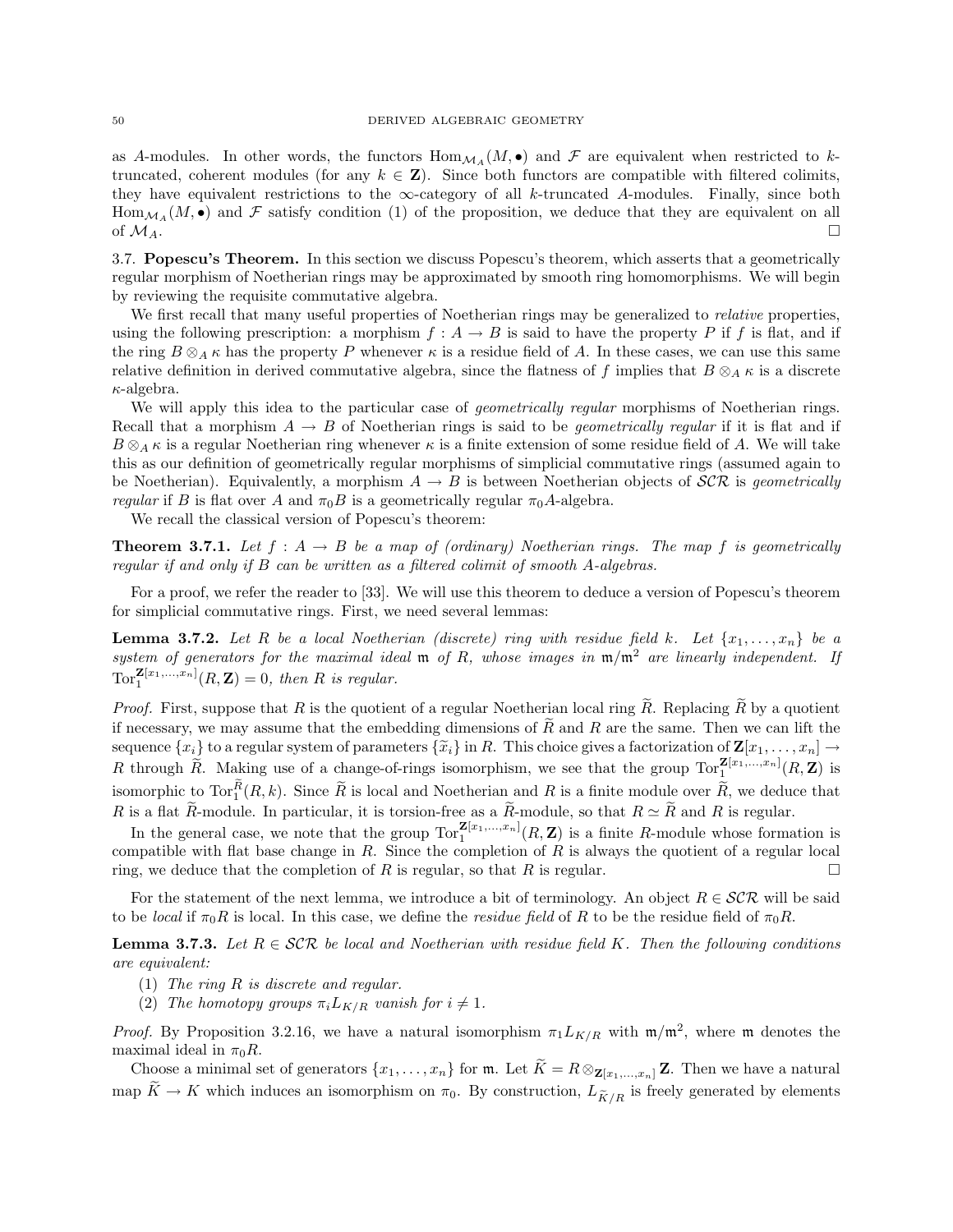as $A$-modules. In other words, the functors $\mathrm{Hom}_{\mathcal{M}_A}(M, \bullet)$ and $\mathcal{F}$ are equivalent when restricted to $k$-truncated, coherent modules (for any $k \in \mathbf{Z}$). Since both functors are compatible with filtered colimits, they have equivalent restrictions to the $\infty$-category of all $k$-truncated $A$-modules. Finally, since both $\mathrm{Hom}_{\mathcal{M}_A}(M, \bullet)$ and $\mathcal{F}$ satisfy condition (1) of the proposition, we deduce that they are equivalent on all of $\mathcal{M}_A$. □

**3.7. Popescu's Theorem.** In this section we discuss Popescu's theorem, which asserts that a geometrically regular morphism of Noetherian rings may be approximated by smooth ring homomorphisms. We will begin by reviewing the requisite commutative algebra.

We first recall that many useful properties of Noetherian rings may be generalized to *relative* properties, using the following prescription: a morphism $f : A \to B$ is said to have the property $P$ if $f$ is flat, and if the ring $B \otimes_A \kappa$ has the property $P$ whenever $\kappa$ is a residue field of $A$. In these cases, we can use this same relative definition in derived commutative algebra, since the flatness of $f$ implies that $B \otimes_A \kappa$ is a discrete $\kappa$-algebra.

We will apply this idea to the particular case of *geometrically regular* morphisms of Noetherian rings. Recall that a morphism $A \to B$ of Noetherian rings is said to be *geometrically regular* if it is flat and if $B \otimes_A \kappa$ is a regular Noetherian ring whenever $\kappa$ is a finite extension of some residue field of $A$. We will take this as our definition of geometrically regular morphisms of simplicial commutative rings (assumed again to be Noetherian). Equivalently, a morphism $A \to B$ is between Noetherian objects of $\mathcal{SCR}$ is *geometrically regular* if $B$ is flat over $A$ and $\pi_0 B$ is a geometrically regular $\pi_0 A$-algebra.

We recall the classical version of Popescu's theorem:

**Theorem 3.7.1.** *Let $f : A \to B$ be a map of (ordinary) Noetherian rings. The map $f$ is geometrically regular if and only if $B$ can be written as a filtered colimit of smooth $A$-algebras.*

For a proof, we refer the reader to [33]. We will use this theorem to deduce a version of Popescu's theorem for simplicial commutative rings. First, we need several lemmas:

**Lemma 3.7.2.** *Let $R$ be a local Noetherian (discrete) ring with residue field $k$. Let $\{x_1, \ldots, x_n\}$ be a system of generators for the maximal ideal $\mathfrak{m}$ of $R$, whose images in $\mathfrak{m}/\mathfrak{m}^2$ are linearly independent. If $\mathrm{Tor}_1^{\mathbf{Z}[x_1,\ldots,x_n]}(R, \mathbf{Z}) = 0$, then $R$ is regular.*

*Proof.* First, suppose that $R$ is the quotient of a regular Noetherian local ring $\widetilde{R}$. Replacing $\widetilde{R}$ by a quotient if necessary, we may assume that the embedding dimensions of $\widetilde{R}$ and $R$ are the same. Then we can lift the sequence $\{x_i\}$ to a regular system of parameters $\{\widetilde{x}_i\}$ in $R$. This choice gives a factorization of $\mathbf{Z}[x_1, \ldots, x_n] \to R$ through $\widetilde{R}$. Making use of a change-of-rings isomorphism, we see that the group $\mathrm{Tor}_1^{\mathbf{Z}[x_1,\ldots,x_n]}(R, \mathbf{Z})$ is isomorphic to $\mathrm{Tor}_1^{\widetilde{R}}(R, k)$. Since $\widetilde{R}$ is local and Noetherian and $R$ is a finite module over $\widetilde{R}$, we deduce that $R$ is a flat $\widetilde{R}$-module. In particular, it is torsion-free as a $\widetilde{R}$-module, so that $R \simeq \widetilde{R}$ and $R$ is regular.

In the general case, we note that the group $\mathrm{Tor}_1^{\mathbf{Z}[x_1,\ldots,x_n]}(R, \mathbf{Z})$ is a finite $R$-module whose formation is compatible with flat base change in $R$. Since the completion of $R$ is always the quotient of a regular local ring, we deduce that the completion of $R$ is regular, so that $R$ is regular. □

For the statement of the next lemma, we introduce a bit of terminology. An object $R \in \mathcal{SCR}$ will be said to be *local* if $\pi_0 R$ is local. In this case, we define the *residue field* of $R$ to be the residue field of $\pi_0 R$.

**Lemma 3.7.3.** *Let $R \in \mathcal{SCR}$ be local and Noetherian with residue field $K$. Then the following conditions are equivalent:*

(1) *The ring $R$ is discrete and regular.*
(2) *The homotopy groups $\pi_i L_{K/R}$ vanish for $i \neq 1$.*

*Proof.* By Proposition 3.2.16, we have a natural isomorphism $\pi_1 L_{K/R}$ with $\mathfrak{m}/\mathfrak{m}^2$, where $\mathfrak{m}$ denotes the maximal ideal in $\pi_0 R$.

Choose a minimal set of generators $\{x_1, \ldots, x_n\}$ for $\mathfrak{m}$. Let $\widetilde{K} = R \otimes_{\mathbf{Z}[x_1,\ldots,x_n]} \mathbf{Z}$. Then we have a natural map $\widetilde{K} \to K$ which induces an isomorphism on $\pi_0$. By construction, $L_{\widetilde{K}/R}$ is freely generated by elements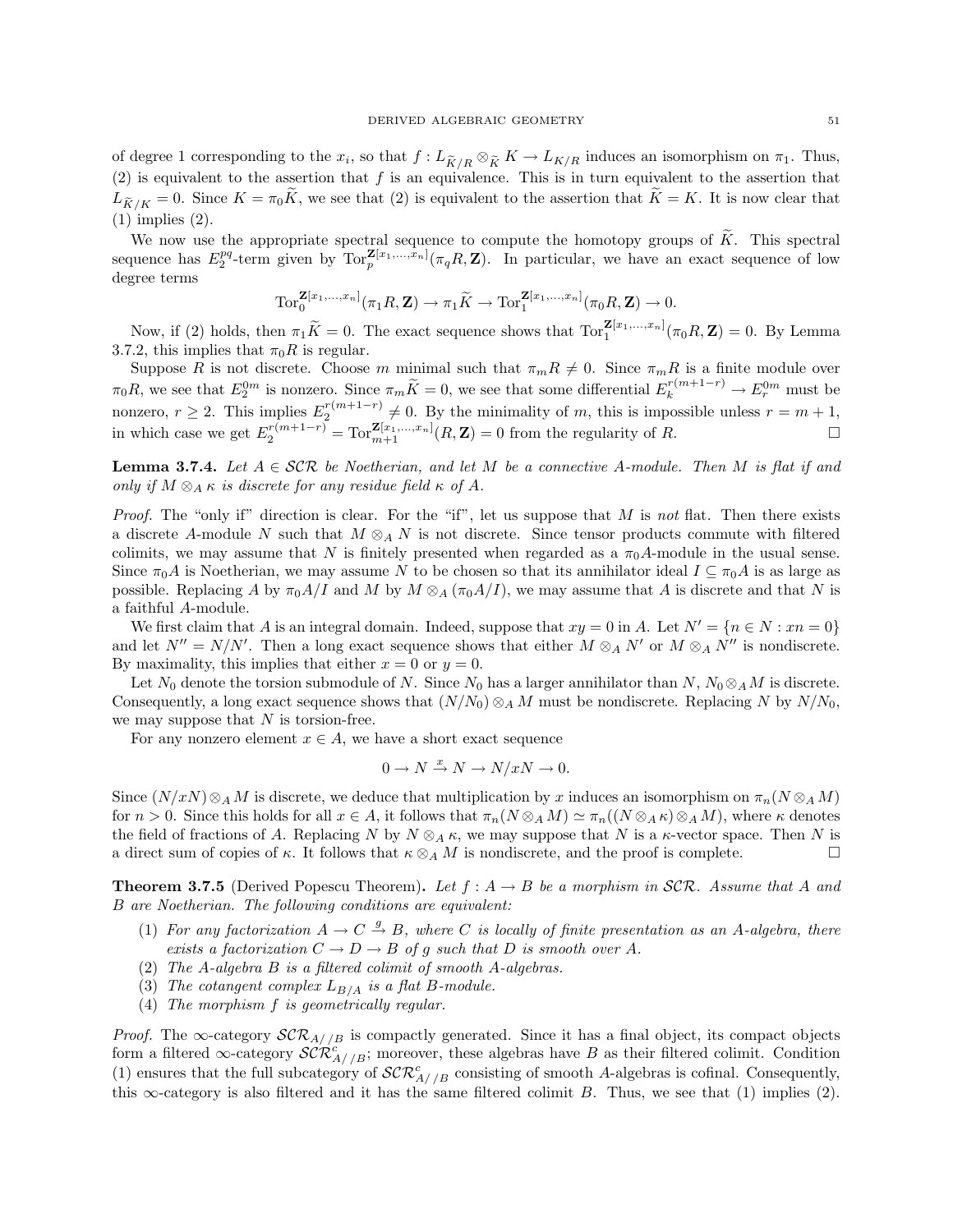of degree 1 corresponding to the $x_i$, so that $f : L_{\widetilde{K}/R} \otimes_{\widetilde{K}} K \to L_{K/R}$ induces an isomorphism on $\pi_1$. Thus, (2) is equivalent to the assertion that $f$ is an equivalence. This is in turn equivalent to the assertion that $L_{\widetilde{K}/K} = 0$. Since $K = \pi_0 \widetilde{K}$, we see that (2) is equivalent to the assertion that $\widetilde{K} = K$. It is now clear that (1) implies (2).

We now use the appropriate spectral sequence to compute the homotopy groups of $\widetilde{K}$. This spectral sequence has $E_2^{pq}$-term given by $\mathrm{Tor}_p^{\mathbf{Z}[x_1,\ldots,x_n]}(\pi_q R, \mathbf{Z})$. In particular, we have an exact sequence of low degree terms

$$\mathrm{Tor}_0^{\mathbf{Z}[x_1,\ldots,x_n]}(\pi_1 R, \mathbf{Z}) \to \pi_1 \widetilde{K} \to \mathrm{Tor}_1^{\mathbf{Z}[x_1,\ldots,x_n]}(\pi_0 R, \mathbf{Z}) \to 0.$$

Now, if (2) holds, then $\pi_1 \widetilde{K} = 0$. The exact sequence shows that $\mathrm{Tor}_1^{\mathbf{Z}[x_1,\ldots,x_n]}(\pi_0 R, \mathbf{Z}) = 0$. By Lemma 3.7.2, this implies that $\pi_0 R$ is regular.

Suppose $R$ is not discrete. Choose $m$ minimal such that $\pi_m R \neq 0$. Since $\pi_m R$ is a finite module over $\pi_0 R$, we see that $E_2^{0m}$ is nonzero. Since $\pi_m \widetilde{K} = 0$, we see that some differential $E_k^{r(m+1-r)} \to E_r^{0m}$ must be nonzero, $r \geq 2$. This implies $E_2^{r(m+1-r)} \neq 0$. By the minimality of $m$, this is impossible unless $r = m+1$, in which case we get $E_2^{r(m+1-r)} = \mathrm{Tor}_{m+1}^{\mathbf{Z}[x_1,\ldots,x_n]}(R, \mathbf{Z}) = 0$ from the regularity of $R$. □

**Lemma 3.7.4.** *Let $A \in \mathcal{SCR}$ be Noetherian, and let $M$ be a connective $A$-module. Then $M$ is flat if and only if $M \otimes_A \kappa$ is discrete for any residue field $\kappa$ of $A$.*

*Proof.* The "only if" direction is clear. For the "if", let us suppose that $M$ is *not* flat. Then there exists a discrete $A$-module $N$ such that $M \otimes_A N$ is not discrete. Since tensor products commute with filtered colimits, we may assume that $N$ is finitely presented when regarded as a $\pi_0 A$-module in the usual sense. Since $\pi_0 A$ is Noetherian, we may assume $N$ to be chosen so that its annihilator ideal $I \subseteq \pi_0 A$ is as large as possible. Replacing $A$ by $\pi_0 A/I$ and $M$ by $M \otimes_A (\pi_0 A/I)$, we may assume that $A$ is discrete and that $N$ is a faithful $A$-module.

We first claim that $A$ is an integral domain. Indeed, suppose that $xy = 0$ in $A$. Let $N' = \{n \in N : xn = 0\}$ and let $N'' = N/N'$. Then a long exact sequence shows that either $M \otimes_A N'$ or $M \otimes_A N''$ is nondiscrete. By maximality, this implies that either $x = 0$ or $y = 0$.

Let $N_0$ denote the torsion submodule of $N$. Since $N_0$ has a larger annihilator than $N$, $N_0 \otimes_A M$ is discrete. Consequently, a long exact sequence shows that $(N/N_0) \otimes_A M$ must be nondiscrete. Replacing $N$ by $N/N_0$, we may suppose that $N$ is torsion-free.

For any nonzero element $x \in A$, we have a short exact sequence

$$0 \to N \xrightarrow{x} N \to N/xN \to 0.$$

Since $(N/xN) \otimes_A M$ is discrete, we deduce that multiplication by $x$ induces an isomorphism on $\pi_n(N \otimes_A M)$ for $n > 0$. Since this holds for all $x \in A$, it follows that $\pi_n(N \otimes_A M) \simeq \pi_n((N \otimes_A \kappa) \otimes_A M)$, where $\kappa$ denotes the field of fractions of $A$. Replacing $N$ by $N \otimes_A \kappa$, we may suppose that $N$ is a $\kappa$-vector space. Then $N$ is a direct sum of copies of $\kappa$. It follows that $\kappa \otimes_A M$ is nondiscrete, and the proof is complete. □

**Theorem 3.7.5** (Derived Popescu Theorem)**.** *Let $f : A \to B$ be a morphism in $\mathcal{SCR}$. Assume that $A$ and $B$ are Noetherian. The following conditions are equivalent:*

1. *For any factorization $A \to C \xrightarrow{g} B$, where $C$ is locally of finite presentation as an $A$-algebra, there exists a factorization $C \to D \to B$ of $g$ such that $D$ is smooth over $A$.*
2. *The $A$-algebra $B$ is a filtered colimit of smooth $A$-algebras.*
3. *The cotangent complex $L_{B/A}$ is a flat $B$-module.*
4. *The morphism $f$ is geometrically regular.*

*Proof.* The $\infty$-category $\mathcal{SCR}_{A//B}$ is compactly generated. Since it has a final object, its compact objects form a filtered $\infty$-category $\mathcal{SCR}^c_{A//B}$; moreover, these algebras have $B$ as their filtered colimit. Condition (1) ensures that the full subcategory of $\mathcal{SCR}^c_{A//B}$ consisting of smooth $A$-algebras is cofinal. Consequently, this $\infty$-category is also filtered and it has the same filtered colimit $B$. Thus, we see that (1) implies (2).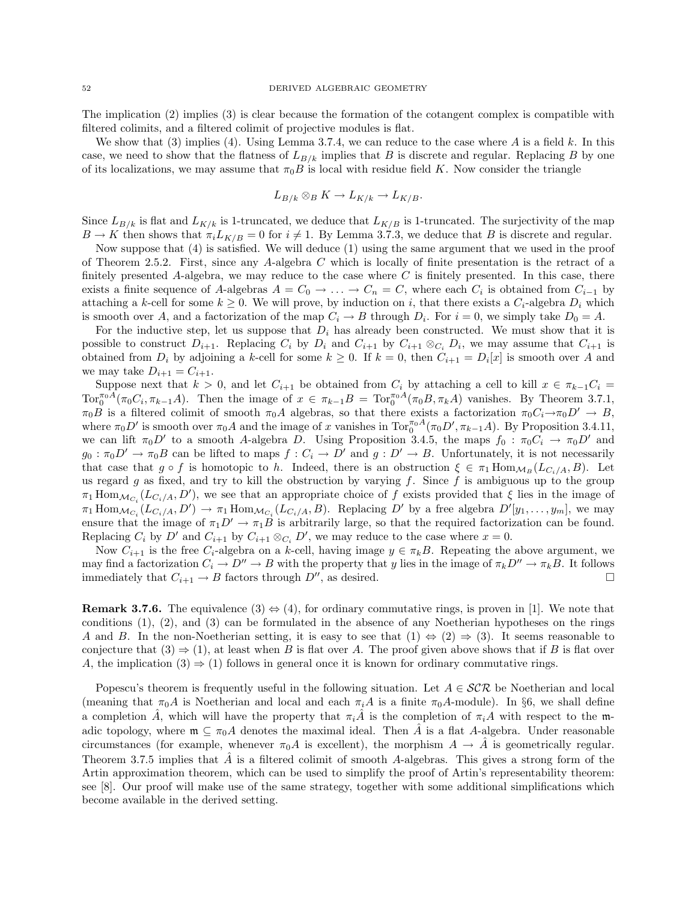The implication (2) implies (3) is clear because the formation of the cotangent complex is compatible with filtered colimits, and a filtered colimit of projective modules is flat.

We show that (3) implies (4). Using Lemma 3.7.4, we can reduce to the case where $A$ is a field $k$. In this case, we need to show that the flatness of $L_{B/k}$ implies that $B$ is discrete and regular. Replacing $B$ by one of its localizations, we may assume that $\pi_0 B$ is local with residue field $K$. Now consider the triangle

$$L_{B/k} \otimes_B K \to L_{K/k} \to L_{K/B}.$$

Since $L_{B/k}$ is flat and $L_{K/k}$ is 1-truncated, we deduce that $L_{K/B}$ is 1-truncated. The surjectivity of the map $B \to K$ then shows that $\pi_i L_{K/B} = 0$ for $i \neq 1$. By Lemma 3.7.3, we deduce that $B$ is discrete and regular.

Now suppose that (4) is satisfied. We will deduce (1) using the same argument that we used in the proof of Theorem 2.5.2. First, since any $A$-algebra $C$ which is locally of finite presentation is the retract of a finitely presented $A$-algebra, we may reduce to the case where $C$ is finitely presented. In this case, there exists a finite sequence of $A$-algebras $A = C_0 \to \ldots \to C_n = C$, where each $C_i$ is obtained from $C_{i-1}$ by attaching a $k$-cell for some $k \geq 0$. We will prove, by induction on $i$, that there exists a $C_i$-algebra $D_i$ which is smooth over $A$, and a factorization of the map $C_i \to B$ through $D_i$. For $i = 0$, we simply take $D_0 = A$.

For the inductive step, let us suppose that $D_i$ has already been constructed. We must show that it is possible to construct $D_{i+1}$. Replacing $C_i$ by $D_i$ and $C_{i+1}$ by $C_{i+1} \otimes_{C_i} D_i$, we may assume that $C_{i+1}$ is obtained from $D_i$ by adjoining a $k$-cell for some $k \geq 0$. If $k = 0$, then $C_{i+1} = D_i[x]$ is smooth over $A$ and we may take $D_{i+1} = C_{i+1}$.

Suppose next that $k > 0$, and let $C_{i+1}$ be obtained from $C_i$ by attaching a cell to kill $x \in \pi_{k-1} C_i = \mathrm{Tor}_0^{\pi_0 A}(\pi_0 C_i, \pi_{k-1} A)$. Then the image of $x \in \pi_{k-1} B = \mathrm{Tor}_0^{\pi_0 A}(\pi_0 B, \pi_k A)$ vanishes. By Theorem 3.7.1, $\pi_0 B$ is a filtered colimit of smooth $\pi_0 A$ algebras, so that there exists a factorization $\pi_0 C_i \to \pi_0 D' \to B$, where $\pi_0 D'$ is smooth over $\pi_0 A$ and the image of $x$ vanishes in $\mathrm{Tor}_0^{\pi_0 A}(\pi_0 D', \pi_{k-1} A)$. By Proposition 3.4.11, we can lift $\pi_0 D'$ to a smooth $A$-algebra $D$. Using Proposition 3.4.5, the maps $f_0 : \pi_0 C_i \to \pi_0 D'$ and $g_0 : \pi_0 D' \to \pi_0 B$ can be lifted to maps $f : C_i \to D'$ and $g : D' \to B$. Unfortunately, it is not necessarily that case that $g \circ f$ is homotopic to $h$. Indeed, there is an obstruction $\xi \in \pi_1 \mathrm{Hom}_{\mathcal{M}_B}(L_{C_i/A}, B)$. Let us regard $g$ as fixed, and try to kill the obstruction by varying $f$. Since $f$ is ambiguous up to the group $\pi_1 \mathrm{Hom}_{\mathcal{M}_{C_i}}(L_{C_i/A}, D')$, we see that an appropriate choice of $f$ exists provided that $\xi$ lies in the image of $\pi_1 \mathrm{Hom}_{\mathcal{M}_{C_i}}(L_{C_i/A}, D') \to \pi_1 \mathrm{Hom}_{\mathcal{M}_{C_i}}(L_{C_i/A}, B)$. Replacing $D'$ by a free algebra $D'[y_1, \ldots, y_m]$, we may ensure that the image of $\pi_1 D' \to \pi_1 B$ is arbitrarily large, so that the required factorization can be found. Replacing $C_i$ by $D'$ and $C_{i+1}$ by $C_{i+1} \otimes_{C_i} D'$, we may reduce to the case where $x = 0$.

Now $C_{i+1}$ is the free $C_i$-algebra on a $k$-cell, having image $y \in \pi_k B$. Repeating the above argument, we may find a factorization $C_i \to D'' \to B$ with the property that $y$ lies in the image of $\pi_k D'' \to \pi_k B$. It follows immediately that $C_{i+1} \to B$ factors through $D''$, as desired. $\square$

**Remark 3.7.6.** The equivalence (3) $\Leftrightarrow$ (4), for ordinary commutative rings, is proven in [1]. We note that conditions (1), (2), and (3) can be formulated in the absence of any Noetherian hypotheses on the rings $A$ and $B$. In the non-Noetherian setting, it is easy to see that (1) $\Leftrightarrow$ (2) $\Rightarrow$ (3). It seems reasonable to conjecture that (3) $\Rightarrow$ (1), at least when $B$ is flat over $A$. The proof given above shows that if $B$ is flat over $A$, the implication (3) $\Rightarrow$ (1) follows in general once it is known for ordinary commutative rings.

Popescu's theorem is frequently useful in the following situation. Let $A \in \mathcal{SCR}$ be Noetherian and local (meaning that $\pi_0 A$ is Noetherian and local and each $\pi_i A$ is a finite $\pi_0 A$-module). In §6, we shall define a completion $\hat{A}$, which will have the property that $\pi_i \hat{A}$ is the completion of $\pi_i A$ with respect to the $\mathfrak{m}$-adic topology, where $\mathfrak{m} \subseteq \pi_0 A$ denotes the maximal ideal. Then $\hat{A}$ is a flat $A$-algebra. Under reasonable circumstances (for example, whenever $\pi_0 A$ is excellent), the morphism $A \to \hat{A}$ is geometrically regular. Theorem 3.7.5 implies that $\hat{A}$ is a filtered colimit of smooth $A$-algebras. This gives a strong form of the Artin approximation theorem, which can be used to simplify the proof of Artin's representability theorem: see [8]. Our proof will make use of the same strategy, together with some additional simplifications which become available in the derived setting.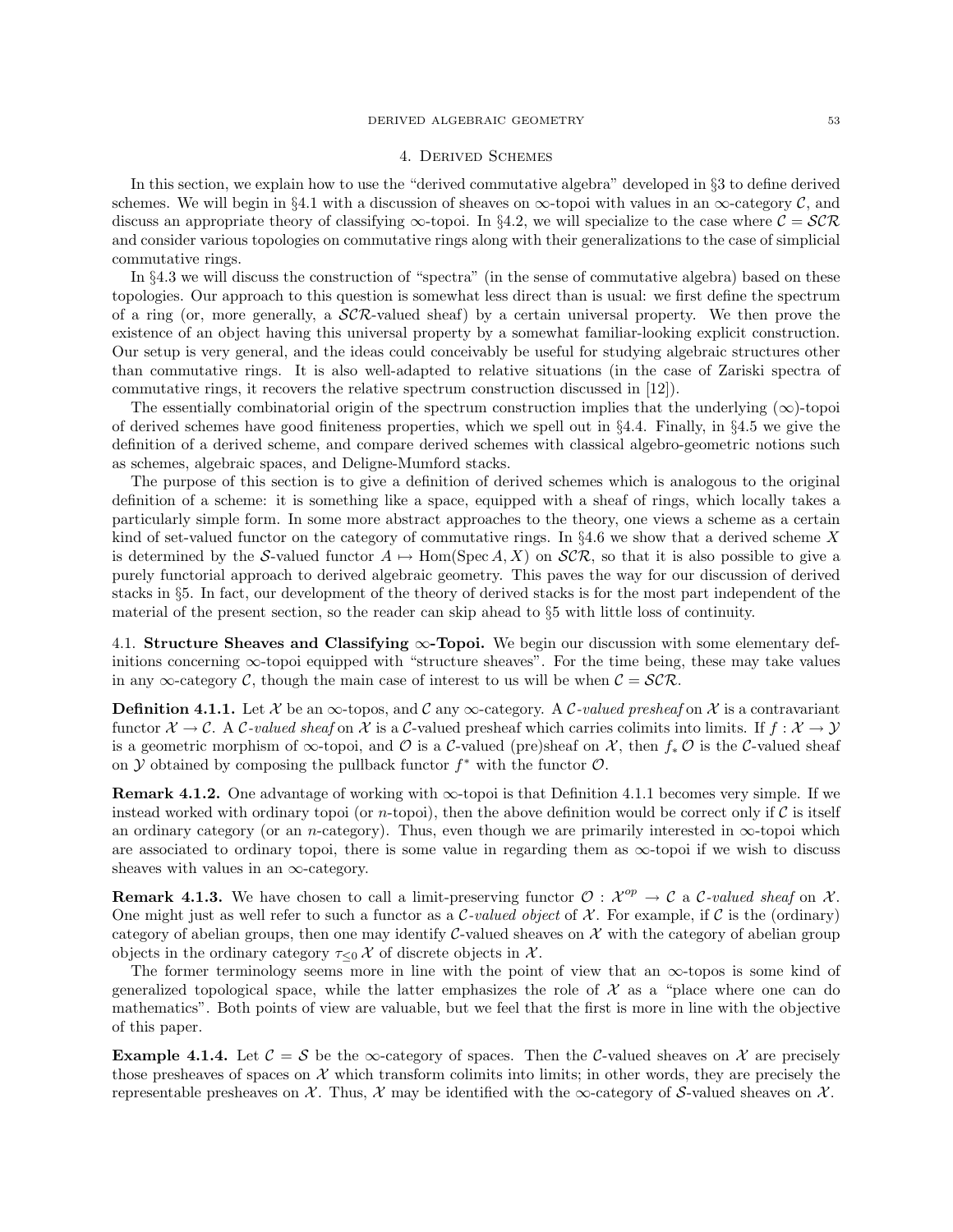## 4. Derived Schemes

In this section, we explain how to use the "derived commutative algebra" developed in §3 to define derived schemes. We will begin in §4.1 with a discussion of sheaves on $\infty$-topoi with values in an $\infty$-category $\mathcal{C}$, and discuss an appropriate theory of classifying $\infty$-topoi. In §4.2, we will specialize to the case where $\mathcal{C} = \mathcal{SCR}$ and consider various topologies on commutative rings along with their generalizations to the case of simplicial commutative rings.

In §4.3 we will discuss the construction of "spectra" (in the sense of commutative algebra) based on these topologies. Our approach to this question is somewhat less direct than is usual: we first define the spectrum of a ring (or, more generally, a $\mathcal{SCR}$-valued sheaf) by a certain universal property. We then prove the existence of an object having this universal property by a somewhat familiar-looking explicit construction. Our setup is very general, and the ideas could conceivably be useful for studying algebraic structures other than commutative rings. It is also well-adapted to relative situations (in the case of Zariski spectra of commutative rings, it recovers the relative spectrum construction discussed in [12]).

The essentially combinatorial origin of the spectrum construction implies that the underlying ($\infty$)-topoi of derived schemes have good finiteness properties, which we spell out in §4.4. Finally, in §4.5 we give the definition of a derived scheme, and compare derived schemes with classical algebro-geometric notions such as schemes, algebraic spaces, and Deligne-Mumford stacks.

The purpose of this section is to give a definition of derived schemes which is analogous to the original definition of a scheme: it is something like a space, equipped with a sheaf of rings, which locally takes a particularly simple form. In some more abstract approaches to the theory, one views a scheme as a certain kind of set-valued functor on the category of commutative rings. In §4.6 we show that a derived scheme $X$ is determined by the $\mathcal{S}$-valued functor $A \mapsto \operatorname{Hom}(\operatorname{Spec} A, X)$ on $\mathcal{SCR}$, so that it is also possible to give a purely functorial approach to derived algebraic geometry. This paves the way for our discussion of derived stacks in §5. In fact, our development of the theory of derived stacks is for the most part independent of the material of the present section, so the reader can skip ahead to §5 with little loss of continuity.

### 4.1. Structure Sheaves and Classifying $\infty$-Topoi.

We begin our discussion with some elementary definitions concerning $\infty$-topoi equipped with "structure sheaves". For the time being, these may take values in any $\infty$-category $\mathcal{C}$, though the main case of interest to us will be when $\mathcal{C} = \mathcal{SCR}$.

**Definition 4.1.1.** Let $\mathcal{X}$ be an $\infty$-topos, and $\mathcal{C}$ any $\infty$-category. A *$\mathcal{C}$-valued presheaf* on $\mathcal{X}$ is a contravariant functor $\mathcal{X} \to \mathcal{C}$. A *$\mathcal{C}$-valued sheaf* on $\mathcal{X}$ is a $\mathcal{C}$-valued presheaf which carries colimits into limits. If $f : \mathcal{X} \to \mathcal{Y}$ is a geometric morphism of $\infty$-topoi, and $\mathcal{O}$ is a $\mathcal{C}$-valued (pre)sheaf on $\mathcal{X}$, then $f_* \mathcal{O}$ is the $\mathcal{C}$-valued sheaf on $\mathcal{Y}$ obtained by composing the pullback functor $f^*$ with the functor $\mathcal{O}$.

**Remark 4.1.2.** One advantage of working with $\infty$-topoi is that Definition 4.1.1 becomes very simple. If we instead worked with ordinary topoi (or $n$-topoi), then the above definition would be correct only if $\mathcal{C}$ is itself an ordinary category (or an $n$-category). Thus, even though we are primarily interested in $\infty$-topoi which are associated to ordinary topoi, there is some value in regarding them as $\infty$-topoi if we wish to discuss sheaves with values in an $\infty$-category.

**Remark 4.1.3.** We have chosen to call a limit-preserving functor $\mathcal{O} : \mathcal{X}^{op} \to \mathcal{C}$ a *$\mathcal{C}$-valued sheaf* on $\mathcal{X}$. One might just as well refer to such a functor as a *$\mathcal{C}$-valued object* of $\mathcal{X}$. For example, if $\mathcal{C}$ is the (ordinary) category of abelian groups, then one may identify $\mathcal{C}$-valued sheaves on $\mathcal{X}$ with the category of abelian group objects in the ordinary category $\tau_{\leq 0} \mathcal{X}$ of discrete objects in $\mathcal{X}$.

The former terminology seems more in line with the point of view that an $\infty$-topos is some kind of generalized topological space, while the latter emphasizes the role of $\mathcal{X}$ as a "place where one can do mathematics". Both points of view are valuable, but we feel that the first is more in line with the objective of this paper.

**Example 4.1.4.** Let $\mathcal{C} = \mathcal{S}$ be the $\infty$-category of spaces. Then the $\mathcal{C}$-valued sheaves on $\mathcal{X}$ are precisely those presheaves of spaces on $\mathcal{X}$ which transform colimits into limits; in other words, they are precisely the representable presheaves on $\mathcal{X}$. Thus, $\mathcal{X}$ may be identified with the $\infty$-category of $\mathcal{S}$-valued sheaves on $\mathcal{X}$.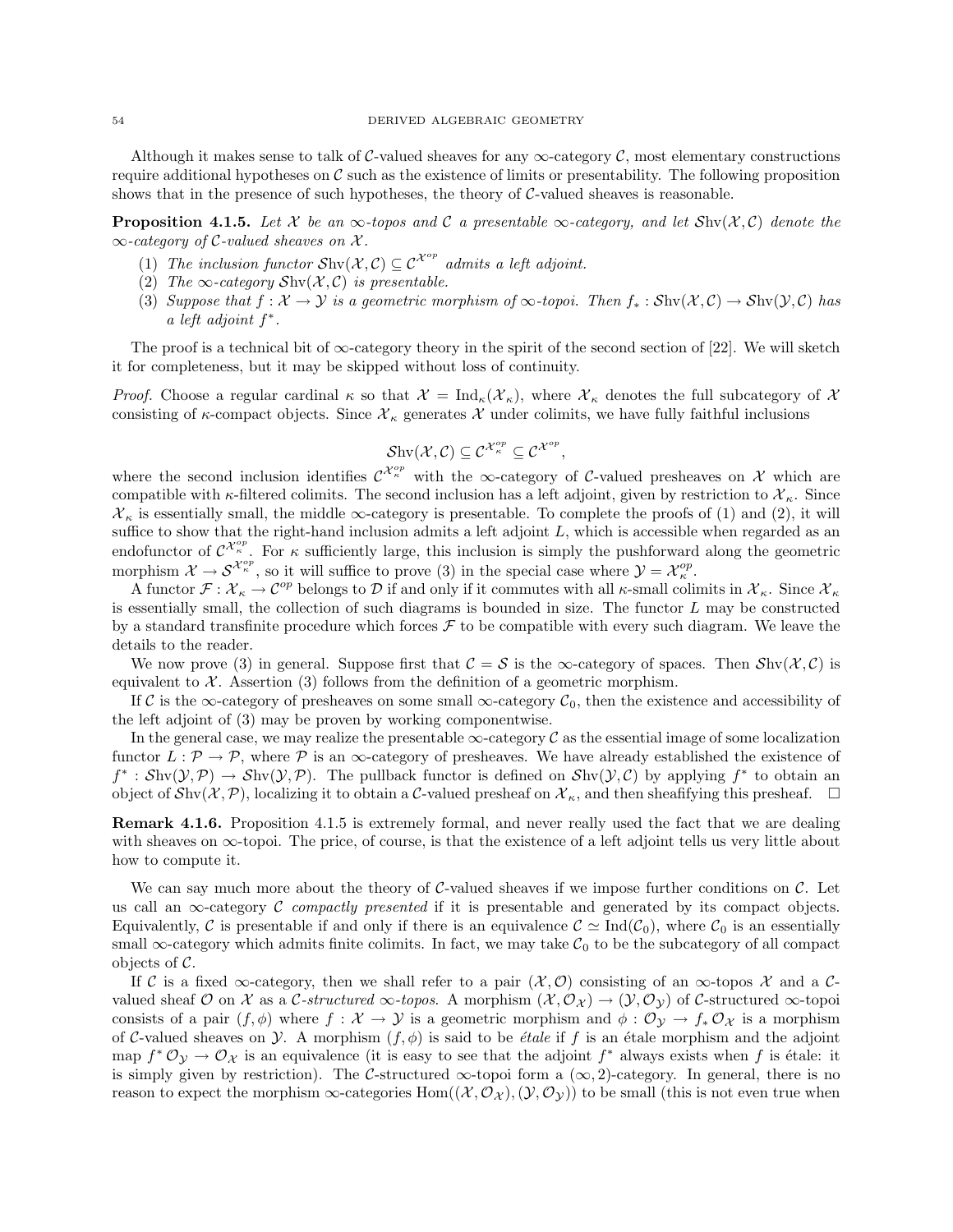Although it makes sense to talk of $\mathcal{C}$-valued sheaves for any $\infty$-category $\mathcal{C}$, most elementary constructions require additional hypotheses on $\mathcal{C}$ such as the existence of limits or presentability. The following proposition shows that in the presence of such hypotheses, the theory of $\mathcal{C}$-valued sheaves is reasonable.

**Proposition 4.1.5.** *Let $\mathcal{X}$ be an $\infty$-topos and $\mathcal{C}$ a presentable $\infty$-category, and let $\mathcal{S}\mathrm{hv}(\mathcal{X}, \mathcal{C})$ denote the $\infty$-category of $\mathcal{C}$-valued sheaves on $\mathcal{X}$.*

1. *The inclusion functor $\mathcal{S}\mathrm{hv}(\mathcal{X}, \mathcal{C}) \subseteq \mathcal{C}^{\mathcal{X}^{op}}$ admits a left adjoint.*
2. *The $\infty$-category $\mathcal{S}\mathrm{hv}(\mathcal{X}, \mathcal{C})$ is presentable.*
3. *Suppose that $f : \mathcal{X} \to \mathcal{Y}$ is a geometric morphism of $\infty$-topoi. Then $f_* : \mathcal{S}\mathrm{hv}(\mathcal{X}, \mathcal{C}) \to \mathcal{S}\mathrm{hv}(\mathcal{Y}, \mathcal{C})$ has a left adjoint $f^*$.*

The proof is a technical bit of $\infty$-category theory in the spirit of the second section of [22]. We will sketch it for completeness, but it may be skipped without loss of continuity.

*Proof.* Choose a regular cardinal $\kappa$ so that $\mathcal{X} = \mathrm{Ind}_\kappa(\mathcal{X}_\kappa)$, where $\mathcal{X}_\kappa$ denotes the full subcategory of $\mathcal{X}$ consisting of $\kappa$-compact objects. Since $\mathcal{X}_\kappa$ generates $\mathcal{X}$ under colimits, we have fully faithful inclusions

$$\mathcal{S}\mathrm{hv}(\mathcal{X}, \mathcal{C}) \subseteq \mathcal{C}^{\mathcal{X}_\kappa^{op}} \subseteq \mathcal{C}^{\mathcal{X}^{op}},$$

where the second inclusion identifies $\mathcal{C}^{\mathcal{X}_\kappa^{op}}$ with the $\infty$-category of $\mathcal{C}$-valued presheaves on $\mathcal{X}$ which are compatible with $\kappa$-filtered colimits. The second inclusion has a left adjoint, given by restriction to $\mathcal{X}_\kappa$. Since $\mathcal{X}_\kappa$ is essentially small, the middle $\infty$-category is presentable. To complete the proofs of (1) and (2), it will suffice to show that the right-hand inclusion admits a left adjoint $L$, which is accessible when regarded as an endofunctor of $\mathcal{C}^{\mathcal{X}_\kappa^{op}}$. For $\kappa$ sufficiently large, this inclusion is simply the pushforward along the geometric morphism $\mathcal{X} \to \mathcal{S}^{\mathcal{X}_\kappa^{op}}$, so it will suffice to prove (3) in the special case where $\mathcal{Y} = \mathcal{X}_\kappa^{op}$.

A functor $\mathcal{F} : \mathcal{X}_\kappa \to \mathcal{C}^{op}$ belongs to $\mathcal{D}$ if and only if it commutes with all $\kappa$-small colimits in $\mathcal{X}_\kappa$. Since $\mathcal{X}_\kappa$ is essentially small, the collection of such diagrams is bounded in size. The functor $L$ may be constructed by a standard transfinite procedure which forces $\mathcal{F}$ to be compatible with every such diagram. We leave the details to the reader.

We now prove (3) in general. Suppose first that $\mathcal{C} = \mathcal{S}$ is the $\infty$-category of spaces. Then $\mathcal{S}\mathrm{hv}(\mathcal{X}, \mathcal{C})$ is equivalent to $\mathcal{X}$. Assertion (3) follows from the definition of a geometric morphism.

If $\mathcal{C}$ is the $\infty$-category of presheaves on some small $\infty$-category $\mathcal{C}_0$, then the existence and accessibility of the left adjoint of (3) may be proven by working componentwise.

In the general case, we may realize the presentable $\infty$-category $\mathcal{C}$ as the essential image of some localization functor $L : \mathcal{P} \to \mathcal{P}$, where $\mathcal{P}$ is an $\infty$-category of presheaves. We have already established the existence of $f^* : \mathcal{S}\mathrm{hv}(\mathcal{Y}, \mathcal{P}) \to \mathcal{S}\mathrm{hv}(\mathcal{Y}, \mathcal{P})$. The pullback functor is defined on $\mathcal{S}\mathrm{hv}(\mathcal{Y}, \mathcal{C})$ by applying $f^*$ to obtain an object of $\mathcal{S}\mathrm{hv}(\mathcal{X}, \mathcal{P})$, localizing it to obtain a $\mathcal{C}$-valued presheaf on $\mathcal{X}_\kappa$, and then sheafifying this presheaf. $\square$

**Remark 4.1.6.** Proposition 4.1.5 is extremely formal, and never really used the fact that we are dealing with sheaves on $\infty$-topoi. The price, of course, is that the existence of a left adjoint tells us very little about how to compute it.

We can say much more about the theory of $\mathcal{C}$-valued sheaves if we impose further conditions on $\mathcal{C}$. Let us call an $\infty$-category $\mathcal{C}$ *compactly presented* if it is presentable and generated by its compact objects. Equivalently, $\mathcal{C}$ is presentable if and only if there is an equivalence $\mathcal{C} \simeq \mathrm{Ind}(\mathcal{C}_0)$, where $\mathcal{C}_0$ is an essentially small $\infty$-category which admits finite colimits. In fact, we may take $\mathcal{C}_0$ to be the subcategory of all compact objects of $\mathcal{C}$.

If $\mathcal{C}$ is a fixed $\infty$-category, then we shall refer to a pair $(\mathcal{X}, \mathcal{O})$ consisting of an $\infty$-topos $\mathcal{X}$ and a $\mathcal{C}$-valued sheaf $\mathcal{O}$ on $\mathcal{X}$ as a *$\mathcal{C}$-structured $\infty$-topos*. A morphism $(\mathcal{X}, \mathcal{O}_\mathcal{X}) \to (\mathcal{Y}, \mathcal{O}_\mathcal{Y})$ of $\mathcal{C}$-structured $\infty$-topoi consists of a pair $(f, \phi)$ where $f : \mathcal{X} \to \mathcal{Y}$ is a geometric morphism and $\phi : \mathcal{O}_\mathcal{Y} \to f_* \mathcal{O}_\mathcal{X}$ is a morphism of $\mathcal{C}$-valued sheaves on $\mathcal{Y}$. A morphism $(f, \phi)$ is said to be *étale* if $f$ is an étale morphism and the adjoint map $f^* \mathcal{O}_\mathcal{Y} \to \mathcal{O}_\mathcal{X}$ is an equivalence (it is easy to see that the adjoint $f^*$ always exists when $f$ is étale: it is simply given by restriction). The $\mathcal{C}$-structured $\infty$-topoi form a $(\infty, 2)$-category. In general, there is no reason to expect the morphism $\infty$-categories $\mathrm{Hom}((\mathcal{X}, \mathcal{O}_\mathcal{X}), (\mathcal{Y}, \mathcal{O}_\mathcal{Y}))$ to be small (this is not even true when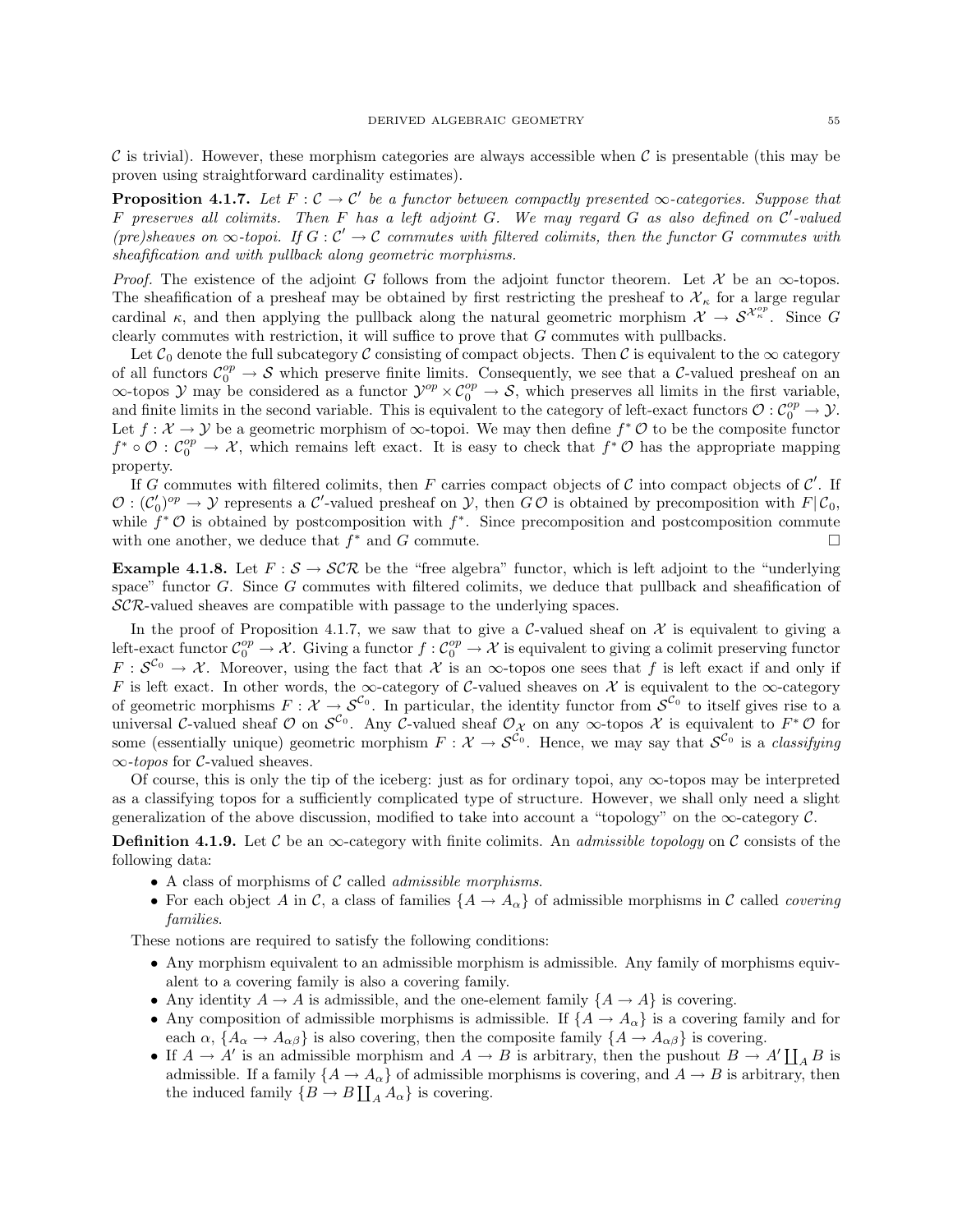$\mathcal{C}$ is trivial). However, these morphism categories are always accessible when $\mathcal{C}$ is presentable (this may be proven using straightforward cardinality estimates).

**Proposition 4.1.7.** *Let $F : \mathcal{C} \to \mathcal{C}'$ be a functor between compactly presented $\infty$-categories. Suppose that $F$ preserves all colimits. Then $F$ has a left adjoint $G$. We may regard $G$ as also defined on $\mathcal{C}'$-valued (pre)sheaves on $\infty$-topoi. If $G : \mathcal{C}' \to \mathcal{C}$ commutes with filtered colimits, then the functor $G$ commutes with sheafification and with pullback along geometric morphisms.*

*Proof.* The existence of the adjoint $G$ follows from the adjoint functor theorem. Let $\mathcal{X}$ be an $\infty$-topos. The sheafification of a presheaf may be obtained by first restricting the presheaf to $\mathcal{X}_\kappa$ for a large regular cardinal $\kappa$, and then applying the pullback along the natural geometric morphism $\mathcal{X} \to \mathcal{S}^{\mathcal{X}_\kappa^{op}}$. Since $G$ clearly commutes with restriction, it will suffice to prove that $G$ commutes with pullbacks.

Let $\mathcal{C}_0$ denote the full subcategory $\mathcal{C}$ consisting of compact objects. Then $\mathcal{C}$ is equivalent to the $\infty$ category of all functors $\mathcal{C}_0^{op} \to \mathcal{S}$ which preserve finite limits. Consequently, we see that a $\mathcal{C}$-valued presheaf on an $\infty$-topos $\mathcal{Y}$ may be considered as a functor $\mathcal{Y}^{op} \times \mathcal{C}_0^{op} \to \mathcal{S}$, which preserves all limits in the first variable, and finite limits in the second variable. This is equivalent to the category of left-exact functors $\mathcal{O} : \mathcal{C}_0^{op} \to \mathcal{Y}$. Let $f : \mathcal{X} \to \mathcal{Y}$ be a geometric morphism of $\infty$-topoi. We may then define $f^* \mathcal{O}$ to be the composite functor $f^* \circ \mathcal{O} : \mathcal{C}_0^{op} \to \mathcal{X}$, which remains left exact. It is easy to check that $f^* \mathcal{O}$ has the appropriate mapping property.

If $G$ commutes with filtered colimits, then $F$ carries compact objects of $\mathcal{C}$ into compact objects of $\mathcal{C}'$. If $\mathcal{O} : (\mathcal{C}_0')^{op} \to \mathcal{Y}$ represents a $\mathcal{C}'$-valued presheaf on $\mathcal{Y}$, then $G\,\mathcal{O}$ is obtained by precomposition with $F|\mathcal{C}_0$, while $f^* \mathcal{O}$ is obtained by postcomposition with $f^*$. Since precomposition and postcomposition commute with one another, we deduce that $f^*$ and $G$ commute. □

**Example 4.1.8.** Let $F : \mathcal{S} \to \mathcal{SCR}$ be the "free algebra" functor, which is left adjoint to the "underlying space" functor $G$. Since $G$ commutes with filtered colimits, we deduce that pullback and sheafification of $\mathcal{SCR}$-valued sheaves are compatible with passage to the underlying spaces.

In the proof of Proposition 4.1.7, we saw that to give a $\mathcal{C}$-valued sheaf on $\mathcal{X}$ is equivalent to giving a left-exact functor $\mathcal{C}_0^{op} \to \mathcal{X}$. Giving a functor $f : \mathcal{C}_0^{op} \to \mathcal{X}$ is equivalent to giving a colimit preserving functor $F : \mathcal{S}^{\mathcal{C}_0} \to \mathcal{X}$. Moreover, using the fact that $\mathcal{X}$ is an $\infty$-topos one sees that $f$ is left exact if and only if $F$ is left exact. In other words, the $\infty$-category of $\mathcal{C}$-valued sheaves on $\mathcal{X}$ is equivalent to the $\infty$-category of geometric morphisms $F : \mathcal{X} \to \mathcal{S}^{\mathcal{C}_0}$. In particular, the identity functor from $\mathcal{S}^{\mathcal{C}_0}$ to itself gives rise to a universal $\mathcal{C}$-valued sheaf $\mathcal{O}$ on $\mathcal{S}^{\mathcal{C}_0}$. Any $\mathcal{C}$-valued sheaf $\mathcal{O}_\mathcal{X}$ on any $\infty$-topos $\mathcal{X}$ is equivalent to $F^* \mathcal{O}$ for some (essentially unique) geometric morphism $F : \mathcal{X} \to \mathcal{S}^{\mathcal{C}_0}$. Hence, we may say that $\mathcal{S}^{\mathcal{C}_0}$ is a *classifying $\infty$-topos* for $\mathcal{C}$-valued sheaves.

Of course, this is only the tip of the iceberg: just as for ordinary topoi, any $\infty$-topos may be interpreted as a classifying topos for a sufficiently complicated type of structure. However, we shall only need a slight generalization of the above discussion, modified to take into account a "topology" on the $\infty$-category $\mathcal{C}$.

**Definition 4.1.9.** Let $\mathcal{C}$ be an $\infty$-category with finite colimits. An *admissible topology* on $\mathcal{C}$ consists of the following data:

- A class of morphisms of $\mathcal{C}$ called *admissible morphisms*.
- For each object $A$ in $\mathcal{C}$, a class of families $\{A \to A_\alpha\}$ of admissible morphisms in $\mathcal{C}$ called *covering families*.

These notions are required to satisfy the following conditions:

- Any morphism equivalent to an admissible morphism is admissible. Any family of morphisms equivalent to a covering family is also a covering family.
- Any identity $A \to A$ is admissible, and the one-element family $\{A \to A\}$ is covering.
- Any composition of admissible morphisms is admissible. If $\{A \to A_\alpha\}$ is a covering family and for each $\alpha$, $\{A_\alpha \to A_{\alpha\beta}\}$ is also covering, then the composite family $\{A \to A_{\alpha\beta}\}$ is covering.
- If $A \to A'$ is an admissible morphism and $A \to B$ is arbitrary, then the pushout $B \to A' \coprod_A B$ is admissible. If a family $\{A \to A_\alpha\}$ of admissible morphisms is covering, and $A \to B$ is arbitrary, then the induced family $\{B \to B \coprod_A A_\alpha\}$ is covering.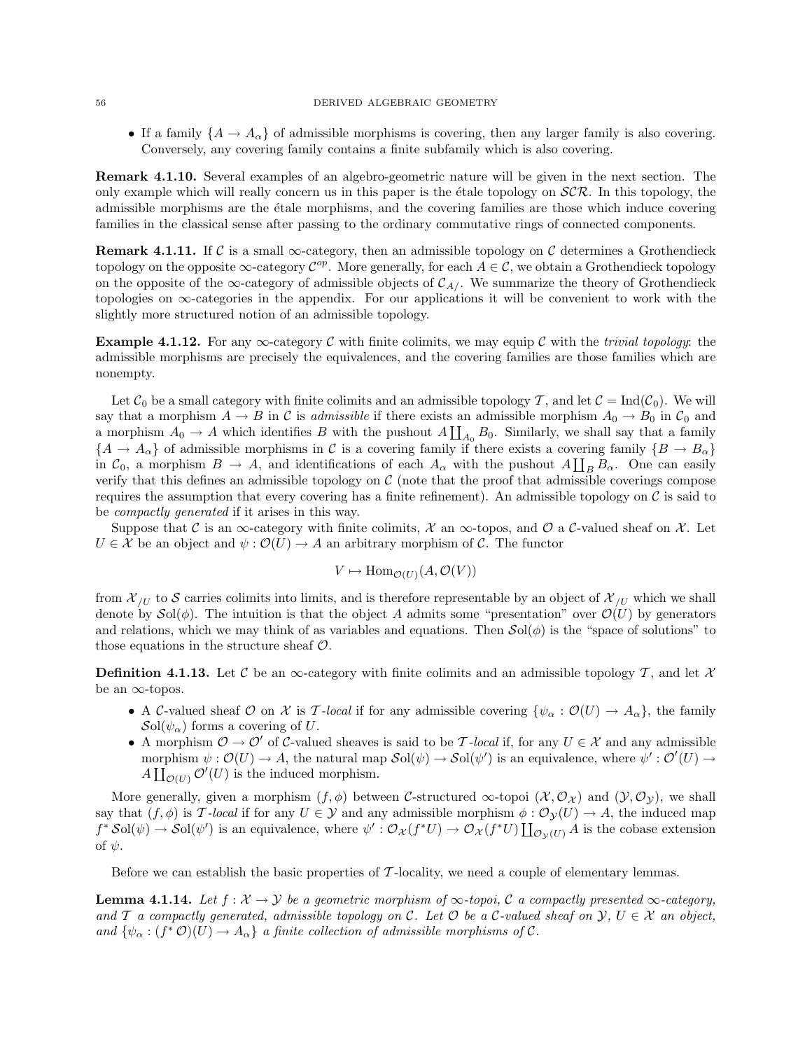- If a family $\{A \to A_\alpha\}$ of admissible morphisms is covering, then any larger family is also covering. Conversely, any covering family contains a finite subfamily which is also covering.

**Remark 4.1.10.** Several examples of an algebro-geometric nature will be given in the next section. The only example which will really concern us in this paper is the étale topology on $\mathcal{SCR}$. In this topology, the admissible morphisms are the étale morphisms, and the covering families are those which induce covering families in the classical sense after passing to the ordinary commutative rings of connected components.

**Remark 4.1.11.** If $\mathcal{C}$ is a small $\infty$-category, then an admissible topology on $\mathcal{C}$ determines a Grothendieck topology on the opposite $\infty$-category $\mathcal{C}^{op}$. More generally, for each $A \in \mathcal{C}$, we obtain a Grothendieck topology on the opposite of the $\infty$-category of admissible objects of $\mathcal{C}_{A/}$. We summarize the theory of Grothendieck topologies on $\infty$-categories in the appendix. For our applications it will be convenient to work with the slightly more structured notion of an admissible topology.

**Example 4.1.12.** For any $\infty$-category $\mathcal{C}$ with finite colimits, we may equip $\mathcal{C}$ with the *trivial topology*: the admissible morphisms are precisely the equivalences, and the covering families are those families which are nonempty.

Let $\mathcal{C}_0$ be a small category with finite colimits and an admissible topology $\mathcal{T}$, and let $\mathcal{C} = \mathrm{Ind}(\mathcal{C}_0)$. We will say that a morphism $A \to B$ in $\mathcal{C}$ is *admissible* if there exists an admissible morphism $A_0 \to B_0$ in $\mathcal{C}_0$ and a morphism $A_0 \to A$ which identifies $B$ with the pushout $A \coprod_{A_0} B_0$. Similarly, we shall say that a family $\{A \to A_\alpha\}$ of admissible morphisms in $\mathcal{C}$ is a covering family if there exists a covering family $\{B \to B_\alpha\}$ in $\mathcal{C}_0$, a morphism $B \to A$, and identifications of each $A_\alpha$ with the pushout $A \coprod_B B_\alpha$. One can easily verify that this defines an admissible topology on $\mathcal{C}$ (note that the proof that admissible coverings compose requires the assumption that every covering has a finite refinement). An admissible topology on $\mathcal{C}$ is said to be *compactly generated* if it arises in this way.

Suppose that $\mathcal{C}$ is an $\infty$-category with finite colimits, $\mathcal{X}$ an $\infty$-topos, and $\mathcal{O}$ a $\mathcal{C}$-valued sheaf on $\mathcal{X}$. Let $U \in \mathcal{X}$ be an object and $\psi : \mathcal{O}(U) \to A$ an arbitrary morphism of $\mathcal{C}$. The functor

$$V \mapsto \mathrm{Hom}_{\mathcal{O}(U)}(A, \mathcal{O}(V))$$

from $\mathcal{X}_{/U}$ to $\mathcal{S}$ carries colimits into limits, and is therefore representable by an object of $\mathcal{X}_{/U}$ which we shall denote by $\mathcal{S}\mathrm{ol}(\phi)$. The intuition is that the object $A$ admits some "presentation" over $\mathcal{O}(U)$ by generators and relations, which we may think of as variables and equations. Then $\mathcal{S}\mathrm{ol}(\phi)$ is the "space of solutions" to those equations in the structure sheaf $\mathcal{O}$.

**Definition 4.1.13.** Let $\mathcal{C}$ be an $\infty$-category with finite colimits and an admissible topology $\mathcal{T}$, and let $\mathcal{X}$ be an $\infty$-topos.

- A $\mathcal{C}$-valued sheaf $\mathcal{O}$ on $\mathcal{X}$ is *$\mathcal{T}$-local* if for any admissible covering $\{\psi_\alpha : \mathcal{O}(U) \to A_\alpha\}$, the family $\mathcal{S}\mathrm{ol}(\psi_\alpha)$ forms a covering of $U$.
- A morphism $\mathcal{O} \to \mathcal{O}'$ of $\mathcal{C}$-valued sheaves is said to be *$\mathcal{T}$-local* if, for any $U \in \mathcal{X}$ and any admissible morphism $\psi : \mathcal{O}(U) \to A$, the natural map $\mathcal{S}\mathrm{ol}(\psi) \to \mathcal{S}\mathrm{ol}(\psi')$ is an equivalence, where $\psi' : \mathcal{O}'(U) \to A \coprod_{\mathcal{O}(U)} \mathcal{O}'(U)$ is the induced morphism.

More generally, given a morphism $(f, \phi)$ between $\mathcal{C}$-structured $\infty$-topoi $(\mathcal{X}, \mathcal{O}_{\mathcal{X}})$ and $(\mathcal{Y}, \mathcal{O}_{\mathcal{Y}})$, we shall say that $(f, \phi)$ is *$\mathcal{T}$-local* if for any $U \in \mathcal{Y}$ and any admissible morphism $\phi : \mathcal{O}_{\mathcal{Y}}(U) \to A$, the induced map $f^* \mathcal{S}\mathrm{ol}(\psi) \to \mathcal{S}\mathrm{ol}(\psi')$ is an equivalence, where $\psi' : \mathcal{O}_{\mathcal{X}}(f^* U) \to \mathcal{O}_{\mathcal{X}}(f^* U) \coprod_{\mathcal{O}_{\mathcal{Y}}(U)} A$ is the cobase extension of $\psi$.

Before we can establish the basic properties of $\mathcal{T}$-locality, we need a couple of elementary lemmas.

**Lemma 4.1.14.** *Let $f : \mathcal{X} \to \mathcal{Y}$ be a geometric morphism of $\infty$-topoi, $\mathcal{C}$ a compactly presented $\infty$-category, and $\mathcal{T}$ a compactly generated, admissible topology on $\mathcal{C}$. Let $\mathcal{O}$ be a $\mathcal{C}$-valued sheaf on $\mathcal{Y}$, $U \in \mathcal{X}$ an object, and $\{\psi_\alpha : (f^* \mathcal{O})(U) \to A_\alpha\}$ a finite collection of admissible morphisms of $\mathcal{C}$.*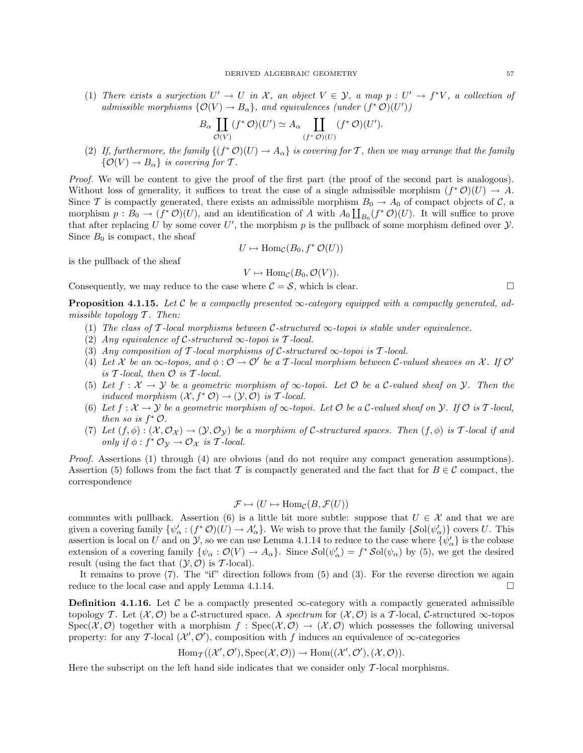(1) *There exists a surjection $U' \to U$ in $\mathcal{X}$, an object $V \in \mathcal{Y}$, a map $p : U' \to f^* V$, a collection of admissible morphisms $\{\mathcal{O}(V) \to B_\alpha\}$, and equivalences (under $(f^* \mathcal{O})(U')$)*

$$B_\alpha \coprod_{\mathcal{O}(V)} (f^* \mathcal{O})(U') \simeq A_\alpha \coprod_{(f^* \mathcal{O})(U)} (f^* \mathcal{O})(U').$$

(2) *If, furthermore, the family $\{(f^* \mathcal{O})(U) \to A_\alpha\}$ is covering for $\mathcal{T}$, then we may arrange that the family $\{\mathcal{O}(V) \to B_\alpha\}$ is covering for $\mathcal{T}$.*

*Proof.* We will be content to give the proof of the first part (the proof of the second part is analogous). Without loss of generality, it suffices to treat the case of a single admissible morphism $(f^* \mathcal{O})(U) \to A$. Since $\mathcal{T}$ is compactly generated, there exists an admissible morphism $B_0 \to A_0$ of compact objects of $\mathcal{C}$, a morphism $p : B_0 \to (f^* \mathcal{O})(U)$, and an identification of $A$ with $A_0 \coprod_{B_0} (f^* \mathcal{O})(U)$. It will suffice to prove that after replacing $U$ by some cover $U'$, the morphism $p$ is the pullback of some morphism defined over $\mathcal{Y}$. Since $B_0$ is compact, the sheaf

$$U \mapsto \mathrm{Hom}_{\mathcal{C}}(B_0, f^* \mathcal{O}(U))$$

is the pullback of the sheaf

$$V \mapsto \mathrm{Hom}_{\mathcal{C}}(B_0, \mathcal{O}(V)).$$

Consequently, we may reduce to the case where $\mathcal{C} = \mathcal{S}$, which is clear. $\square$

**Proposition 4.1.15.** *Let $\mathcal{C}$ be a compactly presented $\infty$-category equipped with a compactly generated, admissible topology $\mathcal{T}$. Then:*

(1) *The class of $\mathcal{T}$-local morphisms between $\mathcal{C}$-structured $\infty$-topoi is stable under equivalence.*
(2) *Any equivalence of $\mathcal{C}$-structured $\infty$-topoi is $\mathcal{T}$-local.*
(3) *Any composition of $\mathcal{T}$-local morphisms of $\mathcal{C}$-structured $\infty$-topoi is $\mathcal{T}$-local.*
(4) *Let $\mathcal{X}$ be an $\infty$-topos, and $\phi : \mathcal{O} \to \mathcal{O}'$ be a $\mathcal{T}$-local morphism between $\mathcal{C}$-valued sheaves on $\mathcal{X}$. If $\mathcal{O}'$ is $\mathcal{T}$-local, then $\mathcal{O}$ is $\mathcal{T}$-local.*
(5) *Let $f : \mathcal{X} \to \mathcal{Y}$ be a geometric morphism of $\infty$-topoi. Let $\mathcal{O}$ be a $\mathcal{C}$-valued sheaf on $\mathcal{Y}$. Then the induced morphism $(\mathcal{X}, f^* \mathcal{O}) \to (\mathcal{Y}, \mathcal{O})$ is $\mathcal{T}$-local.*
(6) *Let $f : \mathcal{X} \to \mathcal{Y}$ be a geometric morphism of $\infty$-topoi. Let $\mathcal{O}$ be a $\mathcal{C}$-valued sheaf on $\mathcal{Y}$. If $\mathcal{O}$ is $\mathcal{T}$-local, then so is $f^* \mathcal{O}$.*
(7) *Let $(f, \phi) : (\mathcal{X}, \mathcal{O}_{\mathcal{X}}) \to (\mathcal{Y}, \mathcal{O}_{\mathcal{Y}})$ be a morphism of $\mathcal{C}$-structured spaces. Then $(f, \phi)$ is $\mathcal{T}$-local if and only if $\phi : f^* \mathcal{O}_{\mathcal{Y}} \to \mathcal{O}_{\mathcal{X}}$ is $\mathcal{T}$-local.*

*Proof.* Assertions (1) through (4) are obvious (and do not require any compact generation assumptions). Assertion (5) follows from the fact that $\mathcal{T}$ is compactly generated and the fact that for $B \in \mathcal{C}$ compact, the correspondence

$$\mathcal{F} \mapsto (U \mapsto \mathrm{Hom}_{\mathcal{C}}(B, \mathcal{F}(U))$$

commutes with pullback. Assertion (6) is a little bit more subtle: suppose that $U \in \mathcal{X}$ and that we are given a covering family $\{\psi'_\alpha : (f^* \mathcal{O})(U) \to A'_\alpha\}$. We wish to prove that the family $\{\mathcal{S}\mathrm{ol}(\psi'_\alpha)\}$ covers $U$. This assertion is local on $U$ and on $\mathcal{Y}$, so we can use Lemma 4.1.14 to reduce to the case where $\{\psi'_\alpha\}$ is the cobase extension of a covering family $\{\psi_\alpha : \mathcal{O}(V) \to A_\alpha\}$. Since $\mathcal{S}\mathrm{ol}(\psi'_\alpha) = f^* \mathcal{S}\mathrm{ol}(\psi_\alpha)$ by (5), we get the desired result (using the fact that $(\mathcal{Y}, \mathcal{O})$ is $\mathcal{T}$-local).

It remains to prove (7). The "if" direction follows from (5) and (3). For the reverse direction we again reduce to the local case and apply Lemma 4.1.14. $\square$

**Definition 4.1.16.** Let $\mathcal{C}$ be a compactly presented $\infty$-category with a compactly generated admissible topology $\mathcal{T}$. Let $(\mathcal{X}, \mathcal{O})$ be a $\mathcal{C}$-structured space. A *spectrum* for $(\mathcal{X}, \mathcal{O})$ is a $\mathcal{T}$-local, $\mathcal{C}$-structured $\infty$-topos $\mathrm{Spec}(\mathcal{X}, \mathcal{O})$ together with a morphism $f : \mathrm{Spec}(\mathcal{X}, \mathcal{O}) \to (\mathcal{X}, \mathcal{O})$ which possesses the following universal property: for any $\mathcal{T}$-local $(\mathcal{X}', \mathcal{O}')$, composition with $f$ induces an equivalence of $\infty$-categories

$$\mathrm{Hom}_{\mathcal{T}}((\mathcal{X}', \mathcal{O}'), \mathrm{Spec}(\mathcal{X}, \mathcal{O})) \to \mathrm{Hom}((\mathcal{X}', \mathcal{O}'), (\mathcal{X}, \mathcal{O})).$$

Here the subscript on the left hand side indicates that we consider only $\mathcal{T}$-local morphisms.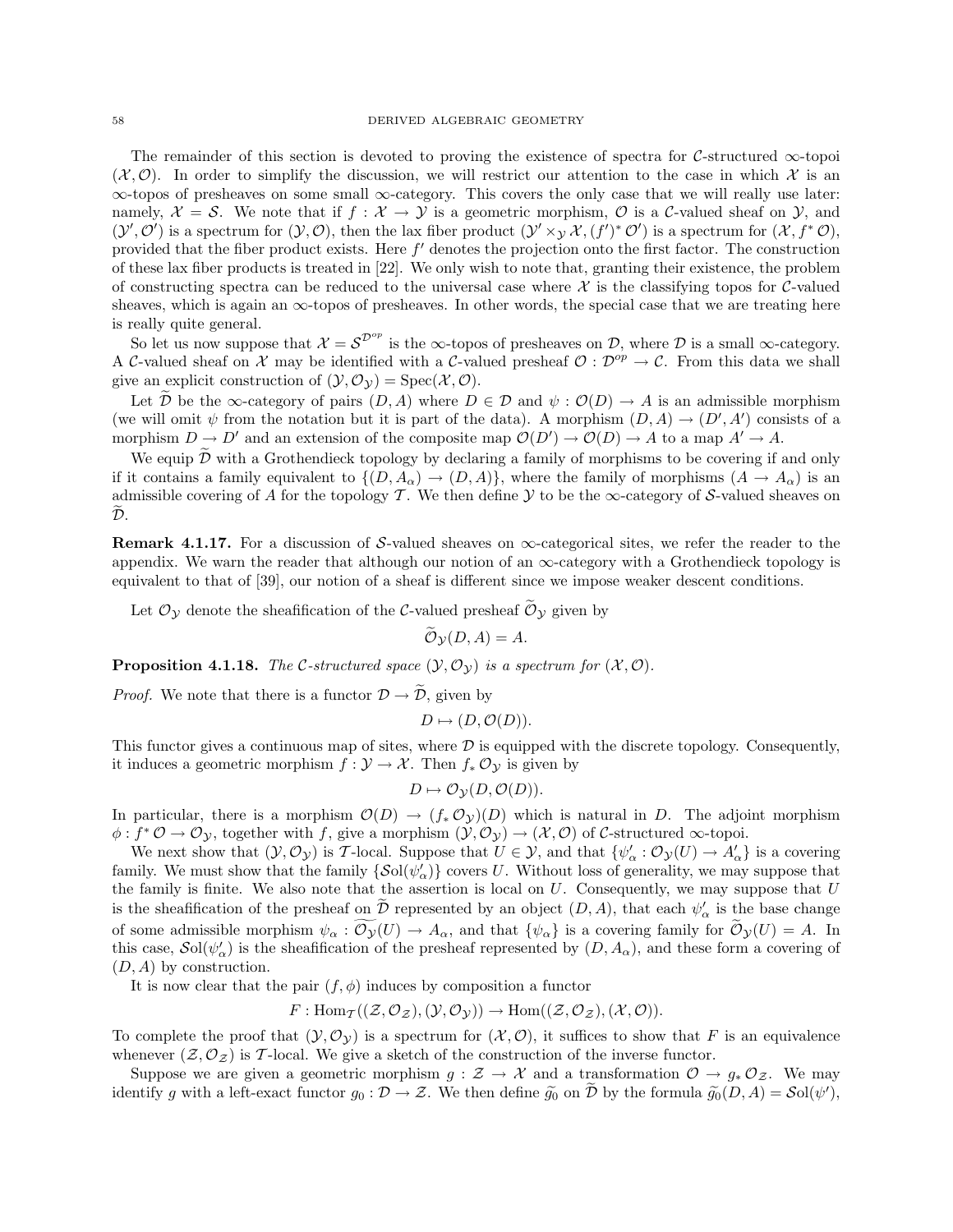The remainder of this section is devoted to proving the existence of spectra for $\mathcal{C}$-structured $\infty$-topoi $(\mathcal{X}, \mathcal{O})$. In order to simplify the discussion, we will restrict our attention to the case in which $\mathcal{X}$ is an $\infty$-topos of presheaves on some small $\infty$-category. This covers the only case that we will really use later: namely, $\mathcal{X} = \mathcal{S}$. We note that if $f : \mathcal{X} \to \mathcal{Y}$ is a geometric morphism, $\mathcal{O}$ is a $\mathcal{C}$-valued sheaf on $\mathcal{Y}$, and $(\mathcal{Y}', \mathcal{O}')$ is a spectrum for $(\mathcal{Y}, \mathcal{O})$, then the lax fiber product $(\mathcal{Y}' \times_{\mathcal{Y}} \mathcal{X}, (f')^* \mathcal{O}')$ is a spectrum for $(\mathcal{X}, f^* \mathcal{O})$, provided that the fiber product exists. Here $f'$ denotes the projection onto the first factor. The construction of these lax fiber products is treated in [22]. We only wish to note that, granting their existence, the problem of constructing spectra can be reduced to the universal case where $\mathcal{X}$ is the classifying topos for $\mathcal{C}$-valued sheaves, which is again an $\infty$-topos of presheaves. In other words, the special case that we are treating here is really quite general.

So let us now suppose that $\mathcal{X} = \mathcal{S}^{\mathcal{D}^{op}}$ is the $\infty$-topos of presheaves on $\mathcal{D}$, where $\mathcal{D}$ is a small $\infty$-category. A $\mathcal{C}$-valued sheaf on $\mathcal{X}$ may be identified with a $\mathcal{C}$-valued presheaf $\mathcal{O} : \mathcal{D}^{op} \to \mathcal{C}$. From this data we shall give an explicit construction of $(\mathcal{Y}, \mathcal{O}_{\mathcal{Y}}) = \operatorname{Spec}(\mathcal{X}, \mathcal{O})$.

Let $\widetilde{\mathcal{D}}$ be the $\infty$-category of pairs $(D, A)$ where $D \in \mathcal{D}$ and $\psi : \mathcal{O}(D) \to A$ is an admissible morphism (we will omit $\psi$ from the notation but it is part of the data). A morphism $(D, A) \to (D', A')$ consists of a morphism $D \to D'$ and an extension of the composite map $\mathcal{O}(D') \to \mathcal{O}(D) \to A$ to a map $A' \to A$.

We equip $\widetilde{\mathcal{D}}$ with a Grothendieck topology by declaring a family of morphisms to be covering if and only if it contains a family equivalent to $\{(D, A_\alpha) \to (D, A)\}$, where the family of morphisms $(A \to A_\alpha)$ is an admissible covering of $A$ for the topology $\mathcal{T}$. We then define $\mathcal{Y}$ to be the $\infty$-category of $\mathcal{S}$-valued sheaves on $\widetilde{\mathcal{D}}$.

**Remark 4.1.17.** For a discussion of $\mathcal{S}$-valued sheaves on $\infty$-categorical sites, we refer the reader to the appendix. We warn the reader that although our notion of an $\infty$-category with a Grothendieck topology is equivalent to that of [39], our notion of a sheaf is different since we impose weaker descent conditions.

Let $\mathcal{O}_{\mathcal{Y}}$ denote the sheafification of the $\mathcal{C}$-valued presheaf $\widetilde{\mathcal{O}}_{\mathcal{Y}}$ given by

$$\widetilde{\mathcal{O}}_{\mathcal{Y}}(D, A) = A.$$

**Proposition 4.1.18.** *The $\mathcal{C}$-structured space $(\mathcal{Y}, \mathcal{O}_{\mathcal{Y}})$ is a spectrum for $(\mathcal{X}, \mathcal{O})$.*

*Proof.* We note that there is a functor $\mathcal{D} \to \widetilde{\mathcal{D}}$, given by

$$D \mapsto (D, \mathcal{O}(D)).$$

This functor gives a continuous map of sites, where $\mathcal{D}$ is equipped with the discrete topology. Consequently, it induces a geometric morphism $f : \mathcal{Y} \to \mathcal{X}$. Then $f_* \mathcal{O}_{\mathcal{Y}}$ is given by

$$D \mapsto \mathcal{O}_{\mathcal{Y}}(D, \mathcal{O}(D)).$$

In particular, there is a morphism $\mathcal{O}(D) \to (f_* \mathcal{O}_{\mathcal{Y}})(D)$ which is natural in $D$. The adjoint morphism $\phi : f^* \mathcal{O} \to \mathcal{O}_{\mathcal{Y}}$, together with $f$, give a morphism $(\mathcal{Y}, \mathcal{O}_{\mathcal{Y}}) \to (\mathcal{X}, \mathcal{O})$ of $\mathcal{C}$-structured $\infty$-topoi.

We next show that $(\mathcal{Y}, \mathcal{O}_{\mathcal{Y}})$ is $\mathcal{T}$-local. Suppose that $U \in \mathcal{Y}$, and that $\{\psi'_\alpha : \mathcal{O}_{\mathcal{Y}}(U) \to A'_\alpha\}$ is a covering family. We must show that the family $\{\mathcal{S}\mathrm{ol}(\psi'_\alpha)\}$ covers $U$. Without loss of generality, we may suppose that the family is finite. We also note that the assertion is local on $U$. Consequently, we may suppose that $U$ is the sheafification of the presheaf on $\widetilde{\mathcal{D}}$ represented by an object $(D, A)$, that each $\psi'_\alpha$ is the base change of some admissible morphism $\psi_\alpha : \widetilde{\mathcal{O}_{\mathcal{Y}}}(U) \to A_\alpha$, and that $\{\psi_\alpha\}$ is a covering family for $\widetilde{\mathcal{O}}_{\mathcal{Y}}(U) = A$. In this case, $\mathcal{S}\mathrm{ol}(\psi'_\alpha)$ is the sheafification of the presheaf represented by $(D, A_\alpha)$, and these form a covering of $(D, A)$ by construction.

It is now clear that the pair $(f, \phi)$ induces by composition a functor

$$F : \operatorname{Hom}_{\mathcal{T}}((\mathcal{Z}, \mathcal{O}_{\mathcal{Z}}), (\mathcal{Y}, \mathcal{O}_{\mathcal{Y}})) \to \operatorname{Hom}((\mathcal{Z}, \mathcal{O}_{\mathcal{Z}}), (\mathcal{X}, \mathcal{O})).$$

To complete the proof that $(\mathcal{Y}, \mathcal{O}_{\mathcal{Y}})$ is a spectrum for $(\mathcal{X}, \mathcal{O})$, it suffices to show that $F$ is an equivalence whenever $(\mathcal{Z}, \mathcal{O}_{\mathcal{Z}})$ is $\mathcal{T}$-local. We give a sketch of the construction of the inverse functor.

Suppose we are given a geometric morphism $g : \mathcal{Z} \to \mathcal{X}$ and a transformation $\mathcal{O} \to g_* \mathcal{O}_{\mathcal{Z}}$. We may identify $g$ with a left-exact functor $g_0 : \mathcal{D} \to \mathcal{Z}$. We then define $\widetilde{g}_0$ on $\widetilde{\mathcal{D}}$ by the formula $\widetilde{g}_0(D, A) = \mathcal{S}\mathrm{ol}(\psi')$,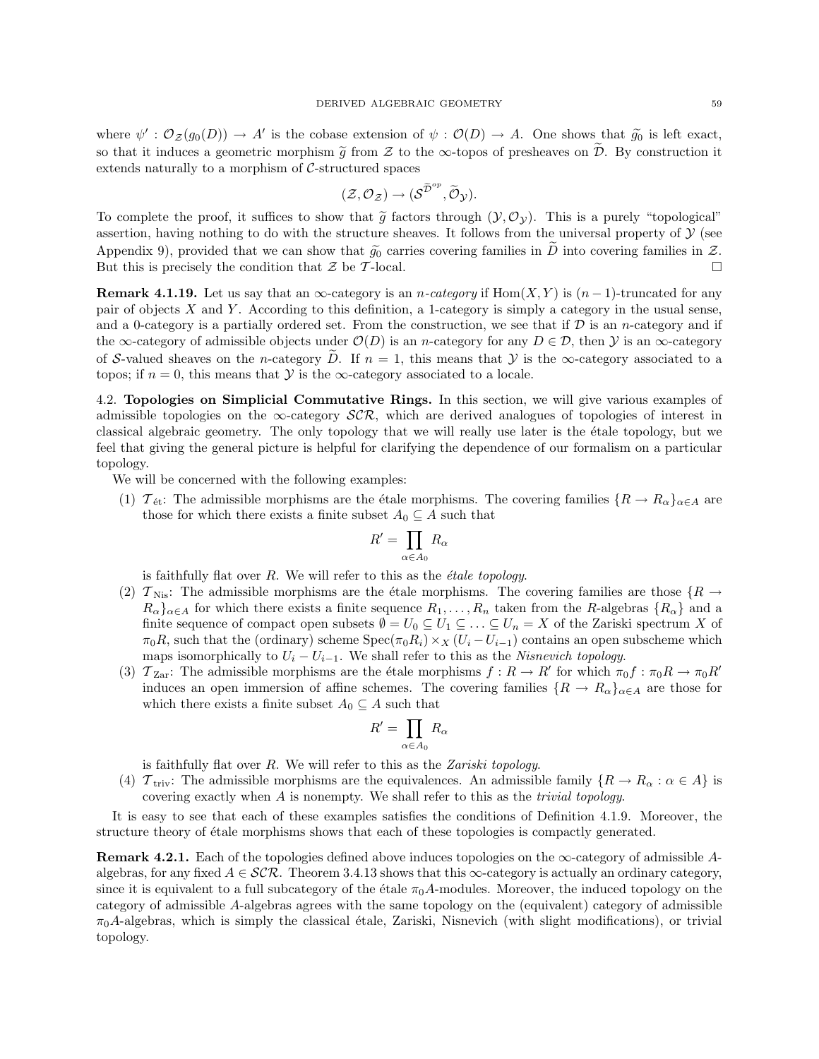where $\psi' : \mathcal{O}_{\mathcal{Z}}(g_0(D)) \to A'$ is the cobase extension of $\psi : \mathcal{O}(D) \to A$. One shows that $\widetilde{g}_0$ is left exact, so that it induces a geometric morphism $\widetilde{g}$ from $\mathcal{Z}$ to the $\infty$-topos of presheaves on $\widetilde{\mathcal{D}}$. By construction it extends naturally to a morphism of $\mathcal{C}$-structured spaces

$$(\mathcal{Z}, \mathcal{O}_{\mathcal{Z}}) \to (\mathcal{S}^{\widetilde{\mathcal{D}}^{op}}, \widetilde{\mathcal{O}}_{\mathcal{Y}}).$$

To complete the proof, it suffices to show that $\widetilde{g}$ factors through $(\mathcal{Y}, \mathcal{O}_{\mathcal{Y}})$. This is a purely "topological" assertion, having nothing to do with the structure sheaves. It follows from the universal property of $\mathcal{Y}$ (see Appendix 9), provided that we can show that $\widetilde{g}_0$ carries covering families in $\widetilde{D}$ into covering families in $\mathcal{Z}$. But this is precisely the condition that $\mathcal{Z}$ be $\mathcal{T}$-local. □

**Remark 4.1.19.** Let us say that an $\infty$-category is an *n-category* if $\mathrm{Hom}(X, Y)$ is $(n-1)$-truncated for any pair of objects $X$ and $Y$. According to this definition, a 1-category is simply a category in the usual sense, and a 0-category is a partially ordered set. From the construction, we see that if $\mathcal{D}$ is an $n$-category and if the $\infty$-category of admissible objects under $\mathcal{O}(D)$ is an $n$-category for any $D \in \mathcal{D}$, then $\mathcal{Y}$ is an $\infty$-category of $\mathcal{S}$-valued sheaves on the $n$-category $\widetilde{D}$. If $n = 1$, this means that $\mathcal{Y}$ is the $\infty$-category associated to a topos; if $n = 0$, this means that $\mathcal{Y}$ is the $\infty$-category associated to a locale.

## 4.2. Topologies on Simplicial Commutative Rings.

In this section, we will give various examples of admissible topologies on the $\infty$-category $\mathcal{SCR}$, which are derived analogues of topologies of interest in classical algebraic geometry. The only topology that we will really use later is the étale topology, but we feel that giving the general picture is helpful for clarifying the dependence of our formalism on a particular topology.

We will be concerned with the following examples:

(1) $\mathcal{T}_{\text{ét}}$: The admissible morphisms are the étale morphisms. The covering families $\{R \to R_\alpha\}_{\alpha \in A}$ are those for which there exists a finite subset $A_0 \subseteq A$ such that

$$R' = \prod_{\alpha \in A_0} R_\alpha$$

is faithfully flat over $R$. We will refer to this as the *étale topology*.

(2) $\mathcal{T}_{\text{Nis}}$: The admissible morphisms are the étale morphisms. The covering families are those $\{R \to R_\alpha\}_{\alpha \in A}$ for which there exists a finite sequence $R_1, \ldots, R_n$ taken from the $R$-algebras $\{R_\alpha\}$ and a finite sequence of compact open subsets $\emptyset = U_0 \subseteq U_1 \subseteq \ldots \subseteq U_n = X$ of the Zariski spectrum $X$ of $\pi_0 R$, such that the (ordinary) scheme $\mathrm{Spec}(\pi_0 R_i) \times_X (U_i - U_{i-1})$ contains an open subscheme which maps isomorphically to $U_i - U_{i-1}$. We shall refer to this as the *Nisnevich topology*.

(3) $\mathcal{T}_{\text{Zar}}$: The admissible morphisms are the étale morphisms $f : R \to R'$ for which $\pi_0 f : \pi_0 R \to \pi_0 R'$ induces an open immersion of affine schemes. The covering families $\{R \to R_\alpha\}_{\alpha \in A}$ are those for which there exists a finite subset $A_0 \subseteq A$ such that

$$R' = \prod_{\alpha \in A_0} R_\alpha$$

is faithfully flat over $R$. We will refer to this as the *Zariski topology*.

(4) $\mathcal{T}_{\text{triv}}$: The admissible morphisms are the equivalences. An admissible family $\{R \to R_\alpha : \alpha \in A\}$ is covering exactly when $A$ is nonempty. We shall refer to this as the *trivial topology*.

It is easy to see that each of these examples satisfies the conditions of Definition 4.1.9. Moreover, the structure theory of étale morphisms shows that each of these topologies is compactly generated.

**Remark 4.2.1.** Each of the topologies defined above induces topologies on the $\infty$-category of admissible $A$-algebras, for any fixed $A \in \mathcal{SCR}$. Theorem 3.4.13 shows that this $\infty$-category is actually an ordinary category, since it is equivalent to a full subcategory of the étale $\pi_0 A$-modules. Moreover, the induced topology on the category of admissible $A$-algebras agrees with the same topology on the (equivalent) category of admissible $\pi_0 A$-algebras, which is simply the classical étale, Zariski, Nisnevich (with slight modifications), or trivial topology.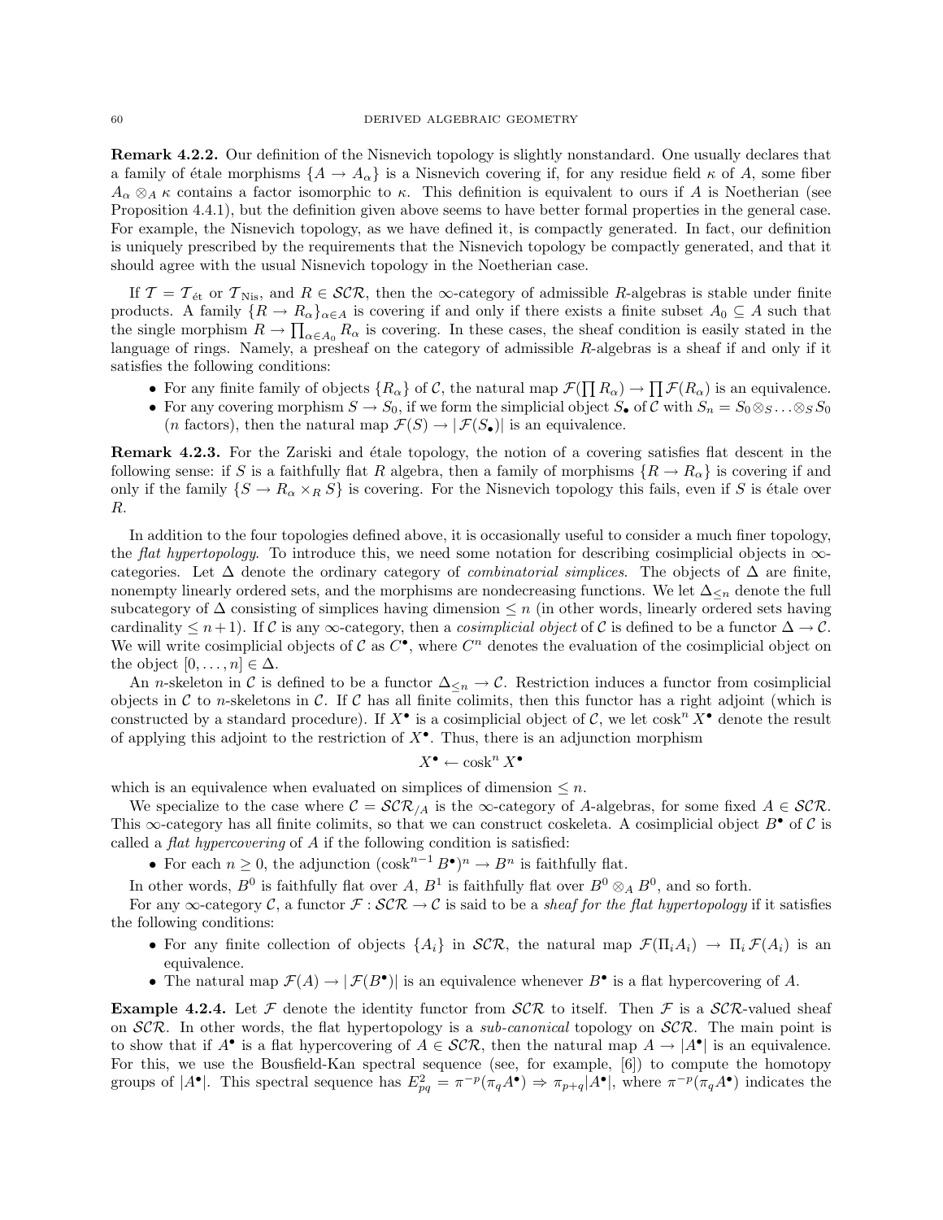**Remark 4.2.2.** Our definition of the Nisnevich topology is slightly nonstandard. One usually declares that a family of étale morphisms $\{A \to A_\alpha\}$ is a Nisnevich covering if, for any residue field $\kappa$ of $A$, some fiber $A_\alpha \otimes_A \kappa$ contains a factor isomorphic to $\kappa$. This definition is equivalent to ours if $A$ is Noetherian (see Proposition 4.4.1), but the definition given above seems to have better formal properties in the general case. For example, the Nisnevich topology, as we have defined it, is compactly generated. In fact, our definition is uniquely prescribed by the requirements that the Nisnevich topology be compactly generated, and that it should agree with the usual Nisnevich topology in the Noetherian case.

If $\mathcal{T} = \mathcal{T}_{\text{ét}}$ or $\mathcal{T}_{\text{Nis}}$, and $R \in \mathcal{SCR}$, then the $\infty$-category of admissible $R$-algebras is stable under finite products. A family $\{R \to R_\alpha\}_{\alpha \in A}$ is covering if and only if there exists a finite subset $A_0 \subseteq A$ such that the single morphism $R \to \prod_{\alpha \in A_0} R_\alpha$ is covering. In these cases, the sheaf condition is easily stated in the language of rings. Namely, a presheaf on the category of admissible $R$-algebras is a sheaf if and only if it satisfies the following conditions:

- For any finite family of objects $\{R_\alpha\}$ of $\mathcal{C}$, the natural map $\mathcal{F}(\prod R_\alpha) \to \prod \mathcal{F}(R_\alpha)$ is an equivalence.
- For any covering morphism $S \to S_0$, if we form the simplicial object $S_\bullet$ of $\mathcal{C}$ with $S_n = S_0 \otimes_S \ldots \otimes_S S_0$ ($n$ factors), then the natural map $\mathcal{F}(S) \to |\mathcal{F}(S_\bullet)|$ is an equivalence.

**Remark 4.2.3.** For the Zariski and étale topology, the notion of a covering satisfies flat descent in the following sense: if $S$ is a faithfully flat $R$ algebra, then a family of morphisms $\{R \to R_\alpha\}$ is covering if and only if the family $\{S \to R_\alpha \times_R S\}$ is covering. For the Nisnevich topology this fails, even if $S$ is étale over $R$.

In addition to the four topologies defined above, it is occasionally useful to consider a much finer topology, the *flat hypertopology*. To introduce this, we need some notation for describing cosimplicial objects in $\infty$-categories. Let $\Delta$ denote the ordinary category of *combinatorial simplices*. The objects of $\Delta$ are finite, nonempty linearly ordered sets, and the morphisms are nondecreasing functions. We let $\Delta_{\leq n}$ denote the full subcategory of $\Delta$ consisting of simplices having dimension $\leq n$ (in other words, linearly ordered sets having cardinality $\leq n+1$). If $\mathcal{C}$ is any $\infty$-category, then a *cosimplicial object* of $\mathcal{C}$ is defined to be a functor $\Delta \to \mathcal{C}$. We will write cosimplicial objects of $\mathcal{C}$ as $C^\bullet$, where $C^n$ denotes the evaluation of the cosimplicial object on the object $[0, \ldots, n] \in \Delta$.

An $n$-skeleton in $\mathcal{C}$ is defined to be a functor $\Delta_{\leq n} \to \mathcal{C}$. Restriction induces a functor from cosimplicial objects in $\mathcal{C}$ to $n$-skeletons in $\mathcal{C}$. If $\mathcal{C}$ has all finite colimits, then this functor has a right adjoint (which is constructed by a standard procedure). If $X^\bullet$ is a cosimplicial object of $\mathcal{C}$, we let $\operatorname{cosk}^n X^\bullet$ denote the result of applying this adjoint to the restriction of $X^\bullet$. Thus, there is an adjunction morphism

$$X^\bullet \leftarrow \operatorname{cosk}^n X^\bullet$$

which is an equivalence when evaluated on simplices of dimension $\leq n$.

We specialize to the case where $\mathcal{C} = \mathcal{SCR}_{/A}$ is the $\infty$-category of $A$-algebras, for some fixed $A \in \mathcal{SCR}$. This $\infty$-category has all finite colimits, so that we can construct coskeleta. A cosimplicial object $B^\bullet$ of $\mathcal{C}$ is called a *flat hypercovering* of $A$ if the following condition is satisfied:

- For each $n \geq 0$, the adjunction $(\operatorname{cosk}^{n-1} B^\bullet)^n \to B^n$ is faithfully flat.

In other words, $B^0$ is faithfully flat over $A$, $B^1$ is faithfully flat over $B^0 \otimes_A B^0$, and so forth.

For any $\infty$-category $\mathcal{C}$, a functor $\mathcal{F} : \mathcal{SCR} \to \mathcal{C}$ is said to be a *sheaf for the flat hypertopology* if it satisfies the following conditions:

- For any finite collection of objects $\{A_i\}$ in $\mathcal{SCR}$, the natural map $\mathcal{F}(\Pi_i A_i) \to \Pi_i \mathcal{F}(A_i)$ is an equivalence.
- The natural map $\mathcal{F}(A) \to |\mathcal{F}(B^\bullet)|$ is an equivalence whenever $B^\bullet$ is a flat hypercovering of $A$.

**Example 4.2.4.** Let $\mathcal{F}$ denote the identity functor from $\mathcal{SCR}$ to itself. Then $\mathcal{F}$ is a $\mathcal{SCR}$-valued sheaf on $\mathcal{SCR}$. In other words, the flat hypertopology is a *sub-canonical* topology on $\mathcal{SCR}$. The main point is to show that if $A^\bullet$ is a flat hypercovering of $A \in \mathcal{SCR}$, then the natural map $A \to |A^\bullet|$ is an equivalence. For this, we use the Bousfield-Kan spectral sequence (see, for example, [6]) to compute the homotopy groups of $|A^\bullet|$. This spectral sequence has $E_{pq}^2 = \pi^{-p}(\pi_q A^\bullet) \Rightarrow \pi_{p+q}|A^\bullet|$, where $\pi^{-p}(\pi_q A^\bullet)$ indicates the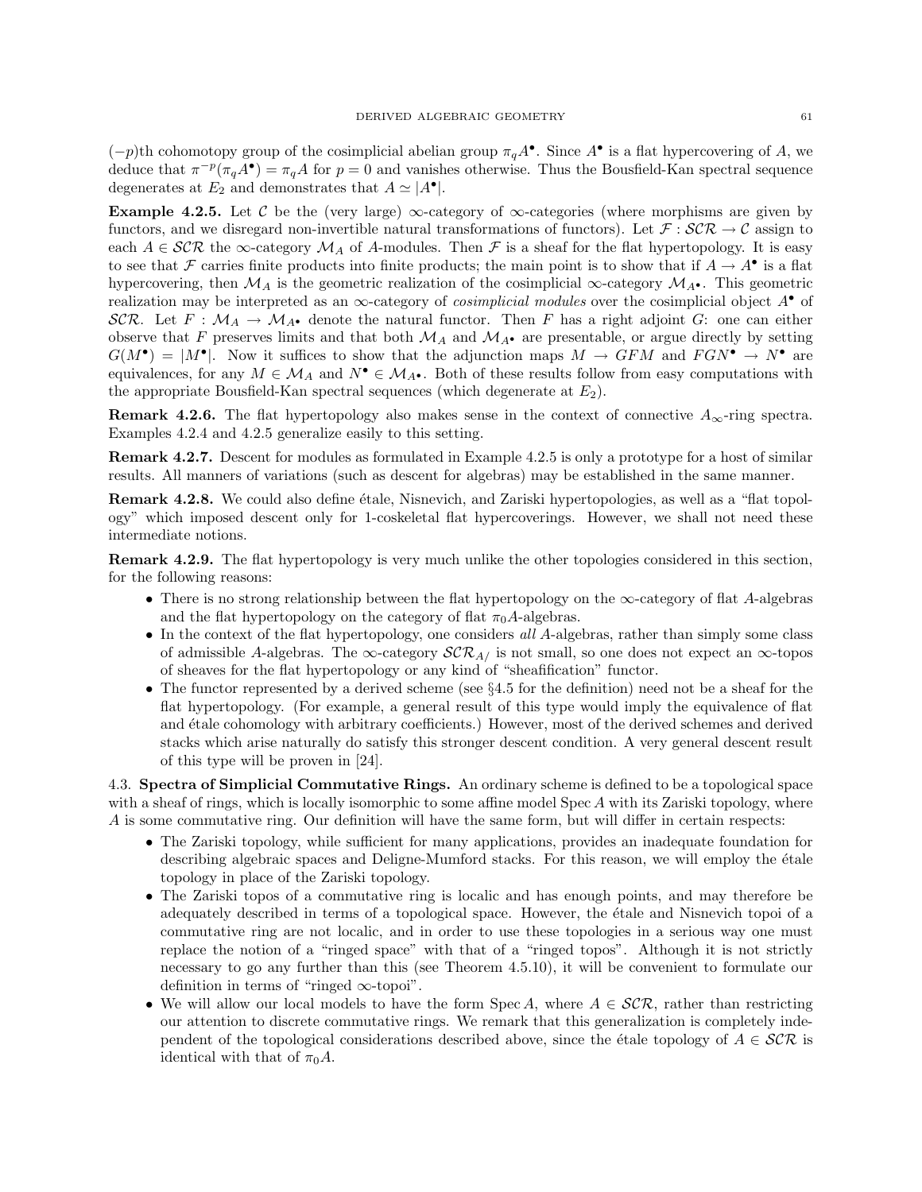$(-p)$th cohomotopy group of the cosimplicial abelian group $\pi_q A^\bullet$. Since $A^\bullet$ is a flat hypercovering of $A$, we deduce that $\pi^{-p}(\pi_q A^\bullet) = \pi_q A$ for $p = 0$ and vanishes otherwise. Thus the Bousfield-Kan spectral sequence degenerates at $E_2$ and demonstrates that $A \simeq |A^\bullet|$.

**Example 4.2.5.** Let $\mathcal{C}$ be the (very large) $\infty$-category of $\infty$-categories (where morphisms are given by functors, and we disregard non-invertible natural transformations of functors). Let $\mathcal{F} : \mathcal{SCR} \to \mathcal{C}$ assign to each $A \in \mathcal{SCR}$ the $\infty$-category $\mathcal{M}_A$ of $A$-modules. Then $\mathcal{F}$ is a sheaf for the flat hypertopology. It is easy to see that $\mathcal{F}$ carries finite products into finite products; the main point is to show that if $A \to A^\bullet$ is a flat hypercovering, then $\mathcal{M}_A$ is the geometric realization of the cosimplicial $\infty$-category $\mathcal{M}_{A^\bullet}$. This geometric realization may be interpreted as an $\infty$-category of *cosimplicial modules* over the cosimplicial object $A^\bullet$ of $\mathcal{SCR}$. Let $F : \mathcal{M}_A \to \mathcal{M}_{A^\bullet}$ denote the natural functor. Then $F$ has a right adjoint $G$: one can either observe that $F$ preserves limits and that both $\mathcal{M}_A$ and $\mathcal{M}_{A^\bullet}$ are presentable, or argue directly by setting $G(M^\bullet) = |M^\bullet|$. Now it suffices to show that the adjunction maps $M \to GFM$ and $FGN^\bullet \to N^\bullet$ are equivalences, for any $M \in \mathcal{M}_A$ and $N^\bullet \in \mathcal{M}_{A^\bullet}$. Both of these results follow from easy computations with the appropriate Bousfield-Kan spectral sequences (which degenerate at $E_2$).

**Remark 4.2.6.** The flat hypertopology also makes sense in the context of connective $A_\infty$-ring spectra. Examples 4.2.4 and 4.2.5 generalize easily to this setting.

**Remark 4.2.7.** Descent for modules as formulated in Example 4.2.5 is only a prototype for a host of similar results. All manners of variations (such as descent for algebras) may be established in the same manner.

**Remark 4.2.8.** We could also define étale, Nisnevich, and Zariski hypertopologies, as well as a "flat topology" which imposed descent only for 1-coskeletal flat hypercoverings. However, we shall not need these intermediate notions.

**Remark 4.2.9.** The flat hypertopology is very much unlike the other topologies considered in this section, for the following reasons:

- There is no strong relationship between the flat hypertopology on the $\infty$-category of flat $A$-algebras and the flat hypertopology on the category of flat $\pi_0 A$-algebras.
- In the context of the flat hypertopology, one considers *all* $A$-algebras, rather than simply some class of admissible $A$-algebras. The $\infty$-category $\mathcal{SCR}_{A/}$ is not small, so one does not expect an $\infty$-topos of sheaves for the flat hypertopology or any kind of "sheafification" functor.
- The functor represented by a derived scheme (see §4.5 for the definition) need not be a sheaf for the flat hypertopology. (For example, a general result of this type would imply the equivalence of flat and étale cohomology with arbitrary coefficients.) However, most of the derived schemes and derived stacks which arise naturally do satisfy this stronger descent condition. A very general descent result of this type will be proven in [24].

## 4.3. Spectra of Simplicial Commutative Rings.

An ordinary scheme is defined to be a topological space with a sheaf of rings, which is locally isomorphic to some affine model $\operatorname{Spec} A$ with its Zariski topology, where $A$ is some commutative ring. Our definition will have the same form, but will differ in certain respects:

- The Zariski topology, while sufficient for many applications, provides an inadequate foundation for describing algebraic spaces and Deligne-Mumford stacks. For this reason, we will employ the étale topology in place of the Zariski topology.
- The Zariski topos of a commutative ring is localic and has enough points, and may therefore be adequately described in terms of a topological space. However, the étale and Nisnevich topoi of a commutative ring are not localic, and in order to use these topologies in a serious way one must replace the notion of a "ringed space" with that of a "ringed topos". Although it is not strictly necessary to go any further than this (see Theorem 4.5.10), it will be convenient to formulate our definition in terms of "ringed $\infty$-topoi".
- We will allow our local models to have the form $\operatorname{Spec} A$, where $A \in \mathcal{SCR}$, rather than restricting our attention to discrete commutative rings. We remark that this generalization is completely independent of the topological considerations described above, since the étale topology of $A \in \mathcal{SCR}$ is identical with that of $\pi_0 A$.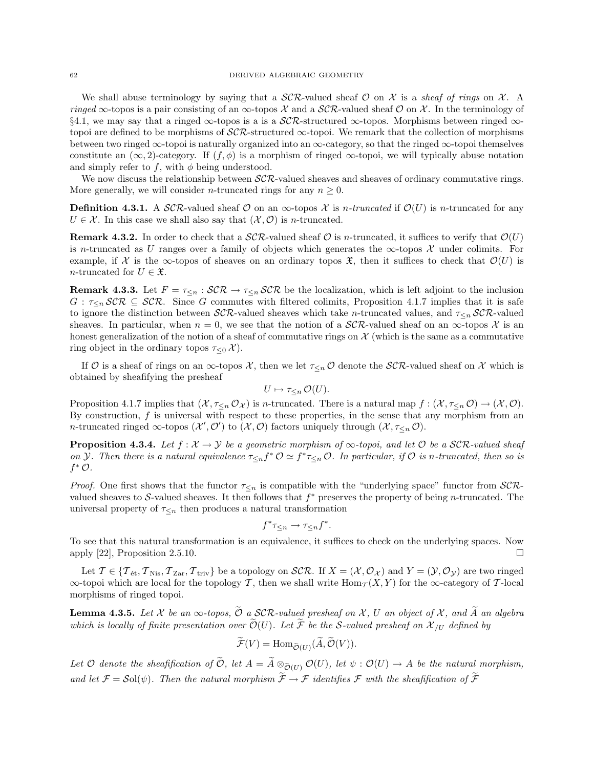We shall abuse terminology by saying that a $\mathcal{SCR}$-valued sheaf $\mathcal{O}$ on $\mathcal{X}$ is a *sheaf of rings* on $\mathcal{X}$. A *ringed* $\infty$-topos is a pair consisting of an $\infty$-topos $\mathcal{X}$ and a $\mathcal{SCR}$-valued sheaf $\mathcal{O}$ on $\mathcal{X}$. In the terminology of §4.1, we may say that a ringed $\infty$-topos is a is a $\mathcal{SCR}$-structured $\infty$-topos. Morphisms between ringed $\infty$-topoi are defined to be morphisms of $\mathcal{SCR}$-structured $\infty$-topoi. We remark that the collection of morphisms between two ringed $\infty$-topoi is naturally organized into an $\infty$-category, so that the ringed $\infty$-topoi themselves constitute an $(\infty, 2)$-category. If $(f, \phi)$ is a morphism of ringed $\infty$-topoi, we will typically abuse notation and simply refer to $f$, with $\phi$ being understood.

We now discuss the relationship between $\mathcal{SCR}$-valued sheaves and sheaves of ordinary commutative rings. More generally, we will consider $n$-truncated rings for any $n \geq 0$.

**Definition 4.3.1.** A $\mathcal{SCR}$-valued sheaf $\mathcal{O}$ on an $\infty$-topos $\mathcal{X}$ is *$n$-truncated* if $\mathcal{O}(U)$ is $n$-truncated for any $U \in \mathcal{X}$. In this case we shall also say that $(\mathcal{X}, \mathcal{O})$ is $n$-truncated.

**Remark 4.3.2.** In order to check that a $\mathcal{SCR}$-valued sheaf $\mathcal{O}$ is $n$-truncated, it suffices to verify that $\mathcal{O}(U)$ is $n$-truncated as $U$ ranges over a family of objects which generates the $\infty$-topos $\mathcal{X}$ under colimits. For example, if $\mathcal{X}$ is the $\infty$-topos of sheaves on an ordinary topos $\mathfrak{X}$, then it suffices to check that $\mathcal{O}(U)$ is $n$-truncated for $U \in \mathfrak{X}$.

**Remark 4.3.3.** Let $F = \tau_{\leq n} : \mathcal{SCR} \to \tau_{\leq n} \mathcal{SCR}$ be the localization, which is left adjoint to the inclusion $G : \tau_{\leq n} \mathcal{SCR} \subseteq \mathcal{SCR}$. Since $G$ commutes with filtered colimits, Proposition 4.1.7 implies that it is safe to ignore the distinction between $\mathcal{SCR}$-valued sheaves which take $n$-truncated values, and $\tau_{\leq n} \mathcal{SCR}$-valued sheaves. In particular, when $n = 0$, we see that the notion of a $\mathcal{SCR}$-valued sheaf on an $\infty$-topos $\mathcal{X}$ is an honest generalization of the notion of a sheaf of commutative rings on $\mathcal{X}$ (which is the same as a commutative ring object in the ordinary topos $\tau_{\leq 0} \mathcal{X}$).

If $\mathcal{O}$ is a sheaf of rings on an $\infty$-topos $\mathcal{X}$, then we let $\tau_{\leq n} \mathcal{O}$ denote the $\mathcal{SCR}$-valued sheaf on $\mathcal{X}$ which is obtained by sheafifying the presheaf

$$U \mapsto \tau_{\leq n} \mathcal{O}(U).$$

Proposition 4.1.7 implies that $(\mathcal{X}, \tau_{\leq n} \mathcal{O}_{\mathcal{X}})$ is $n$-truncated. There is a natural map $f : (\mathcal{X}, \tau_{\leq n} \mathcal{O}) \to (\mathcal{X}, \mathcal{O})$. By construction, $f$ is universal with respect to these properties, in the sense that any morphism from an $n$-truncated ringed $\infty$-topos $(\mathcal{X}', \mathcal{O}')$ to $(\mathcal{X}, \mathcal{O})$ factors uniquely through $(\mathcal{X}, \tau_{\leq n} \mathcal{O})$.

**Proposition 4.3.4.** *Let $f : \mathcal{X} \to \mathcal{Y}$ be a geometric morphism of $\infty$-topoi, and let $\mathcal{O}$ be a $\mathcal{SCR}$-valued sheaf on $\mathcal{Y}$. Then there is a natural equivalence $\tau_{\leq n} f^* \mathcal{O} \simeq f^* \tau_{\leq n} \mathcal{O}$. In particular, if $\mathcal{O}$ is $n$-truncated, then so is $f^* \mathcal{O}$.*

*Proof.* One first shows that the functor $\tau_{\leq n}$ is compatible with the "underlying space" functor from $\mathcal{SCR}$-valued sheaves to $\mathcal{S}$-valued sheaves. It then follows that $f^*$ preserves the property of being $n$-truncated. The universal property of $\tau_{\leq n}$ then produces a natural transformation

$$f^* \tau_{\leq n} \to \tau_{\leq n} f^*.$$

To see that this natural transformation is an equivalence, it suffices to check on the underlying spaces. Now apply [22], Proposition 2.5.10. □

Let $\mathcal{T} \in \{\mathcal{T}_{\text{ét}}, \mathcal{T}_{\text{Nis}}, \mathcal{T}_{\text{Zar}}, \mathcal{T}_{\text{triv}}\}$ be a topology on $\mathcal{SCR}$. If $X = (\mathcal{X}, \mathcal{O}_{\mathcal{X}})$ and $Y = (\mathcal{Y}, \mathcal{O}_{\mathcal{Y}})$ are two ringed $\infty$-topoi which are local for the topology $\mathcal{T}$, then we shall write $\operatorname{Hom}_{\mathcal{T}}(X, Y)$ for the $\infty$-category of $\mathcal{T}$-local morphisms of ringed topoi.

**Lemma 4.3.5.** *Let $\mathcal{X}$ be an $\infty$-topos, $\widetilde{\mathcal{O}}$ a $\mathcal{SCR}$-valued presheaf on $\mathcal{X}$, $U$ an object of $\mathcal{X}$, and $\widetilde{A}$ an algebra which is locally of finite presentation over $\widetilde{\mathcal{O}}(U)$. Let $\widetilde{\mathcal{F}}$ be the $\mathcal{S}$-valued presheaf on $\mathcal{X}_{/U}$ defined by*

$$\widetilde{\mathcal{F}}(V) = \operatorname{Hom}_{\widetilde{\mathcal{O}}(U)}(\widetilde{A}, \widetilde{\mathcal{O}}(V)).$$

*Let $\mathcal{O}$ denote the sheafification of $\widetilde{\mathcal{O}}$, let $A = \widetilde{A} \otimes_{\widetilde{\mathcal{O}}(U)} \mathcal{O}(U)$, let $\psi : \mathcal{O}(U) \to A$ be the natural morphism, and let $\mathcal{F} = \mathcal{S}\text{ol}(\psi)$. Then the natural morphism $\widetilde{\mathcal{F}} \to \mathcal{F}$ identifies $\mathcal{F}$ with the sheafification of $\widetilde{\mathcal{F}}$*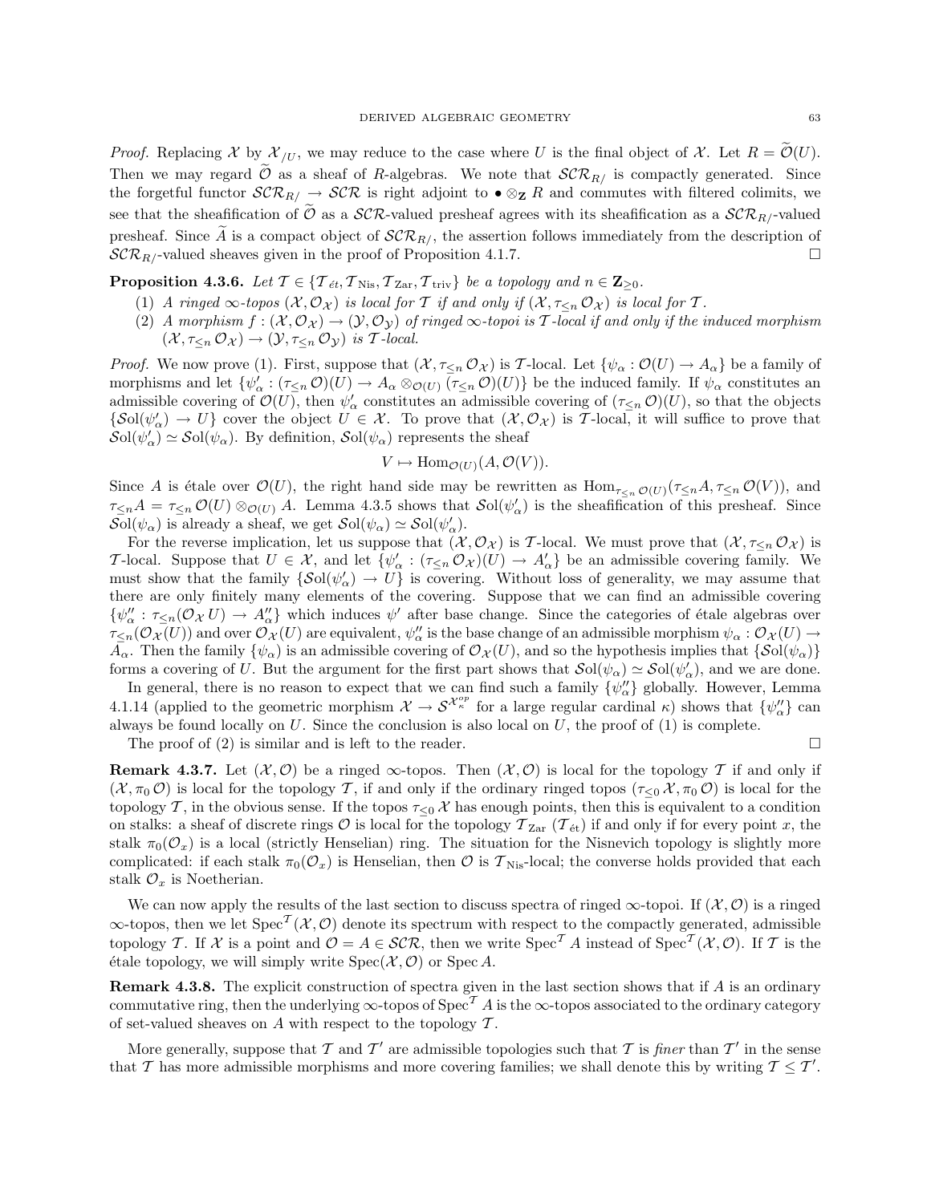*Proof.* Replacing $\mathcal{X}$ by $\mathcal{X}_{/U}$, we may reduce to the case where $U$ is the final object of $\mathcal{X}$. Let $R = \widetilde{\mathcal{O}}(U)$. Then we may regard $\widetilde{\mathcal{O}}$ as a sheaf of $R$-algebras. We note that $\mathcal{SCR}_{R/}$ is compactly generated. Since the forgetful functor $\mathcal{SCR}_{R/} \to \mathcal{SCR}$ is right adjoint to $\bullet \otimes_{\mathbf{Z}} R$ and commutes with filtered colimits, we see that the sheafification of $\widetilde{\mathcal{O}}$ as a $\mathcal{SCR}$-valued presheaf agrees with its sheafification as a $\mathcal{SCR}_{R/}$-valued presheaf. Since $\widetilde{A}$ is a compact object of $\mathcal{SCR}_{R/}$, the assertion follows immediately from the description of $\mathcal{SCR}_{R/}$-valued sheaves given in the proof of Proposition 4.1.7. □

**Proposition 4.3.6.** *Let $\mathcal{T} \in \{\mathcal{T}_{\acute{e}t}, \mathcal{T}_{\mathrm{Nis}}, \mathcal{T}_{\mathrm{Zar}}, \mathcal{T}_{\mathrm{triv}}\}$ be a topology and $n \in \mathbf{Z}_{\geq 0}$.*

1. *A ringed $\infty$-topos $(\mathcal{X}, \mathcal{O}_{\mathcal{X}})$ is local for $\mathcal{T}$ if and only if $(\mathcal{X}, \tau_{\leq n} \mathcal{O}_{\mathcal{X}})$ is local for $\mathcal{T}$.*
2. *A morphism $f : (\mathcal{X}, \mathcal{O}_{\mathcal{X}}) \to (\mathcal{Y}, \mathcal{O}_{\mathcal{Y}})$ of ringed $\infty$-topoi is $\mathcal{T}$-local if and only if the induced morphism $(\mathcal{X}, \tau_{\leq n} \mathcal{O}_{\mathcal{X}}) \to (\mathcal{Y}, \tau_{\leq n} \mathcal{O}_{\mathcal{Y}})$ is $\mathcal{T}$-local.*

*Proof.* We now prove (1). First, suppose that $(\mathcal{X}, \tau_{\leq n} \mathcal{O}_{\mathcal{X}})$ is $\mathcal{T}$-local. Let $\{\psi_\alpha : \mathcal{O}(U) \to A_\alpha\}$ be a family of morphisms and let $\{\psi'_\alpha : (\tau_{\leq n} \mathcal{O})(U) \to A_\alpha \otimes_{\mathcal{O}(U)} (\tau_{\leq n} \mathcal{O})(U)\}$ be the induced family. If $\psi_\alpha$ constitutes an admissible covering of $\mathcal{O}(U)$, then $\psi'_\alpha$ constitutes an admissible covering of $(\tau_{\leq n} \mathcal{O})(U)$, so that the objects $\{\mathcal{S}\mathrm{ol}(\psi'_\alpha) \to U\}$ cover the object $U \in \mathcal{X}$. To prove that $(\mathcal{X}, \mathcal{O}_{\mathcal{X}})$ is $\mathcal{T}$-local, it will suffice to prove that $\mathcal{S}\mathrm{ol}(\psi'_\alpha) \simeq \mathcal{S}\mathrm{ol}(\psi_\alpha)$. By definition, $\mathcal{S}\mathrm{ol}(\psi_\alpha)$ represents the sheaf

$$V \mapsto \mathrm{Hom}_{\mathcal{O}(U)}(A, \mathcal{O}(V)).$$

Since $A$ is étale over $\mathcal{O}(U)$, the right hand side may be rewritten as $\mathrm{Hom}_{\tau_{\leq n} \mathcal{O}(U)}(\tau_{\leq n} A, \tau_{\leq n} \mathcal{O}(V))$, and $\tau_{\leq n} A = \tau_{\leq n} \mathcal{O}(U) \otimes_{\mathcal{O}(U)} A$. Lemma 4.3.5 shows that $\mathcal{S}\mathrm{ol}(\psi'_\alpha)$ is the sheafification of this presheaf. Since $\mathcal{S}\mathrm{ol}(\psi_\alpha)$ is already a sheaf, we get $\mathcal{S}\mathrm{ol}(\psi_\alpha) \simeq \mathcal{S}\mathrm{ol}(\psi'_\alpha)$.

For the reverse implication, let us suppose that $(\mathcal{X}, \mathcal{O}_{\mathcal{X}})$ is $\mathcal{T}$-local. We must prove that $(\mathcal{X}, \tau_{\leq n} \mathcal{O}_{\mathcal{X}})$ is $\mathcal{T}$-local. Suppose that $U \in \mathcal{X}$, and let $\{\psi'_\alpha : (\tau_{\leq n} \mathcal{O}_{\mathcal{X}})(U) \to A'_\alpha\}$ be an admissible covering family. We must show that the family $\{\mathcal{S}\mathrm{ol}(\psi'_\alpha) \to U\}$ is covering. Without loss of generality, we may assume that there are only finitely many elements of the covering. Suppose that we can find an admissible covering $\{\psi''_\alpha : \tau_{\leq n}(\mathcal{O}_{\mathcal{X}} U) \to A''_\alpha\}$ which induces $\psi'$ after base change. Since the categories of étale algebras over $\tau_{\leq n}(\mathcal{O}_{\mathcal{X}}(U))$ and over $\mathcal{O}_{\mathcal{X}}(U)$ are equivalent, $\psi''_\alpha$ is the base change of an admissible morphism $\psi_\alpha : \mathcal{O}_{\mathcal{X}}(U) \to A_\alpha$. Then the family $\{\psi_\alpha\}$ is an admissible covering of $\mathcal{O}_{\mathcal{X}}(U)$, and so the hypothesis implies that $\{\mathcal{S}\mathrm{ol}(\psi_\alpha)\}$ forms a covering of $U$. But the argument for the first part shows that $\mathcal{S}\mathrm{ol}(\psi_\alpha) \simeq \mathcal{S}\mathrm{ol}(\psi'_\alpha)$, and we are done.

In general, there is no reason to expect that we can find such a family $\{\psi''_\alpha\}$ globally. However, Lemma 4.1.14 (applied to the geometric morphism $\mathcal{X} \to \mathcal{S}^{\mathcal{X}_\kappa^{op}}$ for a large regular cardinal $\kappa$) shows that $\{\psi''_\alpha\}$ can always be found locally on $U$. Since the conclusion is also local on $U$, the proof of (1) is complete.

The proof of (2) is similar and is left to the reader. □

**Remark 4.3.7.** Let $(\mathcal{X}, \mathcal{O})$ be a ringed $\infty$-topos. Then $(\mathcal{X}, \mathcal{O})$ is local for the topology $\mathcal{T}$ if and only if $(\mathcal{X}, \pi_0 \mathcal{O})$ is local for the topology $\mathcal{T}$, if and only if the ordinary ringed topos $(\tau_{\leq 0} \mathcal{X}, \pi_0 \mathcal{O})$ is local for the topology $\mathcal{T}$, in the obvious sense. If the topos $\tau_{\leq 0} \mathcal{X}$ has enough points, then this is equivalent to a condition on stalks: a sheaf of discrete rings $\mathcal{O}$ is local for the topology $\mathcal{T}_{\mathrm{Zar}}$ ($\mathcal{T}_{\acute{e}t}$) if and only if for every point $x$, the stalk $\pi_0(\mathcal{O}_x)$ is a local (strictly Henselian) ring. The situation for the Nisnevich topology is slightly more complicated: if each stalk $\pi_0(\mathcal{O}_x)$ is Henselian, then $\mathcal{O}$ is $\mathcal{T}_{\mathrm{Nis}}$-local; the converse holds provided that each stalk $\mathcal{O}_x$ is Noetherian.

We can now apply the results of the last section to discuss spectra of ringed $\infty$-topoi. If $(\mathcal{X}, \mathcal{O})$ is a ringed $\infty$-topos, then we let $\mathrm{Spec}^{\mathcal{T}}(\mathcal{X}, \mathcal{O})$ denote its spectrum with respect to the compactly generated, admissible topology $\mathcal{T}$. If $\mathcal{X}$ is a point and $\mathcal{O} = A \in \mathcal{SCR}$, then we write $\mathrm{Spec}^{\mathcal{T}} A$ instead of $\mathrm{Spec}^{\mathcal{T}}(\mathcal{X}, \mathcal{O})$. If $\mathcal{T}$ is the étale topology, we will simply write $\mathrm{Spec}(\mathcal{X}, \mathcal{O})$ or $\mathrm{Spec}\, A$.

**Remark 4.3.8.** The explicit construction of spectra given in the last section shows that if $A$ is an ordinary commutative ring, then the underlying $\infty$-topos of $\mathrm{Spec}^{\mathcal{T}} A$ is the $\infty$-topos associated to the ordinary category of set-valued sheaves on $A$ with respect to the topology $\mathcal{T}$.

More generally, suppose that $\mathcal{T}$ and $\mathcal{T}'$ are admissible topologies such that $\mathcal{T}$ is *finer* than $\mathcal{T}'$ in the sense that $\mathcal{T}$ has more admissible morphisms and more covering families; we shall denote this by writing $\mathcal{T} \leq \mathcal{T}'$.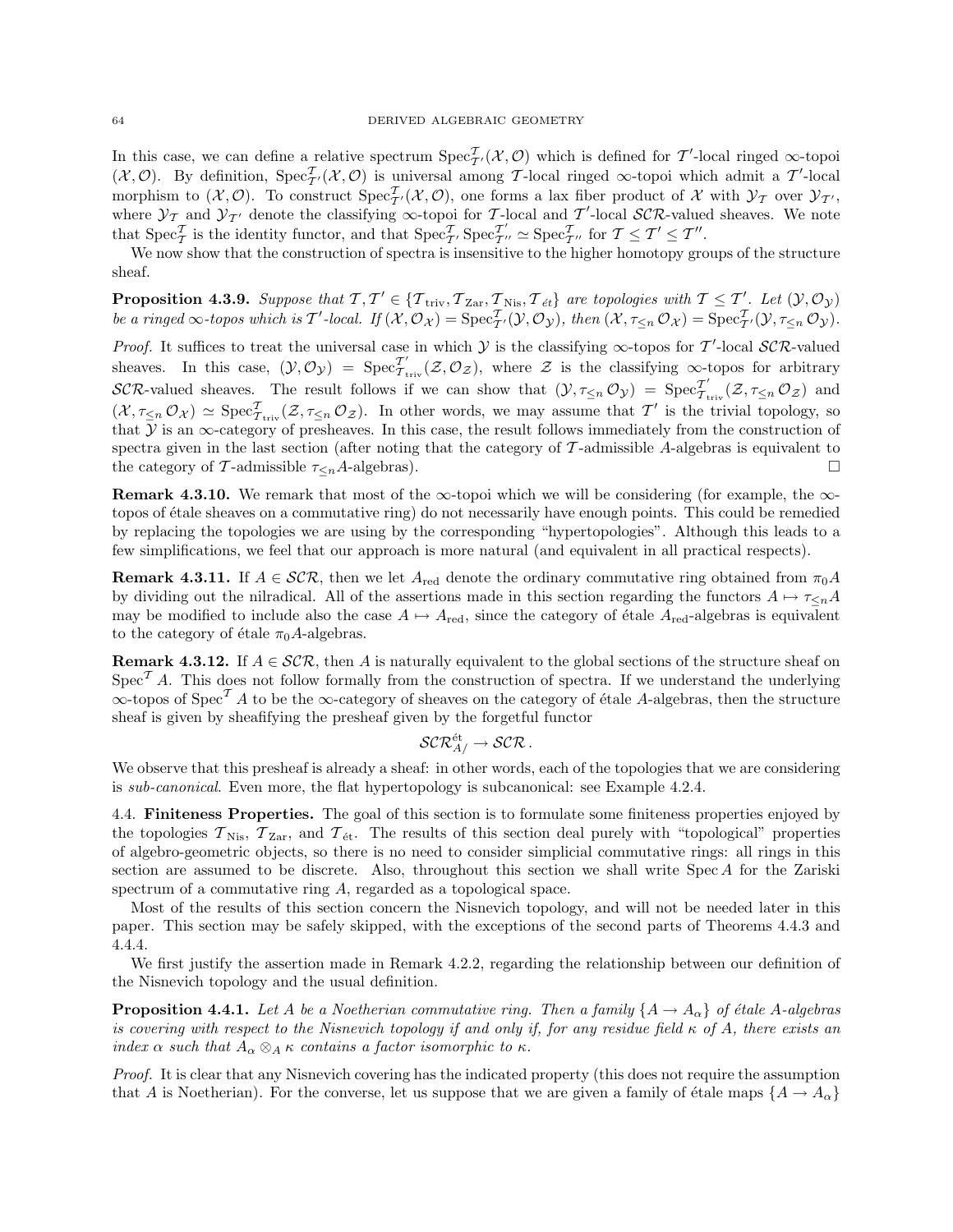In this case, we can define a relative spectrum $\mathrm{Spec}^{\mathcal{T}}_{\mathcal{T}'}(\mathcal{X}, \mathcal{O})$ which is defined for $\mathcal{T}'$-local ringed $\infty$-topoi $(\mathcal{X}, \mathcal{O})$. By definition, $\mathrm{Spec}^{\mathcal{T}}_{\mathcal{T}'}(\mathcal{X}, \mathcal{O})$ is universal among $\mathcal{T}$-local ringed $\infty$-topoi which admit a $\mathcal{T}'$-local morphism to $(\mathcal{X}, \mathcal{O})$. To construct $\mathrm{Spec}^{\mathcal{T}}_{\mathcal{T}'}(\mathcal{X}, \mathcal{O})$, one forms a lax fiber product of $\mathcal{X}$ with $\mathcal{Y}_{\mathcal{T}}$ over $\mathcal{Y}_{\mathcal{T}'}$, where $\mathcal{Y}_{\mathcal{T}}$ and $\mathcal{Y}_{\mathcal{T}'}$ denote the classifying $\infty$-topoi for $\mathcal{T}$-local and $\mathcal{T}'$-local $\mathcal{SCR}$-valued sheaves. We note that $\mathrm{Spec}^{\mathcal{T}}_{\mathcal{T}}$ is the identity functor, and that $\mathrm{Spec}^{\mathcal{T}}_{\mathcal{T}'} \mathrm{Spec}^{\mathcal{T}'}_{\mathcal{T}''} \simeq \mathrm{Spec}^{\mathcal{T}}_{\mathcal{T}''}$ for $\mathcal{T} \leq \mathcal{T}' \leq \mathcal{T}''$.

We now show that the construction of spectra is insensitive to the higher homotopy groups of the structure sheaf.

**Proposition 4.3.9.** *Suppose that $\mathcal{T}, \mathcal{T}' \in \{\mathcal{T}_{\mathrm{triv}}, \mathcal{T}_{\mathrm{Zar}}, \mathcal{T}_{\mathrm{Nis}}, \mathcal{T}_{\acute{e}t}\}$ are topologies with $\mathcal{T} \leq \mathcal{T}'$. Let $(\mathcal{Y}, \mathcal{O}_{\mathcal{Y}})$ be a ringed $\infty$-topos which is $\mathcal{T}'$-local. If $(\mathcal{X}, \mathcal{O}_{\mathcal{X}}) = \mathrm{Spec}^{\mathcal{T}}_{\mathcal{T}'}(\mathcal{Y}, \mathcal{O}_{\mathcal{Y}})$, then $(\mathcal{X}, \tau_{\leq n} \mathcal{O}_{\mathcal{X}}) = \mathrm{Spec}^{\mathcal{T}}_{\mathcal{T}'}(\mathcal{Y}, \tau_{\leq n} \mathcal{O}_{\mathcal{Y}})$.*

*Proof.* It suffices to treat the universal case in which $\mathcal{Y}$ is the classifying $\infty$-topos for $\mathcal{T}'$-local $\mathcal{SCR}$-valued sheaves. In this case, $(\mathcal{Y}, \mathcal{O}_{\mathcal{Y}}) = \mathrm{Spec}^{\mathcal{T}'}_{\mathcal{T}_{\mathrm{triv}}}(\mathcal{Z}, \mathcal{O}_{\mathcal{Z}})$, where $\mathcal{Z}$ is the classifying $\infty$-topos for arbitrary $\mathcal{SCR}$-valued sheaves. The result follows if we can show that $(\mathcal{Y}, \tau_{\leq n} \mathcal{O}_{\mathcal{Y}}) = \mathrm{Spec}^{\mathcal{T}'}_{\mathcal{T}_{\mathrm{triv}}}(\mathcal{Z}, \tau_{\leq n} \mathcal{O}_{\mathcal{Z}})$ and $(\mathcal{X}, \tau_{\leq n} \mathcal{O}_{\mathcal{X}}) \simeq \mathrm{Spec}^{\mathcal{T}}_{\mathcal{T}_{\mathrm{triv}}}(\mathcal{Z}, \tau_{\leq n} \mathcal{O}_{\mathcal{Z}})$. In other words, we may assume that $\mathcal{T}'$ is the trivial topology, so that $\mathcal{Y}$ is an $\infty$-category of presheaves. In this case, the result follows immediately from the construction of spectra given in the last section (after noting that the category of $\mathcal{T}$-admissible $A$-algebras is equivalent to the category of $\mathcal{T}$-admissible $\tau_{\leq n} A$-algebras). □

**Remark 4.3.10.** We remark that most of the $\infty$-topoi which we will be considering (for example, the $\infty$-topos of étale sheaves on a commutative ring) do not necessarily have enough points. This could be remedied by replacing the topologies we are using by the corresponding "hypertopologies". Although this leads to a few simplifications, we feel that our approach is more natural (and equivalent in all practical respects).

**Remark 4.3.11.** If $A \in \mathcal{SCR}$, then we let $A_{\mathrm{red}}$ denote the ordinary commutative ring obtained from $\pi_0 A$ by dividing out the nilradical. All of the assertions made in this section regarding the functors $A \mapsto \tau_{\leq n} A$ may be modified to include also the case $A \mapsto A_{\mathrm{red}}$, since the category of étale $A_{\mathrm{red}}$-algebras is equivalent to the category of étale $\pi_0 A$-algebras.

**Remark 4.3.12.** If $A \in \mathcal{SCR}$, then $A$ is naturally equivalent to the global sections of the structure sheaf on $\mathrm{Spec}^{\mathcal{T}} A$. This does not follow formally from the construction of spectra. If we understand the underlying $\infty$-topos of $\mathrm{Spec}^{\mathcal{T}} A$ to be the $\infty$-category of sheaves on the category of étale $A$-algebras, then the structure sheaf is given by sheafifying the presheaf given by the forgetful functor

$$\mathcal{SCR}^{\text{ét}}_{A/} \to \mathcal{SCR}.$$

We observe that this presheaf is already a sheaf: in other words, each of the topologies that we are considering is *sub-canonical*. Even more, the flat hypertopology is subcanonical: see Example 4.2.4.

## 4.4. Finiteness Properties.

The goal of this section is to formulate some finiteness properties enjoyed by the topologies $\mathcal{T}_{\mathrm{Nis}}$, $\mathcal{T}_{\mathrm{Zar}}$, and $\mathcal{T}_{\text{ét}}$. The results of this section deal purely with "topological" properties of algebro-geometric objects, so there is no need to consider simplicial commutative rings: all rings in this section are assumed to be discrete. Also, throughout this section we shall write $\mathrm{Spec}\, A$ for the Zariski spectrum of a commutative ring $A$, regarded as a topological space.

Most of the results of this section concern the Nisnevich topology, and will not be needed later in this paper. This section may be safely skipped, with the exceptions of the second parts of Theorems 4.4.3 and 4.4.4.

We first justify the assertion made in Remark 4.2.2, regarding the relationship between our definition of the Nisnevich topology and the usual definition.

**Proposition 4.4.1.** *Let $A$ be a Noetherian commutative ring. Then a family $\{A \to A_\alpha\}$ of étale $A$-algebras is covering with respect to the Nisnevich topology if and only if, for any residue field $\kappa$ of $A$, there exists an index $\alpha$ such that $A_\alpha \otimes_A \kappa$ contains a factor isomorphic to $\kappa$.*

*Proof.* It is clear that any Nisnevich covering has the indicated property (this does not require the assumption that $A$ is Noetherian). For the converse, let us suppose that we are given a family of étale maps $\{A \to A_\alpha\}$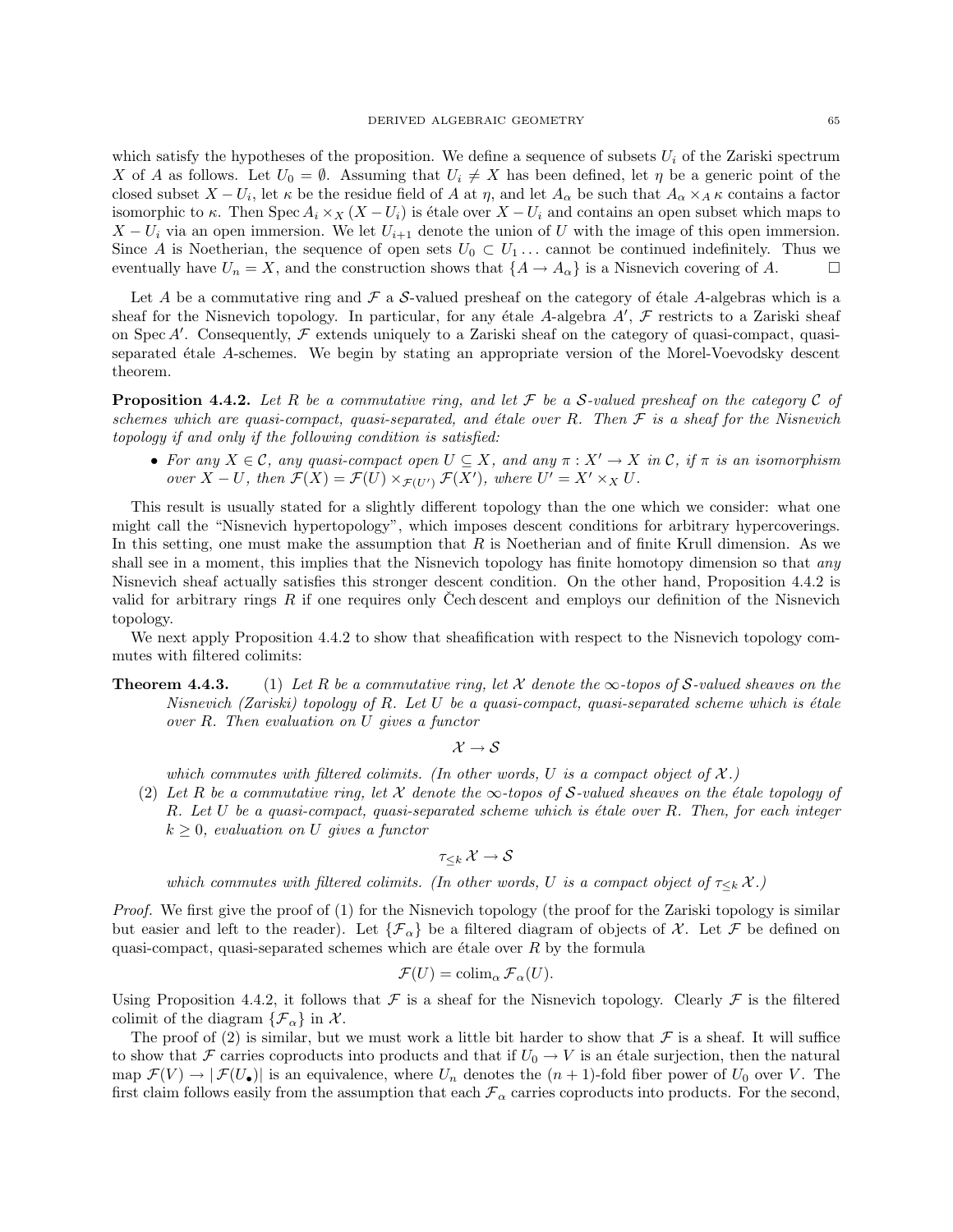which satisfy the hypotheses of the proposition. We define a sequence of subsets $U_i$ of the Zariski spectrum $X$ of $A$ as follows. Let $U_0 = \emptyset$. Assuming that $U_i \neq X$ has been defined, let $\eta$ be a generic point of the closed subset $X - U_i$, let $\kappa$ be the residue field of $A$ at $\eta$, and let $A_\alpha$ be such that $A_\alpha \times_A \kappa$ contains a factor isomorphic to $\kappa$. Then $\operatorname{Spec} A_i \times_X (X - U_i)$ is étale over $X - U_i$ and contains an open subset which maps to $X - U_i$ via an open immersion. We let $U_{i+1}$ denote the union of $U$ with the image of this open immersion. Since $A$ is Noetherian, the sequence of open sets $U_0 \subset U_1 \ldots$ cannot be continued indefinitely. Thus we eventually have $U_n = X$, and the construction shows that $\{A \to A_\alpha\}$ is a Nisnevich covering of $A$. □

Let $A$ be a commutative ring and $\mathcal{F}$ a $\mathcal{S}$-valued presheaf on the category of étale $A$-algebras which is a sheaf for the Nisnevich topology. In particular, for any étale $A$-algebra $A'$, $\mathcal{F}$ restricts to a Zariski sheaf on $\operatorname{Spec} A'$. Consequently, $\mathcal{F}$ extends uniquely to a Zariski sheaf on the category of quasi-compact, quasi-separated étale $A$-schemes. We begin by stating an appropriate version of the Morel-Voevodsky descent theorem.

**Proposition 4.4.2.** *Let $R$ be a commutative ring, and let $\mathcal{F}$ be a $\mathcal{S}$-valued presheaf on the category $\mathcal{C}$ of schemes which are quasi-compact, quasi-separated, and étale over $R$. Then $\mathcal{F}$ is a sheaf for the Nisnevich topology if and only if the following condition is satisfied:*

- *For any $X \in \mathcal{C}$, any quasi-compact open $U \subseteq X$, and any $\pi : X' \to X$ in $\mathcal{C}$, if $\pi$ is an isomorphism over $X - U$, then $\mathcal{F}(X) = \mathcal{F}(U) \times_{\mathcal{F}(U')} \mathcal{F}(X')$, where $U' = X' \times_X U$.*

This result is usually stated for a slightly different topology than the one which we consider: what one might call the "Nisnevich hypertopology", which imposes descent conditions for arbitrary hypercoverings. In this setting, one must make the assumption that $R$ is Noetherian and of finite Krull dimension. As we shall see in a moment, this implies that the Nisnevich topology has finite homotopy dimension so that *any* Nisnevich sheaf actually satisfies this stronger descent condition. On the other hand, Proposition 4.4.2 is valid for arbitrary rings $R$ if one requires only Čech descent and employs our definition of the Nisnevich topology.

We next apply Proposition 4.4.2 to show that sheafification with respect to the Nisnevich topology commutes with filtered colimits:

**Theorem 4.4.3.**
(1) *Let $R$ be a commutative ring, let $\mathcal{X}$ denote the $\infty$-topos of $\mathcal{S}$-valued sheaves on the Nisnevich (Zariski) topology of $R$. Let $U$ be a quasi-compact, quasi-separated scheme which is étale over $R$. Then evaluation on $U$ gives a functor*
$$\mathcal{X} \to \mathcal{S}$$
*which commutes with filtered colimits. (In other words, $U$ is a compact object of $\mathcal{X}$.)*

(2) *Let $R$ be a commutative ring, let $\mathcal{X}$ denote the $\infty$-topos of $\mathcal{S}$-valued sheaves on the étale topology of $R$. Let $U$ be a quasi-compact, quasi-separated scheme which is étale over $R$. Then, for each integer $k \geq 0$, evaluation on $U$ gives a functor*
$$\tau_{\leq k}\, \mathcal{X} \to \mathcal{S}$$
*which commutes with filtered colimits. (In other words, $U$ is a compact object of $\tau_{\leq k}\, \mathcal{X}$.)*

*Proof.* We first give the proof of (1) for the Nisnevich topology (the proof for the Zariski topology is similar but easier and left to the reader). Let $\{\mathcal{F}_\alpha\}$ be a filtered diagram of objects of $\mathcal{X}$. Let $\mathcal{F}$ be defined on quasi-compact, quasi-separated schemes which are étale over $R$ by the formula
$$\mathcal{F}(U) = \operatorname{colim}_\alpha \mathcal{F}_\alpha(U).$$
Using Proposition 4.4.2, it follows that $\mathcal{F}$ is a sheaf for the Nisnevich topology. Clearly $\mathcal{F}$ is the filtered colimit of the diagram $\{\mathcal{F}_\alpha\}$ in $\mathcal{X}$.

The proof of (2) is similar, but we must work a little bit harder to show that $\mathcal{F}$ is a sheaf. It will suffice to show that $\mathcal{F}$ carries coproducts into products and that if $U_0 \to V$ is an étale surjection, then the natural map $\mathcal{F}(V) \to |\mathcal{F}(U_\bullet)|$ is an equivalence, where $U_n$ denotes the $(n+1)$-fold fiber power of $U_0$ over $V$. The first claim follows easily from the assumption that each $\mathcal{F}_\alpha$ carries coproducts into products. For the second,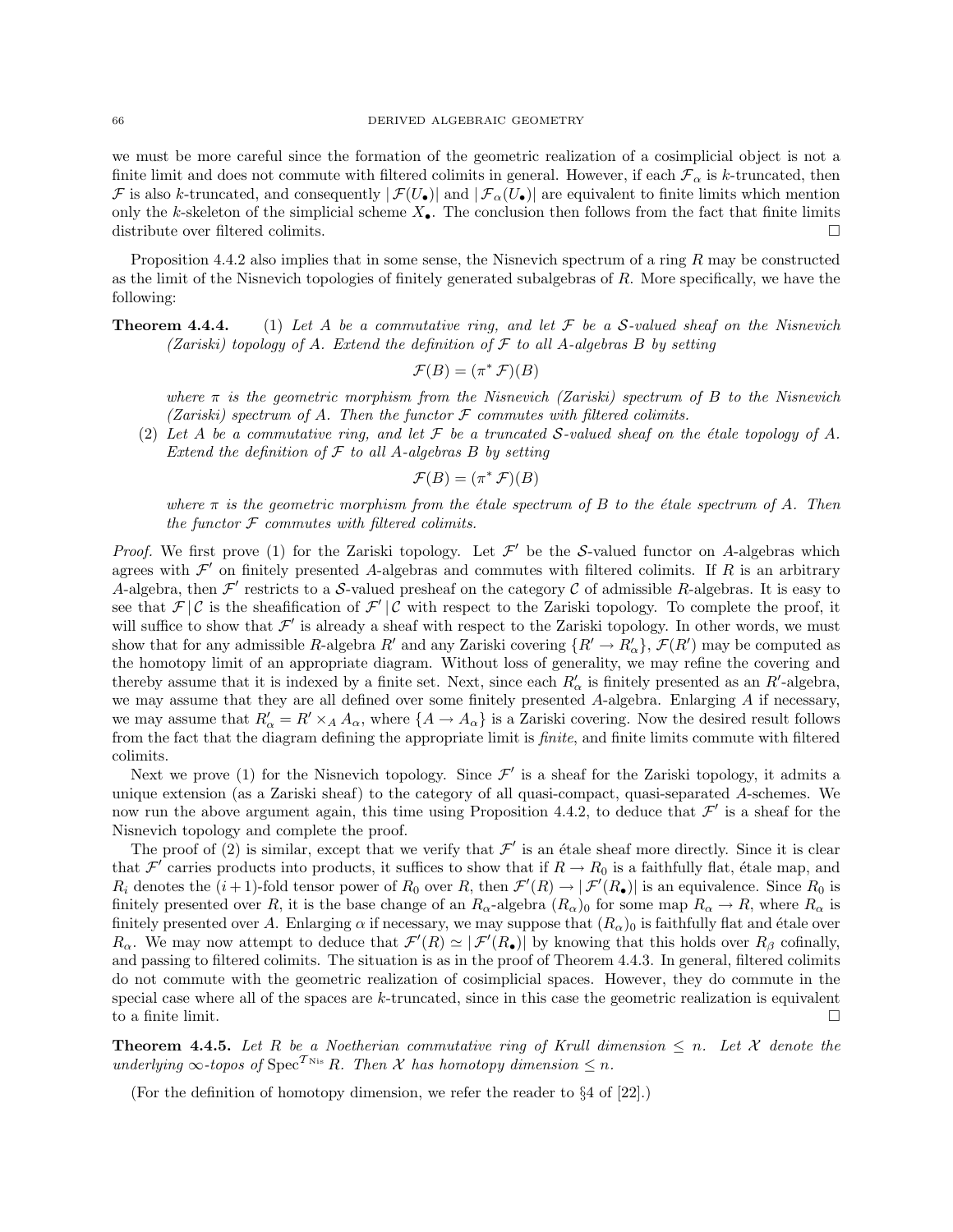we must be more careful since the formation of the geometric realization of a cosimplicial object is not a finite limit and does not commute with filtered colimits in general. However, if each $\mathcal{F}_\alpha$ is $k$-truncated, then $\mathcal{F}$ is also $k$-truncated, and consequently $|\mathcal{F}(U_\bullet)|$ and $|\mathcal{F}_\alpha(U_\bullet)|$ are equivalent to finite limits which mention only the $k$-skeleton of the simplicial scheme $X_\bullet$. The conclusion then follows from the fact that finite limits distribute over filtered colimits. □

Proposition 4.4.2 also implies that in some sense, the Nisnevich spectrum of a ring $R$ may be constructed as the limit of the Nisnevich topologies of finitely generated subalgebras of $R$. More specifically, we have the following:

**Theorem 4.4.4.** (1) *Let $A$ be a commutative ring, and let $\mathcal{F}$ be a $\mathcal{S}$-valued sheaf on the Nisnevich (Zariski) topology of $A$. Extend the definition of $\mathcal{F}$ to all $A$-algebras $B$ by setting*

$$\mathcal{F}(B) = (\pi^* \mathcal{F})(B)$$

*where $\pi$ is the geometric morphism from the Nisnevich (Zariski) spectrum of $B$ to the Nisnevich (Zariski) spectrum of $A$. Then the functor $\mathcal{F}$ commutes with filtered colimits.*

(2) *Let $A$ be a commutative ring, and let $\mathcal{F}$ be a truncated $\mathcal{S}$-valued sheaf on the étale topology of $A$. Extend the definition of $\mathcal{F}$ to all $A$-algebras $B$ by setting*

$$\mathcal{F}(B) = (\pi^* \mathcal{F})(B)$$

*where $\pi$ is the geometric morphism from the étale spectrum of $B$ to the étale spectrum of $A$. Then the functor $\mathcal{F}$ commutes with filtered colimits.*

*Proof.* We first prove (1) for the Zariski topology. Let $\mathcal{F}'$ be the $\mathcal{S}$-valued functor on $A$-algebras which agrees with $\mathcal{F}'$ on finitely presented $A$-algebras and commutes with filtered colimits. If $R$ is an arbitrary $A$-algebra, then $\mathcal{F}'$ restricts to a $\mathcal{S}$-valued presheaf on the category $\mathcal{C}$ of admissible $R$-algebras. It is easy to see that $\mathcal{F}|\mathcal{C}$ is the sheafification of $\mathcal{F}'|\mathcal{C}$ with respect to the Zariski topology. To complete the proof, it will suffice to show that $\mathcal{F}'$ is already a sheaf with respect to the Zariski topology. In other words, we must show that for any admissible $R$-algebra $R'$ and any Zariski covering $\{R' \to R'_\alpha\}$, $\mathcal{F}(R')$ may be computed as the homotopy limit of an appropriate diagram. Without loss of generality, we may refine the covering and thereby assume that it is indexed by a finite set. Next, since each $R'_\alpha$ is finitely presented as an $R'$-algebra, we may assume that they are all defined over some finitely presented $A$-algebra. Enlarging $A$ if necessary, we may assume that $R'_\alpha = R' \times_A A_\alpha$, where $\{A \to A_\alpha\}$ is a Zariski covering. Now the desired result follows from the fact that the diagram defining the appropriate limit is *finite*, and finite limits commute with filtered colimits.

Next we prove (1) for the Nisnevich topology. Since $\mathcal{F}'$ is a sheaf for the Zariski topology, it admits a unique extension (as a Zariski sheaf) to the category of all quasi-compact, quasi-separated $A$-schemes. We now run the above argument again, this time using Proposition 4.4.2, to deduce that $\mathcal{F}'$ is a sheaf for the Nisnevich topology and complete the proof.

The proof of (2) is similar, except that we verify that $\mathcal{F}'$ is an étale sheaf more directly. Since it is clear that $\mathcal{F}'$ carries products into products, it suffices to show that if $R \to R_0$ is a faithfully flat, étale map, and $R_i$ denotes the $(i+1)$-fold tensor power of $R_0$ over $R$, then $\mathcal{F}'(R) \to |\mathcal{F}'(R_\bullet)|$ is an equivalence. Since $R_0$ is finitely presented over $R$, it is the base change of an $R_\alpha$-algebra $(R_\alpha)_0$ for some map $R_\alpha \to R$, where $R_\alpha$ is finitely presented over $A$. Enlarging $\alpha$ if necessary, we may suppose that $(R_\alpha)_0$ is faithfully flat and étale over $R_\alpha$. We may now attempt to deduce that $\mathcal{F}'(R) \simeq |\mathcal{F}'(R_\bullet)|$ by knowing that this holds over $R_\beta$ cofinally, and passing to filtered colimits. The situation is as in the proof of Theorem 4.4.3. In general, filtered colimits do not commute with the geometric realization of cosimplicial spaces. However, they do commute in the special case where all of the spaces are $k$-truncated, since in this case the geometric realization is equivalent to a finite limit. □

**Theorem 4.4.5.** *Let $R$ be a Noetherian commutative ring of Krull dimension $\leq n$. Let $\mathcal{X}$ denote the underlying $\infty$-topos of $\operatorname{Spec}^{\mathcal{T}_{\text{Nis}}} R$. Then $\mathcal{X}$ has homotopy dimension $\leq n$.*

(For the definition of homotopy dimension, we refer the reader to §4 of [22].)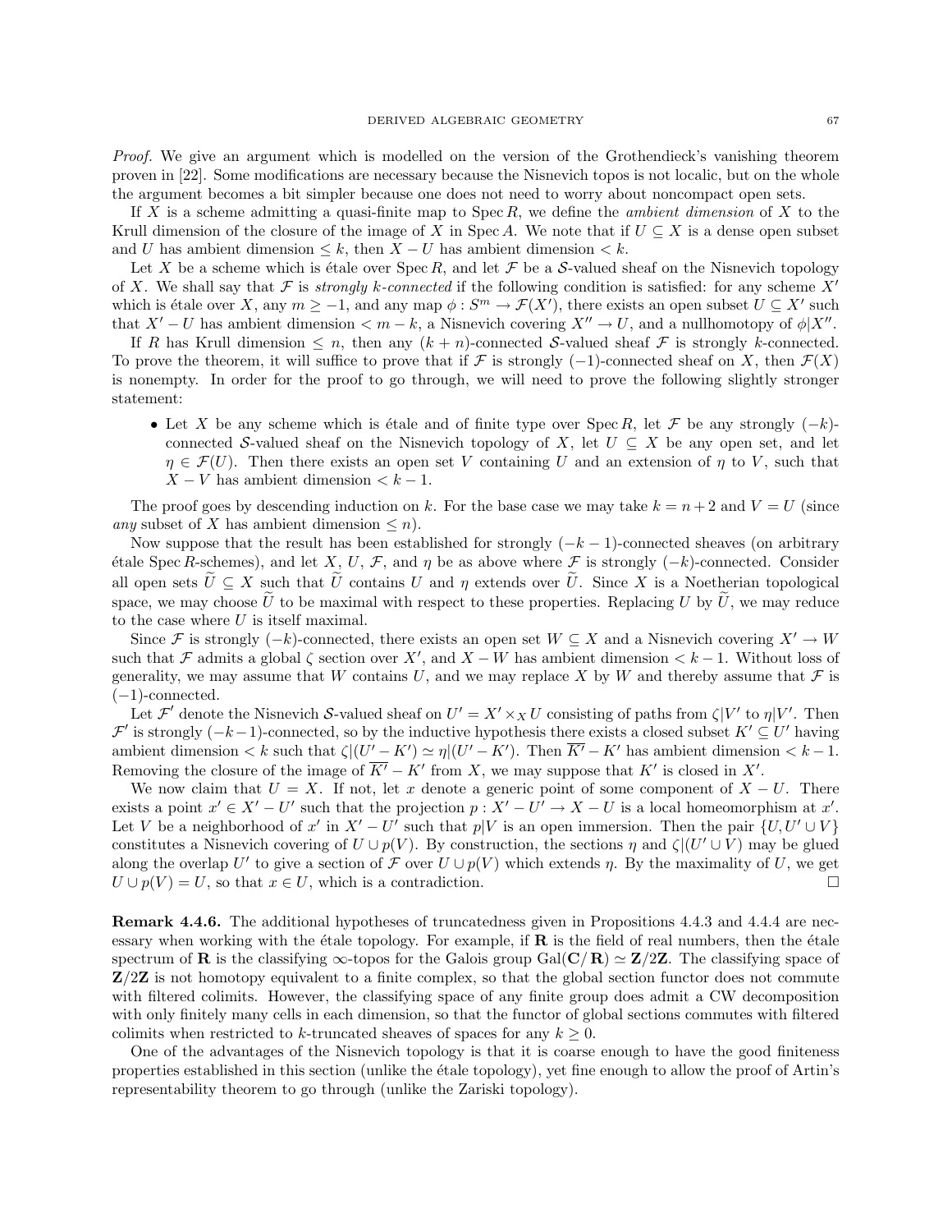*Proof.* We give an argument which is modelled on the version of the Grothendieck's vanishing theorem proven in [22]. Some modifications are necessary because the Nisnevich topos is not localic, but on the whole the argument becomes a bit simpler because one does not need to worry about noncompact open sets.

If $X$ is a scheme admitting a quasi-finite map to $\operatorname{Spec} R$, we define the *ambient dimension* of $X$ to the Krull dimension of the closure of the image of $X$ in $\operatorname{Spec} A$. We note that if $U \subseteq X$ is a dense open subset and $U$ has ambient dimension $\leq k$, then $X - U$ has ambient dimension $< k$.

Let $X$ be a scheme which is étale over $\operatorname{Spec} R$, and let $\mathcal{F}$ be a $\mathcal{S}$-valued sheaf on the Nisnevich topology of $X$. We shall say that $\mathcal{F}$ is *strongly $k$-connected* if the following condition is satisfied: for any scheme $X'$ which is étale over $X$, any $m \geq -1$, and any map $\phi : S^m \to \mathcal{F}(X')$, there exists an open subset $U \subseteq X'$ such that $X' - U$ has ambient dimension $< m - k$, a Nisnevich covering $X'' \to U$, and a nullhomotopy of $\phi | X''$.

If $R$ has Krull dimension $\leq n$, then any $(k+n)$-connected $\mathcal{S}$-valued sheaf $\mathcal{F}$ is strongly $k$-connected. To prove the theorem, it will suffice to prove that if $\mathcal{F}$ is strongly $(-1)$-connected sheaf on $X$, then $\mathcal{F}(X)$ is nonempty. In order for the proof to go through, we will need to prove the following slightly stronger statement:

- Let $X$ be any scheme which is étale and of finite type over $\operatorname{Spec} R$, let $\mathcal{F}$ be any strongly $(-k)$-connected $\mathcal{S}$-valued sheaf on the Nisnevich topology of $X$, let $U \subseteq X$ be any open set, and let $\eta \in \mathcal{F}(U)$. Then there exists an open set $V$ containing $U$ and an extension of $\eta$ to $V$, such that $X - V$ has ambient dimension $< k - 1$.

The proof goes by descending induction on $k$. For the base case we may take $k = n + 2$ and $V = U$ (since *any* subset of $X$ has ambient dimension $\leq n$).

Now suppose that the result has been established for strongly $(-k-1)$-connected sheaves (on arbitrary étale $\operatorname{Spec} R$-schemes), and let $X$, $U$, $\mathcal{F}$, and $\eta$ be as above where $\mathcal{F}$ is strongly $(-k)$-connected. Consider all open sets $\widetilde{U} \subseteq X$ such that $\widetilde{U}$ contains $U$ and $\eta$ extends over $\widetilde{U}$. Since $X$ is a Noetherian topological space, we may choose $\widetilde{U}$ to be maximal with respect to these properties. Replacing $U$ by $\widetilde{U}$, we may reduce to the case where $U$ is itself maximal.

Since $\mathcal{F}$ is strongly $(-k)$-connected, there exists an open set $W \subseteq X$ and a Nisnevich covering $X' \to W$ such that $\mathcal{F}$ admits a global $\zeta$ section over $X'$, and $X - W$ has ambient dimension $< k - 1$. Without loss of generality, we may assume that $W$ contains $U$, and we may replace $X$ by $W$ and thereby assume that $\mathcal{F}$ is $(-1)$-connected.

Let $\mathcal{F}'$ denote the Nisnevich $\mathcal{S}$-valued sheaf on $U' = X' \times_X U$ consisting of paths from $\zeta | V'$ to $\eta | V'$. Then $\mathcal{F}'$ is strongly $(-k-1)$-connected, so by the inductive hypothesis there exists a closed subset $K' \subseteq U'$ having ambient dimension $< k$ such that $\zeta | (U' - K') \simeq \eta | (U' - K')$. Then $\overline{K'} - K'$ has ambient dimension $< k - 1$. Removing the closure of the image of $\overline{K'} - K'$ from $X$, we may suppose that $K'$ is closed in $X'$.

We now claim that $U = X$. If not, let $x$ denote a generic point of some component of $X - U$. There exists a point $x' \in X' - U'$ such that the projection $p : X' - U' \to X - U$ is a local homeomorphism at $x'$. Let $V$ be a neighborhood of $x'$ in $X' - U'$ such that $p | V$ is an open immersion. Then the pair $\{U, U' \cup V\}$ constitutes a Nisnevich covering of $U \cup p(V)$. By construction, the sections $\eta$ and $\zeta | (U' \cup V)$ may be glued along the overlap $U'$ to give a section of $\mathcal{F}$ over $U \cup p(V)$ which extends $\eta$. By the maximality of $U$, we get $U \cup p(V) = U$, so that $x \in U$, which is a contradiction. $\square$

**Remark 4.4.6.** The additional hypotheses of truncatedness given in Propositions 4.4.3 and 4.4.4 are necessary when working with the étale topology. For example, if $\mathbf{R}$ is the field of real numbers, then the étale spectrum of $\mathbf{R}$ is the classifying $\infty$-topos for the Galois group $\operatorname{Gal}(\mathbf{C}/\mathbf{R}) \simeq \mathbf{Z}/2\mathbf{Z}$. The classifying space of $\mathbf{Z}/2\mathbf{Z}$ is not homotopy equivalent to a finite complex, so that the global section functor does not commute with filtered colimits. However, the classifying space of any finite group does admit a CW decomposition with only finitely many cells in each dimension, so that the functor of global sections commutes with filtered colimits when restricted to $k$-truncated sheaves of spaces for any $k \geq 0$.

One of the advantages of the Nisnevich topology is that it is coarse enough to have the good finiteness properties established in this section (unlike the étale topology), yet fine enough to allow the proof of Artin's representability theorem to go through (unlike the Zariski topology).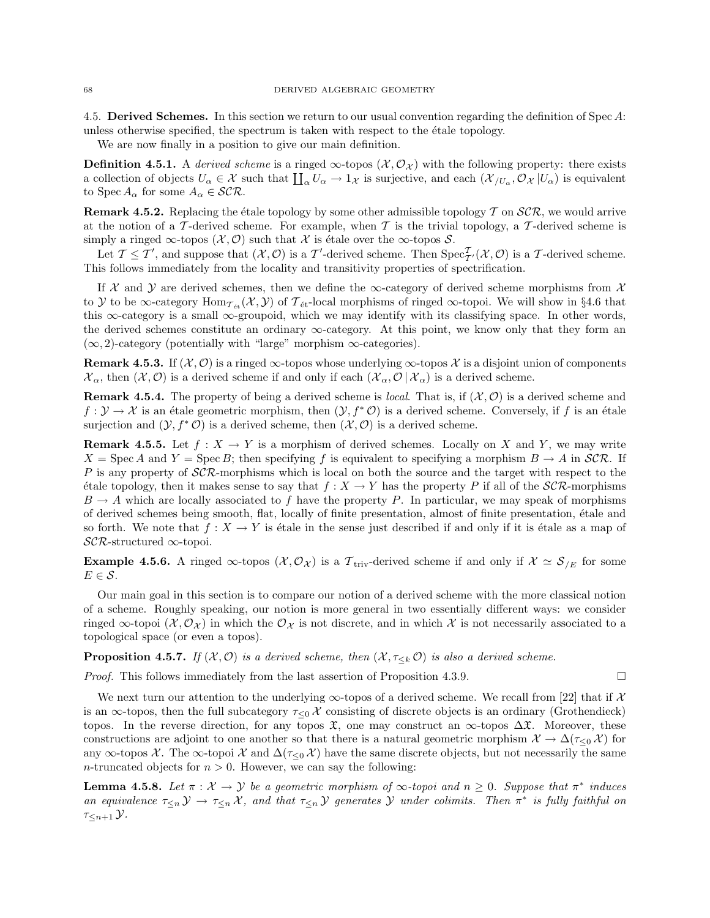## 4.5. Derived Schemes.

In this section we return to our usual convention regarding the definition of $\operatorname{Spec} A$: unless otherwise specified, the spectrum is taken with respect to the étale topology.

We are now finally in a position to give our main definition.

**Definition 4.5.1.** A *derived scheme* is a ringed $\infty$-topos $(\mathcal{X}, \mathcal{O}_{\mathcal{X}})$ with the following property: there exists a collection of objects $U_\alpha \in \mathcal{X}$ such that $\coprod_\alpha U_\alpha \to 1_{\mathcal{X}}$ is surjective, and each $(\mathcal{X}_{/U_\alpha}, \mathcal{O}_{\mathcal{X}} | U_\alpha)$ is equivalent to $\operatorname{Spec} A_\alpha$ for some $A_\alpha \in \mathcal{SCR}$.

**Remark 4.5.2.** Replacing the étale topology by some other admissible topology $\mathcal{T}$ on $\mathcal{SCR}$, we would arrive at the notion of a $\mathcal{T}$-derived scheme. For example, when $\mathcal{T}$ is the trivial topology, a $\mathcal{T}$-derived scheme is simply a ringed $\infty$-topos $(\mathcal{X}, \mathcal{O})$ such that $\mathcal{X}$ is étale over the $\infty$-topos $\mathcal{S}$.

Let $\mathcal{T} \leq \mathcal{T}'$, and suppose that $(\mathcal{X}, \mathcal{O})$ is a $\mathcal{T}'$-derived scheme. Then $\operatorname{Spec}^{\mathcal{T}}_{\mathcal{T}'}(\mathcal{X}, \mathcal{O})$ is a $\mathcal{T}$-derived scheme. This follows immediately from the locality and transitivity properties of spectrification.

If $\mathcal{X}$ and $\mathcal{Y}$ are derived schemes, then we define the $\infty$-category of derived scheme morphisms from $\mathcal{X}$ to $\mathcal{Y}$ to be $\infty$-category $\operatorname{Hom}_{\mathcal{T}_{\text{ét}}}(\mathcal{X}, \mathcal{Y})$ of $\mathcal{T}_{\text{ét}}$-local morphisms of ringed $\infty$-topoi. We will show in §4.6 that this $\infty$-category is a small $\infty$-groupoid, which we may identify with its classifying space. In other words, the derived schemes constitute an ordinary $\infty$-category. At this point, we know only that they form an $(\infty, 2)$-category (potentially with "large" morphism $\infty$-categories).

**Remark 4.5.3.** If $(\mathcal{X}, \mathcal{O})$ is a ringed $\infty$-topos whose underlying $\infty$-topos $\mathcal{X}$ is a disjoint union of components $\mathcal{X}_\alpha$, then $(\mathcal{X}, \mathcal{O})$ is a derived scheme if and only if each $(\mathcal{X}_\alpha, \mathcal{O} | \mathcal{X}_\alpha)$ is a derived scheme.

**Remark 4.5.4.** The property of being a derived scheme is *local*. That is, if $(\mathcal{X}, \mathcal{O})$ is a derived scheme and $f : \mathcal{Y} \to \mathcal{X}$ is an étale geometric morphism, then $(\mathcal{Y}, f^* \mathcal{O})$ is a derived scheme. Conversely, if $f$ is an étale surjection and $(\mathcal{Y}, f^* \mathcal{O})$ is a derived scheme, then $(\mathcal{X}, \mathcal{O})$ is a derived scheme.

**Remark 4.5.5.** Let $f : X \to Y$ is a morphism of derived schemes. Locally on $X$ and $Y$, we may write $X = \operatorname{Spec} A$ and $Y = \operatorname{Spec} B$; then specifying $f$ is equivalent to specifying a morphism $B \to A$ in $\mathcal{SCR}$. If $P$ is any property of $\mathcal{SCR}$-morphisms which is local on both the source and the target with respect to the étale topology, then it makes sense to say that $f : X \to Y$ has the property $P$ if all of the $\mathcal{SCR}$-morphisms $B \to A$ which are locally associated to $f$ have the property $P$. In particular, we may speak of morphisms of derived schemes being smooth, flat, locally of finite presentation, almost of finite presentation, étale and so forth. We note that $f : X \to Y$ is étale in the sense just described if and only if it is étale as a map of $\mathcal{SCR}$-structured $\infty$-topoi.

**Example 4.5.6.** A ringed $\infty$-topos $(\mathcal{X}, \mathcal{O}_{\mathcal{X}})$ is a $\mathcal{T}_{\text{triv}}$-derived scheme if and only if $\mathcal{X} \simeq \mathcal{S}_{/E}$ for some $E \in \mathcal{S}$.

Our main goal in this section is to compare our notion of a derived scheme with the more classical notion of a scheme. Roughly speaking, our notion is more general in two essentially different ways: we consider ringed $\infty$-topoi $(\mathcal{X}, \mathcal{O}_{\mathcal{X}})$ in which the $\mathcal{O}_{\mathcal{X}}$ is not discrete, and in which $\mathcal{X}$ is not necessarily associated to a topological space (or even a topos).

**Proposition 4.5.7.** *If $(\mathcal{X}, \mathcal{O})$ is a derived scheme, then $(\mathcal{X}, \tau_{\leq k} \mathcal{O})$ is also a derived scheme.*

*Proof.* This follows immediately from the last assertion of Proposition 4.3.9. $\square$

We next turn our attention to the underlying $\infty$-topos of a derived scheme. We recall from [22] that if $\mathcal{X}$ is an $\infty$-topos, then the full subcategory $\tau_{\leq 0} \mathcal{X}$ consisting of discrete objects is an ordinary (Grothendieck) topos. In the reverse direction, for any topos $\mathfrak{X}$, one may construct an $\infty$-topos $\Delta \mathfrak{X}$. Moreover, these constructions are adjoint to one another so that there is a natural geometric morphism $\mathcal{X} \to \Delta(\tau_{\leq 0} \mathcal{X})$ for any $\infty$-topos $\mathcal{X}$. The $\infty$-topoi $\mathcal{X}$ and $\Delta(\tau_{\leq 0} \mathcal{X})$ have the same discrete objects, but not necessarily the same $n$-truncated objects for $n > 0$. However, we can say the following:

**Lemma 4.5.8.** *Let $\pi : \mathcal{X} \to \mathcal{Y}$ be a geometric morphism of $\infty$-topoi and $n \geq 0$. Suppose that $\pi^*$ induces an equivalence $\tau_{\leq n} \mathcal{Y} \to \tau_{\leq n} \mathcal{X}$, and that $\tau_{\leq n} \mathcal{Y}$ generates $\mathcal{Y}$ under colimits. Then $\pi^*$ is fully faithful on $\tau_{\leq n+1} \mathcal{Y}$.*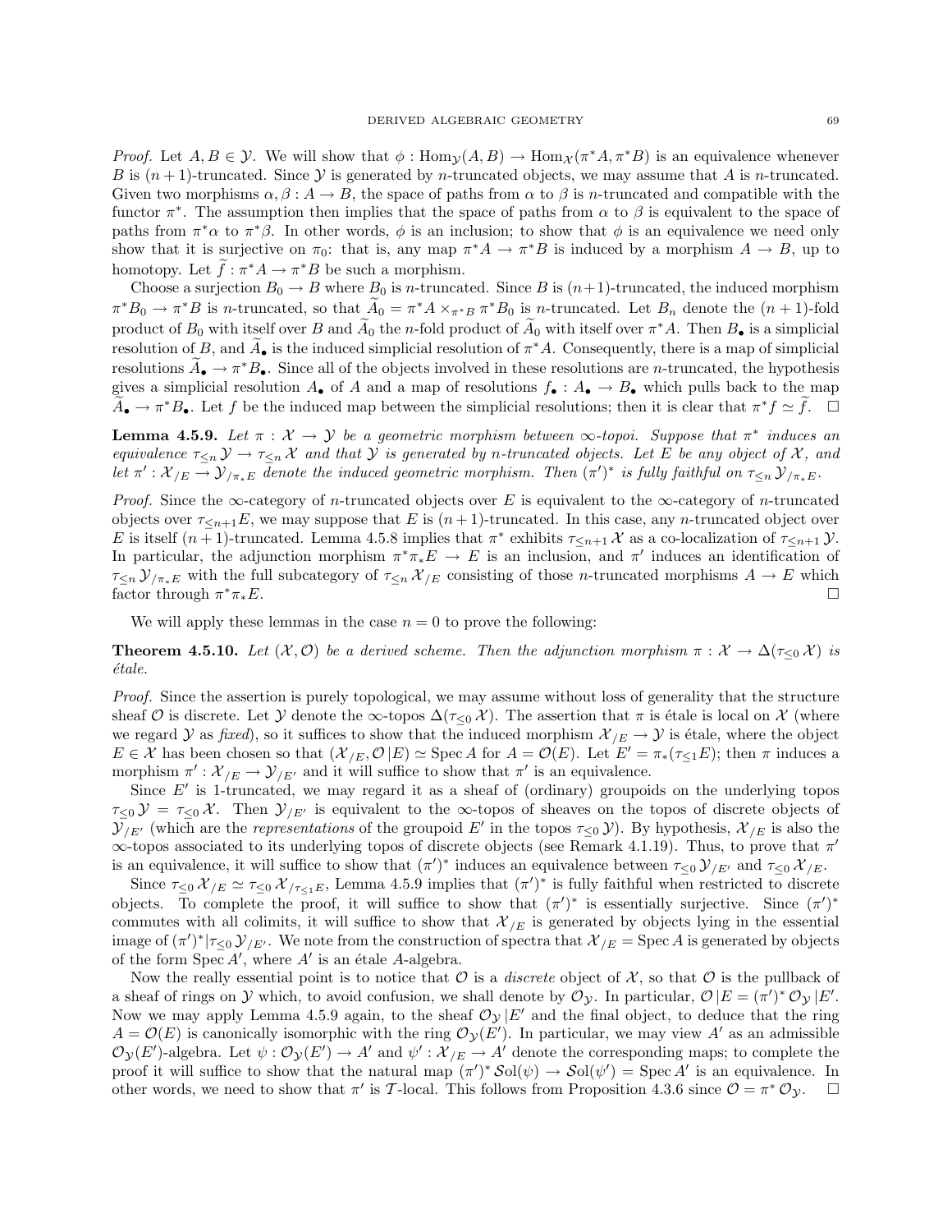*Proof.* Let $A, B \in \mathcal{Y}$. We will show that $\phi : \mathrm{Hom}_{\mathcal{Y}}(A, B) \to \mathrm{Hom}_{\mathcal{X}}(\pi^* A, \pi^* B)$ is an equivalence whenever $B$ is $(n+1)$-truncated. Since $\mathcal{Y}$ is generated by $n$-truncated objects, we may assume that $A$ is $n$-truncated. Given two morphisms $\alpha, \beta : A \to B$, the space of paths from $\alpha$ to $\beta$ is $n$-truncated and compatible with the functor $\pi^*$. The assumption then implies that the space of paths from $\alpha$ to $\beta$ is equivalent to the space of paths from $\pi^* \alpha$ to $\pi^* \beta$. In other words, $\phi$ is an inclusion; to show that $\phi$ is an equivalence we need only show that it is surjective on $\pi_0$: that is, any map $\pi^* A \to \pi^* B$ is induced by a morphism $A \to B$, up to homotopy. Let $\widetilde{f} : \pi^* A \to \pi^* B$ be such a morphism.

Choose a surjection $B_0 \to B$ where $B_0$ is $n$-truncated. Since $B$ is $(n+1)$-truncated, the induced morphism $\pi^* B_0 \to \pi^* B$ is $n$-truncated, so that $\widetilde{A}_0 = \pi^* A \times_{\pi^* B} \pi^* B_0$ is $n$-truncated. Let $B_n$ denote the $(n+1)$-fold product of $B_0$ with itself over $B$ and $\widetilde{A}_0$ the $n$-fold product of $\widetilde{A}_0$ with itself over $\pi^* A$. Then $B_\bullet$ is a simplicial resolution of $B$, and $\widetilde{A}_\bullet$ is the induced simplicial resolution of $\pi^* A$. Consequently, there is a map of simplicial resolutions $\widetilde{A}_\bullet \to \pi^* B_\bullet$. Since all of the objects involved in these resolutions are $n$-truncated, the hypothesis gives a simplicial resolution $A_\bullet$ of $A$ and a map of resolutions $f_\bullet : A_\bullet \to B_\bullet$ which pulls back to the map $\widetilde{A}_\bullet \to \pi^* B_\bullet$. Let $f$ be the induced map between the simplicial resolutions; then it is clear that $\pi^* f \simeq \widetilde{f}$. $\square$

**Lemma 4.5.9.** *Let $\pi : \mathcal{X} \to \mathcal{Y}$ be a geometric morphism between $\infty$-topoi. Suppose that $\pi^*$ induces an equivalence $\tau_{\leq n} \mathcal{Y} \to \tau_{\leq n} \mathcal{X}$ and that $\mathcal{Y}$ is generated by $n$-truncated objects. Let $E$ be any object of $\mathcal{X}$, and let $\pi' : \mathcal{X}_{/E} \to \mathcal{Y}_{/\pi_* E}$ denote the induced geometric morphism. Then $(\pi')^*$ is fully faithful on $\tau_{\leq n} \mathcal{Y}_{/\pi_* E}$.*

*Proof.* Since the $\infty$-category of $n$-truncated objects over $E$ is equivalent to the $\infty$-category of $n$-truncated objects over $\tau_{\leq n+1} E$, we may suppose that $E$ is $(n+1)$-truncated. In this case, any $n$-truncated object over $E$ is itself $(n+1)$-truncated. Lemma 4.5.8 implies that $\pi^*$ exhibits $\tau_{\leq n+1} \mathcal{X}$ as a co-localization of $\tau_{\leq n+1} \mathcal{Y}$. In particular, the adjunction morphism $\pi^* \pi_* E \to E$ is an inclusion, and $\pi'$ induces an identification of $\tau_{\leq n} \mathcal{Y}_{/\pi_* E}$ with the full subcategory of $\tau_{\leq n} \mathcal{X}_{/E}$ consisting of those $n$-truncated morphisms $A \to E$ which factor through $\pi^* \pi_* E$. $\square$

We will apply these lemmas in the case $n = 0$ to prove the following:

**Theorem 4.5.10.** *Let $(\mathcal{X}, \mathcal{O})$ be a derived scheme. Then the adjunction morphism $\pi : \mathcal{X} \to \Delta(\tau_{\leq 0} \mathcal{X})$ is étale.*

*Proof.* Since the assertion is purely topological, we may assume without loss of generality that the structure sheaf $\mathcal{O}$ is discrete. Let $\mathcal{Y}$ denote the $\infty$-topos $\Delta(\tau_{\leq 0} \mathcal{X})$. The assertion that $\pi$ is étale is local on $\mathcal{X}$ (where we regard $\mathcal{Y}$ as *fixed*), so it suffices to show that the induced morphism $\mathcal{X}_{/E} \to \mathcal{Y}$ is étale, where the object $E \in \mathcal{X}$ has been chosen so that $(\mathcal{X}_{/E}, \mathcal{O}|E) \simeq \operatorname{Spec} A$ for $A = \mathcal{O}(E)$. Let $E' = \pi_*(\tau_{\leq 1} E)$; then $\pi$ induces a morphism $\pi' : \mathcal{X}_{/E} \to \mathcal{Y}_{/E'}$ and it will suffice to show that $\pi'$ is an equivalence.

Since $E'$ is 1-truncated, we may regard it as a sheaf of (ordinary) groupoids on the underlying topos $\tau_{\leq 0} \mathcal{Y} = \tau_{\leq 0} \mathcal{X}$. Then $\mathcal{Y}_{/E'}$ is equivalent to the $\infty$-topos of sheaves on the topos of discrete objects of $\mathcal{Y}_{/E'}$ (which are the *representations* of the groupoid $E'$ in the topos $\tau_{\leq 0} \mathcal{Y}$). By hypothesis, $\mathcal{X}_{/E}$ is also the $\infty$-topos associated to its underlying topos of discrete objects (see Remark 4.1.19). Thus, to prove that $\pi'$ is an equivalence, it will suffice to show that $(\pi')^*$ induces an equivalence between $\tau_{\leq 0} \mathcal{Y}_{/E'}$ and $\tau_{\leq 0} \mathcal{X}_{/E}$.

Since $\tau_{\leq 0} \mathcal{X}_{/E} \simeq \tau_{\leq 0} \mathcal{X}_{/\tau_{\leq 1} E}$, Lemma 4.5.9 implies that $(\pi')^*$ is fully faithful when restricted to discrete objects. To complete the proof, it will suffice to show that $(\pi')^*$ is essentially surjective. Since $(\pi')^*$ commutes with all colimits, it will suffice to show that $\mathcal{X}_{/E}$ is generated by objects lying in the essential image of $(\pi')^* | \tau_{\leq 0} \mathcal{Y}_{/E'}$. We note from the construction of spectra that $\mathcal{X}_{/E} = \operatorname{Spec} A$ is generated by objects of the form $\operatorname{Spec} A'$, where $A'$ is an étale $A$-algebra.

Now the really essential point is to notice that $\mathcal{O}$ is a *discrete* object of $\mathcal{X}$, so that $\mathcal{O}$ is the pullback of a sheaf of rings on $\mathcal{Y}$ which, to avoid confusion, we shall denote by $\mathcal{O}_{\mathcal{Y}}$. In particular, $\mathcal{O}|E = (\pi')^* \mathcal{O}_{\mathcal{Y}} | E'$. Now we may apply Lemma 4.5.9 again, to the sheaf $\mathcal{O}_{\mathcal{Y}} | E'$ and the final object, to deduce that the ring $A = \mathcal{O}(E)$ is canonically isomorphic with the ring $\mathcal{O}_{\mathcal{Y}}(E')$. In particular, we may view $A'$ as an admissible $\mathcal{O}_{\mathcal{Y}}(E')$-algebra. Let $\psi : \mathcal{O}_{\mathcal{Y}}(E') \to A'$ and $\psi' : \mathcal{X}_{/E} \to A'$ denote the corresponding maps; to complete the proof it will suffice to show that the natural map $(\pi')^* \mathcal{S}\mathrm{ol}(\psi) \to \mathcal{S}\mathrm{ol}(\psi') = \operatorname{Spec} A'$ is an equivalence. In other words, we need to show that $\pi'$ is $\mathcal{T}$-local. This follows from Proposition 4.3.6 since $\mathcal{O} = \pi^* \mathcal{O}_{\mathcal{Y}}$. $\square$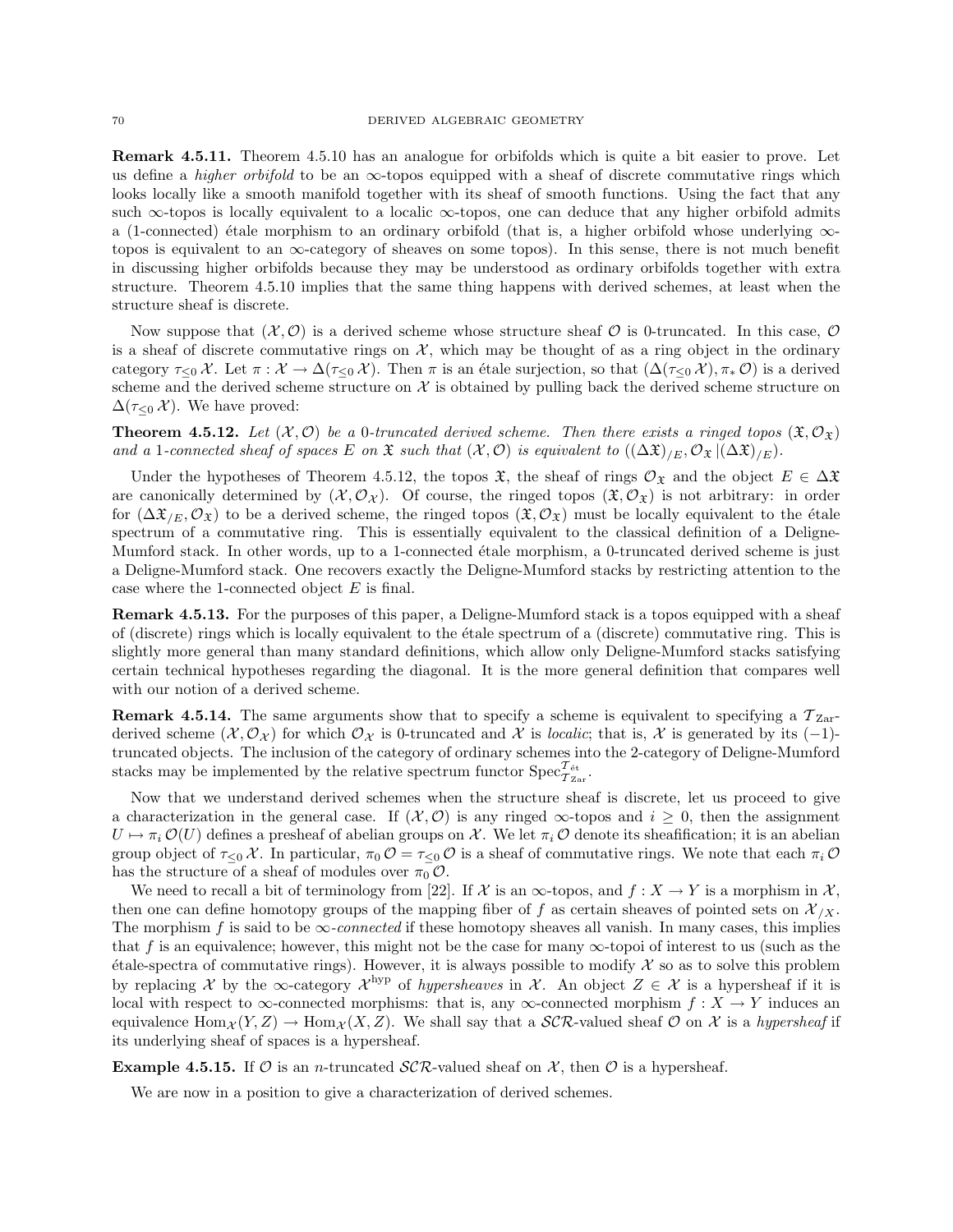**Remark 4.5.11.** Theorem 4.5.10 has an analogue for orbifolds which is quite a bit easier to prove. Let us define a *higher orbifold* to be an $\infty$-topos equipped with a sheaf of discrete commutative rings which looks locally like a smooth manifold together with its sheaf of smooth functions. Using the fact that any such $\infty$-topos is locally equivalent to a localic $\infty$-topos, one can deduce that any higher orbifold admits a (1-connected) étale morphism to an ordinary orbifold (that is, a higher orbifold whose underlying $\infty$-topos is equivalent to an $\infty$-category of sheaves on some topos). In this sense, there is not much benefit in discussing higher orbifolds because they may be understood as ordinary orbifolds together with extra structure. Theorem 4.5.10 implies that the same thing happens with derived schemes, at least when the structure sheaf is discrete.

Now suppose that $(\mathcal{X}, \mathcal{O})$ is a derived scheme whose structure sheaf $\mathcal{O}$ is 0-truncated. In this case, $\mathcal{O}$ is a sheaf of discrete commutative rings on $\mathcal{X}$, which may be thought of as a ring object in the ordinary category $\tau_{\leq 0}\mathcal{X}$. Let $\pi : \mathcal{X} \to \Delta(\tau_{\leq 0}\mathcal{X})$. Then $\pi$ is an étale surjection, so that $(\Delta(\tau_{\leq 0}\mathcal{X}), \pi_* \mathcal{O})$ is a derived scheme and the derived scheme structure on $\mathcal{X}$ is obtained by pulling back the derived scheme structure on $\Delta(\tau_{\leq 0}\mathcal{X})$. We have proved:

**Theorem 4.5.12.** *Let $(\mathcal{X}, \mathcal{O})$ be a 0-truncated derived scheme. Then there exists a ringed topos $(\mathfrak{X}, \mathcal{O}_{\mathfrak{X}})$ and a 1-connected sheaf of spaces $E$ on $\mathfrak{X}$ such that $(\mathcal{X}, \mathcal{O})$ is equivalent to $((\Delta\mathfrak{X})_{/E}, \mathcal{O}_{\mathfrak{X}} | (\Delta\mathfrak{X})_{/E})$.*

Under the hypotheses of Theorem 4.5.12, the topos $\mathfrak{X}$, the sheaf of rings $\mathcal{O}_{\mathfrak{X}}$ and the object $E \in \Delta\mathfrak{X}$ are canonically determined by $(\mathcal{X}, \mathcal{O}_{\mathcal{X}})$. Of course, the ringed topos $(\mathfrak{X}, \mathcal{O}_{\mathfrak{X}})$ is not arbitrary: in order for $(\Delta\mathfrak{X}_{/E}, \mathcal{O}_{\mathfrak{X}})$ to be a derived scheme, the ringed topos $(\mathfrak{X}, \mathcal{O}_{\mathfrak{X}})$ must be locally equivalent to the étale spectrum of a commutative ring. This is essentially equivalent to the classical definition of a Deligne-Mumford stack. In other words, up to a 1-connected étale morphism, a 0-truncated derived scheme is just a Deligne-Mumford stack. One recovers exactly the Deligne-Mumford stacks by restricting attention to the case where the 1-connected object $E$ is final.

**Remark 4.5.13.** For the purposes of this paper, a Deligne-Mumford stack is a topos equipped with a sheaf of (discrete) rings which is locally equivalent to the étale spectrum of a (discrete) commutative ring. This is slightly more general than many standard definitions, which allow only Deligne-Mumford stacks satisfying certain technical hypotheses regarding the diagonal. It is the more general definition that compares well with our notion of a derived scheme.

**Remark 4.5.14.** The same arguments show that to specify a scheme is equivalent to specifying a $\mathcal{T}_{\mathrm{Zar}}$-derived scheme $(\mathcal{X}, \mathcal{O}_{\mathcal{X}})$ for which $\mathcal{O}_{\mathcal{X}}$ is 0-truncated and $\mathcal{X}$ is *localic*; that is, $\mathcal{X}$ is generated by its $(-1)$-truncated objects. The inclusion of the category of ordinary schemes into the 2-category of Deligne-Mumford stacks may be implemented by the relative spectrum functor $\mathrm{Spec}^{\mathcal{T}_{\text{ét}}}_{\mathcal{T}_{\mathrm{Zar}}}$.

Now that we understand derived schemes when the structure sheaf is discrete, let us proceed to give a characterization in the general case. If $(\mathcal{X}, \mathcal{O})$ is any ringed $\infty$-topos and $i \geq 0$, then the assignment $U \mapsto \pi_i \mathcal{O}(U)$ defines a presheaf of abelian groups on $\mathcal{X}$. We let $\pi_i \mathcal{O}$ denote its sheafification; it is an abelian group object of $\tau_{\leq 0}\mathcal{X}$. In particular, $\pi_0 \mathcal{O} = \tau_{\leq 0}\mathcal{O}$ is a sheaf of commutative rings. We note that each $\pi_i \mathcal{O}$ has the structure of a sheaf of modules over $\pi_0 \mathcal{O}$.

We need to recall a bit of terminology from [22]. If $\mathcal{X}$ is an $\infty$-topos, and $f : X \to Y$ is a morphism in $\mathcal{X}$, then one can define homotopy groups of the mapping fiber of $f$ as certain sheaves of pointed sets on $\mathcal{X}_{/X}$. The morphism $f$ is said to be *$\infty$-connected* if these homotopy sheaves all vanish. In many cases, this implies that $f$ is an equivalence; however, this might not be the case for many $\infty$-topoi of interest to us (such as the étale-spectra of commutative rings). However, it is always possible to modify $\mathcal{X}$ so as to solve this problem by replacing $\mathcal{X}$ by the $\infty$-category $\mathcal{X}^{\mathrm{hyp}}$ of *hypersheaves* in $\mathcal{X}$. An object $Z \in \mathcal{X}$ is a hypersheaf if it is local with respect to $\infty$-connected morphisms: that is, any $\infty$-connected morphism $f : X \to Y$ induces an equivalence $\mathrm{Hom}_{\mathcal{X}}(Y, Z) \to \mathrm{Hom}_{\mathcal{X}}(X, Z)$. We shall say that a $\mathcal{SCR}$-valued sheaf $\mathcal{O}$ on $\mathcal{X}$ is a *hypersheaf* if its underlying sheaf of spaces is a hypersheaf.

**Example 4.5.15.** If $\mathcal{O}$ is an $n$-truncated $\mathcal{SCR}$-valued sheaf on $\mathcal{X}$, then $\mathcal{O}$ is a hypersheaf.

We are now in a position to give a characterization of derived schemes.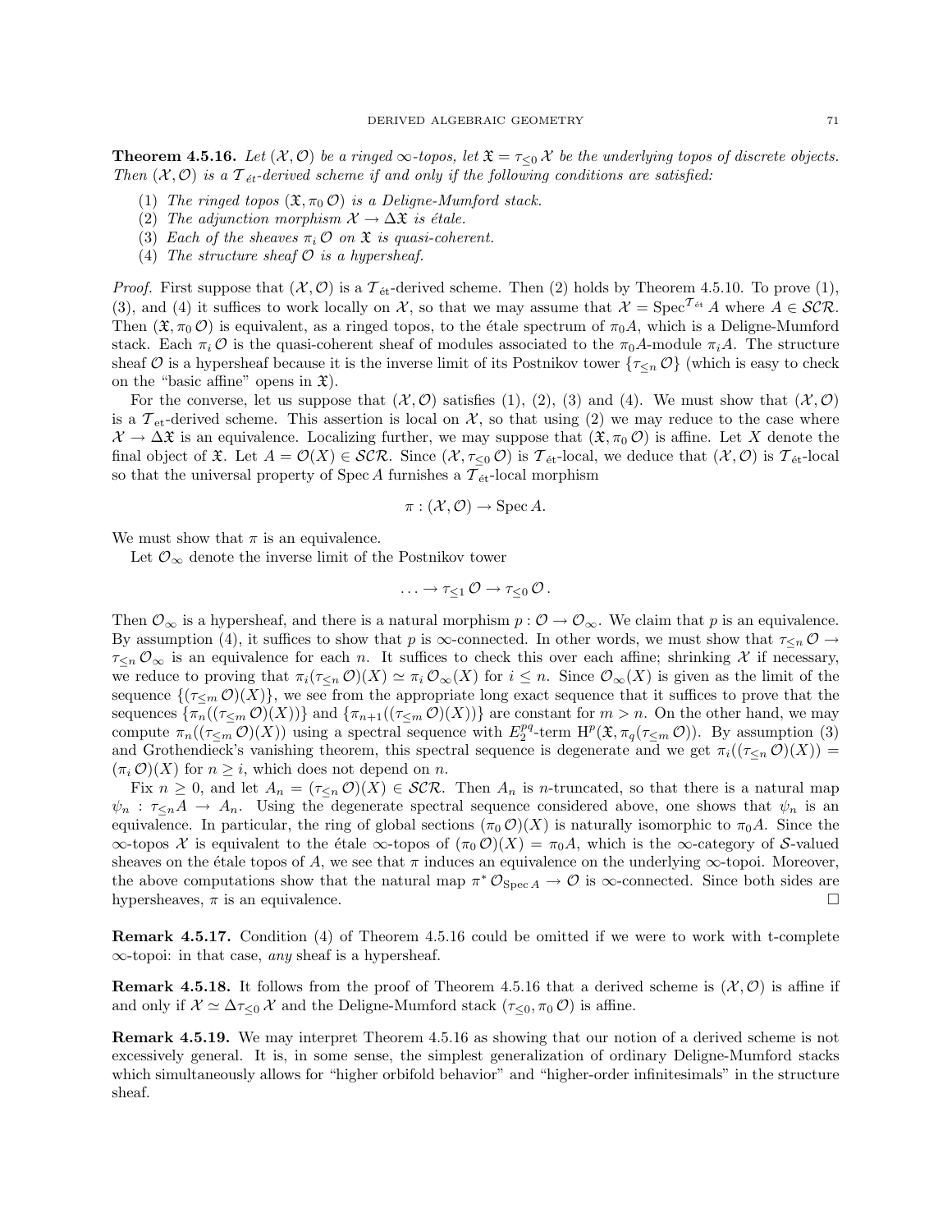**Theorem 4.5.16.** *Let $(\mathcal{X}, \mathcal{O})$ be a ringed $\infty$-topos, let $\mathfrak{X} = \tau_{\leq 0} \mathcal{X}$ be the underlying topos of discrete objects. Then $(\mathcal{X}, \mathcal{O})$ is a $\mathcal{T}_{\acute{e}t}$-derived scheme if and only if the following conditions are satisfied:*

1. *The ringed topos $(\mathfrak{X}, \pi_0 \mathcal{O})$ is a Deligne-Mumford stack.*
2. *The adjunction morphism $\mathcal{X} \to \Delta \mathfrak{X}$ is étale.*
3. *Each of the sheaves $\pi_i \mathcal{O}$ on $\mathfrak{X}$ is quasi-coherent.*
4. *The structure sheaf $\mathcal{O}$ is a hypersheaf.*

*Proof.* First suppose that $(\mathcal{X}, \mathcal{O})$ is a $\mathcal{T}_{\acute{e}t}$-derived scheme. Then (2) holds by Theorem 4.5.10. To prove (1), (3), and (4) it suffices to work locally on $\mathcal{X}$, so that we may assume that $\mathcal{X} = \operatorname{Spec}^{\mathcal{T}_{\acute{e}t}} A$ where $A \in \mathcal{SCR}$. Then $(\mathfrak{X}, \pi_0 \mathcal{O})$ is equivalent, as a ringed topos, to the étale spectrum of $\pi_0 A$, which is a Deligne-Mumford stack. Each $\pi_i \mathcal{O}$ is the quasi-coherent sheaf of modules associated to the $\pi_0 A$-module $\pi_i A$. The structure sheaf $\mathcal{O}$ is a hypersheaf because it is the inverse limit of its Postnikov tower $\{\tau_{\leq n} \mathcal{O}\}$ (which is easy to check on the "basic affine" opens in $\mathfrak{X}$).

For the converse, let us suppose that $(\mathcal{X}, \mathcal{O})$ satisfies (1), (2), (3) and (4). We must show that $(\mathcal{X}, \mathcal{O})$ is a $\mathcal{T}_{\text{et}}$-derived scheme. This assertion is local on $\mathcal{X}$, so that using (2) we may reduce to the case where $\mathcal{X} \to \Delta \mathfrak{X}$ is an equivalence. Localizing further, we may suppose that $(\mathfrak{X}, \pi_0 \mathcal{O})$ is affine. Let $X$ denote the final object of $\mathfrak{X}$. Let $A = \mathcal{O}(X) \in \mathcal{SCR}$. Since $(\mathcal{X}, \tau_{\leq 0} \mathcal{O})$ is $\mathcal{T}_{\acute{e}t}$-local, we deduce that $(\mathcal{X}, \mathcal{O})$ is $\mathcal{T}_{\acute{e}t}$-local so that the universal property of $\operatorname{Spec} A$ furnishes a $\mathcal{T}_{\acute{e}t}$-local morphism

$$\pi : (\mathcal{X}, \mathcal{O}) \to \operatorname{Spec} A.$$

We must show that $\pi$ is an equivalence.

Let $\mathcal{O}_\infty$ denote the inverse limit of the Postnikov tower

$$\ldots \to \tau_{\leq 1} \mathcal{O} \to \tau_{\leq 0} \mathcal{O}.$$

Then $\mathcal{O}_\infty$ is a hypersheaf, and there is a natural morphism $p : \mathcal{O} \to \mathcal{O}_\infty$. We claim that $p$ is an equivalence. By assumption (4), it suffices to show that $p$ is $\infty$-connected. In other words, we must show that $\tau_{\leq n} \mathcal{O} \to \tau_{\leq n} \mathcal{O}_\infty$ is an equivalence for each $n$. It suffices to check this over each affine; shrinking $\mathcal{X}$ if necessary, we reduce to proving that $\pi_i(\tau_{\leq n} \mathcal{O})(X) \simeq \pi_i \mathcal{O}_\infty(X)$ for $i \leq n$. Since $\mathcal{O}_\infty(X)$ is given as the limit of the sequence $\{(\tau_{\leq m} \mathcal{O})(X)\}$, we see from the appropriate long exact sequence that it suffices to prove that the sequences $\{\pi_n((\tau_{\leq m} \mathcal{O})(X))\}$ and $\{\pi_{n+1}((\tau_{\leq m} \mathcal{O})(X))\}$ are constant for $m > n$. On the other hand, we may compute $\pi_n((\tau_{\leq m} \mathcal{O})(X))$ using a spectral sequence with $E_2^{pq}$-term $\mathrm{H}^p(\mathfrak{X}, \pi_q(\tau_{\leq m} \mathcal{O}))$. By assumption (3) and Grothendieck's vanishing theorem, this spectral sequence is degenerate and we get $\pi_i((\tau_{\leq n} \mathcal{O})(X)) = (\pi_i \mathcal{O})(X)$ for $n \geq i$, which does not depend on $n$.

Fix $n \geq 0$, and let $A_n = (\tau_{\leq n} \mathcal{O})(X) \in \mathcal{SCR}$. Then $A_n$ is $n$-truncated, so that there is a natural map $\psi_n : \tau_{\leq n} A \to A_n$. Using the degenerate spectral sequence considered above, one shows that $\psi_n$ is an equivalence. In particular, the ring of global sections $(\pi_0 \mathcal{O})(X)$ is naturally isomorphic to $\pi_0 A$. Since the $\infty$-topos $\mathcal{X}$ is equivalent to the étale $\infty$-topos of $(\pi_0 \mathcal{O})(X) = \pi_0 A$, which is the $\infty$-category of $\mathcal{S}$-valued sheaves on the étale topos of $A$, we see that $\pi$ induces an equivalence on the underlying $\infty$-topoi. Moreover, the above computations show that the natural map $\pi^* \mathcal{O}_{\operatorname{Spec} A} \to \mathcal{O}$ is $\infty$-connected. Since both sides are hypersheaves, $\pi$ is an equivalence. $\square$

**Remark 4.5.17.** Condition (4) of Theorem 4.5.16 could be omitted if we were to work with t-complete $\infty$-topoi: in that case, *any* sheaf is a hypersheaf.

**Remark 4.5.18.** It follows from the proof of Theorem 4.5.16 that a derived scheme is $(\mathcal{X}, \mathcal{O})$ is affine if and only if $\mathcal{X} \simeq \Delta \tau_{\leq 0} \mathcal{X}$ and the Deligne-Mumford stack $(\tau_{\leq 0}, \pi_0 \mathcal{O})$ is affine.

**Remark 4.5.19.** We may interpret Theorem 4.5.16 as showing that our notion of a derived scheme is not excessively general. It is, in some sense, the simplest generalization of ordinary Deligne-Mumford stacks which simultaneously allows for "higher orbifold behavior" and "higher-order infinitesimals" in the structure sheaf.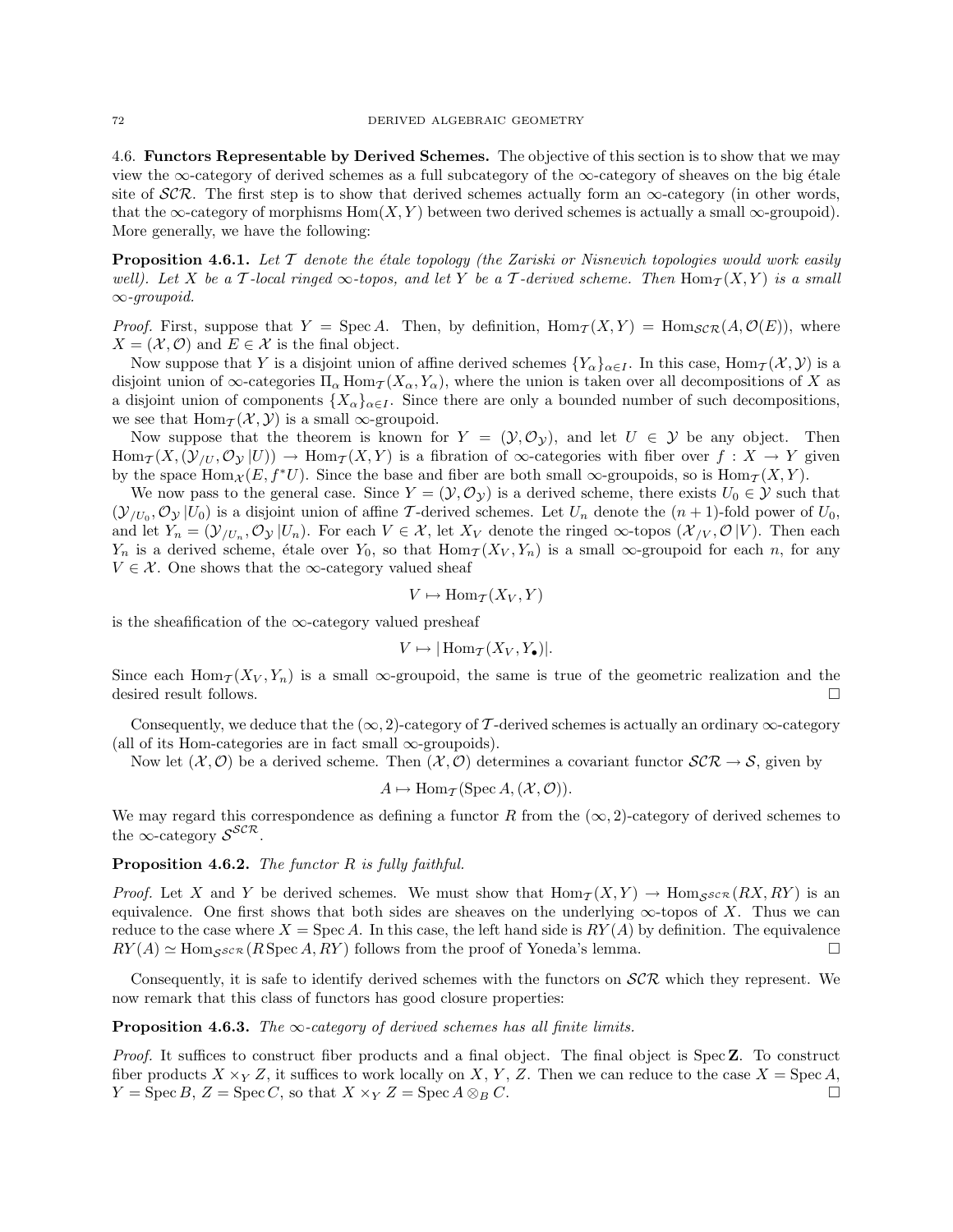### 4.6. Functors Representable by Derived Schemes.

The objective of this section is to show that we may view the $\infty$-category of derived schemes as a full subcategory of the $\infty$-category of sheaves on the big étale site of $\mathcal{SCR}$. The first step is to show that derived schemes actually form an $\infty$-category (in other words, that the $\infty$-category of morphisms $\mathrm{Hom}(X, Y)$ between two derived schemes is actually a small $\infty$-groupoid). More generally, we have the following:

**Proposition 4.6.1.** *Let $\mathcal{T}$ denote the étale topology (the Zariski or Nisnevich topologies would work easily well). Let $X$ be a $\mathcal{T}$-local ringed $\infty$-topos, and let $Y$ be a $\mathcal{T}$-derived scheme. Then $\mathrm{Hom}_{\mathcal{T}}(X, Y)$ is a small $\infty$-groupoid.*

*Proof.* First, suppose that $Y = \mathrm{Spec}\, A$. Then, by definition, $\mathrm{Hom}_{\mathcal{T}}(X, Y) = \mathrm{Hom}_{\mathcal{SCR}}(A, \mathcal{O}(E))$, where $X = (\mathcal{X}, \mathcal{O})$ and $E \in \mathcal{X}$ is the final object.

Now suppose that $Y$ is a disjoint union of affine derived schemes $\{Y_\alpha\}_{\alpha \in I}$. In this case, $\mathrm{Hom}_{\mathcal{T}}(\mathcal{X}, \mathcal{Y})$ is a disjoint union of $\infty$-categories $\Pi_\alpha \mathrm{Hom}_{\mathcal{T}}(X_\alpha, Y_\alpha)$, where the union is taken over all decompositions of $X$ as a disjoint union of components $\{X_\alpha\}_{\alpha \in I}$. Since there are only a bounded number of such decompositions, we see that $\mathrm{Hom}_{\mathcal{T}}(\mathcal{X}, \mathcal{Y})$ is a small $\infty$-groupoid.

Now suppose that the theorem is known for $Y = (\mathcal{Y}, \mathcal{O}_{\mathcal{Y}})$, and let $U \in \mathcal{Y}$ be any object. Then $\mathrm{Hom}_{\mathcal{T}}(X, (\mathcal{Y}_{/U}, \mathcal{O}_{\mathcal{Y}} | U)) \to \mathrm{Hom}_{\mathcal{T}}(X, Y)$ is a fibration of $\infty$-categories with fiber over $f : X \to Y$ given by the space $\mathrm{Hom}_{\mathcal{X}}(E, f^* U)$. Since the base and fiber are both small $\infty$-groupoids, so is $\mathrm{Hom}_{\mathcal{T}}(X, Y)$.

We now pass to the general case. Since $Y = (\mathcal{Y}, \mathcal{O}_{\mathcal{Y}})$ is a derived scheme, there exists $U_0 \in \mathcal{Y}$ such that $(\mathcal{Y}_{/U_0}, \mathcal{O}_{\mathcal{Y}} | U_0)$ is a disjoint union of affine $\mathcal{T}$-derived schemes. Let $U_n$ denote the $(n+1)$-fold power of $U_0$, and let $Y_n = (\mathcal{Y}_{/U_n}, \mathcal{O}_{\mathcal{Y}} | U_n)$. For each $V \in \mathcal{X}$, let $X_V$ denote the ringed $\infty$-topos $(\mathcal{X}_{/V}, \mathcal{O} | V)$. Then each $Y_n$ is a derived scheme, étale over $Y_0$, so that $\mathrm{Hom}_{\mathcal{T}}(X_V, Y_n)$ is a small $\infty$-groupoid for each $n$, for any $V \in \mathcal{X}$. One shows that the $\infty$-category valued sheaf

$$V \mapsto \mathrm{Hom}_{\mathcal{T}}(X_V, Y)$$

is the sheafification of the $\infty$-category valued presheaf

$$V \mapsto |\mathrm{Hom}_{\mathcal{T}}(X_V, Y_\bullet)|.$$

Since each $\mathrm{Hom}_{\mathcal{T}}(X_V, Y_n)$ is a small $\infty$-groupoid, the same is true of the geometric realization and the desired result follows. $\square$

Consequently, we deduce that the $(\infty, 2)$-category of $\mathcal{T}$-derived schemes is actually an ordinary $\infty$-category (all of its Hom-categories are in fact small $\infty$-groupoids).

Now let $(\mathcal{X}, \mathcal{O})$ be a derived scheme. Then $(\mathcal{X}, \mathcal{O})$ determines a covariant functor $\mathcal{SCR} \to \mathcal{S}$, given by

$$A \mapsto \mathrm{Hom}_{\mathcal{T}}(\mathrm{Spec}\, A, (\mathcal{X}, \mathcal{O})).$$

We may regard this correspondence as defining a functor $R$ from the $(\infty, 2)$-category of derived schemes to the $\infty$-category $\mathcal{S}^{\mathcal{SCR}}$.

**Proposition 4.6.2.** *The functor $R$ is fully faithful.*

*Proof.* Let $X$ and $Y$ be derived schemes. We must show that $\mathrm{Hom}_{\mathcal{T}}(X, Y) \to \mathrm{Hom}_{\mathcal{S}^{\mathcal{SCR}}}(RX, RY)$ is an equivalence. One first shows that both sides are sheaves on the underlying $\infty$-topos of $X$. Thus we can reduce to the case where $X = \mathrm{Spec}\, A$. In this case, the left hand side is $RY(A)$ by definition. The equivalence $RY(A) \simeq \mathrm{Hom}_{\mathcal{S}^{\mathcal{SCR}}}(R\, \mathrm{Spec}\, A, RY)$ follows from the proof of Yoneda's lemma. $\square$

Consequently, it is safe to identify derived schemes with the functors on $\mathcal{SCR}$ which they represent. We now remark that this class of functors has good closure properties:

**Proposition 4.6.3.** *The $\infty$-category of derived schemes has all finite limits.*

*Proof.* It suffices to construct fiber products and a final object. The final object is $\mathrm{Spec}\, \mathbf{Z}$. To construct fiber products $X \times_Y Z$, it suffices to work locally on $X$, $Y$, $Z$. Then we can reduce to the case $X = \mathrm{Spec}\, A$, $Y = \mathrm{Spec}\, B$, $Z = \mathrm{Spec}\, C$, so that $X \times_Y Z = \mathrm{Spec}\, A \otimes_B C$. $\square$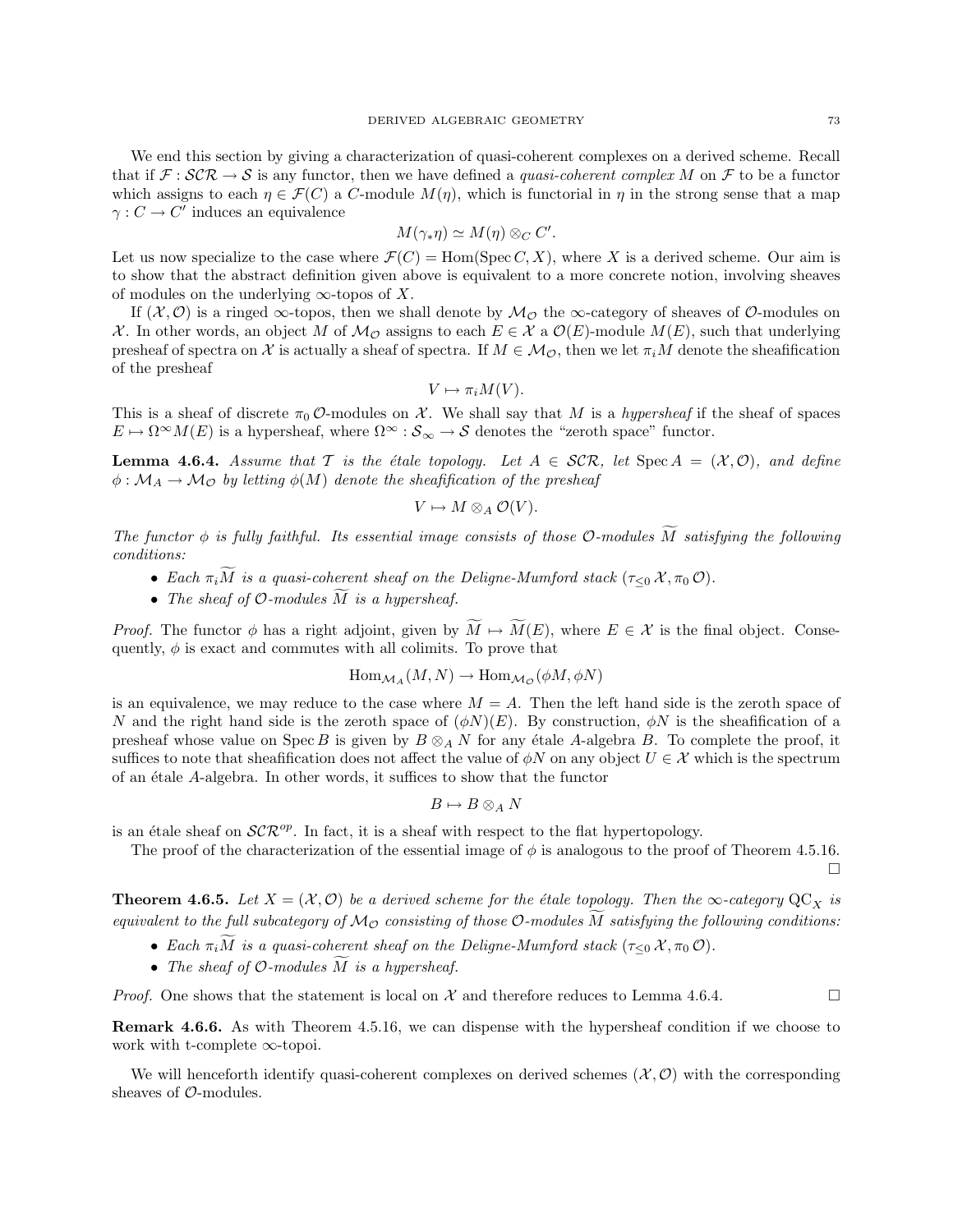We end this section by giving a characterization of quasi-coherent complexes on a derived scheme. Recall that if $\mathcal{F} : \mathcal{SCR} \to \mathcal{S}$ is any functor, then we have defined a *quasi-coherent complex* $M$ on $\mathcal{F}$ to be a functor which assigns to each $\eta \in \mathcal{F}(C)$ a $C$-module $M(\eta)$, which is functorial in $\eta$ in the strong sense that a map $\gamma : C \to C'$ induces an equivalence

$$M(\gamma_* \eta) \simeq M(\eta) \otimes_C C'.$$

Let us now specialize to the case where $\mathcal{F}(C) = \operatorname{Hom}(\operatorname{Spec} C, X)$, where $X$ is a derived scheme. Our aim is to show that the abstract definition given above is equivalent to a more concrete notion, involving sheaves of modules on the underlying $\infty$-topos of $X$.

If $(\mathcal{X}, \mathcal{O})$ is a ringed $\infty$-topos, then we shall denote by $\mathcal{M}_{\mathcal{O}}$ the $\infty$-category of sheaves of $\mathcal{O}$-modules on $\mathcal{X}$. In other words, an object $M$ of $\mathcal{M}_{\mathcal{O}}$ assigns to each $E \in \mathcal{X}$ a $\mathcal{O}(E)$-module $M(E)$, such that underlying presheaf of spectra on $\mathcal{X}$ is actually a sheaf of spectra. If $M \in \mathcal{M}_{\mathcal{O}}$, then we let $\pi_i M$ denote the sheafification of the presheaf

$$V \mapsto \pi_i M(V).$$

This is a sheaf of discrete $\pi_0 \mathcal{O}$-modules on $\mathcal{X}$. We shall say that $M$ is a *hypersheaf* if the sheaf of spaces $E \mapsto \Omega^\infty M(E)$ is a hypersheaf, where $\Omega^\infty : \mathcal{S}_\infty \to \mathcal{S}$ denotes the "zeroth space" functor.

**Lemma 4.6.4.** *Assume that $\mathcal{T}$ is the étale topology. Let $A \in \mathcal{SCR}$, let $\operatorname{Spec} A = (\mathcal{X}, \mathcal{O})$, and define $\phi : \mathcal{M}_A \to \mathcal{M}_{\mathcal{O}}$ by letting $\phi(M)$ denote the sheafification of the presheaf*

$$V \mapsto M \otimes_A \mathcal{O}(V).$$

*The functor $\phi$ is fully faithful. Its essential image consists of those $\mathcal{O}$-modules $\widetilde{M}$ satisfying the following conditions:*

- *Each $\pi_i \widetilde{M}$ is a quasi-coherent sheaf on the Deligne-Mumford stack $(\tau_{\leq 0} \mathcal{X}, \pi_0 \mathcal{O})$.*
- *The sheaf of $\mathcal{O}$-modules $\widetilde{M}$ is a hypersheaf.*

*Proof.* The functor $\phi$ has a right adjoint, given by $\widetilde{M} \mapsto \widetilde{M}(E)$, where $E \in \mathcal{X}$ is the final object. Consequently, $\phi$ is exact and commutes with all colimits. To prove that

$$\operatorname{Hom}_{\mathcal{M}_A}(M, N) \to \operatorname{Hom}_{\mathcal{M}_{\mathcal{O}}}(\phi M, \phi N)$$

is an equivalence, we may reduce to the case where $M = A$. Then the left hand side is the zeroth space of $N$ and the right hand side is the zeroth space of $(\phi N)(E)$. By construction, $\phi N$ is the sheafification of a presheaf whose value on $\operatorname{Spec} B$ is given by $B \otimes_A N$ for any étale $A$-algebra $B$. To complete the proof, it suffices to note that sheafification does not affect the value of $\phi N$ on any object $U \in \mathcal{X}$ which is the spectrum of an étale $A$-algebra. In other words, it suffices to show that the functor

$$B \mapsto B \otimes_A N$$

is an étale sheaf on $\mathcal{SCR}^{op}$. In fact, it is a sheaf with respect to the flat hypertopology.

The proof of the characterization of the essential image of $\phi$ is analogous to the proof of Theorem 4.5.16. $\square$

**Theorem 4.6.5.** *Let $X = (\mathcal{X}, \mathcal{O})$ be a derived scheme for the étale topology. Then the $\infty$-category $\mathrm{QC}_X$ is equivalent to the full subcategory of $\mathcal{M}_{\mathcal{O}}$ consisting of those $\mathcal{O}$-modules $\widetilde{M}$ satisfying the following conditions:*

- *Each $\pi_i \widetilde{M}$ is a quasi-coherent sheaf on the Deligne-Mumford stack $(\tau_{\leq 0} \mathcal{X}, \pi_0 \mathcal{O})$.*
- *The sheaf of $\mathcal{O}$-modules $\widetilde{M}$ is a hypersheaf.*

*Proof.* One shows that the statement is local on $\mathcal{X}$ and therefore reduces to Lemma 4.6.4. $\square$

**Remark 4.6.6.** As with Theorem 4.5.16, we can dispense with the hypersheaf condition if we choose to work with t-complete $\infty$-topoi.

We will henceforth identify quasi-coherent complexes on derived schemes $(\mathcal{X}, \mathcal{O})$ with the corresponding sheaves of $\mathcal{O}$-modules.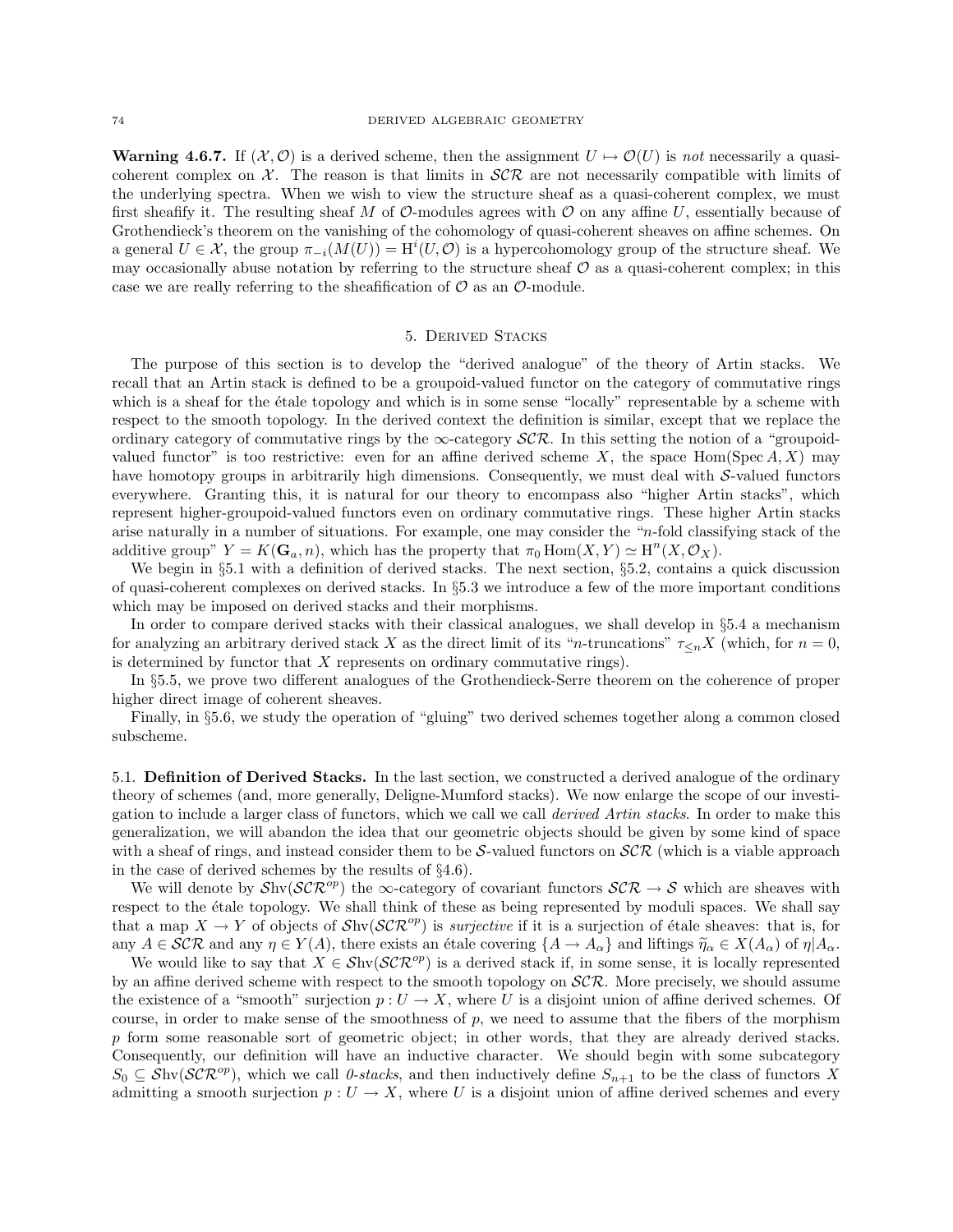**Warning 4.6.7.** If $(\mathcal{X}, \mathcal{O})$ is a derived scheme, then the assignment $U \mapsto \mathcal{O}(U)$ is *not* necessarily a quasi-coherent complex on $\mathcal{X}$. The reason is that limits in $\mathcal{SCR}$ are not necessarily compatible with limits of the underlying spectra. When we wish to view the structure sheaf as a quasi-coherent complex, we must first sheafify it. The resulting sheaf $M$ of $\mathcal{O}$-modules agrees with $\mathcal{O}$ on any affine $U$, essentially because of Grothendieck's theorem on the vanishing of the cohomology of quasi-coherent sheaves on affine schemes. On a general $U \in \mathcal{X}$, the group $\pi_{-i}(M(U)) = \mathrm{H}^i(U, \mathcal{O})$ is a hypercohomology group of the structure sheaf. We may occasionally abuse notation by referring to the structure sheaf $\mathcal{O}$ as a quasi-coherent complex; in this case we are really referring to the sheafification of $\mathcal{O}$ as an $\mathcal{O}$-module.

## 5. Derived Stacks

The purpose of this section is to develop the "derived analogue" of the theory of Artin stacks. We recall that an Artin stack is defined to be a groupoid-valued functor on the category of commutative rings which is a sheaf for the étale topology and which is in some sense "locally" representable by a scheme with respect to the smooth topology. In the derived context the definition is similar, except that we replace the ordinary category of commutative rings by the $\infty$-category $\mathcal{SCR}$. In this setting the notion of a "groupoid-valued functor" is too restrictive: even for an affine derived scheme $X$, the space $\mathrm{Hom}(\mathrm{Spec}\, A, X)$ may have homotopy groups in arbitrarily high dimensions. Consequently, we must deal with $\mathcal{S}$-valued functors everywhere. Granting this, it is natural for our theory to encompass also "higher Artin stacks", which represent higher-groupoid-valued functors even on ordinary commutative rings. These higher Artin stacks arise naturally in a number of situations. For example, one may consider the "$n$-fold classifying stack of the additive group" $Y = K(\mathbf{G}_a, n)$, which has the property that $\pi_0 \mathrm{Hom}(X, Y) \simeq \mathrm{H}^n(X, \mathcal{O}_X)$.

We begin in §5.1 with a definition of derived stacks. The next section, §5.2, contains a quick discussion of quasi-coherent complexes on derived stacks. In §5.3 we introduce a few of the more important conditions which may be imposed on derived stacks and their morphisms.

In order to compare derived stacks with their classical analogues, we shall develop in §5.4 a mechanism for analyzing an arbitrary derived stack $X$ as the direct limit of its "$n$-truncations" $\tau_{\leq n} X$ (which, for $n = 0$, is determined by functor that $X$ represents on ordinary commutative rings).

In §5.5, we prove two different analogues of the Grothendieck-Serre theorem on the coherence of proper higher direct image of coherent sheaves.

Finally, in §5.6, we study the operation of "gluing" two derived schemes together along a common closed subscheme.

### 5.1. Definition of Derived Stacks.

In the last section, we constructed a derived analogue of the ordinary theory of schemes (and, more generally, Deligne-Mumford stacks). We now enlarge the scope of our investigation to include a larger class of functors, which we call we call *derived Artin stacks*. In order to make this generalization, we will abandon the idea that our geometric objects should be given by some kind of space with a sheaf of rings, and instead consider them to be $\mathcal{S}$-valued functors on $\mathcal{SCR}$ (which is a viable approach in the case of derived schemes by the results of §4.6).

We will denote by $\mathcal{S}\mathrm{hv}(\mathcal{SCR}^{op})$ the $\infty$-category of covariant functors $\mathcal{SCR} \to \mathcal{S}$ which are sheaves with respect to the étale topology. We shall think of these as being represented by moduli spaces. We shall say that a map $X \to Y$ of objects of $\mathcal{S}\mathrm{hv}(\mathcal{SCR}^{op})$ is *surjective* if it is a surjection of étale sheaves: that is, for any $A \in \mathcal{SCR}$ and any $\eta \in Y(A)$, there exists an étale covering $\{A \to A_\alpha\}$ and liftings $\widetilde{\eta}_\alpha \in X(A_\alpha)$ of $\eta | A_\alpha$.

We would like to say that $X \in \mathcal{S}\mathrm{hv}(\mathcal{SCR}^{op})$ is a derived stack if, in some sense, it is locally represented by an affine derived scheme with respect to the smooth topology on $\mathcal{SCR}$. More precisely, we should assume the existence of a "smooth" surjection $p : U \to X$, where $U$ is a disjoint union of affine derived schemes. Of course, in order to make sense of the smoothness of $p$, we need to assume that the fibers of the morphism $p$ form some reasonable sort of geometric object; in other words, that they are already derived stacks. Consequently, our definition will have an inductive character. We should begin with some subcategory $S_0 \subseteq \mathcal{S}\mathrm{hv}(\mathcal{SCR}^{op})$, which we call *0-stacks*, and then inductively define $S_{n+1}$ to be the class of functors $X$ admitting a smooth surjection $p : U \to X$, where $U$ is a disjoint union of affine derived schemes and every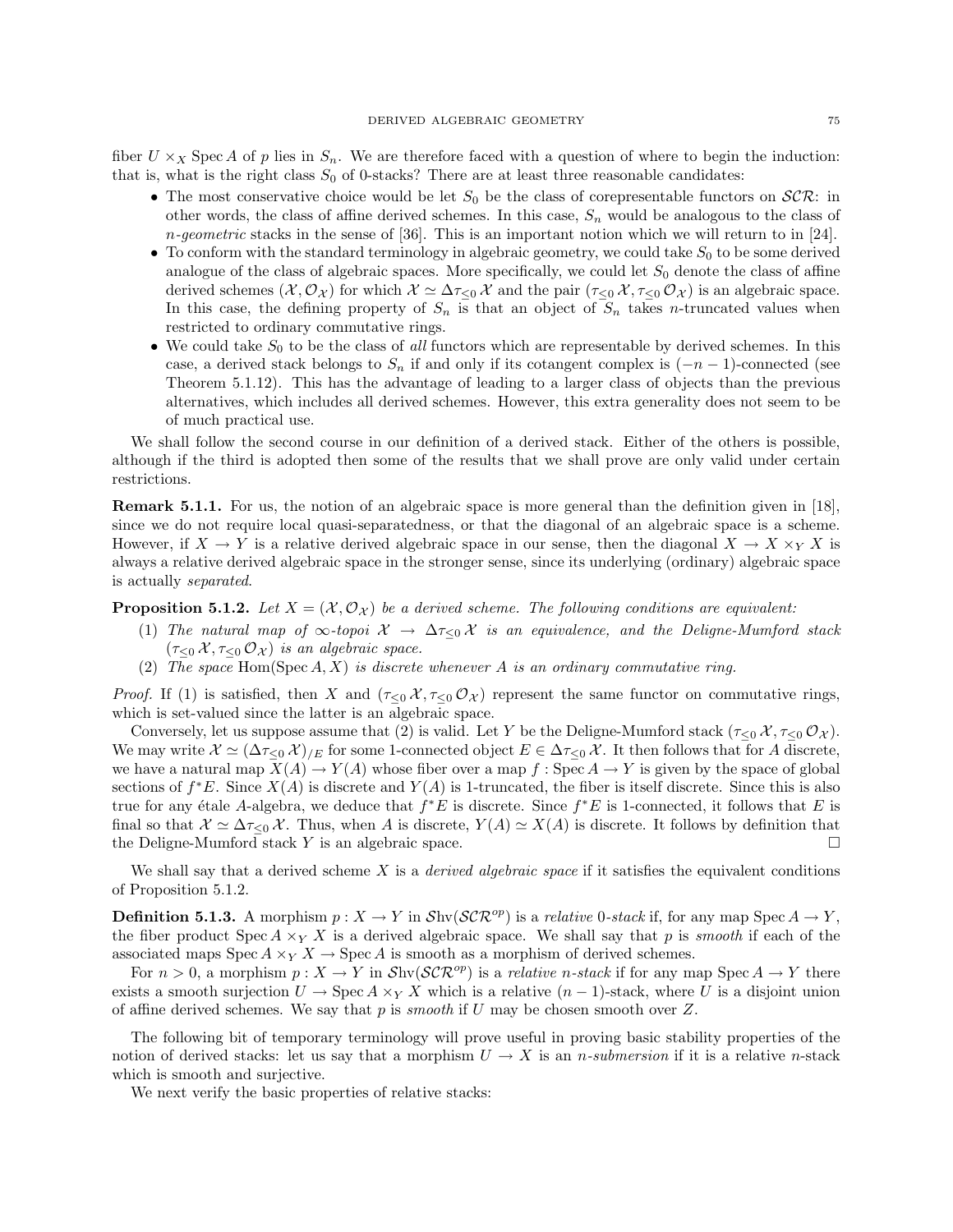fiber $U \times_X \operatorname{Spec} A$ of $p$ lies in $S_n$. We are therefore faced with a question of where to begin the induction: that is, what is the right class $S_0$ of 0-stacks? There are at least three reasonable candidates:

- The most conservative choice would be let $S_0$ be the class of corepresentable functors on $\mathcal{SCR}$: in other words, the class of affine derived schemes. In this case, $S_n$ would be analogous to the class of *n-geometric* stacks in the sense of [36]. This is an important notion which we will return to in [24].
- To conform with the standard terminology in algebraic geometry, we could take $S_0$ to be some derived analogue of the class of algebraic spaces. More specifically, we could let $S_0$ denote the class of affine derived schemes $(\mathcal{X}, \mathcal{O}_{\mathcal{X}})$ for which $\mathcal{X} \simeq \Delta \tau_{\leq 0} \mathcal{X}$ and the pair $(\tau_{\leq 0} \mathcal{X}, \tau_{\leq 0} \mathcal{O}_{\mathcal{X}})$ is an algebraic space. In this case, the defining property of $S_n$ is that an object of $S_n$ takes $n$-truncated values when restricted to ordinary commutative rings.
- We could take $S_0$ to be the class of *all* functors which are representable by derived schemes. In this case, a derived stack belongs to $S_n$ if and only if its cotangent complex is $(-n-1)$-connected (see Theorem 5.1.12). This has the advantage of leading to a larger class of objects than the previous alternatives, which includes all derived schemes. However, this extra generality does not seem to be of much practical use.

We shall follow the second course in our definition of a derived stack. Either of the others is possible, although if the third is adopted then some of the results that we shall prove are only valid under certain restrictions.

**Remark 5.1.1.** For us, the notion of an algebraic space is more general than the definition given in [18], since we do not require local quasi-separatedness, or that the diagonal of an algebraic space is a scheme. However, if $X \to Y$ is a relative derived algebraic space in our sense, then the diagonal $X \to X \times_Y X$ is always a relative derived algebraic space in the stronger sense, since its underlying (ordinary) algebraic space is actually *separated*.

**Proposition 5.1.2.** *Let $X = (\mathcal{X}, \mathcal{O}_{\mathcal{X}})$ be a derived scheme. The following conditions are equivalent:*

1. *The natural map of $\infty$-topoi $\mathcal{X} \to \Delta \tau_{\leq 0} \mathcal{X}$ is an equivalence, and the Deligne-Mumford stack $(\tau_{\leq 0} \mathcal{X}, \tau_{\leq 0} \mathcal{O}_{\mathcal{X}})$ is an algebraic space.*
2. *The space $\operatorname{Hom}(\operatorname{Spec} A, X)$ is discrete whenever $A$ is an ordinary commutative ring.*

*Proof.* If (1) is satisfied, then $X$ and $(\tau_{\leq 0} \mathcal{X}, \tau_{\leq 0} \mathcal{O}_{\mathcal{X}})$ represent the same functor on commutative rings, which is set-valued since the latter is an algebraic space.

Conversely, let us suppose assume that (2) is valid. Let $Y$ be the Deligne-Mumford stack $(\tau_{\leq 0} \mathcal{X}, \tau_{\leq 0} \mathcal{O}_{\mathcal{X}})$. We may write $\mathcal{X} \simeq (\Delta \tau_{\leq 0} \mathcal{X})_{/E}$ for some 1-connected object $E \in \Delta \tau_{\leq 0} \mathcal{X}$. It then follows that for $A$ discrete, we have a natural map $X(A) \to Y(A)$ whose fiber over a map $f : \operatorname{Spec} A \to Y$ is given by the space of global sections of $f^* E$. Since $X(A)$ is discrete and $Y(A)$ is 1-truncated, the fiber is itself discrete. Since this is also true for any étale $A$-algebra, we deduce that $f^* E$ is discrete. Since $f^* E$ is 1-connected, it follows that $E$ is final so that $\mathcal{X} \simeq \Delta \tau_{\leq 0} \mathcal{X}$. Thus, when $A$ is discrete, $Y(A) \simeq X(A)$ is discrete. It follows by definition that the Deligne-Mumford stack $Y$ is an algebraic space. $\square$

We shall say that a derived scheme $X$ is a *derived algebraic space* if it satisfies the equivalent conditions of Proposition 5.1.2.

**Definition 5.1.3.** A morphism $p : X \to Y$ in $\mathcal{S}\mathrm{hv}(\mathcal{SCR}^{op})$ is a *relative 0-stack* if, for any map $\operatorname{Spec} A \to Y$, the fiber product $\operatorname{Spec} A \times_Y X$ is a derived algebraic space. We shall say that $p$ is *smooth* if each of the associated maps $\operatorname{Spec} A \times_Y X \to \operatorname{Spec} A$ is smooth as a morphism of derived schemes.

For $n > 0$, a morphism $p : X \to Y$ in $\mathcal{S}\mathrm{hv}(\mathcal{SCR}^{op})$ is a *relative n-stack* if for any map $\operatorname{Spec} A \to Y$ there exists a smooth surjection $U \to \operatorname{Spec} A \times_Y X$ which is a relative $(n-1)$-stack, where $U$ is a disjoint union of affine derived schemes. We say that $p$ is *smooth* if $U$ may be chosen smooth over $Z$.

The following bit of temporary terminology will prove useful in proving basic stability properties of the notion of derived stacks: let us say that a morphism $U \to X$ is an *n-submersion* if it is a relative $n$-stack which is smooth and surjective.

We next verify the basic properties of relative stacks: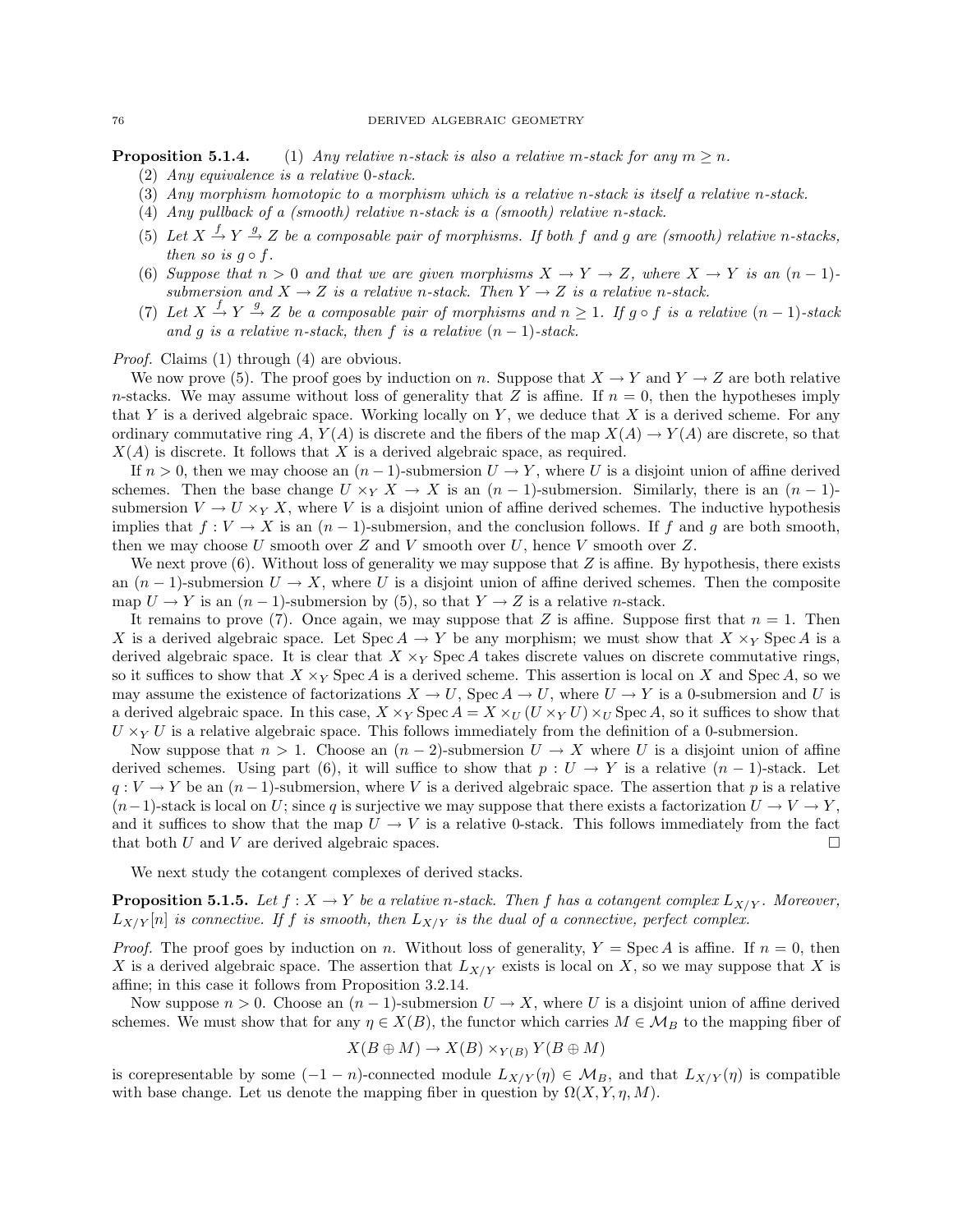**Proposition 5.1.4.** (1) *Any relative $n$-stack is also a relative $m$-stack for any $m \geq n$.*

(2) *Any equivalence is a relative 0-stack.*

(3) *Any morphism homotopic to a morphism which is a relative $n$-stack is itself a relative $n$-stack.*

(4) *Any pullback of a (smooth) relative $n$-stack is a (smooth) relative $n$-stack.*

(5) *Let $X \xrightarrow{f} Y \xrightarrow{g} Z$ be a composable pair of morphisms. If both $f$ and $g$ are (smooth) relative $n$-stacks, then so is $g \circ f$.*

(6) *Suppose that $n > 0$ and that we are given morphisms $X \to Y \to Z$, where $X \to Y$ is an $(n-1)$-submersion and $X \to Z$ is a relative $n$-stack. Then $Y \to Z$ is a relative $n$-stack.*

(7) *Let $X \xrightarrow{f} Y \xrightarrow{g} Z$ be a composable pair of morphisms and $n \geq 1$. If $g \circ f$ is a relative $(n-1)$-stack and $g$ is a relative $n$-stack, then $f$ is a relative $(n-1)$-stack.*

*Proof.* Claims (1) through (4) are obvious.

We now prove (5). The proof goes by induction on $n$. Suppose that $X \to Y$ and $Y \to Z$ are both relative $n$-stacks. We may assume without loss of generality that $Z$ is affine. If $n = 0$, then the hypotheses imply that $Y$ is a derived algebraic space. Working locally on $Y$, we deduce that $X$ is a derived scheme. For any ordinary commutative ring $A$, $Y(A)$ is discrete and the fibers of the map $X(A) \to Y(A)$ are discrete, so that $X(A)$ is discrete. It follows that $X$ is a derived algebraic space, as required.

If $n > 0$, then we may choose an $(n-1)$-submersion $U \to Y$, where $U$ is a disjoint union of affine derived schemes. Then the base change $U \times_Y X \to X$ is an $(n-1)$-submersion. Similarly, there is an $(n-1)$-submersion $V \to U \times_Y X$, where $V$ is a disjoint union of affine derived schemes. The inductive hypothesis implies that $f : V \to X$ is an $(n-1)$-submersion, and the conclusion follows. If $f$ and $g$ are both smooth, then we may choose $U$ smooth over $Z$ and $V$ smooth over $U$, hence $V$ smooth over $Z$.

We next prove (6). Without loss of generality we may suppose that $Z$ is affine. By hypothesis, there exists an $(n-1)$-submersion $U \to X$, where $U$ is a disjoint union of affine derived schemes. Then the composite map $U \to Y$ is an $(n-1)$-submersion by (5), so that $Y \to Z$ is a relative $n$-stack.

It remains to prove (7). Once again, we may suppose that $Z$ is affine. Suppose first that $n = 1$. Then $X$ is a derived algebraic space. Let $\operatorname{Spec} A \to Y$ be any morphism; we must show that $X \times_Y \operatorname{Spec} A$ is a derived algebraic space. It is clear that $X \times_Y \operatorname{Spec} A$ takes discrete values on discrete commutative rings, so it suffices to show that $X \times_Y \operatorname{Spec} A$ is a derived scheme. This assertion is local on $X$ and $\operatorname{Spec} A$, so we may assume the existence of factorizations $X \to U$, $\operatorname{Spec} A \to U$, where $U \to Y$ is a 0-submersion and $U$ is a derived algebraic space. In this case, $X \times_Y \operatorname{Spec} A = X \times_U (U \times_Y U) \times_U \operatorname{Spec} A$, so it suffices to show that $U \times_Y U$ is a relative algebraic space. This follows immediately from the definition of a 0-submersion.

Now suppose that $n > 1$. Choose an $(n-2)$-submersion $U \to X$ where $U$ is a disjoint union of affine derived schemes. Using part (6), it will suffice to show that $p : U \to Y$ is a relative $(n-1)$-stack. Let $q : V \to Y$ be an $(n-1)$-submersion, where $V$ is a derived algebraic space. The assertion that $p$ is a relative $(n-1)$-stack is local on $U$; since $q$ is surjective we may suppose that there exists a factorization $U \to V \to Y$, and it suffices to show that the map $U \to V$ is a relative 0-stack. This follows immediately from the fact that both $U$ and $V$ are derived algebraic spaces. $\square$

We next study the cotangent complexes of derived stacks.

**Proposition 5.1.5.** *Let $f : X \to Y$ be a relative $n$-stack. Then $f$ has a cotangent complex $L_{X/Y}$. Moreover, $L_{X/Y}[n]$ is connective. If $f$ is smooth, then $L_{X/Y}$ is the dual of a connective, perfect complex.*

*Proof.* The proof goes by induction on $n$. Without loss of generality, $Y = \operatorname{Spec} A$ is affine. If $n = 0$, then $X$ is a derived algebraic space. The assertion that $L_{X/Y}$ exists is local on $X$, so we may suppose that $X$ is affine; in this case it follows from Proposition 3.2.14.

Now suppose $n > 0$. Choose an $(n-1)$-submersion $U \to X$, where $U$ is a disjoint union of affine derived schemes. We must show that for any $\eta \in X(B)$, the functor which carries $M \in \mathcal{M}_B$ to the mapping fiber of

$$X(B \oplus M) \to X(B) \times_{Y(B)} Y(B \oplus M)$$

is corepresentable by some $(-1-n)$-connected module $L_{X/Y}(\eta) \in \mathcal{M}_B$, and that $L_{X/Y}(\eta)$ is compatible with base change. Let us denote the mapping fiber in question by $\Omega(X, Y, \eta, M)$.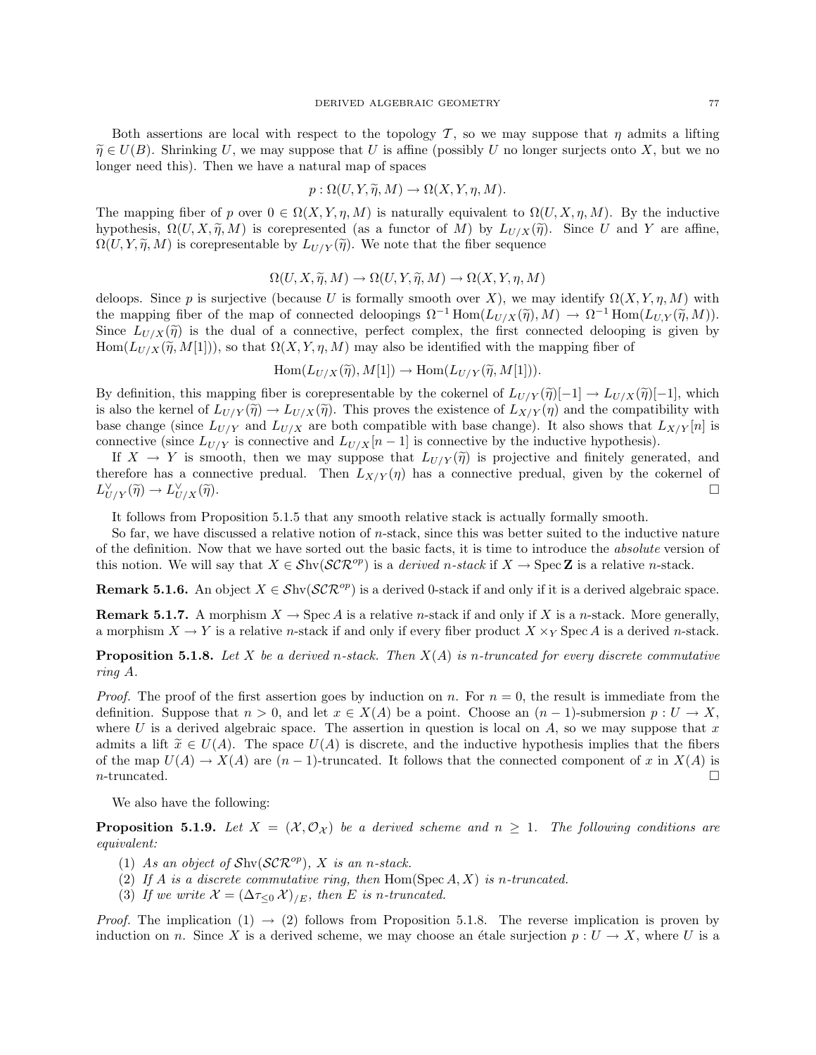Both assertions are local with respect to the topology $\mathcal{T}$, so we may suppose that $\eta$ admits a lifting $\widetilde{\eta} \in U(B)$. Shrinking $U$, we may suppose that $U$ is affine (possibly $U$ no longer surjects onto $X$, but we no longer need this). Then we have a natural map of spaces

$$p : \Omega(U, Y, \widetilde{\eta}, M) \to \Omega(X, Y, \eta, M).$$

The mapping fiber of $p$ over $0 \in \Omega(X, Y, \eta, M)$ is naturally equivalent to $\Omega(U, X, \eta, M)$. By the inductive hypothesis, $\Omega(U, X, \widetilde{\eta}, M)$ is corepresented (as a functor of $M$) by $L_{U/X}(\widetilde{\eta})$. Since $U$ and $Y$ are affine, $\Omega(U, Y, \widetilde{\eta}, M)$ is corepresentable by $L_{U/Y}(\widetilde{\eta})$. We note that the fiber sequence

$$\Omega(U, X, \widetilde{\eta}, M) \to \Omega(U, Y, \widetilde{\eta}, M) \to \Omega(X, Y, \eta, M)$$

deloops. Since $p$ is surjective (because $U$ is formally smooth over $X$), we may identify $\Omega(X, Y, \eta, M)$ with the mapping fiber of the map of connected deloopings $\Omega^{-1} \operatorname{Hom}(L_{U/X}(\widetilde{\eta}), M) \to \Omega^{-1} \operatorname{Hom}(L_{U,Y}(\widetilde{\eta}, M))$. Since $L_{U/X}(\widetilde{\eta})$ is the dual of a connective, perfect complex, the first connected delooping is given by $\operatorname{Hom}(L_{U/X}(\widetilde{\eta}, M[1]))$, so that $\Omega(X, Y, \eta, M)$ may also be identified with the mapping fiber of

$$\operatorname{Hom}(L_{U/X}(\widetilde{\eta}), M[1]) \to \operatorname{Hom}(L_{U/Y}(\widetilde{\eta}, M[1])).$$

By definition, this mapping fiber is corepresentable by the cokernel of $L_{U/Y}(\widetilde{\eta})[-1] \to L_{U/X}(\widetilde{\eta})[-1]$, which is also the kernel of $L_{U/Y}(\widetilde{\eta}) \to L_{U/X}(\widetilde{\eta})$. This proves the existence of $L_{X/Y}(\eta)$ and the compatibility with base change (since $L_{U/Y}$ and $L_{U/X}$ are both compatible with base change). It also shows that $L_{X/Y}[n]$ is connective (since $L_{U/Y}$ is connective and $L_{U/X}[n-1]$ is connective by the inductive hypothesis).

If $X \to Y$ is smooth, then we may suppose that $L_{U/Y}(\widetilde{\eta})$ is projective and finitely generated, and therefore has a connective predual. Then $L_{X/Y}(\eta)$ has a connective predual, given by the cokernel of $L^{\vee}_{U/Y}(\widetilde{\eta}) \to L^{\vee}_{U/X}(\widetilde{\eta})$. $\square$

It follows from Proposition 5.1.5 that any smooth relative stack is actually formally smooth.

So far, we have discussed a relative notion of $n$-stack, since this was better suited to the inductive nature of the definition. Now that we have sorted out the basic facts, it is time to introduce the *absolute* version of this notion. We will say that $X \in \mathcal{S}\mathrm{hv}(\mathcal{SCR}^{op})$ is a *derived $n$-stack* if $X \to \operatorname{Spec} \mathbf{Z}$ is a relative $n$-stack.

**Remark 5.1.6.** An object $X \in \mathcal{S}\mathrm{hv}(\mathcal{SCR}^{op})$ is a derived 0-stack if and only if it is a derived algebraic space.

**Remark 5.1.7.** A morphism $X \to \operatorname{Spec} A$ is a relative $n$-stack if and only if $X$ is a $n$-stack. More generally, a morphism $X \to Y$ is a relative $n$-stack if and only if every fiber product $X \times_Y \operatorname{Spec} A$ is a derived $n$-stack.

**Proposition 5.1.8.** *Let $X$ be a derived $n$-stack. Then $X(A)$ is $n$-truncated for every discrete commutative ring $A$.*

*Proof.* The proof of the first assertion goes by induction on $n$. For $n = 0$, the result is immediate from the definition. Suppose that $n > 0$, and let $x \in X(A)$ be a point. Choose an $(n-1)$-submersion $p : U \to X$, where $U$ is a derived algebraic space. The assertion in question is local on $A$, so we may suppose that $x$ admits a lift $\widetilde{x} \in U(A)$. The space $U(A)$ is discrete, and the inductive hypothesis implies that the fibers of the map $U(A) \to X(A)$ are $(n-1)$-truncated. It follows that the connected component of $x$ in $X(A)$ is $n$-truncated. $\square$

We also have the following:

**Proposition 5.1.9.** *Let $X = (\mathcal{X}, \mathcal{O}_{\mathcal{X}})$ be a derived scheme and $n \geq 1$. The following conditions are equivalent:*

1. *As an object of $\mathcal{S}\mathrm{hv}(\mathcal{SCR}^{op})$, $X$ is an $n$-stack.*
2. *If $A$ is a discrete commutative ring, then $\operatorname{Hom}(\operatorname{Spec} A, X)$ is $n$-truncated.*
3. *If we write $\mathcal{X} = (\Delta \tau_{\leq 0} \mathcal{X})_{/E}$, then $E$ is $n$-truncated.*

*Proof.* The implication (1) $\to$ (2) follows from Proposition 5.1.8. The reverse implication is proven by induction on $n$. Since $X$ is a derived scheme, we may choose an étale surjection $p : U \to X$, where $U$ is a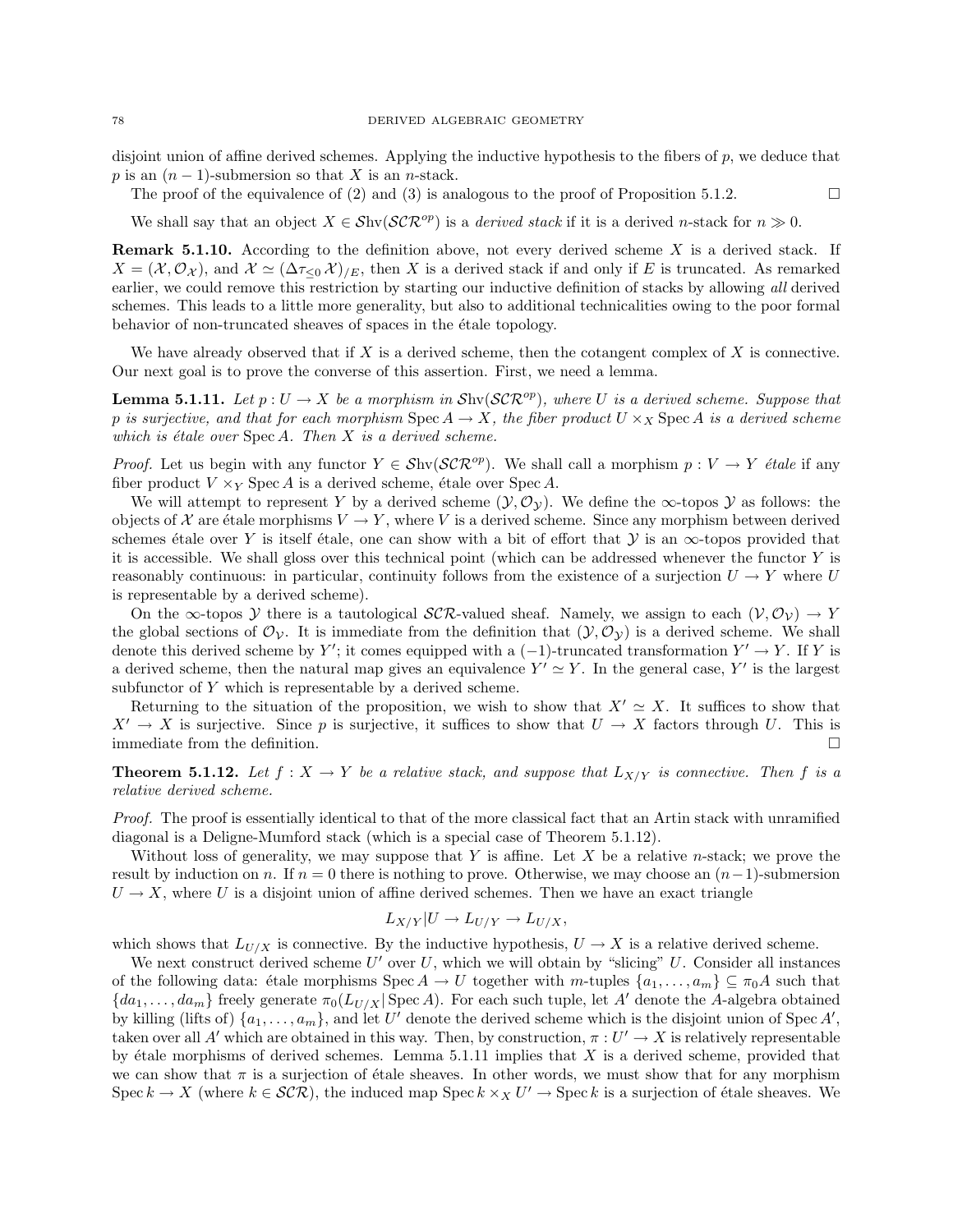disjoint union of affine derived schemes. Applying the inductive hypothesis to the fibers of $p$, we deduce that $p$ is an $(n-1)$-submersion so that $X$ is an $n$-stack.

The proof of the equivalence of (2) and (3) is analogous to the proof of Proposition 5.1.2. $\square$

We shall say that an object $X \in \mathcal{S}\mathrm{hv}(\mathcal{SCR}^{op})$ is a *derived stack* if it is a derived $n$-stack for $n \gg 0$.

**Remark 5.1.10.** According to the definition above, not every derived scheme $X$ is a derived stack. If $X = (\mathcal{X}, \mathcal{O}_{\mathcal{X}})$, and $\mathcal{X} \simeq (\Delta\tau_{\leq 0}\mathcal{X})_{/E}$, then $X$ is a derived stack if and only if $E$ is truncated. As remarked earlier, we could remove this restriction by starting our inductive definition of stacks by allowing *all* derived schemes. This leads to a little more generality, but also to additional technicalities owing to the poor formal behavior of non-truncated sheaves of spaces in the étale topology.

We have already observed that if $X$ is a derived scheme, then the cotangent complex of $X$ is connective. Our next goal is to prove the converse of this assertion. First, we need a lemma.

**Lemma 5.1.11.** *Let $p : U \to X$ be a morphism in $\mathcal{S}\mathrm{hv}(\mathcal{SCR}^{op})$, where $U$ is a derived scheme. Suppose that $p$ is surjective, and that for each morphism $\operatorname{Spec} A \to X$, the fiber product $U \times_X \operatorname{Spec} A$ is a derived scheme which is étale over $\operatorname{Spec} A$. Then $X$ is a derived scheme.*

*Proof.* Let us begin with any functor $Y \in \mathcal{S}\mathrm{hv}(\mathcal{SCR}^{op})$. We shall call a morphism $p : V \to Y$ *étale* if any fiber product $V \times_Y \operatorname{Spec} A$ is a derived scheme, étale over $\operatorname{Spec} A$.

We will attempt to represent $Y$ by a derived scheme $(\mathcal{Y}, \mathcal{O}_{\mathcal{Y}})$. We define the $\infty$-topos $\mathcal{Y}$ as follows: the objects of $\mathcal{X}$ are étale morphisms $V \to Y$, where $V$ is a derived scheme. Since any morphism between derived schemes étale over $Y$ is itself étale, one can show with a bit of effort that $\mathcal{Y}$ is an $\infty$-topos provided that it is accessible. We shall gloss over this technical point (which can be addressed whenever the functor $Y$ is reasonably continuous: in particular, continuity follows from the existence of a surjection $U \to Y$ where $U$ is representable by a derived scheme).

On the $\infty$-topos $\mathcal{Y}$ there is a tautological $\mathcal{SCR}$-valued sheaf. Namely, we assign to each $(\mathcal{V}, \mathcal{O}_{\mathcal{V}}) \to Y$ the global sections of $\mathcal{O}_{\mathcal{V}}$. It is immediate from the definition that $(\mathcal{Y}, \mathcal{O}_{\mathcal{Y}})$ is a derived scheme. We shall denote this derived scheme by $Y'$; it comes equipped with a $(-1)$-truncated transformation $Y' \to Y$. If $Y$ is a derived scheme, then the natural map gives an equivalence $Y' \simeq Y$. In the general case, $Y'$ is the largest subfunctor of $Y$ which is representable by a derived scheme.

Returning to the situation of the proposition, we wish to show that $X' \simeq X$. It suffices to show that $X' \to X$ is surjective. Since $p$ is surjective, it suffices to show that $U \to X$ factors through $U$. This is immediate from the definition. $\square$

**Theorem 5.1.12.** *Let $f : X \to Y$ be a relative stack, and suppose that $L_{X/Y}$ is connective. Then $f$ is a relative derived scheme.*

*Proof.* The proof is essentially identical to that of the more classical fact that an Artin stack with unramified diagonal is a Deligne-Mumford stack (which is a special case of Theorem 5.1.12).

Without loss of generality, we may suppose that $Y$ is affine. Let $X$ be a relative $n$-stack; we prove the result by induction on $n$. If $n = 0$ there is nothing to prove. Otherwise, we may choose an $(n-1)$-submersion $U \to X$, where $U$ is a disjoint union of affine derived schemes. Then we have an exact triangle

$$L_{X/Y}|U \to L_{U/Y} \to L_{U/X},$$

which shows that $L_{U/X}$ is connective. By the inductive hypothesis, $U \to X$ is a relative derived scheme.

We next construct derived scheme $U'$ over $U$, which we will obtain by "slicing" $U$. Consider all instances of the following data: étale morphisms $\operatorname{Spec} A \to U$ together with $m$-tuples $\{a_1, \ldots, a_m\} \subseteq \pi_0 A$ such that $\{da_1, \ldots, da_m\}$ freely generate $\pi_0(L_{U/X}|\operatorname{Spec} A)$. For each such tuple, let $A'$ denote the $A$-algebra obtained by killing (lifts of) $\{a_1, \ldots, a_m\}$, and let $U'$ denote the derived scheme which is the disjoint union of $\operatorname{Spec} A'$, taken over all $A'$ which are obtained in this way. Then, by construction, $\pi : U' \to X$ is relatively representable by étale morphisms of derived schemes. Lemma 5.1.11 implies that $X$ is a derived scheme, provided that we can show that $\pi$ is a surjection of étale sheaves. In other words, we must show that for any morphism $\operatorname{Spec} k \to X$ (where $k \in \mathcal{SCR}$), the induced map $\operatorname{Spec} k \times_X U' \to \operatorname{Spec} k$ is a surjection of étale sheaves. We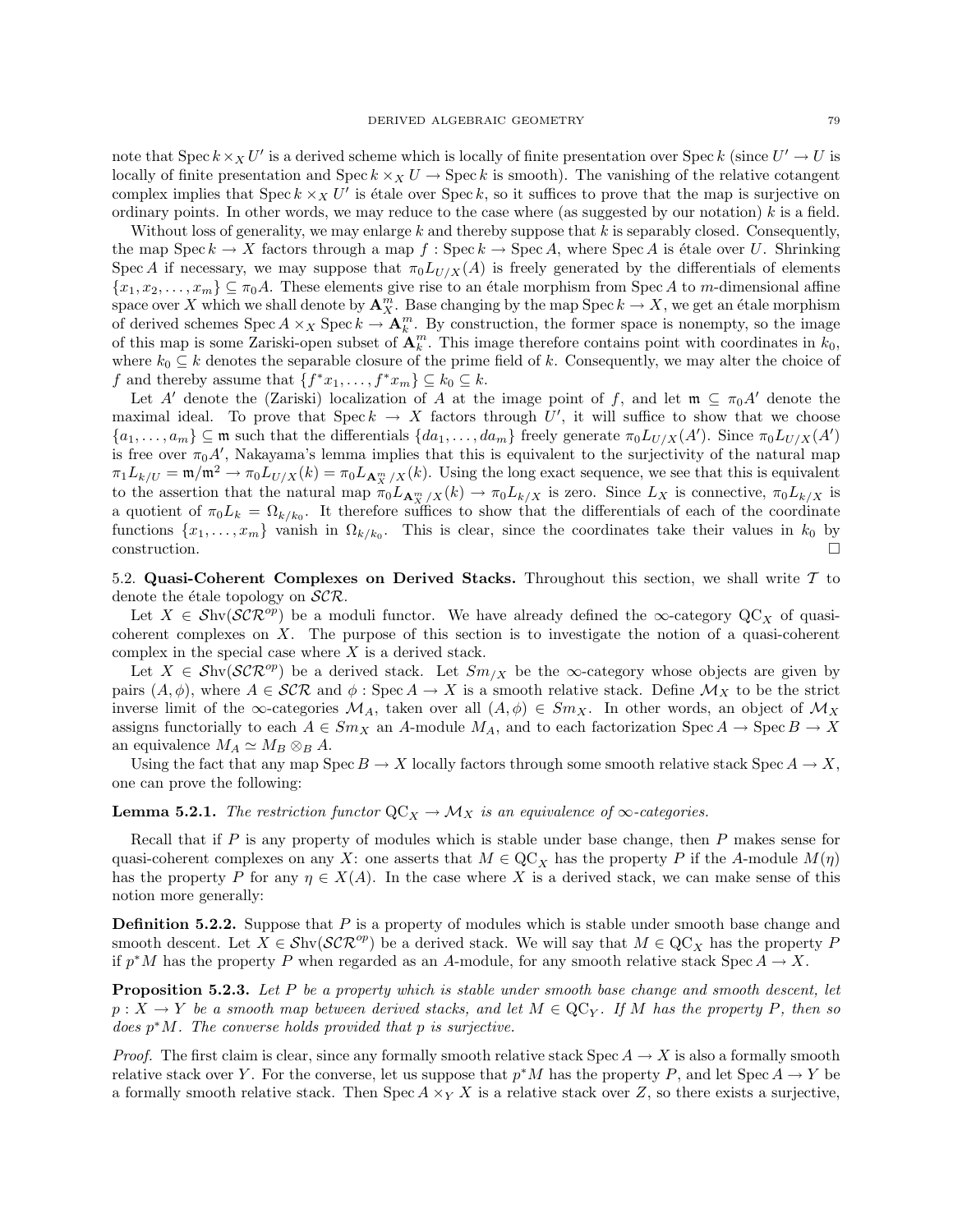note that $\operatorname{Spec} k \times_X U'$ is a derived scheme which is locally of finite presentation over $\operatorname{Spec} k$ (since $U' \to U$ is locally of finite presentation and $\operatorname{Spec} k \times_X U \to \operatorname{Spec} k$ is smooth). The vanishing of the relative cotangent complex implies that $\operatorname{Spec} k \times_X U'$ is étale over $\operatorname{Spec} k$, so it suffices to prove that the map is surjective on ordinary points. In other words, we may reduce to the case where (as suggested by our notation) $k$ is a field.

Without loss of generality, we may enlarge $k$ and thereby suppose that $k$ is separably closed. Consequently, the map $\operatorname{Spec} k \to X$ factors through a map $f : \operatorname{Spec} k \to \operatorname{Spec} A$, where $\operatorname{Spec} A$ is étale over $U$. Shrinking $\operatorname{Spec} A$ if necessary, we may suppose that $\pi_0 L_{U/X}(A)$ is freely generated by the differentials of elements $\{x_1, x_2, \ldots, x_m\} \subseteq \pi_0 A$. These elements give rise to an étale morphism from $\operatorname{Spec} A$ to $m$-dimensional affine space over $X$ which we shall denote by $\mathbf{A}^m_X$. Base changing by the map $\operatorname{Spec} k \to X$, we get an étale morphism of derived schemes $\operatorname{Spec} A \times_X \operatorname{Spec} k \to \mathbf{A}^m_k$. By construction, the former space is nonempty, so the image of this map is some Zariski-open subset of $\mathbf{A}^m_k$. This image therefore contains point with coordinates in $k_0$, where $k_0 \subseteq k$ denotes the separable closure of the prime field of $k$. Consequently, we may alter the choice of $f$ and thereby assume that $\{f^* x_1, \ldots, f^* x_m\} \subseteq k_0 \subseteq k$.

Let $A'$ denote the (Zariski) localization of $A$ at the image point of $f$, and let $\mathfrak{m} \subseteq \pi_0 A'$ denote the maximal ideal. To prove that $\operatorname{Spec} k \to X$ factors through $U'$, it will suffice to show that we choose $\{a_1, \ldots, a_m\} \subseteq \mathfrak{m}$ such that the differentials $\{da_1, \ldots, da_m\}$ freely generate $\pi_0 L_{U/X}(A')$. Since $\pi_0 L_{U/X}(A')$ is free over $\pi_0 A'$, Nakayama's lemma implies that this is equivalent to the surjectivity of the natural map $\pi_1 L_{k/U} = \mathfrak{m}/\mathfrak{m}^2 \to \pi_0 L_{U/X}(k) = \pi_0 L_{\mathbf{A}^m_X/X}(k)$. Using the long exact sequence, we see that this is equivalent to the assertion that the natural map $\pi_0 L_{\mathbf{A}^m_X/X}(k) \to \pi_0 L_{k/X}$ is zero. Since $L_X$ is connective, $\pi_0 L_{k/X}$ is a quotient of $\pi_0 L_k = \Omega_{k/k_0}$. It therefore suffices to show that the differentials of each of the coordinate functions $\{x_1, \ldots, x_m\}$ vanish in $\Omega_{k/k_0}$. This is clear, since the coordinates take their values in $k_0$ by construction. $\square$

## 5.2. Quasi-Coherent Complexes on Derived Stacks.

Throughout this section, we shall write $\mathcal{T}$ to denote the étale topology on $\mathcal{SCR}$.

Let $X \in \mathcal{S}\mathrm{hv}(\mathcal{SCR}^{op})$ be a moduli functor. We have already defined the $\infty$-category $\mathrm{QC}_X$ of quasi-coherent complexes on $X$. The purpose of this section is to investigate the notion of a quasi-coherent complex in the special case where $X$ is a derived stack.

Let $X \in \mathcal{S}\mathrm{hv}(\mathcal{SCR}^{op})$ be a derived stack. Let $Sm_{/X}$ be the $\infty$-category whose objects are given by pairs $(A, \phi)$, where $A \in \mathcal{SCR}$ and $\phi : \operatorname{Spec} A \to X$ is a smooth relative stack. Define $\mathcal{M}_X$ to be the strict inverse limit of the $\infty$-categories $\mathcal{M}_A$, taken over all $(A, \phi) \in Sm_X$. In other words, an object of $\mathcal{M}_X$ assigns functorially to each $A \in Sm_X$ an $A$-module $M_A$, and to each factorization $\operatorname{Spec} A \to \operatorname{Spec} B \to X$ an equivalence $M_A \simeq M_B \otimes_B A$.

Using the fact that any map $\operatorname{Spec} B \to X$ locally factors through some smooth relative stack $\operatorname{Spec} A \to X$, one can prove the following:

**Lemma 5.2.1.** *The restriction functor $\mathrm{QC}_X \to \mathcal{M}_X$ is an equivalence of $\infty$-categories.*

Recall that if $P$ is any property of modules which is stable under base change, then $P$ makes sense for quasi-coherent complexes on any $X$: one asserts that $M \in \mathrm{QC}_X$ has the property $P$ if the $A$-module $M(\eta)$ has the property $P$ for any $\eta \in X(A)$. In the case where $X$ is a derived stack, we can make sense of this notion more generally:

**Definition 5.2.2.** Suppose that $P$ is a property of modules which is stable under smooth base change and smooth descent. Let $X \in \mathcal{S}\mathrm{hv}(\mathcal{SCR}^{op})$ be a derived stack. We will say that $M \in \mathrm{QC}_X$ has the property $P$ if $p^* M$ has the property $P$ when regarded as an $A$-module, for any smooth relative stack $\operatorname{Spec} A \to X$.

**Proposition 5.2.3.** *Let $P$ be a property which is stable under smooth base change and smooth descent, let $p : X \to Y$ be a smooth map between derived stacks, and let $M \in \mathrm{QC}_Y$. If $M$ has the property $P$, then so does $p^* M$. The converse holds provided that $p$ is surjective.*

*Proof.* The first claim is clear, since any formally smooth relative stack $\operatorname{Spec} A \to X$ is also a formally smooth relative stack over $Y$. For the converse, let us suppose that $p^* M$ has the property $P$, and let $\operatorname{Spec} A \to Y$ be a formally smooth relative stack. Then $\operatorname{Spec} A \times_Y X$ is a relative stack over $Z$, so there exists a surjective,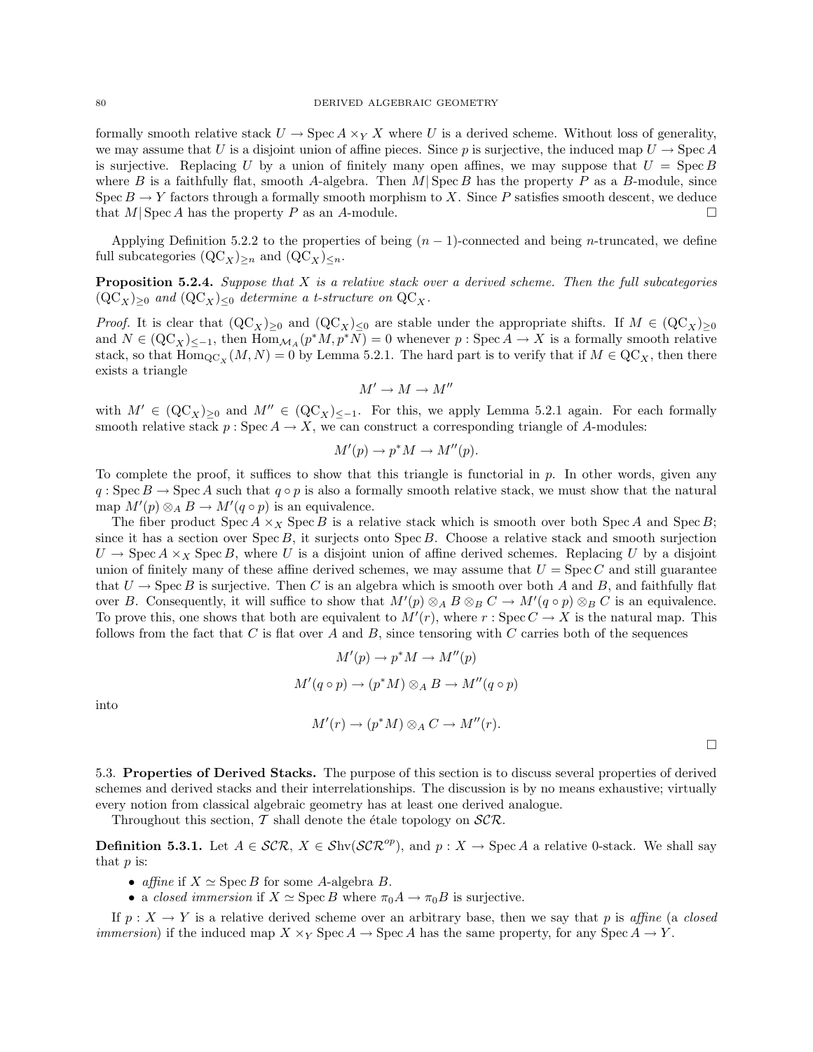formally smooth relative stack $U \to \operatorname{Spec} A \times_Y X$ where $U$ is a derived scheme. Without loss of generality, we may assume that $U$ is a disjoint union of affine pieces. Since $p$ is surjective, the induced map $U \to \operatorname{Spec} A$ is surjective. Replacing $U$ by a union of finitely many open affines, we may suppose that $U = \operatorname{Spec} B$ where $B$ is a faithfully flat, smooth $A$-algebra. Then $M|\operatorname{Spec} B$ has the property $P$ as a $B$-module, since $\operatorname{Spec} B \to Y$ factors through a formally smooth morphism to $X$. Since $P$ satisfies smooth descent, we deduce that $M|\operatorname{Spec} A$ has the property $P$ as an $A$-module. $\square$

Applying Definition 5.2.2 to the properties of being $(n-1)$-connected and being $n$-truncated, we define full subcategories $(\mathrm{QC}_X)_{\geq n}$ and $(\mathrm{QC}_X)_{\leq n}$.

**Proposition 5.2.4.** *Suppose that $X$ is a relative stack over a derived scheme. Then the full subcategories $(\mathrm{QC}_X)_{\geq 0}$ and $(\mathrm{QC}_X)_{\leq 0}$ determine a t-structure on $\mathrm{QC}_X$.*

*Proof.* It is clear that $(\mathrm{QC}_X)_{\geq 0}$ and $(\mathrm{QC}_X)_{\leq 0}$ are stable under the appropriate shifts. If $M \in (\mathrm{QC}_X)_{\geq 0}$ and $N \in (\mathrm{QC}_X)_{\leq -1}$, then $\operatorname{Hom}_{\mathcal{M}_A}(p^*M, p^*N) = 0$ whenever $p : \operatorname{Spec} A \to X$ is a formally smooth relative stack, so that $\operatorname{Hom}_{\mathrm{QC}_X}(M, N) = 0$ by Lemma 5.2.1. The hard part is to verify that if $M \in \mathrm{QC}_X$, then there exists a triangle

$$M' \to M \to M''$$

with $M' \in (\mathrm{QC}_X)_{\geq 0}$ and $M'' \in (\mathrm{QC}_X)_{\leq -1}$. For this, we apply Lemma 5.2.1 again. For each formally smooth relative stack $p : \operatorname{Spec} A \to X$, we can construct a corresponding triangle of $A$-modules:

$$M'(p) \to p^*M \to M''(p).$$

To complete the proof, it suffices to show that this triangle is functorial in $p$. In other words, given any $q : \operatorname{Spec} B \to \operatorname{Spec} A$ such that $q \circ p$ is also a formally smooth relative stack, we must show that the natural map $M'(p) \otimes_A B \to M'(q \circ p)$ is an equivalence.

The fiber product $\operatorname{Spec} A \times_X \operatorname{Spec} B$ is a relative stack which is smooth over both $\operatorname{Spec} A$ and $\operatorname{Spec} B$; since it has a section over $\operatorname{Spec} B$, it surjects onto $\operatorname{Spec} B$. Choose a relative stack and smooth surjection $U \to \operatorname{Spec} A \times_X \operatorname{Spec} B$, where $U$ is a disjoint union of affine derived schemes. Replacing $U$ by a disjoint union of finitely many of these affine derived schemes, we may assume that $U = \operatorname{Spec} C$ and still guarantee that $U \to \operatorname{Spec} B$ is surjective. Then $C$ is an algebra which is smooth over both $A$ and $B$, and faithfully flat over $B$. Consequently, it will suffice to show that $M'(p) \otimes_A B \otimes_B C \to M'(q \circ p) \otimes_B C$ is an equivalence. To prove this, one shows that both are equivalent to $M'(r)$, where $r : \operatorname{Spec} C \to X$ is the natural map. This follows from the fact that $C$ is flat over $A$ and $B$, since tensoring with $C$ carries both of the sequences

$$M'(p) \to p^*M \to M''(p)$$

$$M'(q \circ p) \to (p^*M) \otimes_A B \to M''(q \circ p)$$

into

$$M'(r) \to (p^*M) \otimes_A C \to M''(r).$$

$\square$

5.3. **Properties of Derived Stacks.** The purpose of this section is to discuss several properties of derived schemes and derived stacks and their interrelationships. The discussion is by no means exhaustive; virtually every notion from classical algebraic geometry has at least one derived analogue.

Throughout this section, $\mathcal{T}$ shall denote the étale topology on $\mathcal{SCR}$.

**Definition 5.3.1.** Let $A \in \mathcal{SCR}$, $X \in \mathcal{S}\mathrm{hv}(\mathcal{SCR}^{op})$, and $p : X \to \operatorname{Spec} A$ a relative 0-stack. We shall say that $p$ is:

- *affine* if $X \simeq \operatorname{Spec} B$ for some $A$-algebra $B$.
- a *closed immersion* if $X \simeq \operatorname{Spec} B$ where $\pi_0 A \to \pi_0 B$ is surjective.

If $p : X \to Y$ is a relative derived scheme over an arbitrary base, then we say that $p$ is *affine* (a *closed immersion*) if the induced map $X \times_Y \operatorname{Spec} A \to \operatorname{Spec} A$ has the same property, for any $\operatorname{Spec} A \to Y$.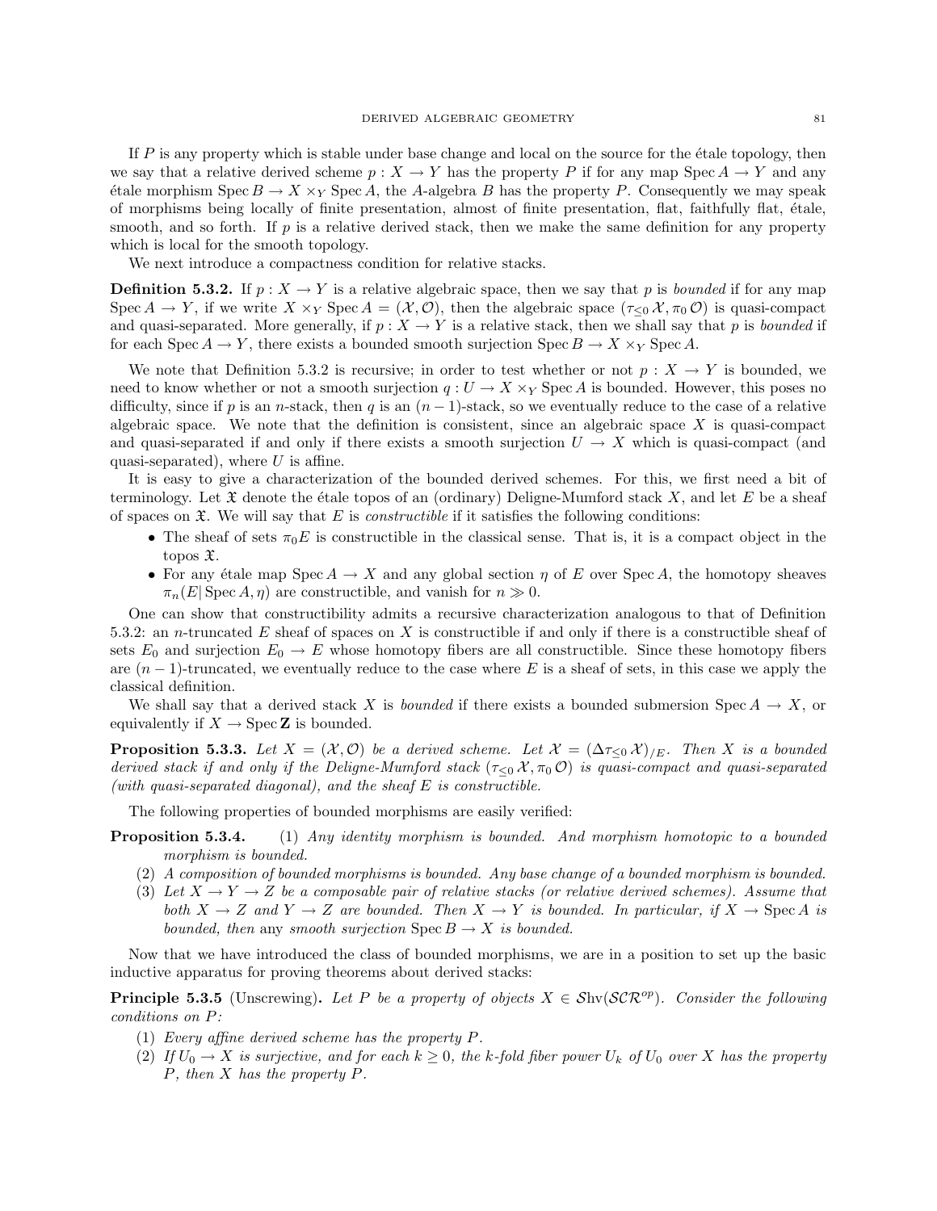If $P$ is any property which is stable under base change and local on the source for the étale topology, then we say that a relative derived scheme $p : X \to Y$ has the property $P$ if for any map $\operatorname{Spec} A \to Y$ and any étale morphism $\operatorname{Spec} B \to X \times_Y \operatorname{Spec} A$, the $A$-algebra $B$ has the property $P$. Consequently we may speak of morphisms being locally of finite presentation, almost of finite presentation, flat, faithfully flat, étale, smooth, and so forth. If $p$ is a relative derived stack, then we make the same definition for any property which is local for the smooth topology.

We next introduce a compactness condition for relative stacks.

**Definition 5.3.2.** If $p : X \to Y$ is a relative algebraic space, then we say that $p$ is *bounded* if for any map $\operatorname{Spec} A \to Y$, if we write $X \times_Y \operatorname{Spec} A = (\mathcal{X}, \mathcal{O})$, then the algebraic space $(\tau_{\leq 0} \mathcal{X}, \pi_0 \mathcal{O})$ is quasi-compact and quasi-separated. More generally, if $p : X \to Y$ is a relative stack, then we shall say that $p$ is *bounded* if for each $\operatorname{Spec} A \to Y$, there exists a bounded smooth surjection $\operatorname{Spec} B \to X \times_Y \operatorname{Spec} A$.

We note that Definition 5.3.2 is recursive; in order to test whether or not $p : X \to Y$ is bounded, we need to know whether or not a smooth surjection $q : U \to X \times_Y \operatorname{Spec} A$ is bounded. However, this poses no difficulty, since if $p$ is an $n$-stack, then $q$ is an $(n-1)$-stack, so we eventually reduce to the case of a relative algebraic space. We note that the definition is consistent, since an algebraic space $X$ is quasi-compact and quasi-separated if and only if there exists a smooth surjection $U \to X$ which is quasi-compact (and quasi-separated), where $U$ is affine.

It is easy to give a characterization of the bounded derived schemes. For this, we first need a bit of terminology. Let $\mathfrak{X}$ denote the étale topos of an (ordinary) Deligne-Mumford stack $X$, and let $E$ be a sheaf of spaces on $\mathfrak{X}$. We will say that $E$ is *constructible* if it satisfies the following conditions:

- The sheaf of sets $\pi_0 E$ is constructible in the classical sense. That is, it is a compact object in the topos $\mathfrak{X}$.
- For any étale map $\operatorname{Spec} A \to X$ and any global section $\eta$ of $E$ over $\operatorname{Spec} A$, the homotopy sheaves $\pi_n(E|\operatorname{Spec} A, \eta)$ are constructible, and vanish for $n \gg 0$.

One can show that constructibility admits a recursive characterization analogous to that of Definition 5.3.2: an $n$-truncated $E$ sheaf of spaces on $X$ is constructible if and only if there is a constructible sheaf of sets $E_0$ and surjection $E_0 \to E$ whose homotopy fibers are all constructible. Since these homotopy fibers are $(n-1)$-truncated, we eventually reduce to the case where $E$ is a sheaf of sets, in this case we apply the classical definition.

We shall say that a derived stack $X$ is *bounded* if there exists a bounded submersion $\operatorname{Spec} A \to X$, or equivalently if $X \to \operatorname{Spec} \mathbf{Z}$ is bounded.

**Proposition 5.3.3.** *Let $X = (\mathcal{X}, \mathcal{O})$ be a derived scheme. Let $\mathcal{X} = (\Delta\tau_{\leq 0} \mathcal{X})_{/E}$. Then $X$ is a bounded derived stack if and only if the Deligne-Mumford stack $(\tau_{\leq 0} \mathcal{X}, \pi_0 \mathcal{O})$ is quasi-compact and quasi-separated (with quasi-separated diagonal), and the sheaf $E$ is constructible.*

The following properties of bounded morphisms are easily verified:

**Proposition 5.3.4.**
1. *Any identity morphism is bounded. And morphism homotopic to a bounded morphism is bounded.*
2. *A composition of bounded morphisms is bounded. Any base change of a bounded morphism is bounded.*
3. *Let $X \to Y \to Z$ be a composable pair of relative stacks (or relative derived schemes). Assume that both $X \to Z$ and $Y \to Z$ are bounded. Then $X \to Y$ is bounded. In particular, if $X \to \operatorname{Spec} A$ is bounded, then* any *smooth surjection $\operatorname{Spec} B \to X$ is bounded.*

Now that we have introduced the class of bounded morphisms, we are in a position to set up the basic inductive apparatus for proving theorems about derived stacks:

**Principle 5.3.5** (Unscrewing)**.** *Let $P$ be a property of objects $X \in \mathcal{S}\mathrm{hv}(\mathcal{SCR}^{op})$. Consider the following conditions on $P$:*

1. *Every affine derived scheme has the property $P$.*
2. *If $U_0 \to X$ is surjective, and for each $k \geq 0$, the $k$-fold fiber power $U_k$ of $U_0$ over $X$ has the property $P$, then $X$ has the property $P$.*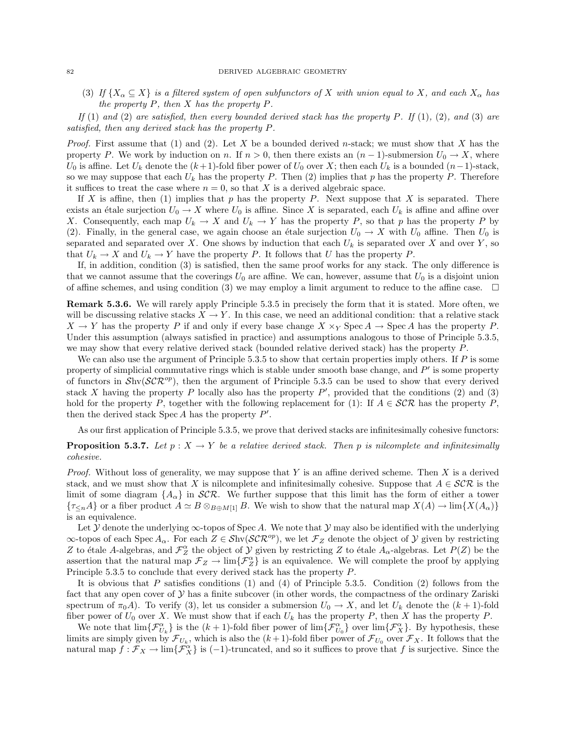(3) *If $\{X_\alpha \subseteq X\}$ is a filtered system of open subfunctors of $X$ with union equal to $X$, and each $X_\alpha$ has the property $P$, then $X$ has the property $P$.*

*If* (1) *and* (2) *are satisfied, then every bounded derived stack has the property $P$. If* (1), (2), *and* (3) *are satisfied, then any derived stack has the property $P$.*

*Proof.* First assume that (1) and (2). Let $X$ be a bounded derived $n$-stack; we must show that $X$ has the property $P$. We work by induction on $n$. If $n > 0$, then there exists an $(n-1)$-submersion $U_0 \to X$, where $U_0$ is affine. Let $U_k$ denote the $(k+1)$-fold fiber power of $U_0$ over $X$; then each $U_k$ is a bounded $(n-1)$-stack, so we may suppose that each $U_k$ has the property $P$. Then (2) implies that $p$ has the property $P$. Therefore it suffices to treat the case where $n = 0$, so that $X$ is a derived algebraic space.

If $X$ is affine, then (1) implies that $p$ has the property $P$. Next suppose that $X$ is separated. There exists an étale surjection $U_0 \to X$ where $U_0$ is affine. Since $X$ is separated, each $U_k$ is affine and affine over $X$. Consequently, each map $U_k \to X$ and $U_k \to Y$ has the property $P$, so that $p$ has the property $P$ by (2). Finally, in the general case, we again choose an étale surjection $U_0 \to X$ with $U_0$ affine. Then $U_0$ is separated and separated over $X$. One shows by induction that each $U_k$ is separated over $X$ and over $Y$, so that $U_k \to X$ and $U_k \to Y$ have the property $P$. It follows that $U$ has the property $P$.

If, in addition, condition (3) is satisfied, then the same proof works for any stack. The only difference is that we cannot assume that the coverings $U_0$ are affine. We can, however, assume that $U_0$ is a disjoint union of affine schemes, and using condition (3) we may employ a limit argument to reduce to the affine case. $\square$

**Remark 5.3.6.** We will rarely apply Principle 5.3.5 in precisely the form that it is stated. More often, we will be discussing relative stacks $X \to Y$. In this case, we need an additional condition: that a relative stack $X \to Y$ has the property $P$ if and only if every base change $X \times_Y \operatorname{Spec} A \to \operatorname{Spec} A$ has the property $P$. Under this assumption (always satisfied in practice) and assumptions analogous to those of Principle 5.3.5, we may show that every relative derived stack (bounded relative derived stack) has the property $P$.

We can also use the argument of Principle 5.3.5 to show that certain properties imply others. If $P$ is some property of simplicial commutative rings which is stable under smooth base change, and $P'$ is some property of functors in $\mathcal{S}\mathrm{hv}(\mathcal{SCR}^{op})$, then the argument of Principle 5.3.5 can be used to show that every derived stack $X$ having the property $P$ locally also has the property $P'$, provided that the conditions (2) and (3) hold for the property $P$, together with the following replacement for (1): If $A \in \mathcal{SCR}$ has the property $P$, then the derived stack $\operatorname{Spec} A$ has the property $P'$.

As our first application of Principle 5.3.5, we prove that derived stacks are infinitesimally cohesive functors:

**Proposition 5.3.7.** *Let $p : X \to Y$ be a relative derived stack. Then $p$ is nilcomplete and infinitesimally cohesive.*

*Proof.* Without loss of generality, we may suppose that $Y$ is an affine derived scheme. Then $X$ is a derived stack, and we must show that $X$ is nilcomplete and infinitesimally cohesive. Suppose that $A \in \mathcal{SCR}$ is the limit of some diagram $\{A_\alpha\}$ in $\mathcal{SCR}$. We further suppose that this limit has the form of either a tower $\{\tau_{\leq n} A\}$ or a fiber product $A \simeq B \otimes_{B \oplus M[1]} B$. We wish to show that the natural map $X(A) \to \lim\{X(A_\alpha)\}$ is an equivalence.

Let $\mathcal{Y}$ denote the underlying $\infty$-topos of $\operatorname{Spec} A$. We note that $\mathcal{Y}$ may also be identified with the underlying $\infty$-topos of each $\operatorname{Spec} A_\alpha$. For each $Z \in \mathcal{S}\mathrm{hv}(\mathcal{SCR}^{op})$, we let $\mathcal{F}_Z$ denote the object of $\mathcal{Y}$ given by restricting $Z$ to étale $A$-algebras, and $\mathcal{F}_Z^\alpha$ the object of $\mathcal{Y}$ given by restricting $Z$ to étale $A_\alpha$-algebras. Let $P(Z)$ be the assertion that the natural map $\mathcal{F}_Z \to \lim\{\mathcal{F}_Z^\alpha\}$ is an equivalence. We will complete the proof by applying Principle 5.3.5 to conclude that every derived stack has the property $P$.

It is obvious that $P$ satisfies conditions (1) and (4) of Principle 5.3.5. Condition (2) follows from the fact that any open cover of $\mathcal{Y}$ has a finite subcover (in other words, the compactness of the ordinary Zariski spectrum of $\pi_0 A$). To verify (3), let us consider a submersion $U_0 \to X$, and let $U_k$ denote the $(k+1)$-fold fiber power of $U_0$ over $X$. We must show that if each $U_k$ has the property $P$, then $X$ has the property $P$.

We note that $\lim\{\mathcal{F}_{U_k}^\alpha\}$ is the $(k+1)$-fold fiber power of $\lim\{\mathcal{F}_{U_0}^\alpha\}$ over $\lim\{\mathcal{F}_X^\alpha\}$. By hypothesis, these limits are simply given by $\mathcal{F}_{U_k}$, which is also the $(k+1)$-fold fiber power of $\mathcal{F}_{U_0}$ over $\mathcal{F}_X$. It follows that the natural map $f : \mathcal{F}_X \to \lim\{\mathcal{F}_X^\alpha\}$ is $(-1)$-truncated, and so it suffices to prove that $f$ is surjective. Since the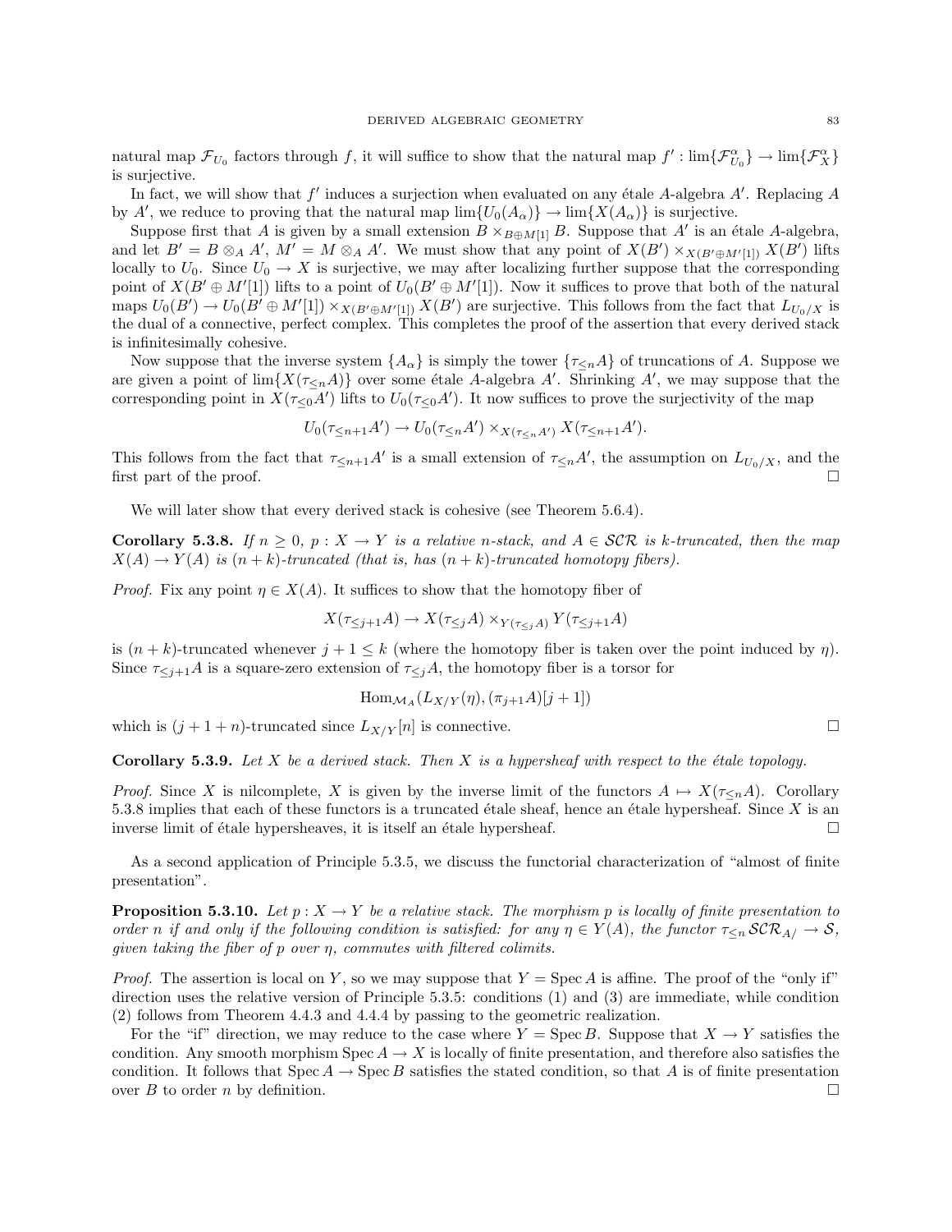natural map $\mathcal{F}_{U_0}$ factors through $f$, it will suffice to show that the natural map $f' : \lim\{\mathcal{F}^\alpha_{U_0}\} \to \lim\{\mathcal{F}^\alpha_X\}$ is surjective.

In fact, we will show that $f'$ induces a surjection when evaluated on any étale $A$-algebra $A'$. Replacing $A$ by $A'$, we reduce to proving that the natural map $\lim\{U_0(A_\alpha)\} \to \lim\{X(A_\alpha)\}$ is surjective.

Suppose first that $A$ is given by a small extension $B \times_{B \oplus M[1]} B$. Suppose that $A'$ is an étale $A$-algebra, and let $B' = B \otimes_A A'$, $M' = M \otimes_A A'$. We must show that any point of $X(B') \times_{X(B' \oplus M'[1])} X(B')$ lifts locally to $U_0$. Since $U_0 \to X$ is surjective, we may after localizing further suppose that the corresponding point of $X(B' \oplus M'[1])$ lifts to a point of $U_0(B' \oplus M'[1])$. Now it suffices to prove that both of the natural maps $U_0(B') \to U_0(B' \oplus M'[1]) \times_{X(B' \oplus M'[1])} X(B')$ are surjective. This follows from the fact that $L_{U_0/X}$ is the dual of a connective, perfect complex. This completes the proof of the assertion that every derived stack is infinitesimally cohesive.

Now suppose that the inverse system $\{A_\alpha\}$ is simply the tower $\{\tau_{\leq n} A\}$ of truncations of $A$. Suppose we are given a point of $\lim\{X(\tau_{\leq n} A)\}$ over some étale $A$-algebra $A'$. Shrinking $A'$, we may suppose that the corresponding point in $X(\tau_{\leq 0} A')$ lifts to $U_0(\tau_{\leq 0} A')$. It now suffices to prove the surjectivity of the map

$$U_0(\tau_{\leq n+1} A') \to U_0(\tau_{\leq n} A') \times_{X(\tau_{\leq n} A')} X(\tau_{\leq n+1} A').$$

This follows from the fact that $\tau_{\leq n+1} A'$ is a small extension of $\tau_{\leq n} A'$, the assumption on $L_{U_0/X}$, and the first part of the proof. $\square$

We will later show that every derived stack is cohesive (see Theorem 5.6.4).

**Corollary 5.3.8.** *If $n \geq 0$, $p : X \to Y$ is a relative $n$-stack, and $A \in \mathcal{SCR}$ is $k$-truncated, then the map $X(A) \to Y(A)$ is $(n+k)$-truncated (that is, has $(n+k)$-truncated homotopy fibers).*

*Proof.* Fix any point $\eta \in X(A)$. It suffices to show that the homotopy fiber of

$$X(\tau_{\leq j+1} A) \to X(\tau_{\leq j} A) \times_{Y(\tau_{\leq j} A)} Y(\tau_{\leq j+1} A)$$

is $(n+k)$-truncated whenever $j+1 \leq k$ (where the homotopy fiber is taken over the point induced by $\eta$). Since $\tau_{\leq j+1} A$ is a square-zero extension of $\tau_{\leq j} A$, the homotopy fiber is a torsor for

$$\operatorname{Hom}_{\mathcal{M}_A}(L_{X/Y}(\eta), (\pi_{j+1} A)[j+1])$$

which is $(j+1+n)$-truncated since $L_{X/Y}[n]$ is connective. $\square$

**Corollary 5.3.9.** *Let $X$ be a derived stack. Then $X$ is a hypersheaf with respect to the étale topology.*

*Proof.* Since $X$ is nilcomplete, $X$ is given by the inverse limit of the functors $A \mapsto X(\tau_{\leq n} A)$. Corollary 5.3.8 implies that each of these functors is a truncated étale sheaf, hence an étale hypersheaf. Since $X$ is an inverse limit of étale hypersheaves, it is itself an étale hypersheaf. $\square$

As a second application of Principle 5.3.5, we discuss the functorial characterization of "almost of finite presentation".

**Proposition 5.3.10.** *Let $p : X \to Y$ be a relative stack. The morphism $p$ is locally of finite presentation to order $n$ if and only if the following condition is satisfied: for any $\eta \in Y(A)$, the functor $\tau_{\leq n} \mathcal{SCR}_{A/} \to \mathcal{S}$, given taking the fiber of $p$ over $\eta$, commutes with filtered colimits.*

*Proof.* The assertion is local on $Y$, so we may suppose that $Y = \operatorname{Spec} A$ is affine. The proof of the "only if" direction uses the relative version of Principle 5.3.5: conditions (1) and (3) are immediate, while condition (2) follows from Theorem 4.4.3 and 4.4.4 by passing to the geometric realization.

For the "if" direction, we may reduce to the case where $Y = \operatorname{Spec} B$. Suppose that $X \to Y$ satisfies the condition. Any smooth morphism $\operatorname{Spec} A \to X$ is locally of finite presentation, and therefore also satisfies the condition. It follows that $\operatorname{Spec} A \to \operatorname{Spec} B$ satisfies the stated condition, so that $A$ is of finite presentation over $B$ to order $n$ by definition. $\square$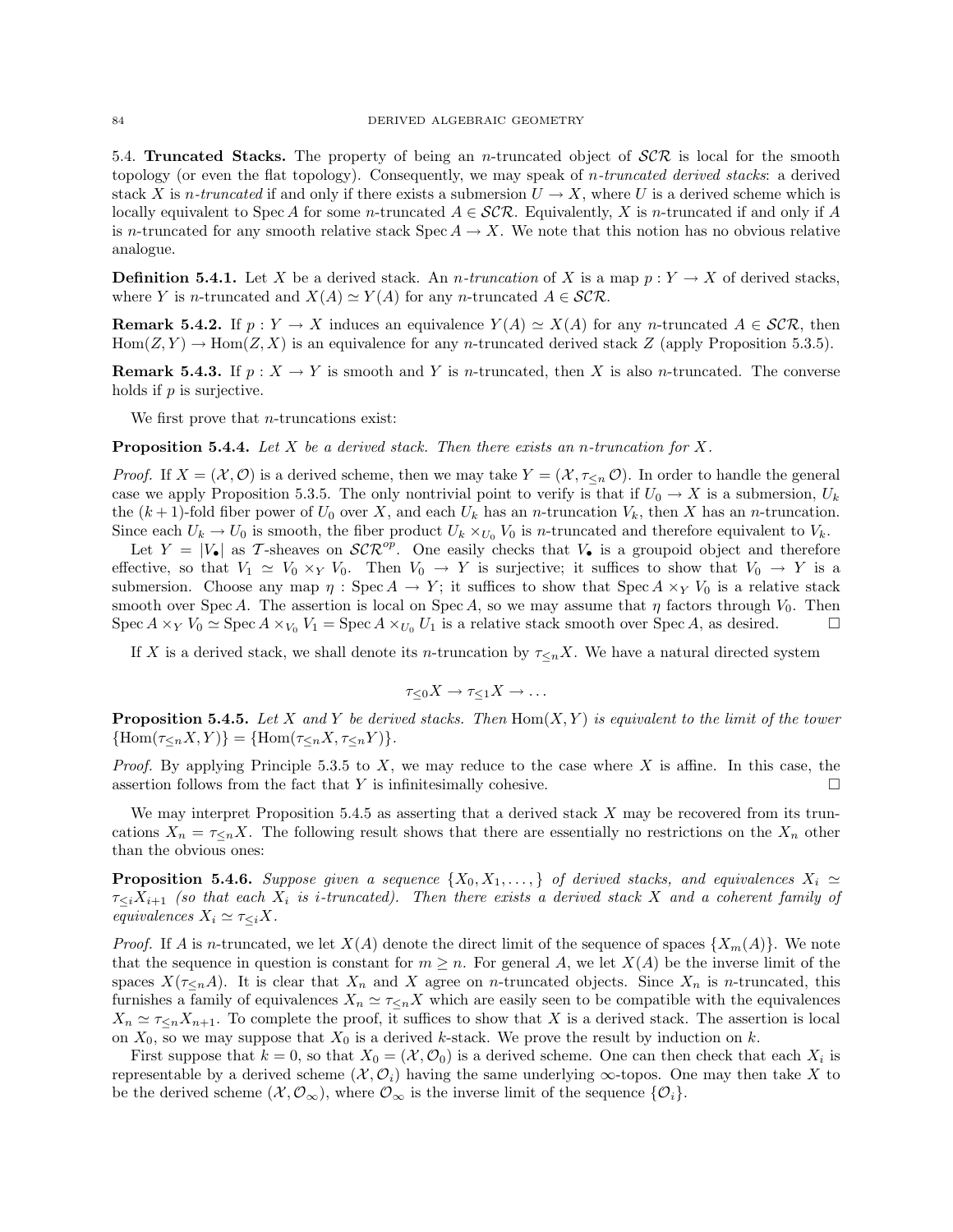5.4. **Truncated Stacks.** The property of being an $n$-truncated object of $\mathcal{SCR}$ is local for the smooth topology (or even the flat topology). Consequently, we may speak of *$n$-truncated derived stacks*: a derived stack $X$ is *$n$-truncated* if and only if there exists a submersion $U \to X$, where $U$ is a derived scheme which is locally equivalent to $\operatorname{Spec} A$ for some $n$-truncated $A \in \mathcal{SCR}$. Equivalently, $X$ is $n$-truncated if and only if $A$ is $n$-truncated for any smooth relative stack $\operatorname{Spec} A \to X$. We note that this notion has no obvious relative analogue.

**Definition 5.4.1.** Let $X$ be a derived stack. An *$n$-truncation* of $X$ is a map $p : Y \to X$ of derived stacks, where $Y$ is $n$-truncated and $X(A) \simeq Y(A)$ for any $n$-truncated $A \in \mathcal{SCR}$.

**Remark 5.4.2.** If $p : Y \to X$ induces an equivalence $Y(A) \simeq X(A)$ for any $n$-truncated $A \in \mathcal{SCR}$, then $\operatorname{Hom}(Z, Y) \to \operatorname{Hom}(Z, X)$ is an equivalence for any $n$-truncated derived stack $Z$ (apply Proposition 5.3.5).

**Remark 5.4.3.** If $p : X \to Y$ is smooth and $Y$ is $n$-truncated, then $X$ is also $n$-truncated. The converse holds if $p$ is surjective.

We first prove that $n$-truncations exist:

**Proposition 5.4.4.** *Let $X$ be a derived stack. Then there exists an $n$-truncation for $X$.*

*Proof.* If $X = (\mathcal{X}, \mathcal{O})$ is a derived scheme, then we may take $Y = (\mathcal{X}, \tau_{\leq n} \mathcal{O})$. In order to handle the general case we apply Proposition 5.3.5. The only nontrivial point to verify is that if $U_0 \to X$ is a submersion, $U_k$ the $(k+1)$-fold fiber power of $U_0$ over $X$, and each $U_k$ has an $n$-truncation $V_k$, then $X$ has an $n$-truncation. Since each $U_k \to U_0$ is smooth, the fiber product $U_k \times_{U_0} V_0$ is $n$-truncated and therefore equivalent to $V_k$.

Let $Y = |V_\bullet|$ as $\mathcal{T}$-sheaves on $\mathcal{SCR}^{op}$. One easily checks that $V_\bullet$ is a groupoid object and therefore effective, so that $V_1 \simeq V_0 \times_Y V_0$. Then $V_0 \to Y$ is surjective; it suffices to show that $V_0 \to Y$ is a submersion. Choose any map $\eta : \operatorname{Spec} A \to Y$; it suffices to show that $\operatorname{Spec} A \times_Y V_0$ is a relative stack smooth over $\operatorname{Spec} A$. The assertion is local on $\operatorname{Spec} A$, so we may assume that $\eta$ factors through $V_0$. Then $\operatorname{Spec} A \times_Y V_0 \simeq \operatorname{Spec} A \times_{V_0} V_1 = \operatorname{Spec} A \times_{U_0} U_1$ is a relative stack smooth over $\operatorname{Spec} A$, as desired. □

If $X$ is a derived stack, we shall denote its $n$-truncation by $\tau_{\leq n} X$. We have a natural directed system

$$\tau_{\leq 0} X \to \tau_{\leq 1} X \to \ldots$$

**Proposition 5.4.5.** *Let $X$ and $Y$ be derived stacks. Then $\operatorname{Hom}(X, Y)$ is equivalent to the limit of the tower $\{\operatorname{Hom}(\tau_{\leq n} X, Y)\} = \{\operatorname{Hom}(\tau_{\leq n} X, \tau_{\leq n} Y)\}$.*

*Proof.* By applying Principle 5.3.5 to $X$, we may reduce to the case where $X$ is affine. In this case, the assertion follows from the fact that $Y$ is infinitesimally cohesive. □

We may interpret Proposition 5.4.5 as asserting that a derived stack $X$ may be recovered from its truncations $X_n = \tau_{\leq n} X$. The following result shows that there are essentially no restrictions on the $X_n$ other than the obvious ones:

**Proposition 5.4.6.** *Suppose given a sequence $\{X_0, X_1, \ldots, \}$ of derived stacks, and equivalences $X_i \simeq \tau_{\leq i} X_{i+1}$ (so that each $X_i$ is $i$-truncated). Then there exists a derived stack $X$ and a coherent family of equivalences $X_i \simeq \tau_{\leq i} X$.*

*Proof.* If $A$ is $n$-truncated, we let $X(A)$ denote the direct limit of the sequence of spaces $\{X_m(A)\}$. We note that the sequence in question is constant for $m \geq n$. For general $A$, we let $X(A)$ be the inverse limit of the spaces $X(\tau_{\leq n} A)$. It is clear that $X_n$ and $X$ agree on $n$-truncated objects. Since $X_n$ is $n$-truncated, this furnishes a family of equivalences $X_n \simeq \tau_{\leq n} X$ which are easily seen to be compatible with the equivalences $X_n \simeq \tau_{\leq n} X_{n+1}$. To complete the proof, it suffices to show that $X$ is a derived stack. The assertion is local on $X_0$, so we may suppose that $X_0$ is a derived $k$-stack. We prove the result by induction on $k$.

First suppose that $k = 0$, so that $X_0 = (\mathcal{X}, \mathcal{O}_0)$ is a derived scheme. One can then check that each $X_i$ is representable by a derived scheme $(\mathcal{X}, \mathcal{O}_i)$ having the same underlying $\infty$-topos. One may then take $X$ to be the derived scheme $(\mathcal{X}, \mathcal{O}_\infty)$, where $\mathcal{O}_\infty$ is the inverse limit of the sequence $\{\mathcal{O}_i\}$.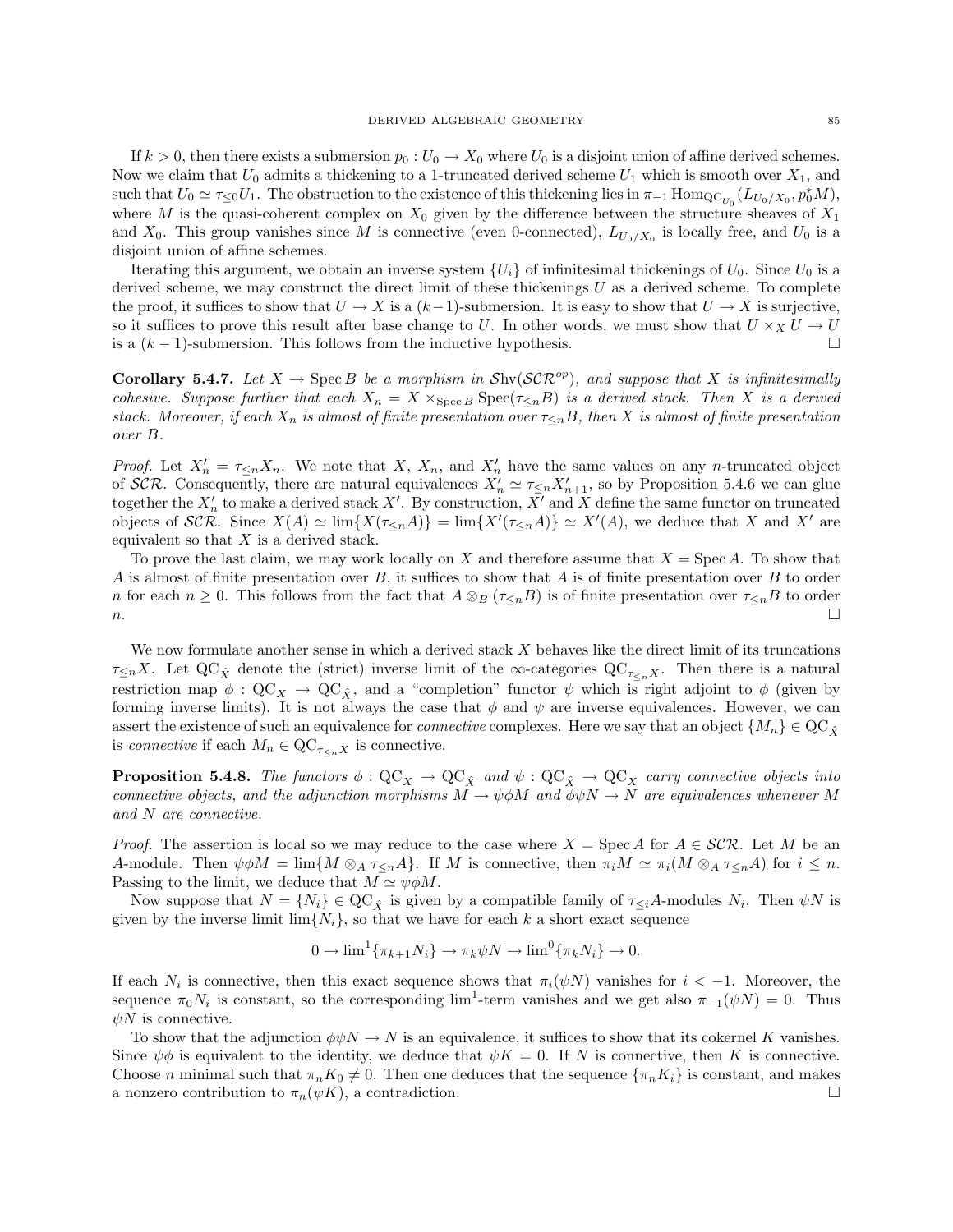If $k > 0$, then there exists a submersion $p_0 : U_0 \to X_0$ where $U_0$ is a disjoint union of affine derived schemes. Now we claim that $U_0$ admits a thickening to a 1-truncated derived scheme $U_1$ which is smooth over $X_1$, and such that $U_0 \simeq \tau_{\leq 0} U_1$. The obstruction to the existence of this thickening lies in $\pi_{-1} \operatorname{Hom}_{\mathrm{QC}_{U_0}}(L_{U_0/X_0}, p_0^* M)$, where $M$ is the quasi-coherent complex on $X_0$ given by the difference between the structure sheaves of $X_1$ and $X_0$. This group vanishes since $M$ is connective (even 0-connected), $L_{U_0/X_0}$ is locally free, and $U_0$ is a disjoint union of affine schemes.

Iterating this argument, we obtain an inverse system $\{U_i\}$ of infinitesimal thickenings of $U_0$. Since $U_0$ is a derived scheme, we may construct the direct limit of these thickenings $U$ as a derived scheme. To complete the proof, it suffices to show that $U \to X$ is a $(k-1)$-submersion. It is easy to show that $U \to X$ is surjective, so it suffices to prove this result after base change to $U$. In other words, we must show that $U \times_X U \to U$ is a $(k-1)$-submersion. This follows from the inductive hypothesis. $\square$

**Corollary 5.4.7.** *Let $X \to \operatorname{Spec} B$ be a morphism in $\mathcal{S}\mathrm{hv}(\mathcal{SCR}^{op})$, and suppose that $X$ is infinitesimally cohesive. Suppose further that each $X_n = X \times_{\operatorname{Spec} B} \operatorname{Spec}(\tau_{\leq n} B)$ is a derived stack. Then $X$ is a derived stack. Moreover, if each $X_n$ is almost of finite presentation over $\tau_{\leq n} B$, then $X$ is almost of finite presentation over $B$.*

*Proof.* Let $X'_n = \tau_{\leq n} X_n$. We note that $X$, $X_n$, and $X'_n$ have the same values on any $n$-truncated object of $\mathcal{SCR}$. Consequently, there are natural equivalences $X'_n \simeq \tau_{\leq n} X'_{n+1}$, so by Proposition 5.4.6 we can glue together the $X'_n$ to make a derived stack $X'$. By construction, $X'$ and $X$ define the same functor on truncated objects of $\mathcal{SCR}$. Since $X(A) \simeq \lim\{X(\tau_{\leq n} A)\} = \lim\{X'(\tau_{\leq n} A)\} \simeq X'(A)$, we deduce that $X$ and $X'$ are equivalent so that $X$ is a derived stack.

To prove the last claim, we may work locally on $X$ and therefore assume that $X = \operatorname{Spec} A$. To show that $A$ is almost of finite presentation over $B$, it suffices to show that $A$ is of finite presentation over $B$ to order $n$ for each $n \geq 0$. This follows from the fact that $A \otimes_B (\tau_{\leq n} B)$ is of finite presentation over $\tau_{\leq n} B$ to order $n$. $\square$

We now formulate another sense in which a derived stack $X$ behaves like the direct limit of its truncations $\tau_{\leq n} X$. Let $\mathrm{QC}_{\hat{X}}$ denote the (strict) inverse limit of the $\infty$-categories $\mathrm{QC}_{\tau_{\leq n} X}$. Then there is a natural restriction map $\phi : \mathrm{QC}_X \to \mathrm{QC}_{\hat{X}}$, and a "completion" functor $\psi$ which is right adjoint to $\phi$ (given by forming inverse limits). It is not always the case that $\phi$ and $\psi$ are inverse equivalences. However, we can assert the existence of such an equivalence for *connective* complexes. Here we say that an object $\{M_n\} \in \mathrm{QC}_{\hat{X}}$ is *connective* if each $M_n \in \mathrm{QC}_{\tau_{\leq n} X}$ is connective.

**Proposition 5.4.8.** *The functors $\phi : \mathrm{QC}_X \to \mathrm{QC}_{\hat{X}}$ and $\psi : \mathrm{QC}_{\hat{X}} \to \mathrm{QC}_X$ carry connective objects into connective objects, and the adjunction morphisms $M \to \psi\phi M$ and $\phi\psi N \to N$ are equivalences whenever $M$ and $N$ are connective.*

*Proof.* The assertion is local so we may reduce to the case where $X = \operatorname{Spec} A$ for $A \in \mathcal{SCR}$. Let $M$ be an $A$-module. Then $\psi\phi M = \lim\{M \otimes_A \tau_{\leq n} A\}$. If $M$ is connective, then $\pi_i M \simeq \pi_i(M \otimes_A \tau_{\leq n} A)$ for $i \leq n$. Passing to the limit, we deduce that $M \simeq \psi\phi M$.

Now suppose that $N = \{N_i\} \in \mathrm{QC}_{\hat{X}}$ is given by a compatible family of $\tau_{\leq i} A$-modules $N_i$. Then $\psi N$ is given by the inverse limit $\lim\{N_i\}$, so that we have for each $k$ a short exact sequence

$$0 \to \lim^1\{\pi_{k+1} N_i\} \to \pi_k \psi N \to \lim^0\{\pi_k N_i\} \to 0.$$

If each $N_i$ is connective, then this exact sequence shows that $\pi_i(\psi N)$ vanishes for $i < -1$. Moreover, the sequence $\pi_0 N_i$ is constant, so the corresponding $\lim^1$-term vanishes and we get also $\pi_{-1}(\psi N) = 0$. Thus $\psi N$ is connective.

To show that the adjunction $\phi\psi N \to N$ is an equivalence, it suffices to show that its cokernel $K$ vanishes. Since $\psi\phi$ is equivalent to the identity, we deduce that $\psi K = 0$. If $N$ is connective, then $K$ is connective. Choose $n$ minimal such that $\pi_n K_0 \neq 0$. Then one deduces that the sequence $\{\pi_n K_i\}$ is constant, and makes a nonzero contribution to $\pi_n(\psi K)$, a contradiction. $\square$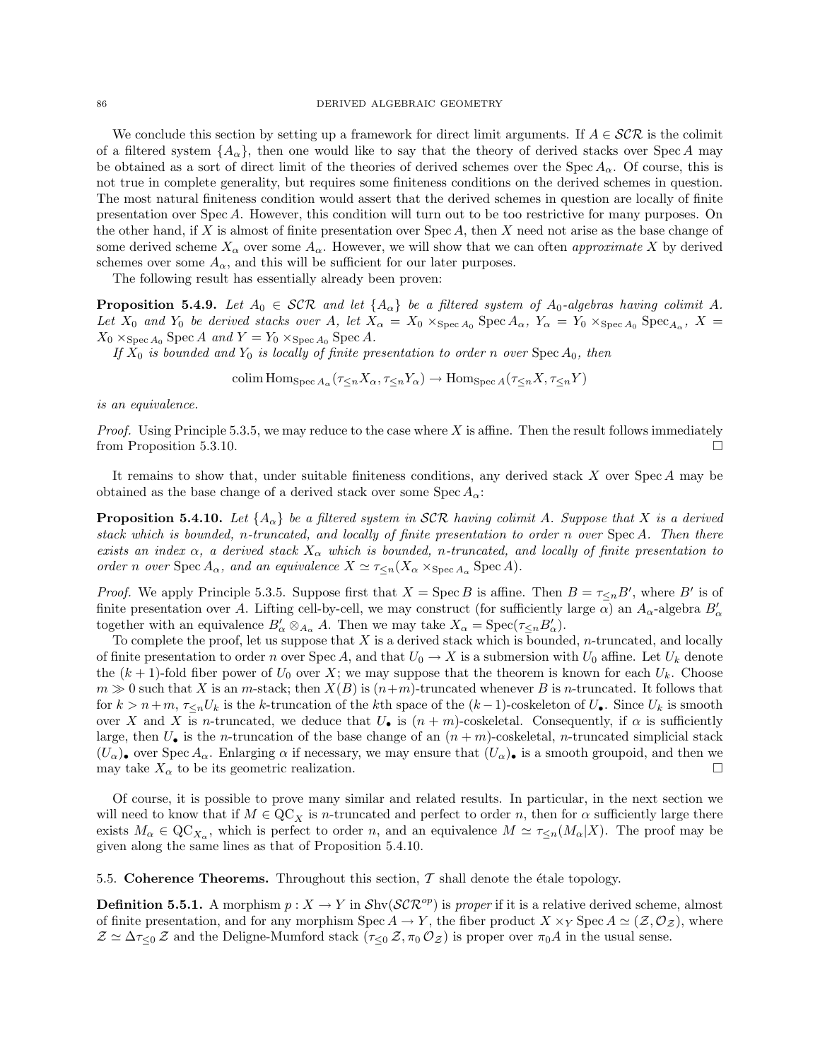We conclude this section by setting up a framework for direct limit arguments. If $A \in \mathcal{SCR}$ is the colimit of a filtered system $\{A_\alpha\}$, then one would like to say that the theory of derived stacks over $\operatorname{Spec} A$ may be obtained as a sort of direct limit of the theories of derived schemes over the $\operatorname{Spec} A_\alpha$. Of course, this is not true in complete generality, but requires some finiteness conditions on the derived schemes in question. The most natural finiteness condition would assert that the derived schemes in question are locally of finite presentation over $\operatorname{Spec} A$. However, this condition will turn out to be too restrictive for many purposes. On the other hand, if $X$ is almost of finite presentation over $\operatorname{Spec} A$, then $X$ need not arise as the base change of some derived scheme $X_\alpha$ over some $A_\alpha$. However, we will show that we can often *approximate* $X$ by derived schemes over some $A_\alpha$, and this will be sufficient for our later purposes.

The following result has essentially already been proven:

**Proposition 5.4.9.** *Let $A_0 \in \mathcal{SCR}$ and let $\{A_\alpha\}$ be a filtered system of $A_0$-algebras having colimit $A$. Let $X_0$ and $Y_0$ be derived stacks over $A$, let $X_\alpha = X_0 \times_{\operatorname{Spec} A_0} \operatorname{Spec} A_\alpha$, $Y_\alpha = Y_0 \times_{\operatorname{Spec} A_0} \operatorname{Spec}_{A_\alpha}$, $X = X_0 \times_{\operatorname{Spec} A_0} \operatorname{Spec} A$ and $Y = Y_0 \times_{\operatorname{Spec} A_0} \operatorname{Spec} A$.*

*If $X_0$ is bounded and $Y_0$ is locally of finite presentation to order $n$ over $\operatorname{Spec} A_0$, then*

$$\operatorname{colim} \operatorname{Hom}_{\operatorname{Spec} A_\alpha}(\tau_{\leq n} X_\alpha, \tau_{\leq n} Y_\alpha) \to \operatorname{Hom}_{\operatorname{Spec} A}(\tau_{\leq n} X, \tau_{\leq n} Y)$$

*is an equivalence.*

*Proof.* Using Principle 5.3.5, we may reduce to the case where $X$ is affine. Then the result follows immediately from Proposition 5.3.10. □

It remains to show that, under suitable finiteness conditions, any derived stack $X$ over $\operatorname{Spec} A$ may be obtained as the base change of a derived stack over some $\operatorname{Spec} A_\alpha$:

**Proposition 5.4.10.** *Let $\{A_\alpha\}$ be a filtered system in $\mathcal{SCR}$ having colimit $A$. Suppose that $X$ is a derived stack which is bounded, $n$-truncated, and locally of finite presentation to order $n$ over $\operatorname{Spec} A$. Then there exists an index $\alpha$, a derived stack $X_\alpha$ which is bounded, $n$-truncated, and locally of finite presentation to order $n$ over $\operatorname{Spec} A_\alpha$, and an equivalence $X \simeq \tau_{\leq n}(X_\alpha \times_{\operatorname{Spec} A_\alpha} \operatorname{Spec} A)$.*

*Proof.* We apply Principle 5.3.5. Suppose first that $X = \operatorname{Spec} B$ is affine. Then $B = \tau_{\leq n} B'$, where $B'$ is of finite presentation over $A$. Lifting cell-by-cell, we may construct (for sufficiently large $\alpha$) an $A_\alpha$-algebra $B'_\alpha$ together with an equivalence $B'_\alpha \otimes_{A_\alpha} A$. Then we may take $X_\alpha = \operatorname{Spec}(\tau_{\leq n} B'_\alpha)$.

To complete the proof, let us suppose that $X$ is a derived stack which is bounded, $n$-truncated, and locally of finite presentation to order $n$ over $\operatorname{Spec} A$, and that $U_0 \to X$ is a submersion with $U_0$ affine. Let $U_k$ denote the $(k+1)$-fold fiber power of $U_0$ over $X$; we may suppose that the theorem is known for each $U_k$. Choose $m \gg 0$ such that $X$ is an $m$-stack; then $X(B)$ is $(n+m)$-truncated whenever $B$ is $n$-truncated. It follows that for $k > n+m$, $\tau_{\leq n} U_k$ is the $k$-truncation of the $k$th space of the $(k-1)$-coskeleton of $U_\bullet$. Since $U_k$ is smooth over $X$ and $X$ is $n$-truncated, we deduce that $U_\bullet$ is $(n+m)$-coskeletal. Consequently, if $\alpha$ is sufficiently large, then $U_\bullet$ is the $n$-truncation of the base change of an $(n+m)$-coskeletal, $n$-truncated simplicial stack $(U_\alpha)_\bullet$ over $\operatorname{Spec} A_\alpha$. Enlarging $\alpha$ if necessary, we may ensure that $(U_\alpha)_\bullet$ is a smooth groupoid, and then we may take $X_\alpha$ to be its geometric realization. □

Of course, it is possible to prove many similar and related results. In particular, in the next section we will need to know that if $M \in \mathrm{QC}_X$ is $n$-truncated and perfect to order $n$, then for $\alpha$ sufficiently large there exists $M_\alpha \in \mathrm{QC}_{X_\alpha}$, which is perfect to order $n$, and an equivalence $M \simeq \tau_{\leq n}(M_\alpha | X)$. The proof may be given along the same lines as that of Proposition 5.4.10.

## 5.5. Coherence Theorems.

Throughout this section, $\mathcal{T}$ shall denote the étale topology.

**Definition 5.5.1.** A morphism $p : X \to Y$ in $\mathcal{S}\mathrm{hv}(\mathcal{SCR}^{op})$ is *proper* if it is a relative derived scheme, almost of finite presentation, and for any morphism $\operatorname{Spec} A \to Y$, the fiber product $X \times_Y \operatorname{Spec} A \simeq (\mathcal{Z}, \mathcal{O}_{\mathcal{Z}})$, where $\mathcal{Z} \simeq \Delta \tau_{\leq 0} \mathcal{Z}$ and the Deligne-Mumford stack $(\tau_{\leq 0} \mathcal{Z}, \pi_0 \mathcal{O}_{\mathcal{Z}})$ is proper over $\pi_0 A$ in the usual sense.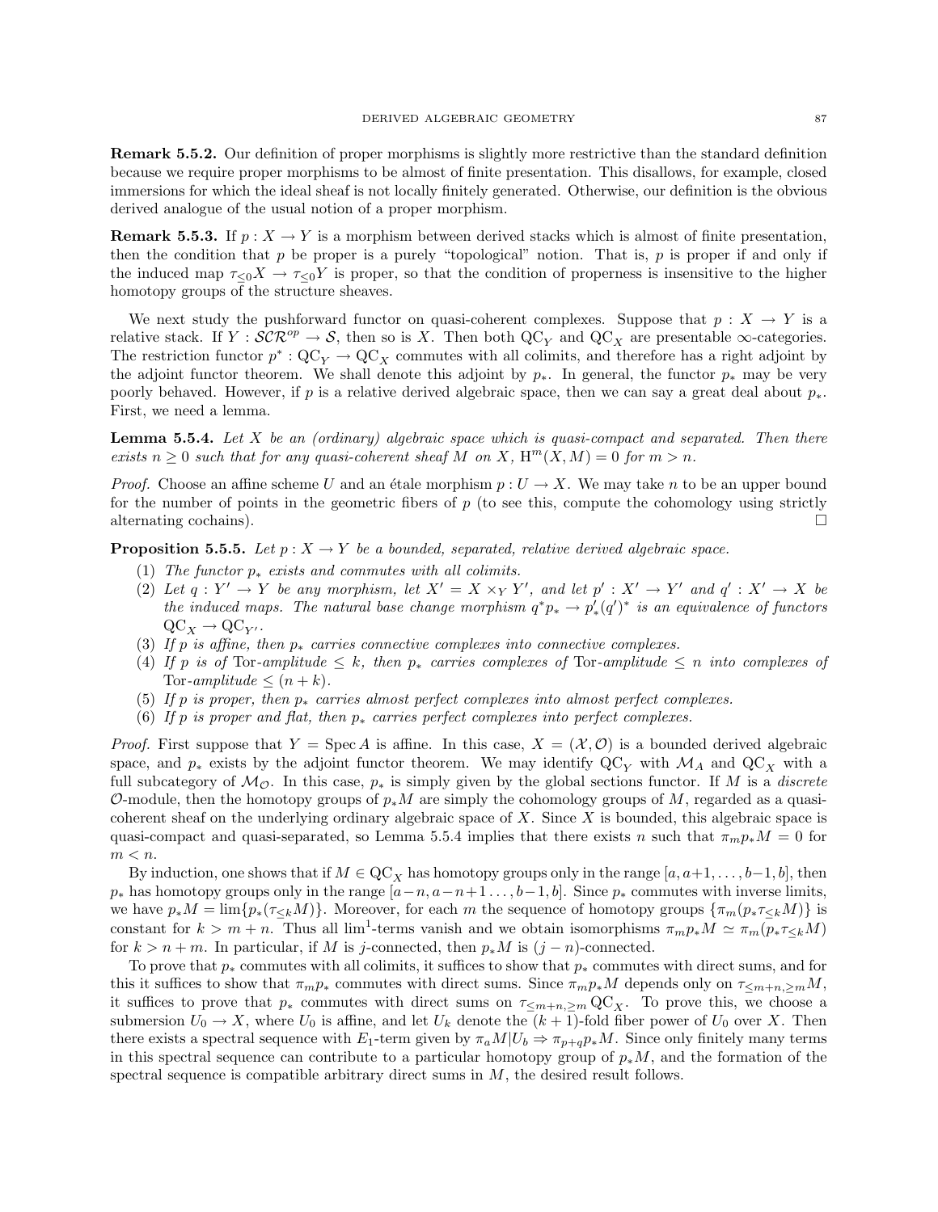**Remark 5.5.2.** Our definition of proper morphisms is slightly more restrictive than the standard definition because we require proper morphisms to be almost of finite presentation. This disallows, for example, closed immersions for which the ideal sheaf is not locally finitely generated. Otherwise, our definition is the obvious derived analogue of the usual notion of a proper morphism.

**Remark 5.5.3.** If $p : X \to Y$ is a morphism between derived stacks which is almost of finite presentation, then the condition that $p$ be proper is a purely "topological" notion. That is, $p$ is proper if and only if the induced map $\tau_{\leq 0} X \to \tau_{\leq 0} Y$ is proper, so that the condition of properness is insensitive to the higher homotopy groups of the structure sheaves.

We next study the pushforward functor on quasi-coherent complexes. Suppose that $p : X \to Y$ is a relative stack. If $Y : \mathcal{SCR}^{op} \to \mathcal{S}$, then so is $X$. Then both $\mathrm{QC}_Y$ and $\mathrm{QC}_X$ are presentable $\infty$-categories. The restriction functor $p^* : \mathrm{QC}_Y \to \mathrm{QC}_X$ commutes with all colimits, and therefore has a right adjoint by the adjoint functor theorem. We shall denote this adjoint by $p_*$. In general, the functor $p_*$ may be very poorly behaved. However, if $p$ is a relative derived algebraic space, then we can say a great deal about $p_*$. First, we need a lemma.

**Lemma 5.5.4.** *Let $X$ be an (ordinary) algebraic space which is quasi-compact and separated. Then there exists $n \geq 0$ such that for any quasi-coherent sheaf $M$ on $X$, $\mathrm{H}^m(X, M) = 0$ for $m > n$.*

*Proof.* Choose an affine scheme $U$ and an étale morphism $p : U \to X$. We may take $n$ to be an upper bound for the number of points in the geometric fibers of $p$ (to see this, compute the cohomology using strictly alternating cochains). $\square$

**Proposition 5.5.5.** *Let $p : X \to Y$ be a bounded, separated, relative derived algebraic space.*

1. *The functor $p_*$ exists and commutes with all colimits.*
2. *Let $q : Y' \to Y$ be any morphism, let $X' = X \times_Y Y'$, and let $p' : X' \to Y'$ and $q' : X' \to X$ be the induced maps. The natural base change morphism $q^* p_* \to p'_*(q')^*$ is an equivalence of functors $\mathrm{QC}_X \to \mathrm{QC}_{Y'}$.*
3. *If $p$ is affine, then $p_*$ carries connective complexes into connective complexes.*
4. *If $p$ is of $\mathrm{Tor}$-amplitude $\leq k$, then $p_*$ carries complexes of $\mathrm{Tor}$-amplitude $\leq n$ into complexes of $\mathrm{Tor}$-amplitude $\leq (n + k)$.*
5. *If $p$ is proper, then $p_*$ carries almost perfect complexes into almost perfect complexes.*
6. *If $p$ is proper and flat, then $p_*$ carries perfect complexes into perfect complexes.*

*Proof.* First suppose that $Y = \operatorname{Spec} A$ is affine. In this case, $X = (\mathcal{X}, \mathcal{O})$ is a bounded derived algebraic space, and $p_*$ exists by the adjoint functor theorem. We may identify $\mathrm{QC}_Y$ with $\mathcal{M}_A$ and $\mathrm{QC}_X$ with a full subcategory of $\mathcal{M}_{\mathcal{O}}$. In this case, $p_*$ is simply given by the global sections functor. If $M$ is a *discrete* $\mathcal{O}$-module, then the homotopy groups of $p_* M$ are simply the cohomology groups of $M$, regarded as a quasi-coherent sheaf on the underlying ordinary algebraic space of $X$. Since $X$ is bounded, this algebraic space is quasi-compact and quasi-separated, so Lemma 5.5.4 implies that there exists $n$ such that $\pi_m p_* M = 0$ for $m < n$.

By induction, one shows that if $M \in \mathrm{QC}_X$ has homotopy groups only in the range $[a, a+1, \ldots, b-1, b]$, then $p_*$ has homotopy groups only in the range $[a-n, a-n+1 \ldots, b-1, b]$. Since $p_*$ commutes with inverse limits, we have $p_* M = \lim\{p_*(\tau_{\leq k} M)\}$. Moreover, for each $m$ the sequence of homotopy groups $\{\pi_m(p_* \tau_{\leq k} M)\}$ is constant for $k > m + n$. Thus all $\lim^1$-terms vanish and we obtain isomorphisms $\pi_m p_* M \simeq \pi_m(p_* \tau_{\leq k} M)$ for $k > n + m$. In particular, if $M$ is $j$-connected, then $p_* M$ is $(j - n)$-connected.

To prove that $p_*$ commutes with all colimits, it suffices to show that $p_*$ commutes with direct sums, and for this it suffices to show that $\pi_m p_*$ commutes with direct sums. Since $\pi_m p_* M$ depends only on $\tau_{\leq m+n, \geq m} M$, it suffices to prove that $p_*$ commutes with direct sums on $\tau_{\leq m+n, \geq m} \mathrm{QC}_X$. To prove this, we choose a submersion $U_0 \to X$, where $U_0$ is affine, and let $U_k$ denote the $(k+1)$-fold fiber power of $U_0$ over $X$. Then there exists a spectral sequence with $E_1$-term given by $\pi_a M | U_b \Rightarrow \pi_{p+q} p_* M$. Since only finitely many terms in this spectral sequence can contribute to a particular homotopy group of $p_* M$, and the formation of the spectral sequence is compatible arbitrary direct sums in $M$, the desired result follows.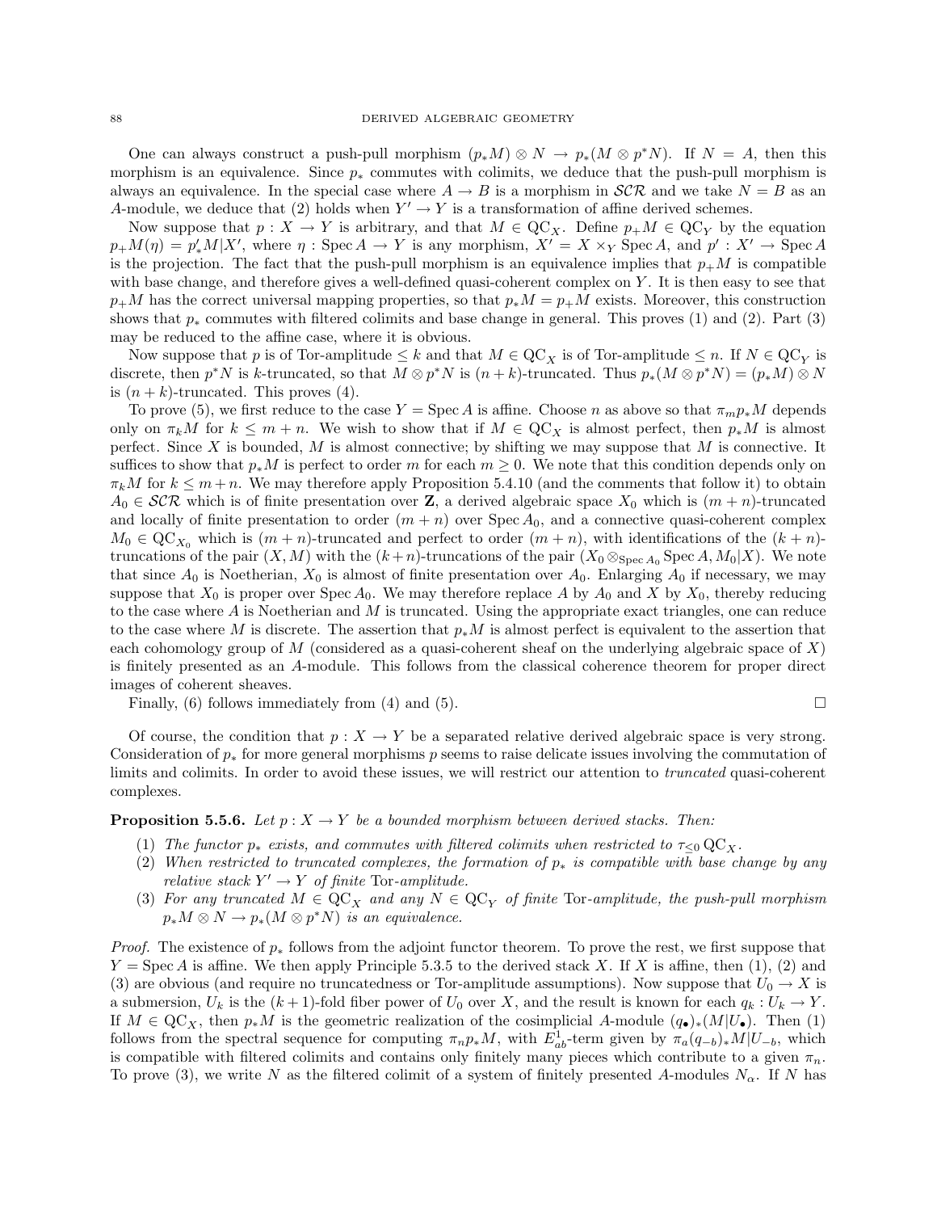One can always construct a push-pull morphism $(p_*M) \otimes N \to p_*(M \otimes p^*N)$. If $N = A$, then this morphism is an equivalence. Since $p_*$ commutes with colimits, we deduce that the push-pull morphism is always an equivalence. In the special case where $A \to B$ is a morphism in $\mathcal{SCR}$ and we take $N = B$ as an $A$-module, we deduce that (2) holds when $Y' \to Y$ is a transformation of affine derived schemes.

Now suppose that $p : X \to Y$ is arbitrary, and that $M \in \mathrm{QC}_X$. Define $p_+M \in \mathrm{QC}_Y$ by the equation $p_+M(\eta) = p'_*M|X'$, where $\eta : \operatorname{Spec} A \to Y$ is any morphism, $X' = X \times_Y \operatorname{Spec} A$, and $p' : X' \to \operatorname{Spec} A$ is the projection. The fact that the push-pull morphism is an equivalence implies that $p_+M$ is compatible with base change, and therefore gives a well-defined quasi-coherent complex on $Y$. It is then easy to see that $p_+M$ has the correct universal mapping properties, so that $p_*M = p_+M$ exists. Moreover, this construction shows that $p_*$ commutes with filtered colimits and base change in general. This proves (1) and (2). Part (3) may be reduced to the affine case, where it is obvious.

Now suppose that $p$ is of Tor-amplitude $\leq k$ and that $M \in \mathrm{QC}_X$ is of Tor-amplitude $\leq n$. If $N \in \mathrm{QC}_Y$ is discrete, then $p^*N$ is $k$-truncated, so that $M \otimes p^*N$ is $(n+k)$-truncated. Thus $p_*(M \otimes p^*N) = (p_*M) \otimes N$ is $(n+k)$-truncated. This proves (4).

To prove (5), we first reduce to the case $Y = \operatorname{Spec} A$ is affine. Choose $n$ as above so that $\pi_m p_* M$ depends only on $\pi_k M$ for $k \leq m + n$. We wish to show that if $M \in \mathrm{QC}_X$ is almost perfect, then $p_*M$ is almost perfect. Since $X$ is bounded, $M$ is almost connective; by shifting we may suppose that $M$ is connective. It suffices to show that $p_*M$ is perfect to order $m$ for each $m \geq 0$. We note that this condition depends only on $\pi_k M$ for $k \leq m+n$. We may therefore apply Proposition 5.4.10 (and the comments that follow it) to obtain $A_0 \in \mathcal{SCR}$ which is of finite presentation over $\mathbf{Z}$, a derived algebraic space $X_0$ which is $(m+n)$-truncated and locally of finite presentation to order $(m+n)$ over $\operatorname{Spec} A_0$, and a connective quasi-coherent complex $M_0 \in \mathrm{QC}_{X_0}$ which is $(m+n)$-truncated and perfect to order $(m+n)$, with identifications of the $(k+n)$-truncations of the pair $(X, M)$ with the $(k+n)$-truncations of the pair $(X_0 \otimes_{\operatorname{Spec} A_0} \operatorname{Spec} A, M_0|X)$. We note that since $A_0$ is Noetherian, $X_0$ is almost of finite presentation over $A_0$. Enlarging $A_0$ if necessary, we may suppose that $X_0$ is proper over $\operatorname{Spec} A_0$. We may therefore replace $A$ by $A_0$ and $X$ by $X_0$, thereby reducing to the case where $A$ is Noetherian and $M$ is truncated. Using the appropriate exact triangles, one can reduce to the case where $M$ is discrete. The assertion that $p_*M$ is almost perfect is equivalent to the assertion that each cohomology group of $M$ (considered as a quasi-coherent sheaf on the underlying algebraic space of $X$) is finitely presented as an $A$-module. This follows from the classical coherence theorem for proper direct images of coherent sheaves.

Finally, (6) follows immediately from (4) and (5). $\square$

Of course, the condition that $p : X \to Y$ be a separated relative derived algebraic space is very strong. Consideration of $p_*$ for more general morphisms $p$ seems to raise delicate issues involving the commutation of limits and colimits. In order to avoid these issues, we will restrict our attention to *truncated* quasi-coherent complexes.

**Proposition 5.5.6.** *Let $p : X \to Y$ be a bounded morphism between derived stacks. Then:*

1. *The functor $p_*$ exists, and commutes with filtered colimits when restricted to $\tau_{\leq 0} \mathrm{QC}_X$.*
2. *When restricted to truncated complexes, the formation of $p_*$ is compatible with base change by any relative stack $Y' \to Y$ of finite* Tor*-amplitude.*
3. *For any truncated $M \in \mathrm{QC}_X$ and any $N \in \mathrm{QC}_Y$ of finite* Tor*-amplitude, the push-pull morphism $p_*M \otimes N \to p_*(M \otimes p^*N)$ is an equivalence.*

*Proof.* The existence of $p_*$ follows from the adjoint functor theorem. To prove the rest, we first suppose that $Y = \operatorname{Spec} A$ is affine. We then apply Principle 5.3.5 to the derived stack $X$. If $X$ is affine, then (1), (2) and (3) are obvious (and require no truncatedness or Tor-amplitude assumptions). Now suppose that $U_0 \to X$ is a submersion, $U_k$ is the $(k+1)$-fold fiber power of $U_0$ over $X$, and the result is known for each $q_k : U_k \to Y$. If $M \in \mathrm{QC}_X$, then $p_*M$ is the geometric realization of the cosimplicial $A$-module $(q_\bullet)_*(M|U_\bullet)$. Then (1) follows from the spectral sequence for computing $\pi_n p_* M$, with $E^1_{ab}$-term given by $\pi_a (q_{-b})_* M|U_{-b}$, which is compatible with filtered colimits and contains only finitely many pieces which contribute to a given $\pi_n$. To prove (3), we write $N$ as the filtered colimit of a system of finitely presented $A$-modules $N_\alpha$. If $N$ has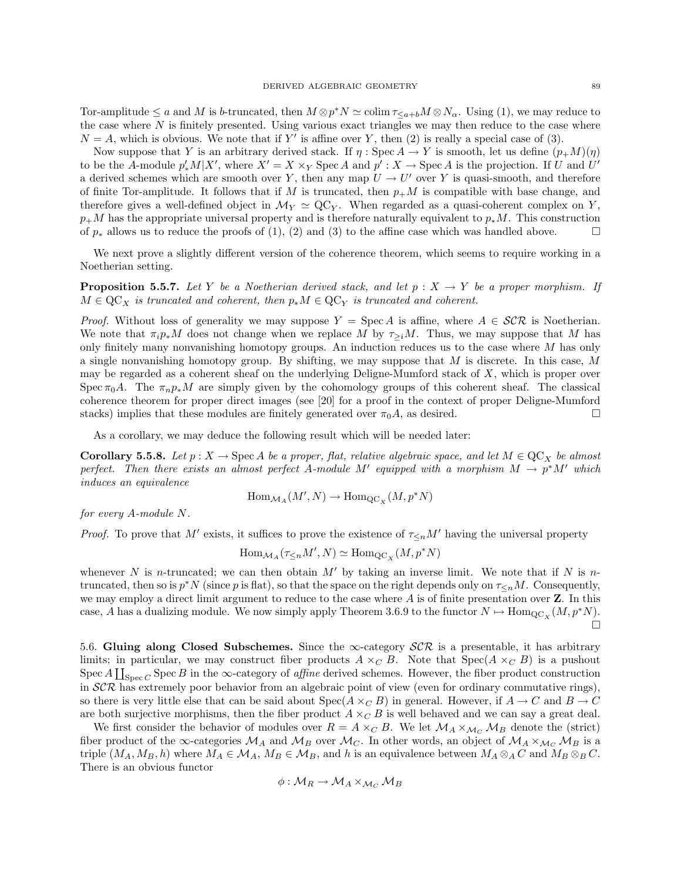Tor-amplitude $\leq a$ and $M$ is $b$-truncated, then $M \otimes p^* N \simeq \operatorname{colim} \tau_{\leq a+b} M \otimes N_\alpha$. Using (1), we may reduce to the case where $N$ is finitely presented. Using various exact triangles we may then reduce to the case where $N = A$, which is obvious. We note that if $Y'$ is affine over $Y$, then (2) is really a special case of (3).

Now suppose that $Y$ is an arbitrary derived stack. If $\eta : \operatorname{Spec} A \to Y$ is smooth, let us define $(p_+ M)(\eta)$ to be the $A$-module $p'_* M | X'$, where $X' = X \times_Y \operatorname{Spec} A$ and $p' : X \to \operatorname{Spec} A$ is the projection. If $U$ and $U'$ a derived schemes which are smooth over $Y$, then any map $U \to U'$ over $Y$ is quasi-smooth, and therefore of finite Tor-amplitude. It follows that if $M$ is truncated, then $p_+ M$ is compatible with base change, and therefore gives a well-defined object in $\mathcal{M}_Y \simeq \mathrm{QC}_Y$. When regarded as a quasi-coherent complex on $Y$, $p_+ M$ has the appropriate universal property and is therefore naturally equivalent to $p_* M$. This construction of $p_*$ allows us to reduce the proofs of (1), (2) and (3) to the affine case which was handled above. $\square$

We next prove a slightly different version of the coherence theorem, which seems to require working in a Noetherian setting.

**Proposition 5.5.7.** *Let $Y$ be a Noetherian derived stack, and let $p : X \to Y$ be a proper morphism. If $M \in \mathrm{QC}_X$ is truncated and coherent, then $p_* M \in \mathrm{QC}_Y$ is truncated and coherent.*

*Proof.* Without loss of generality we may suppose $Y = \operatorname{Spec} A$ is affine, where $A \in \mathcal{SCR}$ is Noetherian. We note that $\pi_i p_* M$ does not change when we replace $M$ by $\tau_{\geq i} M$. Thus, we may suppose that $M$ has only finitely many nonvanishing homotopy groups. An induction reduces us to the case where $M$ has only a single nonvanishing homotopy group. By shifting, we may suppose that $M$ is discrete. In this case, $M$ may be regarded as a coherent sheaf on the underlying Deligne-Mumford stack of $X$, which is proper over $\operatorname{Spec} \pi_0 A$. The $\pi_n p_* M$ are simply given by the cohomology groups of this coherent sheaf. The classical coherence theorem for proper direct images (see [20] for a proof in the context of proper Deligne-Mumford stacks) implies that these modules are finitely generated over $\pi_0 A$, as desired. $\square$

As a corollary, we may deduce the following result which will be needed later:

**Corollary 5.5.8.** *Let $p : X \to \operatorname{Spec} A$ be a proper, flat, relative algebraic space, and let $M \in \mathrm{QC}_X$ be almost perfect. Then there exists an almost perfect $A$-module $M'$ equipped with a morphism $M \to p^* M'$ which induces an equivalence*

$$\operatorname{Hom}_{\mathcal{M}_A}(M', N) \to \operatorname{Hom}_{\mathrm{QC}_X}(M, p^* N)$$

*for every $A$-module $N$.*

*Proof.* To prove that $M'$ exists, it suffices to prove the existence of $\tau_{\leq n} M'$ having the universal property

$$\operatorname{Hom}_{\mathcal{M}_A}(\tau_{\leq n} M', N) \simeq \operatorname{Hom}_{\mathrm{QC}_X}(M, p^* N)$$

whenever $N$ is $n$-truncated; we can then obtain $M'$ by taking an inverse limit. We note that if $N$ is $n$-truncated, then so is $p^* N$ (since $p$ is flat), so that the space on the right depends only on $\tau_{\leq n} M$. Consequently, we may employ a direct limit argument to reduce to the case where $A$ is of finite presentation over $\mathbf{Z}$. In this case, $A$ has a dualizing module. We now simply apply Theorem 3.6.9 to the functor $N \mapsto \operatorname{Hom}_{\mathrm{QC}_X}(M, p^* N)$. $\square$

5.6. **Gluing along Closed Subschemes.** Since the $\infty$-category $\mathcal{SCR}$ is a presentable, it has arbitrary limits; in particular, we may construct fiber products $A \times_C B$. Note that $\operatorname{Spec}(A \times_C B)$ is a pushout $\operatorname{Spec} A \coprod_{\operatorname{Spec} C} \operatorname{Spec} B$ in the $\infty$-category of *affine* derived schemes. However, the fiber product construction in $\mathcal{SCR}$ has extremely poor behavior from an algebraic point of view (even for ordinary commutative rings), so there is very little else that can be said about $\operatorname{Spec}(A \times_C B)$ in general. However, if $A \to C$ and $B \to C$ are both surjective morphisms, then the fiber product $A \times_C B$ is well behaved and we can say a great deal.

We first consider the behavior of modules over $R = A \times_C B$. We let $\mathcal{M}_A \times_{\mathcal{M}_C} \mathcal{M}_B$ denote the (strict) fiber product of the $\infty$-categories $\mathcal{M}_A$ and $\mathcal{M}_B$ over $\mathcal{M}_C$. In other words, an object of $\mathcal{M}_A \times_{\mathcal{M}_C} \mathcal{M}_B$ is a triple $(M_A, M_B, h)$ where $M_A \in \mathcal{M}_A$, $M_B \in \mathcal{M}_B$, and $h$ is an equivalence between $M_A \otimes_A C$ and $M_B \otimes_B C$. There is an obvious functor

$$\phi : \mathcal{M}_R \to \mathcal{M}_A \times_{\mathcal{M}_C} \mathcal{M}_B$$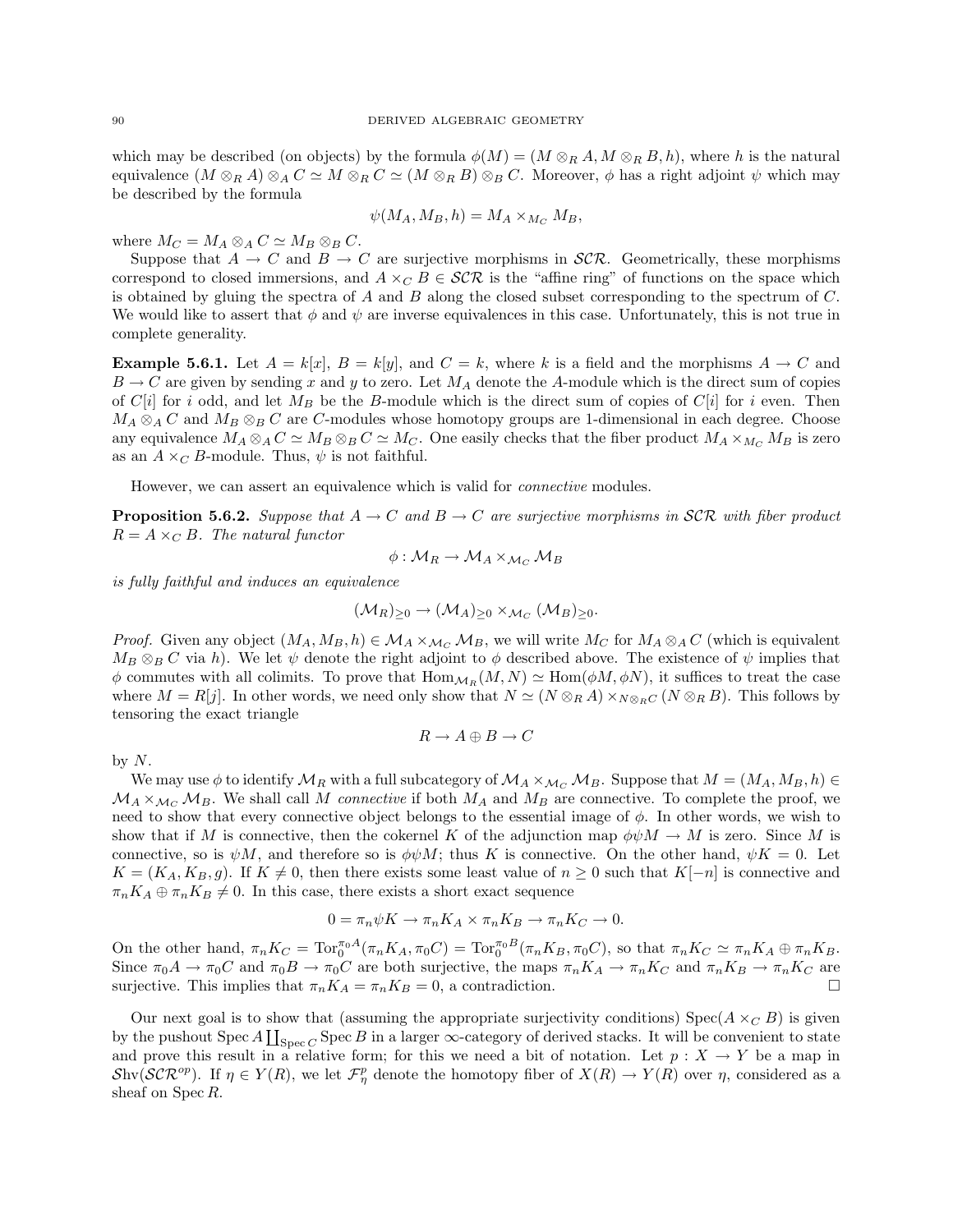which may be described (on objects) by the formula $\phi(M) = (M \otimes_R A, M \otimes_R B, h)$, where $h$ is the natural equivalence $(M \otimes_R A) \otimes_A C \simeq M \otimes_R C \simeq (M \otimes_R B) \otimes_B C$. Moreover, $\phi$ has a right adjoint $\psi$ which may be described by the formula

$$\psi(M_A, M_B, h) = M_A \times_{M_C} M_B,$$

where $M_C = M_A \otimes_A C \simeq M_B \otimes_B C$.

Suppose that $A \to C$ and $B \to C$ are surjective morphisms in $\mathcal{SCR}$. Geometrically, these morphisms correspond to closed immersions, and $A \times_C B \in \mathcal{SCR}$ is the "affine ring" of functions on the space which is obtained by gluing the spectra of $A$ and $B$ along the closed subset corresponding to the spectrum of $C$. We would like to assert that $\phi$ and $\psi$ are inverse equivalences in this case. Unfortunately, this is not true in complete generality.

**Example 5.6.1.** Let $A = k[x]$, $B = k[y]$, and $C = k$, where $k$ is a field and the morphisms $A \to C$ and $B \to C$ are given by sending $x$ and $y$ to zero. Let $M_A$ denote the $A$-module which is the direct sum of copies of $C[i]$ for $i$ odd, and let $M_B$ be the $B$-module which is the direct sum of copies of $C[i]$ for $i$ even. Then $M_A \otimes_A C$ and $M_B \otimes_B C$ are $C$-modules whose homotopy groups are 1-dimensional in each degree. Choose any equivalence $M_A \otimes_A C \simeq M_B \otimes_B C \simeq M_C$. One easily checks that the fiber product $M_A \times_{M_C} M_B$ is zero as an $A \times_C B$-module. Thus, $\psi$ is not faithful.

However, we can assert an equivalence which is valid for *connective* modules.

**Proposition 5.6.2.** *Suppose that $A \to C$ and $B \to C$ are surjective morphisms in $\mathcal{SCR}$ with fiber product $R = A \times_C B$. The natural functor*

$$\phi : \mathcal{M}_R \to \mathcal{M}_A \times_{\mathcal{M}_C} \mathcal{M}_B$$

*is fully faithful and induces an equivalence*

$$(\mathcal{M}_R)_{\geq 0} \to (\mathcal{M}_A)_{\geq 0} \times_{\mathcal{M}_C} (\mathcal{M}_B)_{\geq 0}.$$

*Proof.* Given any object $(M_A, M_B, h) \in \mathcal{M}_A \times_{\mathcal{M}_C} \mathcal{M}_B$, we will write $M_C$ for $M_A \otimes_A C$ (which is equivalent $M_B \otimes_B C$ via $h$). We let $\psi$ denote the right adjoint to $\phi$ described above. The existence of $\psi$ implies that $\phi$ commutes with all colimits. To prove that $\mathrm{Hom}_{\mathcal{M}_R}(M, N) \simeq \mathrm{Hom}(\phi M, \phi N)$, it suffices to treat the case where $M = R[j]$. In other words, we need only show that $N \simeq (N \otimes_R A) \times_{N \otimes_R C} (N \otimes_R B)$. This follows by tensoring the exact triangle

$$R \to A \oplus B \to C$$

by $N$.

We may use $\phi$ to identify $\mathcal{M}_R$ with a full subcategory of $\mathcal{M}_A \times_{\mathcal{M}_C} \mathcal{M}_B$. Suppose that $M = (M_A, M_B, h) \in \mathcal{M}_A \times_{\mathcal{M}_C} \mathcal{M}_B$. We shall call $M$ *connective* if both $M_A$ and $M_B$ are connective. To complete the proof, we need to show that every connective object belongs to the essential image of $\phi$. In other words, we wish to show that if $M$ is connective, then the cokernel $K$ of the adjunction map $\phi\psi M \to M$ is zero. Since $M$ is connective, so is $\psi M$, and therefore so is $\phi\psi M$; thus $K$ is connective. On the other hand, $\psi K = 0$. Let $K = (K_A, K_B, g)$. If $K \neq 0$, then there exists some least value of $n \geq 0$ such that $K[-n]$ is connective and $\pi_n K_A \oplus \pi_n K_B \neq 0$. In this case, there exists a short exact sequence

$$0 = \pi_n \psi K \to \pi_n K_A \times \pi_n K_B \to \pi_n K_C \to 0.$$

On the other hand, $\pi_n K_C = \mathrm{Tor}_0^{\pi_0 A}(\pi_n K_A, \pi_0 C) = \mathrm{Tor}_0^{\pi_0 B}(\pi_n K_B, \pi_0 C)$, so that $\pi_n K_C \simeq \pi_n K_A \oplus \pi_n K_B$. Since $\pi_0 A \to \pi_0 C$ and $\pi_0 B \to \pi_0 C$ are both surjective, the maps $\pi_n K_A \to \pi_n K_C$ and $\pi_n K_B \to \pi_n K_C$ are surjective. This implies that $\pi_n K_A = \pi_n K_B = 0$, a contradiction. $\square$

Our next goal is to show that (assuming the appropriate surjectivity conditions) $\mathrm{Spec}(A \times_C B)$ is given by the pushout $\mathrm{Spec}\, A \coprod_{\mathrm{Spec}\, C} \mathrm{Spec}\, B$ in a larger $\infty$-category of derived stacks. It will be convenient to state and prove this result in a relative form; for this we need a bit of notation. Let $p : X \to Y$ be a map in $\mathcal{S}\mathrm{hv}(\mathcal{SCR}^{op})$. If $\eta \in Y(R)$, we let $\mathcal{F}^p_\eta$ denote the homotopy fiber of $X(R) \to Y(R)$ over $\eta$, considered as a sheaf on $\mathrm{Spec}\, R$.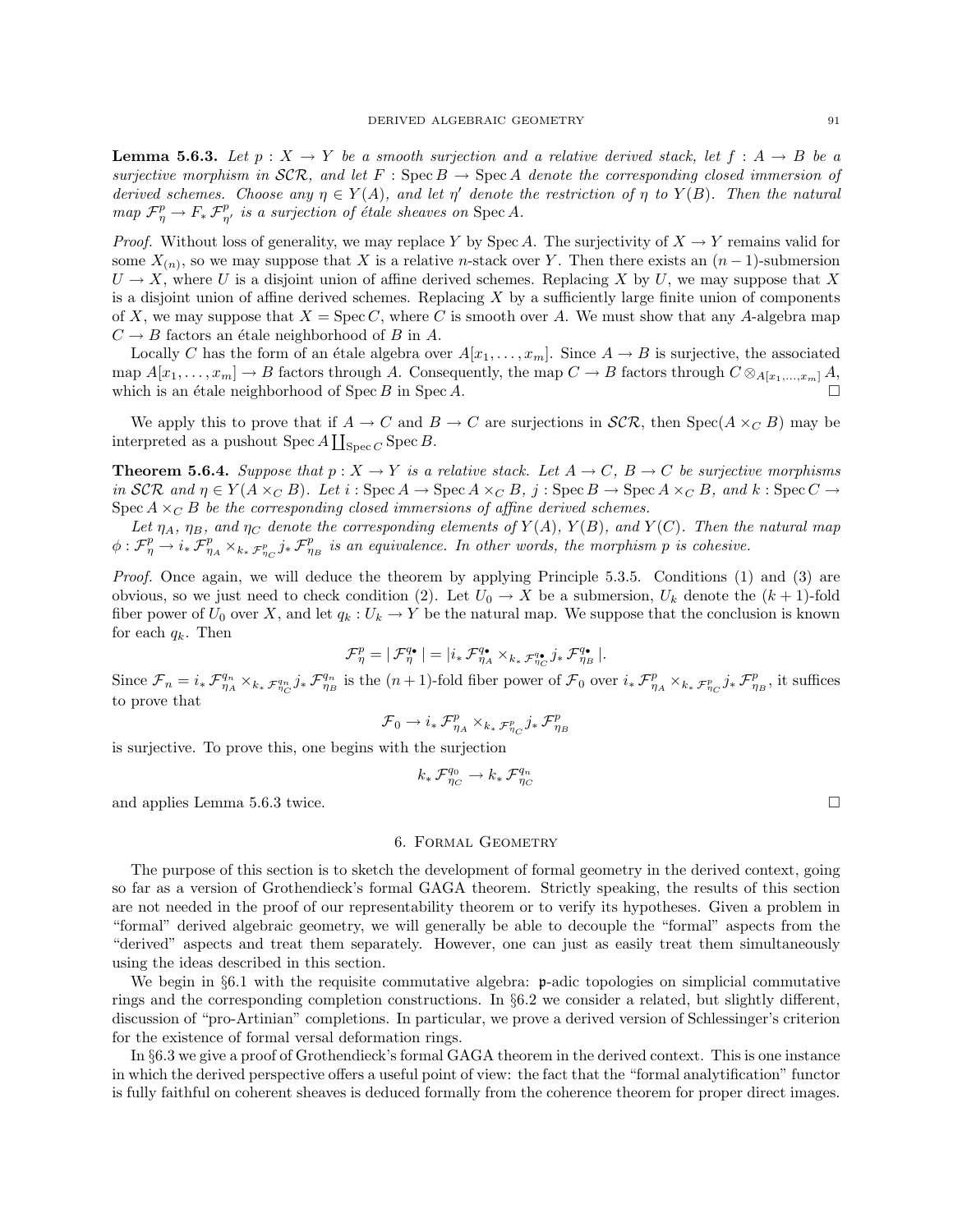**Lemma 5.6.3.** *Let $p : X \to Y$ be a smooth surjection and a relative derived stack, let $f : A \to B$ be a surjective morphism in $\mathcal{SCR}$, and let $F : \operatorname{Spec} B \to \operatorname{Spec} A$ denote the corresponding closed immersion of derived schemes. Choose any $\eta \in Y(A)$, and let $\eta'$ denote the restriction of $\eta$ to $Y(B)$. Then the natural map $\mathcal{F}^p_\eta \to F_* \mathcal{F}^p_{\eta'}$ is a surjection of étale sheaves on $\operatorname{Spec} A$.*

*Proof.* Without loss of generality, we may replace $Y$ by $\operatorname{Spec} A$. The surjectivity of $X \to Y$ remains valid for some $X_{(n)}$, so we may suppose that $X$ is a relative $n$-stack over $Y$. Then there exists an $(n-1)$-submersion $U \to X$, where $U$ is a disjoint union of affine derived schemes. Replacing $X$ by $U$, we may suppose that $X$ is a disjoint union of affine derived schemes. Replacing $X$ by a sufficiently large finite union of components of $X$, we may suppose that $X = \operatorname{Spec} C$, where $C$ is smooth over $A$. We must show that any $A$-algebra map $C \to B$ factors an étale neighborhood of $B$ in $A$.

Locally $C$ has the form of an étale algebra over $A[x_1, \ldots, x_m]$. Since $A \to B$ is surjective, the associated map $A[x_1, \ldots, x_m] \to B$ factors through $A$. Consequently, the map $C \to B$ factors through $C \otimes_{A[x_1,\ldots,x_m]} A$, which is an étale neighborhood of $\operatorname{Spec} B$ in $\operatorname{Spec} A$. $\square$

We apply this to prove that if $A \to C$ and $B \to C$ are surjections in $\mathcal{SCR}$, then $\operatorname{Spec}(A \times_C B)$ may be interpreted as a pushout $\operatorname{Spec} A \coprod_{\operatorname{Spec} C} \operatorname{Spec} B$.

**Theorem 5.6.4.** *Suppose that $p : X \to Y$ is a relative stack. Let $A \to C$, $B \to C$ be surjective morphisms in $\mathcal{SCR}$ and $\eta \in Y(A \times_C B)$. Let $i : \operatorname{Spec} A \to \operatorname{Spec} A \times_C B$, $j : \operatorname{Spec} B \to \operatorname{Spec} A \times_C B$, and $k : \operatorname{Spec} C \to \operatorname{Spec} A \times_C B$ be the corresponding closed immersions of affine derived schemes.*

*Let $\eta_A$, $\eta_B$, and $\eta_C$ denote the corresponding elements of $Y(A)$, $Y(B)$, and $Y(C)$. Then the natural map $\phi : \mathcal{F}^p_\eta \to i_* \mathcal{F}^p_{\eta_A} \times_{k_* \mathcal{F}^p_{\eta_C}} j_* \mathcal{F}^p_{\eta_B}$ is an equivalence. In other words, the morphism $p$ is cohesive.*

*Proof.* Once again, we will deduce the theorem by applying Principle 5.3.5. Conditions (1) and (3) are obvious, so we just need to check condition (2). Let $U_0 \to X$ be a submersion, $U_k$ denote the $(k+1)$-fold fiber power of $U_0$ over $X$, and let $q_k : U_k \to Y$ be the natural map. We suppose that the conclusion is known for each $q_k$. Then

$$\mathcal{F}^p_\eta = |\, \mathcal{F}^{q_\bullet}_\eta \,| = |i_* \mathcal{F}^{q_\bullet}_{\eta_A} \times_{k_* \mathcal{F}^{q_\bullet}_{\eta_C}} j_* \mathcal{F}^{q_\bullet}_{\eta_B} \,|.$$

Since $\mathcal{F}_n = i_* \mathcal{F}^{q_n}_{\eta_A} \times_{k_* \mathcal{F}^{q_n}_{\eta_C}} j_* \mathcal{F}^{q_n}_{\eta_B}$ is the $(n+1)$-fold fiber power of $\mathcal{F}_0$ over $i_* \mathcal{F}^p_{\eta_A} \times_{k_* \mathcal{F}^p_{\eta_C}} j_* \mathcal{F}^p_{\eta_B}$, it suffices to prove that

$$\mathcal{F}_0 \to i_* \mathcal{F}^p_{\eta_A} \times_{k_* \mathcal{F}^p_{\eta_C}} j_* \mathcal{F}^p_{\eta_B}$$

is surjective. To prove this, one begins with the surjection

$$k_* \mathcal{F}^{q_0}_{\eta_C} \to k_* \mathcal{F}^{q_n}_{\eta_C}$$

and applies Lemma 5.6.3 twice. $\square$

## 6. Formal Geometry

The purpose of this section is to sketch the development of formal geometry in the derived context, going so far as a version of Grothendieck's formal GAGA theorem. Strictly speaking, the results of this section are not needed in the proof of our representability theorem or to verify its hypotheses. Given a problem in "formal" derived algebraic geometry, we will generally be able to decouple the "formal" aspects from the "derived" aspects and treat them separately. However, one can just as easily treat them simultaneously using the ideas described in this section.

We begin in §6.1 with the requisite commutative algebra: $\mathfrak{p}$-adic topologies on simplicial commutative rings and the corresponding completion constructions. In §6.2 we consider a related, but slightly different, discussion of "pro-Artinian" completions. In particular, we prove a derived version of Schlessinger's criterion for the existence of formal versal deformation rings.

In §6.3 we give a proof of Grothendieck's formal GAGA theorem in the derived context. This is one instance in which the derived perspective offers a useful point of view: the fact that the "formal analytification" functor is fully faithful on coherent sheaves is deduced formally from the coherence theorem for proper direct images.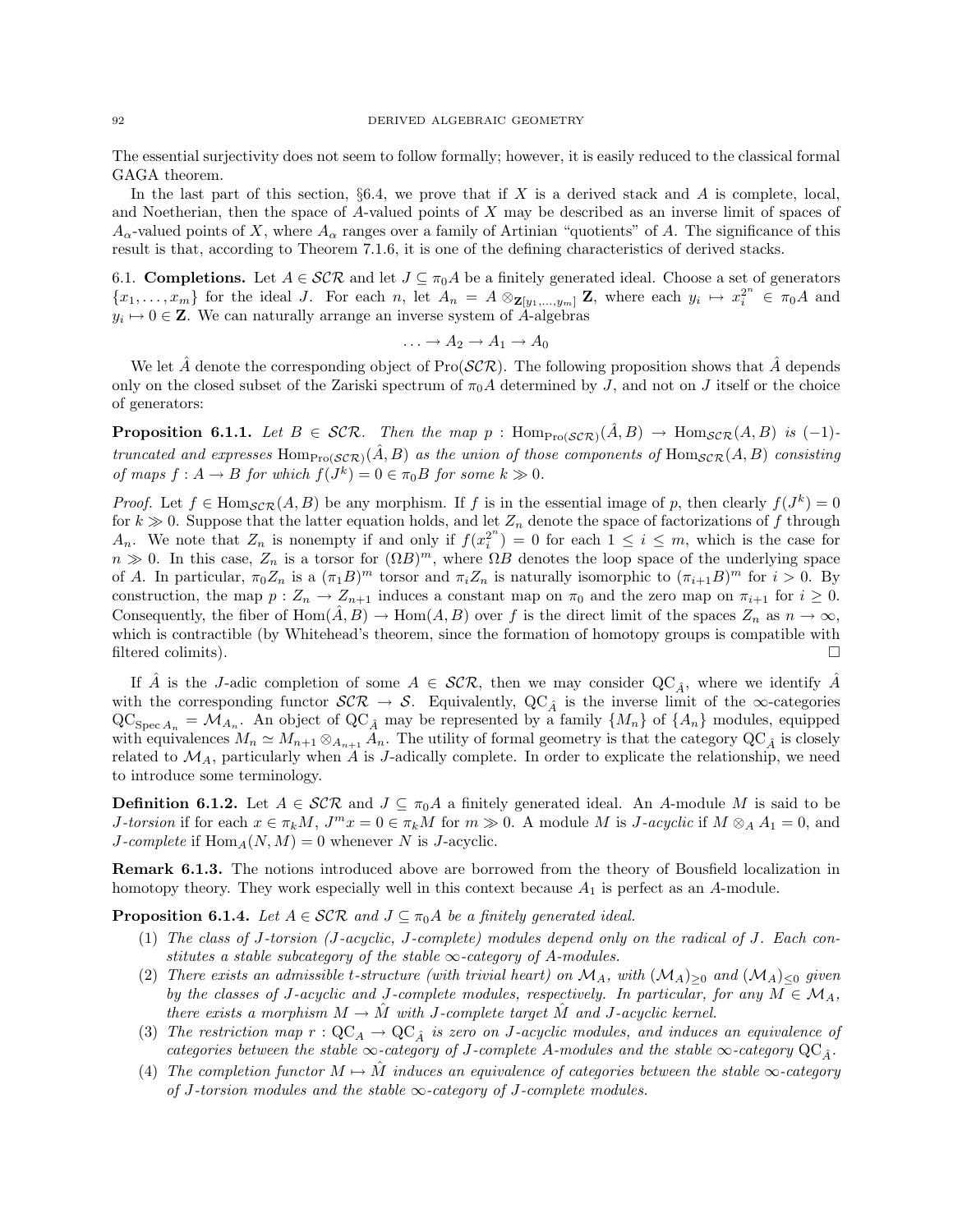The essential surjectivity does not seem to follow formally; however, it is easily reduced to the classical formal GAGA theorem.

In the last part of this section, §6.4, we prove that if $X$ is a derived stack and $A$ is complete, local, and Noetherian, then the space of $A$-valued points of $X$ may be described as an inverse limit of spaces of $A_\alpha$-valued points of $X$, where $A_\alpha$ ranges over a family of Artinian "quotients" of $A$. The significance of this result is that, according to Theorem 7.1.6, it is one of the defining characteristics of derived stacks.

## 6.1. Completions.

Let $A \in \mathcal{SCR}$ and let $J \subseteq \pi_0 A$ be a finitely generated ideal. Choose a set of generators $\{x_1, \ldots, x_m\}$ for the ideal $J$. For each $n$, let $A_n = A \otimes_{\mathbf{Z}[y_1,\ldots,y_m]} \mathbf{Z}$, where each $y_i \mapsto x_i^{2^n} \in \pi_0 A$ and $y_i \mapsto 0 \in \mathbf{Z}$. We can naturally arrange an inverse system of $A$-algebras

$$\ldots \to A_2 \to A_1 \to A_0$$

We let $\hat{A}$ denote the corresponding object of $\mathrm{Pro}(\mathcal{SCR})$. The following proposition shows that $\hat{A}$ depends only on the closed subset of the Zariski spectrum of $\pi_0 A$ determined by $J$, and not on $J$ itself or the choice of generators:

**Proposition 6.1.1.** *Let $B \in \mathcal{SCR}$. Then the map $p : \mathrm{Hom}_{\mathrm{Pro}(\mathcal{SCR})}(\hat{A}, B) \to \mathrm{Hom}_{\mathcal{SCR}}(A, B)$ is $(-1)$-truncated and expresses $\mathrm{Hom}_{\mathrm{Pro}(\mathcal{SCR})}(\hat{A}, B)$ as the union of those components of $\mathrm{Hom}_{\mathcal{SCR}}(A, B)$ consisting of maps $f : A \to B$ for which $f(J^k) = 0 \in \pi_0 B$ for some $k \gg 0$.*

*Proof.* Let $f \in \mathrm{Hom}_{\mathcal{SCR}}(A, B)$ be any morphism. If $f$ is in the essential image of $p$, then clearly $f(J^k) = 0$ for $k \gg 0$. Suppose that the latter equation holds, and let $Z_n$ denote the space of factorizations of $f$ through $A_n$. We note that $Z_n$ is nonempty if and only if $f(x_i^{2^n}) = 0$ for each $1 \leq i \leq m$, which is the case for $n \gg 0$. In this case, $Z_n$ is a torsor for $(\Omega B)^m$, where $\Omega B$ denotes the loop space of the underlying space of $A$. In particular, $\pi_0 Z_n$ is a $(\pi_1 B)^m$ torsor and $\pi_i Z_n$ is naturally isomorphic to $(\pi_{i+1} B)^m$ for $i > 0$. By construction, the map $p : Z_n \to Z_{n+1}$ induces a constant map on $\pi_0$ and the zero map on $\pi_{i+1}$ for $i \geq 0$. Consequently, the fiber of $\mathrm{Hom}(\hat{A}, B) \to \mathrm{Hom}(A, B)$ over $f$ is the direct limit of the spaces $Z_n$ as $n \to \infty$, which is contractible (by Whitehead's theorem, since the formation of homotopy groups is compatible with filtered colimits). □

If $\hat{A}$ is the $J$-adic completion of some $A \in \mathcal{SCR}$, then we may consider $\mathrm{QC}_{\hat{A}}$, where we identify $\hat{A}$ with the corresponding functor $\mathcal{SCR} \to \mathcal{S}$. Equivalently, $\mathrm{QC}_{\hat{A}}$ is the inverse limit of the $\infty$-categories $\mathrm{QC}_{\mathrm{Spec}\, A_n} = \mathcal{M}_{A_n}$. An object of $\mathrm{QC}_{\hat{A}}$ may be represented by a family $\{M_n\}$ of $\{A_n\}$ modules, equipped with equivalences $M_n \simeq M_{n+1} \otimes_{A_{n+1}} A_n$. The utility of formal geometry is that the category $\mathrm{QC}_{\hat{A}}$ is closely related to $\mathcal{M}_A$, particularly when $A$ is $J$-adically complete. In order to explicate the relationship, we need to introduce some terminology.

**Definition 6.1.2.** Let $A \in \mathcal{SCR}$ and $J \subseteq \pi_0 A$ a finitely generated ideal. An $A$-module $M$ is said to be *$J$-torsion* if for each $x \in \pi_k M$, $J^m x = 0 \in \pi_k M$ for $m \gg 0$. A module $M$ is *$J$-acyclic* if $M \otimes_A A_1 = 0$, and *$J$-complete* if $\mathrm{Hom}_A(N, M) = 0$ whenever $N$ is $J$-acyclic.

**Remark 6.1.3.** The notions introduced above are borrowed from the theory of Bousfield localization in homotopy theory. They work especially well in this context because $A_1$ is perfect as an $A$-module.

**Proposition 6.1.4.** *Let $A \in \mathcal{SCR}$ and $J \subseteq \pi_0 A$ be a finitely generated ideal.*

1. *The class of $J$-torsion ($J$-acyclic, $J$-complete) modules depend only on the radical of $J$. Each constitutes a stable subcategory of the stable $\infty$-category of $A$-modules.*
2. *There exists an admissible t-structure (with trivial heart) on $\mathcal{M}_A$, with $(\mathcal{M}_A)_{\geq 0}$ and $(\mathcal{M}_A)_{\leq 0}$ given by the classes of $J$-acyclic and $J$-complete modules, respectively. In particular, for any $M \in \mathcal{M}_A$, there exists a morphism $M \to \hat{M}$ with $J$-complete target $\hat{M}$ and $J$-acyclic kernel.*
3. *The restriction map $r : \mathrm{QC}_A \to \mathrm{QC}_{\hat{A}}$ is zero on $J$-acyclic modules, and induces an equivalence of categories between the stable $\infty$-category of $J$-complete $A$-modules and the stable $\infty$-category $\mathrm{QC}_{\hat{A}}$.*
4. *The completion functor $M \mapsto \hat{M}$ induces an equivalence of categories between the stable $\infty$-category of $J$-torsion modules and the stable $\infty$-category of $J$-complete modules.*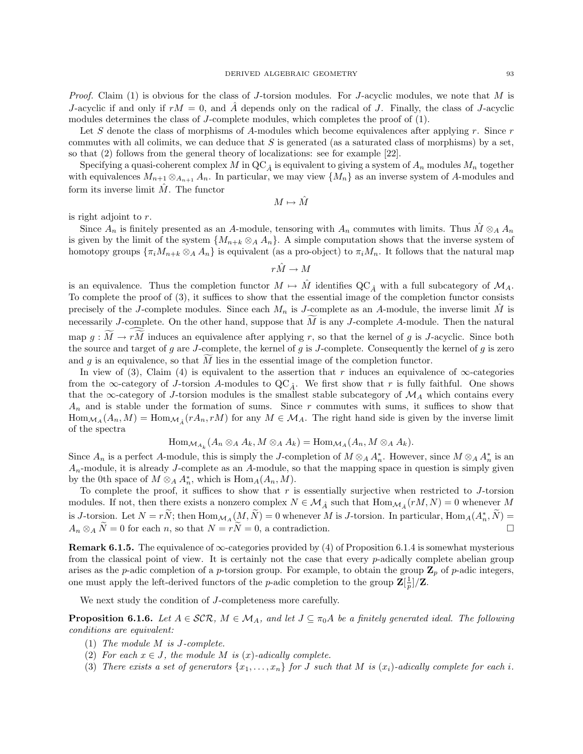*Proof.* Claim (1) is obvious for the class of $J$-torsion modules. For $J$-acyclic modules, we note that $M$ is $J$-acyclic if and only if $rM = 0$, and $\hat{A}$ depends only on the radical of $J$. Finally, the class of $J$-acyclic modules determines the class of $J$-complete modules, which completes the proof of (1).

Let $S$ denote the class of morphisms of $A$-modules which become equivalences after applying $r$. Since $r$ commutes with all colimits, we can deduce that $S$ is generated (as a saturated class of morphisms) by a set, so that (2) follows from the general theory of localizations: see for example [22].

Specifying a quasi-coherent complex $M$ in $\mathrm{QC}_{\hat{A}}$ is equivalent to giving a system of $A_n$ modules $M_n$ together with equivalences $M_{n+1} \otimes_{A_{n+1}} A_n$. In particular, we may view $\{M_n\}$ as an inverse system of $A$-modules and form its inverse limit $\hat{M}$. The functor

$$M \mapsto \hat{M}$$

is right adjoint to $r$.

Since $A_n$ is finitely presented as an $A$-module, tensoring with $A_n$ commutes with limits. Thus $\hat{M} \otimes_A A_n$ is given by the limit of the system $\{M_{n+k} \otimes_A A_n\}$. A simple computation shows that the inverse system of homotopy groups $\{\pi_i M_{n+k} \otimes_A A_n\}$ is equivalent (as a pro-object) to $\pi_i M_n$. It follows that the natural map

$$r\hat{M} \to M$$

is an equivalence. Thus the completion functor $M \mapsto \hat{M}$ identifies $\mathrm{QC}_{\hat{A}}$ with a full subcategory of $\mathcal{M}_A$. To complete the proof of (3), it suffices to show that the essential image of the completion functor consists precisely of the $J$-complete modules. Since each $M_n$ is $J$-complete as an $A$-module, the inverse limit $\hat{M}$ is necessarily $J$-complete. On the other hand, suppose that $\widetilde{M}$ is any $J$-complete $A$-module. Then the natural map $g : \widetilde{M} \to \widehat{r\widetilde{M}}$ induces an equivalence after applying $r$, so that the kernel of $g$ is $J$-acyclic. Since both the source and target of $g$ are $J$-complete, the kernel of $g$ is $J$-complete. Consequently the kernel of $g$ is zero and $g$ is an equivalence, so that $\widetilde{M}$ lies in the essential image of the completion functor.

In view of (3), Claim (4) is equivalent to the assertion that $r$ induces an equivalence of $\infty$-categories from the $\infty$-category of $J$-torsion $A$-modules to $\mathrm{QC}_{\hat{A}}$. We first show that $r$ is fully faithful. One shows that the $\infty$-category of $J$-torsion modules is the smallest stable subcategory of $\mathcal{M}_A$ which contains every $A_n$ and is stable under the formation of sums. Since $r$ commutes with sums, it suffices to show that $\mathrm{Hom}_{\mathcal{M}_A}(A_n, M) = \mathrm{Hom}_{\mathcal{M}_{\hat{A}}}(rA_n, rM)$ for any $M \in \mathcal{M}_A$. The right hand side is given by the inverse limit of the spectra

$$\mathrm{Hom}_{\mathcal{M}_{A_k}}(A_n \otimes_A A_k, M \otimes_A A_k) = \mathrm{Hom}_{\mathcal{M}_A}(A_n, M \otimes_A A_k).$$

Since $A_n$ is a perfect $A$-module, this is simply the $J$-completion of $M \otimes_A A_n^*$. However, since $M \otimes_A A_n^*$ is an $A_n$-module, it is already $J$-complete as an $A$-module, so that the mapping space in question is simply given by the 0th space of $M \otimes_A A_n^*$, which is $\mathrm{Hom}_A(A_n, M)$.

To complete the proof, it suffices to show that $r$ is essentially surjective when restricted to $J$-torsion modules. If not, then there exists a nonzero complex $N \in \mathcal{M}_{\hat{A}}$ such that $\mathrm{Hom}_{\mathcal{M}_{\hat{A}}}(rM, N) = 0$ whenever $M$ is $J$-torsion. Let $N = r\widetilde{N}$; then $\mathrm{Hom}_{\mathcal{M}_A}(M, \widetilde{N}) = 0$ whenever $M$ is $J$-torsion. In particular, $\mathrm{Hom}_A(A_n^*, \widetilde{N}) = A_n \otimes_A \widetilde{N} = 0$ for each $n$, so that $N = r\widetilde{N} = 0$, a contradiction. □

**Remark 6.1.5.** The equivalence of $\infty$-categories provided by (4) of Proposition 6.1.4 is somewhat mysterious from the classical point of view. It is certainly not the case that every $p$-adically complete abelian group arises as the $p$-adic completion of a $p$-torsion group. For example, to obtain the group $\mathbf{Z}_p$ of $p$-adic integers, one must apply the left-derived functors of the $p$-adic completion to the group $\mathbf{Z}[\frac{1}{p}]/\mathbf{Z}$.

We next study the condition of $J$-completeness more carefully.

**Proposition 6.1.6.** *Let $A \in \mathcal{SCR}$, $M \in \mathcal{M}_A$, and let $J \subseteq \pi_0 A$ be a finitely generated ideal. The following conditions are equivalent:*

1. *The module $M$ is $J$-complete.*
2. *For each $x \in J$, the module $M$ is $(x)$-adically complete.*
3. *There exists a set of generators $\{x_1, \ldots, x_n\}$ for $J$ such that $M$ is $(x_i)$-adically complete for each $i$.*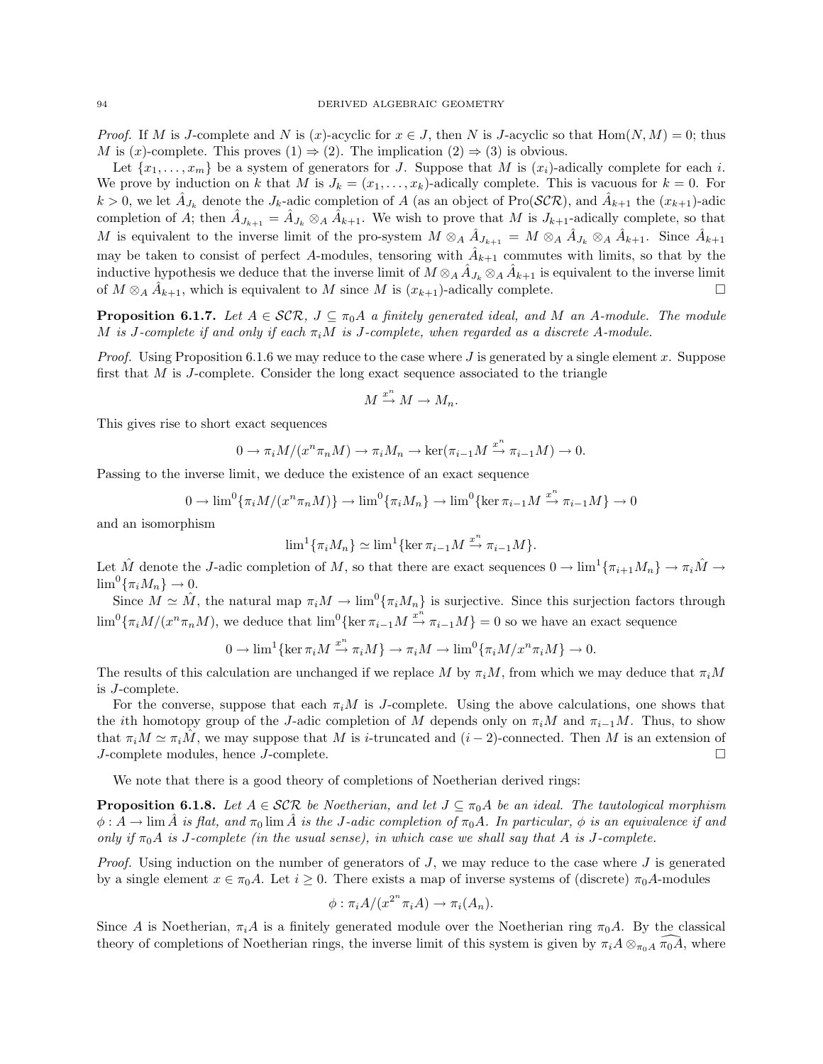*Proof.* If $M$ is $J$-complete and $N$ is $(x)$-acyclic for $x \in J$, then $N$ is $J$-acyclic so that $\mathrm{Hom}(N, M) = 0$; thus $M$ is $(x)$-complete. This proves $(1) \Rightarrow (2)$. The implication $(2) \Rightarrow (3)$ is obvious.

Let $\{x_1, \ldots, x_m\}$ be a system of generators for $J$. Suppose that $M$ is $(x_i)$-adically complete for each $i$. We prove by induction on $k$ that $M$ is $J_k = (x_1, \ldots, x_k)$-adically complete. This is vacuous for $k = 0$. For $k > 0$, we let $\hat{A}_{J_k}$ denote the $J_k$-adic completion of $A$ (as an object of $\mathrm{Pro}(\mathcal{SCR})$, and $\hat{A}_{k+1}$ the $(x_{k+1})$-adic completion of $A$; then $\hat{A}_{J_{k+1}} = \hat{A}_{J_k} \otimes_A \hat{A}_{k+1}$. We wish to prove that $M$ is $J_{k+1}$-adically complete, so that $M$ is equivalent to the inverse limit of the pro-system $M \otimes_A \hat{A}_{J_{k+1}} = M \otimes_A \hat{A}_{J_k} \otimes_A \hat{A}_{k+1}$. Since $\hat{A}_{k+1}$ may be taken to consist of perfect $A$-modules, tensoring with $\hat{A}_{k+1}$ commutes with limits, so that by the inductive hypothesis we deduce that the inverse limit of $M \otimes_A \hat{A}_{J_k} \otimes_A \hat{A}_{k+1}$ is equivalent to the inverse limit of $M \otimes_A \hat{A}_{k+1}$, which is equivalent to $M$ since $M$ is $(x_{k+1})$-adically complete. $\square$

**Proposition 6.1.7.** *Let $A \in \mathcal{SCR}$, $J \subseteq \pi_0 A$ a finitely generated ideal, and $M$ an $A$-module. The module $M$ is $J$-complete if and only if each $\pi_i M$ is $J$-complete, when regarded as a discrete $A$-module.*

*Proof.* Using Proposition 6.1.6 we may reduce to the case where $J$ is generated by a single element $x$. Suppose first that $M$ is $J$-complete. Consider the long exact sequence associated to the triangle

$$M \xrightarrow{x^n} M \to M_n.$$

This gives rise to short exact sequences

$$0 \to \pi_i M/(x^n \pi_n M) \to \pi_i M_n \to \ker(\pi_{i-1} M \xrightarrow{x^n} \pi_{i-1} M) \to 0.$$

Passing to the inverse limit, we deduce the existence of an exact sequence

$$0 \to \lim{}^0 \{\pi_i M/(x^n \pi_n M)\} \to \lim{}^0 \{\pi_i M_n\} \to \lim{}^0 \{\ker \pi_{i-1} M \xrightarrow{x^n} \pi_{i-1} M\} \to 0$$

and an isomorphism

$$\lim{}^1 \{\pi_i M_n\} \simeq \lim{}^1 \{\ker \pi_{i-1} M \xrightarrow{x^n} \pi_{i-1} M\}.$$

Let $\hat{M}$ denote the $J$-adic completion of $M$, so that there are exact sequences $0 \to \lim^1\{\pi_{i+1} M_n\} \to \pi_i \hat{M} \to \lim^0\{\pi_i M_n\} \to 0$.

Since $M \simeq \hat{M}$, the natural map $\pi_i M \to \lim^0\{\pi_i M_n\}$ is surjective. Since this surjection factors through $\lim^0\{\pi_i M/(x^n \pi_n M)$, we deduce that $\lim^0\{\ker \pi_{i-1} M \xrightarrow{x^n} \pi_{i-1} M\} = 0$ so we have an exact sequence

$$0 \to \lim{}^1 \{\ker \pi_i M \xrightarrow{x^n} \pi_i M\} \to \pi_i M \to \lim{}^0 \{\pi_i M/x^n \pi_i M\} \to 0.$$

The results of this calculation are unchanged if we replace $M$ by $\pi_i M$, from which we may deduce that $\pi_i M$ is $J$-complete.

For the converse, suppose that each $\pi_i M$ is $J$-complete. Using the above calculations, one shows that the $i$th homotopy group of the $J$-adic completion of $M$ depends only on $\pi_i M$ and $\pi_{i-1} M$. Thus, to show that $\pi_i M \simeq \pi_i \hat{M}$, we may suppose that $M$ is $i$-truncated and $(i-2)$-connected. Then $M$ is an extension of $J$-complete modules, hence $J$-complete. $\square$

We note that there is a good theory of completions of Noetherian derived rings:

**Proposition 6.1.8.** *Let $A \in \mathcal{SCR}$ be Noetherian, and let $J \subseteq \pi_0 A$ be an ideal. The tautological morphism $\phi : A \to \lim \hat{A}$ is flat, and $\pi_0 \lim \hat{A}$ is the $J$-adic completion of $\pi_0 A$. In particular, $\phi$ is an equivalence if and only if $\pi_0 A$ is $J$-complete (in the usual sense), in which case we shall say that $A$ is $J$-complete.*

*Proof.* Using induction on the number of generators of $J$, we may reduce to the case where $J$ is generated by a single element $x \in \pi_0 A$. Let $i \geq 0$. There exists a map of inverse systems of (discrete) $\pi_0 A$-modules

$$\phi : \pi_i A/(x^{2^n} \pi_i A) \to \pi_i(A_n).$$

Since $A$ is Noetherian, $\pi_i A$ is a finitely generated module over the Noetherian ring $\pi_0 A$. By the classical theory of completions of Noetherian rings, the inverse limit of this system is given by $\pi_i A \otimes_{\pi_0 A} \widehat{\pi_0 A}$, where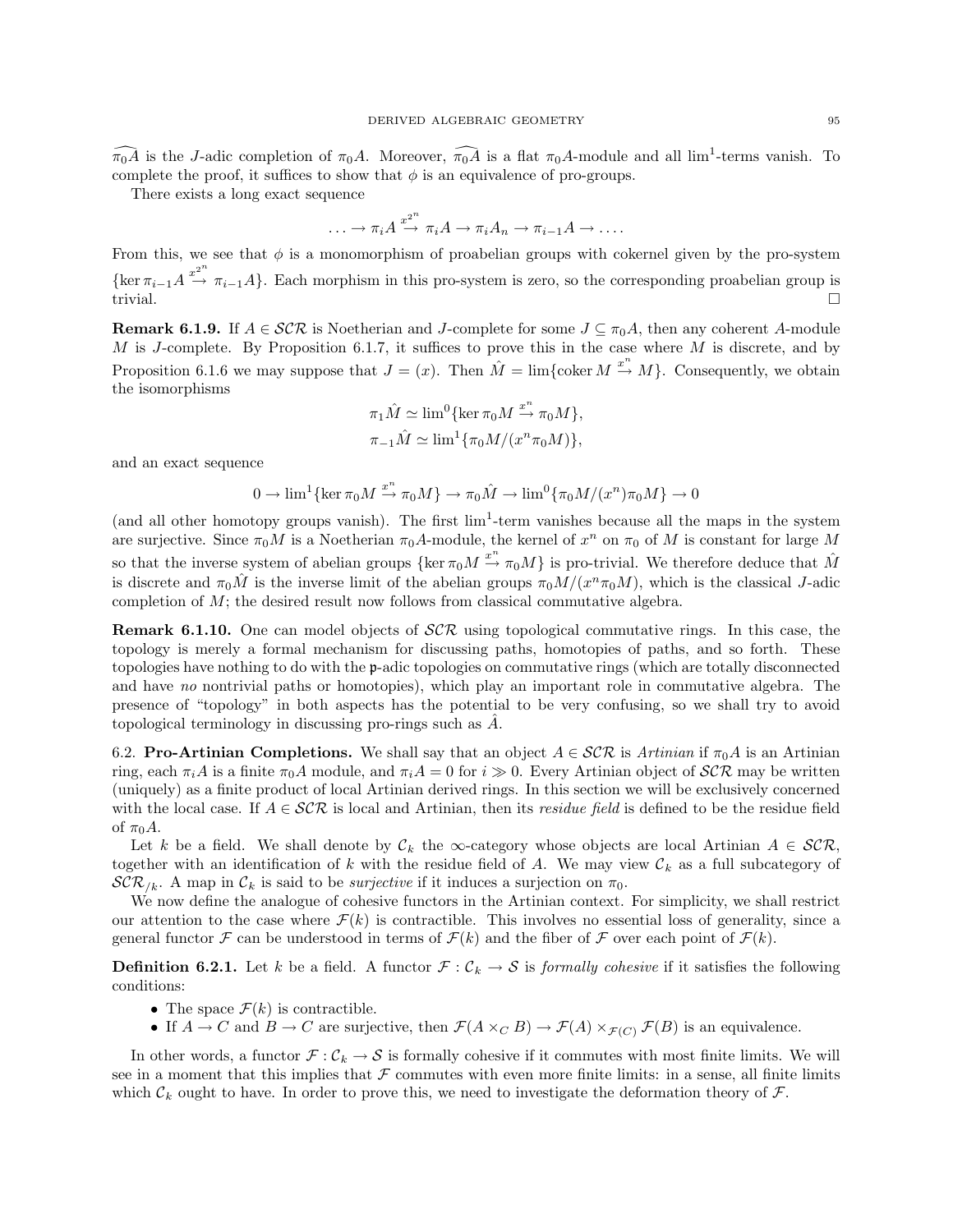$\widehat{\pi_0 A}$ is the $J$-adic completion of $\pi_0 A$. Moreover, $\widehat{\pi_0 A}$ is a flat $\pi_0 A$-module and all $\lim^1$-terms vanish. To complete the proof, it suffices to show that $\phi$ is an equivalence of pro-groups.

There exists a long exact sequence

$$\ldots \to \pi_i A \xrightarrow{x^{2^n}} \pi_i A \to \pi_i A_n \to \pi_{i-1} A \to \ldots.$$

From this, we see that $\phi$ is a monomorphism of proabelian groups with cokernel given by the pro-system $\{\ker \pi_{i-1} A \xrightarrow{x^{2^n}} \pi_{i-1} A\}$. Each morphism in this pro-system is zero, so the corresponding proabelian group is trivial. $\square$

**Remark 6.1.9.** If $A \in \mathcal{SCR}$ is Noetherian and $J$-complete for some $J \subseteq \pi_0 A$, then any coherent $A$-module $M$ is $J$-complete. By Proposition 6.1.7, it suffices to prove this in the case where $M$ is discrete, and by Proposition 6.1.6 we may suppose that $J = (x)$. Then $\hat{M} = \lim\{\operatorname{coker} M \xrightarrow{x^n} M\}$. Consequently, we obtain the isomorphisms

$$\pi_1 \hat{M} \simeq \lim{}^0 \{\ker \pi_0 M \xrightarrow{x^n} \pi_0 M\},$$
$$\pi_{-1} \hat{M} \simeq \lim{}^1 \{\pi_0 M/(x^n \pi_0 M)\},$$

and an exact sequence

$$0 \to \lim{}^1 \{\ker \pi_0 M \xrightarrow{x^n} \pi_0 M\} \to \pi_0 \hat{M} \to \lim{}^0 \{\pi_0 M/(x^n)\pi_0 M\} \to 0$$

(and all other homotopy groups vanish). The first $\lim^1$-term vanishes because all the maps in the system are surjective. Since $\pi_0 M$ is a Noetherian $\pi_0 A$-module, the kernel of $x^n$ on $\pi_0$ of $M$ is constant for large $M$ so that the inverse system of abelian groups $\{\ker \pi_0 M \xrightarrow{x^n} \pi_0 M\}$ is pro-trivial. We therefore deduce that $\hat{M}$ is discrete and $\pi_0 \hat{M}$ is the inverse limit of the abelian groups $\pi_0 M/(x^n \pi_0 M)$, which is the classical $J$-adic completion of $M$; the desired result now follows from classical commutative algebra.

**Remark 6.1.10.** One can model objects of $\mathcal{SCR}$ using topological commutative rings. In this case, the topology is merely a formal mechanism for discussing paths, homotopies of paths, and so forth. These topologies have nothing to do with the $\mathfrak{p}$-adic topologies on commutative rings (which are totally disconnected and have *no* nontrivial paths or homotopies), which play an important role in commutative algebra. The presence of "topology" in both aspects has the potential to be very confusing, so we shall try to avoid topological terminology in discussing pro-rings such as $\hat{A}$.

## 6.2. Pro-Artinian Completions.

We shall say that an object $A \in \mathcal{SCR}$ is *Artinian* if $\pi_0 A$ is an Artinian ring, each $\pi_i A$ is a finite $\pi_0 A$ module, and $\pi_i A = 0$ for $i \gg 0$. Every Artinian object of $\mathcal{SCR}$ may be written (uniquely) as a finite product of local Artinian derived rings. In this section we will be exclusively concerned with the local case. If $A \in \mathcal{SCR}$ is local and Artinian, then its *residue field* is defined to be the residue field of $\pi_0 A$.

Let $k$ be a field. We shall denote by $\mathcal{C}_k$ the $\infty$-category whose objects are local Artinian $A \in \mathcal{SCR}$, together with an identification of $k$ with the residue field of $A$. We may view $\mathcal{C}_k$ as a full subcategory of $\mathcal{SCR}_{/k}$. A map in $\mathcal{C}_k$ is said to be *surjective* if it induces a surjection on $\pi_0$.

We now define the analogue of cohesive functors in the Artinian context. For simplicity, we shall restrict our attention to the case where $\mathcal{F}(k)$ is contractible. This involves no essential loss of generality, since a general functor $\mathcal{F}$ can be understood in terms of $\mathcal{F}(k)$ and the fiber of $\mathcal{F}$ over each point of $\mathcal{F}(k)$.

**Definition 6.2.1.** Let $k$ be a field. A functor $\mathcal{F} : \mathcal{C}_k \to \mathcal{S}$ is *formally cohesive* if it satisfies the following conditions:

- The space $\mathcal{F}(k)$ is contractible.
- If $A \to C$ and $B \to C$ are surjective, then $\mathcal{F}(A \times_C B) \to \mathcal{F}(A) \times_{\mathcal{F}(C)} \mathcal{F}(B)$ is an equivalence.

In other words, a functor $\mathcal{F} : \mathcal{C}_k \to \mathcal{S}$ is formally cohesive if it commutes with most finite limits. We will see in a moment that this implies that $\mathcal{F}$ commutes with even more finite limits: in a sense, all finite limits which $\mathcal{C}_k$ ought to have. In order to prove this, we need to investigate the deformation theory of $\mathcal{F}$.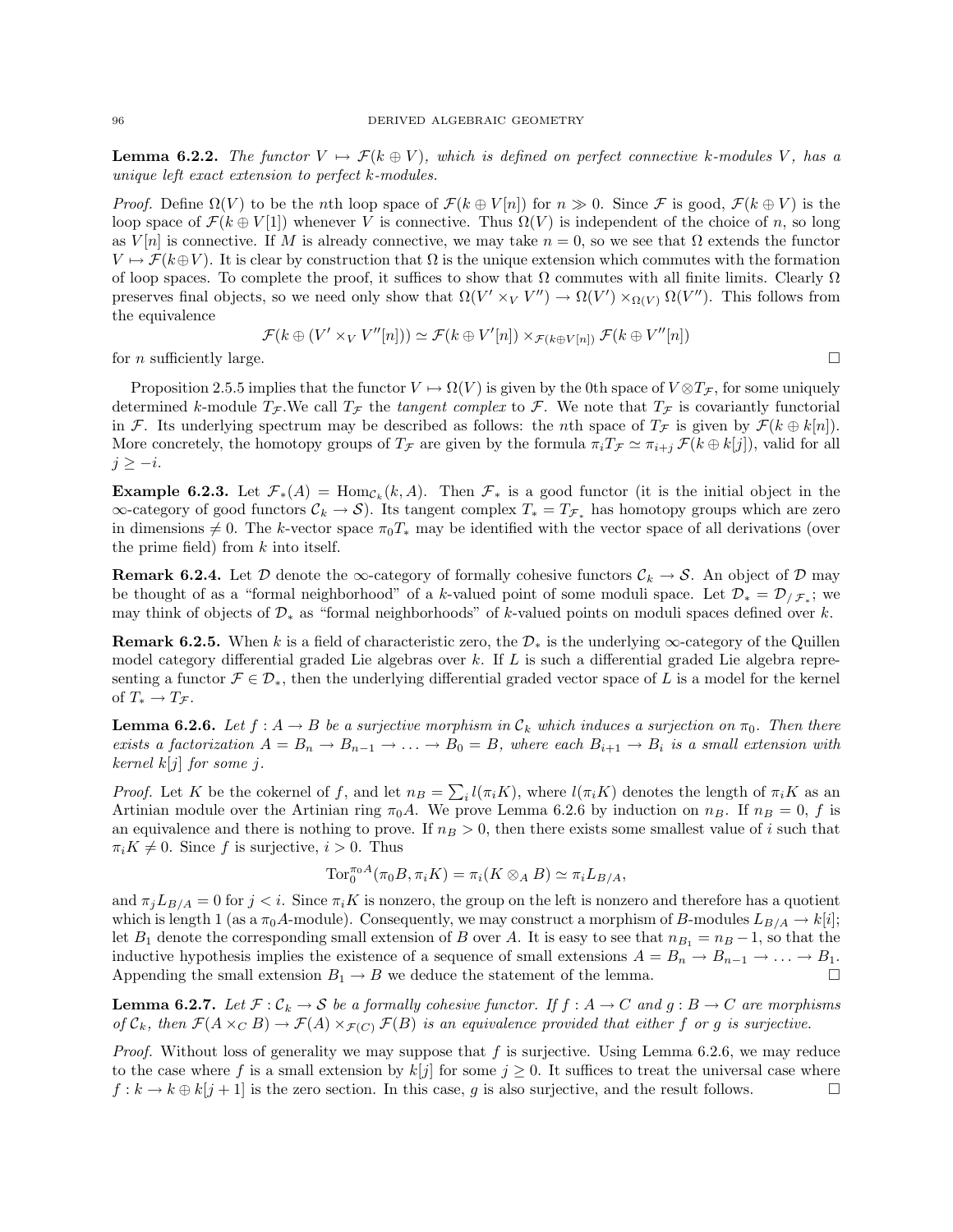**Lemma 6.2.2.** *The functor $V \mapsto \mathcal{F}(k \oplus V)$, which is defined on perfect connective $k$-modules $V$, has a unique left exact extension to perfect $k$-modules.*

*Proof.* Define $\Omega(V)$ to be the $n$th loop space of $\mathcal{F}(k \oplus V[n])$ for $n \gg 0$. Since $\mathcal{F}$ is good, $\mathcal{F}(k \oplus V)$ is the loop space of $\mathcal{F}(k \oplus V[1])$ whenever $V$ is connective. Thus $\Omega(V)$ is independent of the choice of $n$, so long as $V[n]$ is connective. If $M$ is already connective, we may take $n = 0$, so we see that $\Omega$ extends the functor $V \mapsto \mathcal{F}(k \oplus V)$. It is clear by construction that $\Omega$ is the unique extension which commutes with the formation of loop spaces. To complete the proof, it suffices to show that $\Omega$ commutes with all finite limits. Clearly $\Omega$ preserves final objects, so we need only show that $\Omega(V' \times_V V'') \to \Omega(V') \times_{\Omega(V)} \Omega(V'')$. This follows from the equivalence

$$\mathcal{F}(k \oplus (V' \times_V V''[n])) \simeq \mathcal{F}(k \oplus V'[n]) \times_{\mathcal{F}(k \oplus V[n])} \mathcal{F}(k \oplus V''[n])$$

for $n$ sufficiently large. □

Proposition 2.5.5 implies that the functor $V \mapsto \Omega(V)$ is given by the 0th space of $V \otimes T_{\mathcal{F}}$, for some uniquely determined $k$-module $T_{\mathcal{F}}$.We call $T_{\mathcal{F}}$ the *tangent complex* to $\mathcal{F}$. We note that $T_{\mathcal{F}}$ is covariantly functorial in $\mathcal{F}$. Its underlying spectrum may be described as follows: the $n$th space of $T_{\mathcal{F}}$ is given by $\mathcal{F}(k \oplus k[n])$. More concretely, the homotopy groups of $T_{\mathcal{F}}$ are given by the formula $\pi_i T_{\mathcal{F}} \simeq \pi_{i+j} \mathcal{F}(k \oplus k[j])$, valid for all $j \geq -i$.

**Example 6.2.3.** Let $\mathcal{F}_*(A) = \mathrm{Hom}_{\mathcal{C}_k}(k, A)$. Then $\mathcal{F}_*$ is a good functor (it is the initial object in the $\infty$-category of good functors $\mathcal{C}_k \to \mathcal{S}$). Its tangent complex $T_* = T_{\mathcal{F}_*}$ has homotopy groups which are zero in dimensions $\neq 0$. The $k$-vector space $\pi_0 T_*$ may be identified with the vector space of all derivations (over the prime field) from $k$ into itself.

**Remark 6.2.4.** Let $\mathcal{D}$ denote the $\infty$-category of formally cohesive functors $\mathcal{C}_k \to \mathcal{S}$. An object of $\mathcal{D}$ may be thought of as a "formal neighborhood" of a $k$-valued point of some moduli space. Let $\mathcal{D}_* = \mathcal{D}_{/\mathcal{F}_*}$; we may think of objects of $\mathcal{D}_*$ as "formal neighborhoods" of $k$-valued points on moduli spaces defined over $k$.

**Remark 6.2.5.** When $k$ is a field of characteristic zero, the $\mathcal{D}_*$ is the underlying $\infty$-category of the Quillen model category differential graded Lie algebras over $k$. If $L$ is such a differential graded Lie algebra representing a functor $\mathcal{F} \in \mathcal{D}_*$, then the underlying differential graded vector space of $L$ is a model for the kernel of $T_* \to T_{\mathcal{F}}$.

**Lemma 6.2.6.** *Let $f : A \to B$ be a surjective morphism in $\mathcal{C}_k$ which induces a surjection on $\pi_0$. Then there exists a factorization $A = B_n \to B_{n-1} \to \ldots \to B_0 = B$, where each $B_{i+1} \to B_i$ is a small extension with kernel $k[j]$ for some $j$.*

*Proof.* Let $K$ be the cokernel of $f$, and let $n_B = \sum_i l(\pi_i K)$, where $l(\pi_i K)$ denotes the length of $\pi_i K$ as an Artinian module over the Artinian ring $\pi_0 A$. We prove Lemma 6.2.6 by induction on $n_B$. If $n_B = 0$, $f$ is an equivalence and there is nothing to prove. If $n_B > 0$, then there exists some smallest value of $i$ such that $\pi_i K \neq 0$. Since $f$ is surjective, $i > 0$. Thus

$$\mathrm{Tor}_0^{\pi_0 A}(\pi_0 B, \pi_i K) = \pi_i(K \otimes_A B) \simeq \pi_i L_{B/A},$$

and $\pi_j L_{B/A} = 0$ for $j < i$. Since $\pi_i K$ is nonzero, the group on the left is nonzero and therefore has a quotient which is length 1 (as a $\pi_0 A$-module). Consequently, we may construct a morphism of $B$-modules $L_{B/A} \to k[i]$; let $B_1$ denote the corresponding small extension of $B$ over $A$. It is easy to see that $n_{B_1} = n_B - 1$, so that the inductive hypothesis implies the existence of a sequence of small extensions $A = B_n \to B_{n-1} \to \ldots \to B_1$. Appending the small extension $B_1 \to B$ we deduce the statement of the lemma. □

**Lemma 6.2.7.** *Let $\mathcal{F} : \mathcal{C}_k \to \mathcal{S}$ be a formally cohesive functor. If $f : A \to C$ and $g : B \to C$ are morphisms of $\mathcal{C}_k$, then $\mathcal{F}(A \times_C B) \to \mathcal{F}(A) \times_{\mathcal{F}(C)} \mathcal{F}(B)$ is an equivalence provided that either $f$ or $g$ is surjective.*

*Proof.* Without loss of generality we may suppose that $f$ is surjective. Using Lemma 6.2.6, we may reduce to the case where $f$ is a small extension by $k[j]$ for some $j \geq 0$. It suffices to treat the universal case where $f : k \to k \oplus k[j+1]$ is the zero section. In this case, $g$ is also surjective, and the result follows. □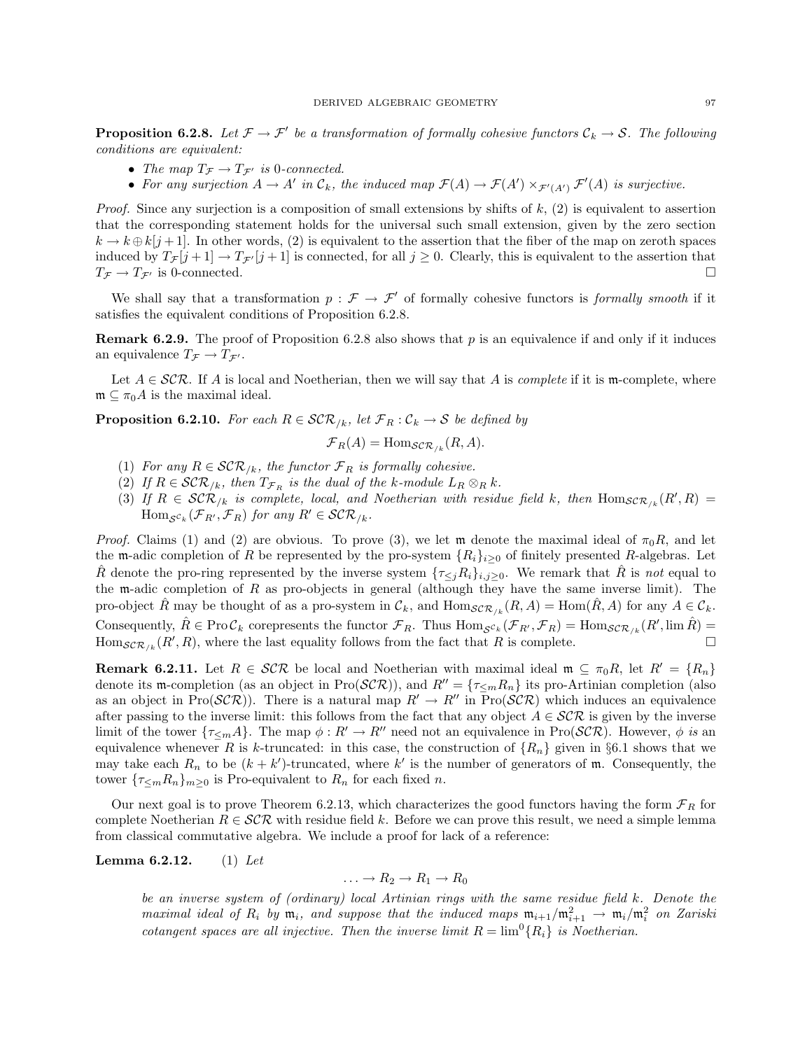**Proposition 6.2.8.** *Let $\mathcal{F} \to \mathcal{F}'$ be a transformation of formally cohesive functors $\mathcal{C}_k \to \mathcal{S}$. The following conditions are equivalent:*

- *The map $T_{\mathcal{F}} \to T_{\mathcal{F}'}$ is 0-connected.*
- *For any surjection $A \to A'$ in $\mathcal{C}_k$, the induced map $\mathcal{F}(A) \to \mathcal{F}(A') \times_{\mathcal{F}'(A')} \mathcal{F}'(A)$ is surjective.*

*Proof.* Since any surjection is a composition of small extensions by shifts of $k$, (2) is equivalent to assertion that the corresponding statement holds for the universal such small extension, given by the zero section $k \to k \oplus k[j+1]$. In other words, (2) is equivalent to the assertion that the fiber of the map on zeroth spaces induced by $T_{\mathcal{F}}[j+1] \to T_{\mathcal{F}'}[j+1]$ is connected, for all $j \geq 0$. Clearly, this is equivalent to the assertion that $T_{\mathcal{F}} \to T_{\mathcal{F}'}$ is 0-connected. □

We shall say that a transformation $p : \mathcal{F} \to \mathcal{F}'$ of formally cohesive functors is *formally smooth* if it satisfies the equivalent conditions of Proposition 6.2.8.

**Remark 6.2.9.** The proof of Proposition 6.2.8 also shows that $p$ is an equivalence if and only if it induces an equivalence $T_{\mathcal{F}} \to T_{\mathcal{F}'}$.

Let $A \in \mathcal{SCR}$. If $A$ is local and Noetherian, then we will say that $A$ is *complete* if it is $\mathfrak{m}$-complete, where $\mathfrak{m} \subseteq \pi_0 A$ is the maximal ideal.

**Proposition 6.2.10.** *For each $R \in \mathcal{SCR}_{/k}$, let $\mathcal{F}_R : \mathcal{C}_k \to \mathcal{S}$ be defined by*

$$\mathcal{F}_R(A) = \operatorname{Hom}_{\mathcal{SCR}_{/k}}(R, A).$$

1. *For any $R \in \mathcal{SCR}_{/k}$, the functor $\mathcal{F}_R$ is formally cohesive.*
2. *If $R \in \mathcal{SCR}_{/k}$, then $T_{\mathcal{F}_R}$ is the dual of the $k$-module $L_R \otimes_R k$.*
3. *If $R \in \mathcal{SCR}_{/k}$ is complete, local, and Noetherian with residue field $k$, then $\operatorname{Hom}_{\mathcal{SCR}_{/k}}(R', R) = \operatorname{Hom}_{\mathcal{S}^{\mathcal{C}_k}}(\mathcal{F}_{R'}, \mathcal{F}_R)$ for any $R' \in \mathcal{SCR}_{/k}$.*

*Proof.* Claims (1) and (2) are obvious. To prove (3), we let $\mathfrak{m}$ denote the maximal ideal of $\pi_0 R$, and let the $\mathfrak{m}$-adic completion of $R$ be represented by the pro-system $\{R_i\}_{i \geq 0}$ of finitely presented $R$-algebras. Let $\hat{R}$ denote the pro-ring represented by the inverse system $\{\tau_{\leq j} R_i\}_{i,j \geq 0}$. We remark that $\hat{R}$ is *not* equal to the $\mathfrak{m}$-adic completion of $R$ as pro-objects in general (although they have the same inverse limit). The pro-object $\hat{R}$ may be thought of as a pro-system in $\mathcal{C}_k$, and $\operatorname{Hom}_{\mathcal{SCR}_{/k}}(R, A) = \operatorname{Hom}(\hat{R}, A)$ for any $A \in \mathcal{C}_k$. Consequently, $\hat{R} \in \operatorname{Pro}\mathcal{C}_k$ corepresents the functor $\mathcal{F}_R$. Thus $\operatorname{Hom}_{\mathcal{S}^{\mathcal{C}_k}}(\mathcal{F}_{R'}, \mathcal{F}_R) = \operatorname{Hom}_{\mathcal{SCR}_{/k}}(R', \lim \hat{R}) = \operatorname{Hom}_{\mathcal{SCR}_{/k}}(R', R)$, where the last equality follows from the fact that $R$ is complete. □

**Remark 6.2.11.** Let $R \in \mathcal{SCR}$ be local and Noetherian with maximal ideal $\mathfrak{m} \subseteq \pi_0 R$, let $R' = \{R_n\}$ denote its $\mathfrak{m}$-completion (as an object in $\operatorname{Pro}(\mathcal{SCR})$), and $R'' = \{\tau_{\leq m} R_n\}$ its pro-Artinian completion (also as an object in $\operatorname{Pro}(\mathcal{SCR})$). There is a natural map $R' \to R''$ in $\operatorname{Pro}(\mathcal{SCR})$ which induces an equivalence after passing to the inverse limit: this follows from the fact that any object $A \in \mathcal{SCR}$ is given by the inverse limit of the tower $\{\tau_{\leq m} A\}$. The map $\phi : R' \to R''$ need not an equivalence in $\operatorname{Pro}(\mathcal{SCR})$. However, $\phi$ *is* an equivalence whenever $R$ is $k$-truncated: in this case, the construction of $\{R_n\}$ given in §6.1 shows that we may take each $R_n$ to be $(k+k')$-truncated, where $k'$ is the number of generators of $\mathfrak{m}$. Consequently, the tower $\{\tau_{\leq m} R_n\}_{m \geq 0}$ is Pro-equivalent to $R_n$ for each fixed $n$.

Our next goal is to prove Theorem 6.2.13, which characterizes the good functors having the form $\mathcal{F}_R$ for complete Noetherian $R \in \mathcal{SCR}$ with residue field $k$. Before we can prove this result, we need a simple lemma from classical commutative algebra. We include a proof for lack of a reference:

**Lemma 6.2.12.** (1) *Let*

$$\ldots \to R_2 \to R_1 \to R_0$$

*be an inverse system of (ordinary) local Artinian rings with the same residue field $k$. Denote the maximal ideal of $R_i$ by $\mathfrak{m}_i$, and suppose that the induced maps $\mathfrak{m}_{i+1}/\mathfrak{m}_{i+1}^2 \to \mathfrak{m}_i/\mathfrak{m}_i^2$ on Zariski cotangent spaces are all injective. Then the inverse limit $R = \lim^0\{R_i\}$ is Noetherian.*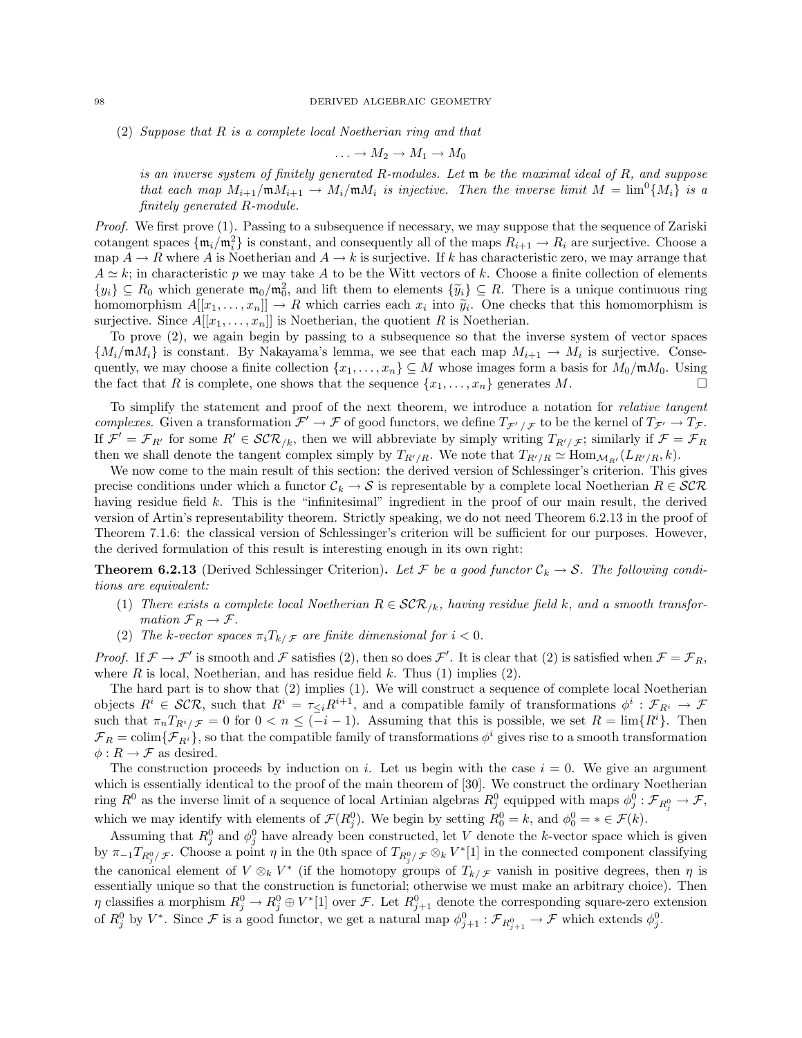(2) *Suppose that $R$ is a complete local Noetherian ring and that*

$$\ldots \to M_2 \to M_1 \to M_0$$

*is an inverse system of finitely generated $R$-modules. Let $\mathfrak{m}$ be the maximal ideal of $R$, and suppose that each map $M_{i+1}/\mathfrak{m}M_{i+1} \to M_i/\mathfrak{m}M_i$ is injective. Then the inverse limit $M = \lim^0\{M_i\}$ is a finitely generated $R$-module.*

*Proof.* We first prove (1). Passing to a subsequence if necessary, we may suppose that the sequence of Zariski cotangent spaces $\{\mathfrak{m}_i/\mathfrak{m}_i^2\}$ is constant, and consequently all of the maps $R_{i+1} \to R_i$ are surjective. Choose a map $A \to R$ where $A$ is Noetherian and $A \to k$ is surjective. If $k$ has characteristic zero, we may arrange that $A \simeq k$; in characteristic $p$ we may take $A$ to be the Witt vectors of $k$. Choose a finite collection of elements $\{y_i\} \subseteq R_0$ which generate $\mathfrak{m}_0/\mathfrak{m}_0^2$, and lift them to elements $\{\widetilde{y}_i\} \subseteq R$. There is a unique continuous ring homomorphism $A[[x_1, \ldots, x_n]] \to R$ which carries each $x_i$ into $\widetilde{y}_i$. One checks that this homomorphism is surjective. Since $A[[x_1, \ldots, x_n]]$ is Noetherian, the quotient $R$ is Noetherian.

To prove (2), we again begin by passing to a subsequence so that the inverse system of vector spaces $\{M_i/\mathfrak{m}M_i\}$ is constant. By Nakayama's lemma, we see that each map $M_{i+1} \to M_i$ is surjective. Consequently, we may choose a finite collection $\{x_1, \ldots, x_n\} \subseteq M$ whose images form a basis for $M_0/\mathfrak{m}M_0$. Using the fact that $R$ is complete, one shows that the sequence $\{x_1, \ldots, x_n\}$ generates $M$. $\square$

To simplify the statement and proof of the next theorem, we introduce a notation for *relative tangent complexes*. Given a transformation $\mathcal{F}' \to \mathcal{F}$ of good functors, we define $T_{\mathcal{F}'/\mathcal{F}}$ to be the kernel of $T_{\mathcal{F}'} \to T_{\mathcal{F}}$. If $\mathcal{F}' = \mathcal{F}_{R'}$ for some $R' \in \mathcal{SCR}_{/k}$, then we will abbreviate by simply writing $T_{R'/\mathcal{F}}$; similarly if $\mathcal{F} = \mathcal{F}_R$ then we shall denote the tangent complex simply by $T_{R'/R}$. We note that $T_{R'/R} \simeq \mathrm{Hom}_{\mathcal{M}_{R'}}(L_{R'/R}, k)$.

We now come to the main result of this section: the derived version of Schlessinger's criterion. This gives precise conditions under which a functor $\mathcal{C}_k \to \mathcal{S}$ is representable by a complete local Noetherian $R \in \mathcal{SCR}$ having residue field $k$. This is the "infinitesimal" ingredient in the proof of our main result, the derived version of Artin's representability theorem. Strictly speaking, we do not need Theorem 6.2.13 in the proof of Theorem 7.1.6: the classical version of Schlessinger's criterion will be sufficient for our purposes. However, the derived formulation of this result is interesting enough in its own right:

**Theorem 6.2.13** (Derived Schlessinger Criterion). *Let $\mathcal{F}$ be a good functor $\mathcal{C}_k \to \mathcal{S}$. The following conditions are equivalent:*

(1) *There exists a complete local Noetherian $R \in \mathcal{SCR}_{/k}$, having residue field $k$, and a smooth transformation $\mathcal{F}_R \to \mathcal{F}$.*

(2) *The $k$-vector spaces $\pi_i T_{k/\mathcal{F}}$ are finite dimensional for $i < 0$.*

*Proof.* If $\mathcal{F} \to \mathcal{F}'$ is smooth and $\mathcal{F}$ satisfies (2), then so does $\mathcal{F}'$. It is clear that (2) is satisfied when $\mathcal{F} = \mathcal{F}_R$, where $R$ is local, Noetherian, and has residue field $k$. Thus (1) implies (2).

The hard part is to show that (2) implies (1). We will construct a sequence of complete local Noetherian objects $R^i \in \mathcal{SCR}$, such that $R^i = \tau_{\leq i} R^{i+1}$, and a compatible family of transformations $\phi^i : \mathcal{F}_{R^i} \to \mathcal{F}$ such that $\pi_n T_{R^i/\mathcal{F}} = 0$ for $0 < n \leq (-i-1)$. Assuming that this is possible, we set $R = \lim\{R^i\}$. Then $\mathcal{F}_R = \mathrm{colim}\{\mathcal{F}_{R^i}\}$, so that the compatible family of transformations $\phi^i$ gives rise to a smooth transformation $\phi : R \to \mathcal{F}$ as desired.

The construction proceeds by induction on $i$. Let us begin with the case $i = 0$. We give an argument which is essentially identical to the proof of the main theorem of [30]. We construct the ordinary Noetherian ring $R^0$ as the inverse limit of a sequence of local Artinian algebras $R^0_j$ equipped with maps $\phi^0_j : \mathcal{F}_{R^0_j} \to \mathcal{F}$, which we may identify with elements of $\mathcal{F}(R^0_j)$. We begin by setting $R^0_0 = k$, and $\phi^0_0 = * \in \mathcal{F}(k)$.

Assuming that $R^0_j$ and $\phi^0_j$ have already been constructed, let $V$ denote the $k$-vector space which is given by $\pi_{-1} T_{R^0_j/\mathcal{F}}$. Choose a point $\eta$ in the 0th space of $T_{R^0_j/\mathcal{F}} \otimes_k V^*[1]$ in the connected component classifying the canonical element of $V \otimes_k V^*$ (if the homotopy groups of $T_{k/\mathcal{F}}$ vanish in positive degrees, then $\eta$ is essentially unique so that the construction is functorial; otherwise we must make an arbitrary choice). Then $\eta$ classifies a morphism $R^0_j \to R^0_j \oplus V^*[1]$ over $\mathcal{F}$. Let $R^0_{j+1}$ denote the corresponding square-zero extension of $R^0_j$ by $V^*$. Since $\mathcal{F}$ is a good functor, we get a natural map $\phi^0_{j+1} : \mathcal{F}_{R^0_{j+1}} \to \mathcal{F}$ which extends $\phi^0_j$.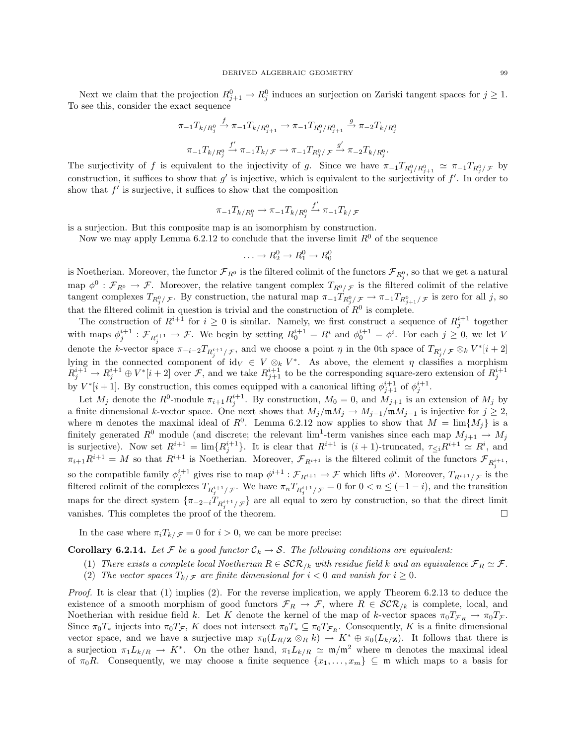Next we claim that the projection $R^0_{j+1} \to R^0_j$ induces an surjection on Zariski tangent spaces for $j \geq 1$. To see this, consider the exact sequence

$$\pi_{-1} T_{k/R^0_j} \xrightarrow{f} \pi_{-1} T_{k/R^0_{j+1}} \to \pi_{-1} T_{R^0_j/R^0_{j+1}} \xrightarrow{g} \pi_{-2} T_{k/R^0_j}$$

$$\pi_{-1} T_{k/R^0_j} \xrightarrow{f'} \pi_{-1} T_{k/\mathcal{F}} \to \pi_{-1} T_{R^0_j/\mathcal{F}} \xrightarrow{g'} \pi_{-2} T_{k/R^0_j}.$$

The surjectivity of $f$ is equivalent to the injectivity of $g$. Since we have $\pi_{-1} T_{R^0_j/R^0_{j+1}} \simeq \pi_{-1} T_{R^0_j/\mathcal{F}}$ by construction, it suffices to show that $g'$ is injective, which is equivalent to the surjectivity of $f'$. In order to show that $f'$ is surjective, it suffices to show that the composition

$$\pi_{-1} T_{k/R^0_1} \to \pi_{-1} T_{k/R^0_j} \xrightarrow{f'} \pi_{-1} T_{k/\mathcal{F}}$$

is a surjection. But this composite map is an isomorphism by construction.

Now we may apply Lemma 6.2.12 to conclude that the inverse limit $R^0$ of the sequence

$$\ldots \to R^0_2 \to R^0_1 \to R^0_0$$

is Noetherian. Moreover, the functor $\mathcal{F}_{R^0}$ is the filtered colimit of the functors $\mathcal{F}_{R^0_j}$, so that we get a natural map $\phi^0 : \mathcal{F}_{R^0} \to \mathcal{F}$. Moreover, the relative tangent complex $T_{R^0/\mathcal{F}}$ is the filtered colimit of the relative tangent complexes $T_{R^0_j/\mathcal{F}}$. By construction, the natural map $\pi_{-1} T_{R^0_j/\mathcal{F}} \to \pi_{-1} T_{R^0_{j+1}/\mathcal{F}}$ is zero for all $j$, so that the filtered colimit in question is trivial and the construction of $R^0$ is complete.

The construction of $R^{i+1}$ for $i \geq 0$ is similar. Namely, we first construct a sequence of $R^{i+1}_j$ together with maps $\phi^{i+1}_j : \mathcal{F}_{R^{i+1}_j} \to \mathcal{F}$. We begin by setting $R^{i+1}_0 = R^i$ and $\phi^{i+1}_0 = \phi^i$. For each $j \geq 0$, we let $V$ denote the $k$-vector space $\pi_{-i-2} T_{R^{i+1}_j/\mathcal{F}}$, and we choose a point $\eta$ in the 0th space of $T_{R^i_j/\mathcal{F}} \otimes_k V^*[i+2]$ lying in the connected component of $\mathrm{id}_V \in V \otimes_k V^*$. As above, the element $\eta$ classifies a morphism $R^{i+1}_j \to R^{i+1}_j \oplus V^*[i+2]$ over $\mathcal{F}$, and we take $R^{i+1}_{j+1}$ to be the corresponding square-zero extension of $R^{i+1}_j$ by $V^*[i+1]$. By construction, this comes equipped with a canonical lifting $\phi^{i+1}_{j+1}$ of $\phi^{i+1}_j$.

Let $M_j$ denote the $R^0$-module $\pi_{i+1} R^{i+1}_j$. By construction, $M_0 = 0$, and $M_{j+1}$ is an extension of $M_j$ by a finite dimensional $k$-vector space. One next shows that $M_j/\mathfrak{m}M_j \to M_{j-1}/\mathfrak{m}M_{j-1}$ is injective for $j \geq 2$, where $\mathfrak{m}$ denotes the maximal ideal of $R^0$. Lemma 6.2.12 now applies to show that $M = \lim\{M_j\}$ is a finitely generated $R^0$ module (and discrete; the relevant $\lim^1$-term vanishes since each map $M_{j+1} \to M_j$ is surjective). Now set $R^{i+1} = \lim\{R^{i+1}_j\}$. It is clear that $R^{i+1}$ is $(i+1)$-truncated, $\tau_{\leq i} R^{i+1} \simeq R^i$, and $\pi_{i+1} R^{i+1} = M$ so that $R^{i+1}$ is Noetherian. Moreover, $\mathcal{F}_{R^{i+1}}$ is the filtered colimit of the functors $\mathcal{F}_{R^{i+1}_j}$, so the compatible family $\phi^{i+1}_j$ gives rise to map $\phi^{i+1} : \mathcal{F}_{R^{i+1}} \to \mathcal{F}$ which lifts $\phi^i$. Moreover, $T_{R^{i+1}/\mathcal{F}}$ is the filtered colimit of the complexes $T_{R^{i+1}_j/\mathcal{F}}$. We have $\pi_n T_{R^{i+1}_j/\mathcal{F}} = 0$ for $0 < n \leq (-1-i)$, and the transition maps for the direct system $\{\pi_{-2-i} T_{R^{i+1}_j/\mathcal{F}}\}$ are all equal to zero by construction, so that the direct limit vanishes. This completes the proof of the theorem. $\square$

In the case where $\pi_i T_{k/\mathcal{F}} = 0$ for $i > 0$, we can be more precise:

**Corollary 6.2.14.** *Let $\mathcal{F}$ be a good functor $\mathcal{C}_k \to \mathcal{S}$. The following conditions are equivalent:*

(1) *There exists a complete local Noetherian $R \in \mathcal{SCR}_{/k}$ with residue field $k$ and an equivalence $\mathcal{F}_R \simeq \mathcal{F}$.*
(2) *The vector spaces $T_{k/\mathcal{F}}$ are finite dimensional for $i < 0$ and vanish for $i \geq 0$.*

*Proof.* It is clear that (1) implies (2). For the reverse implication, we apply Theorem 6.2.13 to deduce the existence of a smooth morphism of good functors $\mathcal{F}_R \to \mathcal{F}$, where $R \in \mathcal{SCR}_{/k}$ is complete, local, and Noetherian with residue field $k$. Let $K$ denote the kernel of the map of $k$-vector spaces $\pi_0 T_{\mathcal{F}_R} \to \pi_0 T_{\mathcal{F}}$. Since $\pi_0 T_*$ injects into $\pi_0 T_{\mathcal{F}}$, $K$ does not intersect $\pi_0 T_* \subseteq \pi_0 T_{\mathcal{F}_R}$. Consequently, $K$ is a finite dimensional vector space, and we have a surjective map $\pi_0(L_{R/\mathbf{Z}} \otimes_R k) \to K^* \oplus \pi_0(L_{k/\mathbf{Z}})$. It follows that there is a surjection $\pi_1 L_{k/R} \to K^*$. On the other hand, $\pi_1 L_{k/R} \simeq \mathfrak{m}/\mathfrak{m}^2$ where $\mathfrak{m}$ denotes the maximal ideal of $\pi_0 R$. Consequently, we may choose a finite sequence $\{x_1, \ldots, x_m\} \subseteq \mathfrak{m}$ which maps to a basis for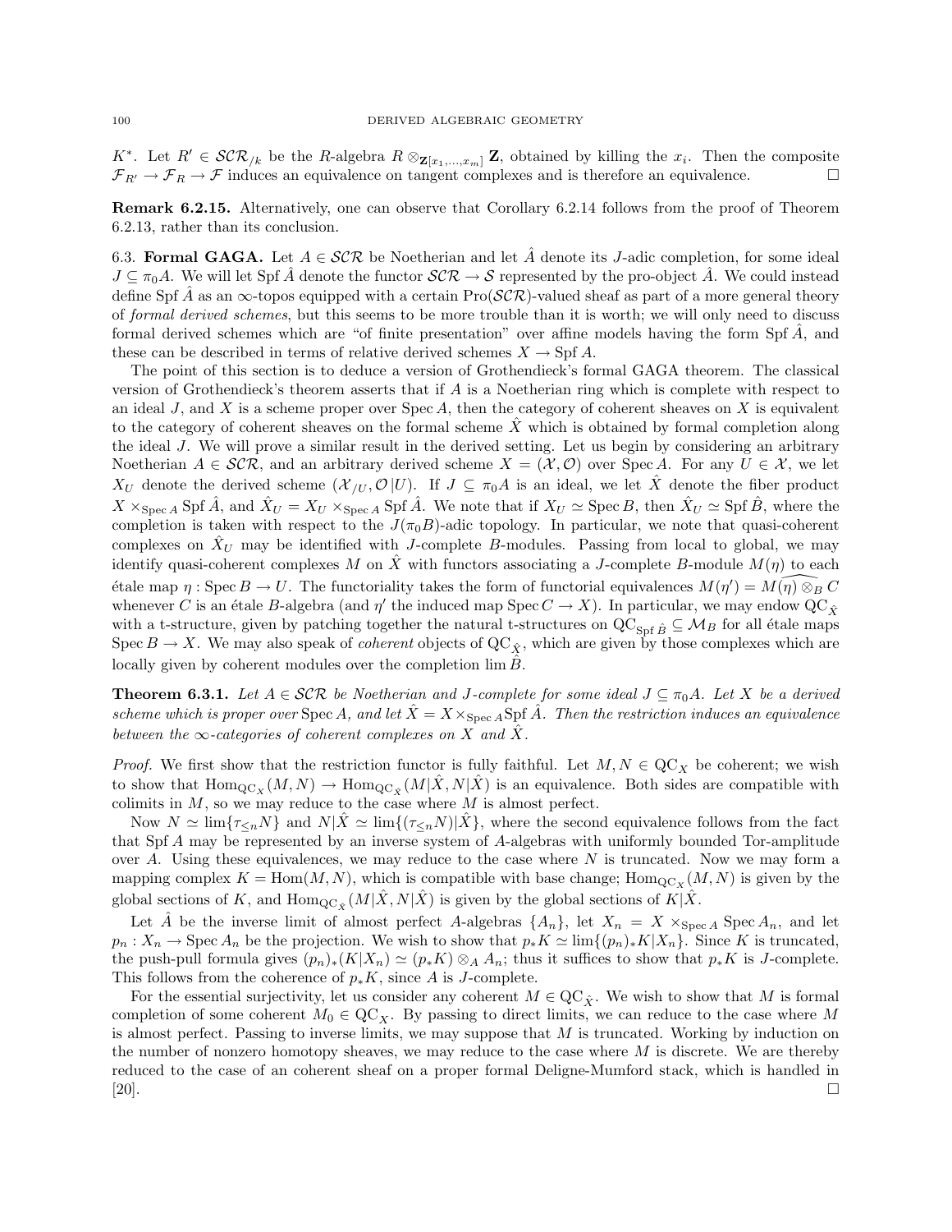$K^*$. Let $R' \in \mathcal{SCR}_{/k}$ be the $R$-algebra $R \otimes_{\mathbf{Z}[x_1,\ldots,x_m]} \mathbf{Z}$, obtained by killing the $x_i$. Then the composite $\mathcal{F}_{R'} \to \mathcal{F}_R \to \mathcal{F}$ induces an equivalence on tangent complexes and is therefore an equivalence. □

**Remark 6.2.15.** Alternatively, one can observe that Corollary 6.2.14 follows from the proof of Theorem 6.2.13, rather than its conclusion.

### 6.3. Formal GAGA.

Let $A \in \mathcal{SCR}$ be Noetherian and let $\hat{A}$ denote its $J$-adic completion, for some ideal $J \subseteq \pi_0 A$. We will let $\operatorname{Spf} \hat{A}$ denote the functor $\mathcal{SCR} \to \mathcal{S}$ represented by the pro-object $\hat{A}$. We could instead define $\operatorname{Spf} \hat{A}$ as an $\infty$-topos equipped with a certain $\operatorname{Pro}(\mathcal{SCR})$-valued sheaf as part of a more general theory of *formal derived schemes*, but this seems to be more trouble than it is worth; we will only need to discuss formal derived schemes which are "of finite presentation" over affine models having the form $\operatorname{Spf} \hat{A}$, and these can be described in terms of relative derived schemes $X \to \operatorname{Spf} A$.

The point of this section is to deduce a version of Grothendieck's formal GAGA theorem. The classical version of Grothendieck's theorem asserts that if $A$ is a Noetherian ring which is complete with respect to an ideal $J$, and $X$ is a scheme proper over $\operatorname{Spec} A$, then the category of coherent sheaves on $X$ is equivalent to the category of coherent sheaves on the formal scheme $\hat{X}$ which is obtained by formal completion along the ideal $J$. We will prove a similar result in the derived setting. Let us begin by considering an arbitrary Noetherian $A \in \mathcal{SCR}$, and an arbitrary derived scheme $X = (\mathcal{X}, \mathcal{O})$ over $\operatorname{Spec} A$. For any $U \in \mathcal{X}$, we let $X_U$ denote the derived scheme $(\mathcal{X}_{/U}, \mathcal{O}|U)$. If $J \subseteq \pi_0 A$ is an ideal, we let $\hat{X}$ denote the fiber product $X \times_{\operatorname{Spec} A} \operatorname{Spf} \hat{A}$, and $\hat{X}_U = X_U \times_{\operatorname{Spec} A} \operatorname{Spf} \hat{A}$. We note that if $X_U \simeq \operatorname{Spec} B$, then $\hat{X}_U \simeq \operatorname{Spf} \hat{B}$, where the completion is taken with respect to the $J(\pi_0 B)$-adic topology. In particular, we note that quasi-coherent complexes on $\hat{X}_U$ may be identified with $J$-complete $B$-modules. Passing from local to global, we may identify quasi-coherent complexes $M$ on $\hat{X}$ with functors associating a $J$-complete $B$-module $M(\eta)$ to each étale map $\eta : \operatorname{Spec} B \to U$. The functoriality takes the form of functorial equivalences $M(\eta') = \widehat{M(\eta) \otimes_B C}$ whenever $C$ is an étale $B$-algebra (and $\eta'$ the induced map $\operatorname{Spec} C \to X$). In particular, we may endow $\mathrm{QC}_{\hat{X}}$ with a t-structure, given by patching together the natural t-structures on $\mathrm{QC}_{\operatorname{Spf} \hat{B}} \subseteq \mathcal{M}_B$ for all étale maps $\operatorname{Spec} B \to X$. We may also speak of *coherent* objects of $\mathrm{QC}_{\hat{X}}$, which are given by those complexes which are locally given by coherent modules over the completion $\lim \hat{B}$.

**Theorem 6.3.1.** *Let $A \in \mathcal{SCR}$ be Noetherian and $J$-complete for some ideal $J \subseteq \pi_0 A$. Let $X$ be a derived scheme which is proper over $\operatorname{Spec} A$, and let $\hat{X} = X \times_{\operatorname{Spec} A} \operatorname{Spf} \hat{A}$. Then the restriction induces an equivalence between the $\infty$-categories of coherent complexes on $X$ and $\hat{X}$.*

*Proof.* We first show that the restriction functor is fully faithful. Let $M, N \in \mathrm{QC}_X$ be coherent; we wish to show that $\operatorname{Hom}_{\mathrm{QC}_X}(M, N) \to \operatorname{Hom}_{\mathrm{QC}_{\hat{X}}}(M|\hat{X}, N|\hat{X})$ is an equivalence. Both sides are compatible with colimits in $M$, so we may reduce to the case where $M$ is almost perfect.

Now $N \simeq \lim\{\tau_{\leq n} N\}$ and $N|\hat{X} \simeq \lim\{(\tau_{\leq n} N)|\hat{X}\}$, where the second equivalence follows from the fact that $\operatorname{Spf} A$ may be represented by an inverse system of $A$-algebras with uniformly bounded Tor-amplitude over $A$. Using these equivalences, we may reduce to the case where $N$ is truncated. Now we may form a mapping complex $K = \operatorname{Hom}(M, N)$, which is compatible with base change; $\operatorname{Hom}_{\mathrm{QC}_X}(M, N)$ is given by the global sections of $K$, and $\operatorname{Hom}_{\mathrm{QC}_{\hat{X}}}(M|\hat{X}, N|\hat{X})$ is given by the global sections of $K|\hat{X}$.

Let $\hat{A}$ be the inverse limit of almost perfect $A$-algebras $\{A_n\}$, let $X_n = X \times_{\operatorname{Spec} A} \operatorname{Spec} A_n$, and let $p_n : X_n \to \operatorname{Spec} A_n$ be the projection. We wish to show that $p_* K \simeq \lim\{(p_n)_* K|X_n\}$. Since $K$ is truncated, the push-pull formula gives $(p_n)_*(K|X_n) \simeq (p_* K) \otimes_A A_n$; thus it suffices to show that $p_* K$ is $J$-complete. This follows from the coherence of $p_* K$, since $A$ is $J$-complete.

For the essential surjectivity, let us consider any coherent $M \in \mathrm{QC}_{\hat{X}}$. We wish to show that $M$ is formal completion of some coherent $M_0 \in \mathrm{QC}_X$. By passing to direct limits, we can reduce to the case where $M$ is almost perfect. Passing to inverse limits, we may suppose that $M$ is truncated. Working by induction on the number of nonzero homotopy sheaves, we may reduce to the case where $M$ is discrete. We are thereby reduced to the case of an coherent sheaf on a proper formal Deligne-Mumford stack, which is handled in [20]. □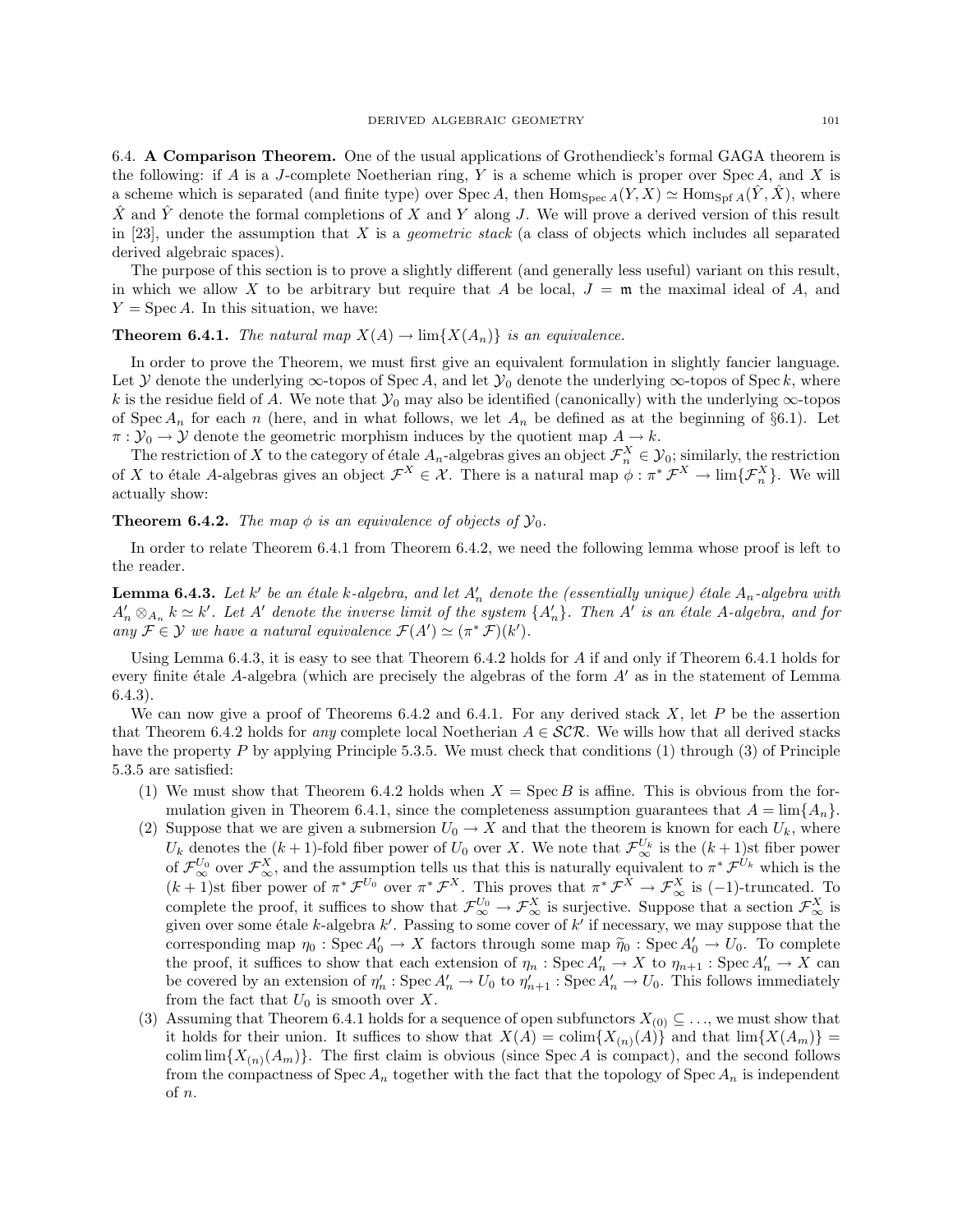## 6.4. A Comparison Theorem.

One of the usual applications of Grothendieck's formal GAGA theorem is the following: if $A$ is a $J$-complete Noetherian ring, $Y$ is a scheme which is proper over $\operatorname{Spec} A$, and $X$ is a scheme which is separated (and finite type) over $\operatorname{Spec} A$, then $\operatorname{Hom}_{\operatorname{Spec} A}(Y, X) \simeq \operatorname{Hom}_{\operatorname{Spf} A}(\hat{Y}, \hat{X})$, where $\hat{X}$ and $\hat{Y}$ denote the formal completions of $X$ and $Y$ along $J$. We will prove a derived version of this result in [23], under the assumption that $X$ is a *geometric stack* (a class of objects which includes all separated derived algebraic spaces).

The purpose of this section is to prove a slightly different (and generally less useful) variant on this result, in which we allow $X$ to be arbitrary but require that $A$ be local, $J = \mathfrak{m}$ the maximal ideal of $A$, and $Y = \operatorname{Spec} A$. In this situation, we have:

**Theorem 6.4.1.** *The natural map $X(A) \to \lim\{X(A_n)\}$ is an equivalence.*

In order to prove the Theorem, we must first give an equivalent formulation in slightly fancier language. Let $\mathcal{Y}$ denote the underlying $\infty$-topos of $\operatorname{Spec} A$, and let $\mathcal{Y}_0$ denote the underlying $\infty$-topos of $\operatorname{Spec} k$, where $k$ is the residue field of $A$. We note that $\mathcal{Y}_0$ may also be identified (canonically) with the underlying $\infty$-topos of $\operatorname{Spec} A_n$ for each $n$ (here, and in what follows, we let $A_n$ be defined as at the beginning of §6.1). Let $\pi : \mathcal{Y}_0 \to \mathcal{Y}$ denote the geometric morphism induces by the quotient map $A \to k$.

The restriction of $X$ to the category of étale $A_n$-algebras gives an object $\mathcal{F}_n^X \in \mathcal{Y}_0$; similarly, the restriction of $X$ to étale $A$-algebras gives an object $\mathcal{F}^X \in \mathcal{X}$. There is a natural map $\phi : \pi^* \mathcal{F}^X \to \lim\{\mathcal{F}_n^X\}$. We will actually show:

**Theorem 6.4.2.** *The map $\phi$ is an equivalence of objects of $\mathcal{Y}_0$.*

In order to relate Theorem 6.4.1 from Theorem 6.4.2, we need the following lemma whose proof is left to the reader.

**Lemma 6.4.3.** *Let $k'$ be an étale $k$-algebra, and let $A'_n$ denote the (essentially unique) étale $A_n$-algebra with $A'_n \otimes_{A_n} k \simeq k'$. Let $A'$ denote the inverse limit of the system $\{A'_n\}$. Then $A'$ is an étale $A$-algebra, and for any $\mathcal{F} \in \mathcal{Y}$ we have a natural equivalence $\mathcal{F}(A') \simeq (\pi^* \mathcal{F})(k')$.*

Using Lemma 6.4.3, it is easy to see that Theorem 6.4.2 holds for $A$ if and only if Theorem 6.4.1 holds for every finite étale $A$-algebra (which are precisely the algebras of the form $A'$ as in the statement of Lemma 6.4.3).

We can now give a proof of Theorems 6.4.2 and 6.4.1. For any derived stack $X$, let $P$ be the assertion that Theorem 6.4.2 holds for *any* complete local Noetherian $A \in \mathcal{SCR}$. We wills how that all derived stacks have the property $P$ by applying Principle 5.3.5. We must check that conditions (1) through (3) of Principle 5.3.5 are satisfied:

1. We must show that Theorem 6.4.2 holds when $X = \operatorname{Spec} B$ is affine. This is obvious from the formulation given in Theorem 6.4.1, since the completeness assumption guarantees that $A = \lim\{A_n\}$.
2. Suppose that we are given a submersion $U_0 \to X$ and that the theorem is known for each $U_k$, where $U_k$ denotes the $(k+1)$-fold fiber power of $U_0$ over $X$. We note that $\mathcal{F}_\infty^{U_k}$ is the $(k+1)$st fiber power of $\mathcal{F}_\infty^{U_0}$ over $\mathcal{F}_\infty^X$, and the assumption tells us that this is naturally equivalent to $\pi^* \mathcal{F}^{U_k}$ which is the $(k+1)$st fiber power of $\pi^* \mathcal{F}^{U_0}$ over $\pi^* \mathcal{F}^X$. This proves that $\pi^* \mathcal{F}^X \to \mathcal{F}_\infty^X$ is $(-1)$-truncated. To complete the proof, it suffices to show that $\mathcal{F}_\infty^{U_0} \to \mathcal{F}_\infty^X$ is surjective. Suppose that a section $\mathcal{F}_\infty^X$ is given over some étale $k$-algebra $k'$. Passing to some cover of $k'$ if necessary, we may suppose that the corresponding map $\eta_0 : \operatorname{Spec} A'_0 \to X$ factors through some map $\widetilde{\eta}_0 : \operatorname{Spec} A'_0 \to U_0$. To complete the proof, it suffices to show that each extension of $\eta_n : \operatorname{Spec} A'_n \to X$ to $\eta_{n+1} : \operatorname{Spec} A'_n \to X$ can be covered by an extension of $\eta'_n : \operatorname{Spec} A'_n \to U_0$ to $\eta'_{n+1} : \operatorname{Spec} A'_n \to U_0$. This follows immediately from the fact that $U_0$ is smooth over $X$.
3. Assuming that Theorem 6.4.1 holds for a sequence of open subfunctors $X_{(0)} \subseteq \ldots$, we must show that it holds for their union. It suffices to show that $X(A) = \operatorname{colim}\{X_{(n)}(A)\}$ and that $\lim\{X(A_m)\} = \operatorname{colim} \lim\{X_{(n)}(A_m)\}$. The first claim is obvious (since $\operatorname{Spec} A$ is compact), and the second follows from the compactness of $\operatorname{Spec} A_n$ together with the fact that the topology of $\operatorname{Spec} A_n$ is independent of $n$.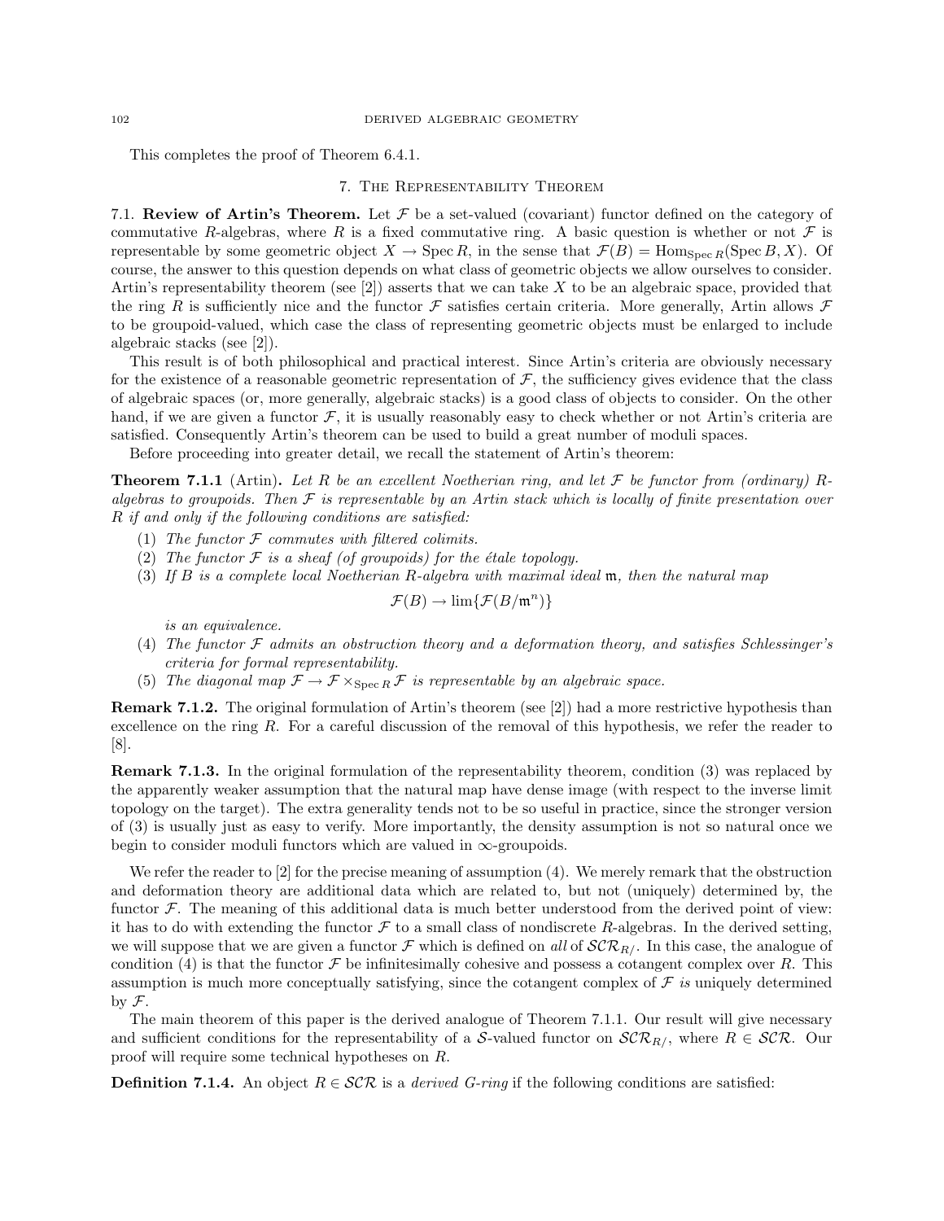This completes the proof of Theorem 6.4.1.

# 7. The Representability Theorem

**7.1. Review of Artin's Theorem.** Let $\mathcal{F}$ be a set-valued (covariant) functor defined on the category of commutative $R$-algebras, where $R$ is a fixed commutative ring. A basic question is whether or not $\mathcal{F}$ is representable by some geometric object $X \to \operatorname{Spec} R$, in the sense that $\mathcal{F}(B) = \operatorname{Hom}_{\operatorname{Spec} R}(\operatorname{Spec} B, X)$. Of course, the answer to this question depends on what class of geometric objects we allow ourselves to consider. Artin's representability theorem (see [2]) asserts that we can take $X$ to be an algebraic space, provided that the ring $R$ is sufficiently nice and the functor $\mathcal{F}$ satisfies certain criteria. More generally, Artin allows $\mathcal{F}$ to be groupoid-valued, which case the class of representing geometric objects must be enlarged to include algebraic stacks (see [2]).

This result is of both philosophical and practical interest. Since Artin's criteria are obviously necessary for the existence of a reasonable geometric representation of $\mathcal{F}$, the sufficiency gives evidence that the class of algebraic spaces (or, more generally, algebraic stacks) is a good class of objects to consider. On the other hand, if we are given a functor $\mathcal{F}$, it is usually reasonably easy to check whether or not Artin's criteria are satisfied. Consequently Artin's theorem can be used to build a great number of moduli spaces.

Before proceeding into greater detail, we recall the statement of Artin's theorem:

**Theorem 7.1.1** (Artin)**.** *Let $R$ be an excellent Noetherian ring, and let $\mathcal{F}$ be functor from (ordinary) $R$-algebras to groupoids. Then $\mathcal{F}$ is representable by an Artin stack which is locally of finite presentation over $R$ if and only if the following conditions are satisfied:*

1. *The functor $\mathcal{F}$ commutes with filtered colimits.*
2. *The functor $\mathcal{F}$ is a sheaf (of groupoids) for the étale topology.*
3. *If $B$ is a complete local Noetherian $R$-algebra with maximal ideal $\mathfrak{m}$, then the natural map*
$$\mathcal{F}(B) \to \lim\{\mathcal{F}(B/\mathfrak{m}^n)\}$$
*is an equivalence.*
4. *The functor $\mathcal{F}$ admits an obstruction theory and a deformation theory, and satisfies Schlessinger's criteria for formal representability.*
5. *The diagonal map $\mathcal{F} \to \mathcal{F} \times_{\operatorname{Spec} R} \mathcal{F}$ is representable by an algebraic space.*

**Remark 7.1.2.** The original formulation of Artin's theorem (see [2]) had a more restrictive hypothesis than excellence on the ring $R$. For a careful discussion of the removal of this hypothesis, we refer the reader to [8].

**Remark 7.1.3.** In the original formulation of the representability theorem, condition (3) was replaced by the apparently weaker assumption that the natural map have dense image (with respect to the inverse limit topology on the target). The extra generality tends not to be so useful in practice, since the stronger version of (3) is usually just as easy to verify. More importantly, the density assumption is not so natural once we begin to consider moduli functors which are valued in $\infty$-groupoids.

We refer the reader to [2] for the precise meaning of assumption (4). We merely remark that the obstruction and deformation theory are additional data which are related to, but not (uniquely) determined by, the functor $\mathcal{F}$. The meaning of this additional data is much better understood from the derived point of view: it has to do with extending the functor $\mathcal{F}$ to a small class of nondiscrete $R$-algebras. In the derived setting, we will suppose that we are given a functor $\mathcal{F}$ which is defined on *all* of $\mathcal{SCR}_{R/}$. In this case, the analogue of condition (4) is that the functor $\mathcal{F}$ be infinitesimally cohesive and possess a cotangent complex over $R$. This assumption is much more conceptually satisfying, since the cotangent complex of $\mathcal{F}$ *is* uniquely determined by $\mathcal{F}$.

The main theorem of this paper is the derived analogue of Theorem 7.1.1. Our result will give necessary and sufficient conditions for the representability of a $\mathcal{S}$-valued functor on $\mathcal{SCR}_{R/}$, where $R \in \mathcal{SCR}$. Our proof will require some technical hypotheses on $R$.

**Definition 7.1.4.** An object $R \in \mathcal{SCR}$ is a *derived G-ring* if the following conditions are satisfied: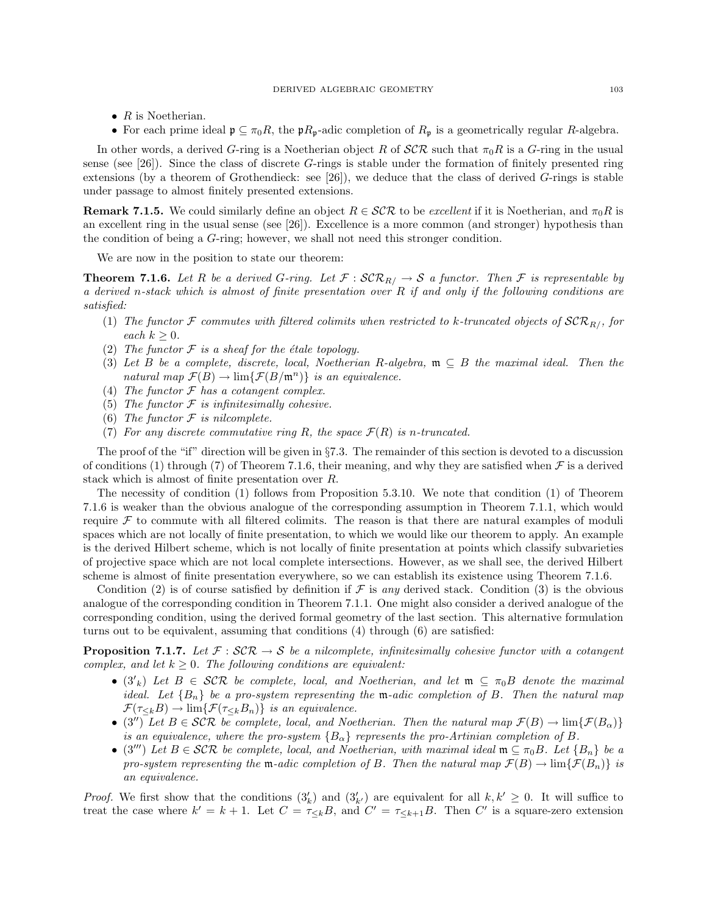- $R$ is Noetherian.
- For each prime ideal $\mathfrak{p} \subseteq \pi_0 R$, the $\mathfrak{p}R_{\mathfrak{p}}$-adic completion of $R_{\mathfrak{p}}$ is a geometrically regular $R$-algebra.

In other words, a derived $G$-ring is a Noetherian object $R$ of $\mathcal{SCR}$ such that $\pi_0 R$ is a $G$-ring in the usual sense (see [26]). Since the class of discrete $G$-rings is stable under the formation of finitely presented ring extensions (by a theorem of Grothendieck: see [26]), we deduce that the class of derived $G$-rings is stable under passage to almost finitely presented extensions.

**Remark 7.1.5.** We could similarly define an object $R \in \mathcal{SCR}$ to be *excellent* if it is Noetherian, and $\pi_0 R$ is an excellent ring in the usual sense (see [26]). Excellence is a more common (and stronger) hypothesis than the condition of being a $G$-ring; however, we shall not need this stronger condition.

We are now in the position to state our theorem:

**Theorem 7.1.6.** *Let $R$ be a derived $G$-ring. Let $\mathcal{F} : \mathcal{SCR}_{R/} \to \mathcal{S}$ a functor. Then $\mathcal{F}$ is representable by a derived $n$-stack which is almost of finite presentation over $R$ if and only if the following conditions are satisfied:*

1. *The functor $\mathcal{F}$ commutes with filtered colimits when restricted to $k$-truncated objects of $\mathcal{SCR}_{R/}$, for each $k \geq 0$.*
2. *The functor $\mathcal{F}$ is a sheaf for the étale topology.*
3. *Let $B$ be a complete, discrete, local, Noetherian $R$-algebra, $\mathfrak{m} \subseteq B$ the maximal ideal. Then the natural map $\mathcal{F}(B) \to \lim\{\mathcal{F}(B/\mathfrak{m}^n)\}$ is an equivalence.*
4. *The functor $\mathcal{F}$ has a cotangent complex.*
5. *The functor $\mathcal{F}$ is infinitesimally cohesive.*
6. *The functor $\mathcal{F}$ is nilcomplete.*
7. *For any discrete commutative ring $R$, the space $\mathcal{F}(R)$ is $n$-truncated.*

The proof of the "if" direction will be given in §7.3. The remainder of this section is devoted to a discussion of conditions (1) through (7) of Theorem 7.1.6, their meaning, and why they are satisfied when $\mathcal{F}$ is a derived stack which is almost of finite presentation over $R$.

The necessity of condition (1) follows from Proposition 5.3.10. We note that condition (1) of Theorem 7.1.6 is weaker than the obvious analogue of the corresponding assumption in Theorem 7.1.1, which would require $\mathcal{F}$ to commute with all filtered colimits. The reason is that there are natural examples of moduli spaces which are not locally of finite presentation, to which we would like our theorem to apply. An example is the derived Hilbert scheme, which is not locally of finite presentation at points which classify subvarieties of projective space which are not local complete intersections. However, as we shall see, the derived Hilbert scheme is almost of finite presentation everywhere, so we can establish its existence using Theorem 7.1.6.

Condition (2) is of course satisfied by definition if $\mathcal{F}$ is *any* derived stack. Condition (3) is the obvious analogue of the corresponding condition in Theorem 7.1.1. One might also consider a derived analogue of the corresponding condition, using the derived formal geometry of the last section. This alternative formulation turns out to be equivalent, assuming that conditions (4) through (6) are satisfied:

**Proposition 7.1.7.** *Let $\mathcal{F} : \mathcal{SCR} \to \mathcal{S}$ be a nilcomplete, infinitesimally cohesive functor with a cotangent complex, and let $k \geq 0$. The following conditions are equivalent:*

- *$(3'_k)$ Let $B \in \mathcal{SCR}$ be complete, local, and Noetherian, and let $\mathfrak{m} \subseteq \pi_0 B$ denote the maximal ideal. Let $\{B_n\}$ be a pro-system representing the $\mathfrak{m}$-adic completion of $B$. Then the natural map $\mathcal{F}(\tau_{\leq k} B) \to \lim\{\mathcal{F}(\tau_{\leq k} B_n)\}$ is an equivalence.*
- *$(3'')$ Let $B \in \mathcal{SCR}$ be complete, local, and Noetherian. Then the natural map $\mathcal{F}(B) \to \lim\{\mathcal{F}(B_\alpha)\}$ is an equivalence, where the pro-system $\{B_\alpha\}$ represents the pro-Artinian completion of $B$.*
- *$(3''')$ Let $B \in \mathcal{SCR}$ be complete, local, and Noetherian, with maximal ideal $\mathfrak{m} \subseteq \pi_0 B$. Let $\{B_n\}$ be a pro-system representing the $\mathfrak{m}$-adic completion of $B$. Then the natural map $\mathcal{F}(B) \to \lim\{\mathcal{F}(B_n)\}$ is an equivalence.*

*Proof.* We first show that the conditions $(3'_k)$ and $(3'_{k'})$ are equivalent for all $k, k' \geq 0$. It will suffice to treat the case where $k' = k+1$. Let $C = \tau_{\leq k} B$, and $C' = \tau_{\leq k+1} B$. Then $C'$ is a square-zero extension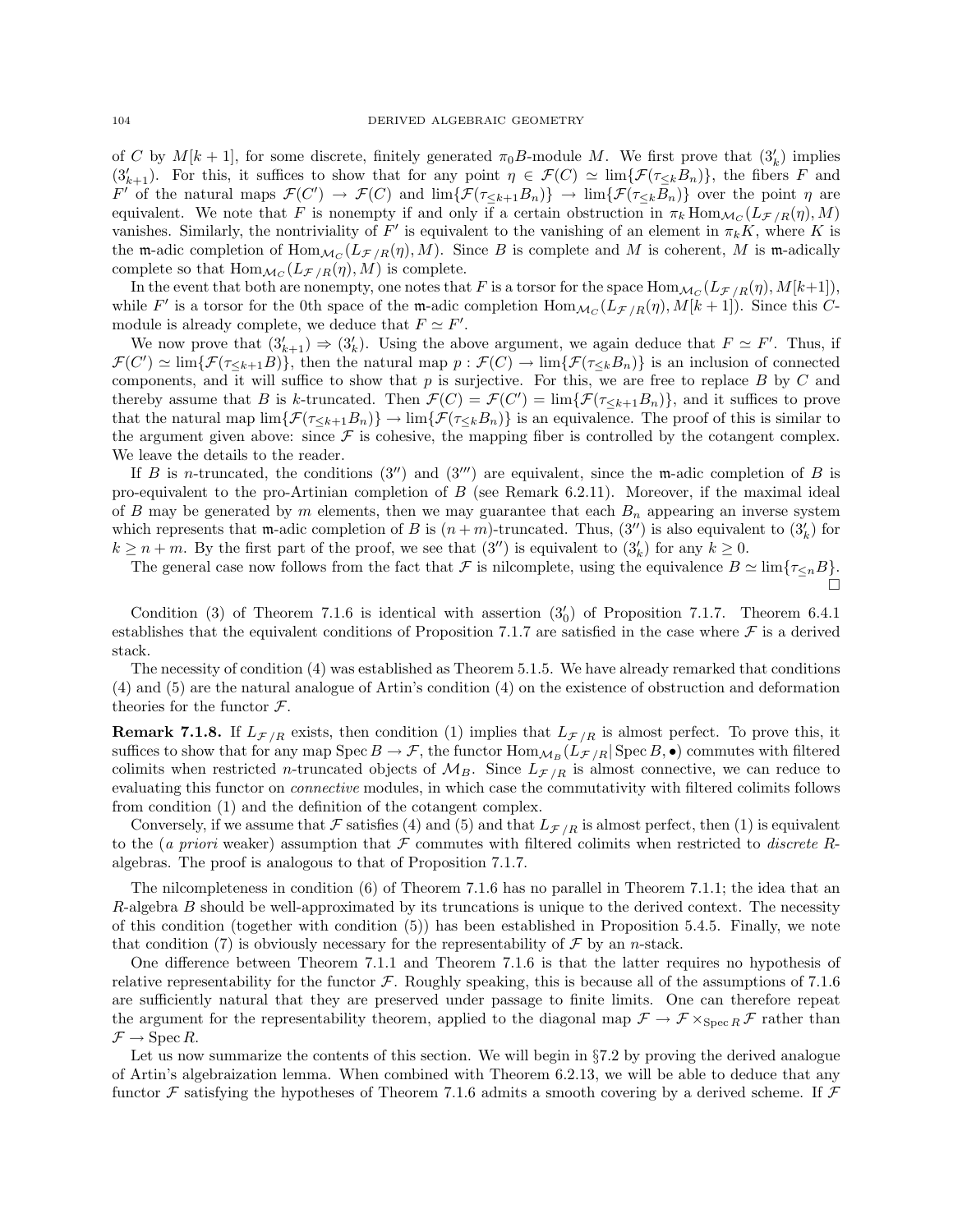of $C$ by $M[k+1]$, for some discrete, finitely generated $\pi_0 B$-module $M$. We first prove that $(3'_k)$ implies $(3'_{k+1})$. For this, it suffices to show that for any point $\eta \in \mathcal{F}(C) \simeq \lim\{\mathcal{F}(\tau_{\leq k} B_n)\}$, the fibers $F$ and $F'$ of the natural maps $\mathcal{F}(C') \to \mathcal{F}(C)$ and $\lim\{\mathcal{F}(\tau_{\leq k+1} B_n)\} \to \lim\{\mathcal{F}(\tau_{\leq k} B_n)\}$ over the point $\eta$ are equivalent. We note that $F$ is nonempty if and only if a certain obstruction in $\pi_k \operatorname{Hom}_{\mathcal{M}_C}(L_{\mathcal{F}/R}(\eta), M)$ vanishes. Similarly, the nontriviality of $F'$ is equivalent to the vanishing of an element in $\pi_k K$, where $K$ is the $\mathfrak{m}$-adic completion of $\operatorname{Hom}_{\mathcal{M}_C}(L_{\mathcal{F}/R}(\eta), M)$. Since $B$ is complete and $M$ is coherent, $M$ is $\mathfrak{m}$-adically complete so that $\operatorname{Hom}_{\mathcal{M}_C}(L_{\mathcal{F}/R}(\eta), M)$ is complete.

In the event that both are nonempty, one notes that $F$ is a torsor for the space $\operatorname{Hom}_{\mathcal{M}_C}(L_{\mathcal{F}/R}(\eta), M[k+1])$, while $F'$ is a torsor for the 0th space of the $\mathfrak{m}$-adic completion $\operatorname{Hom}_{\mathcal{M}_C}(L_{\mathcal{F}/R}(\eta), M[k+1])$. Since this $C$-module is already complete, we deduce that $F \simeq F'$.

We now prove that $(3'_{k+1}) \Rightarrow (3'_k)$. Using the above argument, we again deduce that $F \simeq F'$. Thus, if $\mathcal{F}(C') \simeq \lim\{\mathcal{F}(\tau_{\leq k+1} B)\}$, then the natural map $p : \mathcal{F}(C) \to \lim\{\mathcal{F}(\tau_{\leq k} B_n)\}$ is an inclusion of connected components, and it will suffice to show that $p$ is surjective. For this, we are free to replace $B$ by $C$ and thereby assume that $B$ is $k$-truncated. Then $\mathcal{F}(C) = \mathcal{F}(C') = \lim\{\mathcal{F}(\tau_{\leq k+1} B_n)\}$, and it suffices to prove that the natural map $\lim\{\mathcal{F}(\tau_{\leq k+1} B_n)\} \to \lim\{\mathcal{F}(\tau_{\leq k} B_n)\}$ is an equivalence. The proof of this is similar to the argument given above: since $\mathcal{F}$ is cohesive, the mapping fiber is controlled by the cotangent complex. We leave the details to the reader.

If $B$ is $n$-truncated, the conditions $(3'')$ and $(3''')$ are equivalent, since the $\mathfrak{m}$-adic completion of $B$ is pro-equivalent to the pro-Artinian completion of $B$ (see Remark 6.2.11). Moreover, if the maximal ideal of $B$ may be generated by $m$ elements, then we may guarantee that each $B_n$ appearing an inverse system which represents that $\mathfrak{m}$-adic completion of $B$ is $(n+m)$-truncated. Thus, $(3'')$ is also equivalent to $(3'_k)$ for $k \geq n+m$. By the first part of the proof, we see that $(3'')$ is equivalent to $(3'_k)$ for any $k \geq 0$.

The general case now follows from the fact that $\mathcal{F}$ is nilcomplete, using the equivalence $B \simeq \lim\{\tau_{\leq n} B\}$. $\square$

Condition (3) of Theorem 7.1.6 is identical with assertion $(3'_0)$ of Proposition 7.1.7. Theorem 6.4.1 establishes that the equivalent conditions of Proposition 7.1.7 are satisfied in the case where $\mathcal{F}$ is a derived stack.

The necessity of condition (4) was established as Theorem 5.1.5. We have already remarked that conditions (4) and (5) are the natural analogue of Artin's condition (4) on the existence of obstruction and deformation theories for the functor $\mathcal{F}$.

**Remark 7.1.8.** If $L_{\mathcal{F}/R}$ exists, then condition (1) implies that $L_{\mathcal{F}/R}$ is almost perfect. To prove this, it suffices to show that for any map $\operatorname{Spec} B \to \mathcal{F}$, the functor $\operatorname{Hom}_{\mathcal{M}_B}(L_{\mathcal{F}/R}|\operatorname{Spec} B, \bullet)$ commutes with filtered colimits when restricted $n$-truncated objects of $\mathcal{M}_B$. Since $L_{\mathcal{F}/R}$ is almost connective, we can reduce to evaluating this functor on *connective* modules, in which case the commutativity with filtered colimits follows from condition (1) and the definition of the cotangent complex.

Conversely, if we assume that $\mathcal{F}$ satisfies (4) and (5) and that $L_{\mathcal{F}/R}$ is almost perfect, then (1) is equivalent to the (*a priori* weaker) assumption that $\mathcal{F}$ commutes with filtered colimits when restricted to *discrete* $R$-algebras. The proof is analogous to that of Proposition 7.1.7.

The nilcompleteness in condition (6) of Theorem 7.1.6 has no parallel in Theorem 7.1.1; the idea that an $R$-algebra $B$ should be well-approximated by its truncations is unique to the derived context. The necessity of this condition (together with condition (5)) has been established in Proposition 5.4.5. Finally, we note that condition (7) is obviously necessary for the representability of $\mathcal{F}$ by an $n$-stack.

One difference between Theorem 7.1.1 and Theorem 7.1.6 is that the latter requires no hypothesis of relative representability for the functor $\mathcal{F}$. Roughly speaking, this is because all of the assumptions of 7.1.6 are sufficiently natural that they are preserved under passage to finite limits. One can therefore repeat the argument for the representability theorem, applied to the diagonal map $\mathcal{F} \to \mathcal{F} \times_{\operatorname{Spec} R} \mathcal{F}$ rather than $\mathcal{F} \to \operatorname{Spec} R$.

Let us now summarize the contents of this section. We will begin in §7.2 by proving the derived analogue of Artin's algebraization lemma. When combined with Theorem 6.2.13, we will be able to deduce that any functor $\mathcal{F}$ satisfying the hypotheses of Theorem 7.1.6 admits a smooth covering by a derived scheme. If $\mathcal{F}$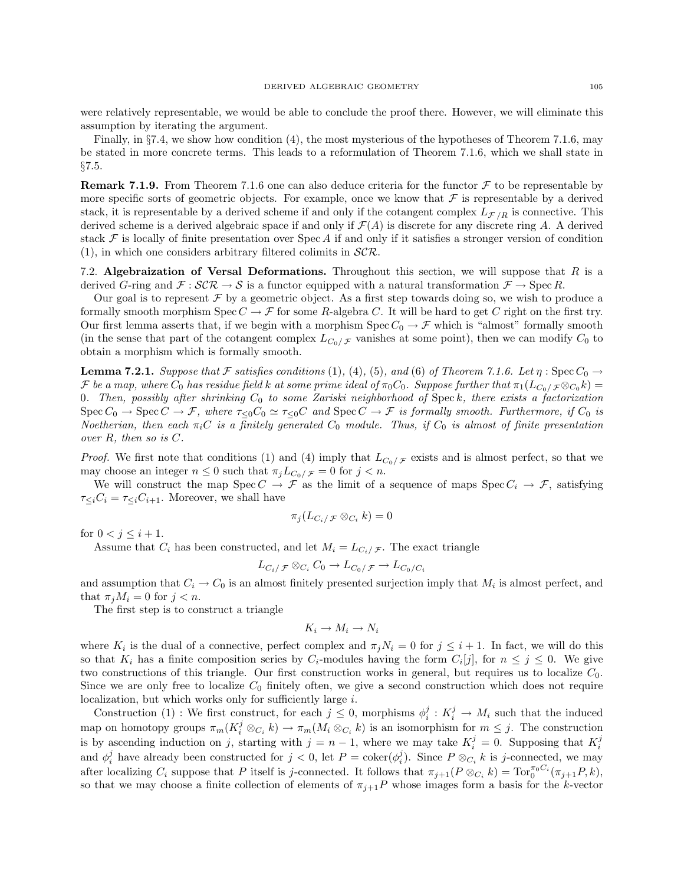were relatively representable, we would be able to conclude the proof there. However, we will eliminate this assumption by iterating the argument.

Finally, in §7.4, we show how condition (4), the most mysterious of the hypotheses of Theorem 7.1.6, may be stated in more concrete terms. This leads to a reformulation of Theorem 7.1.6, which we shall state in §7.5.

**Remark 7.1.9.** From Theorem 7.1.6 one can also deduce criteria for the functor $\mathcal{F}$ to be representable by more specific sorts of geometric objects. For example, once we know that $\mathcal{F}$ is representable by a derived stack, it is representable by a derived scheme if and only if the cotangent complex $L_{\mathcal{F}/R}$ is connective. This derived scheme is a derived algebraic space if and only if $\mathcal{F}(A)$ is discrete for any discrete ring $A$. A derived stack $\mathcal{F}$ is locally of finite presentation over $\operatorname{Spec} A$ if and only if it satisfies a stronger version of condition (1), in which one considers arbitrary filtered colimits in $\mathcal{SCR}$.

## 7.2. Algebraization of Versal Deformations.

Throughout this section, we will suppose that $R$ is a derived $G$-ring and $\mathcal{F} : \mathcal{SCR} \to \mathcal{S}$ is a functor equipped with a natural transformation $\mathcal{F} \to \operatorname{Spec} R$.

Our goal is to represent $\mathcal{F}$ by a geometric object. As a first step towards doing so, we wish to produce a formally smooth morphism $\operatorname{Spec} C \to \mathcal{F}$ for some $R$-algebra $C$. It will be hard to get $C$ right on the first try. Our first lemma asserts that, if we begin with a morphism $\operatorname{Spec} C_0 \to \mathcal{F}$ which is "almost" formally smooth (in the sense that part of the cotangent complex $L_{C_0/\mathcal{F}}$ vanishes at some point), then we can modify $C_0$ to obtain a morphism which is formally smooth.

**Lemma 7.2.1.** *Suppose that $\mathcal{F}$ satisfies conditions (1), (4), (5), and (6) of Theorem 7.1.6. Let $\eta : \operatorname{Spec} C_0 \to \mathcal{F}$ be a map, where $C_0$ has residue field $k$ at some prime ideal of $\pi_0 C_0$. Suppose further that $\pi_1(L_{C_0/\mathcal{F}} \otimes_{C_0} k) = 0$. Then, possibly after shrinking $C_0$ to some Zariski neighborhood of $\operatorname{Spec} k$, there exists a factorization $\operatorname{Spec} C_0 \to \operatorname{Spec} C \to \mathcal{F}$, where $\tau_{\leq 0} C_0 \simeq \tau_{\leq 0} C$ and $\operatorname{Spec} C \to \mathcal{F}$ is formally smooth. Furthermore, if $C_0$ is Noetherian, then each $\pi_i C$ is a finitely generated $C_0$ module. Thus, if $C_0$ is almost of finite presentation over $R$, then so is $C$.*

*Proof.* We first note that conditions (1) and (4) imply that $L_{C_0/\mathcal{F}}$ exists and is almost perfect, so that we may choose an integer $n \leq 0$ such that $\pi_j L_{C_0/\mathcal{F}} = 0$ for $j < n$.

We will construct the map $\operatorname{Spec} C \to \mathcal{F}$ as the limit of a sequence of maps $\operatorname{Spec} C_i \to \mathcal{F}$, satisfying $\tau_{\leq i} C_i = \tau_{\leq i} C_{i+1}$. Moreover, we shall have

$$\pi_j(L_{C_i/\mathcal{F}} \otimes_{C_i} k) = 0$$

for $0 < j \leq i+1$.

Assume that $C_i$ has been constructed, and let $M_i = L_{C_i/\mathcal{F}}$. The exact triangle

$$L_{C_i/\mathcal{F}} \otimes_{C_i} C_0 \to L_{C_0/\mathcal{F}} \to L_{C_0/C_i}$$

and assumption that $C_i \to C_0$ is an almost finitely presented surjection imply that $M_i$ is almost perfect, and that $\pi_j M_i = 0$ for $j < n$.

The first step is to construct a triangle

$$K_i \to M_i \to N_i$$

where $K_i$ is the dual of a connective, perfect complex and $\pi_j N_i = 0$ for $j \leq i+1$. In fact, we will do this so that $K_i$ has a finite composition series by $C_i$-modules having the form $C_i[j]$, for $n \leq j \leq 0$. We give two constructions of this triangle. Our first construction works in general, but requires us to localize $C_0$. Since we are only free to localize $C_0$ finitely often, we give a second construction which does not require localization, but which works only for sufficiently large $i$.

Construction (1) : We first construct, for each $j \leq 0$, morphisms $\phi_i^j : K_i^j \to M_i$ such that the induced map on homotopy groups $\pi_m(K_i^j \otimes_{C_i} k) \to \pi_m(M_i \otimes_{C_i} k)$ is an isomorphism for $m \leq j$. The construction is by ascending induction on $j$, starting with $j = n-1$, where we may take $K_i^j = 0$. Supposing that $K_i^j$ and $\phi_i^j$ have already been constructed for $j < 0$, let $P = \operatorname{coker}(\phi_i^j)$. Since $P \otimes_{C_i} k$ is $j$-connected, we may after localizing $C_i$ suppose that $P$ itself is $j$-connected. It follows that $\pi_{j+1}(P \otimes_{C_i} k) = \operatorname{Tor}_0^{\pi_0 C_i}(\pi_{j+1} P, k)$, so that we may choose a finite collection of elements of $\pi_{j+1} P$ whose images form a basis for the $k$-vector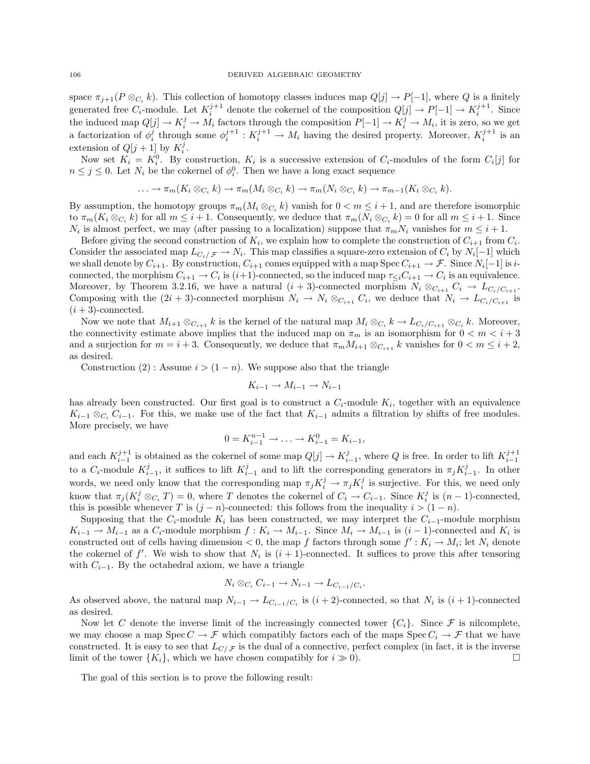space $\pi_{j+1}(P \otimes_{C_i} k)$. This collection of homotopy classes induces map $Q[j] \to P[-1]$, where $Q$ is a finitely generated free $C_i$-module. Let $K_i^{j+1}$ denote the cokernel of the composition $Q[j] \to P[-1] \to K_i^{j+1}$. Since the induced map $Q[j] \to K_i^j \to M_i$ factors through the composition $P[-1] \to K_i^j \to M_i$, it is zero, so we get a factorization of $\phi_i^j$ through some $\phi_i^{j+1} : K_i^{j+1} \to M_i$ having the desired property. Moreover, $K_i^{j+1}$ is an extension of $Q[j+1]$ by $K_i^j$.

Now set $K_i = K_i^0$. By construction, $K_i$ is a successive extension of $C_i$-modules of the form $C_i[j]$ for $n \leq j \leq 0$. Let $N_i$ be the cokernel of $\phi_i^0$. Then we have a long exact sequence

$$\ldots \to \pi_m(K_i \otimes_{C_i} k) \to \pi_m(M_i \otimes_{C_i} k) \to \pi_m(N_i \otimes_{C_i} k) \to \pi_{m-1}(K_i \otimes_{C_i} k).$$

By assumption, the homotopy groups $\pi_m(M_i \otimes_{C_i} k)$ vanish for $0 < m \leq i+1$, and are therefore isomorphic to $\pi_m(K_i \otimes_{C_i} k)$ for all $m \leq i+1$. Consequently, we deduce that $\pi_m(N_i \otimes_{C_i} k) = 0$ for all $m \leq i+1$. Since $N_i$ is almost perfect, we may (after passing to a localization) suppose that $\pi_m N_i$ vanishes for $m \leq i+1$.

Before giving the second construction of $K_i$, we explain how to complete the construction of $C_{i+1}$ from $C_i$. Consider the associated map $L_{C_i/\mathcal{F}} \to N_i$. This map classifies a square-zero extension of $C_i$ by $N_i[-1]$ which we shall denote by $C_{i+1}$. By construction, $C_{i+1}$ comes equipped with a map $\operatorname{Spec} C_{i+1} \to \mathcal{F}$. Since $N_i[-1]$ is $i$-connected, the morphism $C_{i+1} \to C_i$ is $(i+1)$-connected, so the induced map $\tau_{\leq i} C_{i+1} \to C_i$ is an equivalence. Moreover, by Theorem 3.2.16, we have a natural $(i+3)$-connected morphism $N_i \otimes_{C_{i+1}} C_i \to L_{C_i/C_{i+1}}$. Composing with the $(2i+3)$-connected morphism $N_i \to N_i \otimes_{C_{i+1}} C_i$, we deduce that $N_i \to L_{C_i/C_{i+1}}$ is $(i+3)$-connected.

Now we note that $M_{i+1} \otimes_{C_{i+1}} k$ is the kernel of the natural map $M_i \otimes_{C_i} k \to L_{C_i/C_{i+1}} \otimes_{C_i} k$. Moreover, the connectivity estimate above implies that the induced map on $\pi_m$ is an isomorphism for $0 < m < i+3$ and a surjection for $m = i+3$. Consequently, we deduce that $\pi_m M_{i+1} \otimes_{C_{i+1}} k$ vanishes for $0 < m \leq i+2$, as desired.

Construction (2) : Assume $i > (1-n)$. We suppose also that the triangle

$$K_{i-1} \to M_{i-1} \to N_{i-1}$$

has already been constructed. Our first goal is to construct a $C_i$-module $K_i$, together with an equivalence $K_{i-1} \otimes_{C_i} C_{i-1}$. For this, we make use of the fact that $K_{i-1}$ admits a filtration by shifts of free modules. More precisely, we have

$$0 = K_{i-1}^{n-1} \to \ldots \to K_{i-1}^0 = K_{i-1},$$

and each $K_{i-1}^{j+1}$ is obtained as the cokernel of some map $Q[j] \to K_{i-1}^j$, where $Q$ is free. In order to lift $K_{i-1}^{j+1}$ to a $C_i$-module $K_{i-1}^j$, it suffices to lift $K_{i-1}^j$ and to lift the corresponding generators in $\pi_j K_{i-1}^j$. In other words, we need only know that the corresponding map $\pi_j K_i^j \to \pi_j K_i^j$ is surjective. For this, we need only know that $\pi_j(K_i^j \otimes_{C_i} T) = 0$, where $T$ denotes the cokernel of $C_i \to C_{i-1}$. Since $K_i^j$ is $(n-1)$-connected, this is possible whenever $T$ is $(j-n)$-connected: this follows from the inequality $i > (1-n)$.

Supposing that the $C_i$-module $K_i$ has been constructed, we may interpret the $C_{i-1}$-module morphism $K_{i-1} \to M_{i-1}$ as a $C_i$-module morphism $f : K_i \to M_{i-1}$. Since $M_i \to M_{i-1}$ is $(i-1)$-connected and $K_i$ is constructed out of cells having dimension $< 0$, the map $f$ factors through some $f' : K_i \to M_i$; let $N_i$ denote the cokernel of $f'$. We wish to show that $N_i$ is $(i+1)$-connected. It suffices to prove this after tensoring with $C_{i-1}$. By the octahedral axiom, we have a triangle

$$N_i \otimes_{C_i} C_{i-1} \to N_{i-1} \to L_{C_{i-1}/C_i}.$$

As observed above, the natural map $N_{i-1} \to L_{C_{i-1}/C_i}$ is $(i+2)$-connected, so that $N_i$ is $(i+1)$-connected as desired.

Now let $C$ denote the inverse limit of the increasingly connected tower $\{C_i\}$. Since $\mathcal{F}$ is nilcomplete, we may choose a map $\operatorname{Spec} C \to \mathcal{F}$ which compatibly factors each of the maps $\operatorname{Spec} C_i \to \mathcal{F}$ that we have constructed. It is easy to see that $L_{C/\mathcal{F}}$ is the dual of a connective, perfect complex (in fact, it is the inverse limit of the tower $\{K_i\}$, which we have chosen compatibly for $i \gg 0$). $\square$

The goal of this section is to prove the following result: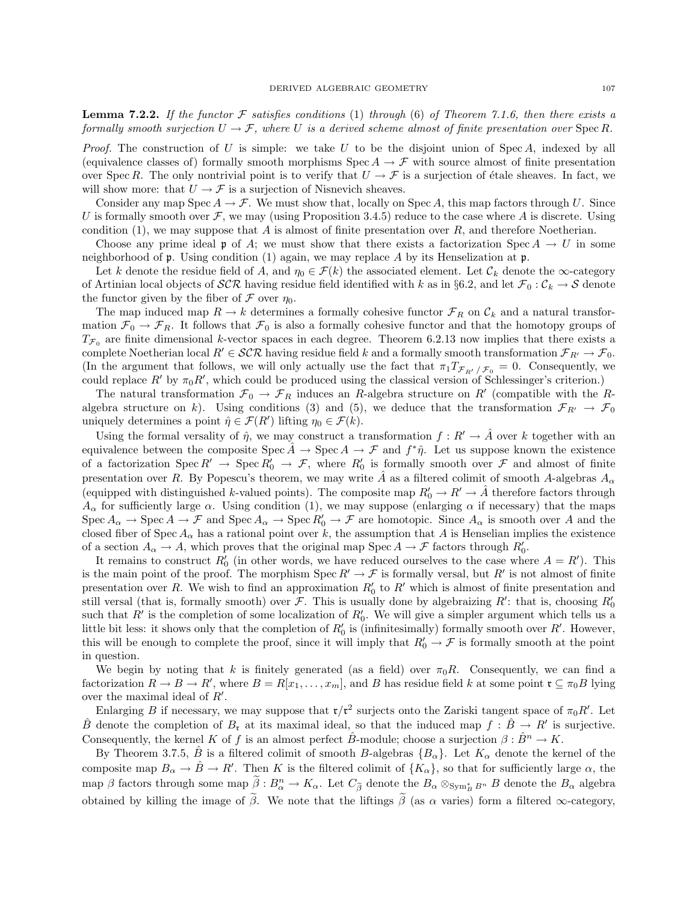**Lemma 7.2.2.** *If the functor $\mathcal{F}$ satisfies conditions* (1) *through* (6) *of Theorem 7.1.6, then there exists a formally smooth surjection $U \to \mathcal{F}$, where $U$ is a derived scheme almost of finite presentation over* $\operatorname{Spec} R$.

*Proof.* The construction of $U$ is simple: we take $U$ to be the disjoint union of $\operatorname{Spec} A$, indexed by all (equivalence classes of) formally smooth morphisms $\operatorname{Spec} A \to \mathcal{F}$ with source almost of finite presentation over $\operatorname{Spec} R$. The only nontrivial point is to verify that $U \to \mathcal{F}$ is a surjection of étale sheaves. In fact, we will show more: that $U \to \mathcal{F}$ is a surjection of Nisnevich sheaves.

Consider any map $\operatorname{Spec} A \to \mathcal{F}$. We must show that, locally on $\operatorname{Spec} A$, this map factors through $U$. Since $U$ is formally smooth over $\mathcal{F}$, we may (using Proposition 3.4.5) reduce to the case where $A$ is discrete. Using condition (1), we may suppose that $A$ is almost of finite presentation over $R$, and therefore Noetherian.

Choose any prime ideal $\mathfrak{p}$ of $A$; we must show that there exists a factorization $\operatorname{Spec} A \to U$ in some neighborhood of $\mathfrak{p}$. Using condition (1) again, we may replace $A$ by its Henselization at $\mathfrak{p}$.

Let $k$ denote the residue field of $A$, and $\eta_0 \in \mathcal{F}(k)$ the associated element. Let $\mathcal{C}_k$ denote the $\infty$-category of Artinian local objects of $\mathcal{SCR}$ having residue field identified with $k$ as in §6.2, and let $\mathcal{F}_0 : \mathcal{C}_k \to \mathcal{S}$ denote the functor given by the fiber of $\mathcal{F}$ over $\eta_0$.

The map induced map $R \to k$ determines a formally cohesive functor $\mathcal{F}_R$ on $\mathcal{C}_k$ and a natural transformation $\mathcal{F}_0 \to \mathcal{F}_R$. It follows that $\mathcal{F}_0$ is also a formally cohesive functor and that the homotopy groups of $T_{\mathcal{F}_0}$ are finite dimensional $k$-vector spaces in each degree. Theorem 6.2.13 now implies that there exists a complete Noetherian local $R' \in \mathcal{SCR}$ having residue field $k$ and a formally smooth transformation $\mathcal{F}_{R'} \to \mathcal{F}_0$. (In the argument that follows, we will only actually use the fact that $\pi_1 T_{\mathcal{F}_{R'}/\mathcal{F}_0} = 0$. Consequently, we could replace $R'$ by $\pi_0 R'$, which could be produced using the classical version of Schlessinger's criterion.)

The natural transformation $\mathcal{F}_0 \to \mathcal{F}_R$ induces an $R$-algebra structure on $R'$ (compatible with the $R$-algebra structure on $k$). Using conditions (3) and (5), we deduce that the transformation $\mathcal{F}_{R'} \to \mathcal{F}_0$ uniquely determines a point $\hat{\eta} \in \mathcal{F}(R')$ lifting $\eta_0 \in \mathcal{F}(k)$.

Using the formal versality of $\hat{\eta}$, we may construct a transformation $f : R' \to \hat{A}$ over $k$ together with an equivalence between the composite $\operatorname{Spec} \hat{A} \to \operatorname{Spec} A \to \mathcal{F}$ and $f^* \hat{\eta}$. Let us suppose known the existence of a factorization $\operatorname{Spec} R' \to \operatorname{Spec} R'_0 \to \mathcal{F}$, where $R'_0$ is formally smooth over $\mathcal{F}$ and almost of finite presentation over $R$. By Popescu's theorem, we may write $\hat{A}$ as a filtered colimit of smooth $A$-algebras $A_\alpha$ (equipped with distinguished $k$-valued points). The composite map $R'_0 \to R' \to \hat{A}$ therefore factors through $A_\alpha$ for sufficiently large $\alpha$. Using condition (1), we may suppose (enlarging $\alpha$ if necessary) that the maps $\operatorname{Spec} A_\alpha \to \operatorname{Spec} A \to \mathcal{F}$ and $\operatorname{Spec} A_\alpha \to \operatorname{Spec} R'_0 \to \mathcal{F}$ are homotopic. Since $A_\alpha$ is smooth over $A$ and the closed fiber of $\operatorname{Spec} A_\alpha$ has a rational point over $k$, the assumption that $A$ is Henselian implies the existence of a section $A_\alpha \to A$, which proves that the original map $\operatorname{Spec} A \to \mathcal{F}$ factors through $R'_0$.

It remains to construct $R'_0$ (in other words, we have reduced ourselves to the case where $A = R'$). This is the main point of the proof. The morphism $\operatorname{Spec} R' \to \mathcal{F}$ is formally versal, but $R'$ is not almost of finite presentation over $R$. We wish to find an approximation $R'_0$ to $R'$ which is almost of finite presentation and still versal (that is, formally smooth) over $\mathcal{F}$. This is usually done by algebraizing $R'$: that is, choosing $R'_0$ such that $R'$ is the completion of some localization of $R'_0$. We will give a simpler argument which tells us a little bit less: it shows only that the completion of $R'_0$ is (infinitesimally) formally smooth over $R'$. However, this will be enough to complete the proof, since it will imply that $R'_0 \to \mathcal{F}$ is formally smooth at the point in question.

We begin by noting that $k$ is finitely generated (as a field) over $\pi_0 R$. Consequently, we can find a factorization $R \to B \to R'$, where $B = R[x_1, \ldots, x_m]$, and $B$ has residue field $k$ at some point $\mathfrak{r} \subseteq \pi_0 B$ lying over the maximal ideal of $R'$.

Enlarging $B$ if necessary, we may suppose that $\mathfrak{r}/\mathfrak{r}^2$ surjects onto the Zariski tangent space of $\pi_0 R'$. Let $\hat{B}$ denote the completion of $B_{\mathfrak{r}}$ at its maximal ideal, so that the induced map $f : \hat{B} \to R'$ is surjective. Consequently, the kernel $K$ of $f$ is an almost perfect $\hat{B}$-module; choose a surjection $\beta : \hat{B}^n \to K$.

By Theorem 3.7.5, $\hat{B}$ is a filtered colimit of smooth $B$-algebras $\{B_\alpha\}$. Let $K_\alpha$ denote the kernel of the composite map $B_\alpha \to \hat{B} \to R'$. Then $K$ is the filtered colimit of $\{K_\alpha\}$, so that for sufficiently large $\alpha$, the map $\beta$ factors through some map $\widetilde{\beta} : B_\alpha^n \to K_\alpha$. Let $C_{\widetilde{\beta}}$ denote the $B_\alpha \otimes_{\operatorname{Sym}^*_B B^n} B$ denote the $B_\alpha$ algebra obtained by killing the image of $\widetilde{\beta}$. We note that the liftings $\widetilde{\beta}$ (as $\alpha$ varies) form a filtered $\infty$-category,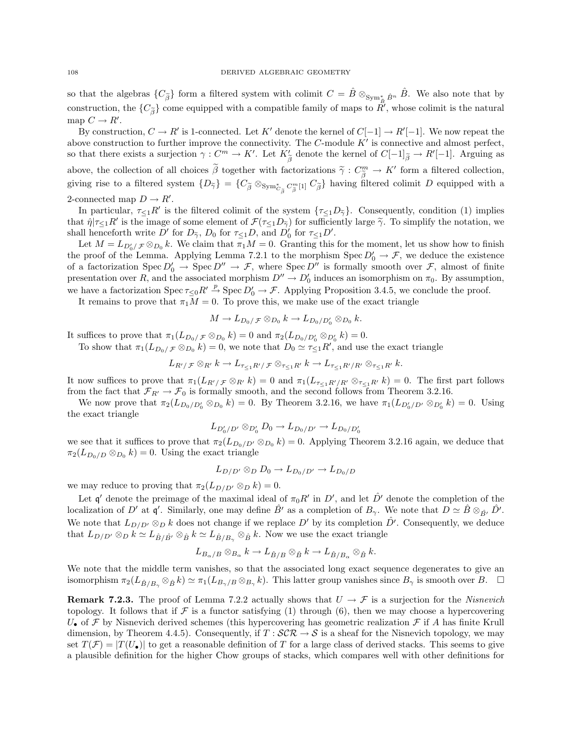so that the algebras $\{C_{\widetilde{\beta}}\}$ form a filtered system with colimit $C = \hat{B} \otimes_{\mathrm{Sym}^*_{\hat{B}} \hat{B}^n} \hat{B}$. We also note that by construction, the $\{C_{\widetilde{\beta}}\}$ come equipped with a compatible family of maps to $R'$, whose colimit is the natural map $C \to R'$.

By construction, $C \to R'$ is 1-connected. Let $K'$ denote the kernel of $C[-1] \to R'[-1]$. We now repeat the above construction to further improve the connectivity. The $C$-module $K'$ is connective and almost perfect, so that there exists a surjection $\gamma : C^m \to K'$. Let $K'_{\widetilde{\beta}}$ denote the kernel of $C[-1]_{\widetilde{\beta}} \to R'[-1]$. Arguing as above, the collection of all choices $\widetilde{\beta}$ together with factorizations $\widetilde{\gamma} : C^m_{\widetilde{\beta}} \to K'$ form a filtered collection, giving rise to a filtered system $\{D_{\widetilde{\gamma}}\} = \{C_{\widetilde{\beta}} \otimes_{\mathrm{Sym}^*_{C_{\widetilde{\beta}}} C^m_{\widetilde{\beta}}[1]} C_{\widetilde{\beta}}\}$ having filtered colimit $D$ equipped with a 2-connected map $D \to R'$.

In particular, $\tau_{\leq 1} R'$ is the filtered colimit of the system $\{\tau_{\leq 1} D_{\widetilde{\gamma}}\}$. Consequently, condition (1) implies that $\hat{\eta}|\tau_{\leq 1} R'$ is the image of some element of $\mathcal{F}(\tau_{\leq 1} D_{\widetilde{\gamma}})$ for sufficiently large $\widetilde{\gamma}$. To simplify the notation, we shall henceforth write $D'$ for $D_{\widetilde{\gamma}}$, $D_0$ for $\tau_{\leq 1} D$, and $D'_0$ for $\tau_{\leq 1} D'$.

Let $M = L_{D'_0/\mathcal{F}} \otimes_{D_0} k$. We claim that $\pi_1 M = 0$. Granting this for the moment, let us show how to finish the proof of the Lemma. Applying Lemma 7.2.1 to the morphism $\mathrm{Spec}\, D'_0 \to \mathcal{F}$, we deduce the existence of a factorization $\mathrm{Spec}\, D'_0 \to \mathrm{Spec}\, D'' \to \mathcal{F}$, where $\mathrm{Spec}\, D''$ is formally smooth over $\mathcal{F}$, almost of finite presentation over $R$, and the associated morphism $D'' \to D'_0$ induces an isomorphism on $\pi_0$. By assumption, we have a factorization $\mathrm{Spec}\, \tau_{\leq 0} R' \xrightarrow{p} \mathrm{Spec}\, D'_0 \to \mathcal{F}$. Applying Proposition 3.4.5, we conclude the proof.

It remains to prove that $\pi_1 M = 0$. To prove this, we make use of the exact triangle

$$M \to L_{D_0/\mathcal{F}} \otimes_{D_0} k \to L_{D_0/D'_0} \otimes_{D_0} k.$$

It suffices to prove that $\pi_1(L_{D_0/\mathcal{F}} \otimes_{D_0} k) = 0$ and $\pi_2(L_{D_0/D'_0} \otimes_{D'_0} k) = 0$.

To show that $\pi_1(L_{D_0/\mathcal{F}} \otimes_{D_0} k) = 0$, we note that $D_0 \simeq \tau_{\leq 1} R'$, and use the exact triangle

$$L_{R'/\mathcal{F}} \otimes_{R'} k \to L_{\tau_{\leq 1} R'/\mathcal{F}} \otimes_{\tau_{\leq 1} R'} k \to L_{\tau_{\leq 1} R'/R'} \otimes_{\tau_{\leq 1} R'} k.$$

It now suffices to prove that $\pi_1(L_{R'/\mathcal{F}} \otimes_{R'} k) = 0$ and $\pi_1(L_{\tau_{\leq 1} R'/R'} \otimes_{\tau_{\leq 1} R'} k) = 0$. The first part follows from the fact that $\mathcal{F}_{R'} \to \mathcal{F}_0$ is formally smooth, and the second follows from Theorem 3.2.16.

We now prove that $\pi_2(L_{D_0/D'_0} \otimes_{D_0} k) = 0$. By Theorem 3.2.16, we have $\pi_1(L_{D'_0/D'} \otimes_{D'_0} k) = 0$. Using the exact triangle

$$L_{D'_0/D'} \otimes_{D'_0} D_0 \to L_{D_0/D'} \to L_{D_0/D'_0}$$

we see that it suffices to prove that $\pi_2(L_{D_0/D'} \otimes_{D_0} k) = 0$. Applying Theorem 3.2.16 again, we deduce that $\pi_2(L_{D_0/D} \otimes_{D_0} k) = 0$. Using the exact triangle

$$L_{D/D'} \otimes_D D_0 \to L_{D_0/D'} \to L_{D_0/D}$$

we may reduce to proving that $\pi_2(L_{D/D'} \otimes_D k) = 0$.

Let $\mathfrak{q}'$ denote the preimage of the maximal ideal of $\pi_0 R'$ in $D'$, and let $\hat{D}'$ denote the completion of the localization of $D'$ at $\mathfrak{q}'$. Similarly, one may define $\hat{B}'$ as a completion of $B_\gamma$. We note that $D \simeq \hat{B} \otimes_{\hat{B}'} \hat{D}'$. We note that $L_{D/D'} \otimes_D k$ does not change if we replace $D'$ by its completion $\hat{D}'$. Consequently, we deduce that $L_{D/D'} \otimes_D k \simeq L_{\hat{B}/\hat{B}'} \otimes_{\hat{B}} k \simeq L_{\hat{B}/B_\gamma} \otimes_{\hat{B}} k$. Now we use the exact triangle

$$L_{B_\alpha/B} \otimes_{B_\alpha} k \to L_{\hat{B}/B} \otimes_{\hat{B}} k \to L_{\hat{B}/B_\alpha} \otimes_{\hat{B}} k.$$

We note that the middle term vanishes, so that the associated long exact sequence degenerates to give an isomorphism $\pi_2(L_{\hat{B}/B_\gamma} \otimes_{\hat{B}} k) \simeq \pi_1(L_{B_\gamma/B} \otimes_{B_\gamma} k)$. This latter group vanishes since $B_\gamma$ is smooth over $B$. $\square$

**Remark 7.2.3.** The proof of Lemma 7.2.2 actually shows that $U \to \mathcal{F}$ is a surjection for the *Nisnevich* topology. It follows that if $\mathcal{F}$ is a functor satisfying (1) through (6), then we may choose a hypercovering $U_\bullet$ of $\mathcal{F}$ by Nisnevich derived schemes (this hypercovering has geometric realization $\mathcal{F}$ if $A$ has finite Krull dimension, by Theorem 4.4.5). Consequently, if $T : \mathcal{SCR} \to \mathcal{S}$ is a sheaf for the Nisnevich topology, we may set $T(\mathcal{F}) = |T(U_\bullet)|$ to get a reasonable definition of $T$ for a large class of derived stacks. This seems to give a plausible definition for the higher Chow groups of stacks, which compares well with other definitions for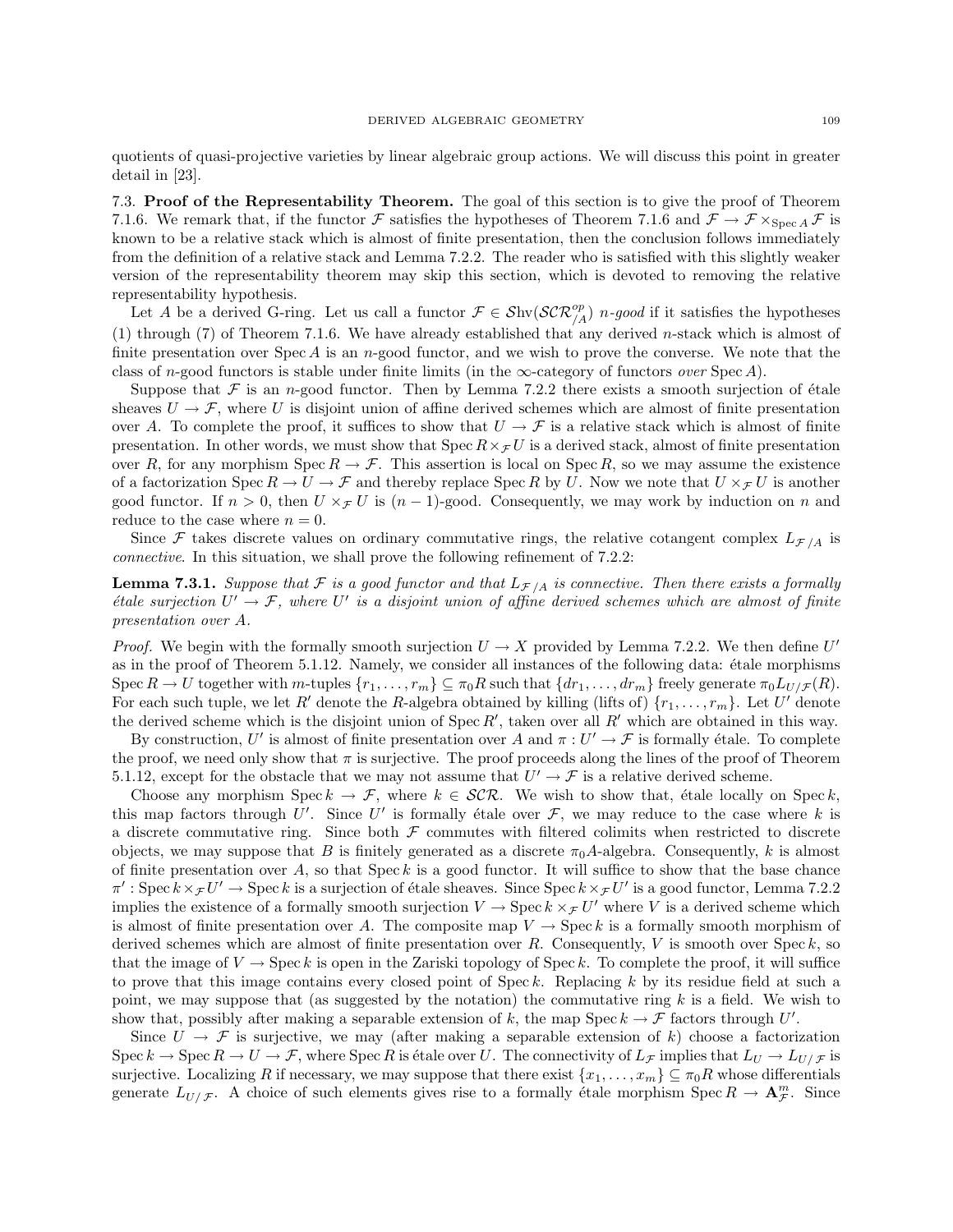quotients of quasi-projective varieties by linear algebraic group actions. We will discuss this point in greater detail in [23].

## 7.3. Proof of the Representability Theorem.

The goal of this section is to give the proof of Theorem 7.1.6. We remark that, if the functor $\mathcal{F}$ satisfies the hypotheses of Theorem 7.1.6 and $\mathcal{F} \to \mathcal{F} \times_{\operatorname{Spec} A} \mathcal{F}$ is known to be a relative stack which is almost of finite presentation, then the conclusion follows immediately from the definition of a relative stack and Lemma 7.2.2. The reader who is satisfied with this slightly weaker version of the representability theorem may skip this section, which is devoted to removing the relative representability hypothesis.

Let $A$ be a derived G-ring. Let us call a functor $\mathcal{F} \in \mathcal{S}\mathrm{hv}(\mathcal{SCR}_{/A}^{op})$ *$n$-good* if it satisfies the hypotheses (1) through (7) of Theorem 7.1.6. We have already established that any derived $n$-stack which is almost of finite presentation over $\operatorname{Spec} A$ is an $n$-good functor, and we wish to prove the converse. We note that the class of $n$-good functors is stable under finite limits (in the $\infty$-category of functors *over* $\operatorname{Spec} A$).

Suppose that $\mathcal{F}$ is an $n$-good functor. Then by Lemma 7.2.2 there exists a smooth surjection of étale sheaves $U \to \mathcal{F}$, where $U$ is disjoint union of affine derived schemes which are almost of finite presentation over $A$. To complete the proof, it suffices to show that $U \to \mathcal{F}$ is a relative stack which is almost of finite presentation. In other words, we must show that $\operatorname{Spec} R \times_{\mathcal{F}} U$ is a derived stack, almost of finite presentation over $R$, for any morphism $\operatorname{Spec} R \to \mathcal{F}$. This assertion is local on $\operatorname{Spec} R$, so we may assume the existence of a factorization $\operatorname{Spec} R \to U \to \mathcal{F}$ and thereby replace $\operatorname{Spec} R$ by $U$. Now we note that $U \times_{\mathcal{F}} U$ is another good functor. If $n > 0$, then $U \times_{\mathcal{F}} U$ is $(n-1)$-good. Consequently, we may work by induction on $n$ and reduce to the case where $n = 0$.

Since $\mathcal{F}$ takes discrete values on ordinary commutative rings, the relative cotangent complex $L_{\mathcal{F}/A}$ is *connective*. In this situation, we shall prove the following refinement of 7.2.2:

**Lemma 7.3.1.** *Suppose that $\mathcal{F}$ is a good functor and that $L_{\mathcal{F}/A}$ is connective. Then there exists a formally étale surjection $U' \to \mathcal{F}$, where $U'$ is a disjoint union of affine derived schemes which are almost of finite presentation over $A$.*

*Proof.* We begin with the formally smooth surjection $U \to X$ provided by Lemma 7.2.2. We then define $U'$ as in the proof of Theorem 5.1.12. Namely, we consider all instances of the following data: étale morphisms $\operatorname{Spec} R \to U$ together with $m$-tuples $\{r_1, \ldots, r_m\} \subseteq \pi_0 R$ such that $\{dr_1, \ldots, dr_m\}$ freely generate $\pi_0 L_{U/\mathcal{F}}(R)$. For each such tuple, we let $R'$ denote the $R$-algebra obtained by killing (lifts of) $\{r_1, \ldots, r_m\}$. Let $U'$ denote the derived scheme which is the disjoint union of $\operatorname{Spec} R'$, taken over all $R'$ which are obtained in this way.

By construction, $U'$ is almost of finite presentation over $A$ and $\pi : U' \to \mathcal{F}$ is formally étale. To complete the proof, we need only show that $\pi$ is surjective. The proof proceeds along the lines of the proof of Theorem 5.1.12, except for the obstacle that we may not assume that $U' \to \mathcal{F}$ is a relative derived scheme.

Choose any morphism $\operatorname{Spec} k \to \mathcal{F}$, where $k \in \mathcal{SCR}$. We wish to show that, étale locally on $\operatorname{Spec} k$, this map factors through $U'$. Since $U'$ is formally étale over $\mathcal{F}$, we may reduce to the case where $k$ is a discrete commutative ring. Since both $\mathcal{F}$ commutes with filtered colimits when restricted to discrete objects, we may suppose that $B$ is finitely generated as a discrete $\pi_0 A$-algebra. Consequently, $k$ is almost of finite presentation over $A$, so that $\operatorname{Spec} k$ is a good functor. It will suffice to show that the base chance $\pi' : \operatorname{Spec} k \times_{\mathcal{F}} U' \to \operatorname{Spec} k$ is a surjection of étale sheaves. Since $\operatorname{Spec} k \times_{\mathcal{F}} U'$ is a good functor, Lemma 7.2.2 implies the existence of a formally smooth surjection $V \to \operatorname{Spec} k \times_{\mathcal{F}} U'$ where $V$ is a derived scheme which is almost of finite presentation over $A$. The composite map $V \to \operatorname{Spec} k$ is a formally smooth morphism of derived schemes which are almost of finite presentation over $R$. Consequently, $V$ is smooth over $\operatorname{Spec} k$, so that the image of $V \to \operatorname{Spec} k$ is open in the Zariski topology of $\operatorname{Spec} k$. To complete the proof, it will suffice to prove that this image contains every closed point of $\operatorname{Spec} k$. Replacing $k$ by its residue field at such a point, we may suppose that (as suggested by the notation) the commutative ring $k$ is a field. We wish to show that, possibly after making a separable extension of $k$, the map $\operatorname{Spec} k \to \mathcal{F}$ factors through $U'$.

Since $U \to \mathcal{F}$ is surjective, we may (after making a separable extension of $k$) choose a factorization $\operatorname{Spec} k \to \operatorname{Spec} R \to U \to \mathcal{F}$, where $\operatorname{Spec} R$ is étale over $U$. The connectivity of $L_{\mathcal{F}}$ implies that $L_U \to L_{U/\mathcal{F}}$ is surjective. Localizing $R$ if necessary, we may suppose that there exist $\{x_1, \ldots, x_m\} \subseteq \pi_0 R$ whose differentials generate $L_{U/\mathcal{F}}$. A choice of such elements gives rise to a formally étale morphism $\operatorname{Spec} R \to \mathbf{A}^m_{\mathcal{F}}$. Since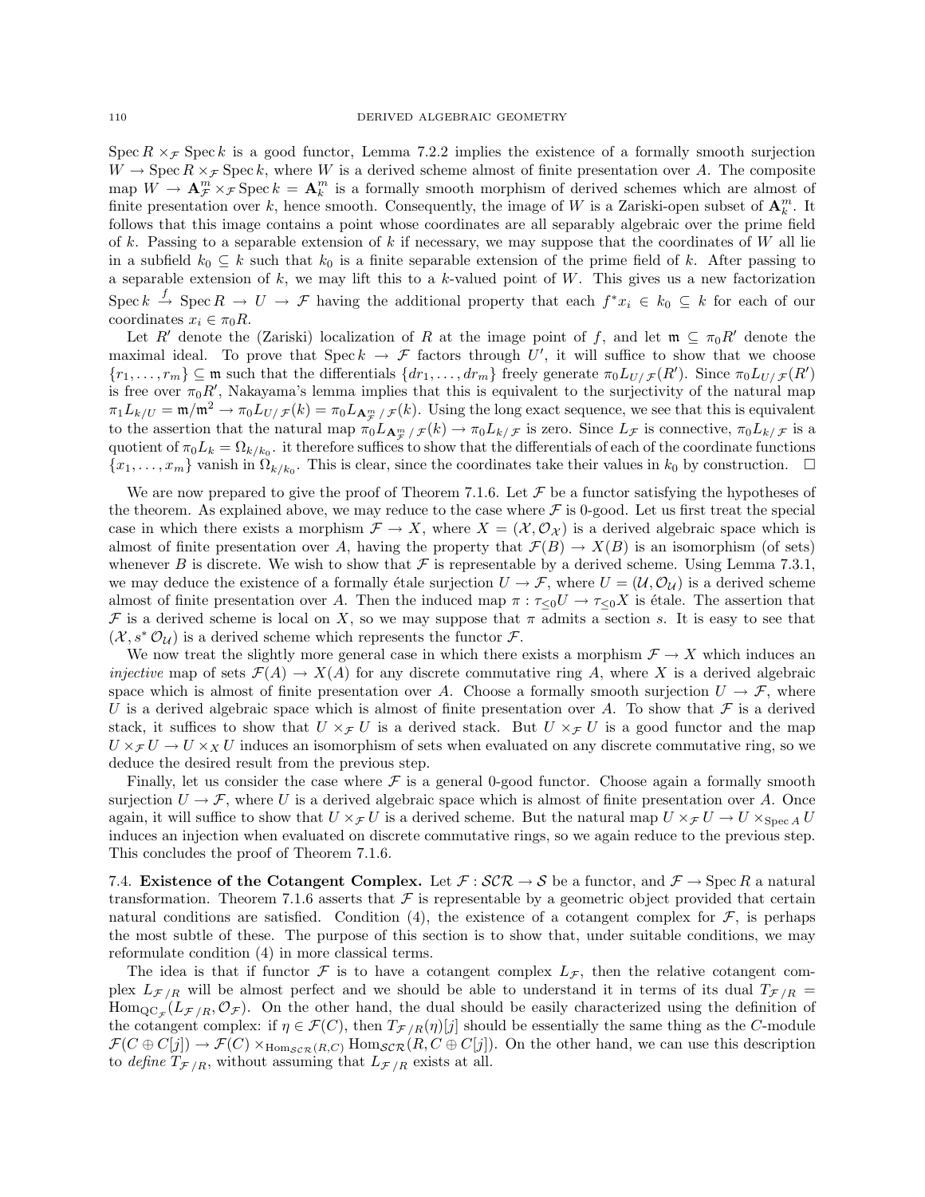$\operatorname{Spec} R \times_{\mathcal{F}} \operatorname{Spec} k$ is a good functor, Lemma 7.2.2 implies the existence of a formally smooth surjection $W \to \operatorname{Spec} R \times_{\mathcal{F}} \operatorname{Spec} k$, where $W$ is a derived scheme almost of finite presentation over $A$. The composite map $W \to \mathbf{A}^m_{\mathcal{F}} \times_{\mathcal{F}} \operatorname{Spec} k = \mathbf{A}^m_k$ is a formally smooth morphism of derived schemes which are almost of finite presentation over $k$, hence smooth. Consequently, the image of $W$ is a Zariski-open subset of $\mathbf{A}^m_k$. It follows that this image contains a point whose coordinates are all separably algebraic over the prime field of $k$. Passing to a separable extension of $k$ if necessary, we may suppose that the coordinates of $W$ all lie in a subfield $k_0 \subseteq k$ such that $k_0$ is a finite separable extension of the prime field of $k$. After passing to a separable extension of $k$, we may lift this to a $k$-valued point of $W$. This gives us a new factorization $\operatorname{Spec} k \xrightarrow{f} \operatorname{Spec} R \to U \to \mathcal{F}$ having the additional property that each $f^* x_i \in k_0 \subseteq k$ for each of our coordinates $x_i \in \pi_0 R$.

Let $R'$ denote the (Zariski) localization of $R$ at the image point of $f$, and let $\mathfrak{m} \subseteq \pi_0 R'$ denote the maximal ideal. To prove that $\operatorname{Spec} k \to \mathcal{F}$ factors through $U'$, it will suffice to show that we choose $\{r_1, \ldots, r_m\} \subseteq \mathfrak{m}$ such that the differentials $\{dr_1, \ldots, dr_m\}$ freely generate $\pi_0 L_{U/\mathcal{F}}(R')$. Since $\pi_0 L_{U/\mathcal{F}}(R')$ is free over $\pi_0 R'$, Nakayama's lemma implies that this is equivalent to the surjectivity of the natural map $\pi_1 L_{k/U} = \mathfrak{m}/\mathfrak{m}^2 \to \pi_0 L_{U/\mathcal{F}}(k) = \pi_0 L_{\mathbf{A}^m_{\mathcal{F}}/\mathcal{F}}(k)$. Using the long exact sequence, we see that this is equivalent to the assertion that the natural map $\pi_0 L_{\mathbf{A}^m_{\mathcal{F}}/\mathcal{F}}(k) \to \pi_0 L_{k/\mathcal{F}}$ is zero. Since $L_{\mathcal{F}}$ is connective, $\pi_0 L_{k/\mathcal{F}}$ is a quotient of $\pi_0 L_k = \Omega_{k/k_0}$. it therefore suffices to show that the differentials of each of the coordinate functions $\{x_1, \ldots, x_m\}$ vanish in $\Omega_{k/k_0}$. This is clear, since the coordinates take their values in $k_0$ by construction. □

We are now prepared to give the proof of Theorem 7.1.6. Let $\mathcal{F}$ be a functor satisfying the hypotheses of the theorem. As explained above, we may reduce to the case where $\mathcal{F}$ is 0-good. Let us first treat the special case in which there exists a morphism $\mathcal{F} \to X$, where $X = (\mathcal{X}, \mathcal{O}_{\mathcal{X}})$ is a derived algebraic space which is almost of finite presentation over $A$, having the property that $\mathcal{F}(B) \to X(B)$ is an isomorphism (of sets) whenever $B$ is discrete. We wish to show that $\mathcal{F}$ is representable by a derived scheme. Using Lemma 7.3.1, we may deduce the existence of a formally étale surjection $U \to \mathcal{F}$, where $U = (\mathcal{U}, \mathcal{O}_{\mathcal{U}})$ is a derived scheme almost of finite presentation over $A$. Then the induced map $\pi : \tau_{\leq 0} U \to \tau_{\leq 0} X$ is étale. The assertion that $\mathcal{F}$ is a derived scheme is local on $X$, so we may suppose that $\pi$ admits a section $s$. It is easy to see that $(\mathcal{X}, s^* \mathcal{O}_{\mathcal{U}})$ is a derived scheme which represents the functor $\mathcal{F}$.

We now treat the slightly more general case in which there exists a morphism $\mathcal{F} \to X$ which induces an *injective* map of sets $\mathcal{F}(A) \to X(A)$ for any discrete commutative ring $A$, where $X$ is a derived algebraic space which is almost of finite presentation over $A$. Choose a formally smooth surjection $U \to \mathcal{F}$, where $U$ is a derived algebraic space which is almost of finite presentation over $A$. To show that $\mathcal{F}$ is a derived stack, it suffices to show that $U \times_{\mathcal{F}} U$ is a derived stack. But $U \times_{\mathcal{F}} U$ is a good functor and the map $U \times_{\mathcal{F}} U \to U \times_X U$ induces an isomorphism of sets when evaluated on any discrete commutative ring, so we deduce the desired result from the previous step.

Finally, let us consider the case where $\mathcal{F}$ is a general 0-good functor. Choose again a formally smooth surjection $U \to \mathcal{F}$, where $U$ is a derived algebraic space which is almost of finite presentation over $A$. Once again, it will suffice to show that $U \times_{\mathcal{F}} U$ is a derived scheme. But the natural map $U \times_{\mathcal{F}} U \to U \times_{\operatorname{Spec} A} U$ induces an injection when evaluated on discrete commutative rings, so we again reduce to the previous step. This concludes the proof of Theorem 7.1.6.

## 7.4. Existence of the Cotangent Complex.

Let $\mathcal{F} : \mathcal{SCR} \to \mathcal{S}$ be a functor, and $\mathcal{F} \to \operatorname{Spec} R$ a natural transformation. Theorem 7.1.6 asserts that $\mathcal{F}$ is representable by a geometric object provided that certain natural conditions are satisfied. Condition (4), the existence of a cotangent complex for $\mathcal{F}$, is perhaps the most subtle of these. The purpose of this section is to show that, under suitable conditions, we may reformulate condition (4) in more classical terms.

The idea is that if functor $\mathcal{F}$ is to have a cotangent complex $L_{\mathcal{F}}$, then the relative cotangent complex $L_{\mathcal{F}/R}$ will be almost perfect and we should be able to understand it in terms of its dual $T_{\mathcal{F}/R} = \operatorname{Hom}_{\mathrm{QC}_{\mathcal{F}}}(L_{\mathcal{F}/R}, \mathcal{O}_{\mathcal{F}})$. On the other hand, the dual should be easily characterized using the definition of the cotangent complex: if $\eta \in \mathcal{F}(C)$, then $T_{\mathcal{F}/R}(\eta)[j]$ should be essentially the same thing as the $C$-module $\mathcal{F}(C \oplus C[j]) \to \mathcal{F}(C) \times_{\operatorname{Hom}_{\mathcal{SCR}}(R,C)} \operatorname{Hom}_{\mathcal{SCR}}(R, C \oplus C[j])$. On the other hand, we can use this description to *define* $T_{\mathcal{F}/R}$, without assuming that $L_{\mathcal{F}/R}$ exists at all.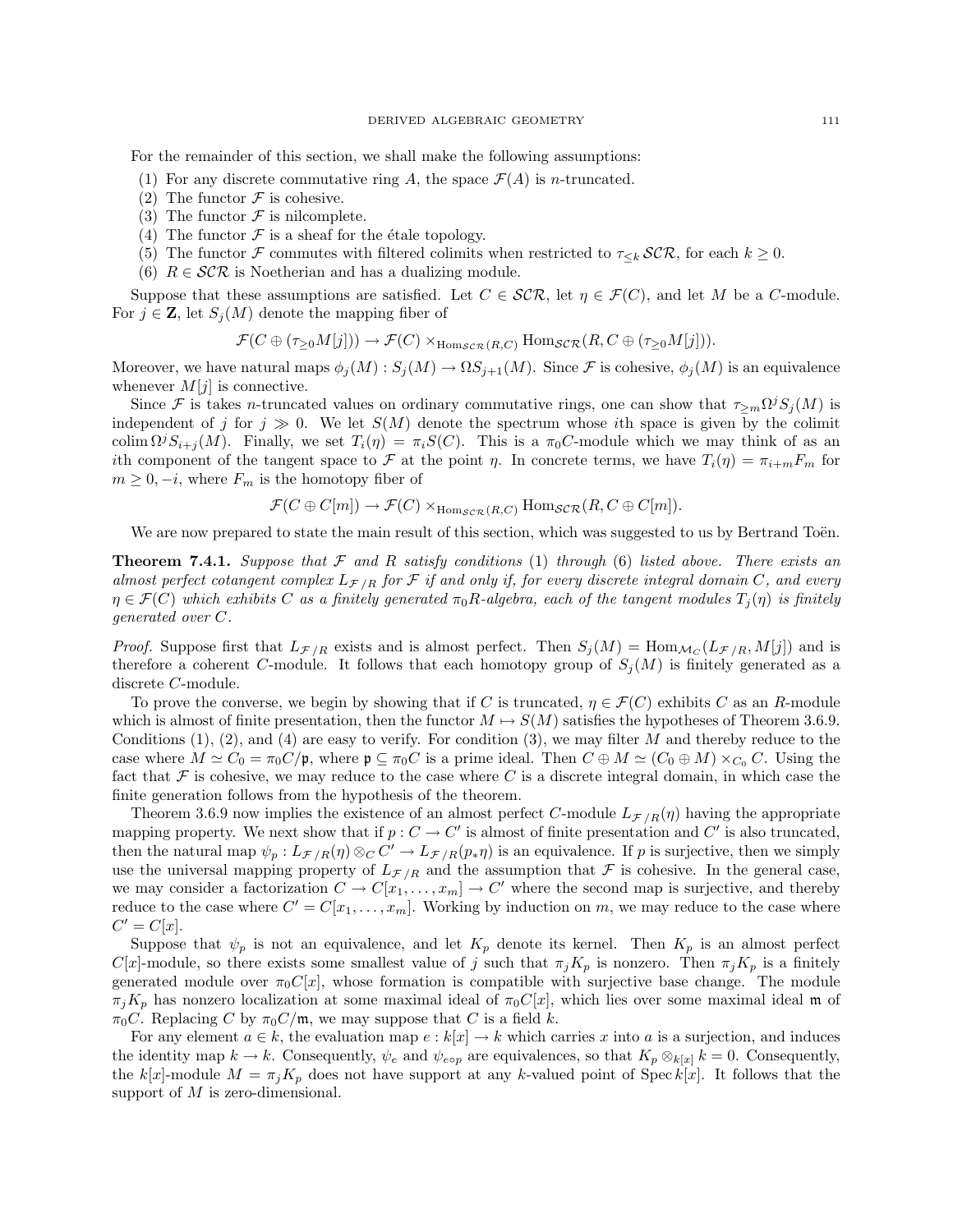For the remainder of this section, we shall make the following assumptions:

(1) For any discrete commutative ring $A$, the space $\mathcal{F}(A)$ is $n$-truncated.
(2) The functor $\mathcal{F}$ is cohesive.
(3) The functor $\mathcal{F}$ is nilcomplete.
(4) The functor $\mathcal{F}$ is a sheaf for the étale topology.
(5) The functor $\mathcal{F}$ commutes with filtered colimits when restricted to $\tau_{\leq k}\mathcal{SCR}$, for each $k \geq 0$.
(6) $R \in \mathcal{SCR}$ is Noetherian and has a dualizing module.

Suppose that these assumptions are satisfied. Let $C \in \mathcal{SCR}$, let $\eta \in \mathcal{F}(C)$, and let $M$ be a $C$-module. For $j \in \mathbf{Z}$, let $S_j(M)$ denote the mapping fiber of

$$\mathcal{F}(C \oplus (\tau_{\geq 0} M[j])) \to \mathcal{F}(C) \times_{\mathrm{Hom}_{\mathcal{SCR}}(R,C)} \mathrm{Hom}_{\mathcal{SCR}}(R, C \oplus (\tau_{\geq 0} M[j])).$$

Moreover, we have natural maps $\phi_j(M) : S_j(M) \to \Omega S_{j+1}(M)$. Since $\mathcal{F}$ is cohesive, $\phi_j(M)$ is an equivalence whenever $M[j]$ is connective.

Since $\mathcal{F}$ is takes $n$-truncated values on ordinary commutative rings, one can show that $\tau_{\geq m}\Omega^j S_j(M)$ is independent of $j$ for $j \gg 0$. We let $S(M)$ denote the spectrum whose $i$th space is given by the colimit $\mathrm{colim}\, \Omega^j S_{i+j}(M)$. Finally, we set $T_i(\eta) = \pi_i S(C)$. This is a $\pi_0 C$-module which we may think of as an $i$th component of the tangent space to $\mathcal{F}$ at the point $\eta$. In concrete terms, we have $T_i(\eta) = \pi_{i+m} F_m$ for $m \geq 0, -i$, where $F_m$ is the homotopy fiber of

$$\mathcal{F}(C \oplus C[m]) \to \mathcal{F}(C) \times_{\mathrm{Hom}_{\mathcal{SCR}}(R,C)} \mathrm{Hom}_{\mathcal{SCR}}(R, C \oplus C[m]).$$

We are now prepared to state the main result of this section, which was suggested to us by Bertrand Toën.

**Theorem 7.4.1.** *Suppose that $\mathcal{F}$ and $R$ satisfy conditions (1) through (6) listed above. There exists an almost perfect cotangent complex $L_{\mathcal{F}/R}$ for $\mathcal{F}$ if and only if, for every discrete integral domain $C$, and every $\eta \in \mathcal{F}(C)$ which exhibits $C$ as a finitely generated $\pi_0 R$-algebra, each of the tangent modules $T_j(\eta)$ is finitely generated over $C$.*

*Proof.* Suppose first that $L_{\mathcal{F}/R}$ exists and is almost perfect. Then $S_j(M) = \mathrm{Hom}_{\mathcal{M}_C}(L_{\mathcal{F}/R}, M[j])$ and is therefore a coherent $C$-module. It follows that each homotopy group of $S_j(M)$ is finitely generated as a discrete $C$-module.

To prove the converse, we begin by showing that if $C$ is truncated, $\eta \in \mathcal{F}(C)$ exhibits $C$ as an $R$-module which is almost of finite presentation, then the functor $M \mapsto S(M)$ satisfies the hypotheses of Theorem 3.6.9. Conditions (1), (2), and (4) are easy to verify. For condition (3), we may filter $M$ and thereby reduce to the case where $M \simeq C_0 = \pi_0 C/\mathfrak{p}$, where $\mathfrak{p} \subseteq \pi_0 C$ is a prime ideal. Then $C \oplus M \simeq (C_0 \oplus M) \times_{C_0} C$. Using the fact that $\mathcal{F}$ is cohesive, we may reduce to the case where $C$ is a discrete integral domain, in which case the finite generation follows from the hypothesis of the theorem.

Theorem 3.6.9 now implies the existence of an almost perfect $C$-module $L_{\mathcal{F}/R}(\eta)$ having the appropriate mapping property. We next show that if $p : C \to C'$ is almost of finite presentation and $C'$ is also truncated, then the natural map $\psi_p : L_{\mathcal{F}/R}(\eta) \otimes_C C' \to L_{\mathcal{F}/R}(p_* \eta)$ is an equivalence. If $p$ is surjective, then we simply use the universal mapping property of $L_{\mathcal{F}/R}$ and the assumption that $\mathcal{F}$ is cohesive. In the general case, we may consider a factorization $C \to C[x_1, \ldots, x_m] \to C'$ where the second map is surjective, and thereby reduce to the case where $C' = C[x_1, \ldots, x_m]$. Working by induction on $m$, we may reduce to the case where $C' = C[x]$.

Suppose that $\psi_p$ is not an equivalence, and let $K_p$ denote its kernel. Then $K_p$ is an almost perfect $C[x]$-module, so there exists some smallest value of $j$ such that $\pi_j K_p$ is nonzero. Then $\pi_j K_p$ is a finitely generated module over $\pi_0 C[x]$, whose formation is compatible with surjective base change. The module $\pi_j K_p$ has nonzero localization at some maximal ideal of $\pi_0 C[x]$, which lies over some maximal ideal $\mathfrak{m}$ of $\pi_0 C$. Replacing $C$ by $\pi_0 C/\mathfrak{m}$, we may suppose that $C$ is a field $k$.

For any element $a \in k$, the evaluation map $e : k[x] \to k$ which carries $x$ into $a$ is a surjection, and induces the identity map $k \to k$. Consequently, $\psi_e$ and $\psi_{e \circ p}$ are equivalences, so that $K_p \otimes_{k[x]} k = 0$. Consequently, the $k[x]$-module $M = \pi_j K_p$ does not have support at any $k$-valued point of $\mathrm{Spec}\, k[x]$. It follows that the support of $M$ is zero-dimensional.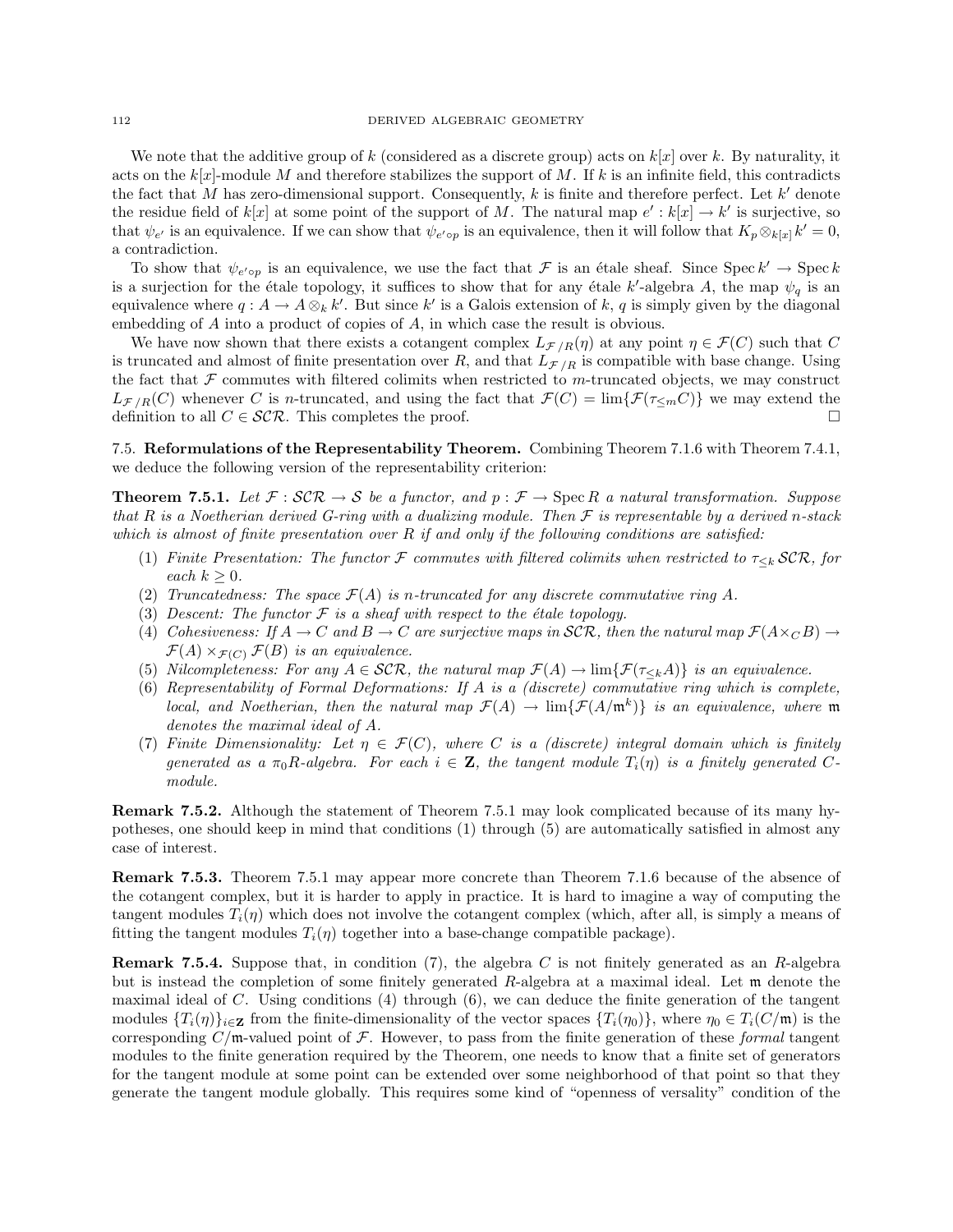We note that the additive group of $k$ (considered as a discrete group) acts on $k[x]$ over $k$. By naturality, it acts on the $k[x]$-module $M$ and therefore stabilizes the support of $M$. If $k$ is an infinite field, this contradicts the fact that $M$ has zero-dimensional support. Consequently, $k$ is finite and therefore perfect. Let $k'$ denote the residue field of $k[x]$ at some point of the support of $M$. The natural map $e' : k[x] \to k'$ is surjective, so that $\psi_{e'}$ is an equivalence. If we can show that $\psi_{e' \circ p}$ is an equivalence, then it will follow that $K_p \otimes_{k[x]} k' = 0$, a contradiction.

To show that $\psi_{e' \circ p}$ is an equivalence, we use the fact that $\mathcal{F}$ is an étale sheaf. Since $\operatorname{Spec} k' \to \operatorname{Spec} k$ is a surjection for the étale topology, it suffices to show that for any étale $k'$-algebra $A$, the map $\psi_q$ is an equivalence where $q : A \to A \otimes_k k'$. But since $k'$ is a Galois extension of $k$, $q$ is simply given by the diagonal embedding of $A$ into a product of copies of $A$, in which case the result is obvious.

We have now shown that there exists a cotangent complex $L_{\mathcal{F}/R}(\eta)$ at any point $\eta \in \mathcal{F}(C)$ such that $C$ is truncated and almost of finite presentation over $R$, and that $L_{\mathcal{F}/R}$ is compatible with base change. Using the fact that $\mathcal{F}$ commutes with filtered colimits when restricted to $m$-truncated objects, we may construct $L_{\mathcal{F}/R}(C)$ whenever $C$ is $n$-truncated, and using the fact that $\mathcal{F}(C) = \lim\{\mathcal{F}(\tau_{\leq m} C)\}$ we may extend the definition to all $C \in \mathcal{SCR}$. This completes the proof. $\square$

## 7.5. Reformulations of the Representability Theorem.

Combining Theorem 7.1.6 with Theorem 7.4.1, we deduce the following version of the representability criterion:

**Theorem 7.5.1.** *Let $\mathcal{F} : \mathcal{SCR} \to \mathcal{S}$ be a functor, and $p : \mathcal{F} \to \operatorname{Spec} R$ a natural transformation. Suppose that $R$ is a Noetherian derived $G$-ring with a dualizing module. Then $\mathcal{F}$ is representable by a derived $n$-stack which is almost of finite presentation over $R$ if and only if the following conditions are satisfied:*

1. *Finite Presentation: The functor $\mathcal{F}$ commutes with filtered colimits when restricted to $\tau_{\leq k} \mathcal{SCR}$, for each $k \geq 0$.*
2. *Truncatedness: The space $\mathcal{F}(A)$ is $n$-truncated for any discrete commutative ring $A$.*
3. *Descent: The functor $\mathcal{F}$ is a sheaf with respect to the étale topology.*
4. *Cohesiveness: If $A \to C$ and $B \to C$ are surjective maps in $\mathcal{SCR}$, then the natural map $\mathcal{F}(A \times_C B) \to \mathcal{F}(A) \times_{\mathcal{F}(C)} \mathcal{F}(B)$ is an equivalence.*
5. *Nilcompleteness: For any $A \in \mathcal{SCR}$, the natural map $\mathcal{F}(A) \to \lim\{\mathcal{F}(\tau_{\leq k} A)\}$ is an equivalence.*
6. *Representability of Formal Deformations: If $A$ is a (discrete) commutative ring which is complete, local, and Noetherian, then the natural map $\mathcal{F}(A) \to \lim\{\mathcal{F}(A/\mathfrak{m}^k)\}$ is an equivalence, where $\mathfrak{m}$ denotes the maximal ideal of $A$.*
7. *Finite Dimensionality: Let $\eta \in \mathcal{F}(C)$, where $C$ is a (discrete) integral domain which is finitely generated as a $\pi_0 R$-algebra. For each $i \in \mathbf{Z}$, the tangent module $T_i(\eta)$ is a finitely generated $C$-module.*

**Remark 7.5.2.** Although the statement of Theorem 7.5.1 may look complicated because of its many hypotheses, one should keep in mind that conditions (1) through (5) are automatically satisfied in almost any case of interest.

**Remark 7.5.3.** Theorem 7.5.1 may appear more concrete than Theorem 7.1.6 because of the absence of the cotangent complex, but it is harder to apply in practice. It is hard to imagine a way of computing the tangent modules $T_i(\eta)$ which does not involve the cotangent complex (which, after all, is simply a means of fitting the tangent modules $T_i(\eta)$ together into a base-change compatible package).

**Remark 7.5.4.** Suppose that, in condition (7), the algebra $C$ is not finitely generated as an $R$-algebra but is instead the completion of some finitely generated $R$-algebra at a maximal ideal. Let $\mathfrak{m}$ denote the maximal ideal of $C$. Using conditions (4) through (6), we can deduce the finite generation of the tangent modules $\{T_i(\eta)\}_{i \in \mathbf{Z}}$ from the finite-dimensionality of the vector spaces $\{T_i(\eta_0)\}$, where $\eta_0 \in T_i(C/\mathfrak{m})$ is the corresponding $C/\mathfrak{m}$-valued point of $\mathcal{F}$. However, to pass from the finite generation of these *formal* tangent modules to the finite generation required by the Theorem, one needs to know that a finite set of generators for the tangent module at some point can be extended over some neighborhood of that point so that they generate the tangent module globally. This requires some kind of "openness of versality" condition of the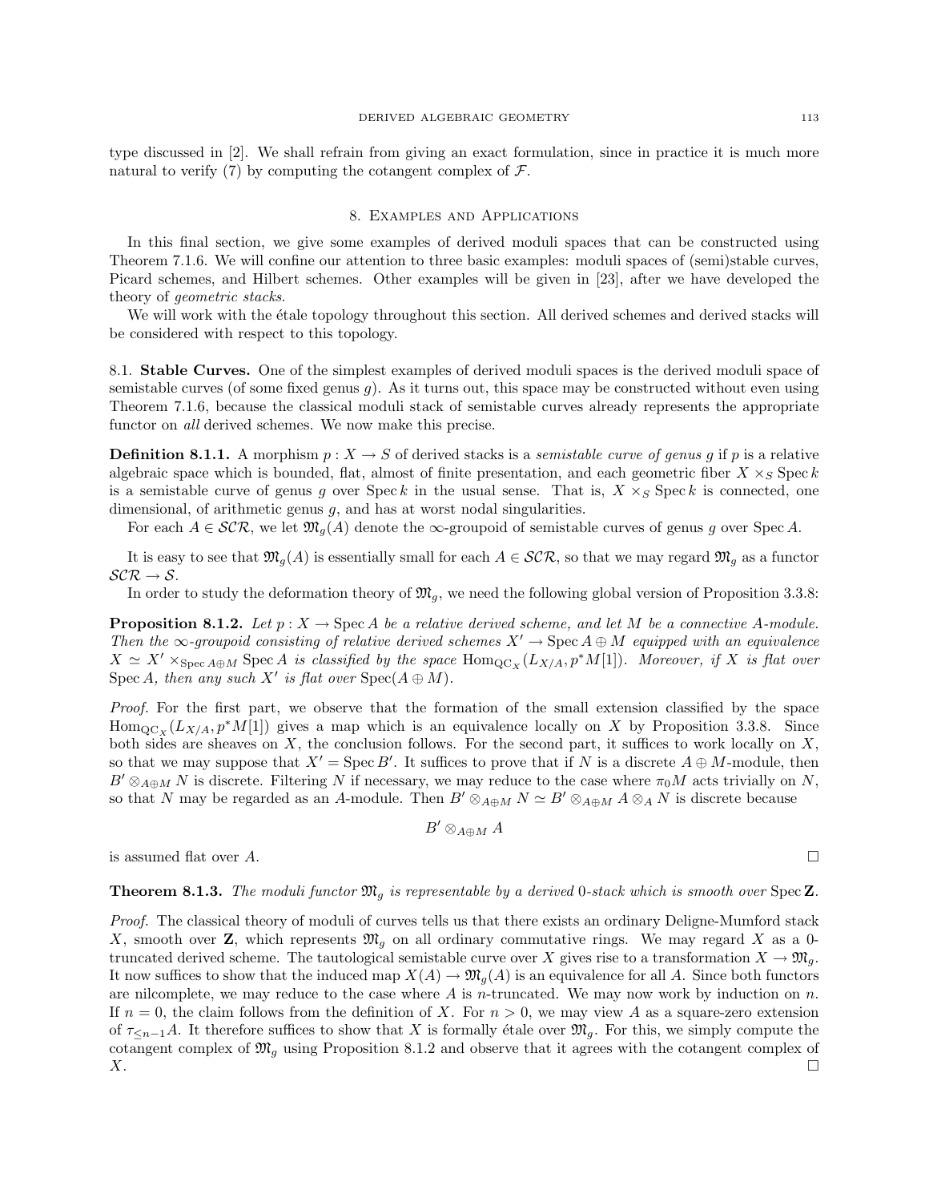type discussed in [2]. We shall refrain from giving an exact formulation, since in practice it is much more natural to verify (7) by computing the cotangent complex of $\mathcal{F}$.

## 8. Examples and Applications

In this final section, we give some examples of derived moduli spaces that can be constructed using Theorem 7.1.6. We will confine our attention to three basic examples: moduli spaces of (semi)stable curves, Picard schemes, and Hilbert schemes. Other examples will be given in [23], after we have developed the theory of *geometric stacks*.

We will work with the étale topology throughout this section. All derived schemes and derived stacks will be considered with respect to this topology.

### 8.1. Stable Curves.

One of the simplest examples of derived moduli spaces is the derived moduli space of semistable curves (of some fixed genus $g$). As it turns out, this space may be constructed without even using Theorem 7.1.6, because the classical moduli stack of semistable curves already represents the appropriate functor on *all* derived schemes. We now make this precise.

**Definition 8.1.1.** A morphism $p : X \to S$ of derived stacks is a *semistable curve of genus* $g$ if $p$ is a relative algebraic space which is bounded, flat, almost of finite presentation, and each geometric fiber $X \times_S \operatorname{Spec} k$ is a semistable curve of genus $g$ over $\operatorname{Spec} k$ in the usual sense. That is, $X \times_S \operatorname{Spec} k$ is connected, one dimensional, of arithmetic genus $g$, and has at worst nodal singularities.

For each $A \in \mathcal{SCR}$, we let $\mathfrak{M}_g(A)$ denote the $\infty$-groupoid of semistable curves of genus $g$ over $\operatorname{Spec} A$.

It is easy to see that $\mathfrak{M}_g(A)$ is essentially small for each $A \in \mathcal{SCR}$, so that we may regard $\mathfrak{M}_g$ as a functor $\mathcal{SCR} \to \mathcal{S}$.

In order to study the deformation theory of $\mathfrak{M}_g$, we need the following global version of Proposition 3.3.8:

**Proposition 8.1.2.** *Let $p : X \to \operatorname{Spec} A$ be a relative derived scheme, and let $M$ be a connective $A$-module. Then the $\infty$-groupoid consisting of relative derived schemes $X' \to \operatorname{Spec} A \oplus M$ equipped with an equivalence $X \simeq X' \times_{\operatorname{Spec} A \oplus M} \operatorname{Spec} A$ is classified by the space $\operatorname{Hom}_{\mathrm{QC}_X}(L_{X/A}, p^* M[1])$. Moreover, if $X$ is flat over $\operatorname{Spec} A$, then any such $X'$ is flat over $\operatorname{Spec}(A \oplus M)$.*

*Proof.* For the first part, we observe that the formation of the small extension classified by the space $\operatorname{Hom}_{\mathrm{QC}_X}(L_{X/A}, p^* M[1])$ gives a map which is an equivalence locally on $X$ by Proposition 3.3.8. Since both sides are sheaves on $X$, the conclusion follows. For the second part, it suffices to work locally on $X$, so that we may suppose that $X' = \operatorname{Spec} B'$. It suffices to prove that if $N$ is a discrete $A \oplus M$-module, then $B' \otimes_{A \oplus M} N$ is discrete. Filtering $N$ if necessary, we may reduce to the case where $\pi_0 M$ acts trivially on $N$, so that $N$ may be regarded as an $A$-module. Then $B' \otimes_{A \oplus M} N \simeq B' \otimes_{A \oplus M} A \otimes_A N$ is discrete because

$$B' \otimes_{A \oplus M} A$$

is assumed flat over $A$. $\square$

**Theorem 8.1.3.** *The moduli functor $\mathfrak{M}_g$ is representable by a derived 0-stack which is smooth over $\operatorname{Spec} \mathbf{Z}$.*

*Proof.* The classical theory of moduli of curves tells us that there exists an ordinary Deligne-Mumford stack $X$, smooth over $\mathbf{Z}$, which represents $\mathfrak{M}_g$ on all ordinary commutative rings. We may regard $X$ as a 0-truncated derived scheme. The tautological semistable curve over $X$ gives rise to a transformation $X \to \mathfrak{M}_g$. It now suffices to show that the induced map $X(A) \to \mathfrak{M}_g(A)$ is an equivalence for all $A$. Since both functors are nilcomplete, we may reduce to the case where $A$ is $n$-truncated. We may now work by induction on $n$. If $n = 0$, the claim follows from the definition of $X$. For $n > 0$, we may view $A$ as a square-zero extension of $\tau_{\leq n-1} A$. It therefore suffices to show that $X$ is formally étale over $\mathfrak{M}_g$. For this, we simply compute the cotangent complex of $\mathfrak{M}_g$ using Proposition 8.1.2 and observe that it agrees with the cotangent complex of $X$. $\square$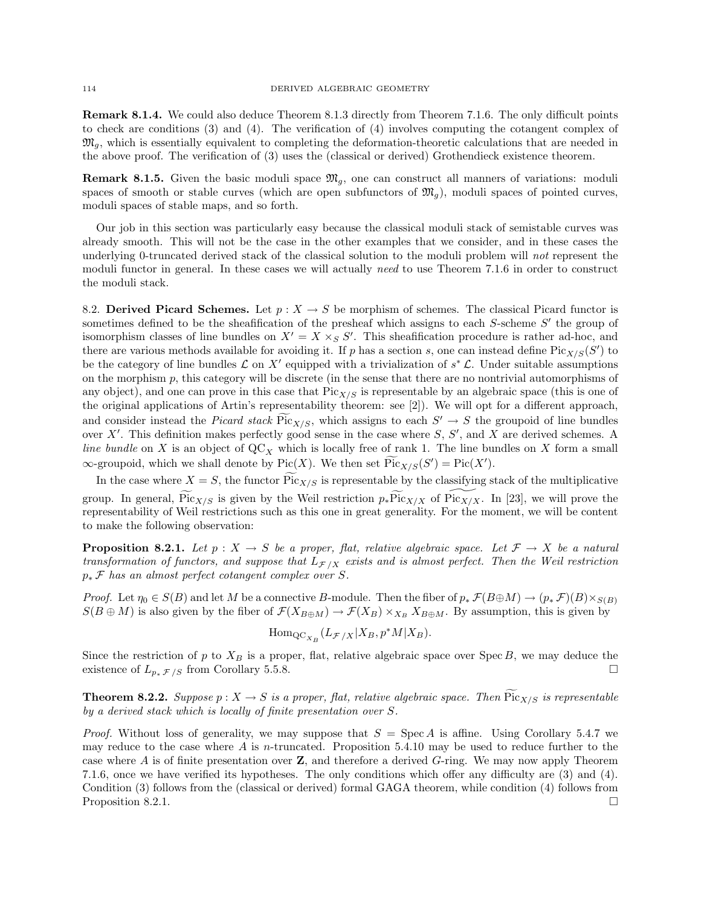**Remark 8.1.4.** We could also deduce Theorem 8.1.3 directly from Theorem 7.1.6. The only difficult points to check are conditions (3) and (4). The verification of (4) involves computing the cotangent complex of $\mathfrak{M}_g$, which is essentially equivalent to completing the deformation-theoretic calculations that are needed in the above proof. The verification of (3) uses the (classical or derived) Grothendieck existence theorem.

**Remark 8.1.5.** Given the basic moduli space $\mathfrak{M}_g$, one can construct all manners of variations: moduli spaces of smooth or stable curves (which are open subfunctors of $\mathfrak{M}_g$), moduli spaces of pointed curves, moduli spaces of stable maps, and so forth.

Our job in this section was particularly easy because the classical moduli stack of semistable curves was already smooth. This will not be the case in the other examples that we consider, and in these cases the underlying 0-truncated derived stack of the classical solution to the moduli problem will *not* represent the moduli functor in general. In these cases we will actually *need* to use Theorem 7.1.6 in order to construct the moduli stack.

8.2. **Derived Picard Schemes.** Let $p : X \to S$ be morphism of schemes. The classical Picard functor is sometimes defined to be the sheafification of the presheaf which assigns to each $S$-scheme $S'$ the group of isomorphism classes of line bundles on $X' = X \times_S S'$. This sheafification procedure is rather ad-hoc, and there are various methods available for avoiding it. If $p$ has a section $s$, one can instead define $\mathrm{Pic}_{X/S}(S')$ to be the category of line bundles $\mathcal{L}$ on $X'$ equipped with a trivialization of $s^* \mathcal{L}$. Under suitable assumptions on the morphism $p$, this category will be discrete (in the sense that there are no nontrivial automorphisms of any object), and one can prove in this case that $\mathrm{Pic}_{X/S}$ is representable by an algebraic space (this is one of the original applications of Artin's representability theorem: see [2]). We will opt for a different approach, and consider instead the *Picard stack* $\widetilde{\mathrm{Pic}}_{X/S}$, which assigns to each $S' \to S$ the groupoid of line bundles over $X'$. This definition makes perfectly good sense in the case where $S$, $S'$, and $X$ are derived schemes. A *line bundle* on $X$ is an object of $\mathrm{QC}_X$ which is locally free of rank 1. The line bundles on $X$ form a small $\infty$-groupoid, which we shall denote by $\mathrm{Pic}(X)$. We then set $\widetilde{\mathrm{Pic}}_{X/S}(S') = \mathrm{Pic}(X')$.

In the case where $X = S$, the functor $\widetilde{\mathrm{Pic}}_{X/S}$ is representable by the classifying stack of the multiplicative group. In general, $\widetilde{\mathrm{Pic}}_{X/S}$ is given by the Weil restriction $p_* \widetilde{\mathrm{Pic}}_{X/X}$ of $\widetilde{\mathrm{Pic}_{X/X}}$. In [23], we will prove the representability of Weil restrictions such as this one in great generality. For the moment, we will be content to make the following observation:

**Proposition 8.2.1.** *Let $p : X \to S$ be a proper, flat, relative algebraic space. Let $\mathcal{F} \to X$ be a natural transformation of functors, and suppose that $L_{\mathcal{F}/X}$ exists and is almost perfect. Then the Weil restriction $p_* \mathcal{F}$ has an almost perfect cotangent complex over $S$.*

*Proof.* Let $\eta_0 \in S(B)$ and let $M$ be a connective $B$-module. Then the fiber of $p_* \mathcal{F}(B \oplus M) \to (p_* \mathcal{F})(B) \times_{S(B)} S(B \oplus M)$ is also given by the fiber of $\mathcal{F}(X_{B \oplus M}) \to \mathcal{F}(X_B) \times_{X_B} X_{B \oplus M}$. By assumption, this is given by

$$\mathrm{Hom}_{\mathrm{QC}_{X_B}}(L_{\mathcal{F}/X}|X_B, p^* M|X_B).$$

Since the restriction of $p$ to $X_B$ is a proper, flat, relative algebraic space over $\mathrm{Spec}\, B$, we may deduce the existence of $L_{p_* \mathcal{F}/S}$ from Corollary 5.5.8. $\square$

**Theorem 8.2.2.** *Suppose $p : X \to S$ is a proper, flat, relative algebraic space. Then $\widetilde{\mathrm{Pic}}_{X/S}$ is representable by a derived stack which is locally of finite presentation over $S$.*

*Proof.* Without loss of generality, we may suppose that $S = \mathrm{Spec}\, A$ is affine. Using Corollary 5.4.7 we may reduce to the case where $A$ is $n$-truncated. Proposition 5.4.10 may be used to reduce further to the case where $A$ is of finite presentation over $\mathbf{Z}$, and therefore a derived $G$-ring. We may now apply Theorem 7.1.6, once we have verified its hypotheses. The only conditions which offer any difficulty are (3) and (4). Condition (3) follows from the (classical or derived) formal GAGA theorem, while condition (4) follows from Proposition 8.2.1. $\square$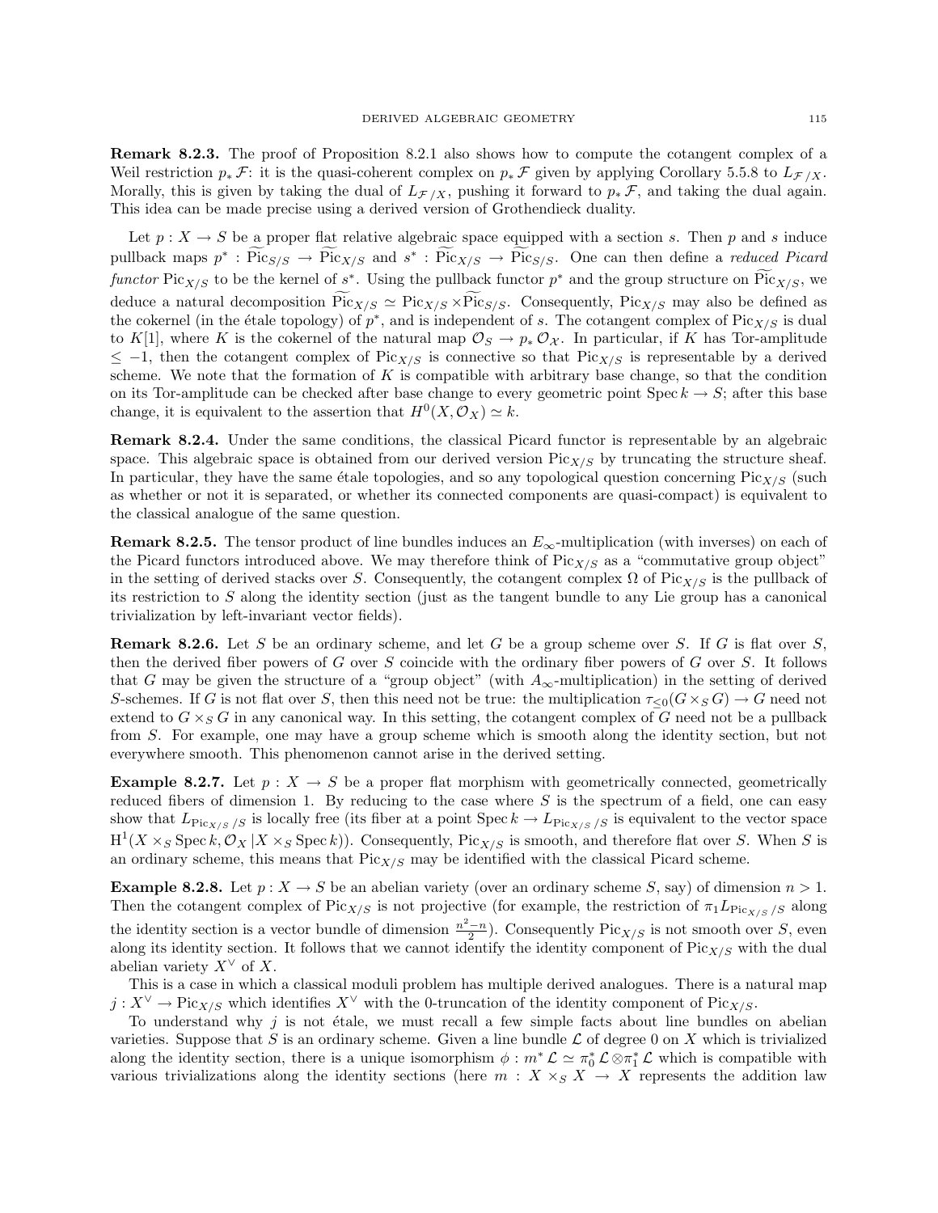**Remark 8.2.3.** The proof of Proposition 8.2.1 also shows how to compute the cotangent complex of a Weil restriction $p_* \mathcal{F}$: it is the quasi-coherent complex on $p_* \mathcal{F}$ given by applying Corollary 5.5.8 to $L_{\mathcal{F}/X}$. Morally, this is given by taking the dual of $L_{\mathcal{F}/X}$, pushing it forward to $p_* \mathcal{F}$, and taking the dual again. This idea can be made precise using a derived version of Grothendieck duality.

Let $p : X \to S$ be a proper flat relative algebraic space equipped with a section $s$. Then $p$ and $s$ induce pullback maps $p^* : \widetilde{\mathrm{Pic}}_{S/S} \to \widetilde{\mathrm{Pic}}_{X/S}$ and $s^* : \widetilde{\mathrm{Pic}}_{X/S} \to \widetilde{\mathrm{Pic}}_{S/S}$. One can then define a *reduced Picard functor* $\mathrm{Pic}_{X/S}$ to be the kernel of $s^*$. Using the pullback functor $p^*$ and the group structure on $\widetilde{\mathrm{Pic}}_{X/S}$, we deduce a natural decomposition $\widetilde{\mathrm{Pic}}_{X/S} \simeq \mathrm{Pic}_{X/S} \times \widetilde{\mathrm{Pic}}_{S/S}$. Consequently, $\mathrm{Pic}_{X/S}$ may also be defined as the cokernel (in the étale topology) of $p^*$, and is independent of $s$. The cotangent complex of $\mathrm{Pic}_{X/S}$ is dual to $K[1]$, where $K$ is the cokernel of the natural map $\mathcal{O}_S \to p_* \mathcal{O}_{\mathcal{X}}$. In particular, if $K$ has Tor-amplitude $\leq -1$, then the cotangent complex of $\mathrm{Pic}_{X/S}$ is connective so that $\mathrm{Pic}_{X/S}$ is representable by a derived scheme. We note that the formation of $K$ is compatible with arbitrary base change, so that the condition on its Tor-amplitude can be checked after base change to every geometric point $\mathrm{Spec}\, k \to S$; after this base change, it is equivalent to the assertion that $H^0(X, \mathcal{O}_X) \simeq k$.

**Remark 8.2.4.** Under the same conditions, the classical Picard functor is representable by an algebraic space. This algebraic space is obtained from our derived version $\mathrm{Pic}_{X/S}$ by truncating the structure sheaf. In particular, they have the same étale topologies, and so any topological question concerning $\mathrm{Pic}_{X/S}$ (such as whether or not it is separated, or whether its connected components are quasi-compact) is equivalent to the classical analogue of the same question.

**Remark 8.2.5.** The tensor product of line bundles induces an $E_\infty$-multiplication (with inverses) on each of the Picard functors introduced above. We may therefore think of $\mathrm{Pic}_{X/S}$ as a "commutative group object" in the setting of derived stacks over $S$. Consequently, the cotangent complex $\Omega$ of $\mathrm{Pic}_{X/S}$ is the pullback of its restriction to $S$ along the identity section (just as the tangent bundle to any Lie group has a canonical trivialization by left-invariant vector fields).

**Remark 8.2.6.** Let $S$ be an ordinary scheme, and let $G$ be a group scheme over $S$. If $G$ is flat over $S$, then the derived fiber powers of $G$ over $S$ coincide with the ordinary fiber powers of $G$ over $S$. It follows that $G$ may be given the structure of a "group object" (with $A_\infty$-multiplication) in the setting of derived $S$-schemes. If $G$ is not flat over $S$, then this need not be true: the multiplication $\tau_{\leq 0}(G \times_S G) \to G$ need not extend to $G \times_S G$ in any canonical way. In this setting, the cotangent complex of $G$ need not be a pullback from $S$. For example, one may have a group scheme which is smooth along the identity section, but not everywhere smooth. This phenomenon cannot arise in the derived setting.

**Example 8.2.7.** Let $p : X \to S$ be a proper flat morphism with geometrically connected, geometrically reduced fibers of dimension 1. By reducing to the case where $S$ is the spectrum of a field, one can easy show that $L_{\mathrm{Pic}_{X/S}/S}$ is locally free (its fiber at a point $\mathrm{Spec}\, k \to L_{\mathrm{Pic}_{X/S}/S}$ is equivalent to the vector space $\mathrm{H}^1(X \times_S \mathrm{Spec}\, k, \mathcal{O}_X \,|X \times_S \mathrm{Spec}\, k))$. Consequently, $\mathrm{Pic}_{X/S}$ is smooth, and therefore flat over $S$. When $S$ is an ordinary scheme, this means that $\mathrm{Pic}_{X/S}$ may be identified with the classical Picard scheme.

**Example 8.2.8.** Let $p : X \to S$ be an abelian variety (over an ordinary scheme $S$, say) of dimension $n > 1$. Then the cotangent complex of $\mathrm{Pic}_{X/S}$ is not projective (for example, the restriction of $\pi_1 L_{\mathrm{Pic}_{X/S}/S}$ along the identity section is a vector bundle of dimension $\frac{n^2-n}{2}$). Consequently $\mathrm{Pic}_{X/S}$ is not smooth over $S$, even along its identity section. It follows that we cannot identify the identity component of $\mathrm{Pic}_{X/S}$ with the dual abelian variety $X^\vee$ of $X$.

This is a case in which a classical moduli problem has multiple derived analogues. There is a natural map $j : X^\vee \to \mathrm{Pic}_{X/S}$ which identifies $X^\vee$ with the 0-truncation of the identity component of $\mathrm{Pic}_{X/S}$.

To understand why $j$ is not étale, we must recall a few simple facts about line bundles on abelian varieties. Suppose that $S$ is an ordinary scheme. Given a line bundle $\mathcal{L}$ of degree 0 on $X$ which is trivialized along the identity section, there is a unique isomorphism $\phi : m^* \mathcal{L} \simeq \pi_0^* \mathcal{L} \otimes \pi_1^* \mathcal{L}$ which is compatible with various trivializations along the identity sections (here $m : X \times_S X \to X$ represents the addition law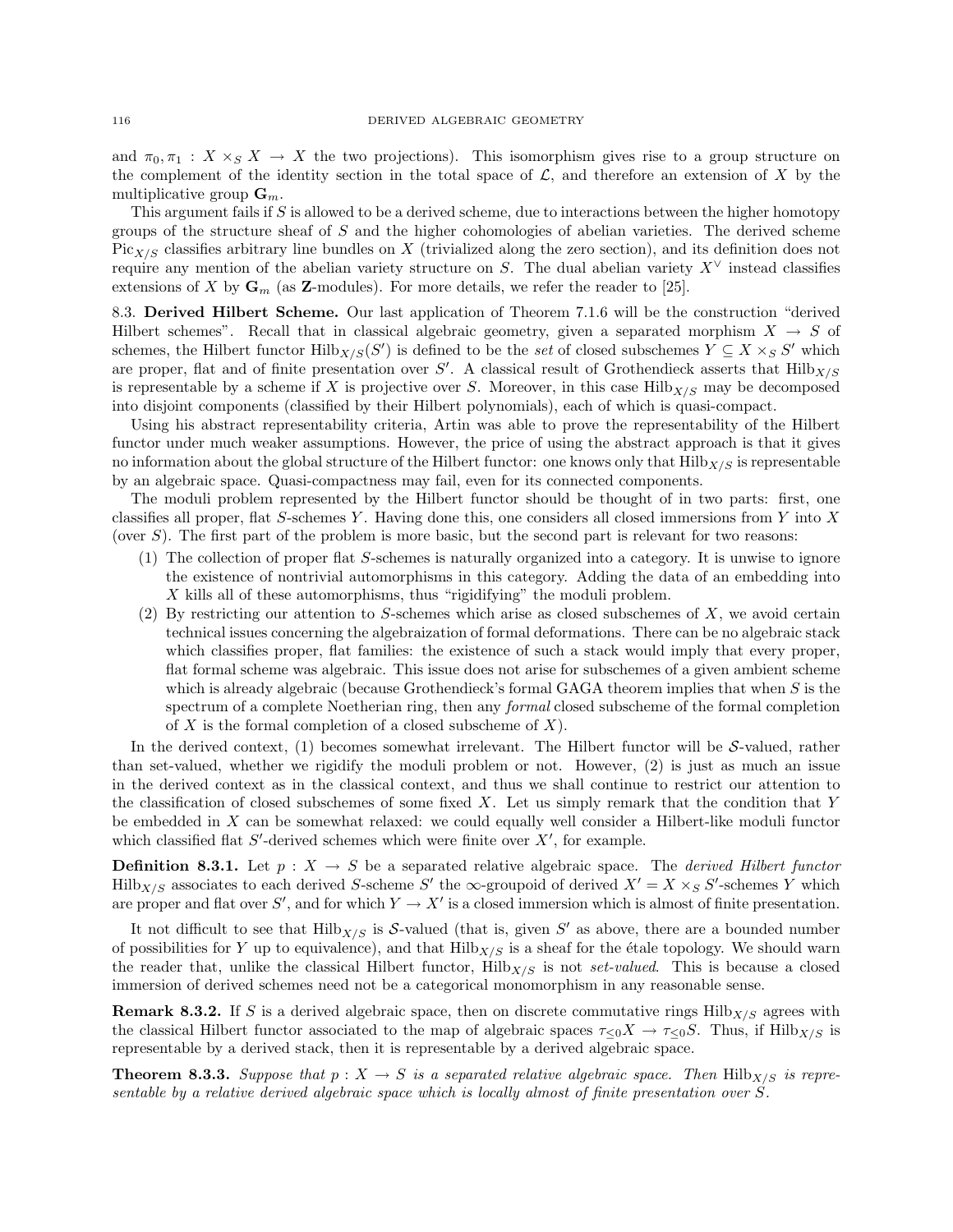and $\pi_0, \pi_1 : X \times_S X \to X$ the two projections). This isomorphism gives rise to a group structure on the complement of the identity section in the total space of $\mathcal{L}$, and therefore an extension of $X$ by the multiplicative group $\mathbf{G}_m$.

This argument fails if $S$ is allowed to be a derived scheme, due to interactions between the higher homotopy groups of the structure sheaf of $S$ and the higher cohomologies of abelian varieties. The derived scheme $\mathrm{Pic}_{X/S}$ classifies arbitrary line bundles on $X$ (trivialized along the zero section), and its definition does not require any mention of the abelian variety structure on $S$. The dual abelian variety $X^\vee$ instead classifies extensions of $X$ by $\mathbf{G}_m$ (as $\mathbf{Z}$-modules). For more details, we refer the reader to [25].

**8.3. Derived Hilbert Scheme.** Our last application of Theorem 7.1.6 will be the construction "derived Hilbert schemes". Recall that in classical algebraic geometry, given a separated morphism $X \to S$ of schemes, the Hilbert functor $\mathrm{Hilb}_{X/S}(S')$ is defined to be the *set* of closed subschemes $Y \subseteq X \times_S S'$ which are proper, flat and of finite presentation over $S'$. A classical result of Grothendieck asserts that $\mathrm{Hilb}_{X/S}$ is representable by a scheme if $X$ is projective over $S$. Moreover, in this case $\mathrm{Hilb}_{X/S}$ may be decomposed into disjoint components (classified by their Hilbert polynomials), each of which is quasi-compact.

Using his abstract representability criteria, Artin was able to prove the representability of the Hilbert functor under much weaker assumptions. However, the price of using the abstract approach is that it gives no information about the global structure of the Hilbert functor: one knows only that $\mathrm{Hilb}_{X/S}$ is representable by an algebraic space. Quasi-compactness may fail, even for its connected components.

The moduli problem represented by the Hilbert functor should be thought of in two parts: first, one classifies all proper, flat $S$-schemes $Y$. Having done this, one considers all closed immersions from $Y$ into $X$ (over $S$). The first part of the problem is more basic, but the second part is relevant for two reasons:

1. The collection of proper flat $S$-schemes is naturally organized into a category. It is unwise to ignore the existence of nontrivial automorphisms in this category. Adding the data of an embedding into $X$ kills all of these automorphisms, thus "rigidifying" the moduli problem.
2. By restricting our attention to $S$-schemes which arise as closed subschemes of $X$, we avoid certain technical issues concerning the algebraization of formal deformations. There can be no algebraic stack which classifies proper, flat families: the existence of such a stack would imply that every proper, flat formal scheme was algebraic. This issue does not arise for subschemes of a given ambient scheme which is already algebraic (because Grothendieck's formal GAGA theorem implies that when $S$ is the spectrum of a complete Noetherian ring, then any *formal* closed subscheme of the formal completion of $X$ is the formal completion of a closed subscheme of $X$).

In the derived context, (1) becomes somewhat irrelevant. The Hilbert functor will be $\mathcal{S}$-valued, rather than set-valued, whether we rigidify the moduli problem or not. However, (2) is just as much an issue in the derived context as in the classical context, and thus we shall continue to restrict our attention to the classification of closed subschemes of some fixed $X$. Let us simply remark that the condition that $Y$ be embedded in $X$ can be somewhat relaxed: we could equally well consider a Hilbert-like moduli functor which classified flat $S'$-derived schemes which were finite over $X'$, for example.

**Definition 8.3.1.** Let $p : X \to S$ be a separated relative algebraic space. The *derived Hilbert functor* $\mathrm{Hilb}_{X/S}$ associates to each derived $S$-scheme $S'$ the $\infty$-groupoid of derived $X' = X \times_S S'$-schemes $Y$ which are proper and flat over $S'$, and for which $Y \to X'$ is a closed immersion which is almost of finite presentation.

It not difficult to see that $\mathrm{Hilb}_{X/S}$ is $\mathcal{S}$-valued (that is, given $S'$ as above, there are a bounded number of possibilities for $Y$ up to equivalence), and that $\mathrm{Hilb}_{X/S}$ is a sheaf for the étale topology. We should warn the reader that, unlike the classical Hilbert functor, $\mathrm{Hilb}_{X/S}$ is not *set-valued*. This is because a closed immersion of derived schemes need not be a categorical monomorphism in any reasonable sense.

**Remark 8.3.2.** If $S$ is a derived algebraic space, then on discrete commutative rings $\mathrm{Hilb}_{X/S}$ agrees with the classical Hilbert functor associated to the map of algebraic spaces $\tau_{\leq 0}X \to \tau_{\leq 0}S$. Thus, if $\mathrm{Hilb}_{X/S}$ is representable by a derived stack, then it is representable by a derived algebraic space.

**Theorem 8.3.3.** *Suppose that $p : X \to S$ is a separated relative algebraic space. Then $\mathrm{Hilb}_{X/S}$ is representable by a relative derived algebraic space which is locally almost of finite presentation over $S$.*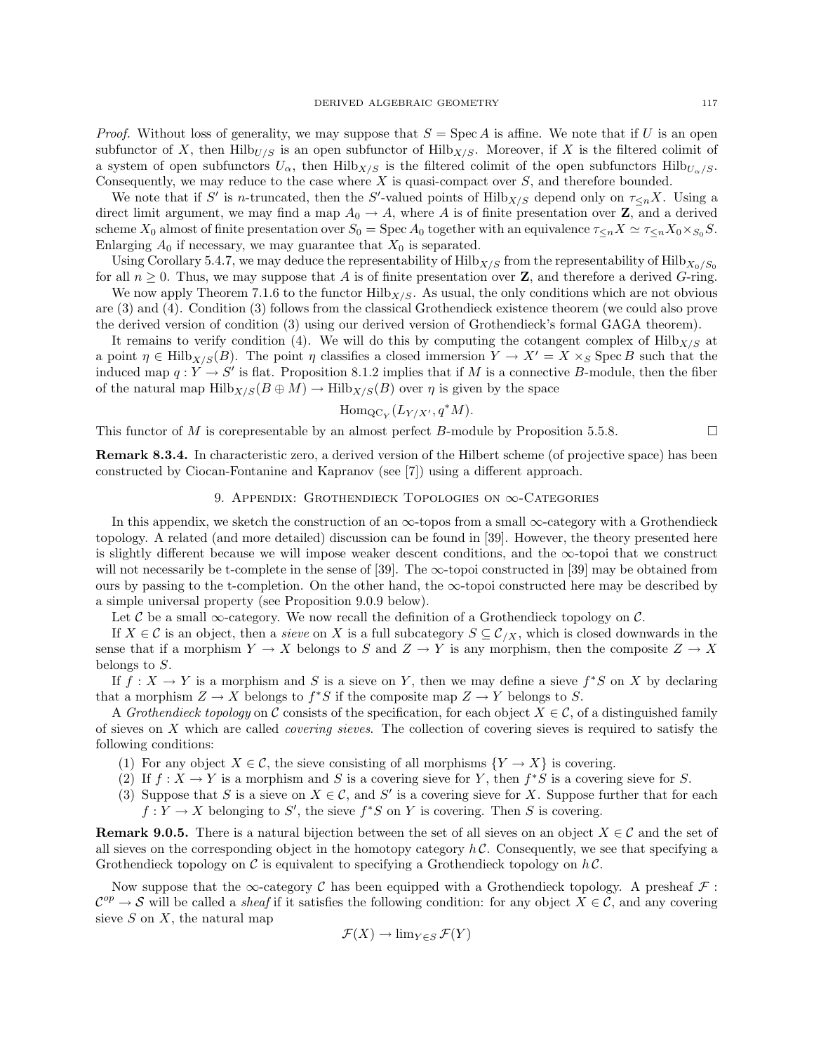*Proof.* Without loss of generality, we may suppose that $S = \operatorname{Spec} A$ is affine. We note that if $U$ is an open subfunctor of $X$, then $\mathrm{Hilb}_{U/S}$ is an open subfunctor of $\mathrm{Hilb}_{X/S}$. Moreover, if $X$ is the filtered colimit of a system of open subfunctors $U_\alpha$, then $\mathrm{Hilb}_{X/S}$ is the filtered colimit of the open subfunctors $\mathrm{Hilb}_{U_\alpha/S}$. Consequently, we may reduce to the case where $X$ is quasi-compact over $S$, and therefore bounded.

We note that if $S'$ is $n$-truncated, then the $S'$-valued points of $\mathrm{Hilb}_{X/S}$ depend only on $\tau_{\leq n} X$. Using a direct limit argument, we may find a map $A_0 \to A$, where $A$ is of finite presentation over $\mathbf{Z}$, and a derived scheme $X_0$ almost of finite presentation over $S_0 = \operatorname{Spec} A_0$ together with an equivalence $\tau_{\leq n} X \simeq \tau_{\leq n} X_0 \times_{S_0} S$. Enlarging $A_0$ if necessary, we may guarantee that $X_0$ is separated.

Using Corollary 5.4.7, we may deduce the representability of $\mathrm{Hilb}_{X/S}$ from the representability of $\mathrm{Hilb}_{X_0/S_0}$ for all $n \geq 0$. Thus, we may suppose that $A$ is of finite presentation over $\mathbf{Z}$, and therefore a derived $G$-ring.

We now apply Theorem 7.1.6 to the functor $\mathrm{Hilb}_{X/S}$. As usual, the only conditions which are not obvious are (3) and (4). Condition (3) follows from the classical Grothendieck existence theorem (we could also prove the derived version of condition (3) using our derived version of Grothendieck's formal GAGA theorem).

It remains to verify condition (4). We will do this by computing the cotangent complex of $\mathrm{Hilb}_{X/S}$ at a point $\eta \in \mathrm{Hilb}_{X/S}(B)$. The point $\eta$ classifies a closed immersion $Y \to X' = X \times_S \operatorname{Spec} B$ such that the induced map $q : Y \to S'$ is flat. Proposition 8.1.2 implies that if $M$ is a connective $B$-module, then the fiber of the natural map $\mathrm{Hilb}_{X/S}(B \oplus M) \to \mathrm{Hilb}_{X/S}(B)$ over $\eta$ is given by the space

$$\mathrm{Hom}_{\mathrm{QC}_Y}(L_{Y/X'}, q^* M).$$

This functor of $M$ is corepresentable by an almost perfect $B$-module by Proposition 5.5.8. $\square$

**Remark 8.3.4.** In characteristic zero, a derived version of the Hilbert scheme (of projective space) has been constructed by Ciocan-Fontanine and Kapranov (see [7]) using a different approach.

## 9. Appendix: Grothendieck Topologies on $\infty$-Categories

In this appendix, we sketch the construction of an $\infty$-topos from a small $\infty$-category with a Grothendieck topology. A related (and more detailed) discussion can be found in [39]. However, the theory presented here is slightly different because we will impose weaker descent conditions, and the $\infty$-topoi that we construct will not necessarily be t-complete in the sense of [39]. The $\infty$-topoi constructed in [39] may be obtained from ours by passing to the t-completion. On the other hand, the $\infty$-topoi constructed here may be described by a simple universal property (see Proposition 9.0.9 below).

Let $\mathcal{C}$ be a small $\infty$-category. We now recall the definition of a Grothendieck topology on $\mathcal{C}$.

If $X \in \mathcal{C}$ is an object, then a *sieve* on $X$ is a full subcategory $S \subseteq \mathcal{C}_{/X}$, which is closed downwards in the sense that if a morphism $Y \to X$ belongs to $S$ and $Z \to Y$ is any morphism, then the composite $Z \to X$ belongs to $S$.

If $f : X \to Y$ is a morphism and $S$ is a sieve on $Y$, then we may define a sieve $f^* S$ on $X$ by declaring that a morphism $Z \to X$ belongs to $f^* S$ if the composite map $Z \to Y$ belongs to $S$.

A *Grothendieck topology* on $\mathcal{C}$ consists of the specification, for each object $X \in \mathcal{C}$, of a distinguished family of sieves on $X$ which are called *covering sieves*. The collection of covering sieves is required to satisfy the following conditions:

1. For any object $X \in \mathcal{C}$, the sieve consisting of all morphisms $\{Y \to X\}$ is covering.
2. If $f : X \to Y$ is a morphism and $S$ is a covering sieve for $Y$, then $f^* S$ is a covering sieve for $S$.
3. Suppose that $S$ is a sieve on $X \in \mathcal{C}$, and $S'$ is a covering sieve for $X$. Suppose further that for each $f : Y \to X$ belonging to $S'$, the sieve $f^* S$ on $Y$ is covering. Then $S$ is covering.

**Remark 9.0.5.** There is a natural bijection between the set of all sieves on an object $X \in \mathcal{C}$ and the set of all sieves on the corresponding object in the homotopy category $h\mathcal{C}$. Consequently, we see that specifying a Grothendieck topology on $\mathcal{C}$ is equivalent to specifying a Grothendieck topology on $h\mathcal{C}$.

Now suppose that the $\infty$-category $\mathcal{C}$ has been equipped with a Grothendieck topology. A presheaf $\mathcal{F} : \mathcal{C}^{op} \to \mathcal{S}$ will be called a *sheaf* if it satisfies the following condition: for any object $X \in \mathcal{C}$, and any covering sieve $S$ on $X$, the natural map

$$\mathcal{F}(X) \to \lim_{Y \in S} \mathcal{F}(Y)$$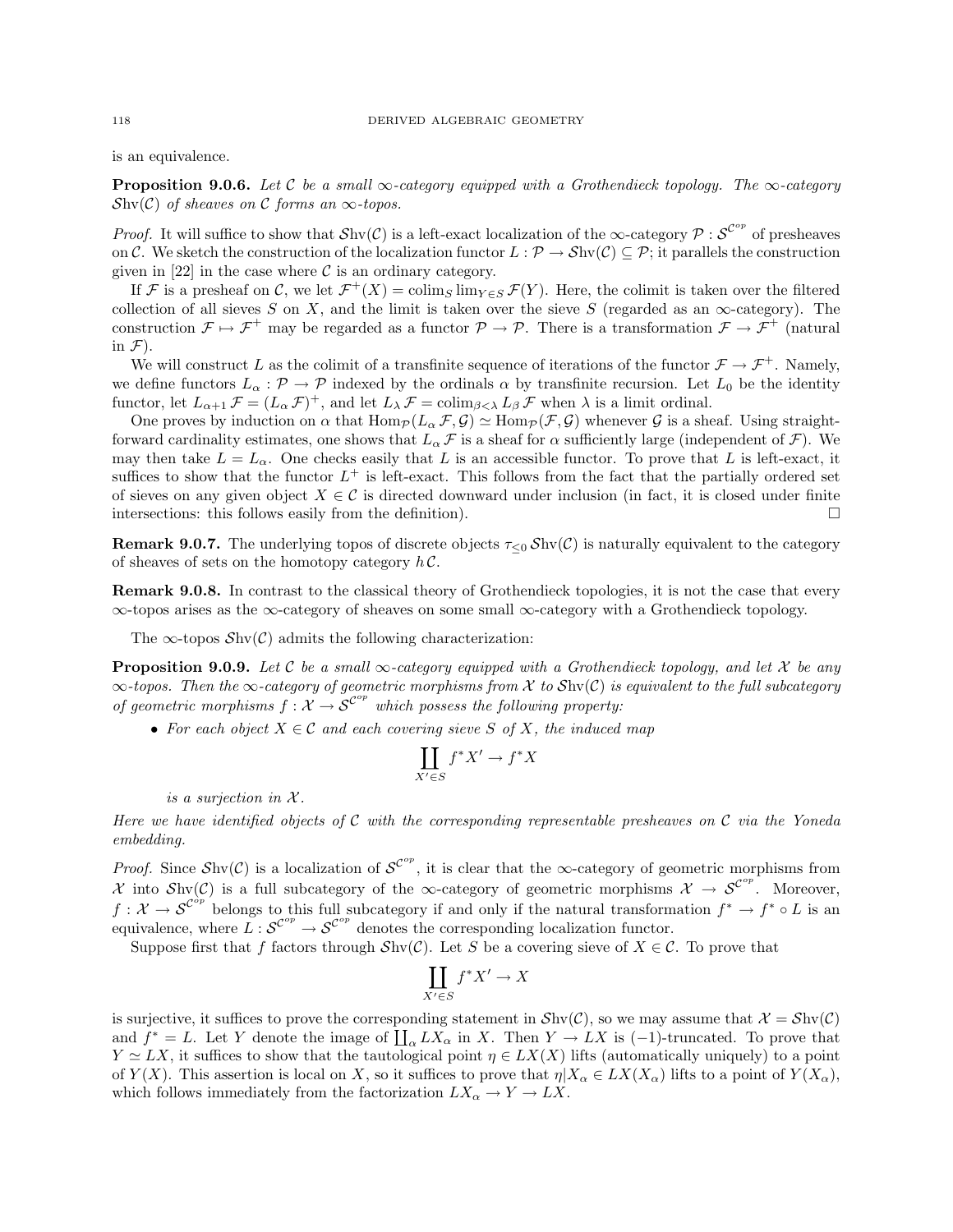is an equivalence.

**Proposition 9.0.6.** *Let $\mathcal{C}$ be a small $\infty$-category equipped with a Grothendieck topology. The $\infty$-category $\mathcal{S}\mathrm{hv}(\mathcal{C})$ of sheaves on $\mathcal{C}$ forms an $\infty$-topos.*

*Proof.* It will suffice to show that $\mathcal{S}\mathrm{hv}(\mathcal{C})$ is a left-exact localization of the $\infty$-category $\mathcal{P} : \mathcal{S}^{\mathcal{C}^{op}}$ of presheaves on $\mathcal{C}$. We sketch the construction of the localization functor $L : \mathcal{P} \to \mathcal{S}\mathrm{hv}(\mathcal{C}) \subseteq \mathcal{P}$; it parallels the construction given in [22] in the case where $\mathcal{C}$ is an ordinary category.

If $\mathcal{F}$ is a presheaf on $\mathcal{C}$, we let $\mathcal{F}^+(X) = \mathrm{colim}_S \lim_{Y \in S} \mathcal{F}(Y)$. Here, the colimit is taken over the filtered collection of all sieves $S$ on $X$, and the limit is taken over the sieve $S$ (regarded as an $\infty$-category). The construction $\mathcal{F} \mapsto \mathcal{F}^+$ may be regarded as a functor $\mathcal{P} \to \mathcal{P}$. There is a transformation $\mathcal{F} \to \mathcal{F}^+$ (natural in $\mathcal{F}$).

We will construct $L$ as the colimit of a transfinite sequence of iterations of the functor $\mathcal{F} \to \mathcal{F}^+$. Namely, we define functors $L_\alpha : \mathcal{P} \to \mathcal{P}$ indexed by the ordinals $\alpha$ by transfinite recursion. Let $L_0$ be the identity functor, let $L_{\alpha+1} \mathcal{F} = (L_\alpha \mathcal{F})^+$, and let $L_\lambda \mathcal{F} = \mathrm{colim}_{\beta < \lambda} L_\beta \mathcal{F}$ when $\lambda$ is a limit ordinal.

One proves by induction on $\alpha$ that $\mathrm{Hom}_{\mathcal{P}}(L_\alpha \mathcal{F}, \mathcal{G}) \simeq \mathrm{Hom}_{\mathcal{P}}(\mathcal{F}, \mathcal{G})$ whenever $\mathcal{G}$ is a sheaf. Using straightforward cardinality estimates, one shows that $L_\alpha \mathcal{F}$ is a sheaf for $\alpha$ sufficiently large (independent of $\mathcal{F}$). We may then take $L = L_\alpha$. One checks easily that $L$ is an accessible functor. To prove that $L$ is left-exact, it suffices to show that the functor $L^+$ is left-exact. This follows from the fact that the partially ordered set of sieves on any given object $X \in \mathcal{C}$ is directed downward under inclusion (in fact, it is closed under finite intersections: this follows easily from the definition). $\square$

**Remark 9.0.7.** The underlying topos of discrete objects $\tau_{\leq 0} \mathcal{S}\mathrm{hv}(\mathcal{C})$ is naturally equivalent to the category of sheaves of sets on the homotopy category $h\mathcal{C}$.

**Remark 9.0.8.** In contrast to the classical theory of Grothendieck topologies, it is not the case that every $\infty$-topos arises as the $\infty$-category of sheaves on some small $\infty$-category with a Grothendieck topology.

The $\infty$-topos $\mathcal{S}\mathrm{hv}(\mathcal{C})$ admits the following characterization:

**Proposition 9.0.9.** *Let $\mathcal{C}$ be a small $\infty$-category equipped with a Grothendieck topology, and let $\mathcal{X}$ be any $\infty$-topos. Then the $\infty$-category of geometric morphisms from $\mathcal{X}$ to $\mathcal{S}\mathrm{hv}(\mathcal{C})$ is equivalent to the full subcategory of geometric morphisms $f : \mathcal{X} \to \mathcal{S}^{\mathcal{C}^{op}}$ which possess the following property:*

- *For each object $X \in \mathcal{C}$ and each covering sieve $S$ of $X$, the induced map*
$$\coprod_{X' \in S} f^* X' \to f^* X$$
*is a surjection in $\mathcal{X}$.*

*Here we have identified objects of $\mathcal{C}$ with the corresponding representable presheaves on $\mathcal{C}$ via the Yoneda embedding.*

*Proof.* Since $\mathcal{S}\mathrm{hv}(\mathcal{C})$ is a localization of $\mathcal{S}^{\mathcal{C}^{op}}$, it is clear that the $\infty$-category of geometric morphisms from $\mathcal{X}$ into $\mathcal{S}\mathrm{hv}(\mathcal{C})$ is a full subcategory of the $\infty$-category of geometric morphisms $\mathcal{X} \to \mathcal{S}^{\mathcal{C}^{op}}$. Moreover, $f : \mathcal{X} \to \mathcal{S}^{\mathcal{C}^{op}}$ belongs to this full subcategory if and only if the natural transformation $f^* \to f^* \circ L$ is an equivalence, where $L : \mathcal{S}^{\mathcal{C}^{op}} \to \mathcal{S}^{\mathcal{C}^{op}}$ denotes the corresponding localization functor.

Suppose first that $f$ factors through $\mathcal{S}\mathrm{hv}(\mathcal{C})$. Let $S$ be a covering sieve of $X \in \mathcal{C}$. To prove that
$$\coprod_{X' \in S} f^* X' \to X$$
is surjective, it suffices to prove the corresponding statement in $\mathcal{S}\mathrm{hv}(\mathcal{C})$, so we may assume that $\mathcal{X} = \mathcal{S}\mathrm{hv}(\mathcal{C})$ and $f^* = L$. Let $Y$ denote the image of $\coprod_\alpha LX_\alpha$ in $X$. Then $Y \to LX$ is $(-1)$-truncated. To prove that $Y \simeq LX$, it suffices to show that the tautological point $\eta \in LX(X)$ lifts (automatically uniquely) to a point of $Y(X)$. This assertion is local on $X$, so it suffices to prove that $\eta | X_\alpha \in LX(X_\alpha)$ lifts to a point of $Y(X_\alpha)$, which follows immediately from the factorization $LX_\alpha \to Y \to LX$.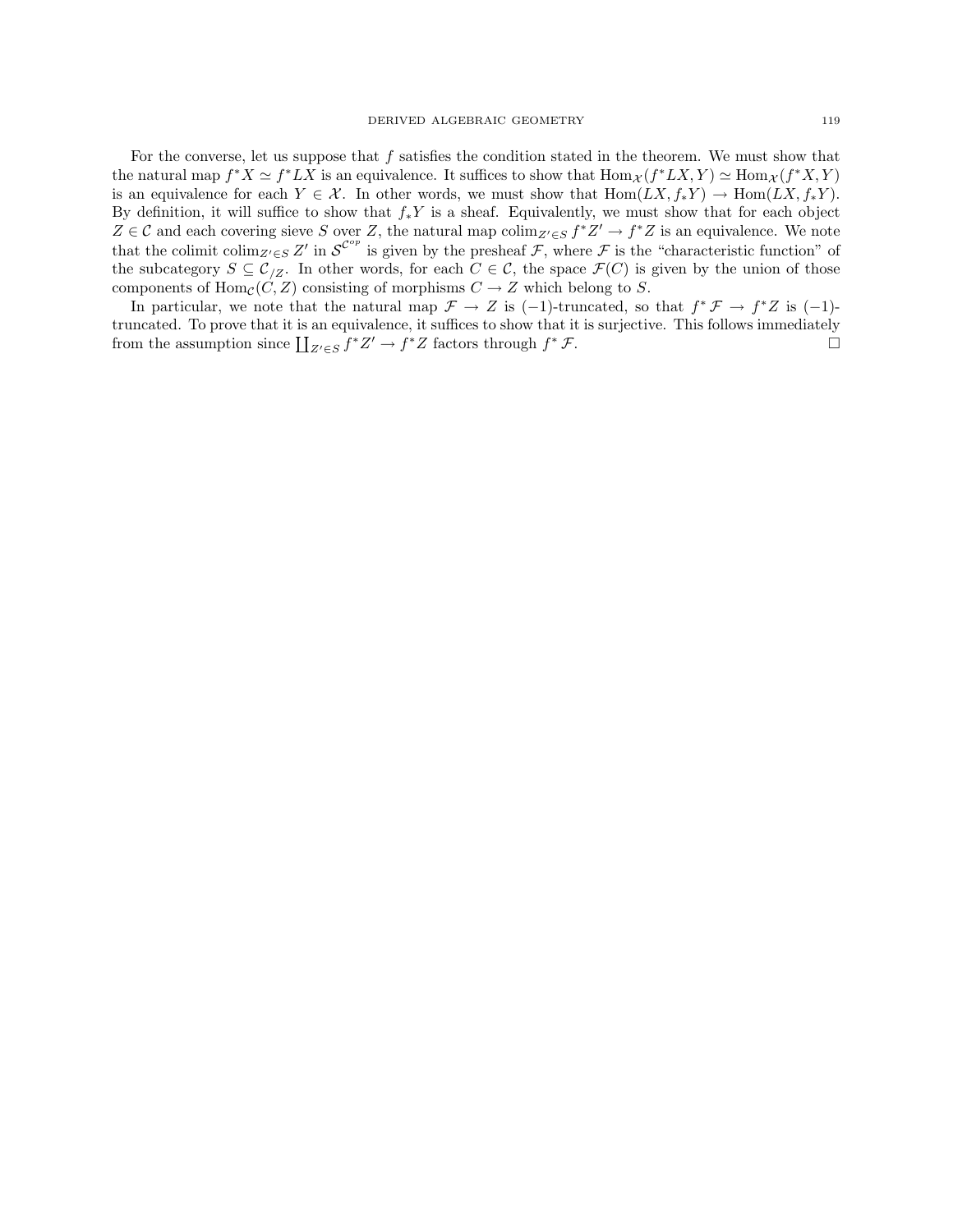For the converse, let us suppose that $f$ satisfies the condition stated in the theorem. We must show that the natural map $f^*X \simeq f^*LX$ is an equivalence. It suffices to show that $\mathrm{Hom}_{\mathcal{X}}(f^*LX, Y) \simeq \mathrm{Hom}_{\mathcal{X}}(f^*X, Y)$ is an equivalence for each $Y \in \mathcal{X}$. In other words, we must show that $\mathrm{Hom}(LX, f_*Y) \to \mathrm{Hom}(LX, f_*Y)$. By definition, it will suffice to show that $f_*Y$ is a sheaf. Equivalently, we must show that for each object $Z \in \mathcal{C}$ and each covering sieve $S$ over $Z$, the natural map $\mathrm{colim}_{Z' \in S} f^*Z' \to f^*Z$ is an equivalence. We note that the colimit $\mathrm{colim}_{Z' \in S} Z'$ in $\mathcal{S}^{\mathcal{C}^{op}}$ is given by the presheaf $\mathcal{F}$, where $\mathcal{F}$ is the "characteristic function" of the subcategory $S \subseteq \mathcal{C}_{/Z}$. In other words, for each $C \in \mathcal{C}$, the space $\mathcal{F}(C)$ is given by the union of those components of $\mathrm{Hom}_{\mathcal{C}}(C, Z)$ consisting of morphisms $C \to Z$ which belong to $S$.

In particular, we note that the natural map $\mathcal{F} \to Z$ is $(-1)$-truncated, so that $f^*\mathcal{F} \to f^*Z$ is $(-1)$-truncated. To prove that it is an equivalence, it suffices to show that it is surjective. This follows immediately from the assumption since $\coprod_{Z' \in S} f^*Z' \to f^*Z$ factors through $f^*\mathcal{F}$. $\square$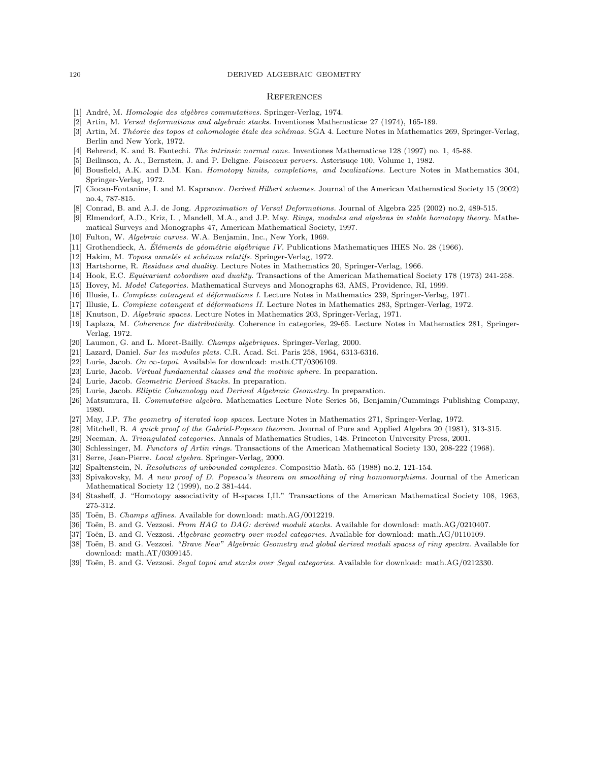## References

[1] André, M. *Homologie des algèbres commutatives.* Springer-Verlag, 1974.

[2] Artin, M. *Versal deformations and algebraic stacks.* Inventiones Mathematicae 27 (1974), 165-189.

[3] Artin, M. *Théorie des topos et cohomologie étale des schémas.* SGA 4. Lecture Notes in Mathematics 269, Springer-Verlag, Berlin and New York, 1972.

[4] Behrend, K. and B. Fantechi. *The intrinsic normal cone.* Inventiones Mathematicae 128 (1997) no. 1, 45-88.

[5] Beilinson, A. A., Bernstein, J. and P. Deligne. *Faisceaux pervers.* Asterisuqe 100, Volume 1, 1982.

[6] Bousfield, A.K. and D.M. Kan. *Homotopy limits, completions, and localizations.* Lecture Notes in Mathematics 304, Springer-Verlag, 1972.

[7] Ciocan-Fontanine, I. and M. Kapranov. *Derived Hilbert schemes.* Journal of the American Mathematical Society 15 (2002) no.4, 787-815.

[8] Conrad, B. and A.J. de Jong. *Approximation of Versal Deformations.* Journal of Algebra 225 (2002) no.2, 489-515.

[9] Elmendorf, A.D., Kriz, I. , Mandell, M.A., and J.P. May. *Rings, modules and algebras in stable homotopy theory.* Mathematical Surveys and Monographs 47, American Mathematical Society, 1997.

[10] Fulton, W. *Algebraic curves.* W.A. Benjamin, Inc., New York, 1969.

[11] Grothendieck, A. *Éléments de géométrie algébrique IV.* Publications Mathematiques IHES No. 28 (1966).

[12] Hakim, M. *Topoes annelés et schémas relatifs.* Springer-Verlag, 1972.

[13] Hartshorne, R. *Residues and duality.* Lecture Notes in Mathematics 20, Springer-Verlag, 1966.

[14] Hook, E.C. *Equivariant cobordism and duality.* Transactions of the American Mathematical Society 178 (1973) 241-258.

[15] Hovey, M. *Model Categories.* Mathematical Surveys and Monographs 63, AMS, Providence, RI, 1999.

[16] Illusie, L. *Complexe cotangent et déformations I.* Lecture Notes in Mathematics 239, Springer-Verlag, 1971.

[17] Illusie, L. *Complexe cotangent et déformations II.* Lecture Notes in Mathematics 283, Springer-Verlag, 1972.

[18] Knutson, D. *Algebraic spaces.* Lecture Notes in Mathematics 203, Springer-Verlag, 1971.

[19] Laplaza, M. *Coherence for distributivity.* Coherence in categories, 29-65. Lecture Notes in Mathematics 281, Springer-Verlag, 1972.

[20] Laumon, G. and L. Moret-Bailly. *Champs algebriques.* Springer-Verlag, 2000.

[21] Lazard, Daniel. *Sur les modules plats.* C.R. Acad. Sci. Paris 258, 1964, 6313-6316.

[22] Lurie, Jacob. *On $\infty$-topoi.* Available for download: math.CT/0306109.

[23] Lurie, Jacob. *Virtual fundamental classes and the motivic sphere.* In preparation.

[24] Lurie, Jacob. *Geometric Derived Stacks.* In preparation.

[25] Lurie, Jacob. *Elliptic Cohomology and Derived Algebraic Geometry.* In preparation.

[26] Matsumura, H. *Commutative algebra.* Mathematics Lecture Note Series 56, Benjamin/Cummings Publishing Company, 1980.

[27] May, J.P. *The geometry of iterated loop spaces.* Lecture Notes in Mathematics 271, Springer-Verlag, 1972.

[28] Mitchell, B. *A quick proof of the Gabriel-Popesco theorem.* Journal of Pure and Applied Algebra 20 (1981), 313-315.

[29] Neeman, A. *Triangulated categories.* Annals of Mathematics Studies, 148. Princeton University Press, 2001.

[30] Schlessinger, M. *Functors of Artin rings.* Transactions of the American Mathematical Society 130, 208-222 (1968).

[31] Serre, Jean-Pierre. *Local algebra.* Springer-Verlag, 2000.

[32] Spaltenstein, N. *Resolutions of unbounded complexes.* Compositio Math. 65 (1988) no.2, 121-154.

[33] Spivakovsky, M. *A new proof of D. Popescu's theorem on smoothing of ring homomorphisms.* Journal of the American Mathematical Society 12 (1999), no.2 381-444.

[34] Stasheff, J. "Homotopy associativity of H-spaces I,II." Transactions of the American Mathematical Society 108, 1963, 275-312.

[35] Toën, B. *Champs affines.* Available for download: math.AG/0012219.

[36] Toën, B. and G. Vezzosi. *From HAG to DAG: derived moduli stacks.* Available for download: math.AG/0210407.

[37] Toën, B. and G. Vezzosi. *Algebraic geometry over model categories.* Available for download: math.AG/0110109.

[38] Toën, B. and G. Vezzosi. *"Brave New" Algebraic Geometry and global derived moduli spaces of ring spectra.* Available for download: math.AT/0309145.

[39] Toën, B. and G. Vezzosi. *Segal topoi and stacks over Segal categories.* Available for download: math.AG/0212330.